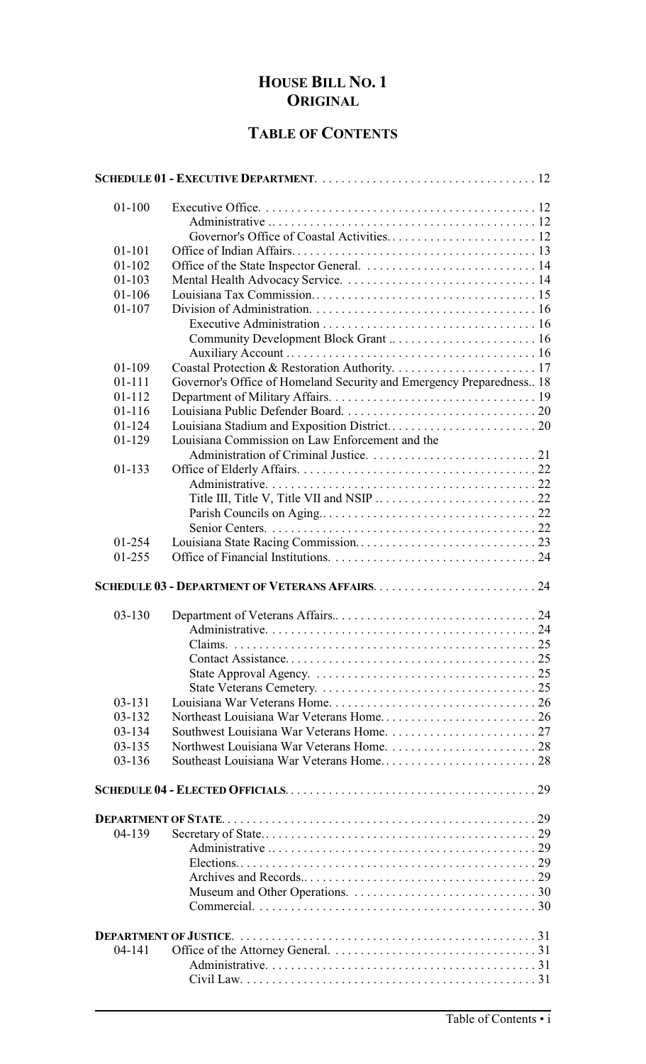# **HOUSE BILL NO. 1**
# **ORIGINAL**

## **TABLE OF CONTENTS**

| | | |
|---|---|---|
| **SCHEDULE 01 - EXECUTIVE DEPARTMENT** | | 12 |
| 01-100 | Executive Office | 12 |
| | Administrative | 12 |
| | Governor's Office of Coastal Activities | 12 |
| 01-101 | Office of Indian Affairs | 13 |
| 01-102 | Office of the State Inspector General | 14 |
| 01-103 | Mental Health Advocacy Service | 14 |
| 01-106 | Louisiana Tax Commission | 15 |
| 01-107 | Division of Administration | 16 |
| | Executive Administration | 16 |
| | Community Development Block Grant | 16 |
| | Auxiliary Account | 16 |
| 01-109 | Coastal Protection & Restoration Authority | 17 |
| 01-111 | Governor's Office of Homeland Security and Emergency Preparedness | 18 |
| 01-112 | Department of Military Affairs | 19 |
| 01-116 | Louisiana Public Defender Board | 20 |
| 01-124 | Louisiana Stadium and Exposition District | 20 |
| 01-129 | Louisiana Commission on Law Enforcement and the Administration of Criminal Justice | 21 |
| 01-133 | Office of Elderly Affairs | 22 |
| | Administrative | 22 |
| | Title III, Title V, Title VII and NSIP | 22 |
| | Parish Councils on Aging | 22 |
| | Senior Centers | 22 |
| 01-254 | Louisiana State Racing Commission | 23 |
| 01-255 | Office of Financial Institutions | 24 |
| **SCHEDULE 03 - DEPARTMENT OF VETERANS AFFAIRS** | | 24 |
| 03-130 | Department of Veterans Affairs | 24 |
| | Administrative | 24 |
| | Claims | 25 |
| | Contact Assistance | 25 |
| | State Approval Agency | 25 |
| | State Veterans Cemetery | 25 |
| 03-131 | Louisiana War Veterans Home | 26 |
| 03-132 | Northeast Louisiana War Veterans Home | 26 |
| 03-134 | Southwest Louisiana War Veterans Home | 27 |
| 03-135 | Northwest Louisiana War Veterans Home | 28 |
| 03-136 | Southeast Louisiana War Veterans Home | 28 |
| **SCHEDULE 04 - ELECTED OFFICIALS** | | 29 |
| **DEPARTMENT OF STATE** | | 29 |
| 04-139 | Secretary of State | 29 |
| | Administrative | 29 |
| | Elections | 29 |
| | Archives and Records | 29 |
| | Museum and Other Operations | 30 |
| | Commercial | 30 |
| **DEPARTMENT OF JUSTICE** | | 31 |
| 04-141 | Office of the Attorney General | 31 |
| | Administrative | 31 |
| | Civil Law | 31 |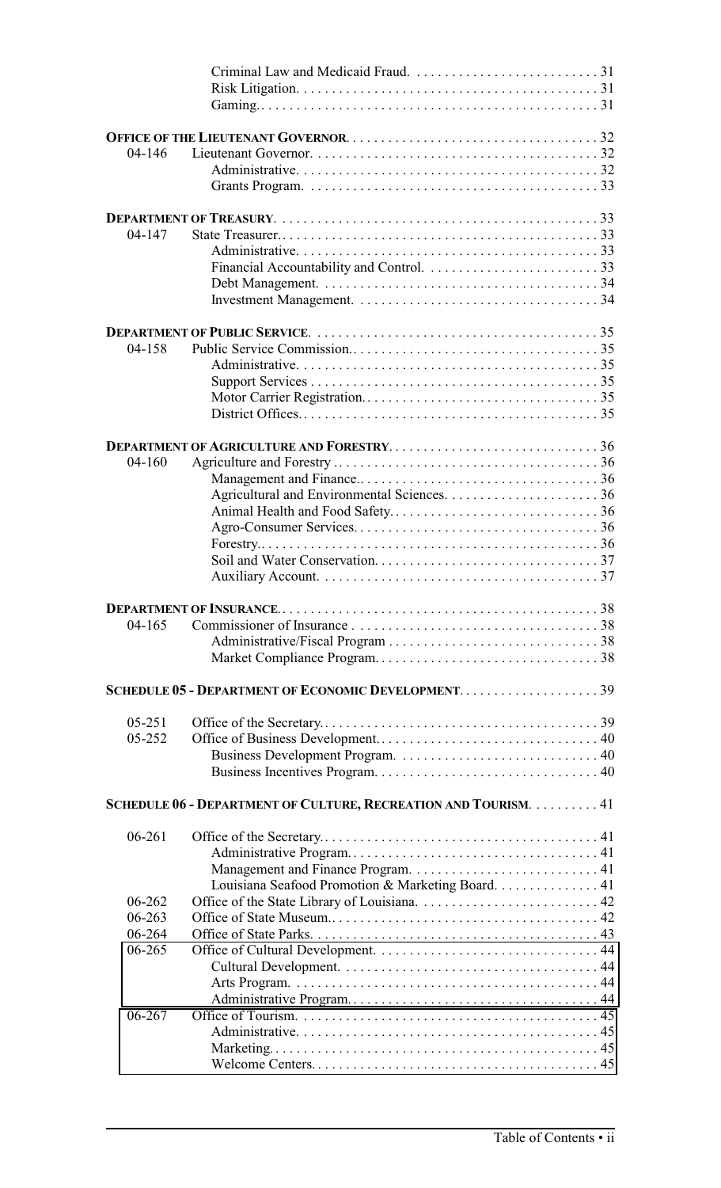| | | |
|---|---|---|
| | Criminal Law and Medicaid Fraud. | 31 |
| | Risk Litigation. | 31 |
| | Gaming. | 31 |
| | | |
| **OFFICE OF THE LIEUTENANT GOVERNOR** | | 32 |
| 04-146 | Lieutenant Governor. | 32 |
| | Administrative. | 32 |
| | Grants Program. | 33 |
| | | |
| **DEPARTMENT OF TREASURY** | | 33 |
| 04-147 | State Treasurer. | 33 |
| | Administrative. | 33 |
| | Financial Accountability and Control. | 33 |
| | Debt Management. | 34 |
| | Investment Management. | 34 |
| | | |
| **DEPARTMENT OF PUBLIC SERVICE** | | 35 |
| 04-158 | Public Service Commission. | 35 |
| | Administrative. | 35 |
| | Support Services | 35 |
| | Motor Carrier Registration. | 35 |
| | District Offices. | 35 |
| | | |
| **DEPARTMENT OF AGRICULTURE AND FORESTRY** | | 36 |
| 04-160 | Agriculture and Forestry | 36 |
| | Management and Finance. | 36 |
| | Agricultural and Environmental Sciences. | 36 |
| | Animal Health and Food Safety. | 36 |
| | Agro-Consumer Services. | 36 |
| | Forestry. | 36 |
| | Soil and Water Conservation. | 37 |
| | Auxiliary Account. | 37 |
| | | |
| **DEPARTMENT OF INSURANCE** | | 38 |
| 04-165 | Commissioner of Insurance | 38 |
| | Administrative/Fiscal Program | 38 |
| | Market Compliance Program. | 38 |
| | | |
| **SCHEDULE 05 - DEPARTMENT OF ECONOMIC DEVELOPMENT** | | 39 |
| | | |
| 05-251 | Office of the Secretary. | 39 |
| 05-252 | Office of Business Development. | 40 |
| | Business Development Program. | 40 |
| | Business Incentives Program. | 40 |
| | | |
| **SCHEDULE 06 - DEPARTMENT OF CULTURE, RECREATION AND TOURISM** | | 41 |
| | | |
| 06-261 | Office of the Secretary. | 41 |
| | Administrative Program. | 41 |
| | Management and Finance Program. | 41 |
| | Louisiana Seafood Promotion & Marketing Board. | 41 |
| 06-262 | Office of the State Library of Louisiana. | 42 |
| 06-263 | Office of State Museum. | 42 |
| 06-264 | Office of State Parks. | 43 |
| 06-265 | Office of Cultural Development. | 44 |
| | Cultural Development. | 44 |
| | Arts Program. | 44 |
| | Administrative Program. | 44 |
| 06-267 | Office of Tourism. | 45 |
| | Administrative. | 45 |
| | Marketing. | 45 |
| | Welcome Centers. | 45 |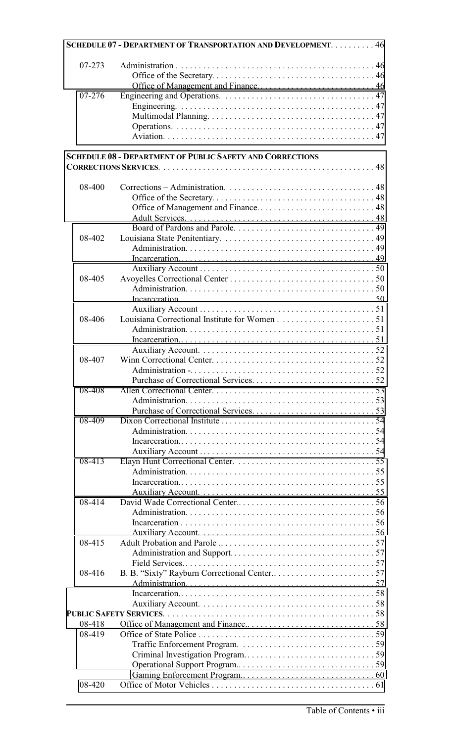**SCHEDULE 07 - DEPARTMENT OF TRANSPORTATION AND DEVELOPMENT** . . . . . . . . . 46

| | | |
|---|---|---|
| 07-273 | Administration | 46 |
| | Office of the Secretary | 46 |
| | Office of Management and Finance | 46 |
| 07-276 | Engineering and Operations | 47 |
| | Engineering | 47 |
| | Multimodal Planning | 47 |
| | Operations | 47 |
| | Aviation | 47 |

**SCHEDULE 08 - DEPARTMENT OF PUBLIC SAFETY AND CORRECTIONS**

**CORRECTIONS SERVICES** . . . . . . . . . . 48

| | | |
|---|---|---|
| 08-400 | Corrections – Administration | 48 |
| | Office of the Secretary | 48 |
| | Office of Management and Finance | 48 |
| | Adult Services | 48 |
| | Board of Pardons and Parole | 49 |
| 08-402 | Louisiana State Penitentiary | 49 |
| | Administration | 49 |
| | Incarceration | 49 |
| | Auxiliary Account | 50 |
| 08-405 | Avoyelles Correctional Center | 50 |
| | Administration | 50 |
| | Incarceration | 50 |
| | Auxiliary Account | 51 |
| 08-406 | Louisiana Correctional Institute for Women | 51 |
| | Administration | 51 |
| | Incarceration | 51 |
| | Auxiliary Account | 52 |
| 08-407 | Winn Correctional Center | 52 |
| | Administration - | 52 |
| | Purchase of Correctional Services | 52 |
| 08-408 | Allen Correctional Center | 53 |
| | Administration | 53 |
| | Purchase of Correctional Services | 53 |
| 08-409 | Dixon Correctional Institute | 54 |
| | Administration | 54 |
| | Incarceration | 54 |
| | Auxiliary Account | 54 |
| 08-413 | Elayn Hunt Correctional Center | 55 |
| | Administration | 55 |
| | Incarceration | 55 |
| | Auxiliary Account | 55 |
| 08-414 | David Wade Correctional Center | 56 |
| | Administration | 56 |
| | Incarceration | 56 |
| | Auxiliary Account | 56 |
| 08-415 | Adult Probation and Parole | 57 |
| | Administration and Support | 57 |
| | Field Services | 57 |
| 08-416 | B. B. "Sixty" Rayburn Correctional Center | 57 |
| | Administration | 57 |
| | Incarceration | 58 |
| | Auxiliary Account | 58 |

**PUBLIC SAFETY SERVICES** . . . . . . . . . . 58

| | | |
|---|---|---|
| 08-418 | Office of Management and Finance | 58 |
| 08-419 | Office of State Police | 59 |
| | Traffic Enforcement Program | 59 |
| | Criminal Investigation Program | 59 |
| | Operational Support Program | 59 |
| | Gaming Enforcement Program | 60 |
| 08-420 | Office of Motor Vehicles | 61 |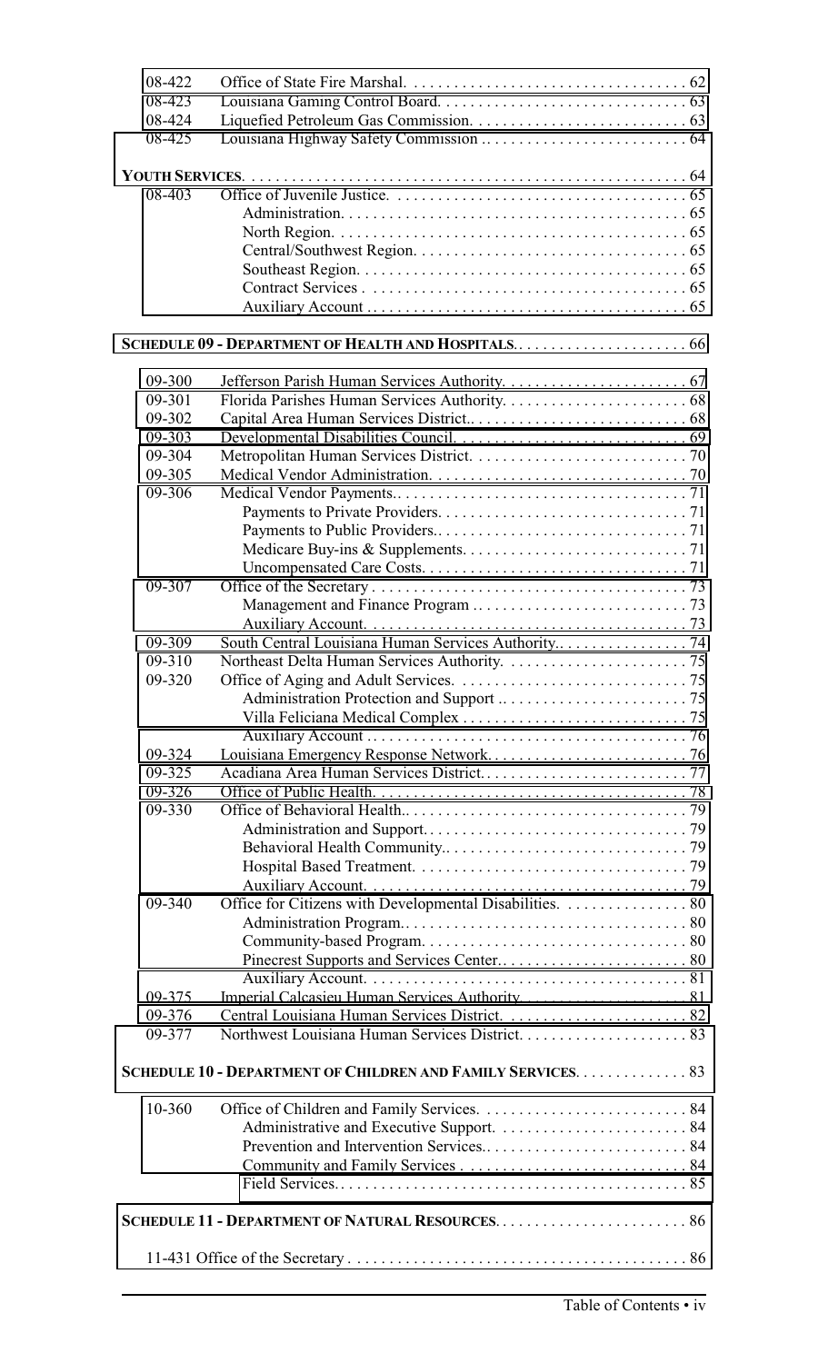| | | |
|---|---|---|
| 08-422 | Office of State Fire Marshal. | 62 |
| 08-423 | Louisiana Gaming Control Board. | 63 |
| 08-424 | Liquefied Petroleum Gas Commission. | 63 |
| 08-425 | Louisiana Highway Safety Commission. | 64 |

**YOUTH SERVICES.** . . . . . 64

| | | |
|---|---|---|
| 08-403 | Office of Juvenile Justice. | 65 |
| | Administration. | 65 |
| | North Region. | 65 |
| | Central/Southwest Region. | 65 |
| | Southeast Region. | 65 |
| | Contract Services. | 65 |
| | Auxiliary Account. | 65 |

**SCHEDULE 09 - DEPARTMENT OF HEALTH AND HOSPITALS.** . . . . . 66

| | | |
|---|---|---|
| 09-300 | Jefferson Parish Human Services Authority. | 67 |
| 09-301 | Florida Parishes Human Services Authority. | 68 |
| 09-302 | Capital Area Human Services District. | 68 |
| 09-303 | Developmental Disabilities Council. | 69 |
| 09-304 | Metropolitan Human Services District. | 70 |
| 09-305 | Medical Vendor Administration. | 70 |
| 09-306 | Medical Vendor Payments. | 71 |
| | Payments to Private Providers. | 71 |
| | Payments to Public Providers. | 71 |
| | Medicare Buy-ins & Supplements. | 71 |
| | Uncompensated Care Costs. | 71 |
| 09-307 | Office of the Secretary. | 73 |
| | Management and Finance Program. | 73 |
| | Auxiliary Account. | 73 |
| 09-309 | South Central Louisiana Human Services Authority. | 74 |
| 09-310 | Northeast Delta Human Services Authority. | 75 |
| 09-320 | Office of Aging and Adult Services. | 75 |
| | Administration Protection and Support. | 75 |
| | Villa Feliciana Medical Complex. | 75 |
| | Auxiliary Account. | 76 |
| 09-324 | Louisiana Emergency Response Network. | 76 |
| 09-325 | Acadiana Area Human Services District. | 77 |
| 09-326 | Office of Public Health. | 78 |
| 09-330 | Office of Behavioral Health. | 79 |
| | Administration and Support. | 79 |
| | Behavioral Health Community. | 79 |
| | Hospital Based Treatment. | 79 |
| | Auxiliary Account. | 79 |
| 09-340 | Office for Citizens with Developmental Disabilities. | 80 |
| | Administration Program. | 80 |
| | Community-based Program. | 80 |
| | Pinecrest Supports and Services Center. | 80 |
| | Auxiliary Account. | 81 |
| 09-375 | Imperial Calcasieu Human Services Authority. | 81 |
| 09-376 | Central Louisiana Human Services District. | 82 |
| 09-377 | Northwest Louisiana Human Services District. | 83 |

**SCHEDULE 10 - DEPARTMENT OF CHILDREN AND FAMILY SERVICES.** . . . . . 83

| | | |
|---|---|---|
| 10-360 | Office of Children and Family Services. | 84 |
| | Administrative and Executive Support. | 84 |
| | Prevention and Intervention Services. | 84 |
| | Community and Family Services. | 84 |
| | Field Services. | 85 |

**SCHEDULE 11 - DEPARTMENT OF NATURAL RESOURCES.** . . . . . 86

11-431 Office of the Secretary . . . . . 86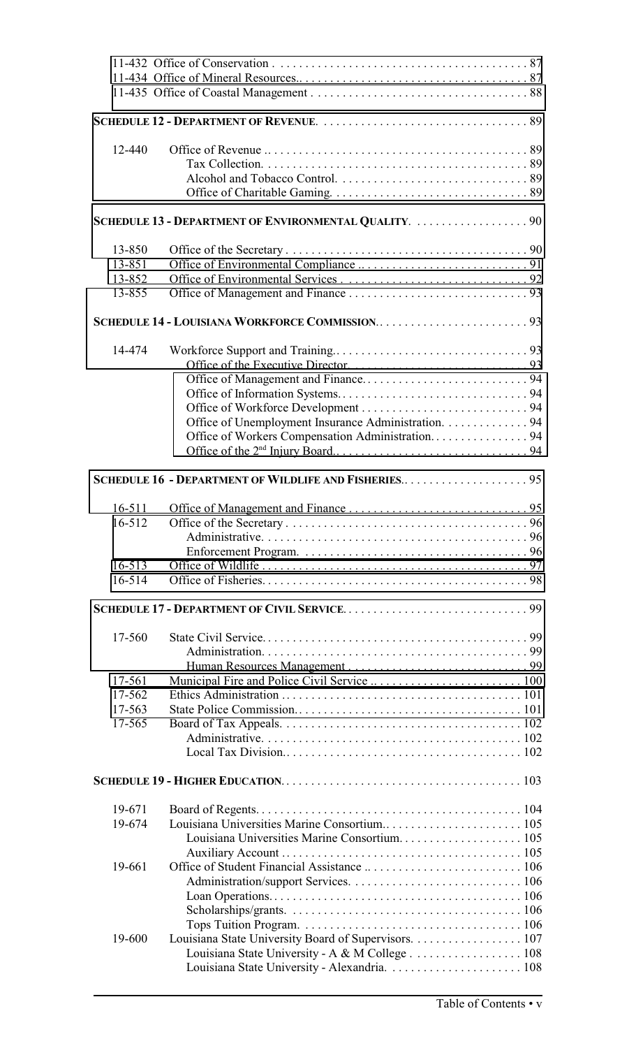| | | |
|---|---|---|
| 11-432 | Office of Conservation | 87 |
| 11-434 | Office of Mineral Resources. | 87 |
| 11-435 | Office of Coastal Management | 88 |

**SCHEDULE 12 - DEPARTMENT OF REVENUE** . . . 89

| | | |
|---|---|---|
| 12-440 | Office of Revenue . | 89 |
| | Tax Collection. | 89 |
| | Alcohol and Tobacco Control. | 89 |
| | Office of Charitable Gaming. | 89 |

**SCHEDULE 13 - DEPARTMENT OF ENVIRONMENTAL QUALITY** . . . 90

| | | |
|---|---|---|
| 13-850 | Office of the Secretary | 90 |
| 13-851 | Office of Environmental Compliance . | 91 |
| 13-852 | Office of Environmental Services . | 92 |
| 13-855 | Office of Management and Finance | 93 |

**SCHEDULE 14 - LOUISIANA WORKFORCE COMMISSION** . . . 93

| | | |
|---|---|---|
| 14-474 | Workforce Support and Training. | 93 |
| | Office of the Executive Director. | 93 |
| | Office of Management and Finance. | 94 |
| | Office of Information Systems. | 94 |
| | Office of Workforce Development | 94 |
| | Office of Unemployment Insurance Administration. | 94 |
| | Office of Workers Compensation Administration. | 94 |
| | Office of the 2nd Injury Board. | 94 |

**SCHEDULE 16 - DEPARTMENT OF WILDLIFE AND FISHERIES** . . . 95

| | | |
|---|---|---|
| 16-511 | Office of Management and Finance | 95 |
| 16-512 | Office of the Secretary | 96 |
| | Administrative. | 96 |
| | Enforcement Program. | 96 |
| 16-513 | Office of Wildlife | 97 |
| 16-514 | Office of Fisheries. | 98 |

**SCHEDULE 17 - DEPARTMENT OF CIVIL SERVICE** . . . 99

| | | |
|---|---|---|
| 17-560 | State Civil Service. | 99 |
| | Administration. | 99 |
| | Human Resources Management | 99 |
| 17-561 | Municipal Fire and Police Civil Service . | 100 |
| 17-562 | Ethics Administration | 101 |
| 17-563 | State Police Commission. | 101 |
| 17-565 | Board of Tax Appeals. | 102 |
| | Administrative. | 102 |
| | Local Tax Division. | 102 |

**SCHEDULE 19 - HIGHER EDUCATION** . . . 103

| | | |
|---|---|---|
| 19-671 | Board of Regents. | 104 |
| 19-674 | Louisiana Universities Marine Consortium. | 105 |
| | Louisiana Universities Marine Consortium. | 105 |
| | Auxiliary Account | 105 |
| 19-661 | Office of Student Financial Assistance . | 106 |
| | Administration/support Services. | 106 |
| | Loan Operations. | 106 |
| | Scholarships/grants. | 106 |
| | Tops Tuition Program. | 106 |
| 19-600 | Louisiana State University Board of Supervisors. | 107 |
| | Louisiana State University - A & M College | 108 |
| | Louisiana State University - Alexandria. | 108 |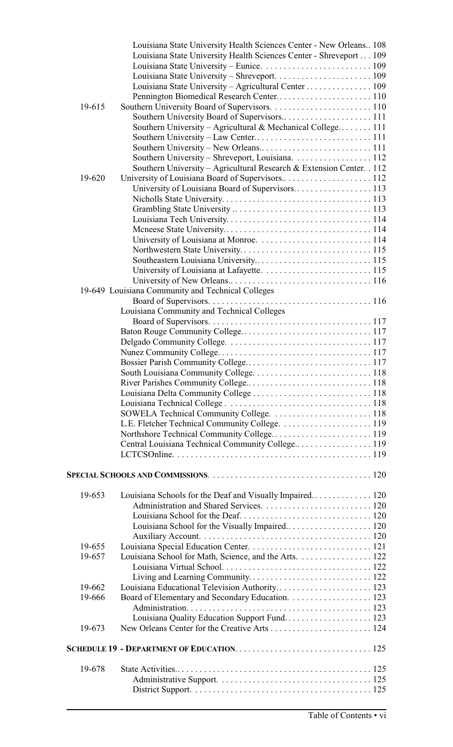| | | |
|---|---|---|
| | Louisiana State University Health Sciences Center - New Orleans | 108 |
| | Louisiana State University Health Sciences Center - Shreveport | 109 |
| | Louisiana State University – Eunice | 109 |
| | Louisiana State University – Shreveport | 109 |
| | Louisiana State University – Agricultural Center | 109 |
| | Pennington Biomedical Research Center | 110 |
| 19-615 | Southern University Board of Supervisors | 110 |
| | Southern University Board of Supervisors | 111 |
| | Southern University – Agricultural & Mechanical College | 111 |
| | Southern University – Law Center | 111 |
| | Southern University – New Orleans | 111 |
| | Southern University – Shreveport, Louisiana | 112 |
| | Southern University – Agricultural Research & Extension Center | 112 |
| 19-620 | University of Louisiana Board of Supervisors | 112 |
| | University of Louisiana Board of Supervisors | 113 |
| | Nicholls State University | 113 |
| | Grambling State University | 113 |
| | Louisiana Tech University | 114 |
| | Mcneese State University | 114 |
| | University of Louisiana at Monroe | 114 |
| | Northwestern State University | 115 |
| | Southeastern Louisiana University | 115 |
| | University of Louisiana at Lafayette | 115 |
| | University of New Orleans | 116 |
| 19-649 | Louisiana Community and Technical Colleges Board of Supervisors | 116 |
| | Louisiana Community and Technical Colleges Board of Supervisors | 117 |
| | Baton Rouge Community College | 117 |
| | Delgado Community College | 117 |
| | Nunez Community College | 117 |
| | Bossier Parish Community College | 117 |
| | South Louisiana Community College | 118 |
| | River Parishes Community College | 118 |
| | Louisiana Delta Community College | 118 |
| | Louisiana Technical College | 118 |
| | SOWELA Technical Community College | 118 |
| | L.E. Fletcher Technical Community College | 119 |
| | Northshore Technical Community College | 119 |
| | Central Louisiana Technical Community College | 119 |
| | LCTCSOnline | 119 |

**SPECIAL SCHOOLS AND COMMISSIONS** . . . 120

| | | |
|---|---|---|
| 19-653 | Louisiana Schools for the Deaf and Visually Impaired | 120 |
| | Administration and Shared Services | 120 |
| | Louisiana School for the Deaf | 120 |
| | Louisiana School for the Visually Impaired | 120 |
| | Auxiliary Account | 120 |
| 19-655 | Louisiana Special Education Center | 121 |
| 19-657 | Louisiana School for Math, Science, and the Arts | 122 |
| | Louisiana Virtual School | 122 |
| | Living and Learning Community | 122 |
| 19-662 | Louisiana Educational Television Authority | 123 |
| 19-666 | Board of Elementary and Secondary Education | 123 |
| | Administration | 123 |
| | Louisiana Quality Education Support Fund | 123 |
| 19-673 | New Orleans Center for the Creative Arts | 124 |

**SCHEDULE 19 - DEPARTMENT OF EDUCATION** . . . 125

| | | |
|---|---|---|
| 19-678 | State Activities | 125 |
| | Administrative Support | 125 |
| | District Support | 125 |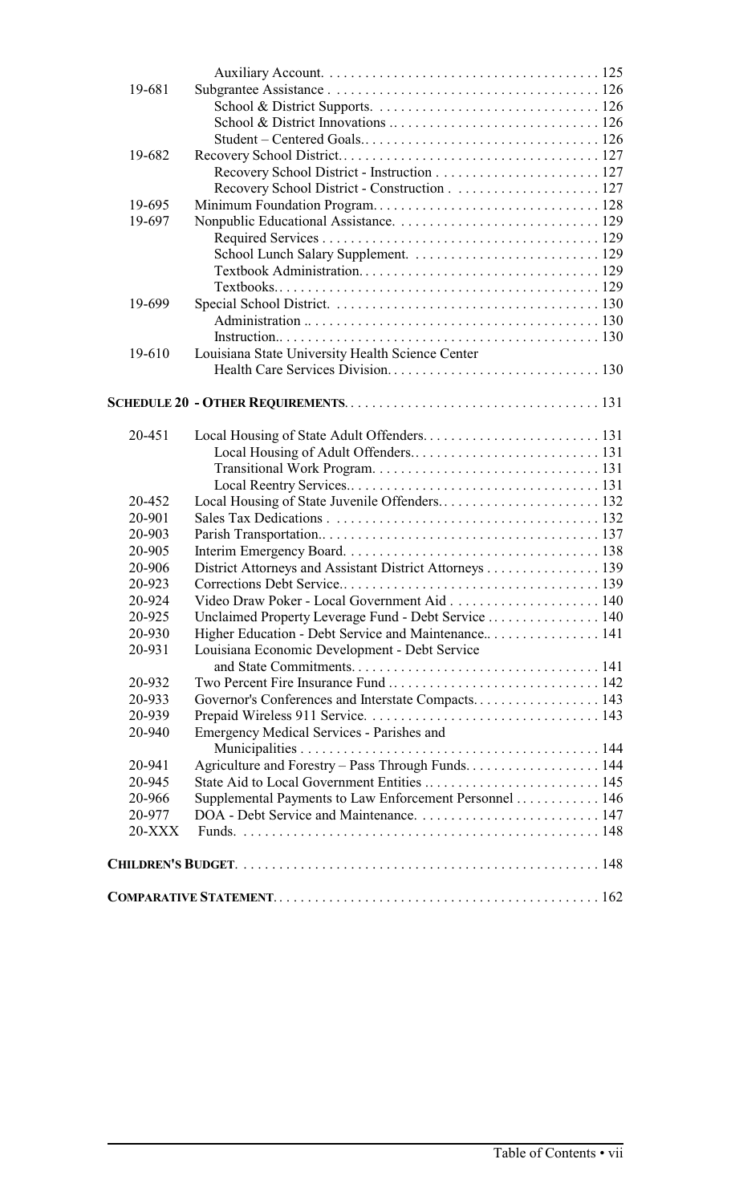| | | |
|---|---|---|
| | Auxiliary Account. | 125 |
| 19-681 | Subgrantee Assistance | 126 |
| | School & District Supports. | 126 |
| | School & District Innovations | 126 |
| | Student – Centered Goals. | 126 |
| 19-682 | Recovery School District. | 127 |
| | Recovery School District - Instruction | 127 |
| | Recovery School District - Construction | 127 |
| 19-695 | Minimum Foundation Program. | 128 |
| 19-697 | Nonpublic Educational Assistance. | 129 |
| | Required Services | 129 |
| | School Lunch Salary Supplement. | 129 |
| | Textbook Administration. | 129 |
| | Textbooks. | 129 |
| 19-699 | Special School District. | 130 |
| | Administration | 130 |
| | Instruction. | 130 |
| 19-610 | Louisiana State University Health Science Center Health Care Services Division. | 130 |

**SCHEDULE 20 - OTHER REQUIREMENTS** . . . 131

| | | |
|---|---|---|
| 20-451 | Local Housing of State Adult Offenders. | 131 |
| | Local Housing of Adult Offenders. | 131 |
| | Transitional Work Program. | 131 |
| | Local Reentry Services. | 131 |
| 20-452 | Local Housing of State Juvenile Offenders. | 132 |
| 20-901 | Sales Tax Dedications | 132 |
| 20-903 | Parish Transportation. | 137 |
| 20-905 | Interim Emergency Board. | 138 |
| 20-906 | District Attorneys and Assistant District Attorneys | 139 |
| 20-923 | Corrections Debt Service. | 139 |
| 20-924 | Video Draw Poker - Local Government Aid | 140 |
| 20-925 | Unclaimed Property Leverage Fund - Debt Service | 140 |
| 20-930 | Higher Education - Debt Service and Maintenance. | 141 |
| 20-931 | Louisiana Economic Development - Debt Service and State Commitments. | 141 |
| 20-932 | Two Percent Fire Insurance Fund | 142 |
| 20-933 | Governor's Conferences and Interstate Compacts. | 143 |
| 20-939 | Prepaid Wireless 911 Service. | 143 |
| 20-940 | Emergency Medical Services - Parishes and Municipalities | 144 |
| 20-941 | Agriculture and Forestry – Pass Through Funds. | 144 |
| 20-945 | State Aid to Local Government Entities | 145 |
| 20-966 | Supplemental Payments to Law Enforcement Personnel | 146 |
| 20-977 | DOA - Debt Service and Maintenance. | 147 |
| 20-XXX | Funds. | 148 |

**CHILDREN'S BUDGET** . . . 148

**COMPARATIVE STATEMENT** . . . 162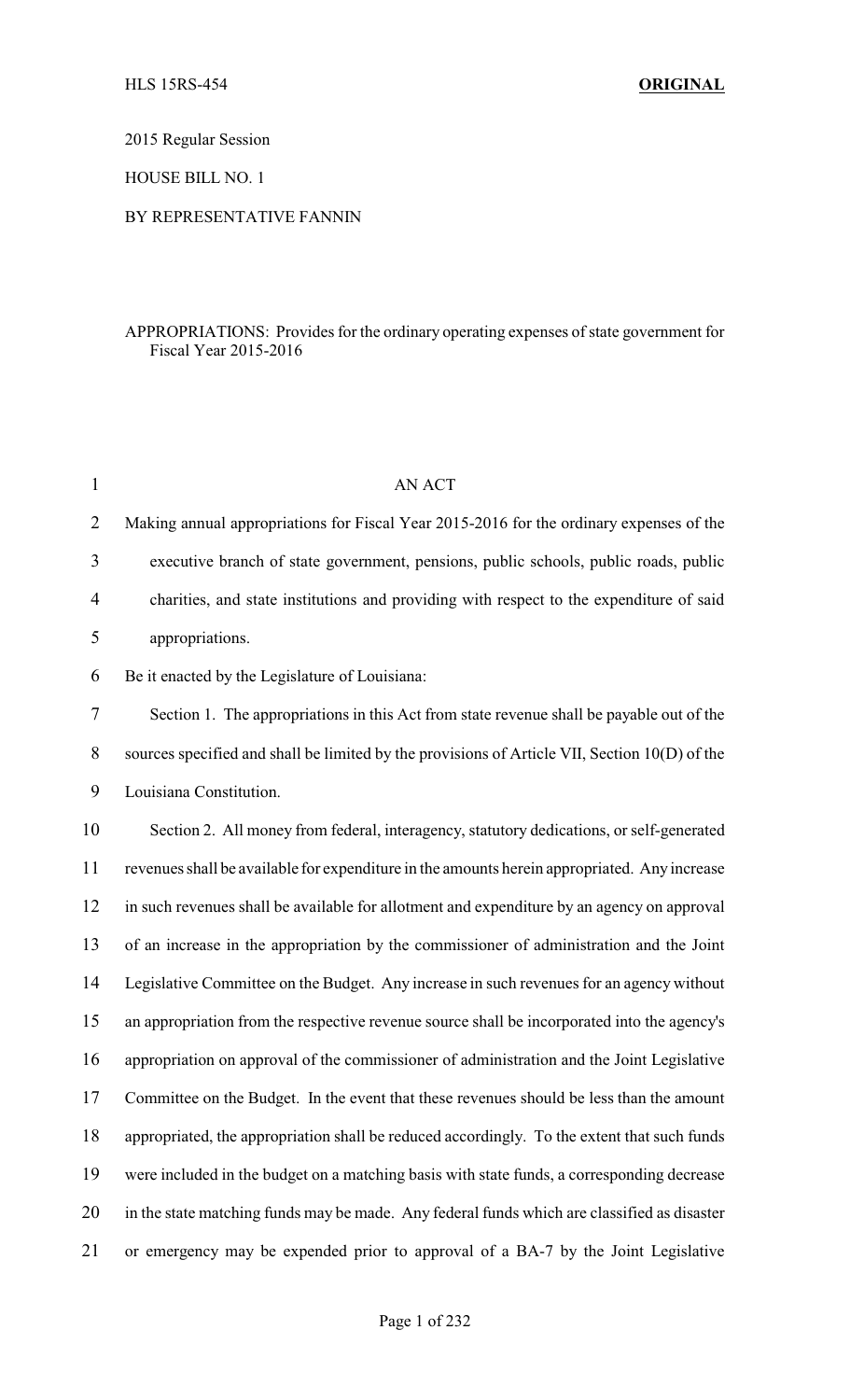2015 Regular Session

HOUSE BILL NO. 1

BY REPRESENTATIVE FANNIN

APPROPRIATIONS: Provides for the ordinary operating expenses of state government for Fiscal Year 2015-2016

AN ACT

Making annual appropriations for Fiscal Year 2015-2016 for the ordinary expenses of the executive branch of state government, pensions, public schools, public roads, public charities, and state institutions and providing with respect to the expenditure of said appropriations.

Be it enacted by the Legislature of Louisiana:

Section 1. The appropriations in this Act from state revenue shall be payable out of the sources specified and shall be limited by the provisions of Article VII, Section 10(D) of the Louisiana Constitution.

Section 2. All money from federal, interagency, statutory dedications, or self-generated revenues shall be available for expenditure in the amounts herein appropriated. Any increase in such revenues shall be available for allotment and expenditure by an agency on approval of an increase in the appropriation by the commissioner of administration and the Joint Legislative Committee on the Budget. Any increase in such revenues for an agency without an appropriation from the respective revenue source shall be incorporated into the agency's appropriation on approval of the commissioner of administration and the Joint Legislative Committee on the Budget. In the event that these revenues should be less than the amount appropriated, the appropriation shall be reduced accordingly. To the extent that such funds were included in the budget on a matching basis with state funds, a corresponding decrease in the state matching funds may be made. Any federal funds which are classified as disaster or emergency may be expended prior to approval of a BA-7 by the Joint Legislative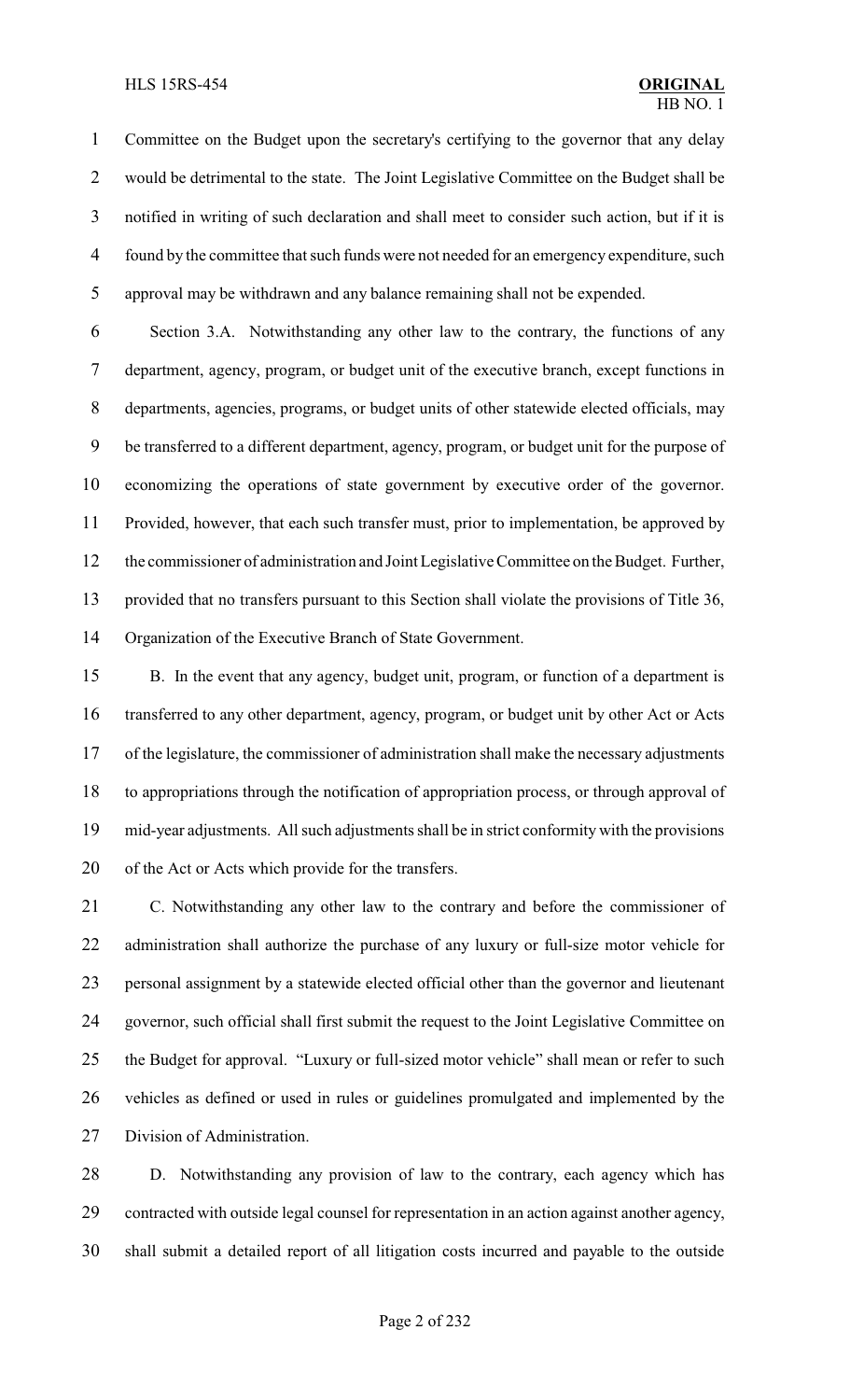Committee on the Budget upon the secretary's certifying to the governor that any delay would be detrimental to the state. The Joint Legislative Committee on the Budget shall be notified in writing of such declaration and shall meet to consider such action, but if it is found by the committee that such funds were not needed for an emergency expenditure, such approval may be withdrawn and any balance remaining shall not be expended.

Section 3.A. Notwithstanding any other law to the contrary, the functions of any department, agency, program, or budget unit of the executive branch, except functions in departments, agencies, programs, or budget units of other statewide elected officials, may be transferred to a different department, agency, program, or budget unit for the purpose of economizing the operations of state government by executive order of the governor. Provided, however, that each such transfer must, prior to implementation, be approved by the commissioner of administration and Joint Legislative Committee on the Budget. Further, provided that no transfers pursuant to this Section shall violate the provisions of Title 36, Organization of the Executive Branch of State Government.

B. In the event that any agency, budget unit, program, or function of a department is transferred to any other department, agency, program, or budget unit by other Act or Acts of the legislature, the commissioner of administration shall make the necessary adjustments to appropriations through the notification of appropriation process, or through approval of mid-year adjustments. All such adjustments shall be in strict conformity with the provisions of the Act or Acts which provide for the transfers.

C. Notwithstanding any other law to the contrary and before the commissioner of administration shall authorize the purchase of any luxury or full-size motor vehicle for personal assignment by a statewide elected official other than the governor and lieutenant governor, such official shall first submit the request to the Joint Legislative Committee on the Budget for approval. "Luxury or full-sized motor vehicle" shall mean or refer to such vehicles as defined or used in rules or guidelines promulgated and implemented by the Division of Administration.

D. Notwithstanding any provision of law to the contrary, each agency which has contracted with outside legal counsel for representation in an action against another agency, shall submit a detailed report of all litigation costs incurred and payable to the outside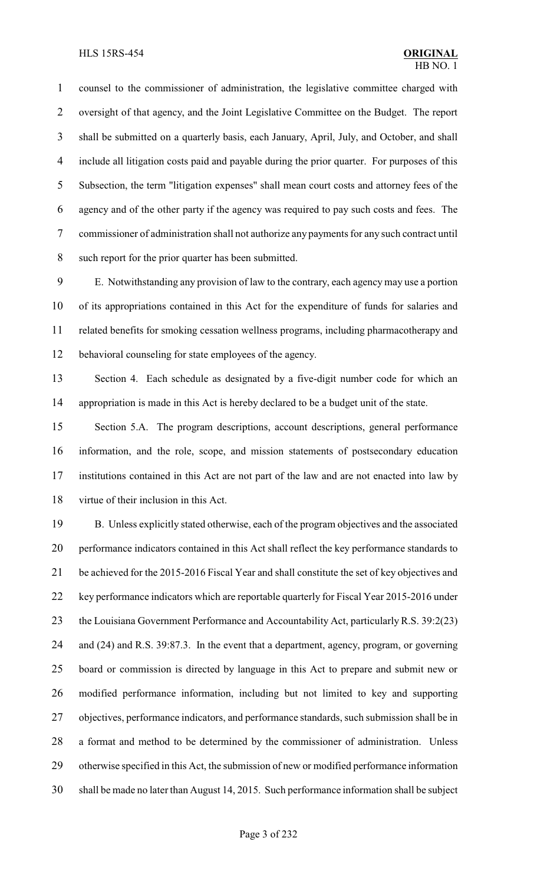counsel to the commissioner of administration, the legislative committee charged with oversight of that agency, and the Joint Legislative Committee on the Budget. The report shall be submitted on a quarterly basis, each January, April, July, and October, and shall include all litigation costs paid and payable during the prior quarter. For purposes of this Subsection, the term "litigation expenses" shall mean court costs and attorney fees of the agency and of the other party if the agency was required to pay such costs and fees. The commissioner of administration shall not authorize any payments for any such contract until such report for the prior quarter has been submitted.

E. Notwithstanding any provision of law to the contrary, each agency may use a portion of its appropriations contained in this Act for the expenditure of funds for salaries and related benefits for smoking cessation wellness programs, including pharmacotherapy and behavioral counseling for state employees of the agency.

Section 4. Each schedule as designated by a five-digit number code for which an appropriation is made in this Act is hereby declared to be a budget unit of the state.

Section 5.A. The program descriptions, account descriptions, general performance information, and the role, scope, and mission statements of postsecondary education institutions contained in this Act are not part of the law and are not enacted into law by virtue of their inclusion in this Act.

B. Unless explicitly stated otherwise, each of the program objectives and the associated performance indicators contained in this Act shall reflect the key performance standards to be achieved for the 2015-2016 Fiscal Year and shall constitute the set of key objectives and key performance indicators which are reportable quarterly for Fiscal Year 2015-2016 under the Louisiana Government Performance and Accountability Act, particularly R.S. 39:2(23) and (24) and R.S. 39:87.3. In the event that a department, agency, program, or governing board or commission is directed by language in this Act to prepare and submit new or modified performance information, including but not limited to key and supporting objectives, performance indicators, and performance standards, such submission shall be in a format and method to be determined by the commissioner of administration. Unless otherwise specified in this Act, the submission of new or modified performance information shall be made no later than August 14, 2015. Such performance information shall be subject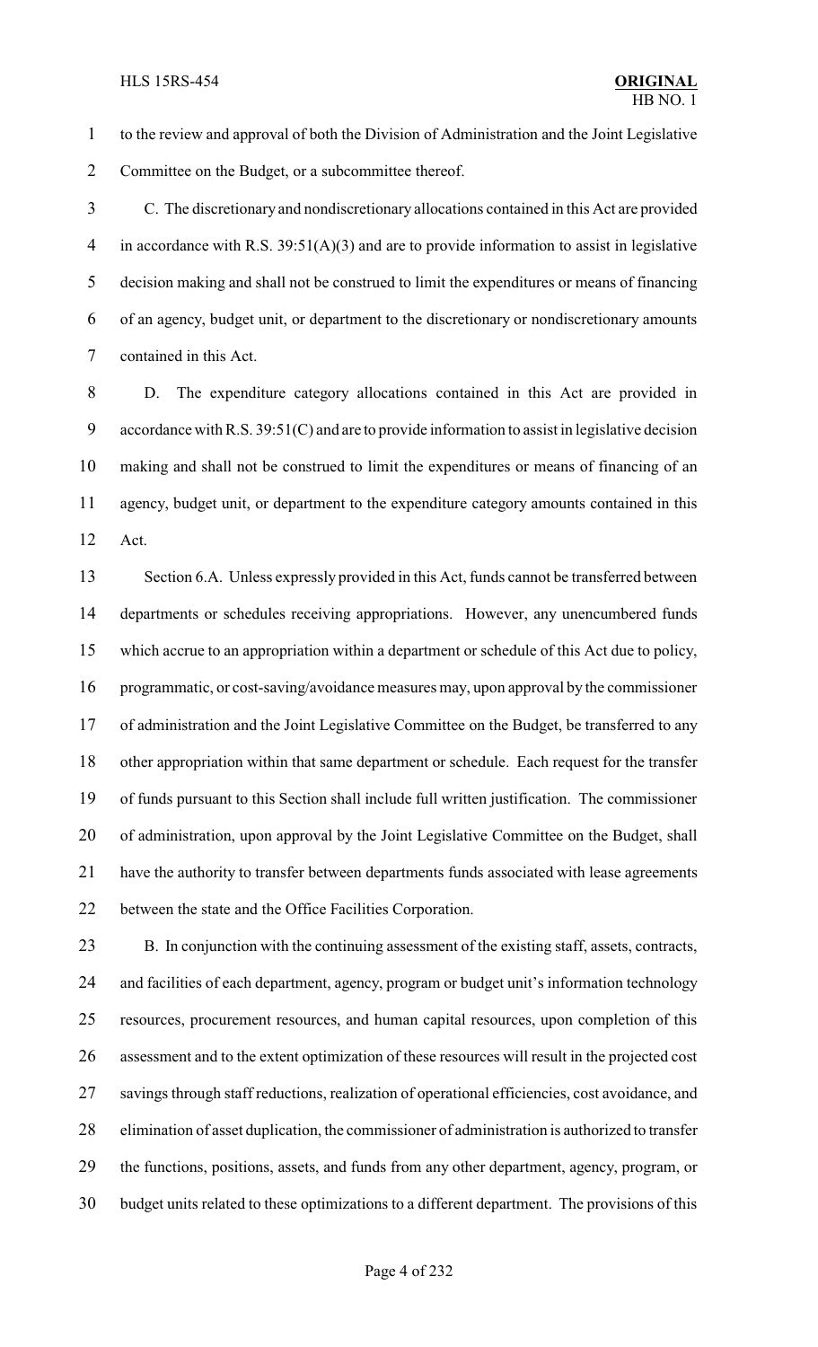to the review and approval of both the Division of Administration and the Joint Legislative Committee on the Budget, or a subcommittee thereof.

C. The discretionary and nondiscretionary allocations contained in this Act are provided in accordance with R.S. 39:51(A)(3) and are to provide information to assist in legislative decision making and shall not be construed to limit the expenditures or means of financing of an agency, budget unit, or department to the discretionary or nondiscretionary amounts contained in this Act.

D. The expenditure category allocations contained in this Act are provided in accordance with R.S. 39:51(C) and are to provide information to assist in legislative decision making and shall not be construed to limit the expenditures or means of financing of an agency, budget unit, or department to the expenditure category amounts contained in this Act.

Section 6.A. Unless expressly provided in this Act, funds cannot be transferred between departments or schedules receiving appropriations. However, any unencumbered funds which accrue to an appropriation within a department or schedule of this Act due to policy, programmatic, or cost-saving/avoidance measures may, upon approval by the commissioner of administration and the Joint Legislative Committee on the Budget, be transferred to any other appropriation within that same department or schedule. Each request for the transfer of funds pursuant to this Section shall include full written justification. The commissioner of administration, upon approval by the Joint Legislative Committee on the Budget, shall have the authority to transfer between departments funds associated with lease agreements between the state and the Office Facilities Corporation.

B. In conjunction with the continuing assessment of the existing staff, assets, contracts, and facilities of each department, agency, program or budget unit's information technology resources, procurement resources, and human capital resources, upon completion of this assessment and to the extent optimization of these resources will result in the projected cost savings through staff reductions, realization of operational efficiencies, cost avoidance, and elimination of asset duplication, the commissioner of administration is authorized to transfer the functions, positions, assets, and funds from any other department, agency, program, or budget units related to these optimizations to a different department. The provisions of this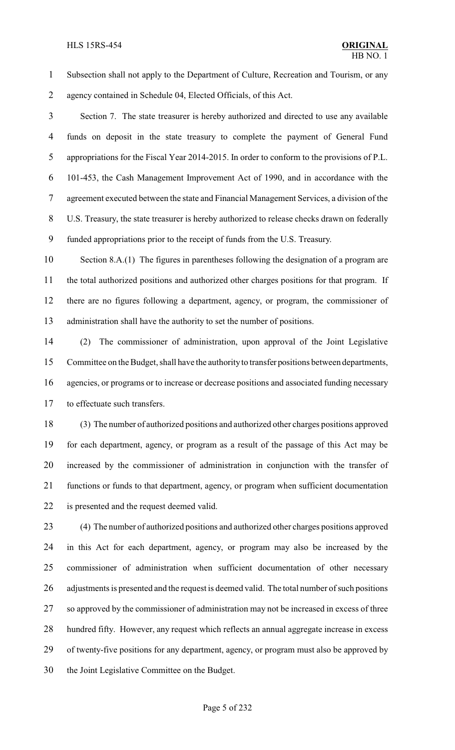Subsection shall not apply to the Department of Culture, Recreation and Tourism, or any agency contained in Schedule 04, Elected Officials, of this Act.

Section 7. The state treasurer is hereby authorized and directed to use any available funds on deposit in the state treasury to complete the payment of General Fund appropriations for the Fiscal Year 2014-2015. In order to conform to the provisions of P.L. 101-453, the Cash Management Improvement Act of 1990, and in accordance with the agreement executed between the state and Financial Management Services, a division of the U.S. Treasury, the state treasurer is hereby authorized to release checks drawn on federally funded appropriations prior to the receipt of funds from the U.S. Treasury.

Section 8.A.(1) The figures in parentheses following the designation of a program are the total authorized positions and authorized other charges positions for that program. If there are no figures following a department, agency, or program, the commissioner of administration shall have the authority to set the number of positions.

(2) The commissioner of administration, upon approval of the Joint Legislative Committee on the Budget, shall have the authority to transfer positions between departments, agencies, or programs or to increase or decrease positions and associated funding necessary to effectuate such transfers.

(3) The number of authorized positions and authorized other charges positions approved for each department, agency, or program as a result of the passage of this Act may be increased by the commissioner of administration in conjunction with the transfer of functions or funds to that department, agency, or program when sufficient documentation is presented and the request deemed valid.

(4) The number of authorized positions and authorized other charges positions approved in this Act for each department, agency, or program may also be increased by the commissioner of administration when sufficient documentation of other necessary adjustments is presented and the request is deemed valid. The total number of such positions so approved by the commissioner of administration may not be increased in excess of three hundred fifty. However, any request which reflects an annual aggregate increase in excess of twenty-five positions for any department, agency, or program must also be approved by the Joint Legislative Committee on the Budget.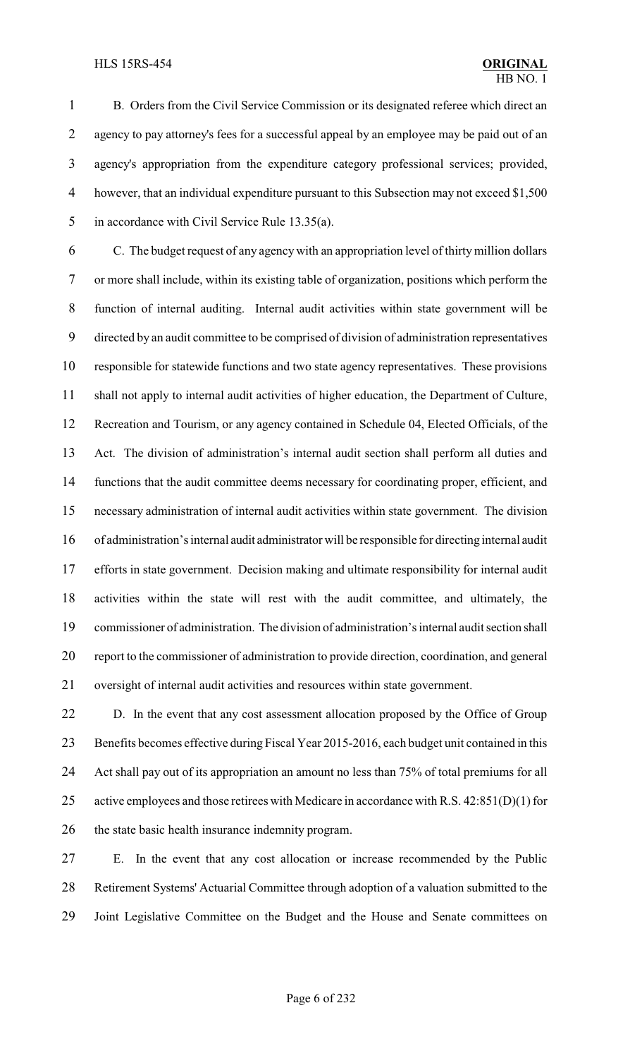B. Orders from the Civil Service Commission or its designated referee which direct an agency to pay attorney's fees for a successful appeal by an employee may be paid out of an agency's appropriation from the expenditure category professional services; provided, however, that an individual expenditure pursuant to this Subsection may not exceed $1,500 in accordance with Civil Service Rule 13.35(a).

C. The budget request of any agency with an appropriation level of thirty million dollars or more shall include, within its existing table of organization, positions which perform the function of internal auditing. Internal audit activities within state government will be directed by an audit committee to be comprised of division of administration representatives responsible for statewide functions and two state agency representatives. These provisions shall not apply to internal audit activities of higher education, the Department of Culture, Recreation and Tourism, or any agency contained in Schedule 04, Elected Officials, of the Act. The division of administration's internal audit section shall perform all duties and functions that the audit committee deems necessary for coordinating proper, efficient, and necessary administration of internal audit activities within state government. The division of administration's internal audit administrator will be responsible for directing internal audit efforts in state government. Decision making and ultimate responsibility for internal audit activities within the state will rest with the audit committee, and ultimately, the commissioner of administration. The division of administration's internal audit section shall report to the commissioner of administration to provide direction, coordination, and general oversight of internal audit activities and resources within state government.

D. In the event that any cost assessment allocation proposed by the Office of Group Benefits becomes effective during Fiscal Year 2015-2016, each budget unit contained in this Act shall pay out of its appropriation an amount no less than 75% of total premiums for all active employees and those retirees with Medicare in accordance with R.S. 42:851(D)(1) for the state basic health insurance indemnity program.

E. In the event that any cost allocation or increase recommended by the Public Retirement Systems' Actuarial Committee through adoption of a valuation submitted to the Joint Legislative Committee on the Budget and the House and Senate committees on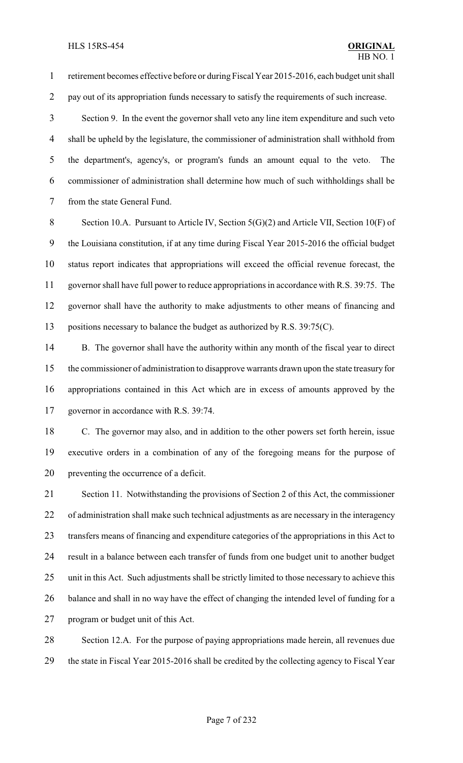retirement becomes effective before or during Fiscal Year 2015-2016, each budget unit shall pay out of its appropriation funds necessary to satisfy the requirements of such increase.

Section 9. In the event the governor shall veto any line item expenditure and such veto shall be upheld by the legislature, the commissioner of administration shall withhold from the department's, agency's, or program's funds an amount equal to the veto. The commissioner of administration shall determine how much of such withholdings shall be from the state General Fund.

Section 10.A. Pursuant to Article IV, Section 5(G)(2) and Article VII, Section 10(F) of the Louisiana constitution, if at any time during Fiscal Year 2015-2016 the official budget status report indicates that appropriations will exceed the official revenue forecast, the governor shall have full power to reduce appropriations in accordance with R.S. 39:75. The governor shall have the authority to make adjustments to other means of financing and positions necessary to balance the budget as authorized by R.S. 39:75(C).

B. The governor shall have the authority within any month of the fiscal year to direct the commissioner of administration to disapprove warrants drawn upon the state treasury for appropriations contained in this Act which are in excess of amounts approved by the governor in accordance with R.S. 39:74.

C. The governor may also, and in addition to the other powers set forth herein, issue executive orders in a combination of any of the foregoing means for the purpose of preventing the occurrence of a deficit.

Section 11. Notwithstanding the provisions of Section 2 of this Act, the commissioner of administration shall make such technical adjustments as are necessary in the interagency transfers means of financing and expenditure categories of the appropriations in this Act to result in a balance between each transfer of funds from one budget unit to another budget unit in this Act. Such adjustments shall be strictly limited to those necessary to achieve this balance and shall in no way have the effect of changing the intended level of funding for a program or budget unit of this Act.

Section 12.A. For the purpose of paying appropriations made herein, all revenues due the state in Fiscal Year 2015-2016 shall be credited by the collecting agency to Fiscal Year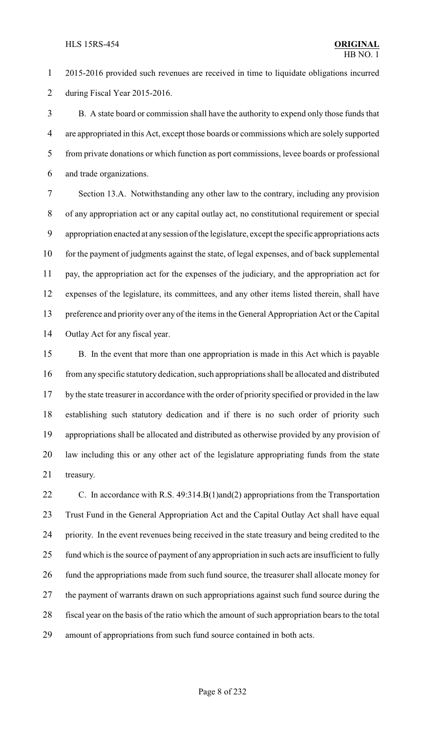2015-2016 provided such revenues are received in time to liquidate obligations incurred during Fiscal Year 2015-2016.

B. A state board or commission shall have the authority to expend only those funds that are appropriated in this Act, except those boards or commissions which are solely supported from private donations or which function as port commissions, levee boards or professional and trade organizations.

Section 13.A. Notwithstanding any other law to the contrary, including any provision of any appropriation act or any capital outlay act, no constitutional requirement or special appropriation enacted at any session of the legislature, except the specific appropriations acts for the payment of judgments against the state, of legal expenses, and of back supplemental pay, the appropriation act for the expenses of the judiciary, and the appropriation act for expenses of the legislature, its committees, and any other items listed therein, shall have preference and priority over any of the items in the General Appropriation Act or the Capital Outlay Act for any fiscal year.

B. In the event that more than one appropriation is made in this Act which is payable from any specific statutory dedication, such appropriations shall be allocated and distributed by the state treasurer in accordance with the order of priority specified or provided in the law establishing such statutory dedication and if there is no such order of priority such appropriations shall be allocated and distributed as otherwise provided by any provision of law including this or any other act of the legislature appropriating funds from the state treasury.

C. In accordance with R.S. 49:314.B(1)and(2) appropriations from the Transportation Trust Fund in the General Appropriation Act and the Capital Outlay Act shall have equal priority. In the event revenues being received in the state treasury and being credited to the fund which is the source of payment of any appropriation in such acts are insufficient to fully fund the appropriations made from such fund source, the treasurer shall allocate money for the payment of warrants drawn on such appropriations against such fund source during the fiscal year on the basis of the ratio which the amount of such appropriation bears to the total amount of appropriations from such fund source contained in both acts.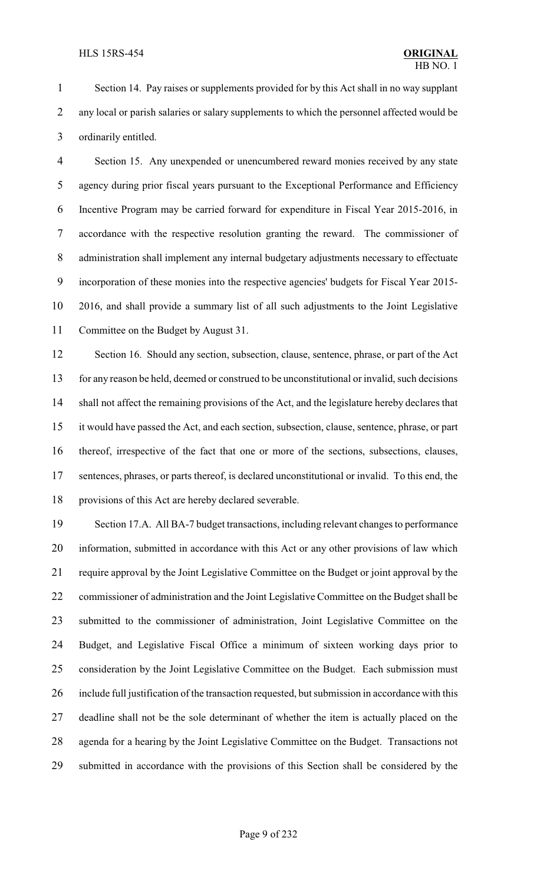Section 14. Pay raises or supplements provided for by this Act shall in no way supplant any local or parish salaries or salary supplements to which the personnel affected would be ordinarily entitled.

Section 15. Any unexpended or unencumbered reward monies received by any state agency during prior fiscal years pursuant to the Exceptional Performance and Efficiency Incentive Program may be carried forward for expenditure in Fiscal Year 2015-2016, in accordance with the respective resolution granting the reward. The commissioner of administration shall implement any internal budgetary adjustments necessary to effectuate incorporation of these monies into the respective agencies' budgets for Fiscal Year 2015-2016, and shall provide a summary list of all such adjustments to the Joint Legislative Committee on the Budget by August 31.

Section 16. Should any section, subsection, clause, sentence, phrase, or part of the Act for any reason be held, deemed or construed to be unconstitutional or invalid, such decisions shall not affect the remaining provisions of the Act, and the legislature hereby declares that it would have passed the Act, and each section, subsection, clause, sentence, phrase, or part thereof, irrespective of the fact that one or more of the sections, subsections, clauses, sentences, phrases, or parts thereof, is declared unconstitutional or invalid. To this end, the provisions of this Act are hereby declared severable.

Section 17.A. All BA-7 budget transactions, including relevant changes to performance information, submitted in accordance with this Act or any other provisions of law which require approval by the Joint Legislative Committee on the Budget or joint approval by the commissioner of administration and the Joint Legislative Committee on the Budget shall be submitted to the commissioner of administration, Joint Legislative Committee on the Budget, and Legislative Fiscal Office a minimum of sixteen working days prior to consideration by the Joint Legislative Committee on the Budget. Each submission must include full justification of the transaction requested, but submission in accordance with this deadline shall not be the sole determinant of whether the item is actually placed on the agenda for a hearing by the Joint Legislative Committee on the Budget. Transactions not submitted in accordance with the provisions of this Section shall be considered by the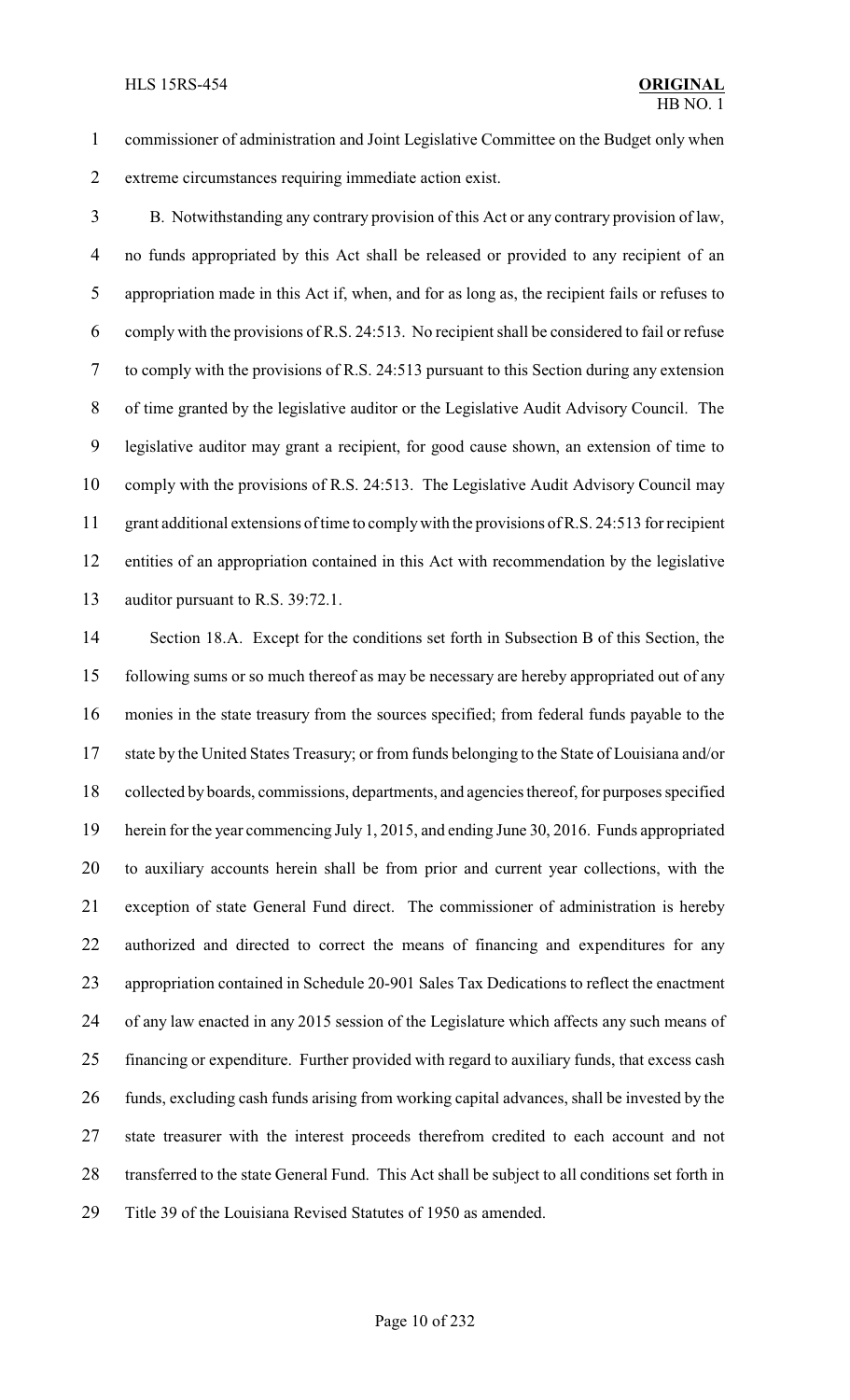commissioner of administration and Joint Legislative Committee on the Budget only when extreme circumstances requiring immediate action exist.

B. Notwithstanding any contrary provision of this Act or any contrary provision of law, no funds appropriated by this Act shall be released or provided to any recipient of an appropriation made in this Act if, when, and for as long as, the recipient fails or refuses to comply with the provisions of R.S. 24:513. No recipient shall be considered to fail or refuse to comply with the provisions of R.S. 24:513 pursuant to this Section during any extension of time granted by the legislative auditor or the Legislative Audit Advisory Council. The legislative auditor may grant a recipient, for good cause shown, an extension of time to comply with the provisions of R.S. 24:513. The Legislative Audit Advisory Council may grant additional extensions of time to comply with the provisions of R.S. 24:513 for recipient entities of an appropriation contained in this Act with recommendation by the legislative auditor pursuant to R.S. 39:72.1.

Section 18.A. Except for the conditions set forth in Subsection B of this Section, the following sums or so much thereof as may be necessary are hereby appropriated out of any monies in the state treasury from the sources specified; from federal funds payable to the state by the United States Treasury; or from funds belonging to the State of Louisiana and/or collected by boards, commissions, departments, and agencies thereof, for purposes specified herein for the year commencing July 1, 2015, and ending June 30, 2016. Funds appropriated to auxiliary accounts herein shall be from prior and current year collections, with the exception of state General Fund direct. The commissioner of administration is hereby authorized and directed to correct the means of financing and expenditures for any appropriation contained in Schedule 20-901 Sales Tax Dedications to reflect the enactment of any law enacted in any 2015 session of the Legislature which affects any such means of financing or expenditure. Further provided with regard to auxiliary funds, that excess cash funds, excluding cash funds arising from working capital advances, shall be invested by the state treasurer with the interest proceeds therefrom credited to each account and not transferred to the state General Fund. This Act shall be subject to all conditions set forth in Title 39 of the Louisiana Revised Statutes of 1950 as amended.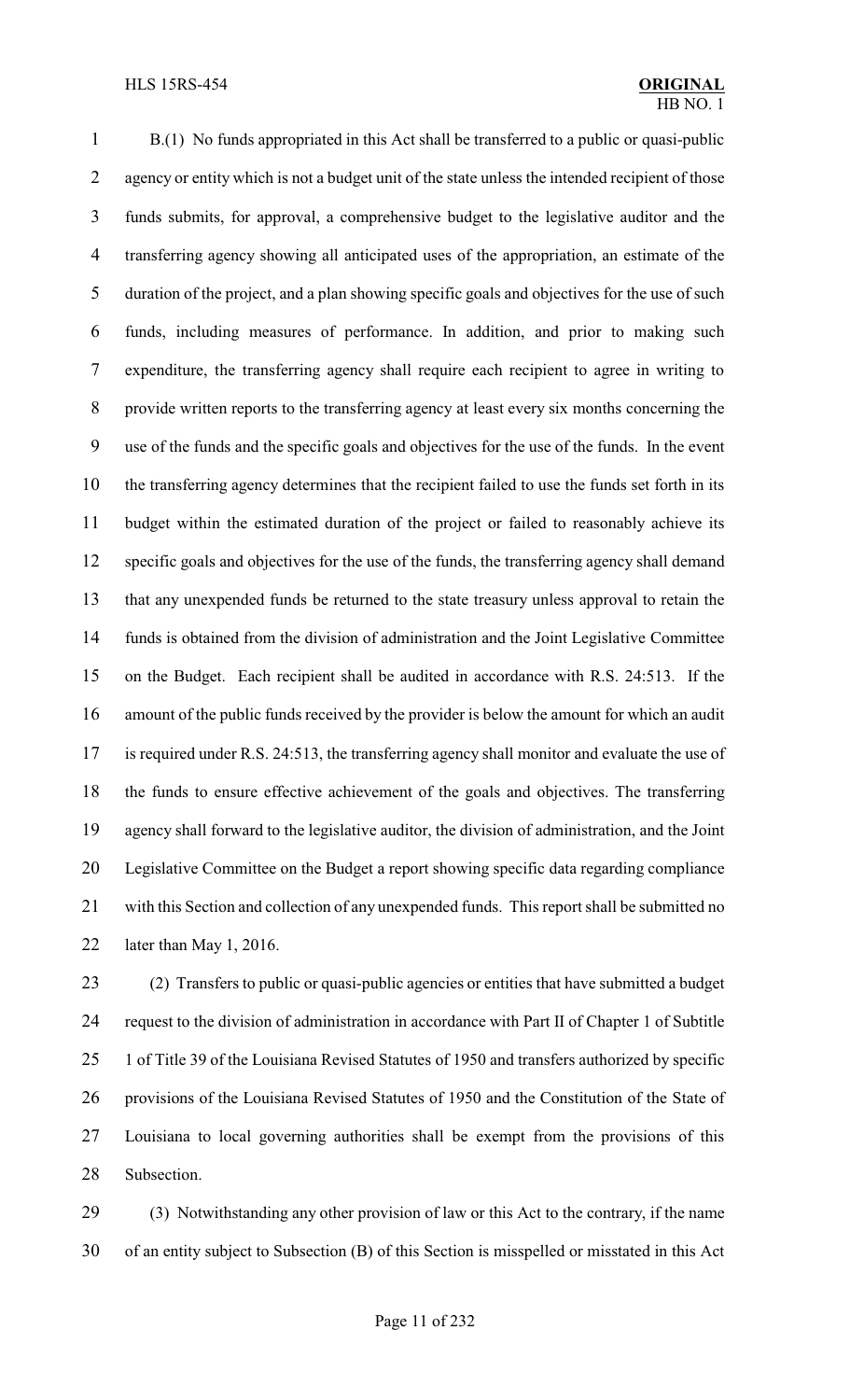B.(1) No funds appropriated in this Act shall be transferred to a public or quasi-public agency or entity which is not a budget unit of the state unless the intended recipient of those funds submits, for approval, a comprehensive budget to the legislative auditor and the transferring agency showing all anticipated uses of the appropriation, an estimate of the duration of the project, and a plan showing specific goals and objectives for the use of such funds, including measures of performance. In addition, and prior to making such expenditure, the transferring agency shall require each recipient to agree in writing to provide written reports to the transferring agency at least every six months concerning the use of the funds and the specific goals and objectives for the use of the funds. In the event the transferring agency determines that the recipient failed to use the funds set forth in its budget within the estimated duration of the project or failed to reasonably achieve its specific goals and objectives for the use of the funds, the transferring agency shall demand that any unexpended funds be returned to the state treasury unless approval to retain the funds is obtained from the division of administration and the Joint Legislative Committee on the Budget. Each recipient shall be audited in accordance with R.S. 24:513. If the amount of the public funds received by the provider is below the amount for which an audit is required under R.S. 24:513, the transferring agency shall monitor and evaluate the use of the funds to ensure effective achievement of the goals and objectives. The transferring agency shall forward to the legislative auditor, the division of administration, and the Joint Legislative Committee on the Budget a report showing specific data regarding compliance with this Section and collection of any unexpended funds. This report shall be submitted no later than May 1, 2016.

(2) Transfers to public or quasi-public agencies or entities that have submitted a budget request to the division of administration in accordance with Part II of Chapter 1 of Subtitle 1 of Title 39 of the Louisiana Revised Statutes of 1950 and transfers authorized by specific provisions of the Louisiana Revised Statutes of 1950 and the Constitution of the State of Louisiana to local governing authorities shall be exempt from the provisions of this Subsection.

(3) Notwithstanding any other provision of law or this Act to the contrary, if the name of an entity subject to Subsection (B) of this Section is misspelled or misstated in this Act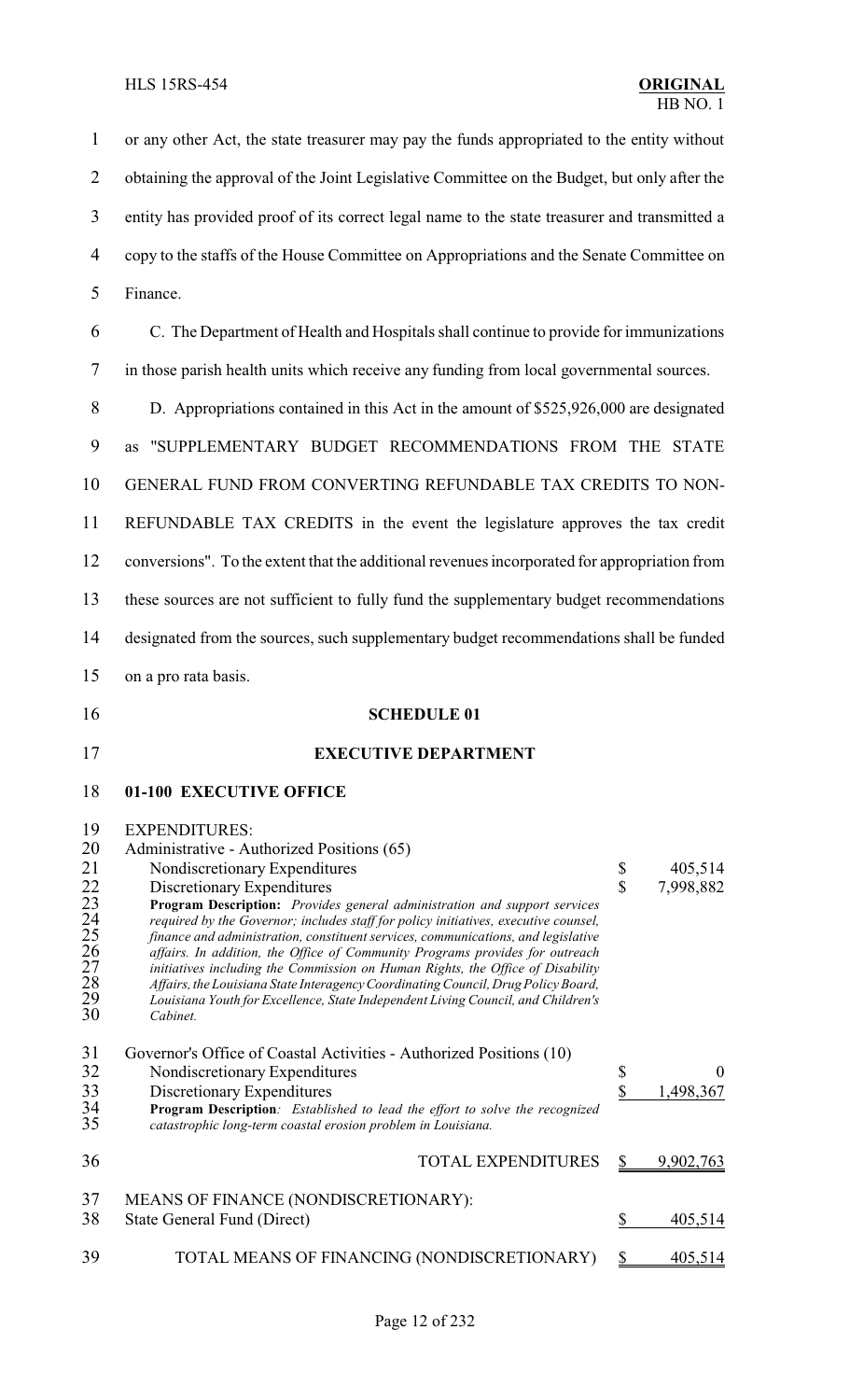or any other Act, the state treasurer may pay the funds appropriated to the entity without obtaining the approval of the Joint Legislative Committee on the Budget, but only after the entity has provided proof of its correct legal name to the state treasurer and transmitted a copy to the staffs of the House Committee on Appropriations and the Senate Committee on Finance.

C. The Department of Health and Hospitals shall continue to provide for immunizations in those parish health units which receive any funding from local governmental sources.

D. Appropriations contained in this Act in the amount of $525,926,000 are designated as "SUPPLEMENTARY BUDGET RECOMMENDATIONS FROM THE STATE GENERAL FUND FROM CONVERTING REFUNDABLE TAX CREDITS TO NON-REFUNDABLE TAX CREDITS in the event the legislature approves the tax credit conversions". To the extent that the additional revenues incorporated for appropriation from these sources are not sufficient to fully fund the supplementary budget recommendations designated from the sources, such supplementary budget recommendations shall be funded on a pro rata basis.

## SCHEDULE 01

## EXECUTIVE DEPARTMENT

### 01-100 EXECUTIVE OFFICE

EXPENDITURES:

| | | |
|---|---|---|
| Administrative - Authorized Positions (65) | | |
| Nondiscretionary Expenditures | $ | 405,514 |
| Discretionary Expenditures | $ | 7,998,882 |

**Program Description:** *Provides general administration and support services required by the Governor; includes staff for policy initiatives, executive counsel, finance and administration, constituent services, communications, and legislative affairs. In addition, the Office of Community Programs provides for outreach initiatives including the Commission on Human Rights, the Office of Disability Affairs, the Louisiana State Interagency Coordinating Council, Drug Policy Board, Louisiana Youth for Excellence, State Independent Living Council, and Children's Cabinet.*

| | | |
|---|---|---|
| Governor's Office of Coastal Activities - Authorized Positions (10) | | |
| Nondiscretionary Expenditures | $ | 0 |
| Discretionary Expenditures | $ | 1,498,367 |

**Program Description***: Established to lead the effort to solve the recognized catastrophic long-term coastal erosion problem in Louisiana.*

| | | |
|---|---|---|
| TOTAL EXPENDITURES | $ | 9,902,763 |
| MEANS OF FINANCE (NONDISCRETIONARY): | | |
| State General Fund (Direct) | $ | 405,514 |
| TOTAL MEANS OF FINANCING (NONDISCRETIONARY) | $ | 405,514 |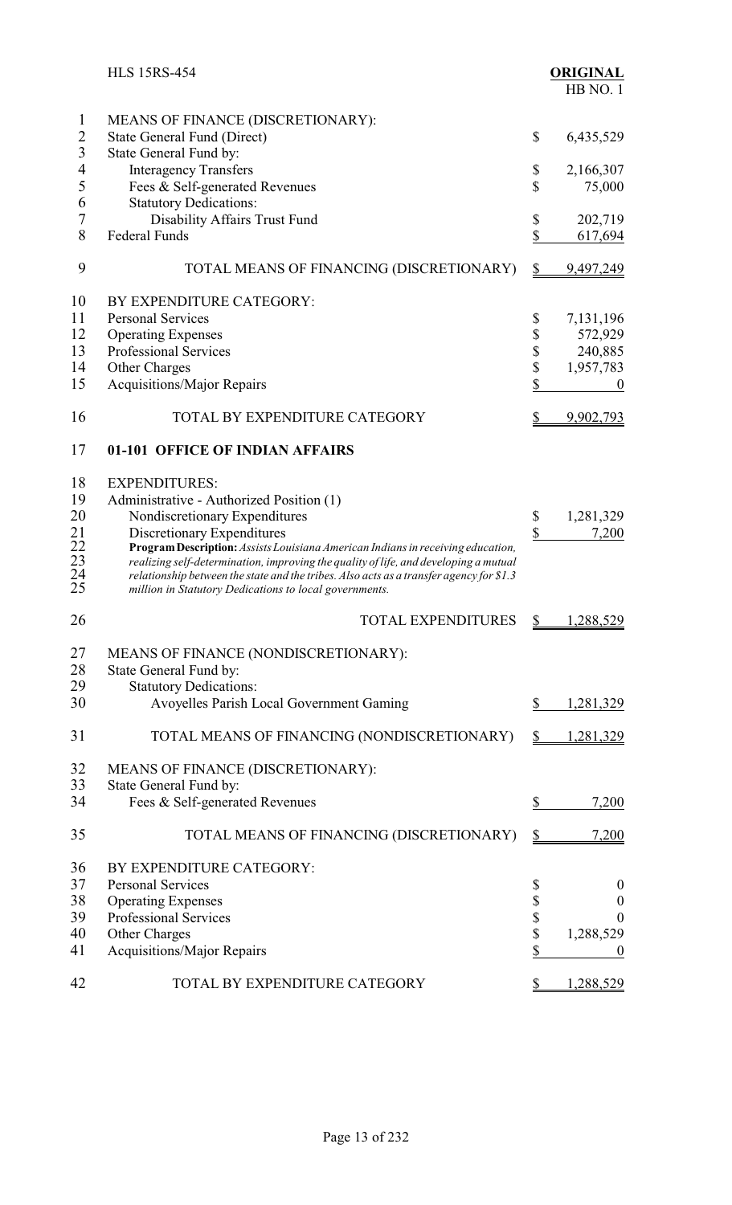| | |
|---|---|
| MEANS OF FINANCE (DISCRETIONARY): | |
| State General Fund (Direct) | $ 6,435,529 |
| State General Fund by: | |
| Interagency Transfers | $ 2,166,307 |
| Fees & Self-generated Revenues | $ 75,000 |
| Statutory Dedications: | |
| Disability Affairs Trust Fund | $ 202,719 |
| Federal Funds | $ 617,694 |
| TOTAL MEANS OF FINANCING (DISCRETIONARY) | $ 9,497,249 |

| | |
|---|---|
| BY EXPENDITURE CATEGORY: | |
| Personal Services | $ 7,131,196 |
| Operating Expenses | $ 572,929 |
| Professional Services | $ 240,885 |
| Other Charges | $ 1,957,783 |
| Acquisitions/Major Repairs | $ 0 |
| TOTAL BY EXPENDITURE CATEGORY | $ 9,902,793 |

## 01-101 OFFICE OF INDIAN AFFAIRS

| | |
|---|---|
| EXPENDITURES: | |
| Administrative - Authorized Position (1) | |
| Nondiscretionary Expenditures | $ 1,281,329 |
| Discretionary Expenditures | $ 7,200 |

***Program Description:*** *Assists Louisiana American Indians in receiving education, realizing self-determination, improving the quality of life, and developing a mutual relationship between the state and the tribes. Also acts as a transfer agency for $1.3 million in Statutory Dedications to local governments.*

| | |
|---|---|
| TOTAL EXPENDITURES | $ 1,288,529 |

| | |
|---|---|
| MEANS OF FINANCE (NONDISCRETIONARY): | |
| State General Fund by: | |
| Statutory Dedications: | |
| Avoyelles Parish Local Government Gaming | $ 1,281,329 |
| TOTAL MEANS OF FINANCING (NONDISCRETIONARY) | $ 1,281,329 |

| | |
|---|---|
| MEANS OF FINANCE (DISCRETIONARY): | |
| State General Fund by: | |
| Fees & Self-generated Revenues | $ 7,200 |
| TOTAL MEANS OF FINANCING (DISCRETIONARY) | $ 7,200 |

| | |
|---|---|
| BY EXPENDITURE CATEGORY: | |
| Personal Services | $ 0 |
| Operating Expenses | $ 0 |
| Professional Services | $ 0 |
| Other Charges | $ 1,288,529 |
| Acquisitions/Major Repairs | $ 0 |
| TOTAL BY EXPENDITURE CATEGORY | $ 1,288,529 |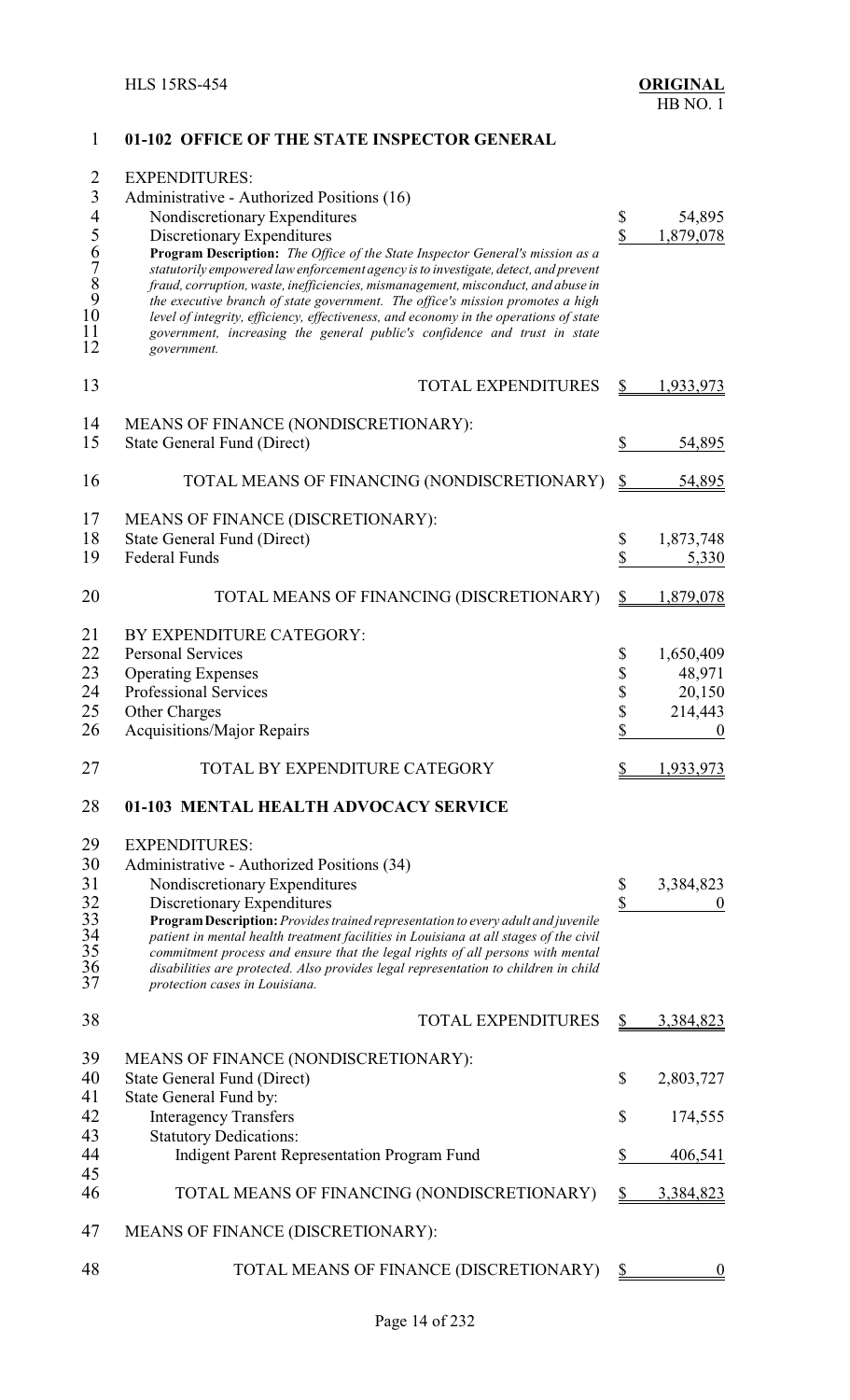## 01-102 OFFICE OF THE STATE INSPECTOR GENERAL

EXPENDITURES:

| | |
|---|---|
| Administrative - Authorized Positions (16) | |
| Nondiscretionary Expenditures | $ 54,895 |
| Discretionary Expenditures | $ 1,879,078 |

*Program Description: The Office of the State Inspector General's mission as a statutorily empowered law enforcement agency is to investigate, detect, and prevent fraud, corruption, waste, inefficiencies, mismanagement, misconduct, and abuse in the executive branch of state government. The office's mission promotes a high level of integrity, efficiency, effectiveness, and economy in the operations of state government, increasing the general public's confidence and trust in state government.*

| | |
|---|---|
| TOTAL EXPENDITURES | $ 1,933,973 |
| **MEANS OF FINANCE (NONDISCRETIONARY):** | |
| State General Fund (Direct) | $ 54,895 |
| TOTAL MEANS OF FINANCING (NONDISCRETIONARY) | $ 54,895 |
| **MEANS OF FINANCE (DISCRETIONARY):** | |
| State General Fund (Direct) | $ 1,873,748 |
| Federal Funds | $ 5,330 |
| TOTAL MEANS OF FINANCING (DISCRETIONARY) | $ 1,879,078 |
| **BY EXPENDITURE CATEGORY:** | |
| Personal Services | $ 1,650,409 |
| Operating Expenses | $ 48,971 |
| Professional Services | $ 20,150 |
| Other Charges | $ 214,443 |
| Acquisitions/Major Repairs | $ 0 |
| TOTAL BY EXPENDITURE CATEGORY | $ 1,933,973 |

## 01-103 MENTAL HEALTH ADVOCACY SERVICE

EXPENDITURES:

| | |
|---|---|
| Administrative - Authorized Positions (34) | |
| Nondiscretionary Expenditures | $ 3,384,823 |
| Discretionary Expenditures | $ 0 |

*Program Description: Provides trained representation to every adult and juvenile patient in mental health treatment facilities in Louisiana at all stages of the civil commitment process and ensure that the legal rights of all persons with mental disabilities are protected. Also provides legal representation to children in child protection cases in Louisiana.*

| | |
|---|---|
| TOTAL EXPENDITURES | $ 3,384,823 |
| **MEANS OF FINANCE (NONDISCRETIONARY):** | |
| State General Fund (Direct) | $ 2,803,727 |
| State General Fund by: | |
| Interagency Transfers | $ 174,555 |
| Statutory Dedications: | |
| Indigent Parent Representation Program Fund | $ 406,541 |
| TOTAL MEANS OF FINANCING (NONDISCRETIONARY) | $ 3,384,823 |
| **MEANS OF FINANCE (DISCRETIONARY):** | |
| TOTAL MEANS OF FINANCE (DISCRETIONARY) | $ 0 |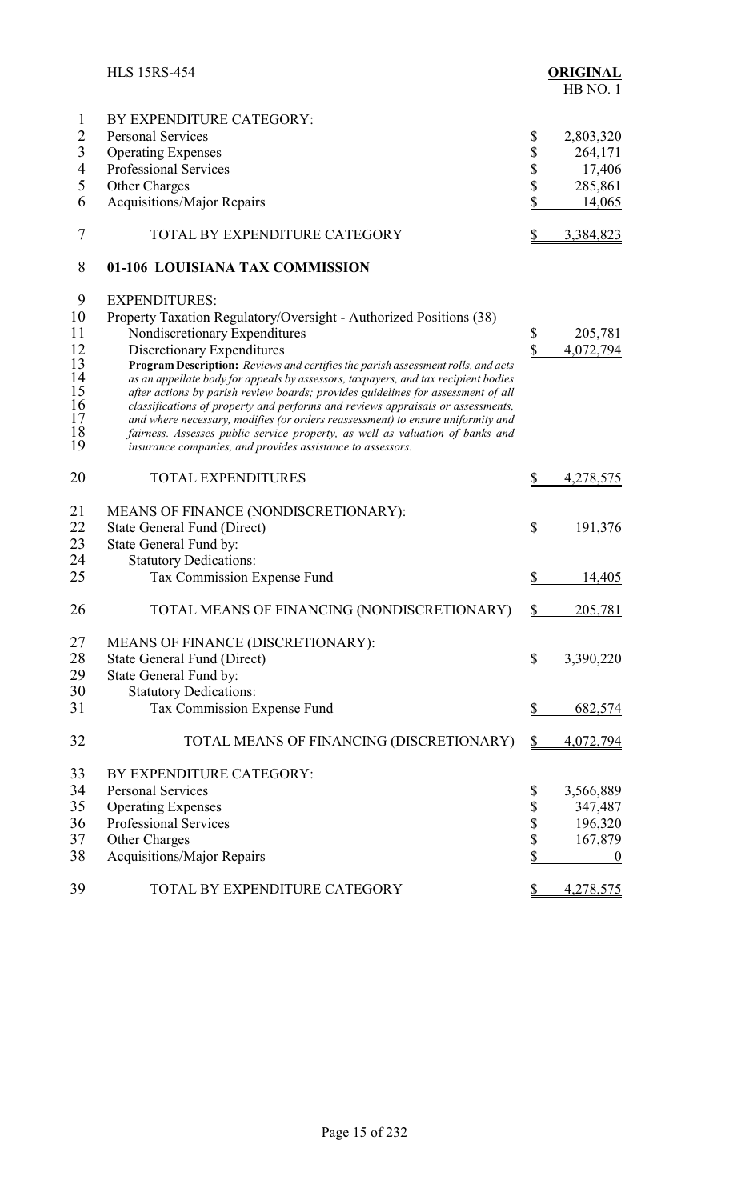| | | |
|---|---|---|
| 1 | BY EXPENDITURE CATEGORY: | |
| 2 | Personal Services | $ 2,803,320 |
| 3 | Operating Expenses | $ 264,171 |
| 4 | Professional Services | $ 17,406 |
| 5 | Other Charges | $ 285,861 |
| 6 | Acquisitions/Major Repairs | $ 14,065 |
| 7 | TOTAL BY EXPENDITURE CATEGORY | $ 3,384,823 |

8 **01-106 LOUISIANA TAX COMMISSION**

| | | |
|---|---|---|
| 9 | EXPENDITURES: | |
| 10 | Property Taxation Regulatory/Oversight - Authorized Positions (38) | |
| 11 | Nondiscretionary Expenditures | $ 205,781 |
| 12 | Discretionary Expenditures | $ 4,072,794 |

13-19 **Program Description:** *Reviews and certifies the parish assessment rolls, and acts as an appellate body for appeals by assessors, taxpayers, and tax recipient bodies after actions by parish review boards; provides guidelines for assessment of all classifications of property and performs and reviews appraisals or assessments, and where necessary, modifies (or orders reassessment) to ensure uniformity and fairness. Assesses public service property, as well as valuation of banks and insurance companies, and provides assistance to assessors.*

| | | |
|---|---|---|
| 20 | TOTAL EXPENDITURES | $ 4,278,575 |
| 21 | MEANS OF FINANCE (NONDISCRETIONARY): | |
| 22 | State General Fund (Direct) | $ 191,376 |
| 23 | State General Fund by: | |
| 24 | Statutory Dedications: | |
| 25 | Tax Commission Expense Fund | $ 14,405 |
| 26 | TOTAL MEANS OF FINANCING (NONDISCRETIONARY) | $ 205,781 |
| 27 | MEANS OF FINANCE (DISCRETIONARY): | |
| 28 | State General Fund (Direct) | $ 3,390,220 |
| 29 | State General Fund by: | |
| 30 | Statutory Dedications: | |
| 31 | Tax Commission Expense Fund | $ 682,574 |
| 32 | TOTAL MEANS OF FINANCING (DISCRETIONARY) | $ 4,072,794 |
| 33 | BY EXPENDITURE CATEGORY: | |
| 34 | Personal Services | $ 3,566,889 |
| 35 | Operating Expenses | $ 347,487 |
| 36 | Professional Services | $ 196,320 |
| 37 | Other Charges | $ 167,879 |
| 38 | Acquisitions/Major Repairs | $ 0 |
| 39 | TOTAL BY EXPENDITURE CATEGORY | $ 4,278,575 |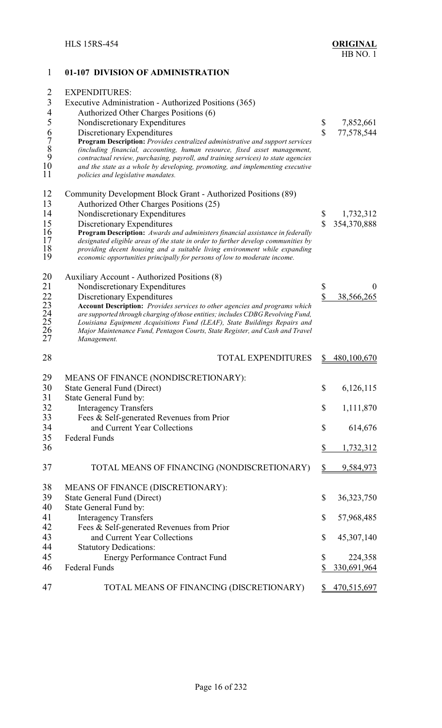## 01-107 DIVISION OF ADMINISTRATION

| | | |
|---|---|---|
| EXPENDITURES: | | |
| Executive Administration - Authorized Positions (365) | | |
| Authorized Other Charges Positions (6) | | |
| Nondiscretionary Expenditures | $ | 7,852,661 |
| Discretionary Expenditures | $ | 77,578,544 |
| ***Program Description:*** *Provides centralized administrative and support services (including financial, accounting, human resource, fixed asset management, contractual review, purchasing, payroll, and training services) to state agencies and the state as a whole by developing, promoting, and implementing executive policies and legislative mandates.* | | |
| Community Development Block Grant - Authorized Positions (89) | | |
| Authorized Other Charges Positions (25) | | |
| Nondiscretionary Expenditures | $ | 1,732,312 |
| Discretionary Expenditures | $ | 354,370,888 |
| ***Program Description:*** *Awards and administers financial assistance in federally designated eligible areas of the state in order to further develop communities by providing decent housing and a suitable living environment while expanding economic opportunities principally for persons of low to moderate income.* | | |
| Auxiliary Account - Authorized Positions (8) | | |
| Nondiscretionary Expenditures | $ | 0 |
| Discretionary Expenditures | $ | 38,566,265 |
| ***Account Description:*** *Provides services to other agencies and programs which are supported through charging of those entities; includes CDBG Revolving Fund, Louisiana Equipment Acquisitions Fund (LEAF), State Buildings Repairs and Major Maintenance Fund, Pentagon Courts, State Register, and Cash and Travel Management.* | | |
| TOTAL EXPENDITURES | $ | 480,100,670 |
| MEANS OF FINANCE (NONDISCRETIONARY): | | |
| State General Fund (Direct) | $ | 6,126,115 |
| State General Fund by: | | |
| Interagency Transfers | $ | 1,111,870 |
| Fees & Self-generated Revenues from Prior and Current Year Collections | $ | 614,676 |
| Federal Funds | $ | 1,732,312 |
| TOTAL MEANS OF FINANCING (NONDISCRETIONARY) | $ | 9,584,973 |
| MEANS OF FINANCE (DISCRETIONARY): | | |
| State General Fund (Direct) | $ | 36,323,750 |
| State General Fund by: | | |
| Interagency Transfers | $ | 57,968,485 |
| Fees & Self-generated Revenues from Prior and Current Year Collections | $ | 45,307,140 |
| Statutory Dedications: | | |
| Energy Performance Contract Fund | $ | 224,358 |
| Federal Funds | $ | 330,691,964 |
| TOTAL MEANS OF FINANCING (DISCRETIONARY) | $ | 470,515,697 |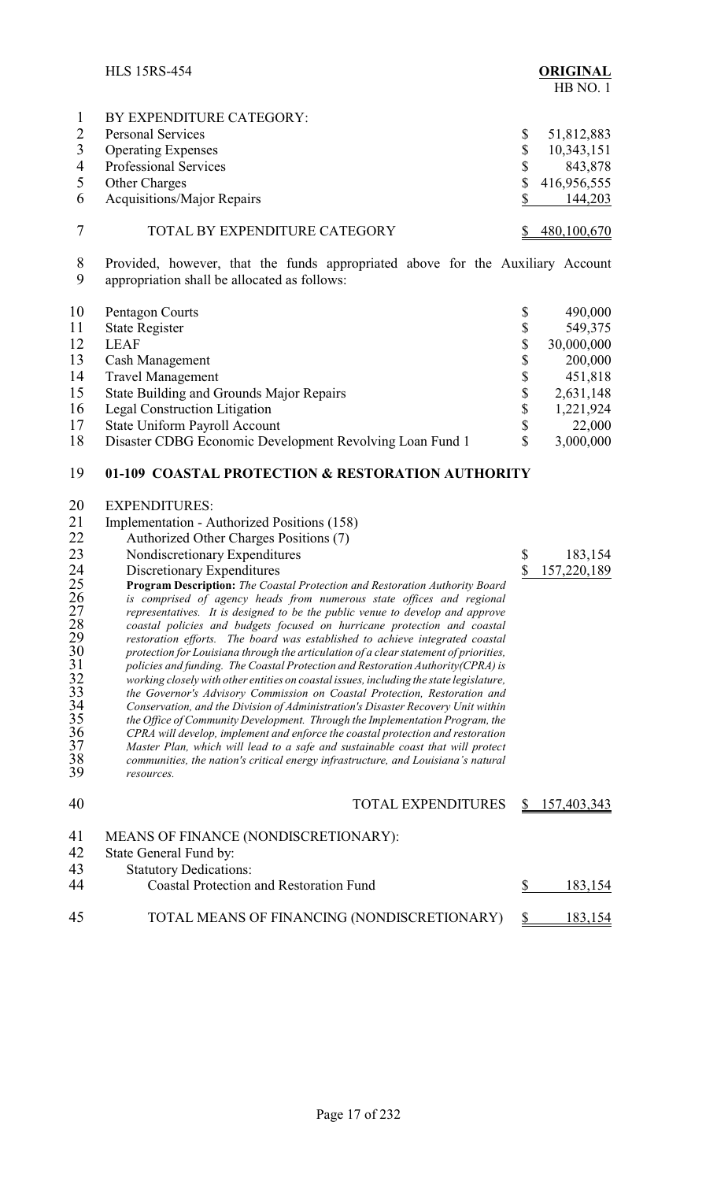BY EXPENDITURE CATEGORY:

| | |
|---|---|
| Personal Services | $ 51,812,883 |
| Operating Expenses | $ 10,343,151 |
| Professional Services | $ 843,878 |
| Other Charges | $ 416,956,555 |
| Acquisitions/Major Repairs | $ 144,203 |
| TOTAL BY EXPENDITURE CATEGORY | $ 480,100,670 |

Provided, however, that the funds appropriated above for the Auxiliary Account appropriation shall be allocated as follows:

| | |
|---|---|
| Pentagon Courts | $ 490,000 |
| State Register | $ 549,375 |
| LEAF | $ 30,000,000 |
| Cash Management | $ 200,000 |
| Travel Management | $ 451,818 |
| State Building and Grounds Major Repairs | $ 2,631,148 |
| Legal Construction Litigation | $ 1,221,924 |
| State Uniform Payroll Account | $ 22,000 |
| Disaster CDBG Economic Development Revolving Loan Fund 1 | $ 3,000,000 |

## 01-109 COASTAL PROTECTION & RESTORATION AUTHORITY

EXPENDITURES:

Implementation - Authorized Positions (158)

Authorized Other Charges Positions (7)

| | |
|---|---|
| Nondiscretionary Expenditures | $ 183,154 |
| Discretionary Expenditures | $ 157,220,189 |

**Program Description:** *The Coastal Protection and Restoration Authority Board is comprised of agency heads from numerous state offices and regional representatives. It is designed to be the public venue to develop and approve coastal policies and budgets focused on hurricane protection and coastal restoration efforts. The board was established to achieve integrated coastal protection for Louisiana through the articulation of a clear statement of priorities, policies and funding. The Coastal Protection and Restoration Authority(CPRA) is working closely with other entities on coastal issues, including the state legislature, the Governor's Advisory Commission on Coastal Protection, Restoration and Conservation, and the Division of Administration's Disaster Recovery Unit within the Office of Community Development. Through the Implementation Program, the CPRA will develop, implement and enforce the coastal protection and restoration Master Plan, which will lead to a safe and sustainable coast that will protect communities, the nation's critical energy infrastructure, and Louisiana's natural resources.*

| | |
|---|---|
| TOTAL EXPENDITURES | $ 157,403,343 |

MEANS OF FINANCE (NONDISCRETIONARY):

State General Fund by:

Statutory Dedications:

| | |
|---|---|
| Coastal Protection and Restoration Fund | $ 183,154 |
| TOTAL MEANS OF FINANCING (NONDISCRETIONARY) | $ 183,154 |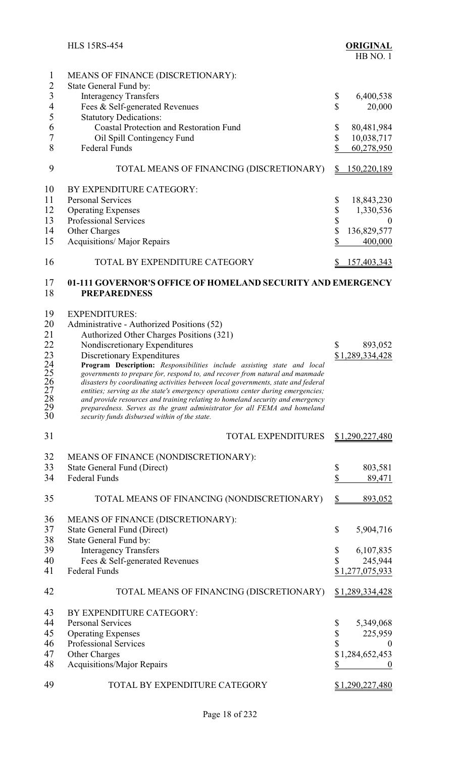| | |
|---|---|
| MEANS OF FINANCE (DISCRETIONARY): | |
| State General Fund by: | |
| Interagency Transfers | $ 6,400,538 |
| Fees & Self-generated Revenues | $ 20,000 |
| Statutory Dedications: | |
| Coastal Protection and Restoration Fund | $ 80,481,984 |
| Oil Spill Contingency Fund | $ 10,038,717 |
| Federal Funds | $ 60,278,950 |
| TOTAL MEANS OF FINANCING (DISCRETIONARY) | $ 150,220,189 |
| | |
| BY EXPENDITURE CATEGORY: | |
| Personal Services | $ 18,843,230 |
| Operating Expenses | $ 1,330,536 |
| Professional Services | $ 0 |
| Other Charges | $ 136,829,577 |
| Acquisitions/ Major Repairs | $ 400,000 |
| TOTAL BY EXPENDITURE CATEGORY | $ 157,403,343 |

## 01-111 GOVERNOR'S OFFICE OF HOMELAND SECURITY AND EMERGENCY PREPAREDNESS

EXPENDITURES:

Administrative - Authorized Positions (52)

Authorized Other Charges Positions (321)

| | |
|---|---|
| Nondiscretionary Expenditures | $ 893,052 |
| Discretionary Expenditures | $1,289,334,428 |

**Program Description:** *Responsibilities include assisting state and local governments to prepare for, respond to, and recover from natural and manmade disasters by coordinating activities between local governments, state and federal entities; serving as the state's emergency operations center during emergencies; and provide resources and training relating to homeland security and emergency preparedness. Serves as the grant administrator for all FEMA and homeland security funds disbursed within of the state.*

| | |
|---|---|
| TOTAL EXPENDITURES | $1,290,227,480 |
| | |
| MEANS OF FINANCE (NONDISCRETIONARY): | |
| State General Fund (Direct) | $ 803,581 |
| Federal Funds | $ 89,471 |
| TOTAL MEANS OF FINANCING (NONDISCRETIONARY) | $ 893,052 |
| | |
| MEANS OF FINANCE (DISCRETIONARY): | |
| State General Fund (Direct) | $ 5,904,716 |
| State General Fund by: | |
| Interagency Transfers | $ 6,107,835 |
| Fees & Self-generated Revenues | $ 245,944 |
| Federal Funds | $1,277,075,933 |
| TOTAL MEANS OF FINANCING (DISCRETIONARY) | $1,289,334,428 |
| | |
| BY EXPENDITURE CATEGORY: | |
| Personal Services | $ 5,349,068 |
| Operating Expenses | $ 225,959 |
| Professional Services | $ 0 |
| Other Charges | $1,284,652,453 |
| Acquisitions/Major Repairs | $ 0 |
| TOTAL BY EXPENDITURE CATEGORY | $1,290,227,480 |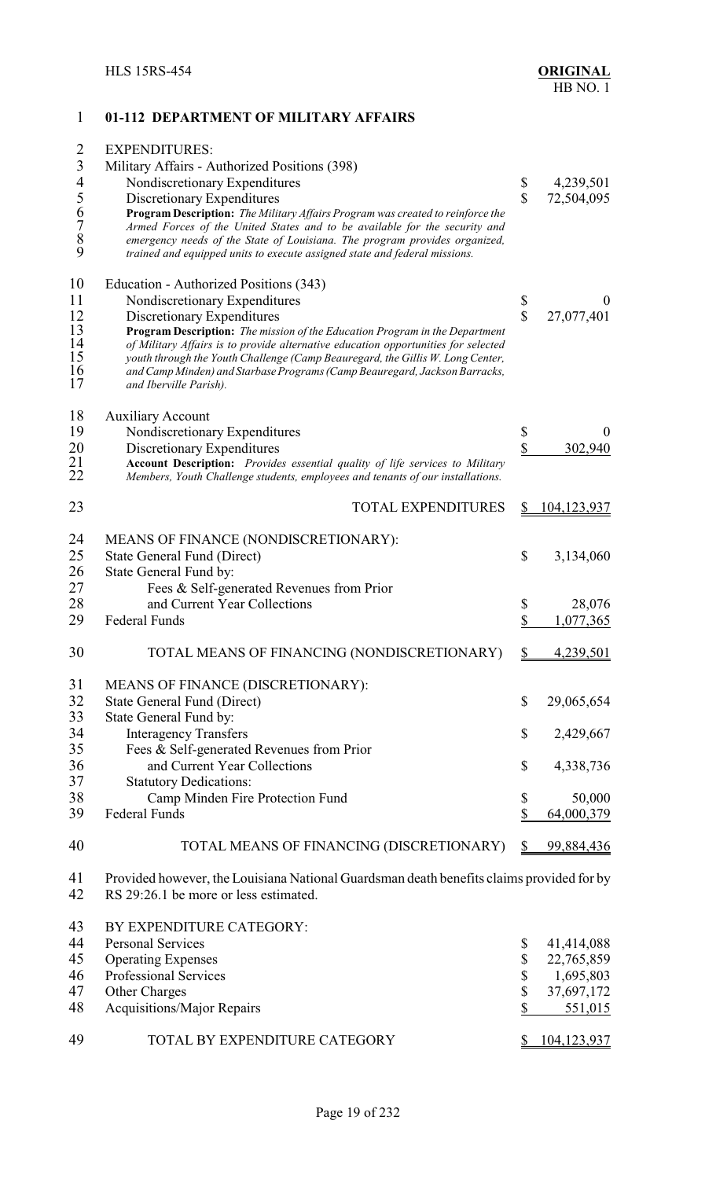## 01-112 DEPARTMENT OF MILITARY AFFAIRS

EXPENDITURES:

| | | |
|---|---|---|
| Military Affairs - Authorized Positions (398) | | |
| Nondiscretionary Expenditures | $ | 4,239,501 |
| Discretionary Expenditures | $ | 72,504,095 |

**Program Description:** *The Military Affairs Program was created to reinforce the Armed Forces of the United States and to be available for the security and emergency needs of the State of Louisiana. The program provides organized, trained and equipped units to execute assigned state and federal missions.*

| | | |
|---|---|---|
| Education - Authorized Positions (343) | | |
| Nondiscretionary Expenditures | $ | 0 |
| Discretionary Expenditures | $ | 27,077,401 |

**Program Description:** *The mission of the Education Program in the Department of Military Affairs is to provide alternative education opportunities for selected youth through the Youth Challenge (Camp Beauregard, the Gillis W. Long Center, and Camp Minden) and Starbase Programs (Camp Beauregard, Jackson Barracks, and Iberville Parish).*

| | | |
|---|---|---|
| Auxiliary Account | | |
| Nondiscretionary Expenditures | $ | 0 |
| Discretionary Expenditures | $ | 302,940 |

**Account Description:** *Provides essential quality of life services to Military Members, Youth Challenge students, employees and tenants of our installations.*

| | | |
|---|---|---|
| TOTAL EXPENDITURES | $ | 104,123,937 |

MEANS OF FINANCE (NONDISCRETIONARY):

| | | |
|---|---|---|
| State General Fund (Direct) | $ | 3,134,060 |
| State General Fund by: | | |
| Fees & Self-generated Revenues from Prior and Current Year Collections | $ | 28,076 |
| Federal Funds | $ | 1,077,365 |
| TOTAL MEANS OF FINANCING (NONDISCRETIONARY) | $ | 4,239,501 |

MEANS OF FINANCE (DISCRETIONARY):

| | | |
|---|---|---|
| State General Fund (Direct) | $ | 29,065,654 |
| State General Fund by: | | |
| Interagency Transfers | $ | 2,429,667 |
| Fees & Self-generated Revenues from Prior and Current Year Collections | $ | 4,338,736 |
| Statutory Dedications: | | |
| Camp Minden Fire Protection Fund | $ | 50,000 |
| Federal Funds | $ | 64,000,379 |
| TOTAL MEANS OF FINANCING (DISCRETIONARY) | $ | 99,884,436 |

Provided however, the Louisiana National Guardsman death benefits claims provided for by RS 29:26.1 be more or less estimated.

BY EXPENDITURE CATEGORY:

| | | |
|---|---|---|
| Personal Services | $ | 41,414,088 |
| Operating Expenses | $ | 22,765,859 |
| Professional Services | $ | 1,695,803 |
| Other Charges | $ | 37,697,172 |
| Acquisitions/Major Repairs | $ | 551,015 |
| TOTAL BY EXPENDITURE CATEGORY | $ | 104,123,937 |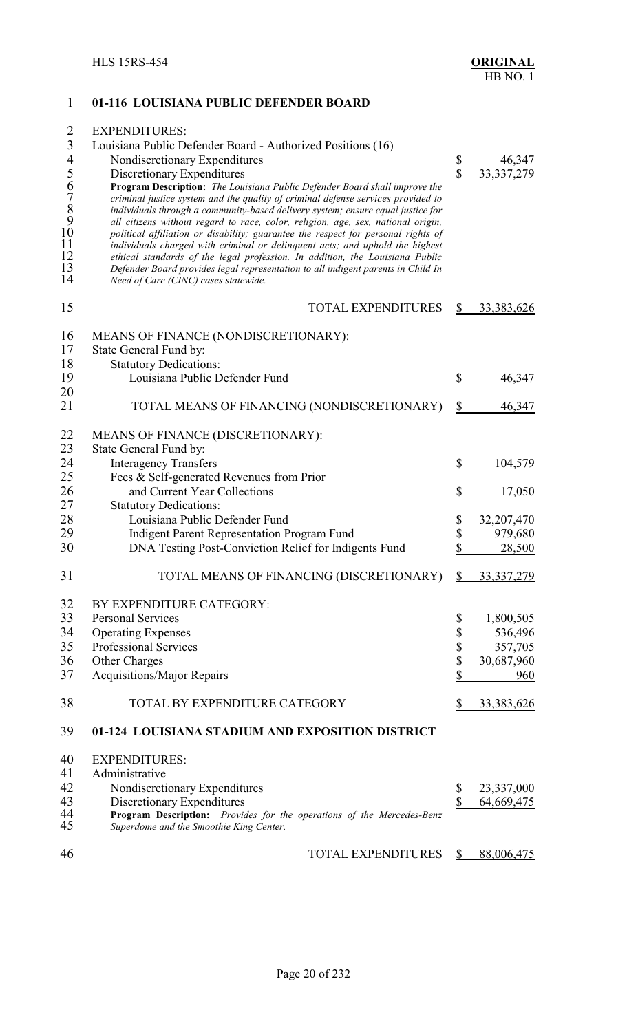## 01-116 LOUISIANA PUBLIC DEFENDER BOARD

EXPENDITURES:

| | | |
|---|---|---|
| Louisiana Public Defender Board - Authorized Positions (16) | | |
| Nondiscretionary Expenditures | $ | 46,347 |
| Discretionary Expenditures | $ | 33,337,279 |

**Program Description:** *The Louisiana Public Defender Board shall improve the criminal justice system and the quality of criminal defense services provided to individuals through a community-based delivery system; ensure equal justice for all citizens without regard to race, color, religion, age, sex, national origin, political affiliation or disability; guarantee the respect for personal rights of individuals charged with criminal or delinquent acts; and uphold the highest ethical standards of the legal profession. In addition, the Louisiana Public Defender Board provides legal representation to all indigent parents in Child In Need of Care (CINC) cases statewide.*

| | | |
|---|---|---|
| TOTAL EXPENDITURES | $ | 33,383,626 |

MEANS OF FINANCE (NONDISCRETIONARY):

| | | |
|---|---|---|
| State General Fund by: | | |
| Statutory Dedications: | | |
| Louisiana Public Defender Fund | $ | 46,347 |
| TOTAL MEANS OF FINANCING (NONDISCRETIONARY) | $ | 46,347 |

MEANS OF FINANCE (DISCRETIONARY):

| | | |
|---|---|---|
| State General Fund by: | | |
| Interagency Transfers | $ | 104,579 |
| Fees & Self-generated Revenues from Prior and Current Year Collections | $ | 17,050 |
| Statutory Dedications: | | |
| Louisiana Public Defender Fund | $ | 32,207,470 |
| Indigent Parent Representation Program Fund | $ | 979,680 |
| DNA Testing Post-Conviction Relief for Indigents Fund | $ | 28,500 |
| TOTAL MEANS OF FINANCING (DISCRETIONARY) | $ | 33,337,279 |

BY EXPENDITURE CATEGORY:

| | | |
|---|---|---|
| Personal Services | $ | 1,800,505 |
| Operating Expenses | $ | 536,496 |
| Professional Services | $ | 357,705 |
| Other Charges | $ | 30,687,960 |
| Acquisitions/Major Repairs | $ | 960 |
| TOTAL BY EXPENDITURE CATEGORY | $ | 33,383,626 |

## 01-124 LOUISIANA STADIUM AND EXPOSITION DISTRICT

EXPENDITURES:

| | | |
|---|---|---|
| Administrative | | |
| Nondiscretionary Expenditures | $ | 23,337,000 |
| Discretionary Expenditures | $ | 64,669,475 |

**Program Description:** *Provides for the operations of the Mercedes-Benz Superdome and the Smoothie King Center.*

| | | |
|---|---|---|
| TOTAL EXPENDITURES | $ | 88,006,475 |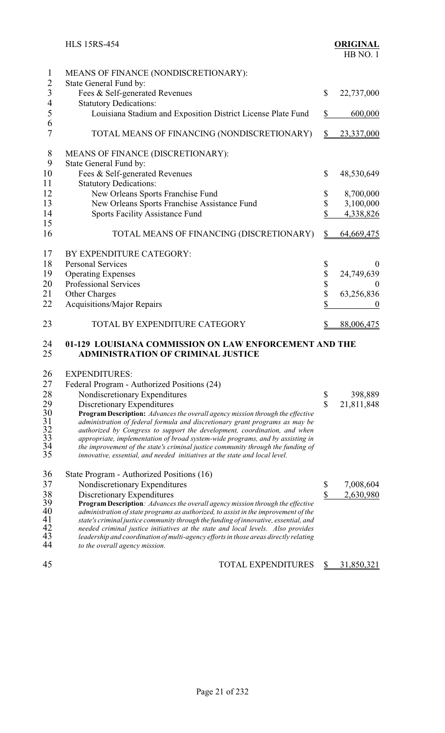| | | |
|---|---|---|
| MEANS OF FINANCE (NONDISCRETIONARY): | | |
| State General Fund by: | | |
| Fees & Self-generated Revenues | $ | 22,737,000 |
| Statutory Dedications: | | |
| Louisiana Stadium and Exposition District License Plate Fund | $ | 600,000 |
| TOTAL MEANS OF FINANCING (NONDISCRETIONARY) | $ | 23,337,000 |
| MEANS OF FINANCE (DISCRETIONARY): | | |
| State General Fund by: | | |
| Fees & Self-generated Revenues | $ | 48,530,649 |
| Statutory Dedications: | | |
| New Orleans Sports Franchise Fund | $ | 8,700,000 |
| New Orleans Sports Franchise Assistance Fund | $ | 3,100,000 |
| Sports Facility Assistance Fund | $ | 4,338,826 |
| TOTAL MEANS OF FINANCING (DISCRETIONARY) | $ | 64,669,475 |
| BY EXPENDITURE CATEGORY: | | |
| Personal Services | $ | 0 |
| Operating Expenses | $ | 24,749,639 |
| Professional Services | $ | 0 |
| Other Charges | $ | 63,256,836 |
| Acquisitions/Major Repairs | $ | 0 |
| TOTAL BY EXPENDITURE CATEGORY | $ | 88,006,475 |

## 01-129 LOUISIANA COMMISSION ON LAW ENFORCEMENT AND THE ADMINISTRATION OF CRIMINAL JUSTICE

| | | |
|---|---|---|
| EXPENDITURES: | | |
| Federal Program - Authorized Positions (24) | | |
| Nondiscretionary Expenditures | $ | 398,889 |
| Discretionary Expenditures | $ | 21,811,848 |

***Program Description:** Advances the overall agency mission through the effective administration of federal formula and discretionary grant programs as may be authorized by Congress to support the development, coordination, and when appropriate, implementation of broad system-wide programs, and by assisting in the improvement of the state's criminal justice community through the funding of innovative, essential, and needed initiatives at the state and local level.*

| | | |
|---|---|---|
| State Program - Authorized Positions (16) | | |
| Nondiscretionary Expenditures | $ | 7,008,604 |
| Discretionary Expenditures | $ | 2,630,980 |

***Program Description:** Advances the overall agency mission through the effective administration of state programs as authorized, to assist in the improvement of the state's criminal justice community through the funding of innovative, essential, and needed criminal justice initiatives at the state and local levels. Also provides leadership and coordination of multi-agency efforts in those areas directly relating to the overall agency mission.*

| | | |
|---|---|---|
| TOTAL EXPENDITURES | $ | 31,850,321 |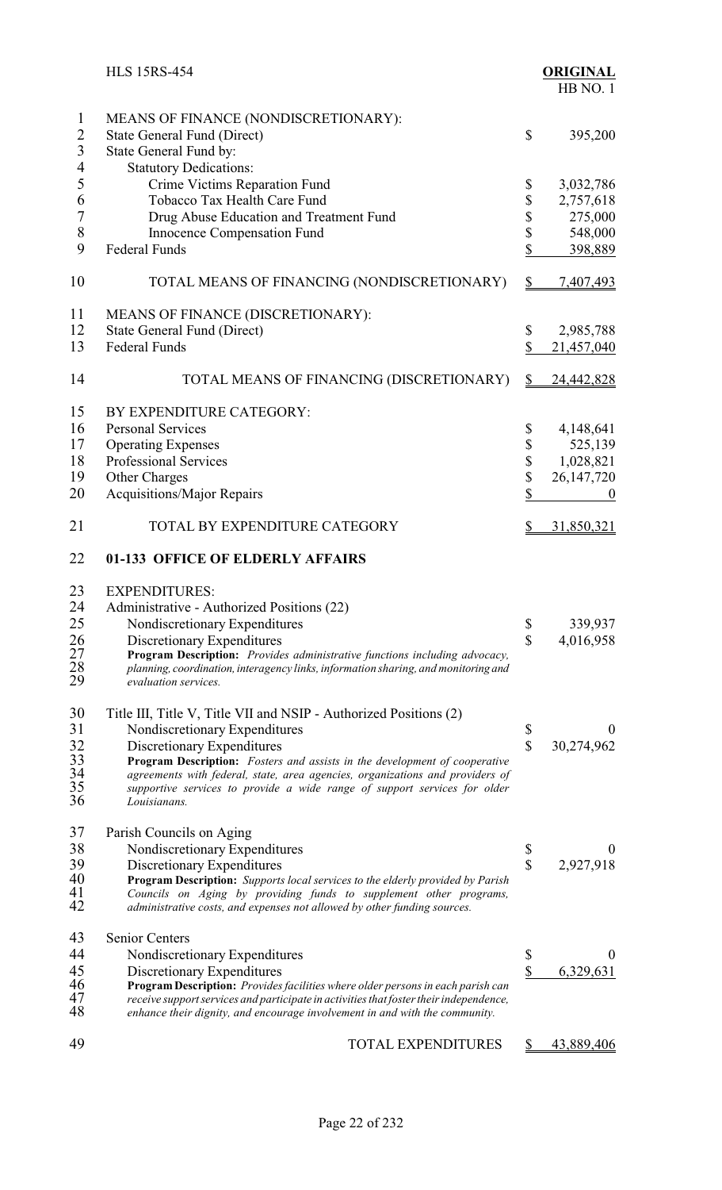| | |
|---|---|
| MEANS OF FINANCE (NONDISCRETIONARY): | |
| State General Fund (Direct) | $ 395,200 |
| State General Fund by: | |
| Statutory Dedications: | |
| Crime Victims Reparation Fund | $ 3,032,786 |
| Tobacco Tax Health Care Fund | $ 2,757,618 |
| Drug Abuse Education and Treatment Fund | $ 275,000 |
| Innocence Compensation Fund | $ 548,000 |
| Federal Funds | $ 398,889 |
| TOTAL MEANS OF FINANCING (NONDISCRETIONARY) | $ 7,407,493 |
| MEANS OF FINANCE (DISCRETIONARY): | |
| State General Fund (Direct) | $ 2,985,788 |
| Federal Funds | $ 21,457,040 |
| TOTAL MEANS OF FINANCING (DISCRETIONARY) | $ 24,442,828 |
| BY EXPENDITURE CATEGORY: | |
| Personal Services | $ 4,148,641 |
| Operating Expenses | $ 525,139 |
| Professional Services | $ 1,028,821 |
| Other Charges | $ 26,147,720 |
| Acquisitions/Major Repairs | $ 0 |
| TOTAL BY EXPENDITURE CATEGORY | $ 31,850,321 |

## 01-133 OFFICE OF ELDERLY AFFAIRS

EXPENDITURES:

Administrative - Authorized Positions (22)

| | |
|---|---|
| Nondiscretionary Expenditures | $ 339,937 |
| Discretionary Expenditures | $ 4,016,958 |

**Program Description:** *Provides administrative functions including advocacy, planning, coordination, interagency links, information sharing, and monitoring and evaluation services.*

Title III, Title V, Title VII and NSIP - Authorized Positions (2)

| | |
|---|---|
| Nondiscretionary Expenditures | $ 0 |
| Discretionary Expenditures | $ 30,274,962 |

**Program Description:** *Fosters and assists in the development of cooperative agreements with federal, state, area agencies, organizations and providers of supportive services to provide a wide range of support services for older Louisianans.*

Parish Councils on Aging

| | |
|---|---|
| Nondiscretionary Expenditures | $ 0 |
| Discretionary Expenditures | $ 2,927,918 |

**Program Description:** *Supports local services to the elderly provided by Parish Councils on Aging by providing funds to supplement other programs, administrative costs, and expenses not allowed by other funding sources.*

Senior Centers

| | |
|---|---|
| Nondiscretionary Expenditures | $ 0 |
| Discretionary Expenditures | $ 6,329,631 |

**Program Description:** *Provides facilities where older persons in each parish can receive support services and participate in activities that foster their independence, enhance their dignity, and encourage involvement in and with the community.*

| | |
|---|---|
| TOTAL EXPENDITURES | $ 43,889,406 |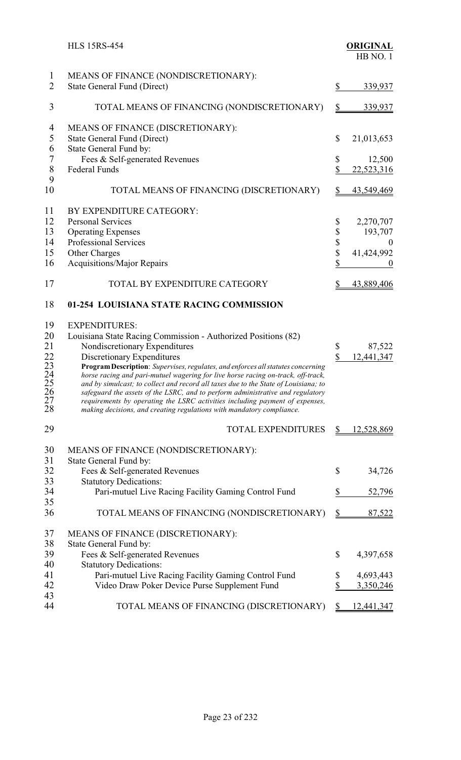| | |
|---|---|
| MEANS OF FINANCE (NONDISCRETIONARY): | |
| State General Fund (Direct) | $ 339,937 |
| TOTAL MEANS OF FINANCING (NONDISCRETIONARY) | $ 339,937 |
| MEANS OF FINANCE (DISCRETIONARY): | |
| State General Fund (Direct) | $ 21,013,653 |
| State General Fund by: | |
| Fees & Self-generated Revenues | $ 12,500 |
| Federal Funds | $ 22,523,316 |
| TOTAL MEANS OF FINANCING (DISCRETIONARY) | $ 43,549,469 |
| BY EXPENDITURE CATEGORY: | |
| Personal Services | $ 2,270,707 |
| Operating Expenses | $ 193,707 |
| Professional Services | $ 0 |
| Other Charges | $ 41,424,992 |
| Acquisitions/Major Repairs | $ 0 |
| TOTAL BY EXPENDITURE CATEGORY | $ 43,889,406 |

**01-254 LOUISIANA STATE RACING COMMISSION**

| | |
|---|---|
| EXPENDITURES: | |
| Louisiana State Racing Commission - Authorized Positions (82) | |
| Nondiscretionary Expenditures | $ 87,522 |
| Discretionary Expenditures | $ 12,441,347 |

***Program Description**: Supervises, regulates, and enforces all statutes concerning horse racing and pari-mutuel wagering for live horse racing on-track, off-track, and by simulcast; to collect and record all taxes due to the State of Louisiana; to safeguard the assets of the LSRC, and to perform administrative and regulatory requirements by operating the LSRC activities including payment of expenses, making decisions, and creating regulations with mandatory compliance.*

| | |
|---|---|
| TOTAL EXPENDITURES | $ 12,528,869 |
| MEANS OF FINANCE (NONDISCRETIONARY): | |
| State General Fund by: | |
| Fees & Self-generated Revenues | $ 34,726 |
| Statutory Dedications: | |
| Pari-mutuel Live Racing Facility Gaming Control Fund | $ 52,796 |
| TOTAL MEANS OF FINANCING (NONDISCRETIONARY) | $ 87,522 |
| MEANS OF FINANCE (DISCRETIONARY): | |
| State General Fund by: | |
| Fees & Self-generated Revenues | $ 4,397,658 |
| Statutory Dedications: | |
| Pari-mutuel Live Racing Facility Gaming Control Fund | $ 4,693,443 |
| Video Draw Poker Device Purse Supplement Fund | $ 3,350,246 |
| TOTAL MEANS OF FINANCING (DISCRETIONARY) | $ 12,441,347 |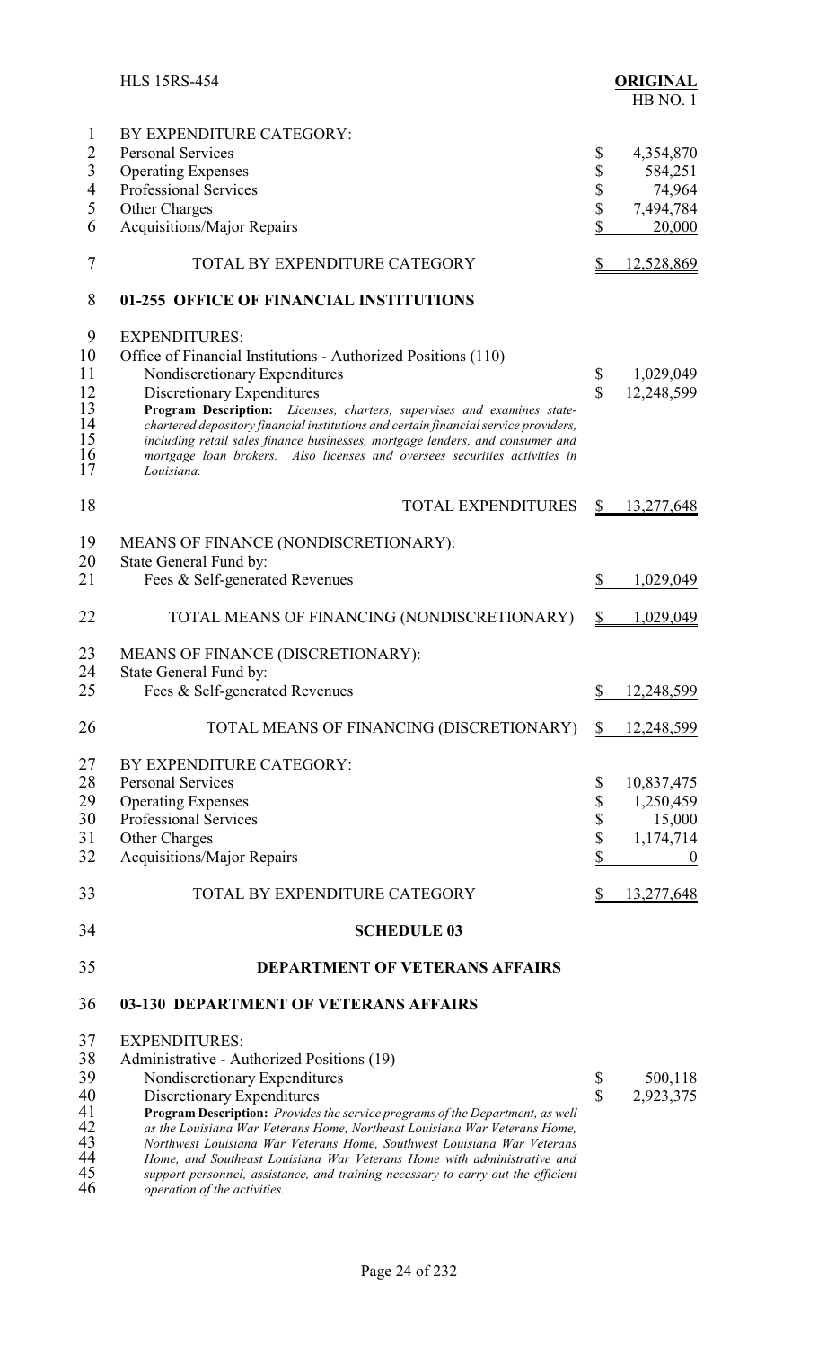BY EXPENDITURE CATEGORY:

| | |
|---|---|
| Personal Services | $ 4,354,870 |
| Operating Expenses | $ 584,251 |
| Professional Services | $ 74,964 |
| Other Charges | $ 7,494,784 |
| Acquisitions/Major Repairs | $ 20,000 |
| TOTAL BY EXPENDITURE CATEGORY | $ 12,528,869 |

## 01-255 OFFICE OF FINANCIAL INSTITUTIONS

EXPENDITURES:

Office of Financial Institutions - Authorized Positions (110)

| | |
|---|---|
| Nondiscretionary Expenditures | $ 1,029,049 |
| Discretionary Expenditures | $ 12,248,599 |

*Program Description: Licenses, charters, supervises and examines state-chartered depository financial institutions and certain financial service providers, including retail sales finance businesses, mortgage lenders, and consumer and mortgage loan brokers. Also licenses and oversees securities activities in Louisiana.*

| | |
|---|---|
| TOTAL EXPENDITURES | $ 13,277,648 |

MEANS OF FINANCE (NONDISCRETIONARY):

State General Fund by:

| | |
|---|---|
| Fees & Self-generated Revenues | $ 1,029,049 |
| TOTAL MEANS OF FINANCING (NONDISCRETIONARY) | $ 1,029,049 |

MEANS OF FINANCE (DISCRETIONARY):

State General Fund by:

| | |
|---|---|
| Fees & Self-generated Revenues | $ 12,248,599 |
| TOTAL MEANS OF FINANCING (DISCRETIONARY) | $ 12,248,599 |

BY EXPENDITURE CATEGORY:

| | |
|---|---|
| Personal Services | $ 10,837,475 |
| Operating Expenses | $ 1,250,459 |
| Professional Services | $ 15,000 |
| Other Charges | $ 1,174,714 |
| Acquisitions/Major Repairs | $ 0 |
| TOTAL BY EXPENDITURE CATEGORY | $ 13,277,648 |

# SCHEDULE 03

# DEPARTMENT OF VETERANS AFFAIRS

## 03-130 DEPARTMENT OF VETERANS AFFAIRS

EXPENDITURES:

Administrative - Authorized Positions (19)

| | |
|---|---|
| Nondiscretionary Expenditures | $ 500,118 |
| Discretionary Expenditures | $ 2,923,375 |

*Program Description: Provides the service programs of the Department, as well as the Louisiana War Veterans Home, Northeast Louisiana War Veterans Home, Northwest Louisiana War Veterans Home, Southwest Louisiana War Veterans Home, and Southeast Louisiana War Veterans Home with administrative and support personnel, assistance, and training necessary to carry out the efficient operation of the activities.*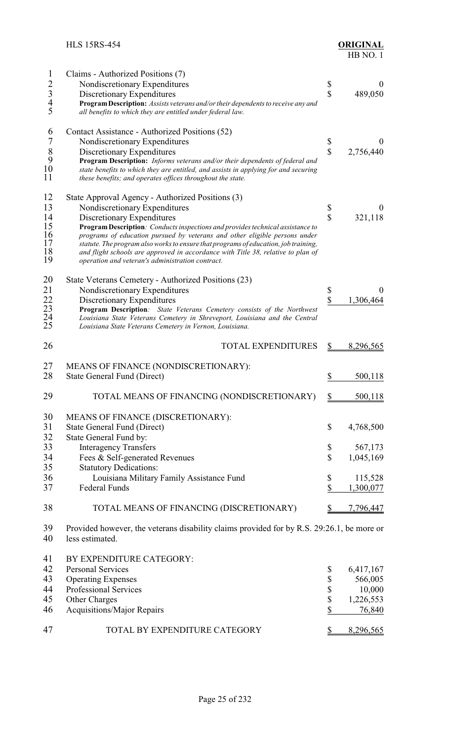Claims - Authorized Positions (7)

| | | |
|---|---|---|
| Nondiscretionary Expenditures | $ | 0 |
| Discretionary Expenditures | $ | 489,050 |

**Program Description:** *Assists veterans and/or their dependents to receive any and all benefits to which they are entitled under federal law.*

Contact Assistance - Authorized Positions (52)

| | | |
|---|---|---|
| Nondiscretionary Expenditures | $ | 0 |
| Discretionary Expenditures | $ | 2,756,440 |

**Program Description:** *Informs veterans and/or their dependents of federal and state benefits to which they are entitled, and assists in applying for and securing these benefits; and operates offices throughout the state.*

State Approval Agency - Authorized Positions (3)

| | | |
|---|---|---|
| Nondiscretionary Expenditures | $ | 0 |
| Discretionary Expenditures | $ | 321,118 |

**Program Description***: Conducts inspections and provides technical assistance to programs of education pursued by veterans and other eligible persons under statute. The program also works to ensure that programs of education, job training, and flight schools are approved in accordance with Title 38, relative to plan of operation and veteran's administration contract.*

State Veterans Cemetery - Authorized Positions (23)

| | | |
|---|---|---|
| Nondiscretionary Expenditures | $ | 0 |
| Discretionary Expenditures | $ | 1,306,464 |

**Program Description***: State Veterans Cemetery consists of the Northwest Louisiana State Veterans Cemetery in Shreveport, Louisiana and the Central Louisiana State Veterans Cemetery in Vernon, Louisiana.*

| | | |
|---|---|---|
| TOTAL EXPENDITURES | $ | 8,296,565 |

MEANS OF FINANCE (NONDISCRETIONARY):

| | | |
|---|---|---|
| State General Fund (Direct) | $ | 500,118 |
| TOTAL MEANS OF FINANCING (NONDISCRETIONARY) | $ | 500,118 |

MEANS OF FINANCE (DISCRETIONARY):

| | | |
|---|---|---|
| State General Fund (Direct) | $ | 4,768,500 |
| State General Fund by: | | |
| Interagency Transfers | $ | 567,173 |
| Fees & Self-generated Revenues | $ | 1,045,169 |
| Statutory Dedications: | | |
| Louisiana Military Family Assistance Fund | $ | 115,528 |
| Federal Funds | $ | 1,300,077 |
| TOTAL MEANS OF FINANCING (DISCRETIONARY) | $ | 7,796,447 |

Provided however, the veterans disability claims provided for by R.S. 29:26.1, be more or less estimated.

BY EXPENDITURE CATEGORY:

| | | |
|---|---|---|
| Personal Services | $ | 6,417,167 |
| Operating Expenses | $ | 566,005 |
| Professional Services | $ | 10,000 |
| Other Charges | $ | 1,226,553 |
| Acquisitions/Major Repairs | $ | 76,840 |
| TOTAL BY EXPENDITURE CATEGORY | $ | 8,296,565 |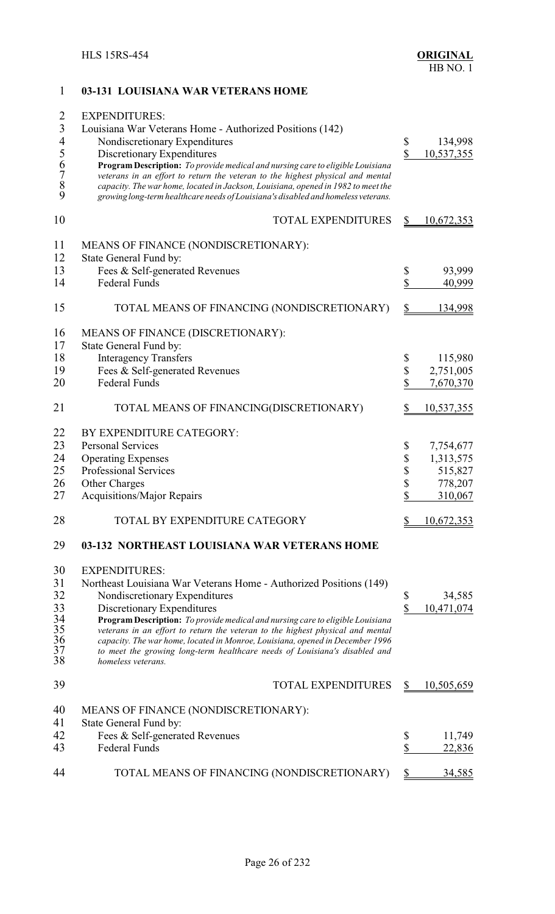## 03-131 LOUISIANA WAR VETERANS HOME

EXPENDITURES:

Louisiana War Veterans Home - Authorized Positions (142)

| | | |
|---|---|---|
| Nondiscretionary Expenditures | $ | 134,998 |
| Discretionary Expenditures | $ | 10,537,355 |

**Program Description:** *To provide medical and nursing care to eligible Louisiana veterans in an effort to return the veteran to the highest physical and mental capacity. The war home, located in Jackson, Louisiana, opened in 1982 to meet the growing long-term healthcare needs of Louisiana's disabled and homeless veterans.*

| | | |
|---|---|---|
| TOTAL EXPENDITURES | $ | 10,672,353 |

MEANS OF FINANCE (NONDISCRETIONARY):

State General Fund by:

| | | |
|---|---|---|
| Fees & Self-generated Revenues | $ | 93,999 |
| Federal Funds | $ | 40,999 |
| TOTAL MEANS OF FINANCING (NONDISCRETIONARY) | $ | 134,998 |

MEANS OF FINANCE (DISCRETIONARY):

State General Fund by:

| | | |
|---|---|---|
| Interagency Transfers | $ | 115,980 |
| Fees & Self-generated Revenues | $ | 2,751,005 |
| Federal Funds | $ | 7,670,370 |
| TOTAL MEANS OF FINANCING(DISCRETIONARY) | $ | 10,537,355 |

BY EXPENDITURE CATEGORY:

| | | |
|---|---|---|
| Personal Services | $ | 7,754,677 |
| Operating Expenses | $ | 1,313,575 |
| Professional Services | $ | 515,827 |
| Other Charges | $ | 778,207 |
| Acquisitions/Major Repairs | $ | 310,067 |
| TOTAL BY EXPENDITURE CATEGORY | $ | 10,672,353 |

## 03-132 NORTHEAST LOUISIANA WAR VETERANS HOME

EXPENDITURES:

Northeast Louisiana War Veterans Home - Authorized Positions (149)

| | | |
|---|---|---|
| Nondiscretionary Expenditures | $ | 34,585 |
| Discretionary Expenditures | $ | 10,471,074 |

**Program Description:** *To provide medical and nursing care to eligible Louisiana veterans in an effort to return the veteran to the highest physical and mental capacity. The war home, located in Monroe, Louisiana, opened in December 1996 to meet the growing long-term healthcare needs of Louisiana's disabled and homeless veterans.*

| | | |
|---|---|---|
| TOTAL EXPENDITURES | $ | 10,505,659 |

MEANS OF FINANCE (NONDISCRETIONARY):

State General Fund by:

| | | |
|---|---|---|
| Fees & Self-generated Revenues | $ | 11,749 |
| Federal Funds | $ | 22,836 |
| TOTAL MEANS OF FINANCING (NONDISCRETIONARY) | $ | 34,585 |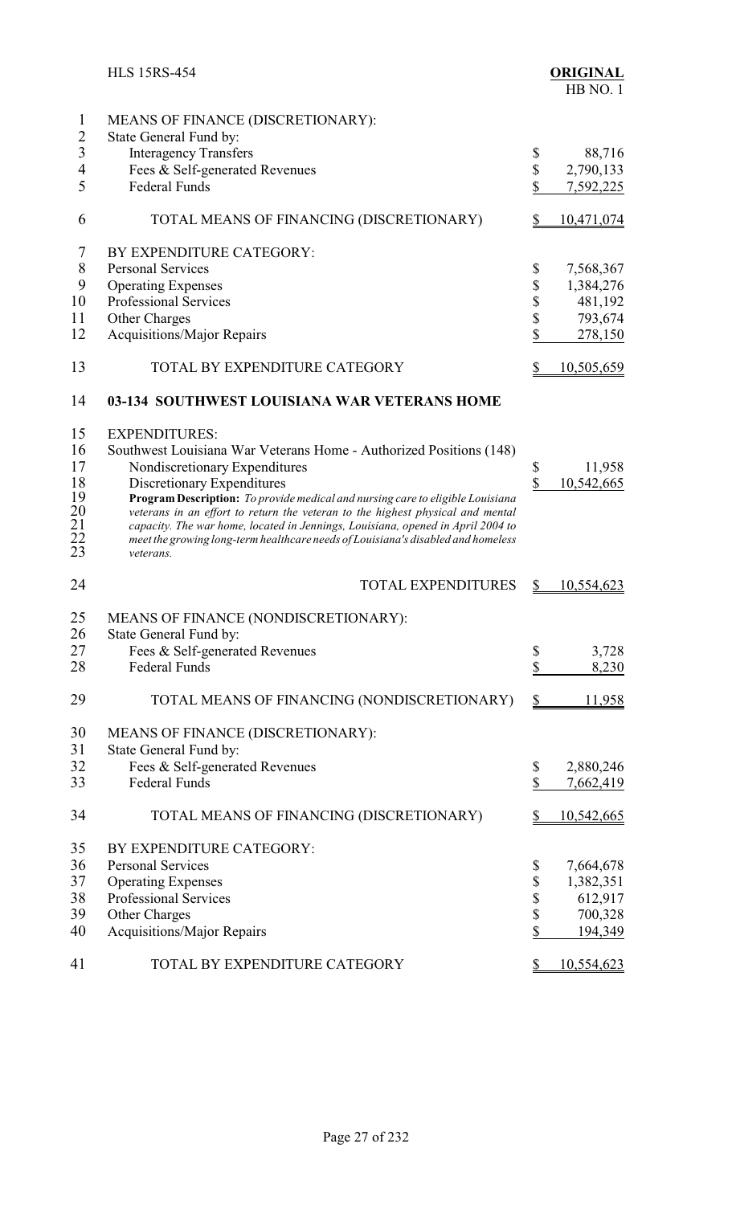MEANS OF FINANCE (DISCRETIONARY):
State General Fund by:

| | |
|---|---|
| Interagency Transfers | $ 88,716 |
| Fees & Self-generated Revenues | $ 2,790,133 |
| Federal Funds | $ 7,592,225 |
| TOTAL MEANS OF FINANCING (DISCRETIONARY) | $ 10,471,074 |

BY EXPENDITURE CATEGORY:

| | |
|---|---|
| Personal Services | $ 7,568,367 |
| Operating Expenses | $ 1,384,276 |
| Professional Services | $ 481,192 |
| Other Charges | $ 793,674 |
| Acquisitions/Major Repairs | $ 278,150 |
| TOTAL BY EXPENDITURE CATEGORY | $ 10,505,659 |

## 03-134 SOUTHWEST LOUISIANA WAR VETERANS HOME

EXPENDITURES:
Southwest Louisiana War Veterans Home - Authorized Positions (148)

| | |
|---|---|
| Nondiscretionary Expenditures | $ 11,958 |
| Discretionary Expenditures | $ 10,542,665 |

**Program Description:** *To provide medical and nursing care to eligible Louisiana veterans in an effort to return the veteran to the highest physical and mental capacity. The war home, located in Jennings, Louisiana, opened in April 2004 to meet the growing long-term healthcare needs of Louisiana's disabled and homeless veterans.*

| | |
|---|---|
| TOTAL EXPENDITURES | $ 10,554,623 |

MEANS OF FINANCE (NONDISCRETIONARY):
State General Fund by:

| | |
|---|---|
| Fees & Self-generated Revenues | $ 3,728 |
| Federal Funds | $ 8,230 |
| TOTAL MEANS OF FINANCING (NONDISCRETIONARY) | $ 11,958 |

MEANS OF FINANCE (DISCRETIONARY):
State General Fund by:

| | |
|---|---|
| Fees & Self-generated Revenues | $ 2,880,246 |
| Federal Funds | $ 7,662,419 |
| TOTAL MEANS OF FINANCING (DISCRETIONARY) | $ 10,542,665 |

BY EXPENDITURE CATEGORY:

| | |
|---|---|
| Personal Services | $ 7,664,678 |
| Operating Expenses | $ 1,382,351 |
| Professional Services | $ 612,917 |
| Other Charges | $ 700,328 |
| Acquisitions/Major Repairs | $ 194,349 |
| TOTAL BY EXPENDITURE CATEGORY | $ 10,554,623 |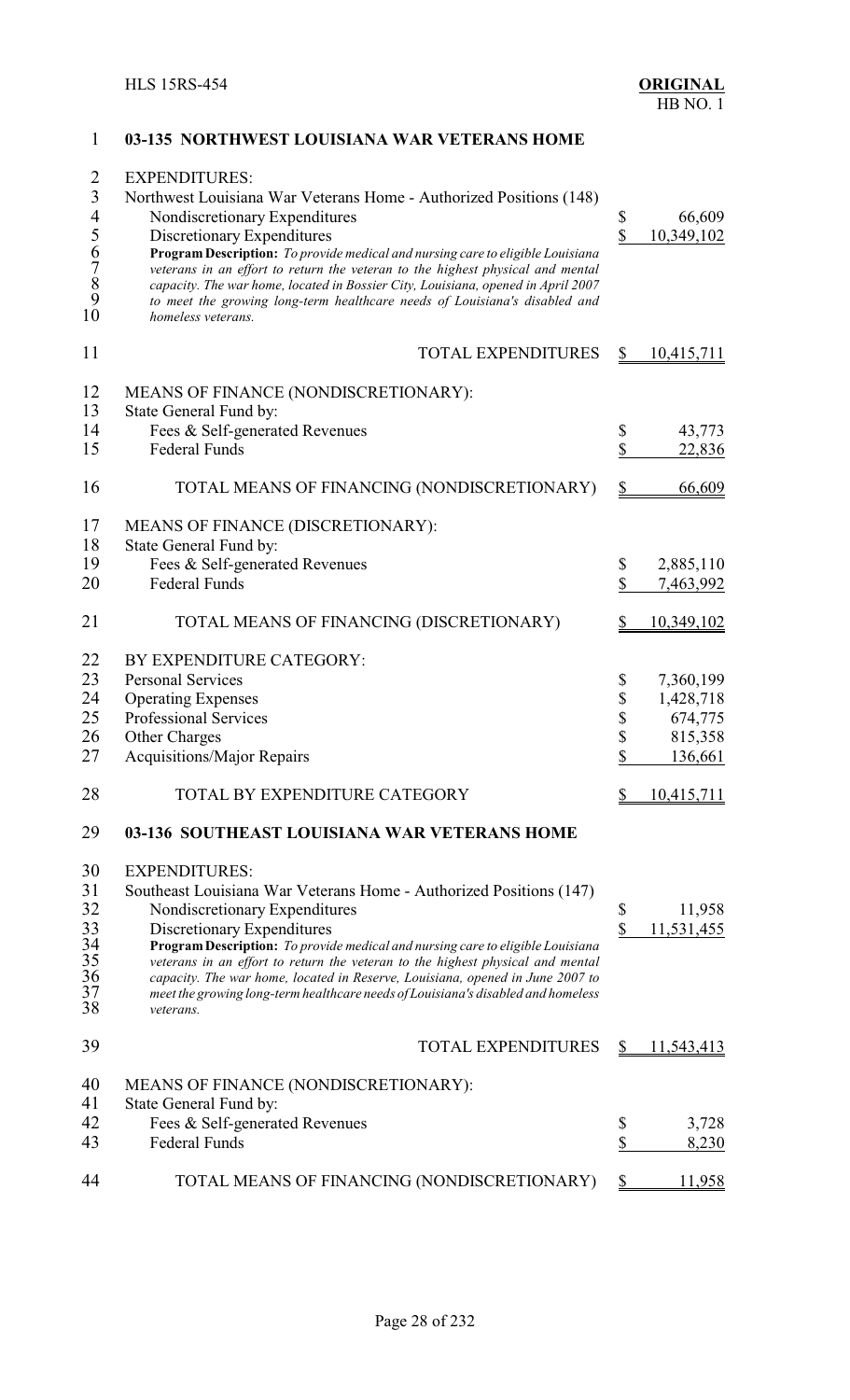## 03-135 NORTHWEST LOUISIANA WAR VETERANS HOME

EXPENDITURES:

| | |
|---|---|
| Northwest Louisiana War Veterans Home - Authorized Positions (148) | |
| Nondiscretionary Expenditures | $ 66,609 |
| Discretionary Expenditures | $ 10,349,102 |

*Program Description: To provide medical and nursing care to eligible Louisiana veterans in an effort to return the veteran to the highest physical and mental capacity. The war home, located in Bossier City, Louisiana, opened in April 2007 to meet the growing long-term healthcare needs of Louisiana's disabled and homeless veterans.*

| | |
|---|---|
| TOTAL EXPENDITURES | $ 10,415,711 |

MEANS OF FINANCE (NONDISCRETIONARY):

| | |
|---|---|
| State General Fund by: | |
| Fees & Self-generated Revenues | $ 43,773 |
| Federal Funds | $ 22,836 |
| TOTAL MEANS OF FINANCING (NONDISCRETIONARY) | $ 66,609 |

MEANS OF FINANCE (DISCRETIONARY):

| | |
|---|---|
| State General Fund by: | |
| Fees & Self-generated Revenues | $ 2,885,110 |
| Federal Funds | $ 7,463,992 |
| TOTAL MEANS OF FINANCING (DISCRETIONARY) | $ 10,349,102 |

BY EXPENDITURE CATEGORY:

| | |
|---|---|
| Personal Services | $ 7,360,199 |
| Operating Expenses | $ 1,428,718 |
| Professional Services | $ 674,775 |
| Other Charges | $ 815,358 |
| Acquisitions/Major Repairs | $ 136,661 |
| TOTAL BY EXPENDITURE CATEGORY | $ 10,415,711 |

## 03-136 SOUTHEAST LOUISIANA WAR VETERANS HOME

EXPENDITURES:

| | |
|---|---|
| Southeast Louisiana War Veterans Home - Authorized Positions (147) | |
| Nondiscretionary Expenditures | $ 11,958 |
| Discretionary Expenditures | $ 11,531,455 |

*Program Description: To provide medical and nursing care to eligible Louisiana veterans in an effort to return the veteran to the highest physical and mental capacity. The war home, located in Reserve, Louisiana, opened in June 2007 to meet the growing long-term healthcare needs of Louisiana's disabled and homeless veterans.*

| | |
|---|---|
| TOTAL EXPENDITURES | $ 11,543,413 |

MEANS OF FINANCE (NONDISCRETIONARY):

| | |
|---|---|
| State General Fund by: | |
| Fees & Self-generated Revenues | $ 3,728 |
| Federal Funds | $ 8,230 |
| TOTAL MEANS OF FINANCING (NONDISCRETIONARY) | $ 11,958 |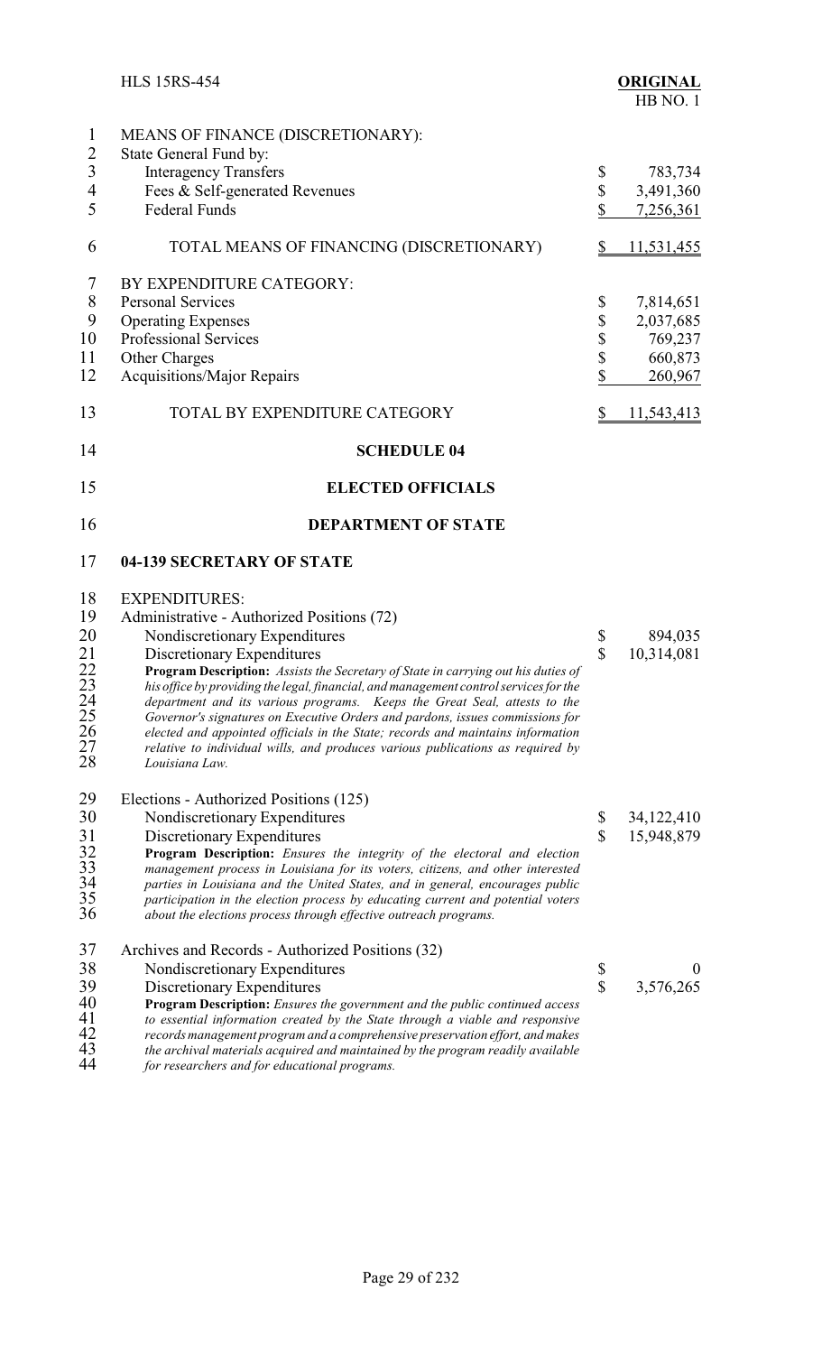MEANS OF FINANCE (DISCRETIONARY):

State General Fund by:

| | | |
|---|---|---|
| Interagency Transfers | $ | 783,734 |
| Fees & Self-generated Revenues | $ | 3,491,360 |
| Federal Funds | $ | 7,256,361 |
| TOTAL MEANS OF FINANCING (DISCRETIONARY) | $ | 11,531,455 |

BY EXPENDITURE CATEGORY:

| | | |
|---|---|---|
| Personal Services | $ | 7,814,651 |
| Operating Expenses | $ | 2,037,685 |
| Professional Services | $ | 769,237 |
| Other Charges | $ | 660,873 |
| Acquisitions/Major Repairs | $ | 260,967 |
| TOTAL BY EXPENDITURE CATEGORY | $ | 11,543,413 |

## SCHEDULE 04

## ELECTED OFFICIALS

## DEPARTMENT OF STATE

### 04-139 SECRETARY OF STATE

EXPENDITURES:

Administrative - Authorized Positions (72)

| | | |
|---|---|---|
| Nondiscretionary Expenditures | $ | 894,035 |
| Discretionary Expenditures | $ | 10,314,081 |

***Program Description:*** *Assists the Secretary of State in carrying out his duties of his office by providing the legal, financial, and management control services for the department and its various programs. Keeps the Great Seal, attests to the Governor's signatures on Executive Orders and pardons, issues commissions for elected and appointed officials in the State; records and maintains information relative to individual wills, and produces various publications as required by Louisiana Law.*

Elections - Authorized Positions (125)

| | | |
|---|---|---|
| Nondiscretionary Expenditures | $ | 34,122,410 |
| Discretionary Expenditures | $ | 15,948,879 |

***Program Description:*** *Ensures the integrity of the electoral and election management process in Louisiana for its voters, citizens, and other interested parties in Louisiana and the United States, and in general, encourages public participation in the election process by educating current and potential voters about the elections process through effective outreach programs.*

Archives and Records - Authorized Positions (32)

| | | |
|---|---|---|
| Nondiscretionary Expenditures | $ | 0 |
| Discretionary Expenditures | $ | 3,576,265 |

***Program Description:*** *Ensures the government and the public continued access to essential information created by the State through a viable and responsive records management program and a comprehensive preservation effort, and makes the archival materials acquired and maintained by the program readily available for researchers and for educational programs.*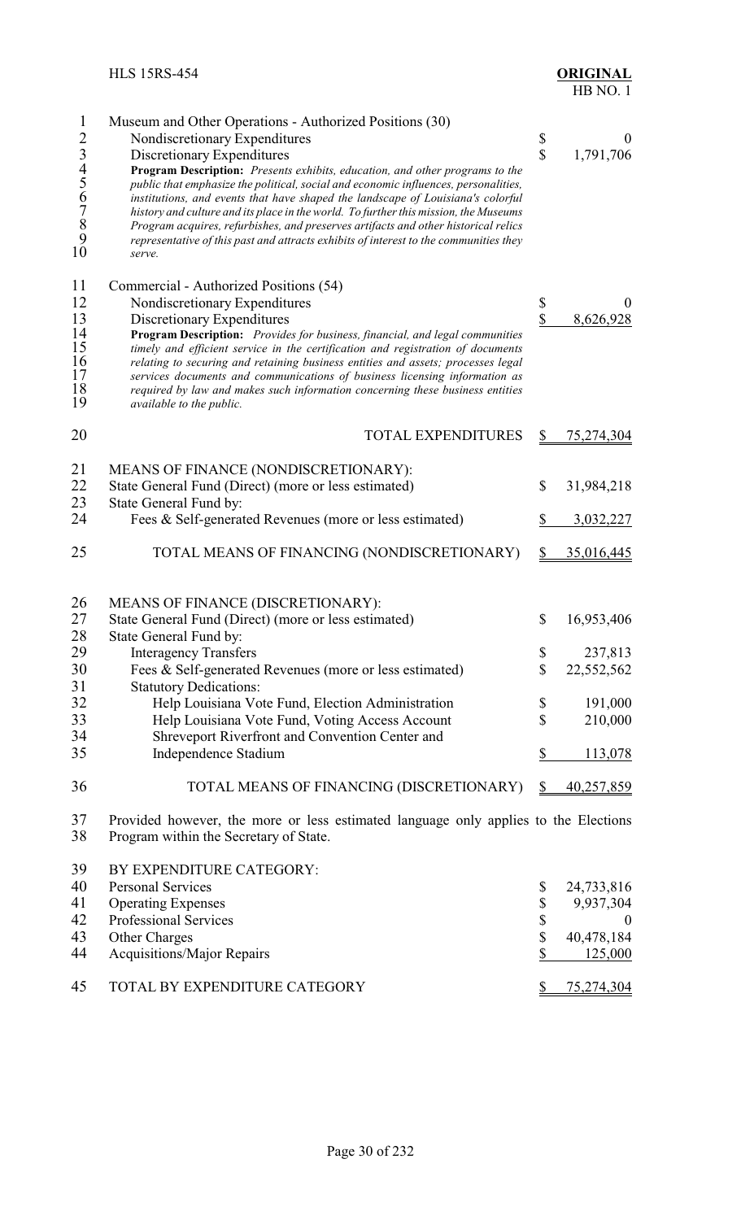Museum and Other Operations - Authorized Positions (30)

| | | |
|---|---|---|
| Nondiscretionary Expenditures | $ | 0 |
| Discretionary Expenditures | $ | 1,791,706 |

**Program Description:** *Presents exhibits, education, and other programs to the public that emphasize the political, social and economic influences, personalities, institutions, and events that have shaped the landscape of Louisiana's colorful history and culture and its place in the world. To further this mission, the Museums Program acquires, refurbishes, and preserves artifacts and other historical relics representative of this past and attracts exhibits of interest to the communities they serve.*

Commercial - Authorized Positions (54)

| | | |
|---|---|---|
| Nondiscretionary Expenditures | $ | 0 |
| Discretionary Expenditures | $ | 8,626,928 |

**Program Description:** *Provides for business, financial, and legal communities timely and efficient service in the certification and registration of documents relating to securing and retaining business entities and assets; processes legal services documents and communications of business licensing information as required by law and makes such information concerning these business entities available to the public.*

| | | |
|---|---|---|
| TOTAL EXPENDITURES | $ | 75,274,304 |

MEANS OF FINANCE (NONDISCRETIONARY):

| | | |
|---|---|---|
| State General Fund (Direct) (more or less estimated) | $ | 31,984,218 |
| State General Fund by: | | |
| Fees & Self-generated Revenues (more or less estimated) | $ | 3,032,227 |
| TOTAL MEANS OF FINANCING (NONDISCRETIONARY) | $ | 35,016,445 |

MEANS OF FINANCE (DISCRETIONARY):

| | | |
|---|---|---|
| State General Fund (Direct) (more or less estimated) | $ | 16,953,406 |
| State General Fund by: | | |
| Interagency Transfers | $ | 237,813 |
| Fees & Self-generated Revenues (more or less estimated) | $ | 22,552,562 |
| Statutory Dedications: | | |
| Help Louisiana Vote Fund, Election Administration | $ | 191,000 |
| Help Louisiana Vote Fund, Voting Access Account | $ | 210,000 |
| Shreveport Riverfront and Convention Center and Independence Stadium | $ | 113,078 |
| TOTAL MEANS OF FINANCING (DISCRETIONARY) | $ | 40,257,859 |

Provided however, the more or less estimated language only applies to the Elections Program within the Secretary of State.

BY EXPENDITURE CATEGORY:

| | | |
|---|---|---|
| Personal Services | $ | 24,733,816 |
| Operating Expenses | $ | 9,937,304 |
| Professional Services | $ | 0 |
| Other Charges | $ | 40,478,184 |
| Acquisitions/Major Repairs | $ | 125,000 |
| TOTAL BY EXPENDITURE CATEGORY | $ | 75,274,304 |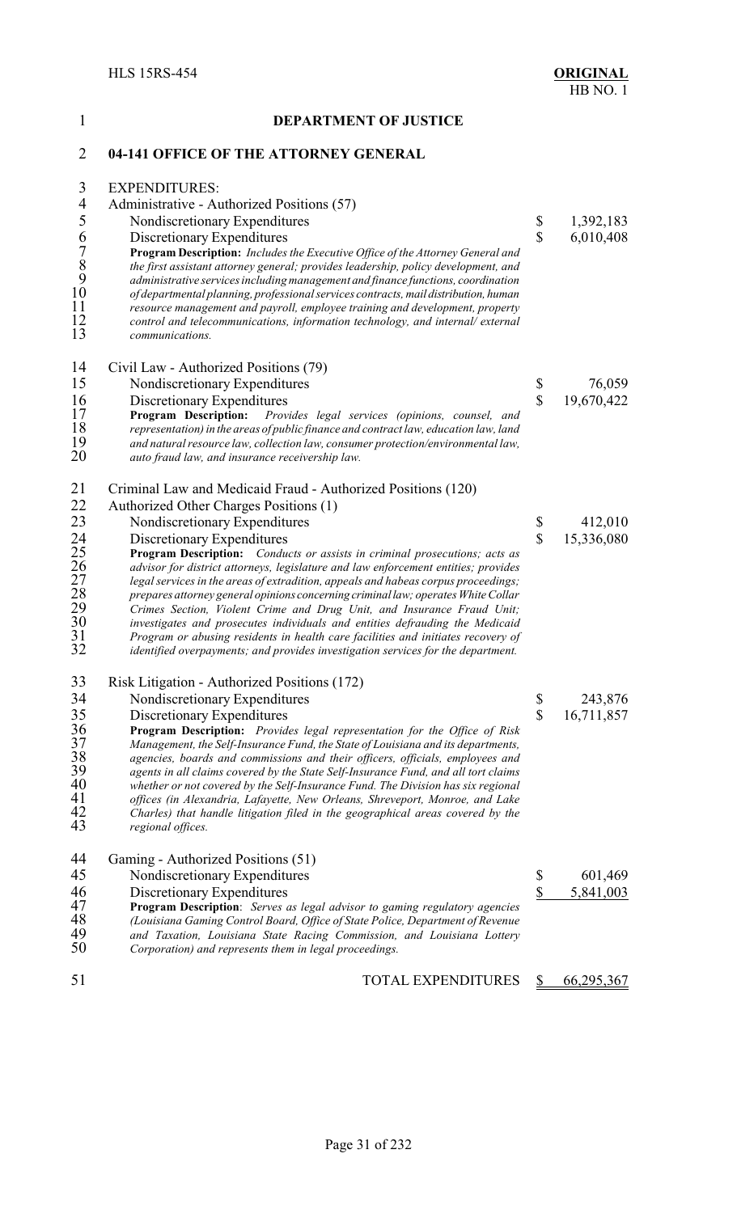## DEPARTMENT OF JUSTICE

### 04-141 OFFICE OF THE ATTORNEY GENERAL

EXPENDITURES:

Administrative - Authorized Positions (57)

| | | |
|---|---|---|
| Nondiscretionary Expenditures | $ | 1,392,183 |
| Discretionary Expenditures | $ | 6,010,408 |

**Program Description:** *Includes the Executive Office of the Attorney General and the first assistant attorney general; provides leadership, policy development, and administrative services including management and finance functions, coordination of departmental planning, professional services contracts, mail distribution, human resource management and payroll, employee training and development, property control and telecommunications, information technology, and internal/ external communications.*

Civil Law - Authorized Positions (79)

| | | |
|---|---|---|
| Nondiscretionary Expenditures | $ | 76,059 |
| Discretionary Expenditures | $ | 19,670,422 |

**Program Description:** *Provides legal services (opinions, counsel, and representation) in the areas of public finance and contract law, education law, land and natural resource law, collection law, consumer protection/environmental law, auto fraud law, and insurance receivership law.*

Criminal Law and Medicaid Fraud - Authorized Positions (120)
Authorized Other Charges Positions (1)

| | | |
|---|---|---|
| Nondiscretionary Expenditures | $ | 412,010 |
| Discretionary Expenditures | $ | 15,336,080 |

**Program Description:** *Conducts or assists in criminal prosecutions; acts as advisor for district attorneys, legislature and law enforcement entities; provides legal services in the areas of extradition, appeals and habeas corpus proceedings; prepares attorney general opinions concerning criminal law; operates White Collar Crimes Section, Violent Crime and Drug Unit, and Insurance Fraud Unit; investigates and prosecutes individuals and entities defrauding the Medicaid Program or abusing residents in health care facilities and initiates recovery of identified overpayments; and provides investigation services for the department.*

Risk Litigation - Authorized Positions (172)

| | | |
|---|---|---|
| Nondiscretionary Expenditures | $ | 243,876 |
| Discretionary Expenditures | $ | 16,711,857 |

**Program Description:** *Provides legal representation for the Office of Risk Management, the Self-Insurance Fund, the State of Louisiana and its departments, agencies, boards and commissions and their officers, officials, employees and agents in all claims covered by the State Self-Insurance Fund, and all tort claims whether or not covered by the Self-Insurance Fund. The Division has six regional offices (in Alexandria, Lafayette, New Orleans, Shreveport, Monroe, and Lake Charles) that handle litigation filed in the geographical areas covered by the regional offices.*

Gaming - Authorized Positions (51)

| | | |
|---|---|---|
| Nondiscretionary Expenditures | $ | 601,469 |
| Discretionary Expenditures | $ | 5,841,003 |

**Program Description**: *Serves as legal advisor to gaming regulatory agencies (Louisiana Gaming Control Board, Office of State Police, Department of Revenue and Taxation, Louisiana State Racing Commission, and Louisiana Lottery Corporation) and represents them in legal proceedings.*

| | | |
|---|---|---|
| TOTAL EXPENDITURES | $ | 66,295,367 |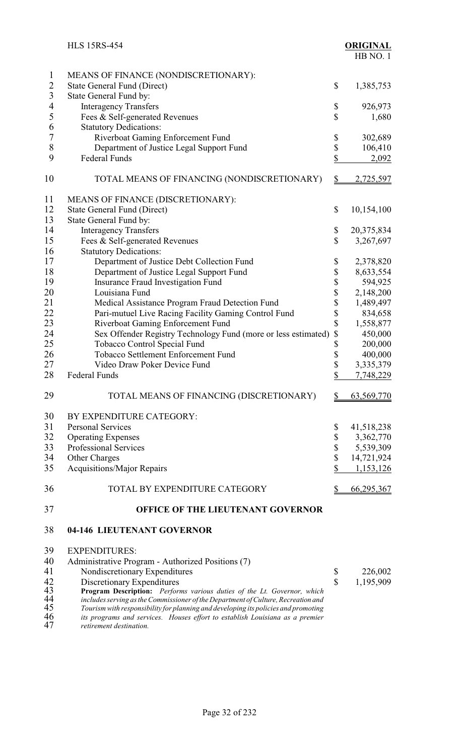MEANS OF FINANCE (NONDISCRETIONARY):

| | |
|---|---|
| State General Fund (Direct) | $ 1,385,753 |
| State General Fund by: | |
| Interagency Transfers | $ 926,973 |
| Fees & Self-generated Revenues | $ 1,680 |
| Statutory Dedications: | |
| Riverboat Gaming Enforcement Fund | $ 302,689 |
| Department of Justice Legal Support Fund | $ 106,410 |
| Federal Funds | $ 2,092 |
| TOTAL MEANS OF FINANCING (NONDISCRETIONARY) | $ 2,725,597 |

MEANS OF FINANCE (DISCRETIONARY):

| | |
|---|---|
| State General Fund (Direct) | $ 10,154,100 |
| State General Fund by: | |
| Interagency Transfers | $ 20,375,834 |
| Fees & Self-generated Revenues | $ 3,267,697 |
| Statutory Dedications: | |
| Department of Justice Debt Collection Fund | $ 2,378,820 |
| Department of Justice Legal Support Fund | $ 8,633,554 |
| Insurance Fraud Investigation Fund | $ 594,925 |
| Louisiana Fund | $ 2,148,200 |
| Medical Assistance Program Fraud Detection Fund | $ 1,489,497 |
| Pari-mutuel Live Racing Facility Gaming Control Fund | $ 834,658 |
| Riverboat Gaming Enforcement Fund | $ 1,558,877 |
| Sex Offender Registry Technology Fund (more or less estimated) | $ 450,000 |
| Tobacco Control Special Fund | $ 200,000 |
| Tobacco Settlement Enforcement Fund | $ 400,000 |
| Video Draw Poker Device Fund | $ 3,335,379 |
| Federal Funds | $ 7,748,229 |
| TOTAL MEANS OF FINANCING (DISCRETIONARY) | $ 63,569,770 |

BY EXPENDITURE CATEGORY:

| | |
|---|---|
| Personal Services | $ 41,518,238 |
| Operating Expenses | $ 3,362,770 |
| Professional Services | $ 5,539,309 |
| Other Charges | $ 14,721,924 |
| Acquisitions/Major Repairs | $ 1,153,126 |
| TOTAL BY EXPENDITURE CATEGORY | $ 66,295,367 |

## OFFICE OF THE LIEUTENANT GOVERNOR

### 04-146 LIEUTENANT GOVERNOR

EXPENDITURES:

Administrative Program - Authorized Positions (7)

| | |
|---|---|
| Nondiscretionary Expenditures | $ 226,002 |
| Discretionary Expenditures | $ 1,195,909 |

**Program Description:** *Performs various duties of the Lt. Governor, which includes serving as the Commissioner of the Department of Culture, Recreation and Tourism with responsibility for planning and developing its policies and promoting its programs and services. Houses effort to establish Louisiana as a premier retirement destination.*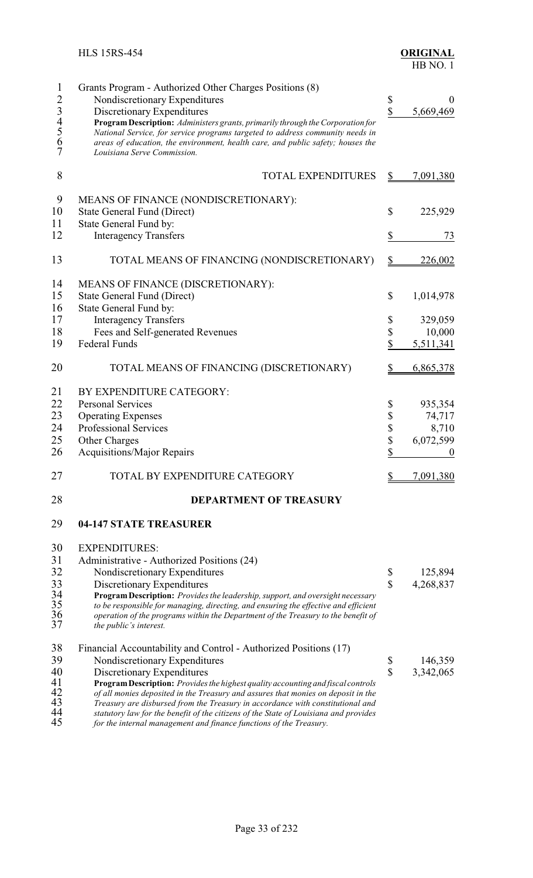Grants Program - Authorized Other Charges Positions (8)

| | | |
|---|---|---|
| Nondiscretionary Expenditures | $ | 0 |
| Discretionary Expenditures | $ | 5,669,469 |

*Program Description: Administers grants, primarily through the Corporation for National Service, for service programs targeted to address community needs in areas of education, the environment, health care, and public safety; houses the Louisiana Serve Commission.*

| | | |
|---|---|---|
| TOTAL EXPENDITURES | $ | 7,091,380 |

MEANS OF FINANCE (NONDISCRETIONARY):

| | | |
|---|---|---|
| State General Fund (Direct) | $ | 225,929 |
| State General Fund by: | | |
| Interagency Transfers | $ | 73 |
| TOTAL MEANS OF FINANCING (NONDISCRETIONARY) | $ | 226,002 |

MEANS OF FINANCE (DISCRETIONARY):

| | | |
|---|---|---|
| State General Fund (Direct) | $ | 1,014,978 |
| State General Fund by: | | |
| Interagency Transfers | $ | 329,059 |
| Fees and Self-generated Revenues | $ | 10,000 |
| Federal Funds | $ | 5,511,341 |
| TOTAL MEANS OF FINANCING (DISCRETIONARY) | $ | 6,865,378 |

BY EXPENDITURE CATEGORY:

| | | |
|---|---|---|
| Personal Services | $ | 935,354 |
| Operating Expenses | $ | 74,717 |
| Professional Services | $ | 8,710 |
| Other Charges | $ | 6,072,599 |
| Acquisitions/Major Repairs | $ | 0 |
| TOTAL BY EXPENDITURE CATEGORY | $ | 7,091,380 |

## DEPARTMENT OF TREASURY

### 04-147 STATE TREASURER

EXPENDITURES:

Administrative - Authorized Positions (24)

| | | |
|---|---|---|
| Nondiscretionary Expenditures | $ | 125,894 |
| Discretionary Expenditures | $ | 4,268,837 |

*Program Description: Provides the leadership, support, and oversight necessary to be responsible for managing, directing, and ensuring the effective and efficient operation of the programs within the Department of the Treasury to the benefit of the public's interest.*

Financial Accountability and Control - Authorized Positions (17)

| | | |
|---|---|---|
| Nondiscretionary Expenditures | $ | 146,359 |
| Discretionary Expenditures | $ | 3,342,065 |

*Program Description: Provides the highest quality accounting and fiscal controls of all monies deposited in the Treasury and assures that monies on deposit in the Treasury are disbursed from the Treasury in accordance with constitutional and statutory law for the benefit of the citizens of the State of Louisiana and provides for the internal management and finance functions of the Treasury.*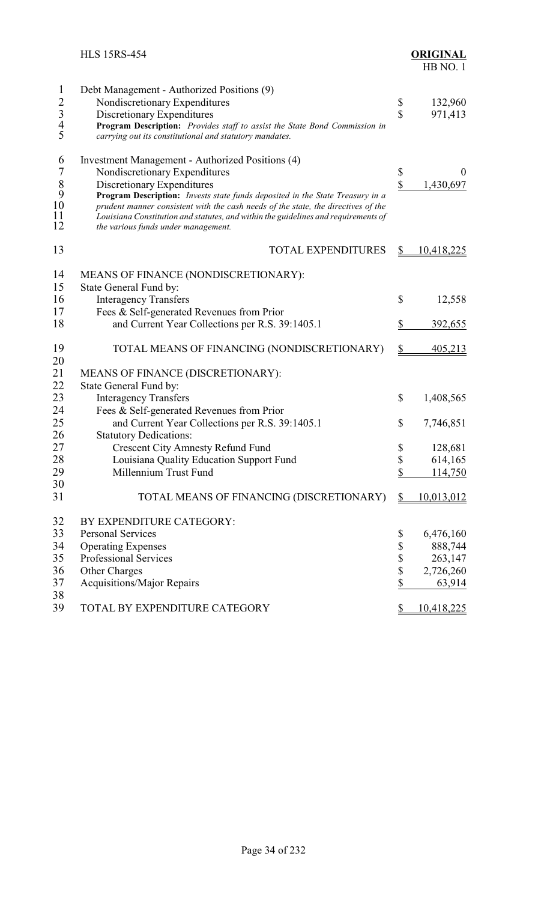Debt Management - Authorized Positions (9)

| | | |
|---|---|---|
| Nondiscretionary Expenditures | $ | 132,960 |
| Discretionary Expenditures | $ | 971,413 |

**Program Description:** *Provides staff to assist the State Bond Commission in carrying out its constitutional and statutory mandates.*

Investment Management - Authorized Positions (4)

| | | |
|---|---|---|
| Nondiscretionary Expenditures | $ | 0 |
| Discretionary Expenditures | $ | 1,430,697 |

**Program Description:** *Invests state funds deposited in the State Treasury in a prudent manner consistent with the cash needs of the state, the directives of the Louisiana Constitution and statutes, and within the guidelines and requirements of the various funds under management.*

| | | |
|---|---|---|
| TOTAL EXPENDITURES | $ | 10,418,225 |

MEANS OF FINANCE (NONDISCRETIONARY):

| | | |
|---|---|---|
| State General Fund by: | | |
| Interagency Transfers | $ | 12,558 |
| Fees & Self-generated Revenues from Prior and Current Year Collections per R.S. 39:1405.1 | $ | 392,655 |
| TOTAL MEANS OF FINANCING (NONDISCRETIONARY) | $ | 405,213 |

MEANS OF FINANCE (DISCRETIONARY):

| | | |
|---|---|---|
| State General Fund by: | | |
| Interagency Transfers | $ | 1,408,565 |
| Fees & Self-generated Revenues from Prior and Current Year Collections per R.S. 39:1405.1 | $ | 7,746,851 |
| Statutory Dedications: | | |
| Crescent City Amnesty Refund Fund | $ | 128,681 |
| Louisiana Quality Education Support Fund | $ | 614,165 |
| Millennium Trust Fund | $ | 114,750 |
| TOTAL MEANS OF FINANCING (DISCRETIONARY) | $ | 10,013,012 |

BY EXPENDITURE CATEGORY:

| | | |
|---|---|---|
| Personal Services | $ | 6,476,160 |
| Operating Expenses | $ | 888,744 |
| Professional Services | $ | 263,147 |
| Other Charges | $ | 2,726,260 |
| Acquisitions/Major Repairs | $ | 63,914 |
| TOTAL BY EXPENDITURE CATEGORY | $ | 10,418,225 |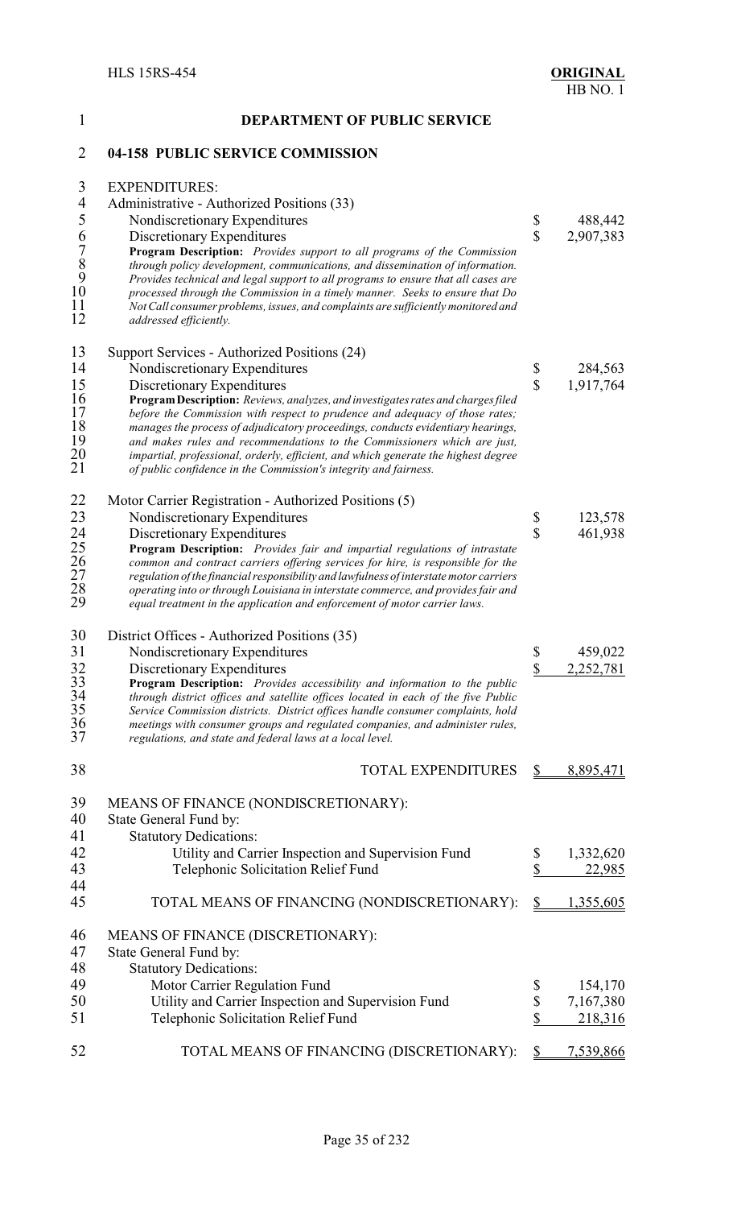## DEPARTMENT OF PUBLIC SERVICE

### 04-158 PUBLIC SERVICE COMMISSION

EXPENDITURES:

| | | |
|---|---|---|
| Administrative - Authorized Positions (33) | | |
| Nondiscretionary Expenditures | $ | 488,442 |
| Discretionary Expenditures | $ | 2,907,383 |

*Program Description: Provides support to all programs of the Commission through policy development, communications, and dissemination of information. Provides technical and legal support to all programs to ensure that all cases are processed through the Commission in a timely manner. Seeks to ensure that Do Not Call consumer problems, issues, and complaints are sufficiently monitored and addressed efficiently.*

| | | |
|---|---|---|
| Support Services - Authorized Positions (24) | | |
| Nondiscretionary Expenditures | $ | 284,563 |
| Discretionary Expenditures | $ | 1,917,764 |

*Program Description: Reviews, analyzes, and investigates rates and charges filed before the Commission with respect to prudence and adequacy of those rates; manages the process of adjudicatory proceedings, conducts evidentiary hearings, and makes rules and recommendations to the Commissioners which are just, impartial, professional, orderly, efficient, and which generate the highest degree of public confidence in the Commission's integrity and fairness.*

| | | |
|---|---|---|
| Motor Carrier Registration - Authorized Positions (5) | | |
| Nondiscretionary Expenditures | $ | 123,578 |
| Discretionary Expenditures | $ | 461,938 |

*Program Description: Provides fair and impartial regulations of intrastate common and contract carriers offering services for hire, is responsible for the regulation of the financial responsibility and lawfulness of interstate motor carriers operating into or through Louisiana in interstate commerce, and provides fair and equal treatment in the application and enforcement of motor carrier laws.*

| | | |
|---|---|---|
| District Offices - Authorized Positions (35) | | |
| Nondiscretionary Expenditures | $ | 459,022 |
| Discretionary Expenditures | $ | 2,252,781 |

*Program Description: Provides accessibility and information to the public through district offices and satellite offices located in each of the five Public Service Commission districts. District offices handle consumer complaints, hold meetings with consumer groups and regulated companies, and administer rules, regulations, and state and federal laws at a local level.*

| | | |
|---|---|---|
| TOTAL EXPENDITURES | $ | 8,895,471 |

MEANS OF FINANCE (NONDISCRETIONARY):

| | | |
|---|---|---|
| State General Fund by: | | |
| Statutory Dedications: | | |
| Utility and Carrier Inspection and Supervision Fund | $ | 1,332,620 |
| Telephonic Solicitation Relief Fund | $ | 22,985 |
| TOTAL MEANS OF FINANCING (NONDISCRETIONARY): | $ | 1,355,605 |

MEANS OF FINANCE (DISCRETIONARY):

| | | |
|---|---|---|
| State General Fund by: | | |
| Statutory Dedications: | | |
| Motor Carrier Regulation Fund | $ | 154,170 |
| Utility and Carrier Inspection and Supervision Fund | $ | 7,167,380 |
| Telephonic Solicitation Relief Fund | $ | 218,316 |
| TOTAL MEANS OF FINANCING (DISCRETIONARY): | $ | 7,539,866 |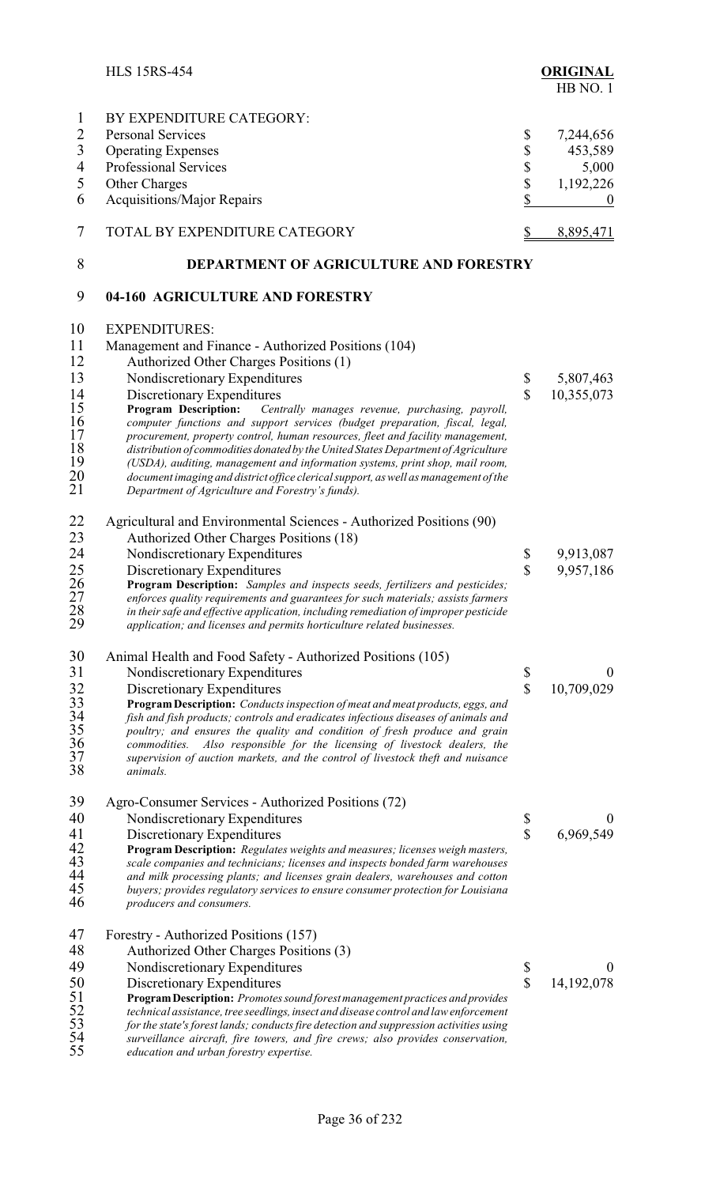BY EXPENDITURE CATEGORY:

| | | |
|---|---|---|
| Personal Services | $ | 7,244,656 |
| Operating Expenses | $ | 453,589 |
| Professional Services | $ | 5,000 |
| Other Charges | $ | 1,192,226 |
| Acquisitions/Major Repairs | $ | 0 |
| TOTAL BY EXPENDITURE CATEGORY | $ | 8,895,471 |

## DEPARTMENT OF AGRICULTURE AND FORESTRY

### 04-160 AGRICULTURE AND FORESTRY

EXPENDITURES:

Management and Finance - Authorized Positions (104)
Authorized Other Charges Positions (1)

| | | |
|---|---|---|
| Nondiscretionary Expenditures | $ | 5,807,463 |
| Discretionary Expenditures | $ | 10,355,073 |

***Program Description:*** *Centrally manages revenue, purchasing, payroll, computer functions and support services (budget preparation, fiscal, legal, procurement, property control, human resources, fleet and facility management, distribution of commodities donated by the United States Department of Agriculture (USDA), auditing, management and information systems, print shop, mail room, document imaging and district office clerical support, as well as management of the Department of Agriculture and Forestry's funds).*

Agricultural and Environmental Sciences - Authorized Positions (90)
Authorized Other Charges Positions (18)

| | | |
|---|---|---|
| Nondiscretionary Expenditures | $ | 9,913,087 |
| Discretionary Expenditures | $ | 9,957,186 |

***Program Description:*** *Samples and inspects seeds, fertilizers and pesticides; enforces quality requirements and guarantees for such materials; assists farmers in their safe and effective application, including remediation of improper pesticide application; and licenses and permits horticulture related businesses.*

Animal Health and Food Safety - Authorized Positions (105)

| | | |
|---|---|---|
| Nondiscretionary Expenditures | $ | 0 |
| Discretionary Expenditures | $ | 10,709,029 |

***Program Description:*** *Conducts inspection of meat and meat products, eggs, and fish and fish products; controls and eradicates infectious diseases of animals and poultry; and ensures the quality and condition of fresh produce and grain commodities. Also responsible for the licensing of livestock dealers, the supervision of auction markets, and the control of livestock theft and nuisance animals.*

Agro-Consumer Services - Authorized Positions (72)

| | | |
|---|---|---|
| Nondiscretionary Expenditures | $ | 0 |
| Discretionary Expenditures | $ | 6,969,549 |

***Program Description:*** *Regulates weights and measures; licenses weigh masters, scale companies and technicians; licenses and inspects bonded farm warehouses and milk processing plants; and licenses grain dealers, warehouses and cotton buyers; provides regulatory services to ensure consumer protection for Louisiana producers and consumers.*

Forestry - Authorized Positions (157)
Authorized Other Charges Positions (3)

| | | |
|---|---|---|
| Nondiscretionary Expenditures | $ | 0 |
| Discretionary Expenditures | $ | 14,192,078 |

***Program Description:*** *Promotes sound forest management practices and provides technical assistance, tree seedlings, insect and disease control and law enforcement for the state's forest lands; conducts fire detection and suppression activities using surveillance aircraft, fire towers, and fire crews; also provides conservation, education and urban forestry expertise.*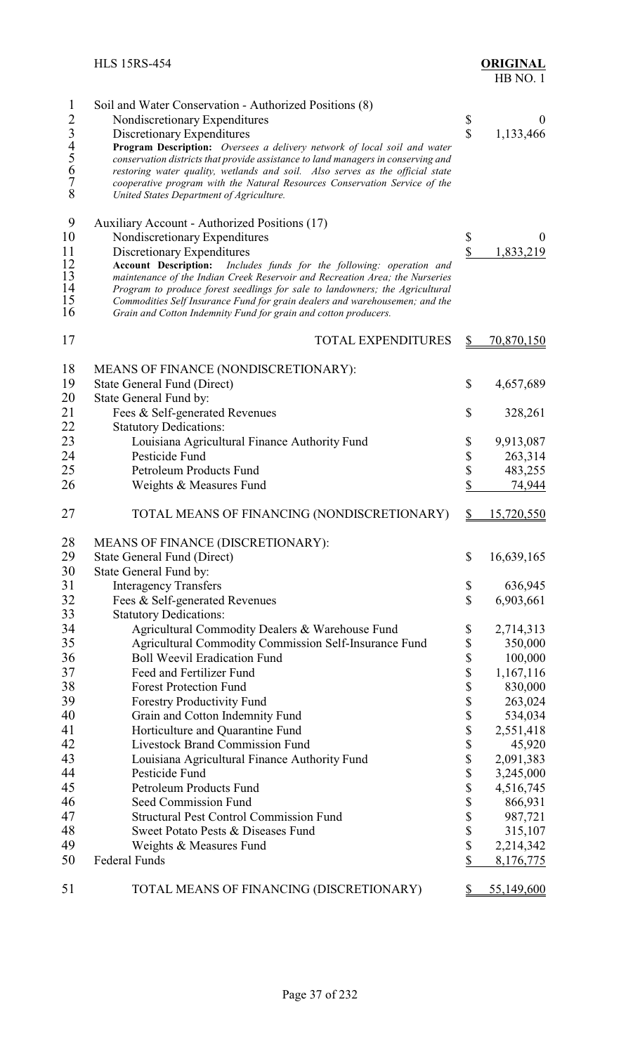Soil and Water Conservation - Authorized Positions (8)

| | | |
|---|---|---|
| Nondiscretionary Expenditures | $ | 0 |
| Discretionary Expenditures | $ | 1,133,466 |

*Program Description: Oversees a delivery network of local soil and water conservation districts that provide assistance to land managers in conserving and restoring water quality, wetlands and soil. Also serves as the official state cooperative program with the Natural Resources Conservation Service of the United States Department of Agriculture.*

Auxiliary Account - Authorized Positions (17)

| | | |
|---|---|---|
| Nondiscretionary Expenditures | $ | 0 |
| Discretionary Expenditures | $ | 1,833,219 |

*Account Description: Includes funds for the following: operation and maintenance of the Indian Creek Reservoir and Recreation Area; the Nurseries Program to produce forest seedlings for sale to landowners; the Agricultural Commodities Self Insurance Fund for grain dealers and warehousemen; and the Grain and Cotton Indemnity Fund for grain and cotton producers.*

| | | |
|---|---|---|
| TOTAL EXPENDITURES | $ | 70,870,150 |

MEANS OF FINANCE (NONDISCRETIONARY):

| | | |
|---|---|---|
| State General Fund (Direct) | $ | 4,657,689 |
| State General Fund by: | | |
| Fees & Self-generated Revenues | $ | 328,261 |
| Statutory Dedications: | | |
| Louisiana Agricultural Finance Authority Fund | $ | 9,913,087 |
| Pesticide Fund | $ | 263,314 |
| Petroleum Products Fund | $ | 483,255 |
| Weights & Measures Fund | $ | 74,944 |
| TOTAL MEANS OF FINANCING (NONDISCRETIONARY) | $ | 15,720,550 |

MEANS OF FINANCE (DISCRETIONARY):

| | | |
|---|---|---|
| State General Fund (Direct) | $ | 16,639,165 |
| State General Fund by: | | |
| Interagency Transfers | $ | 636,945 |
| Fees & Self-generated Revenues | $ | 6,903,661 |
| Statutory Dedications: | | |
| Agricultural Commodity Dealers & Warehouse Fund | $ | 2,714,313 |
| Agricultural Commodity Commission Self-Insurance Fund | $ | 350,000 |
| Boll Weevil Eradication Fund | $ | 100,000 |
| Feed and Fertilizer Fund | $ | 1,167,116 |
| Forest Protection Fund | $ | 830,000 |
| Forestry Productivity Fund | $ | 263,024 |
| Grain and Cotton Indemnity Fund | $ | 534,034 |
| Horticulture and Quarantine Fund | $ | 2,551,418 |
| Livestock Brand Commission Fund | $ | 45,920 |
| Louisiana Agricultural Finance Authority Fund | $ | 2,091,383 |
| Pesticide Fund | $ | 3,245,000 |
| Petroleum Products Fund | $ | 4,516,745 |
| Seed Commission Fund | $ | 866,931 |
| Structural Pest Control Commission Fund | $ | 987,721 |
| Sweet Potato Pests & Diseases Fund | $ | 315,107 |
| Weights & Measures Fund | $ | 2,214,342 |
| Federal Funds | $ | 8,176,775 |
| TOTAL MEANS OF FINANCING (DISCRETIONARY) | $ | 55,149,600 |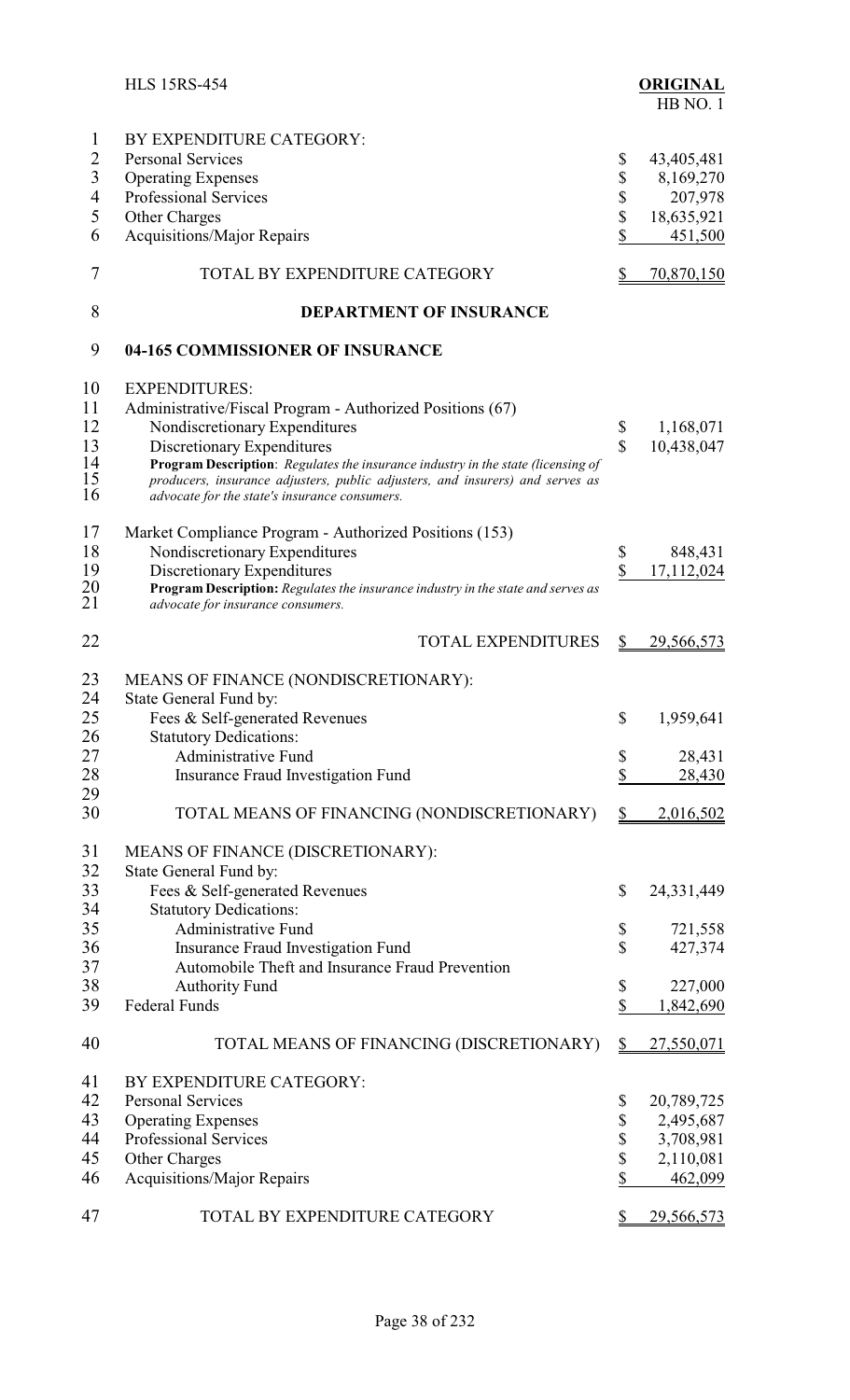BY EXPENDITURE CATEGORY:

| | |
|---|---|
| Personal Services | $ 43,405,481 |
| Operating Expenses | $ 8,169,270 |
| Professional Services | $ 207,978 |
| Other Charges | $ 18,635,921 |
| Acquisitions/Major Repairs | $ 451,500 |
| TOTAL BY EXPENDITURE CATEGORY | $ 70,870,150 |

## DEPARTMENT OF INSURANCE

### 04-165 COMMISSIONER OF INSURANCE

EXPENDITURES:

| | |
|---|---|
| Administrative/Fiscal Program - Authorized Positions (67) | |
| Nondiscretionary Expenditures | $ 1,168,071 |
| Discretionary Expenditures | $ 10,438,047 |

*Program Description: Regulates the insurance industry in the state (licensing of producers, insurance adjusters, public adjusters, and insurers) and serves as advocate for the state's insurance consumers.*

| | |
|---|---|
| Market Compliance Program - Authorized Positions (153) | |
| Nondiscretionary Expenditures | $ 848,431 |
| Discretionary Expenditures | $ 17,112,024 |

*Program Description: Regulates the insurance industry in the state and serves as advocate for insurance consumers.*

| | |
|---|---|
| TOTAL EXPENDITURES | $ 29,566,573 |

MEANS OF FINANCE (NONDISCRETIONARY):

| | |
|---|---|
| State General Fund by: | |
| Fees & Self-generated Revenues | $ 1,959,641 |
| Statutory Dedications: | |
| Administrative Fund | $ 28,431 |
| Insurance Fraud Investigation Fund | $ 28,430 |
| TOTAL MEANS OF FINANCING (NONDISCRETIONARY) | $ 2,016,502 |

MEANS OF FINANCE (DISCRETIONARY):

| | |
|---|---|
| State General Fund by: | |
| Fees & Self-generated Revenues | $ 24,331,449 |
| Statutory Dedications: | |
| Administrative Fund | $ 721,558 |
| Insurance Fraud Investigation Fund | $ 427,374 |
| Automobile Theft and Insurance Fraud Prevention Authority Fund | $ 227,000 |
| Federal Funds | $ 1,842,690 |
| TOTAL MEANS OF FINANCING (DISCRETIONARY) | $ 27,550,071 |

BY EXPENDITURE CATEGORY:

| | |
|---|---|
| Personal Services | $ 20,789,725 |
| Operating Expenses | $ 2,495,687 |
| Professional Services | $ 3,708,981 |
| Other Charges | $ 2,110,081 |
| Acquisitions/Major Repairs | $ 462,099 |
| TOTAL BY EXPENDITURE CATEGORY | $ 29,566,573 |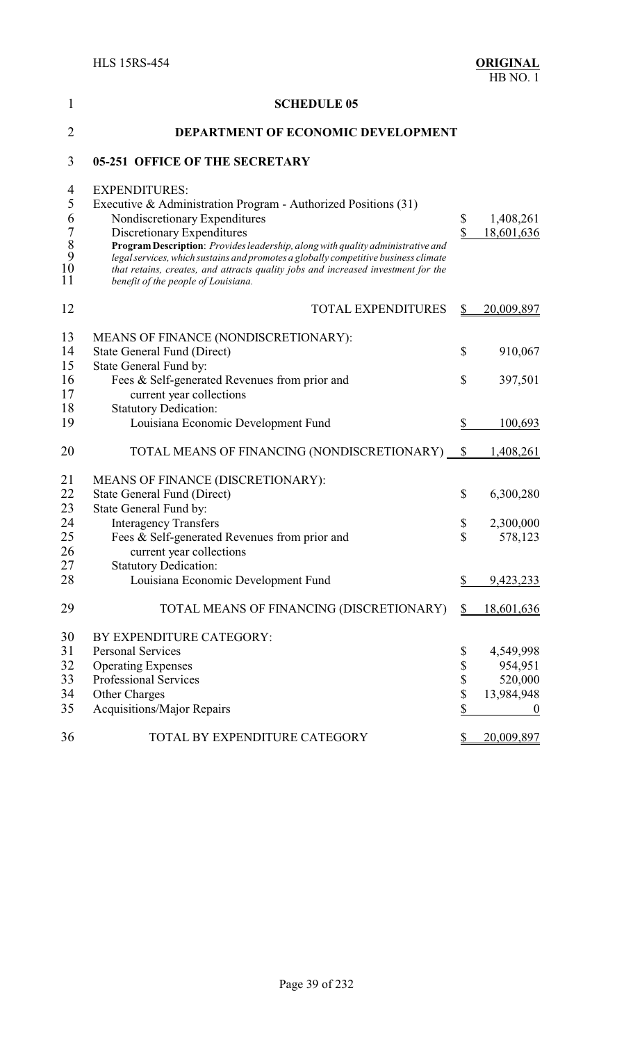# SCHEDULE 05

# DEPARTMENT OF ECONOMIC DEVELOPMENT

## 05-251 OFFICE OF THE SECRETARY

| | |
|---|---|
| EXPENDITURES: | |
| Executive & Administration Program - Authorized Positions (31) | |
| Nondiscretionary Expenditures | $ 1,408,261 |
| Discretionary Expenditures | $ 18,601,636 |

**Program Description**: *Provides leadership, along with quality administrative and legal services, which sustains and promotes a globally competitive business climate that retains, creates, and attracts quality jobs and increased investment for the benefit of the people of Louisiana.*

| | |
|---|---|
| TOTAL EXPENDITURES | $ 20,009,897 |
| | |
| MEANS OF FINANCE (NONDISCRETIONARY): | |
| State General Fund (Direct) | $ 910,067 |
| State General Fund by: | |
| Fees & Self-generated Revenues from prior and current year collections | $ 397,501 |
| Statutory Dedication: | |
| Louisiana Economic Development Fund | $ 100,693 |
| TOTAL MEANS OF FINANCING (NONDISCRETIONARY) | $ 1,408,261 |
| | |
| MEANS OF FINANCE (DISCRETIONARY): | |
| State General Fund (Direct) | $ 6,300,280 |
| State General Fund by: | |
| Interagency Transfers | $ 2,300,000 |
| Fees & Self-generated Revenues from prior and current year collections | $ 578,123 |
| Statutory Dedication: | |
| Louisiana Economic Development Fund | $ 9,423,233 |
| TOTAL MEANS OF FINANCING (DISCRETIONARY) | $ 18,601,636 |
| | |
| BY EXPENDITURE CATEGORY: | |
| Personal Services | $ 4,549,998 |
| Operating Expenses | $ 954,951 |
| Professional Services | $ 520,000 |
| Other Charges | $ 13,984,948 |
| Acquisitions/Major Repairs | $ 0 |
| TOTAL BY EXPENDITURE CATEGORY | $ 20,009,897 |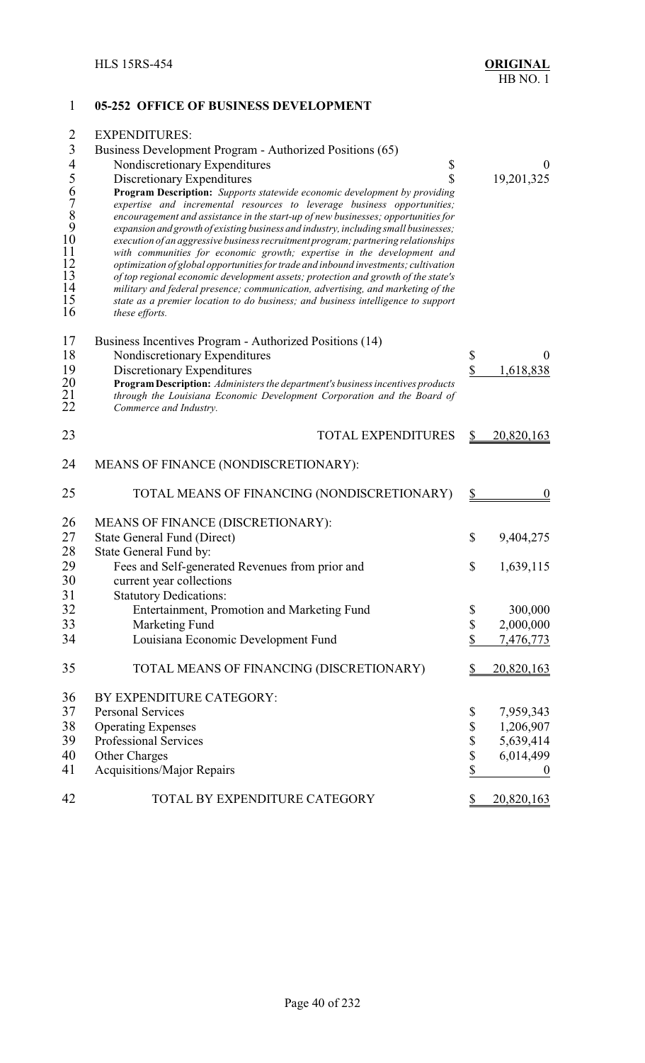## 05-252 OFFICE OF BUSINESS DEVELOPMENT

EXPENDITURES:

Business Development Program - Authorized Positions (65)

| | | |
|---|---|---|
| Nondiscretionary Expenditures | $ | 0 |
| Discretionary Expenditures | $ | 19,201,325 |

**Program Description:** *Supports statewide economic development by providing expertise and incremental resources to leverage business opportunities; encouragement and assistance in the start-up of new businesses; opportunities for expansion and growth of existing business and industry, including small businesses; execution of an aggressive business recruitment program; partnering relationships with communities for economic growth; expertise in the development and optimization of global opportunities for trade and inbound investments; cultivation of top regional economic development assets; protection and growth of the state's military and federal presence; communication, advertising, and marketing of the state as a premier location to do business; and business intelligence to support these efforts.*

Business Incentives Program - Authorized Positions (14)

| | | |
|---|---|---|
| Nondiscretionary Expenditures | $ | 0 |
| Discretionary Expenditures | $ | 1,618,838 |

**Program Description:** *Administers the department's business incentives products through the Louisiana Economic Development Corporation and the Board of Commerce and Industry.*

| | | |
|---|---|---|
| TOTAL EXPENDITURES | $ | 20,820,163 |

MEANS OF FINANCE (NONDISCRETIONARY):

| | | |
|---|---|---|
| TOTAL MEANS OF FINANCING (NONDISCRETIONARY) | $ | 0 |

MEANS OF FINANCE (DISCRETIONARY):

| | | |
|---|---|---|
| State General Fund (Direct) | $ | 9,404,275 |
| State General Fund by: | | |
| Fees and Self-generated Revenues from prior and current year collections | $ | 1,639,115 |
| Statutory Dedications: | | |
| Entertainment, Promotion and Marketing Fund | $ | 300,000 |
| Marketing Fund | $ | 2,000,000 |
| Louisiana Economic Development Fund | $ | 7,476,773 |
| TOTAL MEANS OF FINANCING (DISCRETIONARY) | $ | 20,820,163 |

BY EXPENDITURE CATEGORY:

| | | |
|---|---|---|
| Personal Services | $ | 7,959,343 |
| Operating Expenses | $ | 1,206,907 |
| Professional Services | $ | 5,639,414 |
| Other Charges | $ | 6,014,499 |
| Acquisitions/Major Repairs | $ | 0 |
| TOTAL BY EXPENDITURE CATEGORY | $ | 20,820,163 |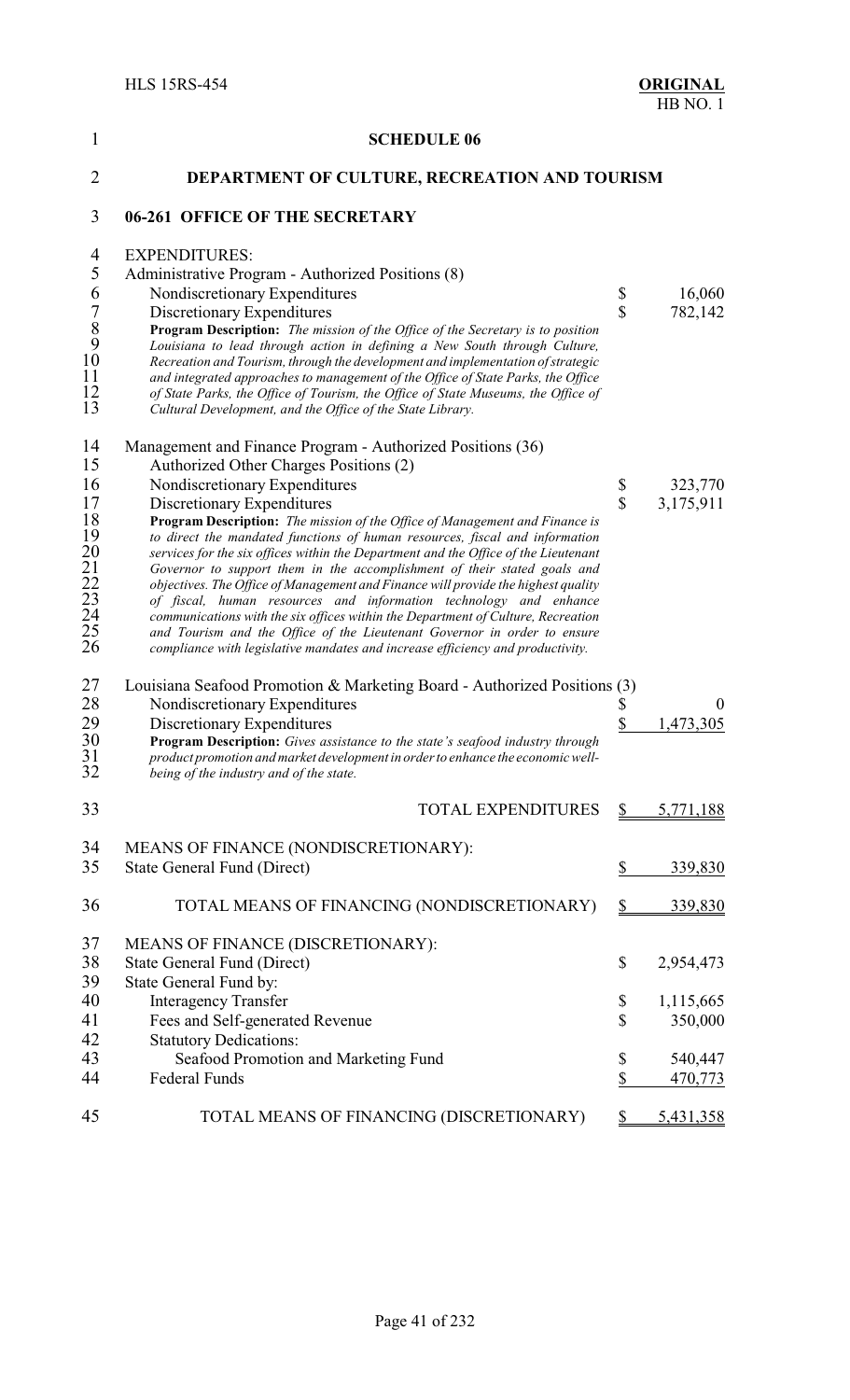## SCHEDULE 06

## DEPARTMENT OF CULTURE, RECREATION AND TOURISM

### 06-261 OFFICE OF THE SECRETARY

EXPENDITURES:

| | | |
|---|---|---|
| Administrative Program - Authorized Positions (8) | | |
| Nondiscretionary Expenditures | $ | 16,060 |
| Discretionary Expenditures | $ | 782,142 |

**Program Description:** *The mission of the Office of the Secretary is to position Louisiana to lead through action in defining a New South through Culture, Recreation and Tourism, through the development and implementation of strategic and integrated approaches to management of the Office of State Parks, the Office of State Parks, the Office of Tourism, the Office of State Museums, the Office of Cultural Development, and the Office of the State Library.*

| | | |
|---|---|---|
| Management and Finance Program - Authorized Positions (36) | | |
| Authorized Other Charges Positions (2) | | |
| Nondiscretionary Expenditures | $ | 323,770 |
| Discretionary Expenditures | $ | 3,175,911 |

**Program Description:** *The mission of the Office of Management and Finance is to direct the mandated functions of human resources, fiscal and information services for the six offices within the Department and the Office of the Lieutenant Governor to support them in the accomplishment of their stated goals and objectives. The Office of Management and Finance will provide the highest quality of fiscal, human resources and information technology and enhance communications with the six offices within the Department of Culture, Recreation and Tourism and the Office of the Lieutenant Governor in order to ensure compliance with legislative mandates and increase efficiency and productivity.*

| | | |
|---|---|---|
| Louisiana Seafood Promotion & Marketing Board - Authorized Positions (3) | | |
| Nondiscretionary Expenditures | $ | 0 |
| Discretionary Expenditures | $ | 1,473,305 |

**Program Description:** *Gives assistance to the state's seafood industry through product promotion and market development in order to enhance the economic well-being of the industry and of the state.*

| | | |
|---|---|---|
| TOTAL EXPENDITURES | $ | 5,771,188 |
| | | |
| MEANS OF FINANCE (NONDISCRETIONARY): | | |
| State General Fund (Direct) | $ | 339,830 |
| | | |
| TOTAL MEANS OF FINANCING (NONDISCRETIONARY) | $ | 339,830 |
| | | |
| MEANS OF FINANCE (DISCRETIONARY): | | |
| State General Fund (Direct) | $ | 2,954,473 |
| State General Fund by: | | |
| Interagency Transfer | $ | 1,115,665 |
| Fees and Self-generated Revenue | $ | 350,000 |
| Statutory Dedications: | | |
| Seafood Promotion and Marketing Fund | $ | 540,447 |
| Federal Funds | $ | 470,773 |
| | | |
| TOTAL MEANS OF FINANCING (DISCRETIONARY) | $ | 5,431,358 |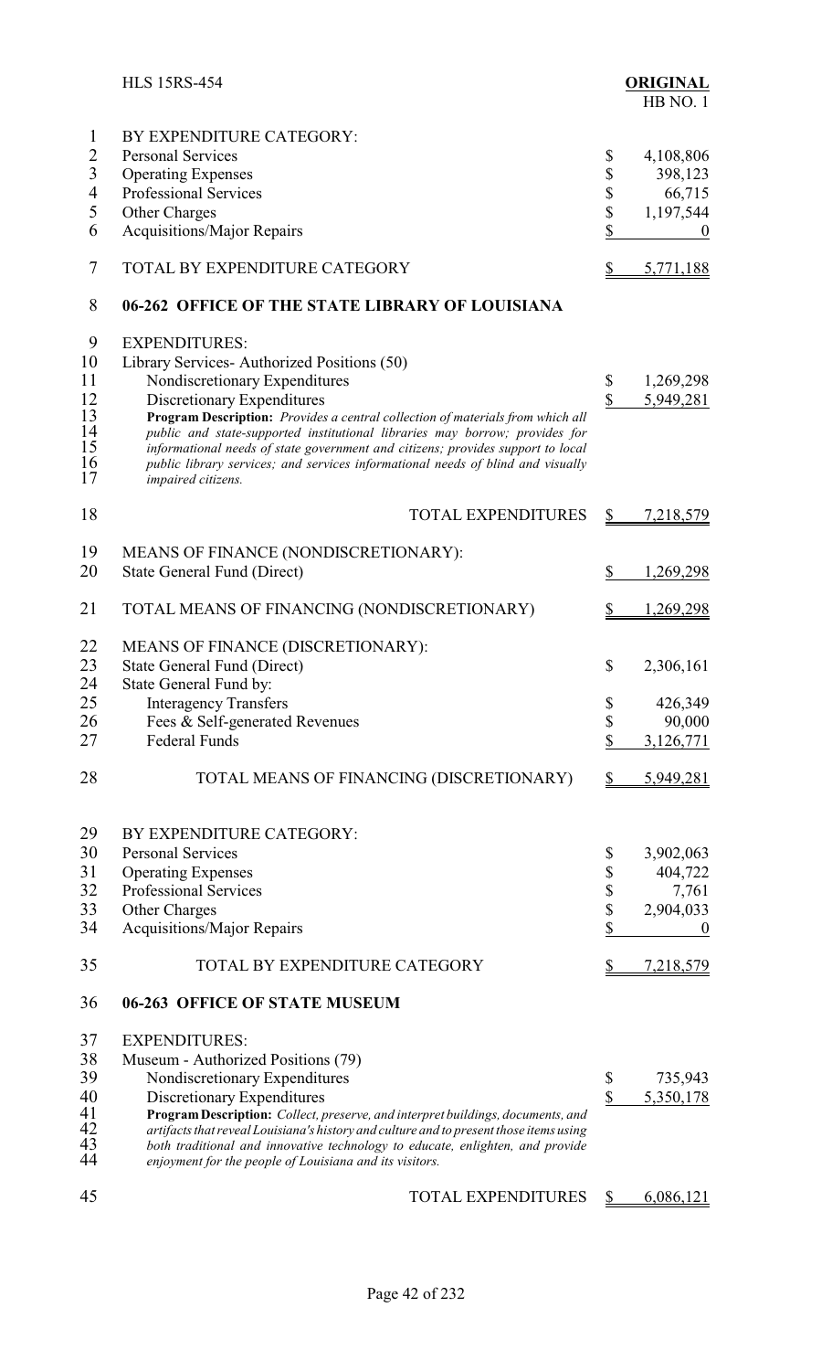| | |
|---|---|
| BY EXPENDITURE CATEGORY: | |
| Personal Services | $ 4,108,806 |
| Operating Expenses | $ 398,123 |
| Professional Services | $ 66,715 |
| Other Charges | $ 1,197,544 |
| Acquisitions/Major Repairs | $ 0 |
| TOTAL BY EXPENDITURE CATEGORY | $ 5,771,188 |

**06-262 OFFICE OF THE STATE LIBRARY OF LOUISIANA**

| | |
|---|---|
| EXPENDITURES: | |
| Library Services- Authorized Positions (50) | |
| Nondiscretionary Expenditures | $ 1,269,298 |
| Discretionary Expenditures | $ 5,949,281 |

***Program Description:** Provides a central collection of materials from which all public and state-supported institutional libraries may borrow; provides for informational needs of state government and citizens; provides support to local public library services; and services informational needs of blind and visually impaired citizens.*

| | |
|---|---|
| TOTAL EXPENDITURES | $ 7,218,579 |
| MEANS OF FINANCE (NONDISCRETIONARY): | |
| State General Fund (Direct) | $ 1,269,298 |
| TOTAL MEANS OF FINANCING (NONDISCRETIONARY) | $ 1,269,298 |
| MEANS OF FINANCE (DISCRETIONARY): | |
| State General Fund (Direct) | $ 2,306,161 |
| State General Fund by: | |
| Interagency Transfers | $ 426,349 |
| Fees & Self-generated Revenues | $ 90,000 |
| Federal Funds | $ 3,126,771 |
| TOTAL MEANS OF FINANCING (DISCRETIONARY) | $ 5,949,281 |
| BY EXPENDITURE CATEGORY: | |
| Personal Services | $ 3,902,063 |
| Operating Expenses | $ 404,722 |
| Professional Services | $ 7,761 |
| Other Charges | $ 2,904,033 |
| Acquisitions/Major Repairs | $ 0 |
| TOTAL BY EXPENDITURE CATEGORY | $ 7,218,579 |

**06-263 OFFICE OF STATE MUSEUM**

| | |
|---|---|
| EXPENDITURES: | |
| Museum - Authorized Positions (79) | |
| Nondiscretionary Expenditures | $ 735,943 |
| Discretionary Expenditures | $ 5,350,178 |

***Program Description:** Collect, preserve, and interpret buildings, documents, and artifacts that reveal Louisiana's history and culture and to present those items using both traditional and innovative technology to educate, enlighten, and provide enjoyment for the people of Louisiana and its visitors.*

| | |
|---|---|
| TOTAL EXPENDITURES | $ 6,086,121 |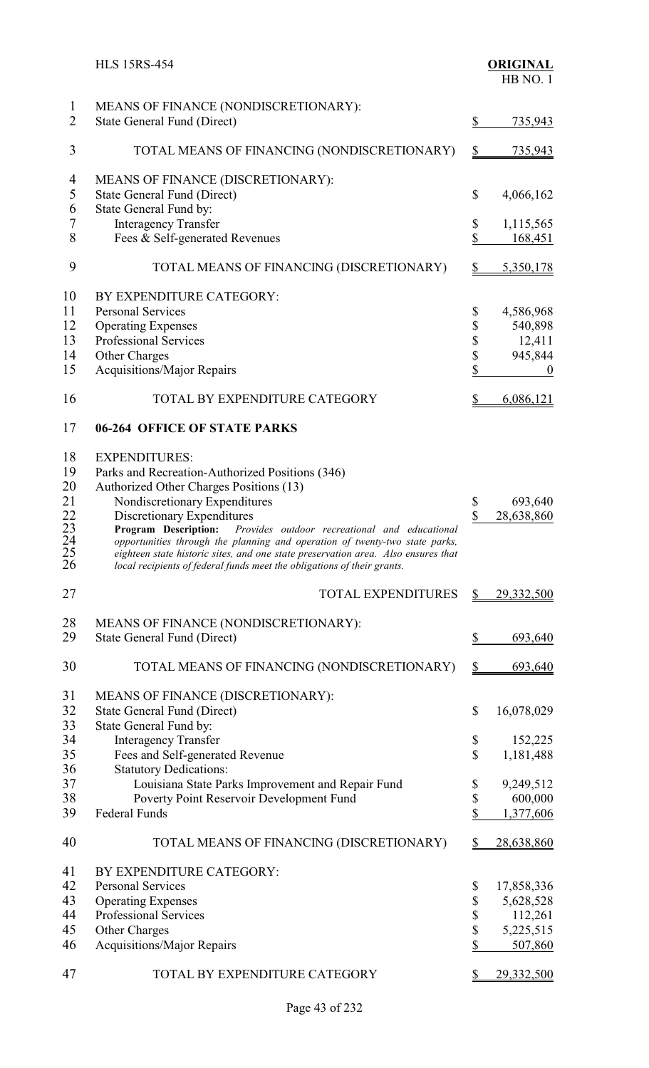| | |
|---|---|
| MEANS OF FINANCE (NONDISCRETIONARY): | |
| State General Fund (Direct) | $ 735,943 |
| TOTAL MEANS OF FINANCING (NONDISCRETIONARY) | $ 735,943 |
| MEANS OF FINANCE (DISCRETIONARY): | |
| State General Fund (Direct) | $ 4,066,162 |
| State General Fund by: | |
| Interagency Transfer | $ 1,115,565 |
| Fees & Self-generated Revenues | $ 168,451 |
| TOTAL MEANS OF FINANCING (DISCRETIONARY) | $ 5,350,178 |
| BY EXPENDITURE CATEGORY: | |
| Personal Services | $ 4,586,968 |
| Operating Expenses | $ 540,898 |
| Professional Services | $ 12,411 |
| Other Charges | $ 945,844 |
| Acquisitions/Major Repairs | $ 0 |
| TOTAL BY EXPENDITURE CATEGORY | $ 6,086,121 |

## 06-264 OFFICE OF STATE PARKS

| | |
|---|---|
| EXPENDITURES: | |
| Parks and Recreation-Authorized Positions (346) | |
| Authorized Other Charges Positions (13) | |
| Nondiscretionary Expenditures | $ 693,640 |
| Discretionary Expenditures | $ 28,638,860 |

**Program Description:** *Provides outdoor recreational and educational opportunities through the planning and operation of twenty-two state parks, eighteen state historic sites, and one state preservation area. Also ensures that local recipients of federal funds meet the obligations of their grants.*

| | |
|---|---|
| TOTAL EXPENDITURES | $ 29,332,500 |
| MEANS OF FINANCE (NONDISCRETIONARY): | |
| State General Fund (Direct) | $ 693,640 |
| TOTAL MEANS OF FINANCING (NONDISCRETIONARY) | $ 693,640 |
| MEANS OF FINANCE (DISCRETIONARY): | |
| State General Fund (Direct) | $ 16,078,029 |
| State General Fund by: | |
| Interagency Transfer | $ 152,225 |
| Fees and Self-generated Revenue | $ 1,181,488 |
| Statutory Dedications: | |
| Louisiana State Parks Improvement and Repair Fund | $ 9,249,512 |
| Poverty Point Reservoir Development Fund | $ 600,000 |
| Federal Funds | $ 1,377,606 |
| TOTAL MEANS OF FINANCING (DISCRETIONARY) | $ 28,638,860 |
| BY EXPENDITURE CATEGORY: | |
| Personal Services | $ 17,858,336 |
| Operating Expenses | $ 5,628,528 |
| Professional Services | $ 112,261 |
| Other Charges | $ 5,225,515 |
| Acquisitions/Major Repairs | $ 507,860 |
| TOTAL BY EXPENDITURE CATEGORY | $ 29,332,500 |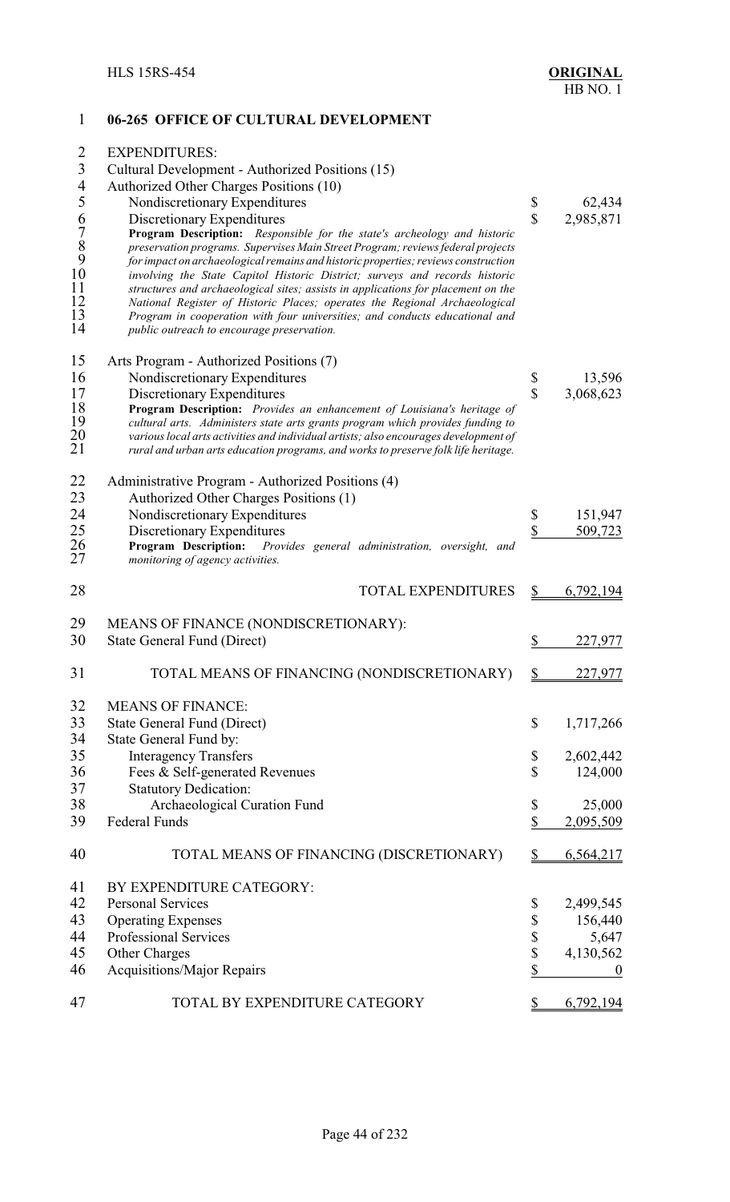**06-265 OFFICE OF CULTURAL DEVELOPMENT**

EXPENDITURES:

| | | |
|---|---|---|
| Cultural Development - Authorized Positions (15) | | |
| Authorized Other Charges Positions (10) | | |
| Nondiscretionary Expenditures | $ | 62,434 |
| Discretionary Expenditures | $ | 2,985,871 |

*Program Description: Responsible for the state's archeology and historic preservation programs. Supervises Main Street Program; reviews federal projects for impact on archaeological remains and historic properties; reviews construction involving the State Capitol Historic District; surveys and records historic structures and archaeological sites; assists in applications for placement on the National Register of Historic Places; operates the Regional Archaeological Program in cooperation with four universities; and conducts educational and public outreach to encourage preservation.*

| | | |
|---|---|---|
| Arts Program - Authorized Positions (7) | | |
| Nondiscretionary Expenditures | $ | 13,596 |
| Discretionary Expenditures | $ | 3,068,623 |

*Program Description: Provides an enhancement of Louisiana's heritage of cultural arts. Administers state arts grants program which provides funding to various local arts activities and individual artists; also encourages development of rural and urban arts education programs, and works to preserve folk life heritage.*

| | | |
|---|---|---|
| Administrative Program - Authorized Positions (4) | | |
| Authorized Other Charges Positions (1) | | |
| Nondiscretionary Expenditures | $ | 151,947 |
| Discretionary Expenditures | $ | 509,723 |

*Program Description: Provides general administration, oversight, and monitoring of agency activities.*

| | | |
|---|---|---|
| TOTAL EXPENDITURES | $ | 6,792,194 |

MEANS OF FINANCE (NONDISCRETIONARY):

| | | |
|---|---|---|
| State General Fund (Direct) | $ | 227,977 |
| TOTAL MEANS OF FINANCING (NONDISCRETIONARY) | $ | 227,977 |

MEANS OF FINANCE:

| | | |
|---|---|---|
| State General Fund (Direct) | $ | 1,717,266 |
| State General Fund by: | | |
| Interagency Transfers | $ | 2,602,442 |
| Fees & Self-generated Revenues | $ | 124,000 |
| Statutory Dedication: | | |
| Archaeological Curation Fund | $ | 25,000 |
| Federal Funds | $ | 2,095,509 |
| TOTAL MEANS OF FINANCING (DISCRETIONARY) | $ | 6,564,217 |

BY EXPENDITURE CATEGORY:

| | | |
|---|---|---|
| Personal Services | $ | 2,499,545 |
| Operating Expenses | $ | 156,440 |
| Professional Services | $ | 5,647 |
| Other Charges | $ | 4,130,562 |
| Acquisitions/Major Repairs | $ | 0 |
| TOTAL BY EXPENDITURE CATEGORY | $ | 6,792,194 |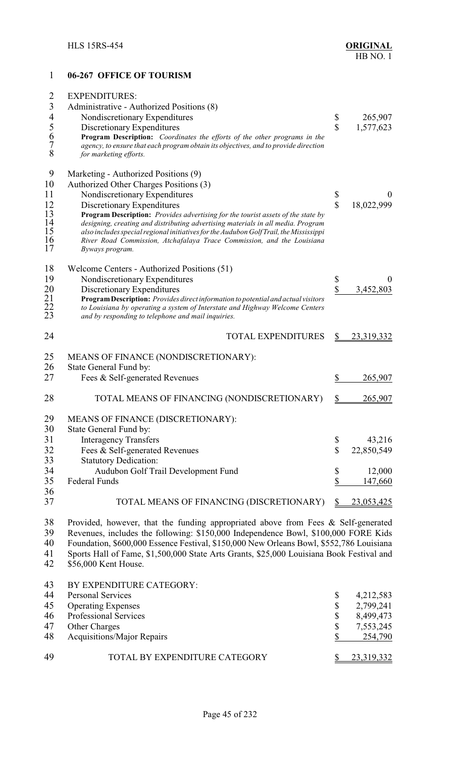## 06-267 OFFICE OF TOURISM

EXPENDITURES:

| | | |
|---|---|---|
| Administrative - Authorized Positions (8) | | |
| Nondiscretionary Expenditures | $ | 265,907 |
| Discretionary Expenditures | $ | 1,577,623 |

**Program Description:** *Coordinates the efforts of the other programs in the agency, to ensure that each program obtain its objectives, and to provide direction for marketing efforts.*

| | | |
|---|---|---|
| Marketing - Authorized Positions (9) | | |
| Authorized Other Charges Positions (3) | | |
| Nondiscretionary Expenditures | $ | 0 |
| Discretionary Expenditures | $ | 18,022,999 |

**Program Description:** *Provides advertising for the tourist assets of the state by designing, creating and distributing advertising materials in all media. Program also includes special regional initiatives for the Audubon Golf Trail, the Mississippi River Road Commission, Atchafalaya Trace Commission, and the Louisiana Byways program.*

| | | |
|---|---|---|
| Welcome Centers - Authorized Positions (51) | | |
| Nondiscretionary Expenditures | $ | 0 |
| Discretionary Expenditures | $ | 3,452,803 |

**Program Description:** *Provides direct information to potential and actual visitors to Louisiana by operating a system of Interstate and Highway Welcome Centers and by responding to telephone and mail inquiries.*

| | | |
|---|---|---|
| TOTAL EXPENDITURES | $ | 23,319,332 |

MEANS OF FINANCE (NONDISCRETIONARY):

| | | |
|---|---|---|
| State General Fund by: | | |
| Fees & Self-generated Revenues | $ | 265,907 |
| TOTAL MEANS OF FINANCING (NONDISCRETIONARY) | $ | 265,907 |

MEANS OF FINANCE (DISCRETIONARY):

| | | |
|---|---|---|
| State General Fund by: | | |
| Interagency Transfers | $ | 43,216 |
| Fees & Self-generated Revenues | $ | 22,850,549 |
| Statutory Dedication: | | |
| Audubon Golf Trail Development Fund | $ | 12,000 |
| Federal Funds | $ | 147,660 |
| TOTAL MEANS OF FINANCING (DISCRETIONARY) | $ | 23,053,425 |

Provided, however, that the funding appropriated above from Fees & Self-generated Revenues, includes the following: $150,000 Independence Bowl, $100,000 FORE Kids Foundation, $600,000 Essence Festival, $150,000 New Orleans Bowl, $552,786 Louisiana Sports Hall of Fame, $1,500,000 State Arts Grants, $25,000 Louisiana Book Festival and $56,000 Kent House.

BY EXPENDITURE CATEGORY:

| | | |
|---|---|---|
| Personal Services | $ | 4,212,583 |
| Operating Expenses | $ | 2,799,241 |
| Professional Services | $ | 8,499,473 |
| Other Charges | $ | 7,553,245 |
| Acquisitions/Major Repairs | $ | 254,790 |
| TOTAL BY EXPENDITURE CATEGORY | $ | 23,319,332 |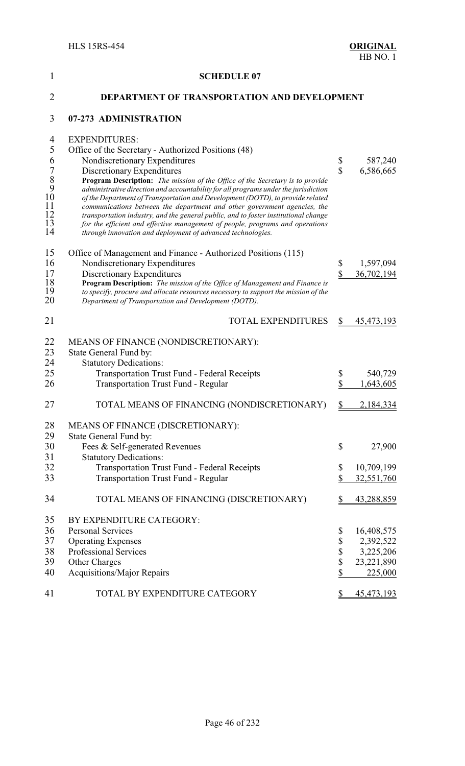## SCHEDULE 07

## DEPARTMENT OF TRANSPORTATION AND DEVELOPMENT

### 07-273 ADMINISTRATION

| | | |
|---|---|---|
| EXPENDITURES: | | |
| Office of the Secretary - Authorized Positions (48) | | |
| Nondiscretionary Expenditures | $ | 587,240 |
| Discretionary Expenditures | $ | 6,586,665 |
| **Program Description:** *The mission of the Office of the Secretary is to provide administrative direction and accountability for all programs under the jurisdiction of the Department of Transportation and Development (DOTD), to provide related communications between the department and other government agencies, the transportation industry, and the general public, and to foster institutional change for the efficient and effective management of people, programs and operations through innovation and deployment of advanced technologies.* | | |
| Office of Management and Finance - Authorized Positions (115) | | |
| Nondiscretionary Expenditures | $ | 1,597,094 |
| Discretionary Expenditures | $ | 36,702,194 |
| **Program Description:** *The mission of the Office of Management and Finance is to specify, procure and allocate resources necessary to support the mission of the Department of Transportation and Development (DOTD).* | | |
| TOTAL EXPENDITURES | $ | 45,473,193 |
| MEANS OF FINANCE (NONDISCRETIONARY): | | |
| State General Fund by: | | |
| Statutory Dedications: | | |
| Transportation Trust Fund - Federal Receipts | $ | 540,729 |
| Transportation Trust Fund - Regular | $ | 1,643,605 |
| TOTAL MEANS OF FINANCING (NONDISCRETIONARY) | $ | 2,184,334 |
| MEANS OF FINANCE (DISCRETIONARY): | | |
| State General Fund by: | | |
| Fees & Self-generated Revenues | $ | 27,900 |
| Statutory Dedications: | | |
| Transportation Trust Fund - Federal Receipts | $ | 10,709,199 |
| Transportation Trust Fund - Regular | $ | 32,551,760 |
| TOTAL MEANS OF FINANCING (DISCRETIONARY) | $ | 43,288,859 |
| BY EXPENDITURE CATEGORY: | | |
| Personal Services | $ | 16,408,575 |
| Operating Expenses | $ | 2,392,522 |
| Professional Services | $ | 3,225,206 |
| Other Charges | $ | 23,221,890 |
| Acquisitions/Major Repairs | $ | 225,000 |
| TOTAL BY EXPENDITURE CATEGORY | $ | 45,473,193 |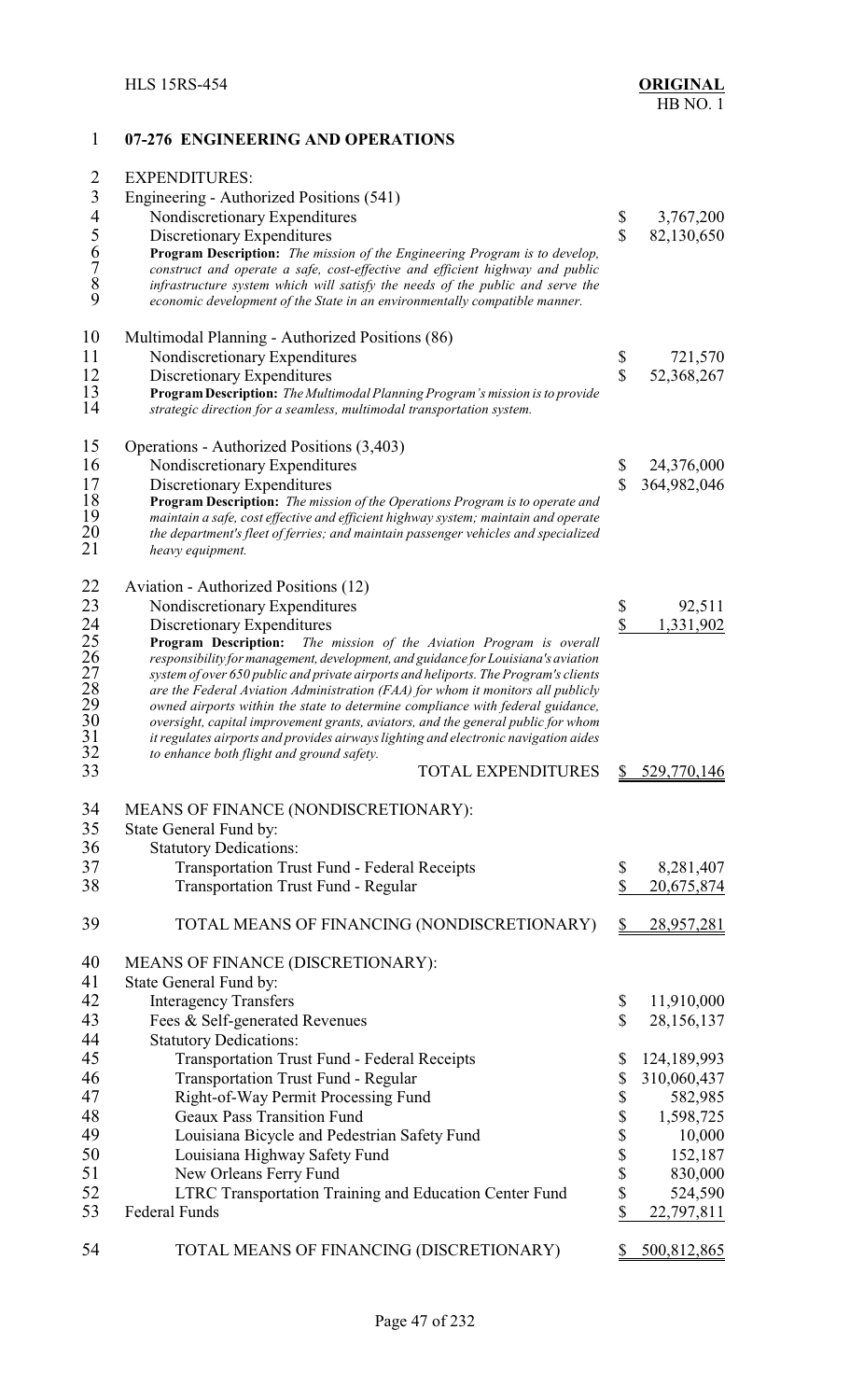## 07-276 ENGINEERING AND OPERATIONS

EXPENDITURES:

| | | |
|---|---|---|
| Engineering - Authorized Positions (541) | | |
| Nondiscretionary Expenditures | $ | 3,767,200 |
| Discretionary Expenditures | $ | 82,130,650 |

**Program Description:** *The mission of the Engineering Program is to develop, construct and operate a safe, cost-effective and efficient highway and public infrastructure system which will satisfy the needs of the public and serve the economic development of the State in an environmentally compatible manner.*

| | | |
|---|---|---|
| Multimodal Planning - Authorized Positions (86) | | |
| Nondiscretionary Expenditures | $ | 721,570 |
| Discretionary Expenditures | $ | 52,368,267 |

**Program Description:** *The Multimodal Planning Program's mission is to provide strategic direction for a seamless, multimodal transportation system.*

| | | |
|---|---|---|
| Operations - Authorized Positions (3,403) | | |
| Nondiscretionary Expenditures | $ | 24,376,000 |
| Discretionary Expenditures | $ | 364,982,046 |

**Program Description:** *The mission of the Operations Program is to operate and maintain a safe, cost effective and efficient highway system; maintain and operate the department's fleet of ferries; and maintain passenger vehicles and specialized heavy equipment.*

| | | |
|---|---|---|
| Aviation - Authorized Positions (12) | | |
| Nondiscretionary Expenditures | $ | 92,511 |
| Discretionary Expenditures | $ | 1,331,902 |

**Program Description:** *The mission of the Aviation Program is overall responsibility for management, development, and guidance for Louisiana's aviation system of over 650 public and private airports and heliports. The Program's clients are the Federal Aviation Administration (FAA) for whom it monitors all publicly owned airports within the state to determine compliance with federal guidance, oversight, capital improvement grants, aviators, and the general public for whom it regulates airports and provides airways lighting and electronic navigation aides to enhance both flight and ground safety.*

| | | |
|---|---|---|
| TOTAL EXPENDITURES | $ | 529,770,146 |

MEANS OF FINANCE (NONDISCRETIONARY):

| | | |
|---|---|---|
| State General Fund by: | | |
| Statutory Dedications: | | |
| Transportation Trust Fund - Federal Receipts | $ | 8,281,407 |
| Transportation Trust Fund - Regular | $ | 20,675,874 |
| TOTAL MEANS OF FINANCING (NONDISCRETIONARY) | $ | 28,957,281 |

MEANS OF FINANCE (DISCRETIONARY):

| | | |
|---|---|---|
| State General Fund by: | | |
| Interagency Transfers | $ | 11,910,000 |
| Fees & Self-generated Revenues | $ | 28,156,137 |
| Statutory Dedications: | | |
| Transportation Trust Fund - Federal Receipts | $ | 124,189,993 |
| Transportation Trust Fund - Regular | $ | 310,060,437 |
| Right-of-Way Permit Processing Fund | $ | 582,985 |
| Geaux Pass Transition Fund | $ | 1,598,725 |
| Louisiana Bicycle and Pedestrian Safety Fund | $ | 10,000 |
| Louisiana Highway Safety Fund | $ | 152,187 |
| New Orleans Ferry Fund | $ | 830,000 |
| LTRC Transportation Training and Education Center Fund | $ | 524,590 |
| Federal Funds | $ | 22,797,811 |
| TOTAL MEANS OF FINANCING (DISCRETIONARY) | $ | 500,812,865 |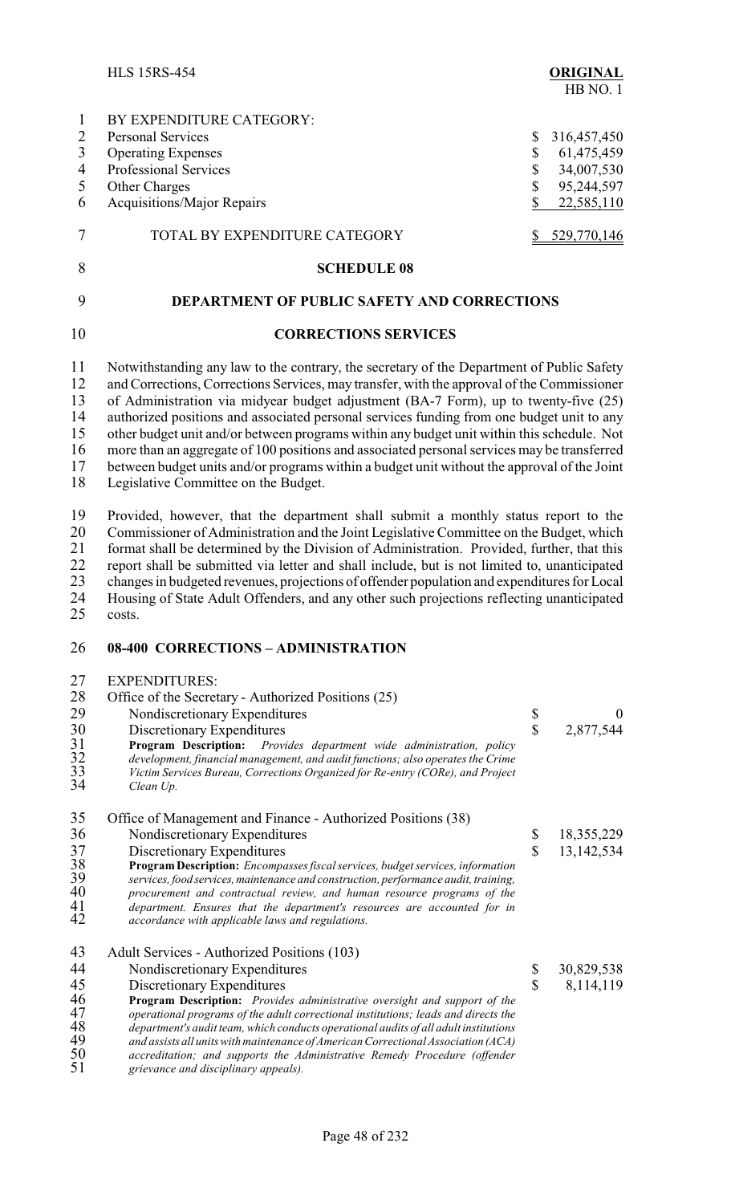BY EXPENDITURE CATEGORY:

| | | |
|---|---|---|
| Personal Services | $ | 316,457,450 |
| Operating Expenses | $ | 61,475,459 |
| Professional Services | $ | 34,007,530 |
| Other Charges | $ | 95,244,597 |
| Acquisitions/Major Repairs | $ | 22,585,110 |
| TOTAL BY EXPENDITURE CATEGORY | $ | 529,770,146 |

## SCHEDULE 08

## DEPARTMENT OF PUBLIC SAFETY AND CORRECTIONS

## CORRECTIONS SERVICES

Notwithstanding any law to the contrary, the secretary of the Department of Public Safety and Corrections, Corrections Services, may transfer, with the approval of the Commissioner of Administration via midyear budget adjustment (BA-7 Form), up to twenty-five (25) authorized positions and associated personal services funding from one budget unit to any other budget unit and/or between programs within any budget unit within this schedule. Not more than an aggregate of 100 positions and associated personal services may be transferred between budget units and/or programs within a budget unit without the approval of the Joint Legislative Committee on the Budget.

Provided, however, that the department shall submit a monthly status report to the Commissioner of Administration and the Joint Legislative Committee on the Budget, which format shall be determined by the Division of Administration. Provided, further, that this report shall be submitted via letter and shall include, but is not limited to, unanticipated changes in budgeted revenues, projections of offender population and expenditures for Local Housing of State Adult Offenders, and any other such projections reflecting unanticipated costs.

### 08-400 CORRECTIONS – ADMINISTRATION

EXPENDITURES:

Office of the Secretary - Authorized Positions (25)

| | | |
|---|---|---|
| Nondiscretionary Expenditures | $ | 0 |
| Discretionary Expenditures | $ | 2,877,544 |

**Program Description:** *Provides department wide administration, policy development, financial management, and audit functions; also operates the Crime Victim Services Bureau, Corrections Organized for Re-entry (CORe), and Project Clean Up.*

Office of Management and Finance - Authorized Positions (38)

| | | |
|---|---|---|
| Nondiscretionary Expenditures | $ | 18,355,229 |
| Discretionary Expenditures | $ | 13,142,534 |

**Program Description:** *Encompasses fiscal services, budget services, information services, food services, maintenance and construction, performance audit, training, procurement and contractual review, and human resource programs of the department. Ensures that the department's resources are accounted for in accordance with applicable laws and regulations.*

Adult Services - Authorized Positions (103)

| | | |
|---|---|---|
| Nondiscretionary Expenditures | $ | 30,829,538 |
| Discretionary Expenditures | $ | 8,114,119 |

**Program Description:** *Provides administrative oversight and support of the operational programs of the adult correctional institutions; leads and directs the department's audit team, which conducts operational audits of all adult institutions and assists all units with maintenance of American Correctional Association (ACA) accreditation; and supports the Administrative Remedy Procedure (offender grievance and disciplinary appeals).*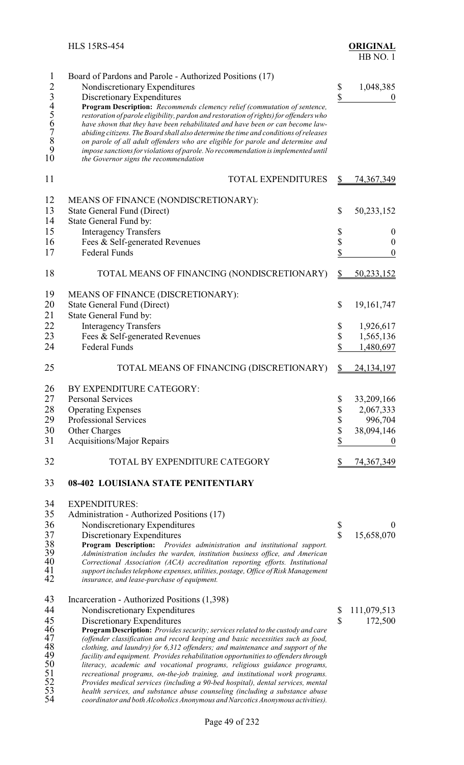Board of Pardons and Parole - Authorized Positions (17)

| | | |
|---|---|---|
| Nondiscretionary Expenditures | $ | 1,048,385 |
| Discretionary Expenditures | $ | 0 |

*Program Description: Recommends clemency relief (commutation of sentence, restoration of parole eligibility, pardon and restoration of rights) for offenders who have shown that they have been rehabilitated and have been or can become law-abiding citizens. The Board shall also determine the time and conditions of releases on parole of all adult offenders who are eligible for parole and determine and impose sanctions for violations of parole. No recommendation is implemented until the Governor signs the recommendation*

| | | |
|---|---|---|
| TOTAL EXPENDITURES | $ | 74,367,349 |

MEANS OF FINANCE (NONDISCRETIONARY):

| | | |
|---|---|---|
| State General Fund (Direct) | $ | 50,233,152 |
| State General Fund by: | | |
| Interagency Transfers | $ | 0 |
| Fees & Self-generated Revenues | $ | 0 |
| Federal Funds | $ | 0 |
| TOTAL MEANS OF FINANCING (NONDISCRETIONARY) | $ | 50,233,152 |

MEANS OF FINANCE (DISCRETIONARY):

| | | |
|---|---|---|
| State General Fund (Direct) | $ | 19,161,747 |
| State General Fund by: | | |
| Interagency Transfers | $ | 1,926,617 |
| Fees & Self-generated Revenues | $ | 1,565,136 |
| Federal Funds | $ | 1,480,697 |
| TOTAL MEANS OF FINANCING (DISCRETIONARY) | $ | 24,134,197 |

BY EXPENDITURE CATEGORY:

| | | |
|---|---|---|
| Personal Services | $ | 33,209,166 |
| Operating Expenses | $ | 2,067,333 |
| Professional Services | $ | 996,704 |
| Other Charges | $ | 38,094,146 |
| Acquisitions/Major Repairs | $ | 0 |
| TOTAL BY EXPENDITURE CATEGORY | $ | 74,367,349 |

**08-402 LOUISIANA STATE PENITENTIARY**

EXPENDITURES:

Administration - Authorized Positions (17)

| | | |
|---|---|---|
| Nondiscretionary Expenditures | $ | 0 |
| Discretionary Expenditures | $ | 15,658,070 |

*Program Description: Provides administration and institutional support. Administration includes the warden, institution business office, and American Correctional Association (ACA) accreditation reporting efforts. Institutional support includes telephone expenses, utilities, postage, Office of Risk Management insurance, and lease-purchase of equipment.*

Incarceration - Authorized Positions (1,398)

| | | |
|---|---|---|
| Nondiscretionary Expenditures | $ | 111,079,513 |
| Discretionary Expenditures | $ | 172,500 |

*Program Description: Provides security; services related to the custody and care (offender classification and record keeping and basic necessities such as food, clothing, and laundry) for 6,312 offenders; and maintenance and support of the facility and equipment. Provides rehabilitation opportunities to offenders through literacy, academic and vocational programs, religious guidance programs, recreational programs, on-the-job training, and institutional work programs. Provides medical services (including a 90-bed hospital), dental services, mental health services, and substance abuse counseling (including a substance abuse coordinator and both Alcoholics Anonymous and Narcotics Anonymous activities).*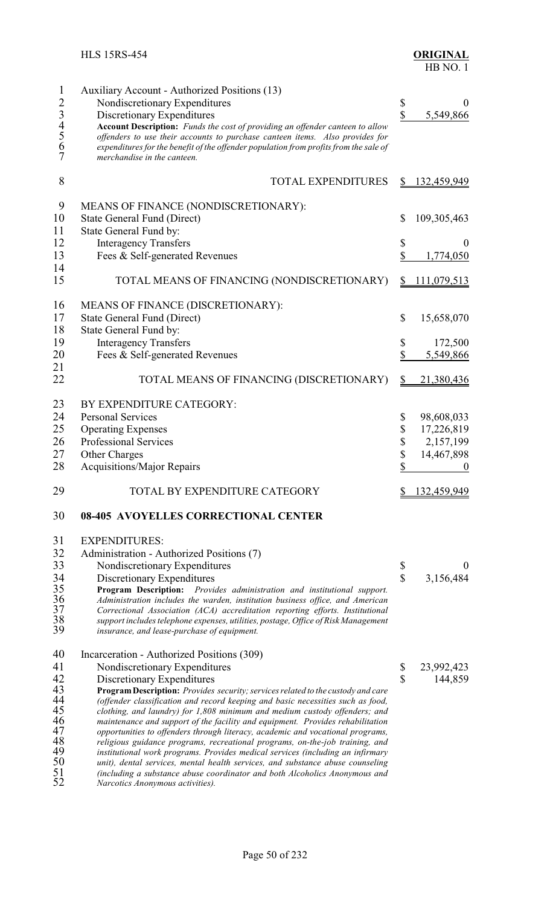Auxiliary Account - Authorized Positions (13)

| | |
|---|---|
| Nondiscretionary Expenditures | $ 0 |
| Discretionary Expenditures | $ 5,549,866 |

**Account Description:** *Funds the cost of providing an offender canteen to allow offenders to use their accounts to purchase canteen items. Also provides for expenditures for the benefit of the offender population from profits from the sale of merchandise in the canteen.*

| | |
|---|---|
| TOTAL EXPENDITURES | $ 132,459,949 |

MEANS OF FINANCE (NONDISCRETIONARY):

| | |
|---|---|
| State General Fund (Direct) | $ 109,305,463 |
| State General Fund by: | |
| Interagency Transfers | $ 0 |
| Fees & Self-generated Revenues | $ 1,774,050 |
| TOTAL MEANS OF FINANCING (NONDISCRETIONARY) | $ 111,079,513 |

MEANS OF FINANCE (DISCRETIONARY):

| | |
|---|---|
| State General Fund (Direct) | $ 15,658,070 |
| State General Fund by: | |
| Interagency Transfers | $ 172,500 |
| Fees & Self-generated Revenues | $ 5,549,866 |
| TOTAL MEANS OF FINANCING (DISCRETIONARY) | $ 21,380,436 |

BY EXPENDITURE CATEGORY:

| | |
|---|---|
| Personal Services | $ 98,608,033 |
| Operating Expenses | $ 17,226,819 |
| Professional Services | $ 2,157,199 |
| Other Charges | $ 14,467,898 |
| Acquisitions/Major Repairs | $ 0 |
| TOTAL BY EXPENDITURE CATEGORY | $ 132,459,949 |

**08-405 AVOYELLES CORRECTIONAL CENTER**

EXPENDITURES:

Administration - Authorized Positions (7)

| | |
|---|---|
| Nondiscretionary Expenditures | $ 0 |
| Discretionary Expenditures | $ 3,156,484 |

**Program Description:** *Provides administration and institutional support. Administration includes the warden, institution business office, and American Correctional Association (ACA) accreditation reporting efforts. Institutional support includes telephone expenses, utilities, postage, Office of Risk Management insurance, and lease-purchase of equipment.*

Incarceration - Authorized Positions (309)

| | |
|---|---|
| Nondiscretionary Expenditures | $ 23,992,423 |
| Discretionary Expenditures | $ 144,859 |

**Program Description:** *Provides security; services related to the custody and care (offender classification and record keeping and basic necessities such as food, clothing, and laundry) for 1,808 minimum and medium custody offenders; and maintenance and support of the facility and equipment. Provides rehabilitation opportunities to offenders through literacy, academic and vocational programs, religious guidance programs, recreational programs, on-the-job training, and institutional work programs. Provides medical services (including an infirmary unit), dental services, mental health services, and substance abuse counseling (including a substance abuse coordinator and both Alcoholics Anonymous and Narcotics Anonymous activities).*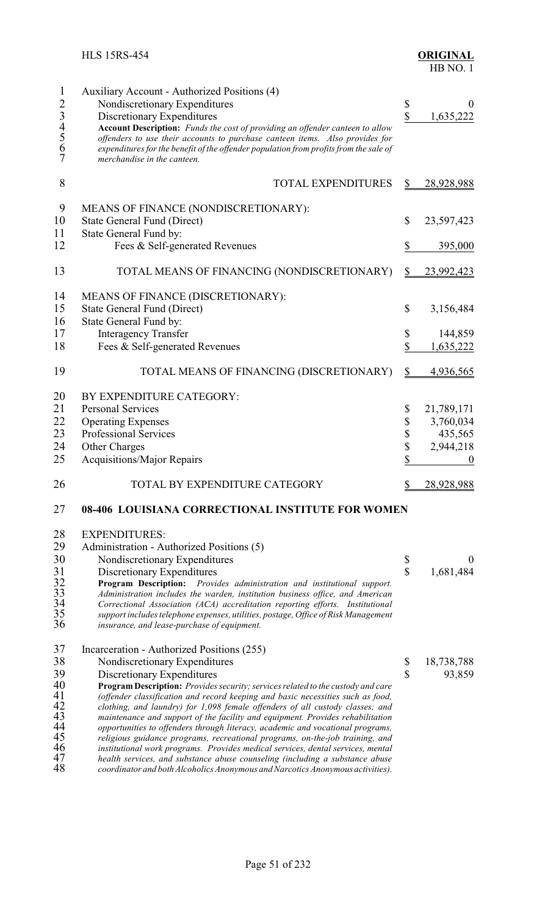Auxiliary Account - Authorized Positions (4)

| | |
|---|---|
| Nondiscretionary Expenditures | $ 0 |
| Discretionary Expenditures | $ 1,635,222 |

*Account Description:* *Funds the cost of providing an offender canteen to allow offenders to use their accounts to purchase canteen items. Also provides for expenditures for the benefit of the offender population from profits from the sale of merchandise in the canteen.*

| | |
|---|---|
| TOTAL EXPENDITURES | $ 28,928,988 |

| | |
|---|---|
| MEANS OF FINANCE (NONDISCRETIONARY): | |
| State General Fund (Direct) | $ 23,597,423 |
| State General Fund by: | |
| Fees & Self-generated Revenues | $ 395,000 |
| TOTAL MEANS OF FINANCING (NONDISCRETIONARY) | $ 23,992,423 |

| | |
|---|---|
| MEANS OF FINANCE (DISCRETIONARY): | |
| State General Fund (Direct) | $ 3,156,484 |
| State General Fund by: | |
| Interagency Transfer | $ 144,859 |
| Fees & Self-generated Revenues | $ 1,635,222 |
| TOTAL MEANS OF FINANCING (DISCRETIONARY) | $ 4,936,565 |

| | |
|---|---|
| BY EXPENDITURE CATEGORY: | |
| Personal Services | $ 21,789,171 |
| Operating Expenses | $ 3,760,034 |
| Professional Services | $ 435,565 |
| Other Charges | $ 2,944,218 |
| Acquisitions/Major Repairs | $ 0 |
| TOTAL BY EXPENDITURE CATEGORY | $ 28,928,988 |

## 08-406 LOUISIANA CORRECTIONAL INSTITUTE FOR WOMEN

EXPENDITURES:

Administration - Authorized Positions (5)

| | |
|---|---|
| Nondiscretionary Expenditures | $ 0 |
| Discretionary Expenditures | $ 1,681,484 |

***Program Description:*** *Provides administration and institutional support. Administration includes the warden, institution business office, and American Correctional Association (ACA) accreditation reporting efforts. Institutional support includes telephone expenses, utilities, postage, Office of Risk Management insurance, and lease-purchase of equipment.*

Incarceration - Authorized Positions (255)

| | |
|---|---|
| Nondiscretionary Expenditures | $ 18,738,788 |
| Discretionary Expenditures | $ 93,859 |

***Program Description:*** *Provides security; services related to the custody and care (offender classification and record keeping and basic necessities such as food, clothing, and laundry) for 1,098 female offenders of all custody classes; and maintenance and support of the facility and equipment. Provides rehabilitation opportunities to offenders through literacy, academic and vocational programs, religious guidance programs, recreational programs, on-the-job training, and institutional work programs. Provides medical services, dental services, mental health services, and substance abuse counseling (including a substance abuse coordinator and both Alcoholics Anonymous and Narcotics Anonymous activities).*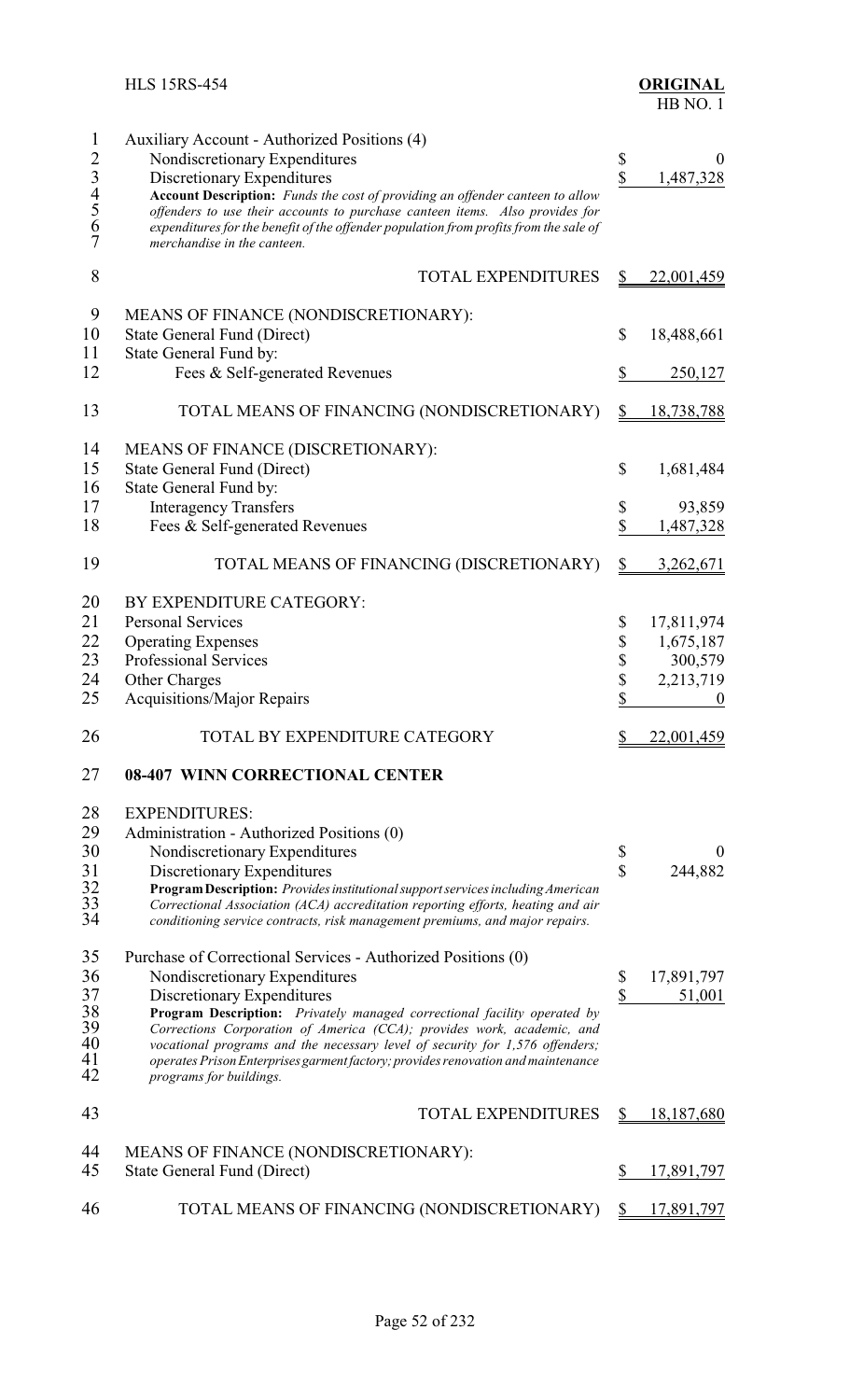Auxiliary Account - Authorized Positions (4)

| | | |
|---|---|---|
| Nondiscretionary Expenditures | $ | 0 |
| Discretionary Expenditures | $ | 1,487,328 |

**Account Description:** *Funds the cost of providing an offender canteen to allow offenders to use their accounts to purchase canteen items. Also provides for expenditures for the benefit of the offender population from profits from the sale of merchandise in the canteen.*

| | | |
|---|---|---|
| TOTAL EXPENDITURES | $ | 22,001,459 |

MEANS OF FINANCE (NONDISCRETIONARY):

| | | |
|---|---|---|
| State General Fund (Direct) | $ | 18,488,661 |
| State General Fund by: | | |
| Fees & Self-generated Revenues | $ | 250,127 |
| TOTAL MEANS OF FINANCING (NONDISCRETIONARY) | $ | 18,738,788 |

MEANS OF FINANCE (DISCRETIONARY):

| | | |
|---|---|---|
| State General Fund (Direct) | $ | 1,681,484 |
| State General Fund by: | | |
| Interagency Transfers | $ | 93,859 |
| Fees & Self-generated Revenues | $ | 1,487,328 |
| TOTAL MEANS OF FINANCING (DISCRETIONARY) | $ | 3,262,671 |

BY EXPENDITURE CATEGORY:

| | | |
|---|---|---|
| Personal Services | $ | 17,811,974 |
| Operating Expenses | $ | 1,675,187 |
| Professional Services | $ | 300,579 |
| Other Charges | $ | 2,213,719 |
| Acquisitions/Major Repairs | $ | 0 |
| TOTAL BY EXPENDITURE CATEGORY | $ | 22,001,459 |

## 08-407 WINN CORRECTIONAL CENTER

EXPENDITURES:

Administration - Authorized Positions (0)

| | | |
|---|---|---|
| Nondiscretionary Expenditures | $ | 0 |
| Discretionary Expenditures | $ | 244,882 |

**Program Description:** *Provides institutional support services including American Correctional Association (ACA) accreditation reporting efforts, heating and air conditioning service contracts, risk management premiums, and major repairs.*

Purchase of Correctional Services - Authorized Positions (0)

| | | |
|---|---|---|
| Nondiscretionary Expenditures | $ | 17,891,797 |
| Discretionary Expenditures | $ | 51,001 |

**Program Description:** *Privately managed correctional facility operated by Corrections Corporation of America (CCA); provides work, academic, and vocational programs and the necessary level of security for 1,576 offenders; operates Prison Enterprises garment factory; provides renovation and maintenance programs for buildings.*

| | | |
|---|---|---|
| TOTAL EXPENDITURES | $ | 18,187,680 |

MEANS OF FINANCE (NONDISCRETIONARY):

| | | |
|---|---|---|
| State General Fund (Direct) | $ | 17,891,797 |
| TOTAL MEANS OF FINANCING (NONDISCRETIONARY) | $ | 17,891,797 |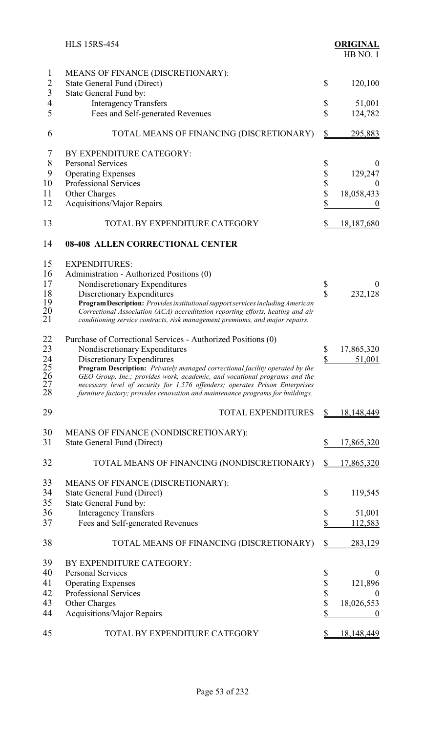| | |
|---|---|
| MEANS OF FINANCE (DISCRETIONARY): | |
| State General Fund (Direct) | $ 120,100 |
| State General Fund by: | |
| Interagency Transfers | $ 51,001 |
| Fees and Self-generated Revenues | $ 124,782 |
| TOTAL MEANS OF FINANCING (DISCRETIONARY) | $ 295,883 |
| BY EXPENDITURE CATEGORY: | |
| Personal Services | $ 0 |
| Operating Expenses | $ 129,247 |
| Professional Services | $ 0 |
| Other Charges | $ 18,058,433 |
| Acquisitions/Major Repairs | $ 0 |
| TOTAL BY EXPENDITURE CATEGORY | $ 18,187,680 |

## 08-408 ALLEN CORRECTIONAL CENTER

| | |
|---|---|
| EXPENDITURES: | |
| Administration - Authorized Positions (0) | |
| Nondiscretionary Expenditures | $ 0 |
| Discretionary Expenditures | $ 232,128 |

**Program Description:** *Provides institutional support services including American Correctional Association (ACA) accreditation reporting efforts, heating and air conditioning service contracts, risk management premiums, and major repairs.*

| | |
|---|---|
| Purchase of Correctional Services - Authorized Positions (0) | |
| Nondiscretionary Expenditures | $ 17,865,320 |
| Discretionary Expenditures | $ 51,001 |

**Program Description:** *Privately managed correctional facility operated by the GEO Group, Inc.; provides work, academic, and vocational programs and the necessary level of security for 1,576 offenders; operates Prison Enterprises furniture factory; provides renovation and maintenance programs for buildings.*

| | |
|---|---|
| TOTAL EXPENDITURES | $ 18,148,449 |
| MEANS OF FINANCE (NONDISCRETIONARY): | |
| State General Fund (Direct) | $ 17,865,320 |
| TOTAL MEANS OF FINANCING (NONDISCRETIONARY) | $ 17,865,320 |
| MEANS OF FINANCE (DISCRETIONARY): | |
| State General Fund (Direct) | $ 119,545 |
| State General Fund by: | |
| Interagency Transfers | $ 51,001 |
| Fees and Self-generated Revenues | $ 112,583 |
| TOTAL MEANS OF FINANCING (DISCRETIONARY) | $ 283,129 |
| BY EXPENDITURE CATEGORY: | |
| Personal Services | $ 0 |
| Operating Expenses | $ 121,896 |
| Professional Services | $ 0 |
| Other Charges | $ 18,026,553 |
| Acquisitions/Major Repairs | $ 0 |
| TOTAL BY EXPENDITURE CATEGORY | $ 18,148,449 |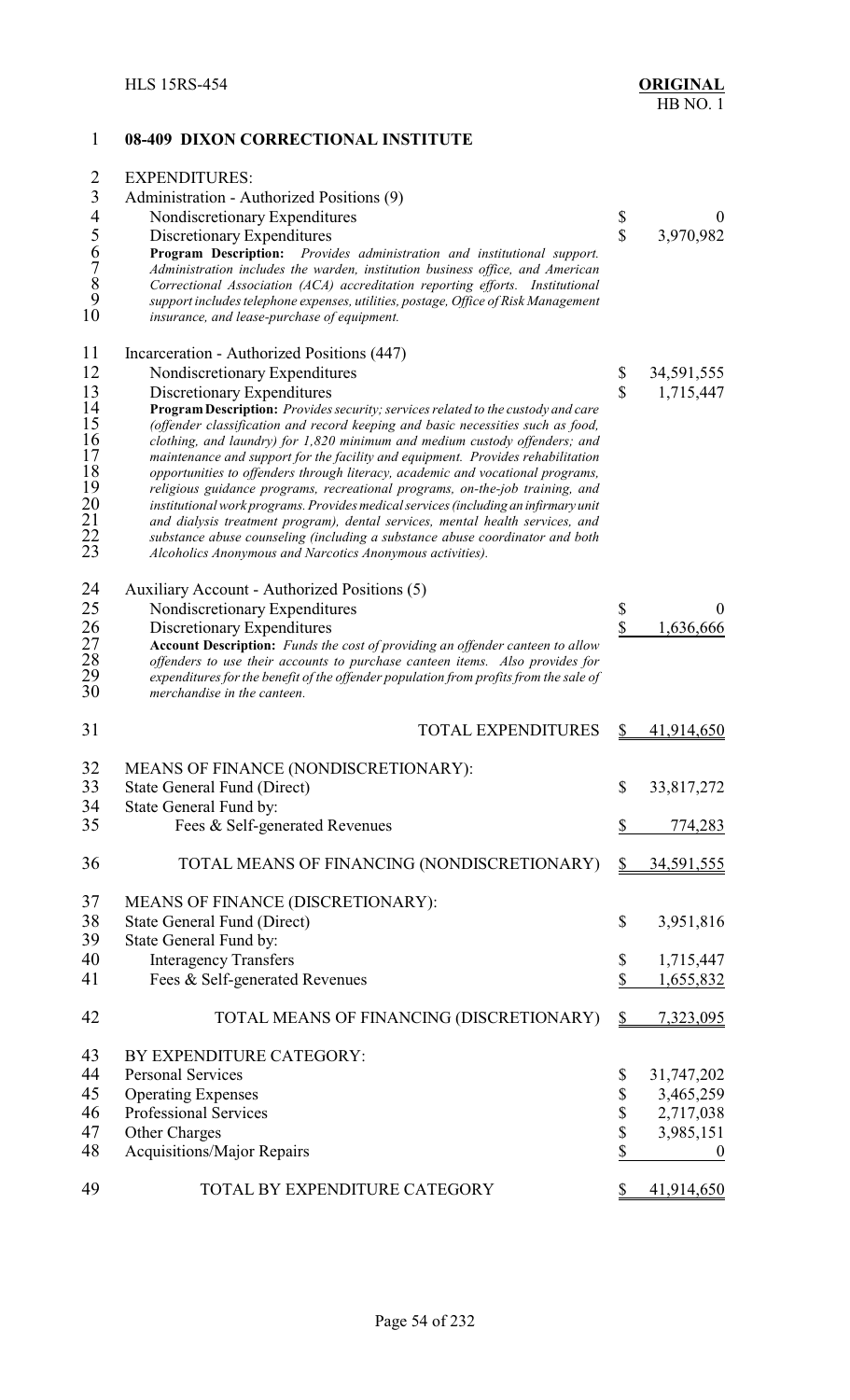## 08-409 DIXON CORRECTIONAL INSTITUTE

EXPENDITURES:

| | | |
|---|---|---|
| Administration - Authorized Positions (9) | | |
| Nondiscretionary Expenditures | $ | 0 |
| Discretionary Expenditures | $ | 3,970,982 |

**Program Description:** *Provides administration and institutional support. Administration includes the warden, institution business office, and American Correctional Association (ACA) accreditation reporting efforts. Institutional support includes telephone expenses, utilities, postage, Office of Risk Management insurance, and lease-purchase of equipment.*

| | | |
|---|---|---|
| Incarceration - Authorized Positions (447) | | |
| Nondiscretionary Expenditures | $ | 34,591,555 |
| Discretionary Expenditures | $ | 1,715,447 |

**Program Description:** *Provides security; services related to the custody and care (offender classification and record keeping and basic necessities such as food, clothing, and laundry) for 1,820 minimum and medium custody offenders; and maintenance and support for the facility and equipment. Provides rehabilitation opportunities to offenders through literacy, academic and vocational programs, religious guidance programs, recreational programs, on-the-job training, and institutional work programs. Provides medical services (including an infirmary unit and dialysis treatment program), dental services, mental health services, and substance abuse counseling (including a substance abuse coordinator and both Alcoholics Anonymous and Narcotics Anonymous activities).*

| | | |
|---|---|---|
| Auxiliary Account - Authorized Positions (5) | | |
| Nondiscretionary Expenditures | $ | 0 |
| Discretionary Expenditures | $ | 1,636,666 |

**Account Description:** *Funds the cost of providing an offender canteen to allow offenders to use their accounts to purchase canteen items. Also provides for expenditures for the benefit of the offender population from profits from the sale of merchandise in the canteen.*

| | | |
|---|---|---|
| TOTAL EXPENDITURES | $ | 41,914,650 |

| | | |
|---|---|---|
| MEANS OF FINANCE (NONDISCRETIONARY): | | |
| State General Fund (Direct) | $ | 33,817,272 |
| State General Fund by: | | |
| Fees & Self-generated Revenues | $ | 774,283 |
| TOTAL MEANS OF FINANCING (NONDISCRETIONARY) | $ | 34,591,555 |
| MEANS OF FINANCE (DISCRETIONARY): | | |
| State General Fund (Direct) | $ | 3,951,816 |
| State General Fund by: | | |
| Interagency Transfers | $ | 1,715,447 |
| Fees & Self-generated Revenues | $ | 1,655,832 |
| TOTAL MEANS OF FINANCING (DISCRETIONARY) | $ | 7,323,095 |
| BY EXPENDITURE CATEGORY: | | |
| Personal Services | $ | 31,747,202 |
| Operating Expenses | $ | 3,465,259 |
| Professional Services | $ | 2,717,038 |
| Other Charges | $ | 3,985,151 |
| Acquisitions/Major Repairs | $ | 0 |
| TOTAL BY EXPENDITURE CATEGORY | $ | 41,914,650 |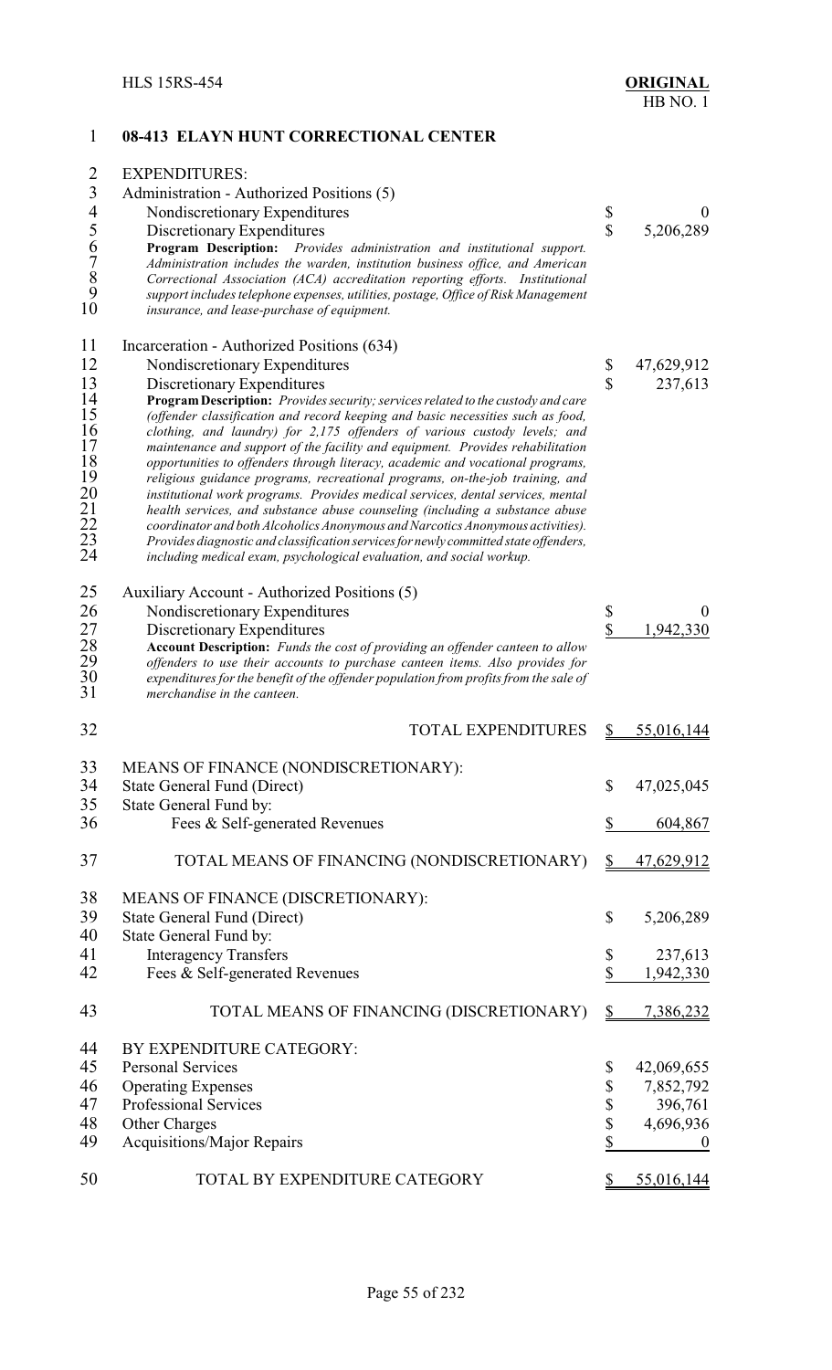## 08-413 ELAYN HUNT CORRECTIONAL CENTER

EXPENDITURES:

Administration - Authorized Positions (5)

| | | |
|---|---|---|
| Nondiscretionary Expenditures | $ | 0 |
| Discretionary Expenditures | $ | 5,206,289 |

**Program Description:** *Provides administration and institutional support. Administration includes the warden, institution business office, and American Correctional Association (ACA) accreditation reporting efforts. Institutional support includes telephone expenses, utilities, postage, Office of Risk Management insurance, and lease-purchase of equipment.*

Incarceration - Authorized Positions (634)

| | | |
|---|---|---|
| Nondiscretionary Expenditures | $ | 47,629,912 |
| Discretionary Expenditures | $ | 237,613 |

**Program Description:** *Provides security; services related to the custody and care (offender classification and record keeping and basic necessities such as food, clothing, and laundry) for 2,175 offenders of various custody levels; and maintenance and support of the facility and equipment. Provides rehabilitation opportunities to offenders through literacy, academic and vocational programs, religious guidance programs, recreational programs, on-the-job training, and institutional work programs. Provides medical services, dental services, mental health services, and substance abuse counseling (including a substance abuse coordinator and both Alcoholics Anonymous and Narcotics Anonymous activities). Provides diagnostic and classification services for newly committed state offenders, including medical exam, psychological evaluation, and social workup.*

Auxiliary Account - Authorized Positions (5)

| | | |
|---|---|---|
| Nondiscretionary Expenditures | $ | 0 |
| Discretionary Expenditures | $ | 1,942,330 |

**Account Description:** *Funds the cost of providing an offender canteen to allow offenders to use their accounts to purchase canteen items. Also provides for expenditures for the benefit of the offender population from profits from the sale of merchandise in the canteen.*

| | | |
|---|---|---|
| TOTAL EXPENDITURES | $ | 55,016,144 |

MEANS OF FINANCE (NONDISCRETIONARY):

| | | |
|---|---|---|
| State General Fund (Direct) | $ | 47,025,045 |
| State General Fund by: | | |
| Fees & Self-generated Revenues | $ | 604,867 |
| TOTAL MEANS OF FINANCING (NONDISCRETIONARY) | $ | 47,629,912 |

MEANS OF FINANCE (DISCRETIONARY):

| | | |
|---|---|---|
| State General Fund (Direct) | $ | 5,206,289 |
| State General Fund by: | | |
| Interagency Transfers | $ | 237,613 |
| Fees & Self-generated Revenues | $ | 1,942,330 |
| TOTAL MEANS OF FINANCING (DISCRETIONARY) | $ | 7,386,232 |

BY EXPENDITURE CATEGORY:

| | | |
|---|---|---|
| Personal Services | $ | 42,069,655 |
| Operating Expenses | $ | 7,852,792 |
| Professional Services | $ | 396,761 |
| Other Charges | $ | 4,696,936 |
| Acquisitions/Major Repairs | $ | 0 |
| TOTAL BY EXPENDITURE CATEGORY | $ | 55,016,144 |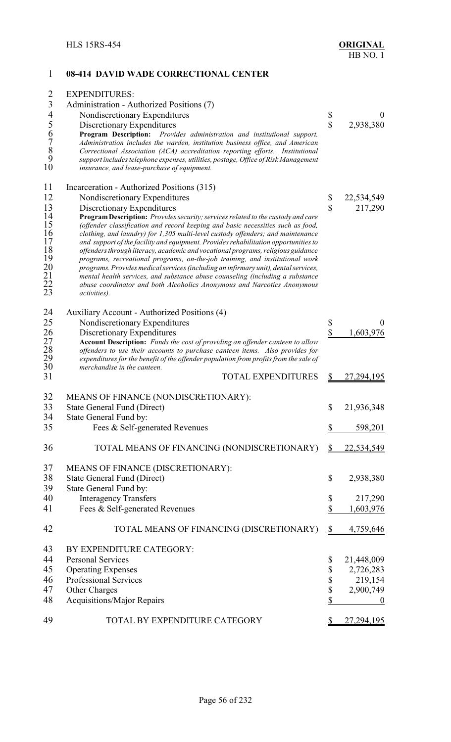## 08-414 DAVID WADE CORRECTIONAL CENTER

EXPENDITURES:

Administration - Authorized Positions (7)

| | | |
|---|---|---|
| Nondiscretionary Expenditures | $ | 0 |
| Discretionary Expenditures | $ | 2,938,380 |

***Program Description:*** *Provides administration and institutional support. Administration includes the warden, institution business office, and American Correctional Association (ACA) accreditation reporting efforts. Institutional support includes telephone expenses, utilities, postage, Office of Risk Management insurance, and lease-purchase of equipment.*

Incarceration - Authorized Positions (315)

| | | |
|---|---|---|
| Nondiscretionary Expenditures | $ | 22,534,549 |
| Discretionary Expenditures | $ | 217,290 |

***Program Description:*** *Provides security; services related to the custody and care (offender classification and record keeping and basic necessities such as food, clothing, and laundry) for 1,305 multi-level custody offenders; and maintenance and support of the facility and equipment. Provides rehabilitation opportunities to offenders through literacy, academic and vocational programs, religious guidance programs, recreational programs, on-the-job training, and institutional work programs. Provides medical services (including an infirmary unit), dental services, mental health services, and substance abuse counseling (including a substance abuse coordinator and both Alcoholics Anonymous and Narcotics Anonymous activities).*

Auxiliary Account - Authorized Positions (4)

| | | |
|---|---|---|
| Nondiscretionary Expenditures | $ | 0 |
| Discretionary Expenditures | $ | 1,603,976 |

***Account Description:*** *Funds the cost of providing an offender canteen to allow offenders to use their accounts to purchase canteen items. Also provides for expenditures for the benefit of the offender population from profits from the sale of merchandise in the canteen.*

| | | |
|---|---|---|
| TOTAL EXPENDITURES | $ | 27,294,195 |

MEANS OF FINANCE (NONDISCRETIONARY):

| | | |
|---|---|---|
| State General Fund (Direct) | $ | 21,936,348 |
| State General Fund by: | | |
| Fees & Self-generated Revenues | $ | 598,201 |
| TOTAL MEANS OF FINANCING (NONDISCRETIONARY) | $ | 22,534,549 |

MEANS OF FINANCE (DISCRETIONARY):

| | | |
|---|---|---|
| State General Fund (Direct) | $ | 2,938,380 |
| State General Fund by: | | |
| Interagency Transfers | $ | 217,290 |
| Fees & Self-generated Revenues | $ | 1,603,976 |
| TOTAL MEANS OF FINANCING (DISCRETIONARY) | $ | 4,759,646 |

BY EXPENDITURE CATEGORY:

| | | |
|---|---|---|
| Personal Services | $ | 21,448,009 |
| Operating Expenses | $ | 2,726,283 |
| Professional Services | $ | 219,154 |
| Other Charges | $ | 2,900,749 |
| Acquisitions/Major Repairs | $ | 0 |
| TOTAL BY EXPENDITURE CATEGORY | $ | 27,294,195 |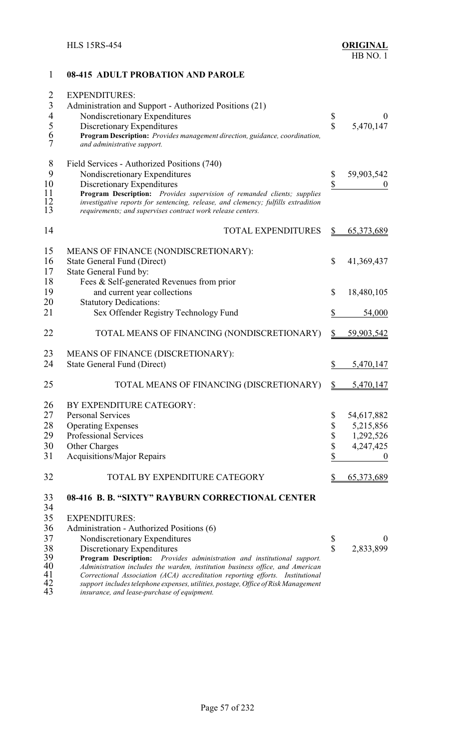## 08-415 ADULT PROBATION AND PAROLE

EXPENDITURES:

Administration and Support - Authorized Positions (21)

| | | |
|---|---|---|
| Nondiscretionary Expenditures | $ | 0 |
| Discretionary Expenditures | $ | 5,470,147 |

**Program Description:** *Provides management direction, guidance, coordination, and administrative support.*

Field Services - Authorized Positions (740)

| | | |
|---|---|---|
| Nondiscretionary Expenditures | $ | 59,903,542 |
| Discretionary Expenditures | $ | 0 |

**Program Description:** *Provides supervision of remanded clients; supplies investigative reports for sentencing, release, and clemency; fulfills extradition requirements; and supervises contract work release centers.*

| | | |
|---|---|---|
| TOTAL EXPENDITURES | $ | 65,373,689 |

MEANS OF FINANCE (NONDISCRETIONARY):

| | | |
|---|---|---|
| State General Fund (Direct) | $ | 41,369,437 |
| State General Fund by: | | |
| Fees & Self-generated Revenues from prior and current year collections | $ | 18,480,105 |
| Statutory Dedications: | | |
| Sex Offender Registry Technology Fund | $ | 54,000 |
| TOTAL MEANS OF FINANCING (NONDISCRETIONARY) | $ | 59,903,542 |

MEANS OF FINANCE (DISCRETIONARY):

| | | |
|---|---|---|
| State General Fund (Direct) | $ | 5,470,147 |
| TOTAL MEANS OF FINANCING (DISCRETIONARY) | $ | 5,470,147 |

BY EXPENDITURE CATEGORY:

| | | |
|---|---|---|
| Personal Services | $ | 54,617,882 |
| Operating Expenses | $ | 5,215,856 |
| Professional Services | $ | 1,292,526 |
| Other Charges | $ | 4,247,425 |
| Acquisitions/Major Repairs | $ | 0 |
| TOTAL BY EXPENDITURE CATEGORY | $ | 65,373,689 |

## 08-416 B. B. "SIXTY" RAYBURN CORRECTIONAL CENTER

EXPENDITURES:

Administration - Authorized Positions (6)

| | | |
|---|---|---|
| Nondiscretionary Expenditures | $ | 0 |
| Discretionary Expenditures | $ | 2,833,899 |

**Program Description:** *Provides administration and institutional support. Administration includes the warden, institution business office, and American Correctional Association (ACA) accreditation reporting efforts. Institutional support includes telephone expenses, utilities, postage, Office of Risk Management insurance, and lease-purchase of equipment.*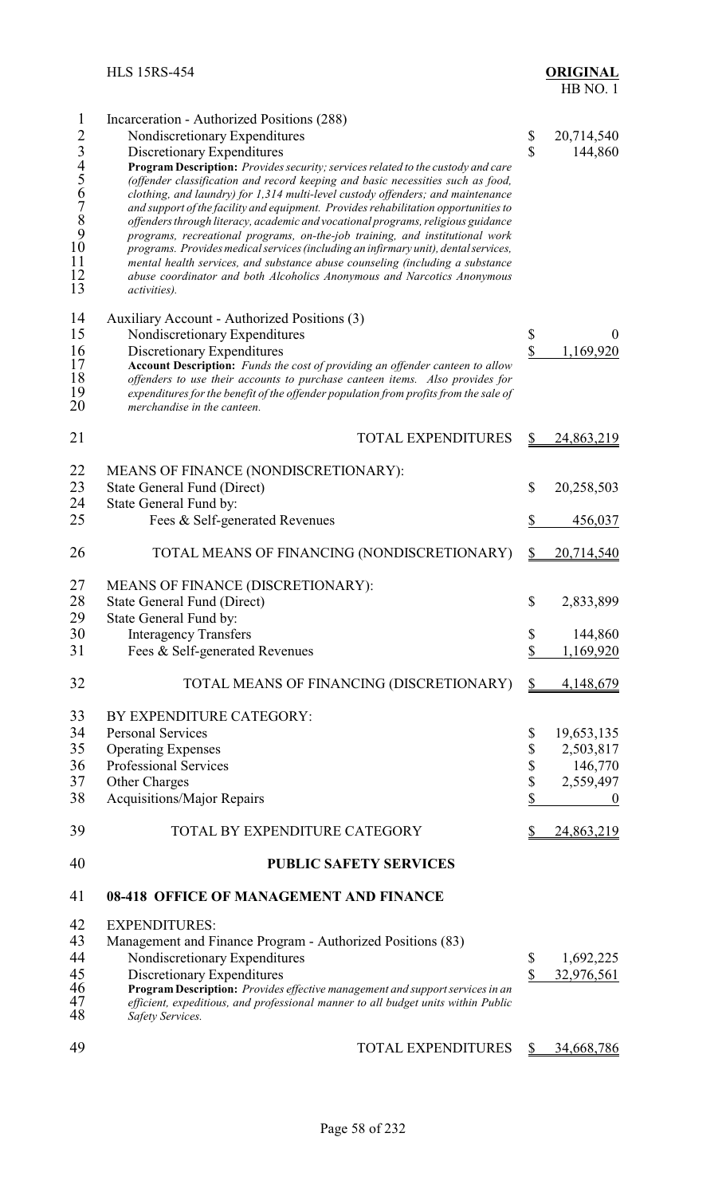Incarceration - Authorized Positions (288)

| | | |
|---|---|---|
| Nondiscretionary Expenditures | $ | 20,714,540 |
| Discretionary Expenditures | $ | 144,860 |

***Program Description:** Provides security; services related to the custody and care (offender classification and record keeping and basic necessities such as food, clothing, and laundry) for 1,314 multi-level custody offenders; and maintenance and support of the facility and equipment. Provides rehabilitation opportunities to offenders through literacy, academic and vocational programs, religious guidance programs, recreational programs, on-the-job training, and institutional work programs. Provides medical services (including an infirmary unit), dental services, mental health services, and substance abuse counseling (including a substance abuse coordinator and both Alcoholics Anonymous and Narcotics Anonymous activities).*

Auxiliary Account - Authorized Positions (3)

| | | |
|---|---|---|
| Nondiscretionary Expenditures | $ | 0 |
| Discretionary Expenditures | $ | 1,169,920 |

***Account Description:** Funds the cost of providing an offender canteen to allow offenders to use their accounts to purchase canteen items. Also provides for expenditures for the benefit of the offender population from profits from the sale of merchandise in the canteen.*

| | | |
|---|---|---|
| TOTAL EXPENDITURES | $ | 24,863,219 |

MEANS OF FINANCE (NONDISCRETIONARY):

| | | |
|---|---|---|
| State General Fund (Direct) | $ | 20,258,503 |
| State General Fund by: | | |
| Fees & Self-generated Revenues | $ | 456,037 |
| TOTAL MEANS OF FINANCING (NONDISCRETIONARY) | $ | 20,714,540 |

MEANS OF FINANCE (DISCRETIONARY):

| | | |
|---|---|---|
| State General Fund (Direct) | $ | 2,833,899 |
| State General Fund by: | | |
| Interagency Transfers | $ | 144,860 |
| Fees & Self-generated Revenues | $ | 1,169,920 |
| TOTAL MEANS OF FINANCING (DISCRETIONARY) | $ | 4,148,679 |

BY EXPENDITURE CATEGORY:

| | | |
|---|---|---|
| Personal Services | $ | 19,653,135 |
| Operating Expenses | $ | 2,503,817 |
| Professional Services | $ | 146,770 |
| Other Charges | $ | 2,559,497 |
| Acquisitions/Major Repairs | $ | 0 |
| TOTAL BY EXPENDITURE CATEGORY | $ | 24,863,219 |

## PUBLIC SAFETY SERVICES

### 08-418 OFFICE OF MANAGEMENT AND FINANCE

EXPENDITURES:

Management and Finance Program - Authorized Positions (83)

| | | |
|---|---|---|
| Nondiscretionary Expenditures | $ | 1,692,225 |
| Discretionary Expenditures | $ | 32,976,561 |

***Program Description:** Provides effective management and support services in an efficient, expeditious, and professional manner to all budget units within Public Safety Services.*

| | | |
|---|---|---|
| TOTAL EXPENDITURES | $ | 34,668,786 |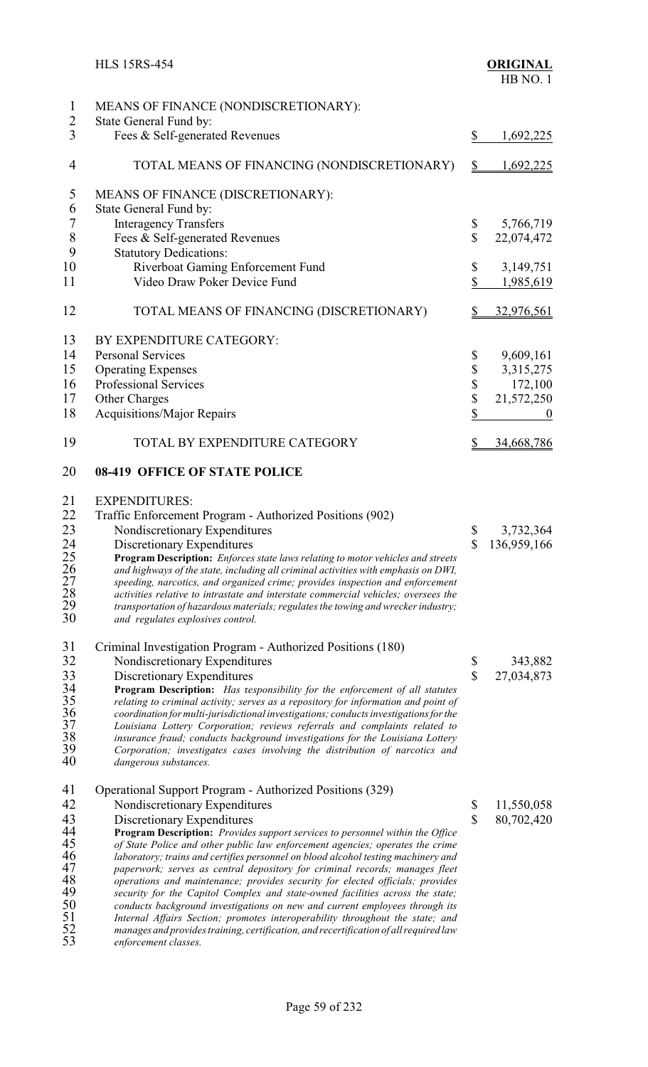MEANS OF FINANCE (NONDISCRETIONARY):
State General Fund by:

| | |
|---|---|
| Fees & Self-generated Revenues | $ 1,692,225 |
| TOTAL MEANS OF FINANCING (NONDISCRETIONARY) | $ 1,692,225 |

MEANS OF FINANCE (DISCRETIONARY):
State General Fund by:

| | |
|---|---|
| Interagency Transfers | $ 5,766,719 |
| Fees & Self-generated Revenues | $ 22,074,472 |
| Statutory Dedications: | |
| Riverboat Gaming Enforcement Fund | $ 3,149,751 |
| Video Draw Poker Device Fund | $ 1,985,619 |
| TOTAL MEANS OF FINANCING (DISCRETIONARY) | $ 32,976,561 |

BY EXPENDITURE CATEGORY:

| | |
|---|---|
| Personal Services | $ 9,609,161 |
| Operating Expenses | $ 3,315,275 |
| Professional Services | $ 172,100 |
| Other Charges | $ 21,572,250 |
| Acquisitions/Major Repairs | $ 0 |
| TOTAL BY EXPENDITURE CATEGORY | $ 34,668,786 |

**08-419 OFFICE OF STATE POLICE**

EXPENDITURES:

Traffic Enforcement Program - Authorized Positions (902)

| | |
|---|---|
| Nondiscretionary Expenditures | $ 3,732,364 |
| Discretionary Expenditures | $ 136,959,166 |

**Program Description:** *Enforces state laws relating to motor vehicles and streets and highways of the state, including all criminal activities with emphasis on DWI, speeding, narcotics, and organized crime; provides inspection and enforcement activities relative to intrastate and interstate commercial vehicles; oversees the transportation of hazardous materials; regulates the towing and wrecker industry; and regulates explosives control.*

Criminal Investigation Program - Authorized Positions (180)

| | |
|---|---|
| Nondiscretionary Expenditures | $ 343,882 |
| Discretionary Expenditures | $ 27,034,873 |

**Program Description:** *Has responsibility for the enforcement of all statutes relating to criminal activity; serves as a repository for information and point of coordination for multi-jurisdictional investigations; conducts investigations for the Louisiana Lottery Corporation; reviews referrals and complaints related to insurance fraud; conducts background investigations for the Louisiana Lottery Corporation; investigates cases involving the distribution of narcotics and dangerous substances.*

Operational Support Program - Authorized Positions (329)

| | |
|---|---|
| Nondiscretionary Expenditures | $ 11,550,058 |
| Discretionary Expenditures | $ 80,702,420 |

**Program Description:** *Provides support services to personnel within the Office of State Police and other public law enforcement agencies; operates the crime laboratory; trains and certifies personnel on blood alcohol testing machinery and paperwork; serves as central depository for criminal records; manages fleet operations and maintenance; provides security for elected officials; provides security for the Capitol Complex and state-owned facilities across the state; conducts background investigations on new and current employees through its Internal Affairs Section; promotes interoperability throughout the state; and manages and provides training, certification, and recertification of all required law enforcement classes.*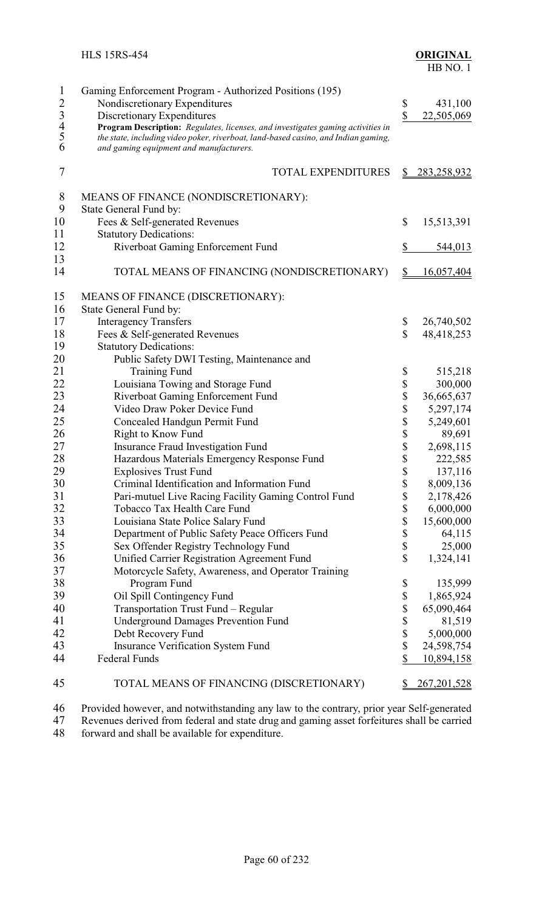Gaming Enforcement Program - Authorized Positions (195)

| | | |
|---|---|---|
| Nondiscretionary Expenditures | $ | 431,100 |
| Discretionary Expenditures | $ | 22,505,069 |

**Program Description:** *Regulates, licenses, and investigates gaming activities in the state, including video poker, riverboat, land-based casino, and Indian gaming, and gaming equipment and manufacturers.*

| | | |
|---|---|---|
| TOTAL EXPENDITURES | $ | 283,258,932 |

MEANS OF FINANCE (NONDISCRETIONARY):

| | | |
|---|---|---|
| State General Fund by: | | |
| Fees & Self-generated Revenues | $ | 15,513,391 |
| Statutory Dedications: | | |
| Riverboat Gaming Enforcement Fund | $ | 544,013 |
| TOTAL MEANS OF FINANCING (NONDISCRETIONARY) | $ | 16,057,404 |

MEANS OF FINANCE (DISCRETIONARY):

| | | |
|---|---|---|
| State General Fund by: | | |
| Interagency Transfers | $ | 26,740,502 |
| Fees & Self-generated Revenues | $ | 48,418,253 |
| Statutory Dedications: | | |
| Public Safety DWI Testing, Maintenance and Training Fund | $ | 515,218 |
| Louisiana Towing and Storage Fund | $ | 300,000 |
| Riverboat Gaming Enforcement Fund | $ | 36,665,637 |
| Video Draw Poker Device Fund | $ | 5,297,174 |
| Concealed Handgun Permit Fund | $ | 5,249,601 |
| Right to Know Fund | $ | 89,691 |
| Insurance Fraud Investigation Fund | $ | 2,698,115 |
| Hazardous Materials Emergency Response Fund | $ | 222,585 |
| Explosives Trust Fund | $ | 137,116 |
| Criminal Identification and Information Fund | $ | 8,009,136 |
| Pari-mutuel Live Racing Facility Gaming Control Fund | $ | 2,178,426 |
| Tobacco Tax Health Care Fund | $ | 6,000,000 |
| Louisiana State Police Salary Fund | $ | 15,600,000 |
| Department of Public Safety Peace Officers Fund | $ | 64,115 |
| Sex Offender Registry Technology Fund | $ | 25,000 |
| Unified Carrier Registration Agreement Fund | $ | 1,324,141 |
| Motorcycle Safety, Awareness, and Operator Training Program Fund | $ | 135,999 |
| Oil Spill Contingency Fund | $ | 1,865,924 |
| Transportation Trust Fund – Regular | $ | 65,090,464 |
| Underground Damages Prevention Fund | $ | 81,519 |
| Debt Recovery Fund | $ | 5,000,000 |
| Insurance Verification System Fund | $ | 24,598,754 |
| Federal Funds | $ | 10,894,158 |
| TOTAL MEANS OF FINANCING (DISCRETIONARY) | $ | 267,201,528 |

Provided however, and notwithstanding any law to the contrary, prior year Self-generated Revenues derived from federal and state drug and gaming asset forfeitures shall be carried forward and shall be available for expenditure.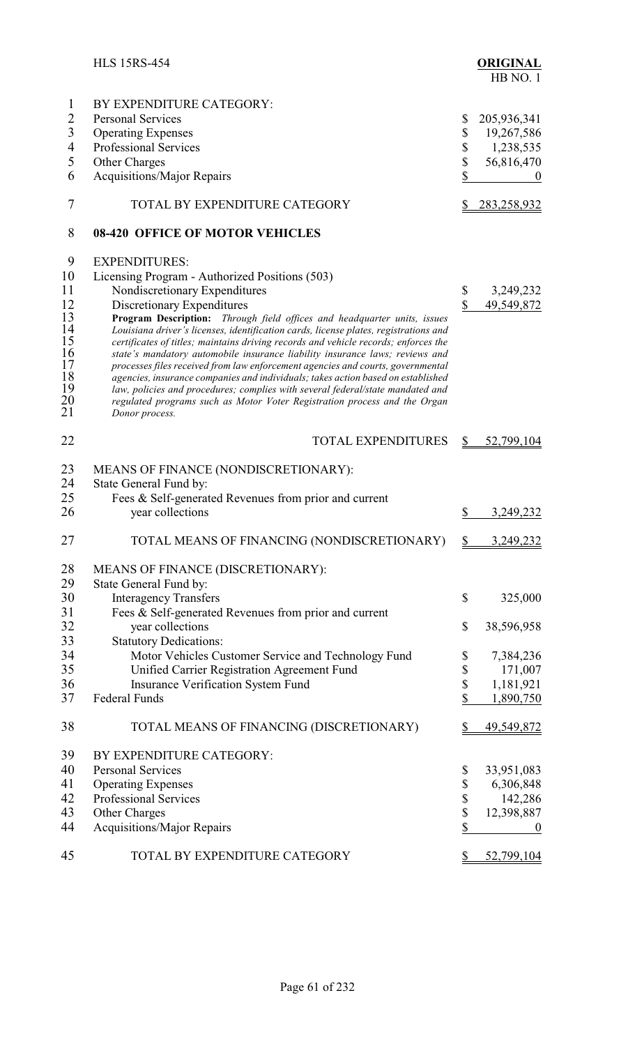BY EXPENDITURE CATEGORY:

| | |
|---|---|
| Personal Services | $ 205,936,341 |
| Operating Expenses | $ 19,267,586 |
| Professional Services | $ 1,238,535 |
| Other Charges | $ 56,816,470 |
| Acquisitions/Major Repairs | $ 0 |
| TOTAL BY EXPENDITURE CATEGORY | $ 283,258,932 |

**08-420 OFFICE OF MOTOR VEHICLES**

EXPENDITURES:

Licensing Program - Authorized Positions (503)

| | |
|---|---|
| Nondiscretionary Expenditures | $ 3,249,232 |
| Discretionary Expenditures | $ 49,549,872 |

**Program Description:** *Through field offices and headquarter units, issues Louisiana driver's licenses, identification cards, license plates, registrations and certificates of titles; maintains driving records and vehicle records; enforces the state's mandatory automobile insurance liability insurance laws; reviews and processes files received from law enforcement agencies and courts, governmental agencies, insurance companies and individuals; takes action based on established law, policies and procedures; complies with several federal/state mandated and regulated programs such as Motor Voter Registration process and the Organ Donor process.*

| | |
|---|---|
| TOTAL EXPENDITURES | $ 52,799,104 |

MEANS OF FINANCE (NONDISCRETIONARY):

State General Fund by:

| | |
|---|---|
| Fees & Self-generated Revenues from prior and current year collections | $ 3,249,232 |
| TOTAL MEANS OF FINANCING (NONDISCRETIONARY) | $ 3,249,232 |

MEANS OF FINANCE (DISCRETIONARY):

State General Fund by:

| | |
|---|---|
| Interagency Transfers | $ 325,000 |
| Fees & Self-generated Revenues from prior and current year collections | $ 38,596,958 |
| Statutory Dedications: | |
| Motor Vehicles Customer Service and Technology Fund | $ 7,384,236 |
| Unified Carrier Registration Agreement Fund | $ 171,007 |
| Insurance Verification System Fund | $ 1,181,921 |
| Federal Funds | $ 1,890,750 |
| TOTAL MEANS OF FINANCING (DISCRETIONARY) | $ 49,549,872 |

BY EXPENDITURE CATEGORY:

| | |
|---|---|
| Personal Services | $ 33,951,083 |
| Operating Expenses | $ 6,306,848 |
| Professional Services | $ 142,286 |
| Other Charges | $ 12,398,887 |
| Acquisitions/Major Repairs | $ 0 |
| TOTAL BY EXPENDITURE CATEGORY | $ 52,799,104 |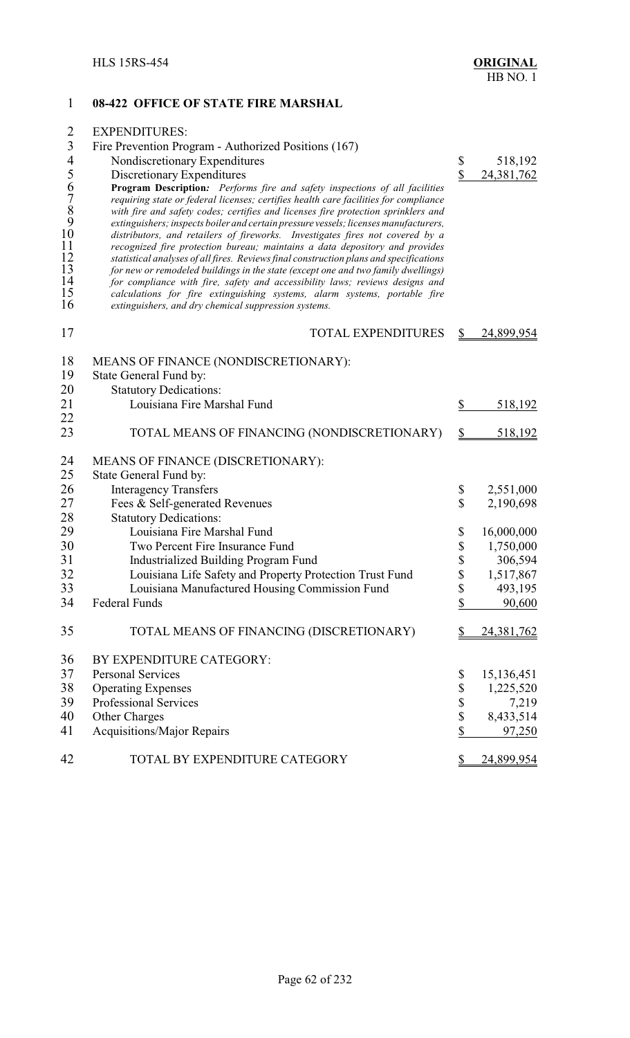## 08-422 OFFICE OF STATE FIRE MARSHAL

EXPENDITURES:

Fire Prevention Program - Authorized Positions (167)

| | |
|---|---|
| Nondiscretionary Expenditures | $ 518,192 |
| Discretionary Expenditures | $ 24,381,762 |

***Program Description:*** *Performs fire and safety inspections of all facilities requiring state or federal licenses; certifies health care facilities for compliance with fire and safety codes; certifies and licenses fire protection sprinklers and extinguishers; inspects boiler and certain pressure vessels; licenses manufacturers, distributors, and retailers of fireworks. Investigates fires not covered by a recognized fire protection bureau; maintains a data depository and provides statistical analyses of all fires. Reviews final construction plans and specifications for new or remodeled buildings in the state (except one and two family dwellings) for compliance with fire, safety and accessibility laws; reviews designs and calculations for fire extinguishing systems, alarm systems, portable fire extinguishers, and dry chemical suppression systems.*

| | |
|---|---|
| TOTAL EXPENDITURES | $ 24,899,954 |

MEANS OF FINANCE (NONDISCRETIONARY):

State General Fund by:

Statutory Dedications:

| | |
|---|---|
| Louisiana Fire Marshal Fund | $ 518,192 |
| TOTAL MEANS OF FINANCING (NONDISCRETIONARY) | $ 518,192 |

MEANS OF FINANCE (DISCRETIONARY):

State General Fund by:

| | |
|---|---|
| Interagency Transfers | $ 2,551,000 |
| Fees & Self-generated Revenues | $ 2,190,698 |
| Statutory Dedications: | |
| Louisiana Fire Marshal Fund | $ 16,000,000 |
| Two Percent Fire Insurance Fund | $ 1,750,000 |
| Industrialized Building Program Fund | $ 306,594 |
| Louisiana Life Safety and Property Protection Trust Fund | $ 1,517,867 |
| Louisiana Manufactured Housing Commission Fund | $ 493,195 |
| Federal Funds | $ 90,600 |
| TOTAL MEANS OF FINANCING (DISCRETIONARY) | $ 24,381,762 |

BY EXPENDITURE CATEGORY:

| | |
|---|---|
| Personal Services | $ 15,136,451 |
| Operating Expenses | $ 1,225,520 |
| Professional Services | $ 7,219 |
| Other Charges | $ 8,433,514 |
| Acquisitions/Major Repairs | $ 97,250 |
| TOTAL BY EXPENDITURE CATEGORY | $ 24,899,954 |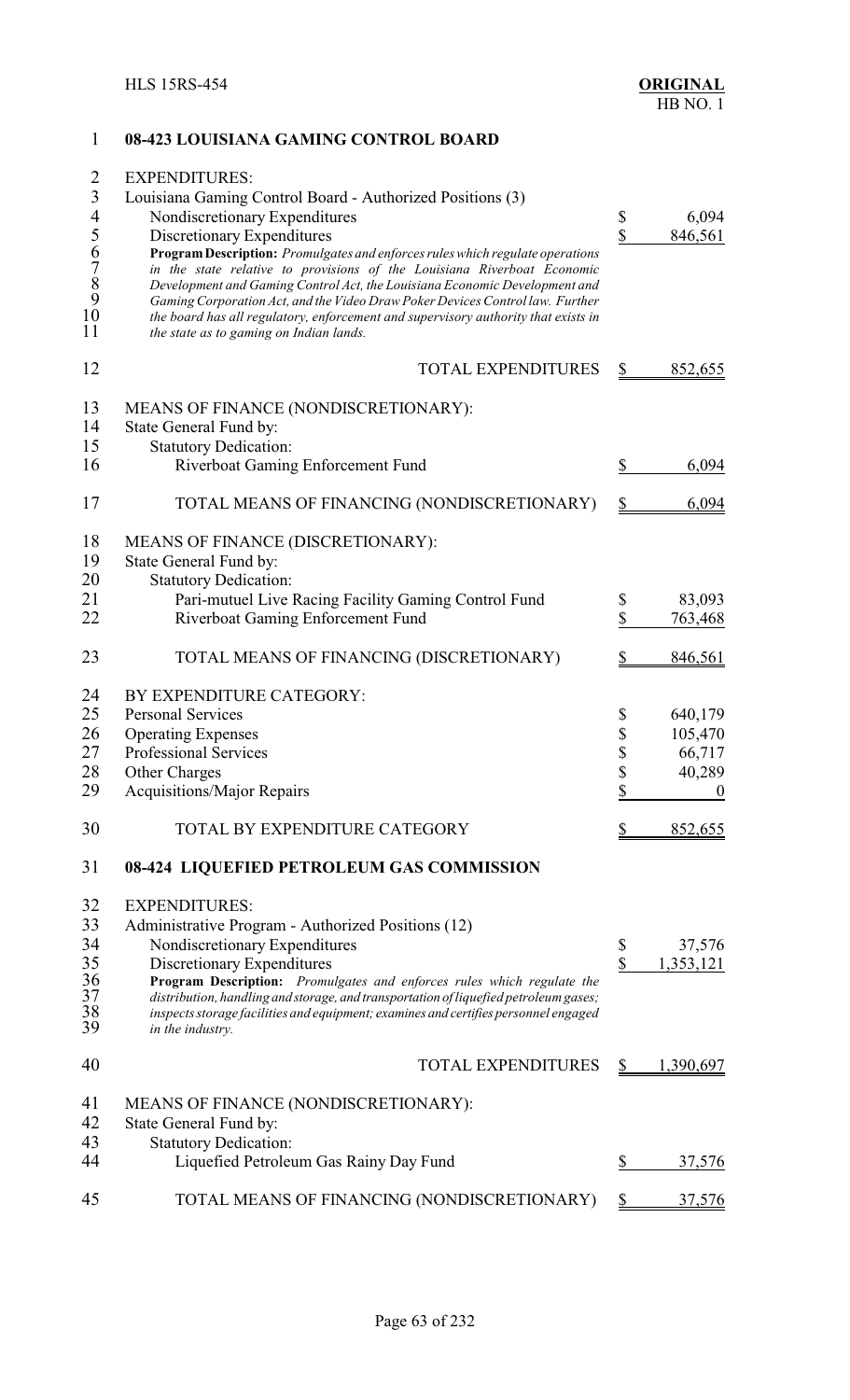## 08-423 LOUISIANA GAMING CONTROL BOARD

EXPENDITURES:

| | | |
|---|---|---|
| Louisiana Gaming Control Board - Authorized Positions (3) | | |
| Nondiscretionary Expenditures | $ | 6,094 |
| Discretionary Expenditures | $ | 846,561 |

***Program Description:** Promulgates and enforces rules which regulate operations in the state relative to provisions of the Louisiana Riverboat Economic Development and Gaming Control Act, the Louisiana Economic Development and Gaming Corporation Act, and the Video Draw Poker Devices Control law. Further the board has all regulatory, enforcement and supervisory authority that exists in the state as to gaming on Indian lands.*

| | | |
|---|---|---|
| TOTAL EXPENDITURES | $ | 852,655 |

MEANS OF FINANCE (NONDISCRETIONARY):
State General Fund by:
Statutory Dedication:

| | | |
|---|---|---|
| Riverboat Gaming Enforcement Fund | $ | 6,094 |
| TOTAL MEANS OF FINANCING (NONDISCRETIONARY) | $ | 6,094 |

MEANS OF FINANCE (DISCRETIONARY):
State General Fund by:
Statutory Dedication:

| | | |
|---|---|---|
| Pari-mutuel Live Racing Facility Gaming Control Fund | $ | 83,093 |
| Riverboat Gaming Enforcement Fund | $ | 763,468 |
| TOTAL MEANS OF FINANCING (DISCRETIONARY) | $ | 846,561 |

BY EXPENDITURE CATEGORY:

| | | |
|---|---|---|
| Personal Services | $ | 640,179 |
| Operating Expenses | $ | 105,470 |
| Professional Services | $ | 66,717 |
| Other Charges | $ | 40,289 |
| Acquisitions/Major Repairs | $ | 0 |
| TOTAL BY EXPENDITURE CATEGORY | $ | 852,655 |

## 08-424 LIQUEFIED PETROLEUM GAS COMMISSION

EXPENDITURES:

| | | |
|---|---|---|
| Administrative Program - Authorized Positions (12) | | |
| Nondiscretionary Expenditures | $ | 37,576 |
| Discretionary Expenditures | $ | 1,353,121 |

***Program Description:** Promulgates and enforces rules which regulate the distribution, handling and storage, and transportation of liquefied petroleum gases; inspects storage facilities and equipment; examines and certifies personnel engaged in the industry.*

| | | |
|---|---|---|
| TOTAL EXPENDITURES | $ | 1,390,697 |

MEANS OF FINANCE (NONDISCRETIONARY):
State General Fund by:
Statutory Dedication:

| | | |
|---|---|---|
| Liquefied Petroleum Gas Rainy Day Fund | $ | 37,576 |
| TOTAL MEANS OF FINANCING (NONDISCRETIONARY) | $ | 37,576 |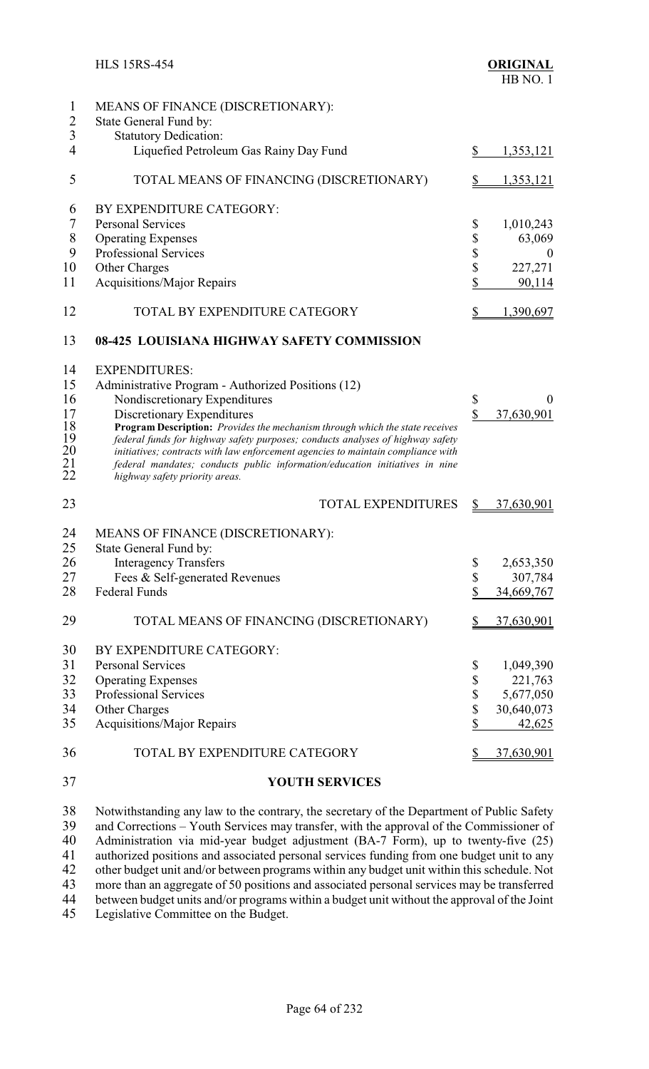| | |
|---|---|
| MEANS OF FINANCE (DISCRETIONARY): | |
| State General Fund by: | |
| Statutory Dedication: | |
| Liquefied Petroleum Gas Rainy Day Fund | $ 1,353,121 |
| TOTAL MEANS OF FINANCING (DISCRETIONARY) | $ 1,353,121 |
| BY EXPENDITURE CATEGORY: | |
| Personal Services | $ 1,010,243 |
| Operating Expenses | $ 63,069 |
| Professional Services | $ 0 |
| Other Charges | $ 227,271 |
| Acquisitions/Major Repairs | $ 90,114 |
| TOTAL BY EXPENDITURE CATEGORY | $ 1,390,697 |

## 08-425 LOUISIANA HIGHWAY SAFETY COMMISSION

| | |
|---|---|
| EXPENDITURES: | |
| Administrative Program - Authorized Positions (12) | |
| Nondiscretionary Expenditures | $ 0 |
| Discretionary Expenditures | $ 37,630,901 |

**Program Description:** *Provides the mechanism through which the state receives federal funds for highway safety purposes; conducts analyses of highway safety initiatives; contracts with law enforcement agencies to maintain compliance with federal mandates; conducts public information/education initiatives in nine highway safety priority areas.*

| | |
|---|---|
| TOTAL EXPENDITURES | $ 37,630,901 |
| MEANS OF FINANCE (DISCRETIONARY): | |
| State General Fund by: | |
| Interagency Transfers | $ 2,653,350 |
| Fees & Self-generated Revenues | $ 307,784 |
| Federal Funds | $ 34,669,767 |
| TOTAL MEANS OF FINANCING (DISCRETIONARY) | $ 37,630,901 |
| BY EXPENDITURE CATEGORY: | |
| Personal Services | $ 1,049,390 |
| Operating Expenses | $ 221,763 |
| Professional Services | $ 5,677,050 |
| Other Charges | $ 30,640,073 |
| Acquisitions/Major Repairs | $ 42,625 |
| TOTAL BY EXPENDITURE CATEGORY | $ 37,630,901 |

## YOUTH SERVICES

Notwithstanding any law to the contrary, the secretary of the Department of Public Safety and Corrections – Youth Services may transfer, with the approval of the Commissioner of Administration via mid-year budget adjustment (BA-7 Form), up to twenty-five (25) authorized positions and associated personal services funding from one budget unit to any other budget unit and/or between programs within any budget unit within this schedule. Not more than an aggregate of 50 positions and associated personal services may be transferred between budget units and/or programs within a budget unit without the approval of the Joint Legislative Committee on the Budget.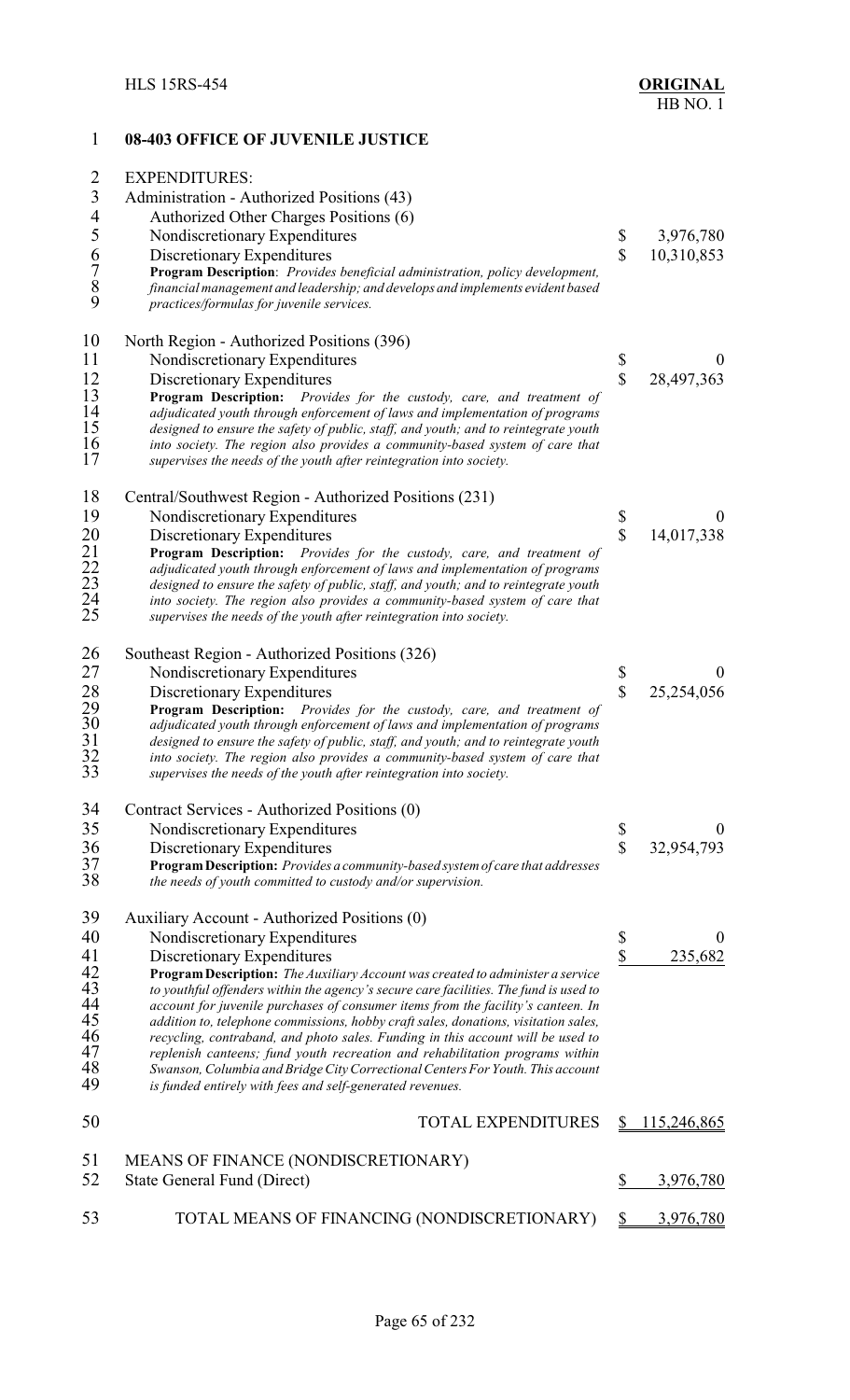## 08-403 OFFICE OF JUVENILE JUSTICE

EXPENDITURES:

Administration - Authorized Positions (43)

| | | |
|---|---|---|
| Authorized Other Charges Positions (6) | | |
| Nondiscretionary Expenditures | $ | 3,976,780 |
| Discretionary Expenditures | $ | 10,310,853 |

**Program Description**: *Provides beneficial administration, policy development, financial management and leadership; and develops and implements evident based practices/formulas for juvenile services.*

North Region - Authorized Positions (396)

| | | |
|---|---|---|
| Nondiscretionary Expenditures | $ | 0 |
| Discretionary Expenditures | $ | 28,497,363 |

**Program Description:** *Provides for the custody, care, and treatment of adjudicated youth through enforcement of laws and implementation of programs designed to ensure the safety of public, staff, and youth; and to reintegrate youth into society. The region also provides a community-based system of care that supervises the needs of the youth after reintegration into society.*

Central/Southwest Region - Authorized Positions (231)

| | | |
|---|---|---|
| Nondiscretionary Expenditures | $ | 0 |
| Discretionary Expenditures | $ | 14,017,338 |

**Program Description:** *Provides for the custody, care, and treatment of adjudicated youth through enforcement of laws and implementation of programs designed to ensure the safety of public, staff, and youth; and to reintegrate youth into society. The region also provides a community-based system of care that supervises the needs of the youth after reintegration into society.*

Southeast Region - Authorized Positions (326)

| | | |
|---|---|---|
| Nondiscretionary Expenditures | $ | 0 |
| Discretionary Expenditures | $ | 25,254,056 |

**Program Description:** *Provides for the custody, care, and treatment of adjudicated youth through enforcement of laws and implementation of programs designed to ensure the safety of public, staff, and youth; and to reintegrate youth into society. The region also provides a community-based system of care that supervises the needs of the youth after reintegration into society.*

Contract Services - Authorized Positions (0)

| | | |
|---|---|---|
| Nondiscretionary Expenditures | $ | 0 |
| Discretionary Expenditures | $ | 32,954,793 |

**Program Description:** *Provides a community-based system of care that addresses the needs of youth committed to custody and/or supervision.*

Auxiliary Account - Authorized Positions (0)

| | | |
|---|---|---|
| Nondiscretionary Expenditures | $ | 0 |
| Discretionary Expenditures | $ | 235,682 |

**Program Description:** *The Auxiliary Account was created to administer a service to youthful offenders within the agency's secure care facilities. The fund is used to account for juvenile purchases of consumer items from the facility's canteen. In addition to, telephone commissions, hobby craft sales, donations, visitation sales, recycling, contraband, and photo sales. Funding in this account will be used to replenish canteens; fund youth recreation and rehabilitation programs within Swanson, Columbia and Bridge City Correctional Centers For Youth. This account is funded entirely with fees and self-generated revenues.*

| | | |
|---|---|---|
| TOTAL EXPENDITURES | $ | 115,246,865 |

MEANS OF FINANCE (NONDISCRETIONARY)

| | | |
|---|---|---|
| State General Fund (Direct) | $ | 3,976,780 |
| TOTAL MEANS OF FINANCING (NONDISCRETIONARY) | $ | 3,976,780 |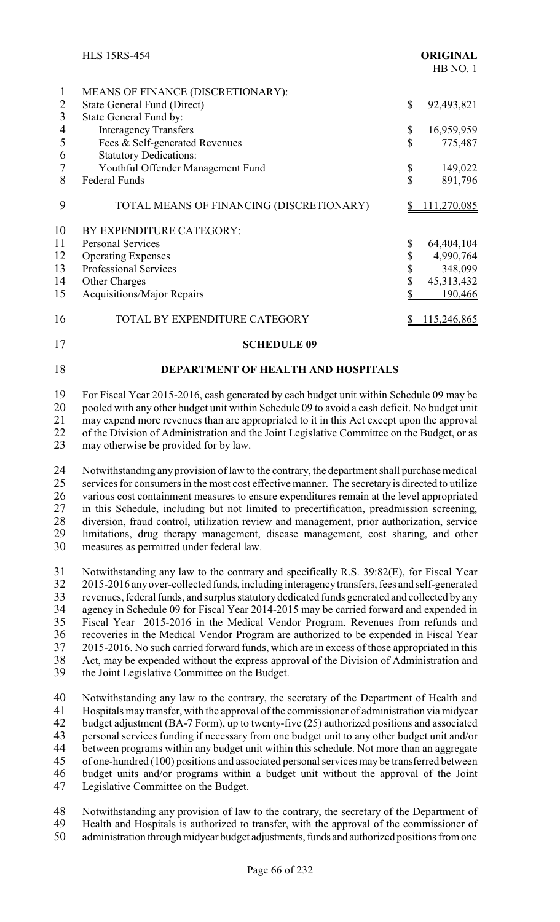| | |
|---|---|
| MEANS OF FINANCE (DISCRETIONARY): | |
| State General Fund (Direct) | $ 92,493,821 |
| State General Fund by: | |
| Interagency Transfers | $ 16,959,959 |
| Fees & Self-generated Revenues | $ 775,487 |
| Statutory Dedications: | |
| Youthful Offender Management Fund | $ 149,022 |
| Federal Funds | $ 891,796 |
| TOTAL MEANS OF FINANCING (DISCRETIONARY) | $ 111,270,085 |
| BY EXPENDITURE CATEGORY: | |
| Personal Services | $ 64,404,104 |
| Operating Expenses | $ 4,990,764 |
| Professional Services | $ 348,099 |
| Other Charges | $ 45,313,432 |
| Acquisitions/Major Repairs | $ 190,466 |
| TOTAL BY EXPENDITURE CATEGORY | $ 115,246,865 |

**SCHEDULE 09**

**DEPARTMENT OF HEALTH AND HOSPITALS**

For Fiscal Year 2015-2016, cash generated by each budget unit within Schedule 09 may be pooled with any other budget unit within Schedule 09 to avoid a cash deficit. No budget unit may expend more revenues than are appropriated to it in this Act except upon the approval of the Division of Administration and the Joint Legislative Committee on the Budget, or as may otherwise be provided for by law.

Notwithstanding any provision of law to the contrary, the department shall purchase medical services for consumers in the most cost effective manner. The secretary is directed to utilize various cost containment measures to ensure expenditures remain at the level appropriated in this Schedule, including but not limited to precertification, preadmission screening, diversion, fraud control, utilization review and management, prior authorization, service limitations, drug therapy management, disease management, cost sharing, and other measures as permitted under federal law.

Notwithstanding any law to the contrary and specifically R.S. 39:82(E), for Fiscal Year 2015-2016 any over-collected funds, including interagency transfers, fees and self-generated revenues, federal funds, and surplus statutory dedicated funds generated and collected by any agency in Schedule 09 for Fiscal Year 2014-2015 may be carried forward and expended in Fiscal Year 2015-2016 in the Medical Vendor Program. Revenues from refunds and recoveries in the Medical Vendor Program are authorized to be expended in Fiscal Year 2015-2016. No such carried forward funds, which are in excess of those appropriated in this Act, may be expended without the express approval of the Division of Administration and the Joint Legislative Committee on the Budget.

Notwithstanding any law to the contrary, the secretary of the Department of Health and Hospitals may transfer, with the approval of the commissioner of administration via midyear budget adjustment (BA-7 Form), up to twenty-five (25) authorized positions and associated personal services funding if necessary from one budget unit to any other budget unit and/or between programs within any budget unit within this schedule. Not more than an aggregate of one-hundred (100) positions and associated personal services may be transferred between budget units and/or programs within a budget unit without the approval of the Joint Legislative Committee on the Budget.

Notwithstanding any provision of law to the contrary, the secretary of the Department of Health and Hospitals is authorized to transfer, with the approval of the commissioner of administration through midyear budget adjustments, funds and authorized positions from one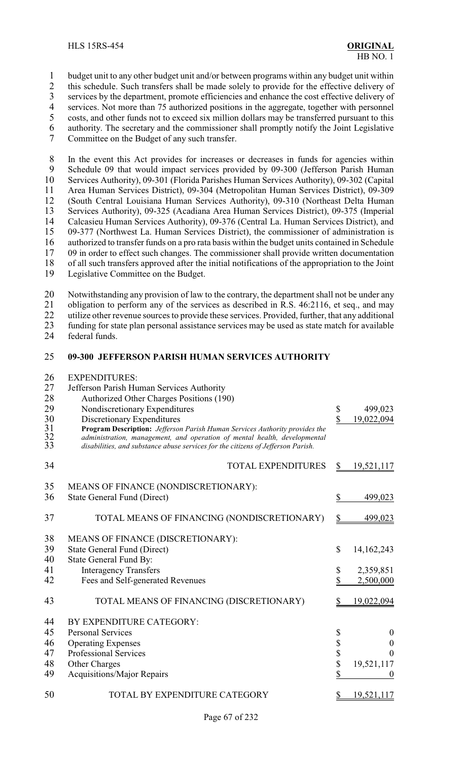budget unit to any other budget unit and/or between programs within any budget unit within this schedule. Such transfers shall be made solely to provide for the effective delivery of services by the department, promote efficiencies and enhance the cost effective delivery of services. Not more than 75 authorized positions in the aggregate, together with personnel costs, and other funds not to exceed six million dollars may be transferred pursuant to this authority. The secretary and the commissioner shall promptly notify the Joint Legislative Committee on the Budget of any such transfer.

In the event this Act provides for increases or decreases in funds for agencies within Schedule 09 that would impact services provided by 09-300 (Jefferson Parish Human Services Authority), 09-301 (Florida Parishes Human Services Authority), 09-302 (Capital Area Human Services District), 09-304 (Metropolitan Human Services District), 09-309 (South Central Louisiana Human Services Authority), 09-310 (Northeast Delta Human Services Authority), 09-325 (Acadiana Area Human Services District), 09-375 (Imperial Calcasieu Human Services Authority), 09-376 (Central La. Human Services District), and 09-377 (Northwest La. Human Services District), the commissioner of administration is authorized to transfer funds on a pro rata basis within the budget units contained in Schedule 09 in order to effect such changes. The commissioner shall provide written documentation of all such transfers approved after the initial notifications of the appropriation to the Joint Legislative Committee on the Budget.

Notwithstanding any provision of law to the contrary, the department shall not be under any obligation to perform any of the services as described in R.S. 46:2116, et seq., and may utilize other revenue sources to provide these services. Provided, further, that any additional funding for state plan personal assistance services may be used as state match for available federal funds.

**09-300 JEFFERSON PARISH HUMAN SERVICES AUTHORITY**

EXPENDITURES:

Jefferson Parish Human Services Authority

| | |
|---|---|
| Authorized Other Charges Positions (190) | |
| Nondiscretionary Expenditures | $ 499,023 |
| Discretionary Expenditures | $ 19,022,094 |

**Program Description:** *Jefferson Parish Human Services Authority provides the administration, management, and operation of mental health, developmental disabilities, and substance abuse services for the citizens of Jefferson Parish.*

| | |
|---|---|
| TOTAL EXPENDITURES | $ 19,521,117 |
| **MEANS OF FINANCE (NONDISCRETIONARY):** | |
| State General Fund (Direct) | $ 499,023 |
| TOTAL MEANS OF FINANCING (NONDISCRETIONARY) | $ 499,023 |
| **MEANS OF FINANCE (DISCRETIONARY):** | |
| State General Fund (Direct) | $ 14,162,243 |
| State General Fund By: | |
| Interagency Transfers | $ 2,359,851 |
| Fees and Self-generated Revenues | $ 2,500,000 |
| TOTAL MEANS OF FINANCING (DISCRETIONARY) | $ 19,022,094 |
| **BY EXPENDITURE CATEGORY:** | |
| Personal Services | $ 0 |
| Operating Expenses | $ 0 |
| Professional Services | $ 0 |
| Other Charges | $ 19,521,117 |
| Acquisitions/Major Repairs | $ 0 |
| TOTAL BY EXPENDITURE CATEGORY | $ 19,521,117 |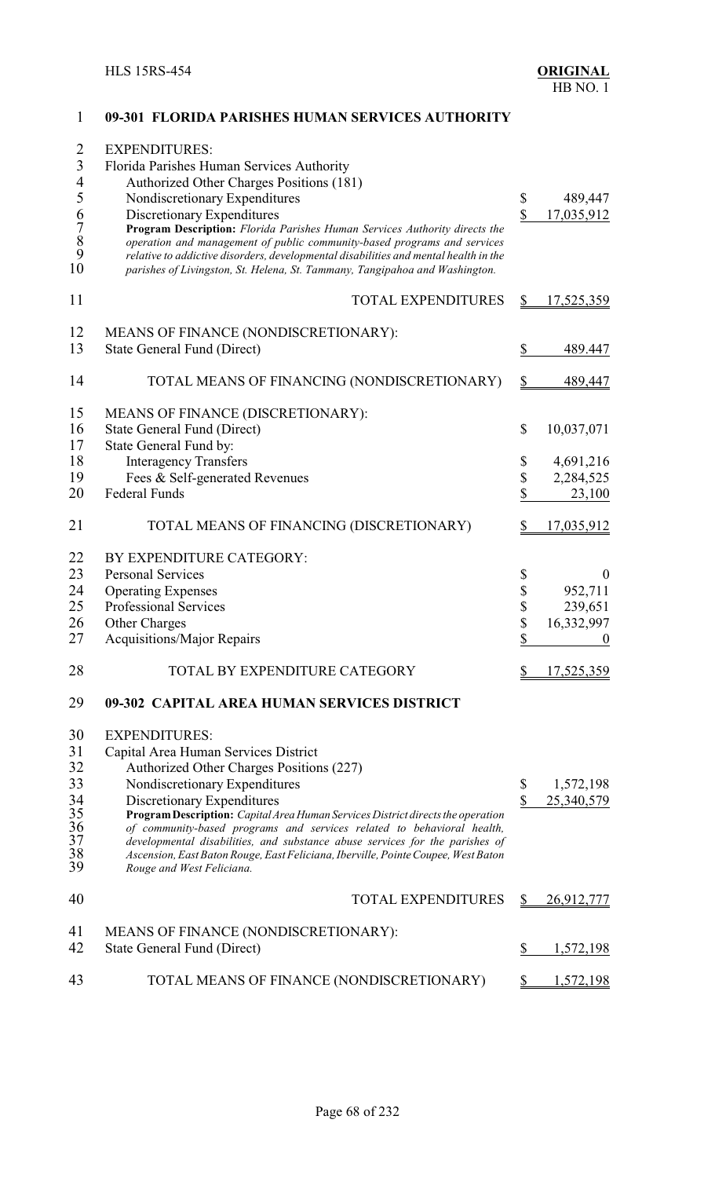## 09-301 FLORIDA PARISHES HUMAN SERVICES AUTHORITY

EXPENDITURES:
Florida Parishes Human Services Authority
Authorized Other Charges Positions (181)

| | |
|---|---|
| Nondiscretionary Expenditures | $ 489,447 |
| Discretionary Expenditures | $ 17,035,912 |

**Program Description:** *Florida Parishes Human Services Authority directs the operation and management of public community-based programs and services relative to addictive disorders, developmental disabilities and mental health in the parishes of Livingston, St. Helena, St. Tammany, Tangipahoa and Washington.*

| | |
|---|---|
| TOTAL EXPENDITURES | $ 17,525,359 |

MEANS OF FINANCE (NONDISCRETIONARY):

| | |
|---|---|
| State General Fund (Direct) | $ 489.447 |
| TOTAL MEANS OF FINANCING (NONDISCRETIONARY) | $ 489,447 |

MEANS OF FINANCE (DISCRETIONARY):

| | |
|---|---|
| State General Fund (Direct) | $ 10,037,071 |
| State General Fund by: | |
| Interagency Transfers | $ 4,691,216 |
| Fees & Self-generated Revenues | $ 2,284,525 |
| Federal Funds | $ 23,100 |
| TOTAL MEANS OF FINANCING (DISCRETIONARY) | $ 17,035,912 |

BY EXPENDITURE CATEGORY:

| | |
|---|---|
| Personal Services | $ 0 |
| Operating Expenses | $ 952,711 |
| Professional Services | $ 239,651 |
| Other Charges | $ 16,332,997 |
| Acquisitions/Major Repairs | $ 0 |
| TOTAL BY EXPENDITURE CATEGORY | $ 17,525,359 |

## 09-302 CAPITAL AREA HUMAN SERVICES DISTRICT

EXPENDITURES:
Capital Area Human Services District
Authorized Other Charges Positions (227)

| | |
|---|---|
| Nondiscretionary Expenditures | $ 1,572,198 |
| Discretionary Expenditures | $ 25,340,579 |

**Program Description:** *Capital Area Human Services District directs the operation of community-based programs and services related to behavioral health, developmental disabilities, and substance abuse services for the parishes of Ascension, East Baton Rouge, East Feliciana, Iberville, Pointe Coupee, West Baton Rouge and West Feliciana.*

| | |
|---|---|
| TOTAL EXPENDITURES | $ 26,912,777 |

MEANS OF FINANCE (NONDISCRETIONARY):

| | |
|---|---|
| State General Fund (Direct) | $ 1,572,198 |
| TOTAL MEANS OF FINANCE (NONDISCRETIONARY) | $ 1,572,198 |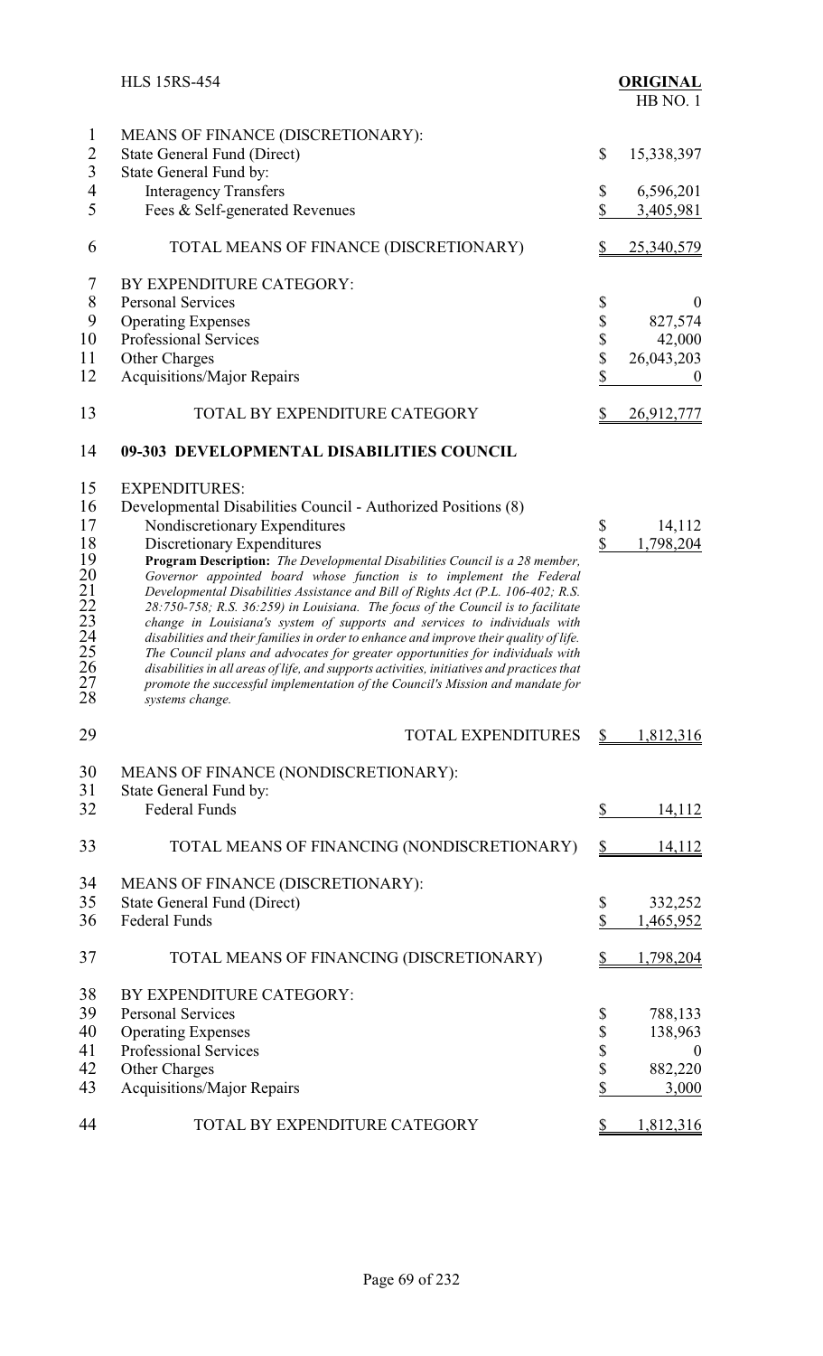| | |
|---|---|
| MEANS OF FINANCE (DISCRETIONARY): | |
| State General Fund (Direct) | $ 15,338,397 |
| State General Fund by: | |
| Interagency Transfers | $ 6,596,201 |
| Fees & Self-generated Revenues | $ 3,405,981 |
| TOTAL MEANS OF FINANCE (DISCRETIONARY) | $ 25,340,579 |

| | |
|---|---|
| BY EXPENDITURE CATEGORY: | |
| Personal Services | $ 0 |
| Operating Expenses | $ 827,574 |
| Professional Services | $ 42,000 |
| Other Charges | $ 26,043,203 |
| Acquisitions/Major Repairs | $ 0 |
| TOTAL BY EXPENDITURE CATEGORY | $ 26,912,777 |

**09-303 DEVELOPMENTAL DISABILITIES COUNCIL**

| | |
|---|---|
| EXPENDITURES: | |
| Developmental Disabilities Council - Authorized Positions (8) | |
| Nondiscretionary Expenditures | $ 14,112 |
| Discretionary Expenditures | $ 1,798,204 |

**Program Description:** *The Developmental Disabilities Council is a 28 member, Governor appointed board whose function is to implement the Federal Developmental Disabilities Assistance and Bill of Rights Act (P.L. 106-402; R.S. 28:750-758; R.S. 36:259) in Louisiana. The focus of the Council is to facilitate change in Louisiana's system of supports and services to individuals with disabilities and their families in order to enhance and improve their quality of life. The Council plans and advocates for greater opportunities for individuals with disabilities in all areas of life, and supports activities, initiatives and practices that promote the successful implementation of the Council's Mission and mandate for systems change.*

| | |
|---|---|
| TOTAL EXPENDITURES | $ 1,812,316 |

| | |
|---|---|
| MEANS OF FINANCE (NONDISCRETIONARY): | |
| State General Fund by: | |
| Federal Funds | $ 14,112 |
| TOTAL MEANS OF FINANCING (NONDISCRETIONARY) | $ 14,112 |

| | |
|---|---|
| MEANS OF FINANCE (DISCRETIONARY): | |
| State General Fund (Direct) | $ 332,252 |
| Federal Funds | $ 1,465,952 |
| TOTAL MEANS OF FINANCING (DISCRETIONARY) | $ 1,798,204 |

| | |
|---|---|
| BY EXPENDITURE CATEGORY: | |
| Personal Services | $ 788,133 |
| Operating Expenses | $ 138,963 |
| Professional Services | $ 0 |
| Other Charges | $ 882,220 |
| Acquisitions/Major Repairs | $ 3,000 |
| TOTAL BY EXPENDITURE CATEGORY | $ 1,812,316 |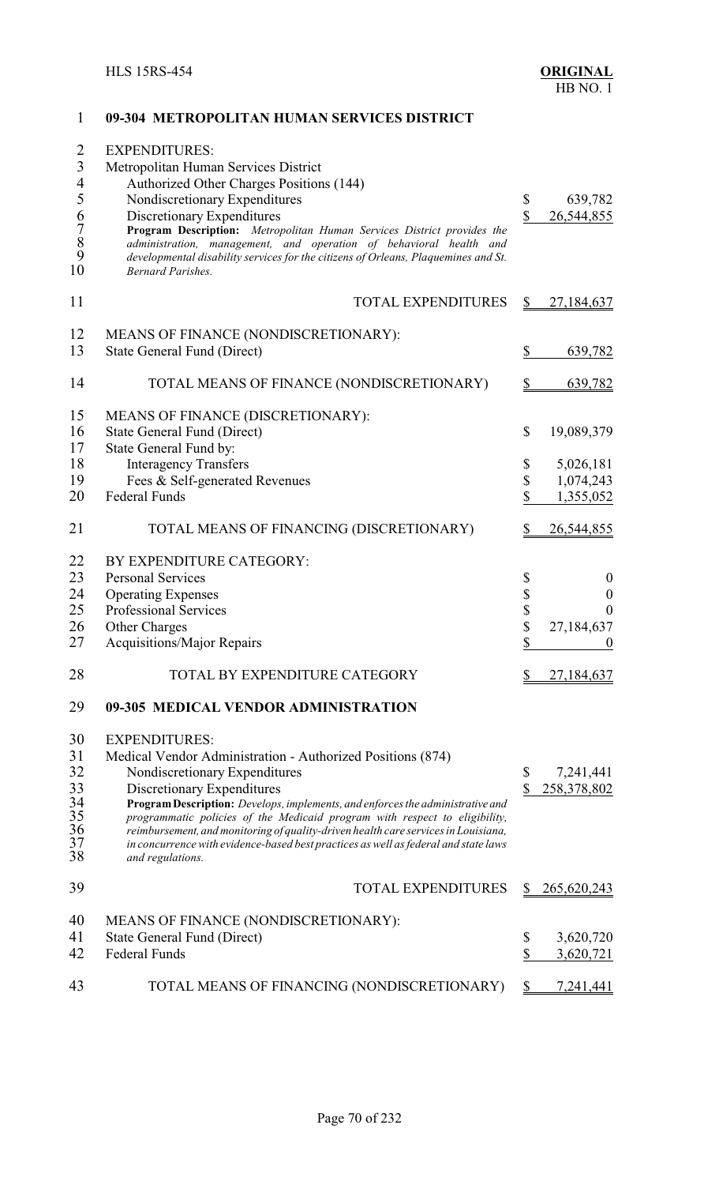## 09-304 METROPOLITAN HUMAN SERVICES DISTRICT

EXPENDITURES:
Metropolitan Human Services District
Authorized Other Charges Positions (144)

| | |
|---|---|
| Nondiscretionary Expenditures | $ 639,782 |
| Discretionary Expenditures | $ 26,544,855 |

*Program Description: Metropolitan Human Services District provides the administration, management, and operation of behavioral health and developmental disability services for the citizens of Orleans, Plaquemines and St. Bernard Parishes.*

| | |
|---|---|
| TOTAL EXPENDITURES | $ 27,184,637 |

MEANS OF FINANCE (NONDISCRETIONARY):

| | |
|---|---|
| State General Fund (Direct) | $ 639,782 |
| TOTAL MEANS OF FINANCE (NONDISCRETIONARY) | $ 639,782 |

MEANS OF FINANCE (DISCRETIONARY):

| | |
|---|---|
| State General Fund (Direct) | $ 19,089,379 |
| State General Fund by: | |
| Interagency Transfers | $ 5,026,181 |
| Fees & Self-generated Revenues | $ 1,074,243 |
| Federal Funds | $ 1,355,052 |
| TOTAL MEANS OF FINANCING (DISCRETIONARY) | $ 26,544,855 |

BY EXPENDITURE CATEGORY:

| | |
|---|---|
| Personal Services | $ 0 |
| Operating Expenses | $ 0 |
| Professional Services | $ 0 |
| Other Charges | $ 27,184,637 |
| Acquisitions/Major Repairs | $ 0 |
| TOTAL BY EXPENDITURE CATEGORY | $ 27,184,637 |

## 09-305 MEDICAL VENDOR ADMINISTRATION

EXPENDITURES:
Medical Vendor Administration - Authorized Positions (874)

| | |
|---|---|
| Nondiscretionary Expenditures | $ 7,241,441 |
| Discretionary Expenditures | $ 258,378,802 |

*Program Description: Develops, implements, and enforces the administrative and programmatic policies of the Medicaid program with respect to eligibility, reimbursement, and monitoring of quality-driven health care services in Louisiana, in concurrence with evidence-based best practices as well as federal and state laws and regulations.*

| | |
|---|---|
| TOTAL EXPENDITURES | $ 265,620,243 |

MEANS OF FINANCE (NONDISCRETIONARY):

| | |
|---|---|
| State General Fund (Direct) | $ 3,620,720 |
| Federal Funds | $ 3,620,721 |
| TOTAL MEANS OF FINANCING (NONDISCRETIONARY) | $ 7,241,441 |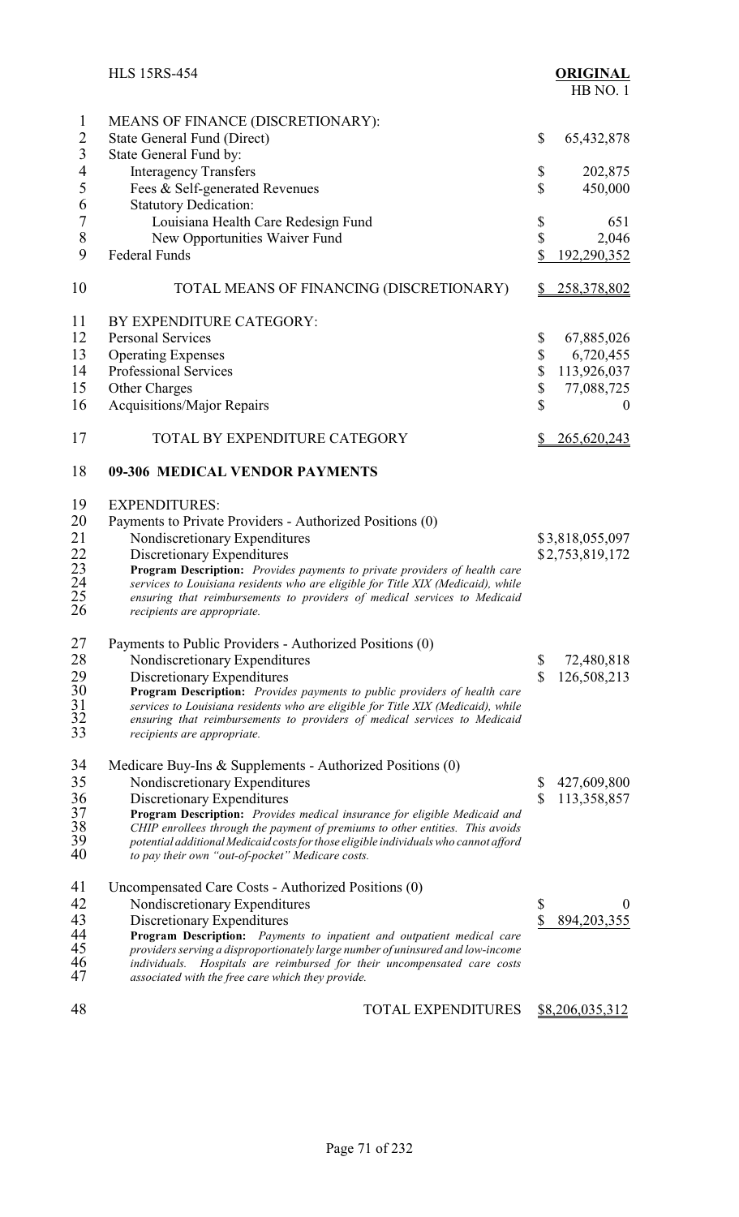MEANS OF FINANCE (DISCRETIONARY):

| | |
|---|---|
| State General Fund (Direct) | $ 65,432,878 |
| State General Fund by: | |
| Interagency Transfers | $ 202,875 |
| Fees & Self-generated Revenues | $ 450,000 |
| Statutory Dedication: | |
| Louisiana Health Care Redesign Fund | $ 651 |
| New Opportunities Waiver Fund | $ 2,046 |
| Federal Funds | $ 192,290,352 |
| TOTAL MEANS OF FINANCING (DISCRETIONARY) | $ 258,378,802 |

BY EXPENDITURE CATEGORY:

| | |
|---|---|
| Personal Services | $ 67,885,026 |
| Operating Expenses | $ 6,720,455 |
| Professional Services | $ 113,926,037 |
| Other Charges | $ 77,088,725 |
| Acquisitions/Major Repairs | $ 0 |
| TOTAL BY EXPENDITURE CATEGORY | $ 265,620,243 |

## 09-306 MEDICAL VENDOR PAYMENTS

EXPENDITURES:

Payments to Private Providers - Authorized Positions (0)

| | |
|---|---|
| Nondiscretionary Expenditures | $3,818,055,097 |
| Discretionary Expenditures | $2,753,819,172 |

*Program Description: Provides payments to private providers of health care services to Louisiana residents who are eligible for Title XIX (Medicaid), while ensuring that reimbursements to providers of medical services to Medicaid recipients are appropriate.*

Payments to Public Providers - Authorized Positions (0)

| | |
|---|---|
| Nondiscretionary Expenditures | $ 72,480,818 |
| Discretionary Expenditures | $ 126,508,213 |

*Program Description: Provides payments to public providers of health care services to Louisiana residents who are eligible for Title XIX (Medicaid), while ensuring that reimbursements to providers of medical services to Medicaid recipients are appropriate.*

Medicare Buy-Ins & Supplements - Authorized Positions (0)

| | |
|---|---|
| Nondiscretionary Expenditures | $ 427,609,800 |
| Discretionary Expenditures | $ 113,358,857 |

*Program Description: Provides medical insurance for eligible Medicaid and CHIP enrollees through the payment of premiums to other entities. This avoids potential additional Medicaid costs for those eligible individuals who cannot afford to pay their own "out-of-pocket" Medicare costs.*

Uncompensated Care Costs - Authorized Positions (0)

| | |
|---|---|
| Nondiscretionary Expenditures | $ 0 |
| Discretionary Expenditures | $ 894,203,355 |

*Program Description: Payments to inpatient and outpatient medical care providers serving a disproportionately large number of uninsured and low-income individuals. Hospitals are reimbursed for their uncompensated care costs associated with the free care which they provide.*

| | |
|---|---|
| TOTAL EXPENDITURES | $8,206,035,312 |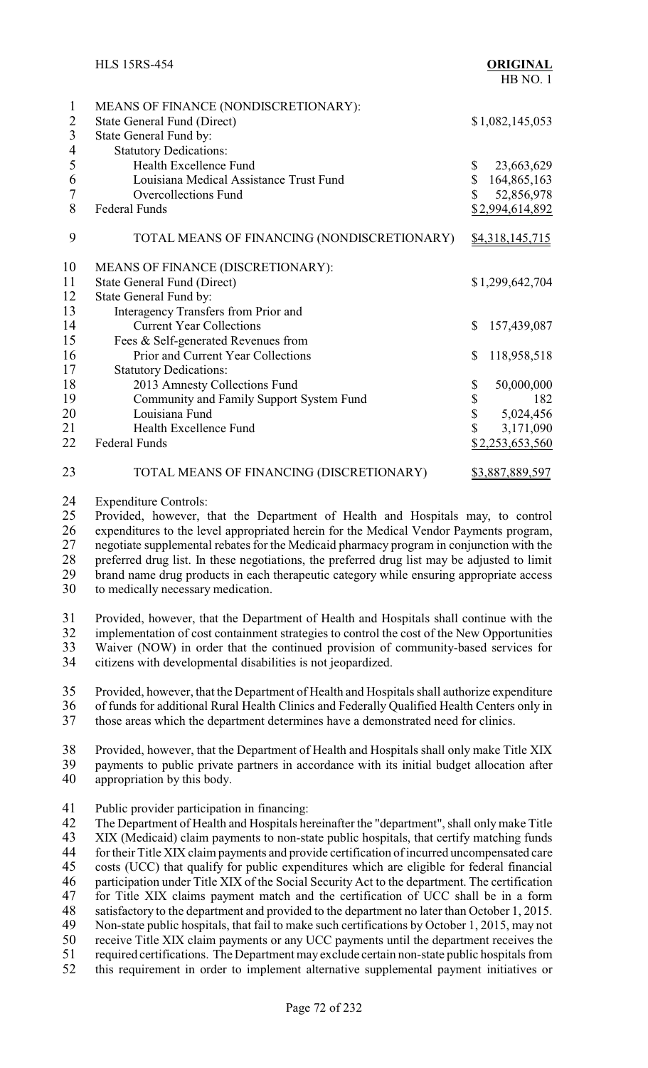MEANS OF FINANCE (NONDISCRETIONARY):

| | |
|---|---|
| State General Fund (Direct) | $1,082,145,053 |
| State General Fund by: | |
| Statutory Dedications: | |
| Health Excellence Fund | $ 23,663,629 |
| Louisiana Medical Assistance Trust Fund | $ 164,865,163 |
| Overcollections Fund | $ 52,856,978 |
| Federal Funds | $2,994,614,892 |
| TOTAL MEANS OF FINANCING (NONDISCRETIONARY) | $4,318,145,715 |

MEANS OF FINANCE (DISCRETIONARY):

| | |
|---|---|
| State General Fund (Direct) | $1,299,642,704 |
| State General Fund by: | |
| Interagency Transfers from Prior and Current Year Collections | $ 157,439,087 |
| Fees & Self-generated Revenues from Prior and Current Year Collections | $ 118,958,518 |
| Statutory Dedications: | |
| 2013 Amnesty Collections Fund | $ 50,000,000 |
| Community and Family Support System Fund | $ 182 |
| Louisiana Fund | $ 5,024,456 |
| Health Excellence Fund | $ 3,171,090 |
| Federal Funds | $2,253,653,560 |
| TOTAL MEANS OF FINANCING (DISCRETIONARY) | $3,887,889,597 |

Expenditure Controls:

Provided, however, that the Department of Health and Hospitals may, to control expenditures to the level appropriated herein for the Medical Vendor Payments program, negotiate supplemental rebates for the Medicaid pharmacy program in conjunction with the preferred drug list. In these negotiations, the preferred drug list may be adjusted to limit brand name drug products in each therapeutic category while ensuring appropriate access to medically necessary medication.

Provided, however, that the Department of Health and Hospitals shall continue with the implementation of cost containment strategies to control the cost of the New Opportunities Waiver (NOW) in order that the continued provision of community-based services for citizens with developmental disabilities is not jeopardized.

Provided, however, that the Department of Health and Hospitals shall authorize expenditure of funds for additional Rural Health Clinics and Federally Qualified Health Centers only in those areas which the department determines have a demonstrated need for clinics.

Provided, however, that the Department of Health and Hospitals shall only make Title XIX payments to public private partners in accordance with its initial budget allocation after appropriation by this body.

Public provider participation in financing:

The Department of Health and Hospitals hereinafter the "department", shall only make Title XIX (Medicaid) claim payments to non-state public hospitals, that certify matching funds for their Title XIX claim payments and provide certification of incurred uncompensated care costs (UCC) that qualify for public expenditures which are eligible for federal financial participation under Title XIX of the Social Security Act to the department. The certification for Title XIX claims payment match and the certification of UCC shall be in a form satisfactory to the department and provided to the department no later than October 1, 2015. Non-state public hospitals, that fail to make such certifications by October 1, 2015, may not receive Title XIX claim payments or any UCC payments until the department receives the required certifications. The Department may exclude certain non-state public hospitals from this requirement in order to implement alternative supplemental payment initiatives or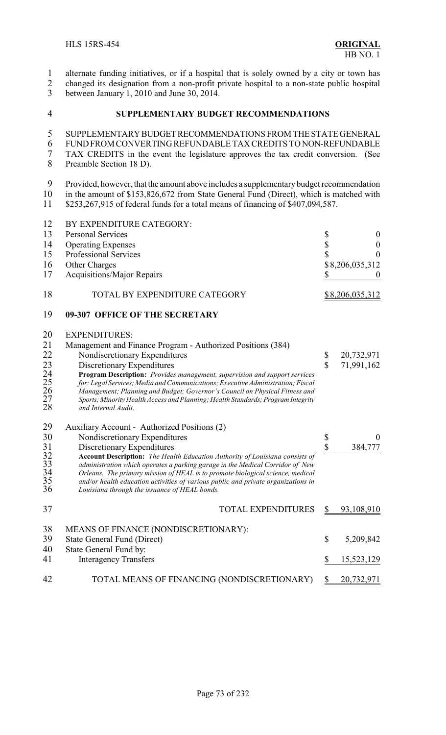alternate funding initiatives, or if a hospital that is solely owned by a city or town has changed its designation from a non-profit private hospital to a non-state public hospital between January 1, 2010 and June 30, 2014.

## SUPPLEMENTARY BUDGET RECOMMENDATIONS

SUPPLEMENTARY BUDGET RECOMMENDATIONS FROM THE STATE GENERAL FUND FROM CONVERTING REFUNDABLE TAX CREDITS TO NON-REFUNDABLE TAX CREDITS in the event the legislature approves the tax credit conversion. (See Preamble Section 18 D).

Provided, however, that the amount above includes a supplementary budget recommendation in the amount of $153,826,672 from State General Fund (Direct), which is matched with $253,267,915 of federal funds for a total means of financing of $407,094,587.

| BY EXPENDITURE CATEGORY: | |
|---|---|
| Personal Services | $ 0 |
| Operating Expenses | $ 0 |
| Professional Services | $ 0 |
| Other Charges | $ 8,206,035,312 |
| Acquisitions/Major Repairs | $ 0 |
| TOTAL BY EXPENDITURE CATEGORY | $ 8,206,035,312 |

## 09-307 OFFICE OF THE SECRETARY

EXPENDITURES:

| | |
|---|---|
| Management and Finance Program - Authorized Positions (384) | |
| Nondiscretionary Expenditures | $ 20,732,971 |
| Discretionary Expenditures | $ 71,991,162 |

***Program Description:** Provides management, supervision and support services for: Legal Services; Media and Communications; Executive Administration; Fiscal Management; Planning and Budget; Governor's Council on Physical Fitness and Sports; Minority Health Access and Planning; Health Standards; Program Integrity and Internal Audit.*

| | |
|---|---|
| Auxiliary Account - Authorized Positions (2) | |
| Nondiscretionary Expenditures | $ 0 |
| Discretionary Expenditures | $ 384,777 |

***Account Description:** The Health Education Authority of Louisiana consists of administration which operates a parking garage in the Medical Corridor of New Orleans. The primary mission of HEAL is to promote biological science, medical and/or health education activities of various public and private organizations in Louisiana through the issuance of HEAL bonds.*

| | |
|---|---|
| TOTAL EXPENDITURES | $ 93,108,910 |

| MEANS OF FINANCE (NONDISCRETIONARY): | |
|---|---|
| State General Fund (Direct) | $ 5,209,842 |
| State General Fund by: | |
| Interagency Transfers | $ 15,523,129 |
| TOTAL MEANS OF FINANCING (NONDISCRETIONARY) | $ 20,732,971 |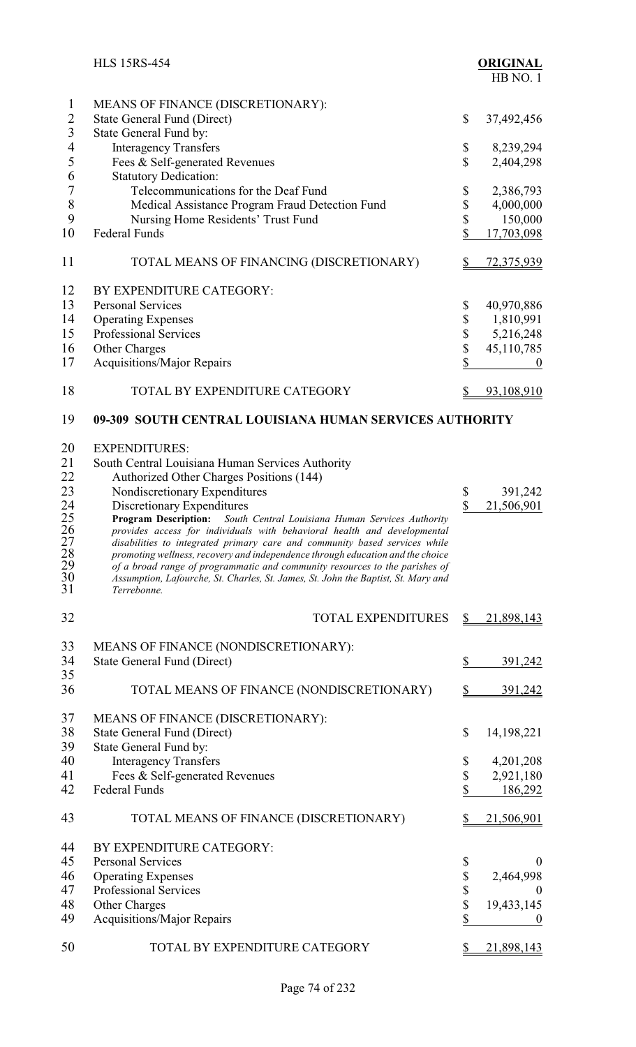| | |
|---|---|
| MEANS OF FINANCE (DISCRETIONARY): | |
| State General Fund (Direct) | $ 37,492,456 |
| State General Fund by: | |
| Interagency Transfers | $ 8,239,294 |
| Fees & Self-generated Revenues | $ 2,404,298 |
| Statutory Dedication: | |
| Telecommunications for the Deaf Fund | $ 2,386,793 |
| Medical Assistance Program Fraud Detection Fund | $ 4,000,000 |
| Nursing Home Residents' Trust Fund | $ 150,000 |
| Federal Funds | $ 17,703,098 |
| TOTAL MEANS OF FINANCING (DISCRETIONARY) | $ 72,375,939 |

| | |
|---|---|
| BY EXPENDITURE CATEGORY: | |
| Personal Services | $ 40,970,886 |
| Operating Expenses | $ 1,810,991 |
| Professional Services | $ 5,216,248 |
| Other Charges | $ 45,110,785 |
| Acquisitions/Major Repairs | $ 0 |
| TOTAL BY EXPENDITURE CATEGORY | $ 93,108,910 |

## 09-309 SOUTH CENTRAL LOUISIANA HUMAN SERVICES AUTHORITY

| | |
|---|---|
| EXPENDITURES: | |
| South Central Louisiana Human Services Authority | |
| Authorized Other Charges Positions (144) | |
| Nondiscretionary Expenditures | $ 391,242 |
| Discretionary Expenditures | $ 21,506,901 |

**Program Description:** *South Central Louisiana Human Services Authority provides access for individuals with behavioral health and developmental disabilities to integrated primary care and community based services while promoting wellness, recovery and independence through education and the choice of a broad range of programmatic and community resources to the parishes of Assumption, Lafourche, St. Charles, St. James, St. John the Baptist, St. Mary and Terrebonne.*

| | |
|---|---|
| TOTAL EXPENDITURES | $ 21,898,143 |

| | |
|---|---|
| MEANS OF FINANCE (NONDISCRETIONARY): | |
| State General Fund (Direct) | $ 391,242 |
| TOTAL MEANS OF FINANCE (NONDISCRETIONARY) | $ 391,242 |

| | |
|---|---|
| MEANS OF FINANCE (DISCRETIONARY): | |
| State General Fund (Direct) | $ 14,198,221 |
| State General Fund by: | |
| Interagency Transfers | $ 4,201,208 |
| Fees & Self-generated Revenues | $ 2,921,180 |
| Federal Funds | $ 186,292 |
| TOTAL MEANS OF FINANCE (DISCRETIONARY) | $ 21,506,901 |

| | |
|---|---|
| BY EXPENDITURE CATEGORY: | |
| Personal Services | $ 0 |
| Operating Expenses | $ 2,464,998 |
| Professional Services | $ 0 |
| Other Charges | $ 19,433,145 |
| Acquisitions/Major Repairs | $ 0 |
| TOTAL BY EXPENDITURE CATEGORY | $ 21,898,143 |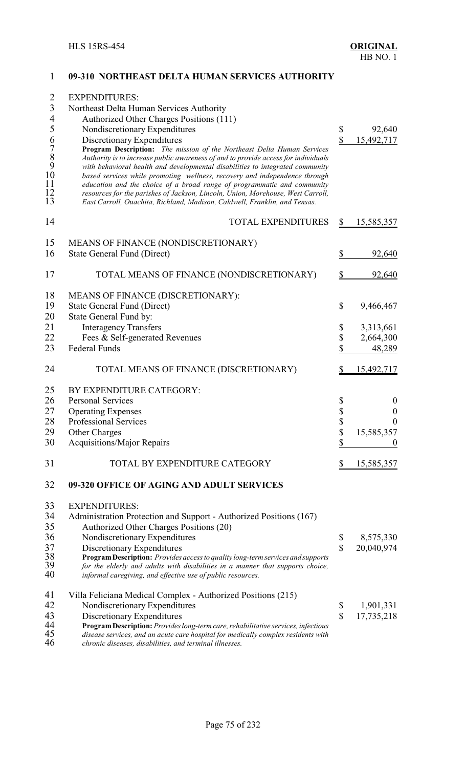**09-310 NORTHEAST DELTA HUMAN SERVICES AUTHORITY**

EXPENDITURES:

Northeast Delta Human Services Authority

Authorized Other Charges Positions (111)

| | | |
|---|---|---|
| Nondiscretionary Expenditures | $ | 92,640 |
| Discretionary Expenditures | $ | 15,492,717 |

**Program Description:** *The mission of the Northeast Delta Human Services Authority is to increase public awareness of and to provide access for individuals with behavioral health and developmental disabilities to integrated community based services while promoting wellness, recovery and independence through education and the choice of a broad range of programmatic and community resources for the parishes of Jackson, Lincoln, Union, Morehouse, West Carroll, East Carroll, Ouachita, Richland, Madison, Caldwell, Franklin, and Tensas.*

| | | |
|---|---|---|
| TOTAL EXPENDITURES | $ | 15,585,357 |

MEANS OF FINANCE (NONDISCRETIONARY)

| | | |
|---|---|---|
| State General Fund (Direct) | $ | 92,640 |
| TOTAL MEANS OF FINANCE (NONDISCRETIONARY) | $ | 92,640 |

MEANS OF FINANCE (DISCRETIONARY):

| | | |
|---|---|---|
| State General Fund (Direct) | $ | 9,466,467 |
| State General Fund by: | | |
| Interagency Transfers | $ | 3,313,661 |
| Fees & Self-generated Revenues | $ | 2,664,300 |
| Federal Funds | $ | 48,289 |
| TOTAL MEANS OF FINANCE (DISCRETIONARY) | $ | 15,492,717 |

BY EXPENDITURE CATEGORY:

| | | |
|---|---|---|
| Personal Services | $ | 0 |
| Operating Expenses | $ | 0 |
| Professional Services | $ | 0 |
| Other Charges | $ | 15,585,357 |
| Acquisitions/Major Repairs | $ | 0 |
| TOTAL BY EXPENDITURE CATEGORY | $ | 15,585,357 |

**09-320 OFFICE OF AGING AND ADULT SERVICES**

EXPENDITURES:

Administration Protection and Support - Authorized Positions (167)

Authorized Other Charges Positions (20)

| | | |
|---|---|---|
| Nondiscretionary Expenditures | $ | 8,575,330 |
| Discretionary Expenditures | $ | 20,040,974 |

**Program Description:** *Provides access to quality long-term services and supports for the elderly and adults with disabilities in a manner that supports choice, informal caregiving, and effective use of public resources.*

Villa Feliciana Medical Complex - Authorized Positions (215)

| | | |
|---|---|---|
| Nondiscretionary Expenditures | $ | 1,901,331 |
| Discretionary Expenditures | $ | 17,735,218 |

**Program Description:** *Provides long-term care, rehabilitative services, infectious disease services, and an acute care hospital for medically complex residents with chronic diseases, disabilities, and terminal illnesses.*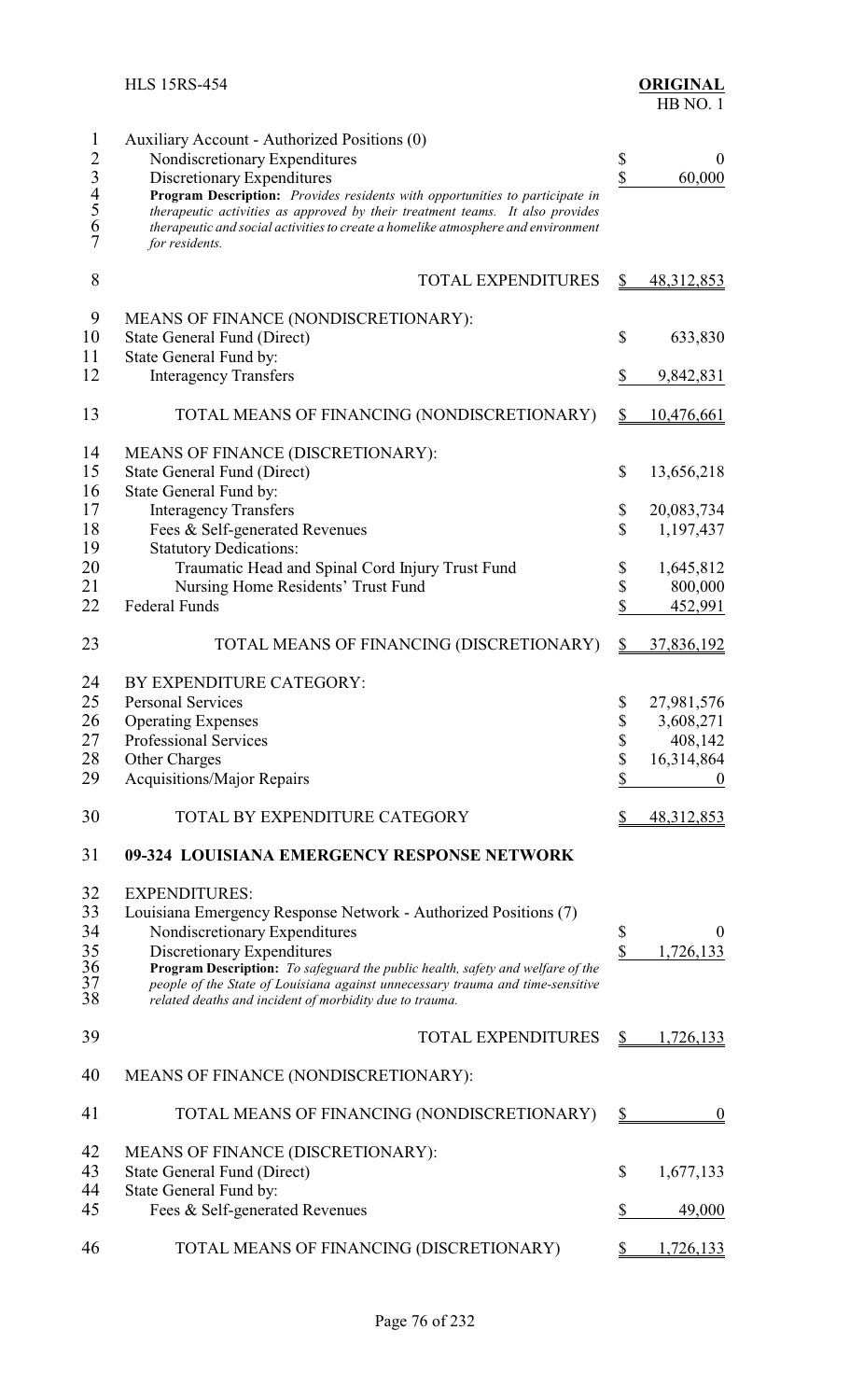Auxiliary Account - Authorized Positions (0)

| | | |
|---|---|---|
| Nondiscretionary Expenditures | $ | 0 |
| Discretionary Expenditures | $ | 60,000 |

**Program Description:** *Provides residents with opportunities to participate in therapeutic activities as approved by their treatment teams. It also provides therapeutic and social activities to create a homelike atmosphere and environment for residents.*

| | | |
|---|---|---|
| TOTAL EXPENDITURES | $ | 48,312,853 |
| MEANS OF FINANCE (NONDISCRETIONARY): | | |
| State General Fund (Direct) | $ | 633,830 |
| State General Fund by: | | |
| Interagency Transfers | $ | 9,842,831 |
| TOTAL MEANS OF FINANCING (NONDISCRETIONARY) | $ | 10,476,661 |
| MEANS OF FINANCE (DISCRETIONARY): | | |
| State General Fund (Direct) | $ | 13,656,218 |
| State General Fund by: | | |
| Interagency Transfers | $ | 20,083,734 |
| Fees & Self-generated Revenues | $ | 1,197,437 |
| Statutory Dedications: | | |
| Traumatic Head and Spinal Cord Injury Trust Fund | $ | 1,645,812 |
| Nursing Home Residents' Trust Fund | $ | 800,000 |
| Federal Funds | $ | 452,991 |
| TOTAL MEANS OF FINANCING (DISCRETIONARY) | $ | 37,836,192 |
| BY EXPENDITURE CATEGORY: | | |
| Personal Services | $ | 27,981,576 |
| Operating Expenses | $ | 3,608,271 |
| Professional Services | $ | 408,142 |
| Other Charges | $ | 16,314,864 |
| Acquisitions/Major Repairs | $ | 0 |
| TOTAL BY EXPENDITURE CATEGORY | $ | 48,312,853 |

**09-324 LOUISIANA EMERGENCY RESPONSE NETWORK**

EXPENDITURES:

Louisiana Emergency Response Network - Authorized Positions (7)

| | | |
|---|---|---|
| Nondiscretionary Expenditures | $ | 0 |
| Discretionary Expenditures | $ | 1,726,133 |

**Program Description:** *To safeguard the public health, safety and welfare of the people of the State of Louisiana against unnecessary trauma and time-sensitive related deaths and incident of morbidity due to trauma.*

| | | |
|---|---|---|
| TOTAL EXPENDITURES | $ | 1,726,133 |
| MEANS OF FINANCE (NONDISCRETIONARY): | | |
| TOTAL MEANS OF FINANCING (NONDISCRETIONARY) | $ | 0 |
| MEANS OF FINANCE (DISCRETIONARY): | | |
| State General Fund (Direct) | $ | 1,677,133 |
| State General Fund by: | | |
| Fees & Self-generated Revenues | $ | 49,000 |
| TOTAL MEANS OF FINANCING (DISCRETIONARY) | $ | 1,726,133 |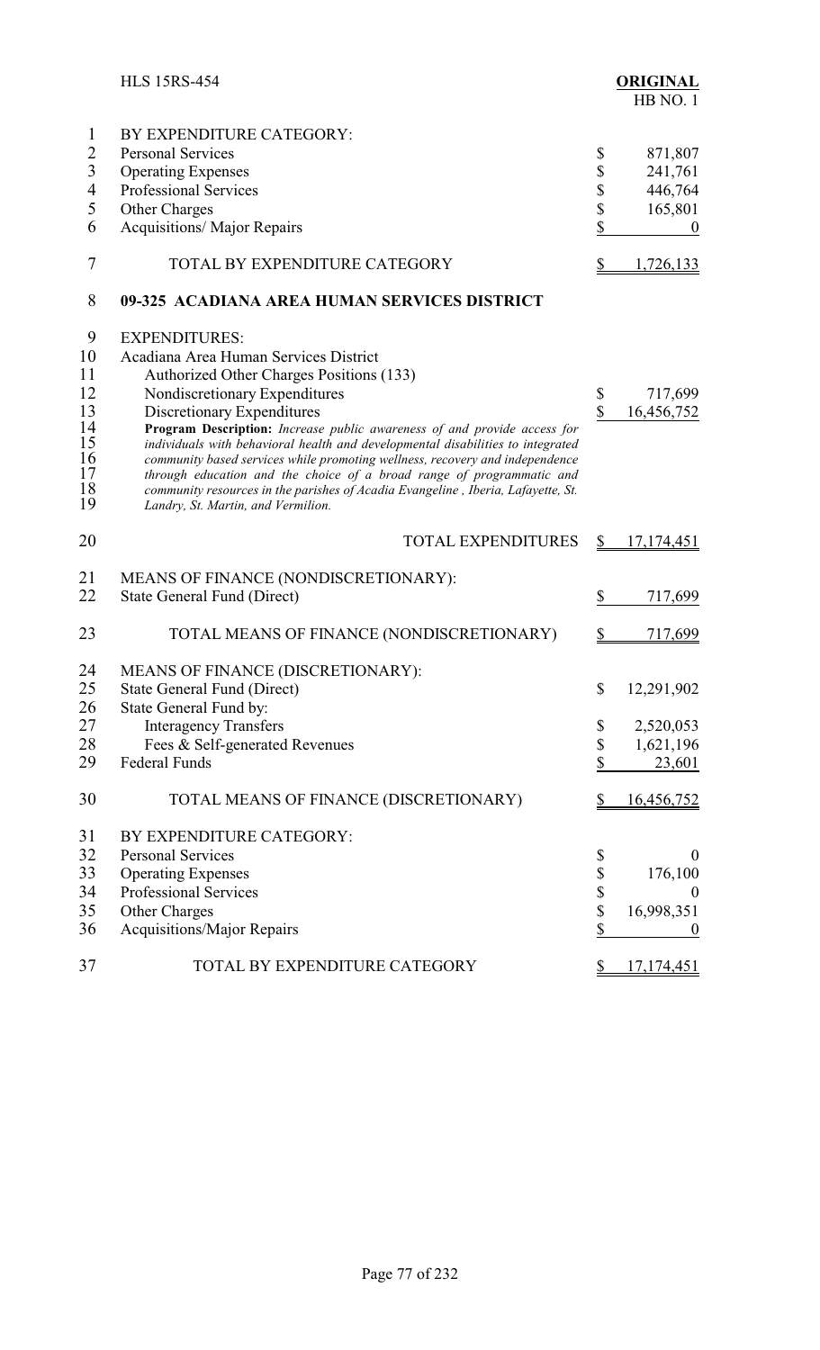| | |
|---|---|
| BY EXPENDITURE CATEGORY: | |
| Personal Services | $ 871,807 |
| Operating Expenses | $ 241,761 |
| Professional Services | $ 446,764 |
| Other Charges | $ 165,801 |
| Acquisitions/ Major Repairs | $ 0 |
| TOTAL BY EXPENDITURE CATEGORY | $ 1,726,133 |

## 09-325 ACADIANA AREA HUMAN SERVICES DISTRICT

| | |
|---|---|
| EXPENDITURES: | |
| Acadiana Area Human Services District | |
| Authorized Other Charges Positions (133) | |
| Nondiscretionary Expenditures | $ 717,699 |
| Discretionary Expenditures | $ 16,456,752 |

**Program Description:** *Increase public awareness of and provide access for individuals with behavioral health and developmental disabilities to integrated community based services while promoting wellness, recovery and independence through education and the choice of a broad range of programmatic and community resources in the parishes of Acadia Evangeline , Iberia, Lafayette, St. Landry, St. Martin, and Vermilion.*

| | |
|---|---|
| TOTAL EXPENDITURES | $ 17,174,451 |
| MEANS OF FINANCE (NONDISCRETIONARY): | |
| State General Fund (Direct) | $ 717,699 |
| TOTAL MEANS OF FINANCE (NONDISCRETIONARY) | $ 717,699 |
| MEANS OF FINANCE (DISCRETIONARY): | |
| State General Fund (Direct) | $ 12,291,902 |
| State General Fund by: | |
| Interagency Transfers | $ 2,520,053 |
| Fees & Self-generated Revenues | $ 1,621,196 |
| Federal Funds | $ 23,601 |
| TOTAL MEANS OF FINANCE (DISCRETIONARY) | $ 16,456,752 |
| BY EXPENDITURE CATEGORY: | |
| Personal Services | $ 0 |
| Operating Expenses | $ 176,100 |
| Professional Services | $ 0 |
| Other Charges | $ 16,998,351 |
| Acquisitions/Major Repairs | $ 0 |
| TOTAL BY EXPENDITURE CATEGORY | $ 17,174,451 |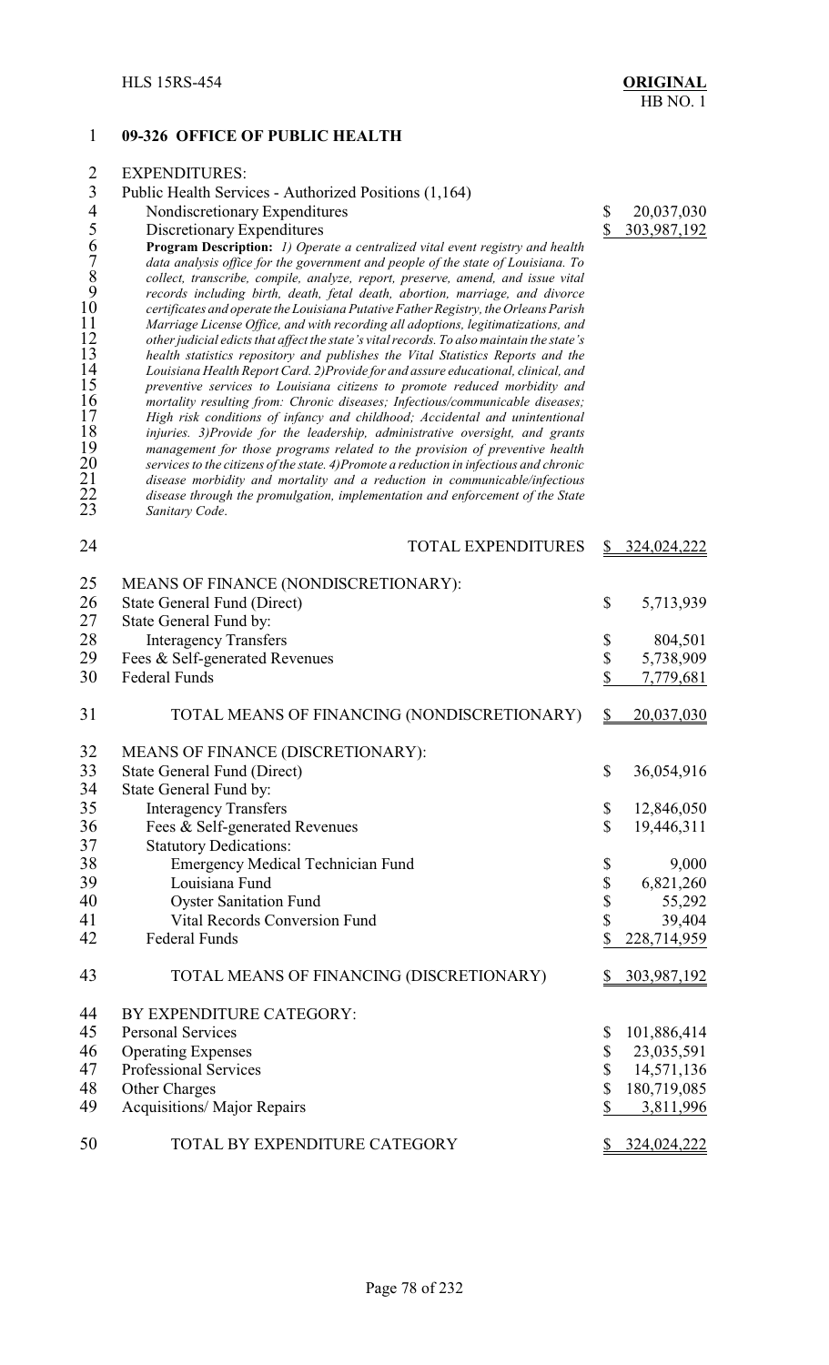## 09-326 OFFICE OF PUBLIC HEALTH

EXPENDITURES:

| | |
|---|---|
| Public Health Services - Authorized Positions (1,164) | |
| Nondiscretionary Expenditures | $ 20,037,030 |
| Discretionary Expenditures | $ 303,987,192 |

**Program Description:** *1) Operate a centralized vital event registry and health data analysis office for the government and people of the state of Louisiana. To collect, transcribe, compile, analyze, report, preserve, amend, and issue vital records including birth, death, fetal death, abortion, marriage, and divorce certificates and operate the Louisiana Putative Father Registry, the Orleans Parish Marriage License Office, and with recording all adoptions, legitimatizations, and other judicial edicts that affect the state's vital records. To also maintain the state's health statistics repository and publishes the Vital Statistics Reports and the Louisiana Health Report Card. 2)Provide for and assure educational, clinical, and preventive services to Louisiana citizens to promote reduced morbidity and mortality resulting from: Chronic diseases; Infectious/communicable diseases; High risk conditions of infancy and childhood; Accidental and unintentional injuries. 3)Provide for the leadership, administrative oversight, and grants management for those programs related to the provision of preventive health services to the citizens of the state. 4)Promote a reduction in infectious and chronic disease morbidity and mortality and a reduction in communicable/infectious disease through the promulgation, implementation and enforcement of the State Sanitary Code.*

| | |
|---|---|
| TOTAL EXPENDITURES | $ 324,024,222 |

| | |
|---|---|
| MEANS OF FINANCE (NONDISCRETIONARY): | |
| State General Fund (Direct) | $ 5,713,939 |
| State General Fund by: | |
| Interagency Transfers | $ 804,501 |
| Fees & Self-generated Revenues | $ 5,738,909 |
| Federal Funds | $ 7,779,681 |
| TOTAL MEANS OF FINANCING (NONDISCRETIONARY) | $ 20,037,030 |

| | |
|---|---|
| MEANS OF FINANCE (DISCRETIONARY): | |
| State General Fund (Direct) | $ 36,054,916 |
| State General Fund by: | |
| Interagency Transfers | $ 12,846,050 |
| Fees & Self-generated Revenues | $ 19,446,311 |
| Statutory Dedications: | |
| Emergency Medical Technician Fund | $ 9,000 |
| Louisiana Fund | $ 6,821,260 |
| Oyster Sanitation Fund | $ 55,292 |
| Vital Records Conversion Fund | $ 39,404 |
| Federal Funds | $ 228,714,959 |
| TOTAL MEANS OF FINANCING (DISCRETIONARY) | $ 303,987,192 |

| | |
|---|---|
| BY EXPENDITURE CATEGORY: | |
| Personal Services | $ 101,886,414 |
| Operating Expenses | $ 23,035,591 |
| Professional Services | $ 14,571,136 |
| Other Charges | $ 180,719,085 |
| Acquisitions/ Major Repairs | $ 3,811,996 |
| TOTAL BY EXPENDITURE CATEGORY | $ 324,024,222 |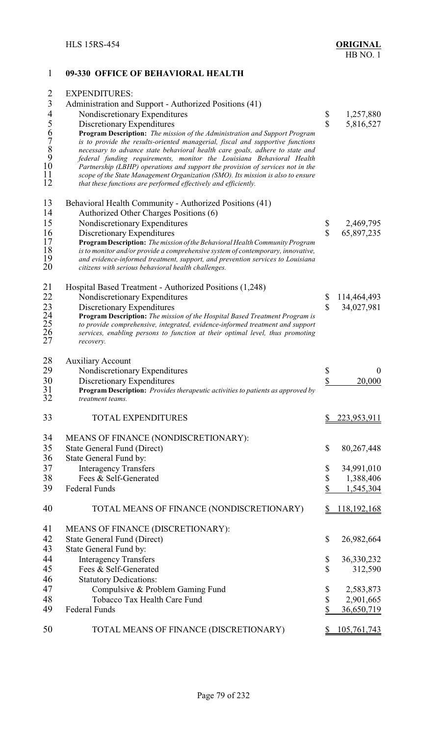## 09-330 OFFICE OF BEHAVIORAL HEALTH

EXPENDITURES:

| | | |
|---|---|---|
| Administration and Support - Authorized Positions (41) | | |
| Nondiscretionary Expenditures | $ | 1,257,880 |
| Discretionary Expenditures | $ | 5,816,527 |

***Program Description:** The mission of the Administration and Support Program is to provide the results-oriented managerial, fiscal and supportive functions necessary to advance state behavioral health care goals, adhere to state and federal funding requirements, monitor the Louisiana Behavioral Health Partnership (LBHP) operations and support the provision of services not in the scope of the State Management Organization (SMO). Its mission is also to ensure that these functions are performed effectively and efficiently.*

| | | |
|---|---|---|
| Behavioral Health Community - Authorized Positions (41) | | |
| Authorized Other Charges Positions (6) | | |
| Nondiscretionary Expenditures | $ | 2,469,795 |
| Discretionary Expenditures | $ | 65,897,235 |

***Program Description:** The mission of the Behavioral Health Community Program is to monitor and/or provide a comprehensive system of contemporary, innovative, and evidence-informed treatment, support, and prevention services to Louisiana citizens with serious behavioral health challenges.*

| | | |
|---|---|---|
| Hospital Based Treatment - Authorized Positions (1,248) | | |
| Nondiscretionary Expenditures | $ | 114,464,493 |
| Discretionary Expenditures | $ | 34,027,981 |

***Program Description:** The mission of the Hospital Based Treatment Program is to provide comprehensive, integrated, evidence-informed treatment and support services, enabling persons to function at their optimal level, thus promoting recovery.*

| | | |
|---|---|---|
| Auxiliary Account | | |
| Nondiscretionary Expenditures | $ | 0 |
| Discretionary Expenditures | $ | 20,000 |

***Program Description:** Provides therapeutic activities to patients as approved by treatment teams.*

| | | |
|---|---|---|
| TOTAL EXPENDITURES | $ | 223,953,911 |

| | | |
|---|---|---|
| MEANS OF FINANCE (NONDISCRETIONARY): | | |
| State General Fund (Direct) | $ | 80,267,448 |
| State General Fund by: | | |
| Interagency Transfers | $ | 34,991,010 |
| Fees & Self-Generated | $ | 1,388,406 |
| Federal Funds | $ | 1,545,304 |
| TOTAL MEANS OF FINANCE (NONDISCRETIONARY) | $ | 118,192,168 |

| | | |
|---|---|---|
| MEANS OF FINANCE (DISCRETIONARY): | | |
| State General Fund (Direct) | $ | 26,982,664 |
| State General Fund by: | | |
| Interagency Transfers | $ | 36,330,232 |
| Fees & Self-Generated | $ | 312,590 |
| Statutory Dedications: | | |
| Compulsive & Problem Gaming Fund | $ | 2,583,873 |
| Tobacco Tax Health Care Fund | $ | 2,901,665 |
| Federal Funds | $ | 36,650,719 |
| TOTAL MEANS OF FINANCE (DISCRETIONARY) | $ | 105,761,743 |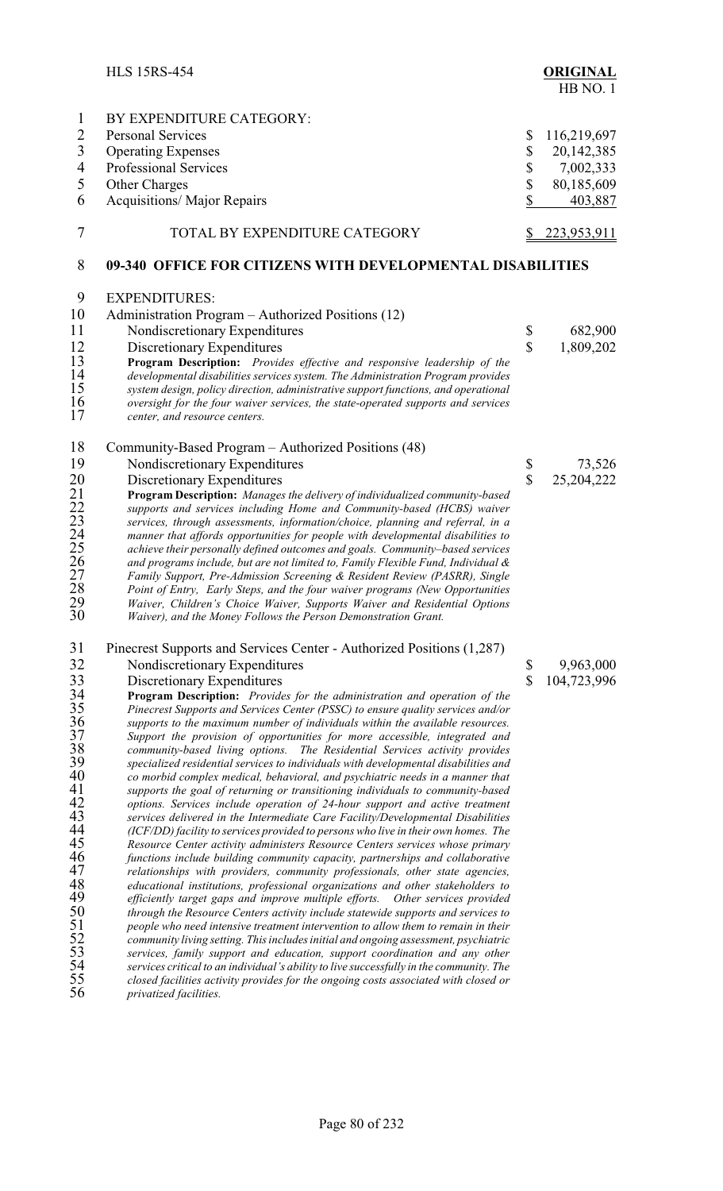BY EXPENDITURE CATEGORY:

| | | |
|---|---|---|
| Personal Services | $ | 116,219,697 |
| Operating Expenses | $ | 20,142,385 |
| Professional Services | $ | 7,002,333 |
| Other Charges | $ | 80,185,609 |
| Acquisitions/ Major Repairs | $ | 403,887 |
| TOTAL BY EXPENDITURE CATEGORY | $ | 223,953,911 |

## 09-340 OFFICE FOR CITIZENS WITH DEVELOPMENTAL DISABILITIES

EXPENDITURES:

Administration Program – Authorized Positions (12)

| | | |
|---|---|---|
| Nondiscretionary Expenditures | $ | 682,900 |
| Discretionary Expenditures | $ | 1,809,202 |

***Program Description:** Provides effective and responsive leadership of the developmental disabilities services system. The Administration Program provides system design, policy direction, administrative support functions, and operational oversight for the four waiver services, the state-operated supports and services center, and resource centers.*

Community-Based Program – Authorized Positions (48)

| | | |
|---|---|---|
| Nondiscretionary Expenditures | $ | 73,526 |
| Discretionary Expenditures | $ | 25,204,222 |

***Program Description:** Manages the delivery of individualized community-based supports and services including Home and Community-based (HCBS) waiver services, through assessments, information/choice, planning and referral, in a manner that affords opportunities for people with developmental disabilities to achieve their personally defined outcomes and goals. Community–based services and programs include, but are not limited to, Family Flexible Fund, Individual & Family Support, Pre-Admission Screening & Resident Review (PASRR), Single Point of Entry, Early Steps, and the four waiver programs (New Opportunities Waiver, Children's Choice Waiver, Supports Waiver and Residential Options Waiver), and the Money Follows the Person Demonstration Grant.*

Pinecrest Supports and Services Center - Authorized Positions (1,287)

| | | |
|---|---|---|
| Nondiscretionary Expenditures | $ | 9,963,000 |
| Discretionary Expenditures | $ | 104,723,996 |

***Program Description:** Provides for the administration and operation of the Pinecrest Supports and Services Center (PSSC) to ensure quality services and/or supports to the maximum number of individuals within the available resources. Support the provision of opportunities for more accessible, integrated and community-based living options. The Residential Services activity provides specialized residential services to individuals with developmental disabilities and co morbid complex medical, behavioral, and psychiatric needs in a manner that supports the goal of returning or transitioning individuals to community-based options. Services include operation of 24-hour support and active treatment services delivered in the Intermediate Care Facility/Developmental Disabilities (ICF/DD) facility to services provided to persons who live in their own homes. The Resource Center activity administers Resource Centers services whose primary functions include building community capacity, partnerships and collaborative relationships with providers, community professionals, other state agencies, educational institutions, professional organizations and other stakeholders to efficiently target gaps and improve multiple efforts. Other services provided through the Resource Centers activity include statewide supports and services to people who need intensive treatment intervention to allow them to remain in their community living setting. This includes initial and ongoing assessment, psychiatric services, family support and education, support coordination and any other services critical to an individual's ability to live successfully in the community. The closed facilities activity provides for the ongoing costs associated with closed or privatized facilities.*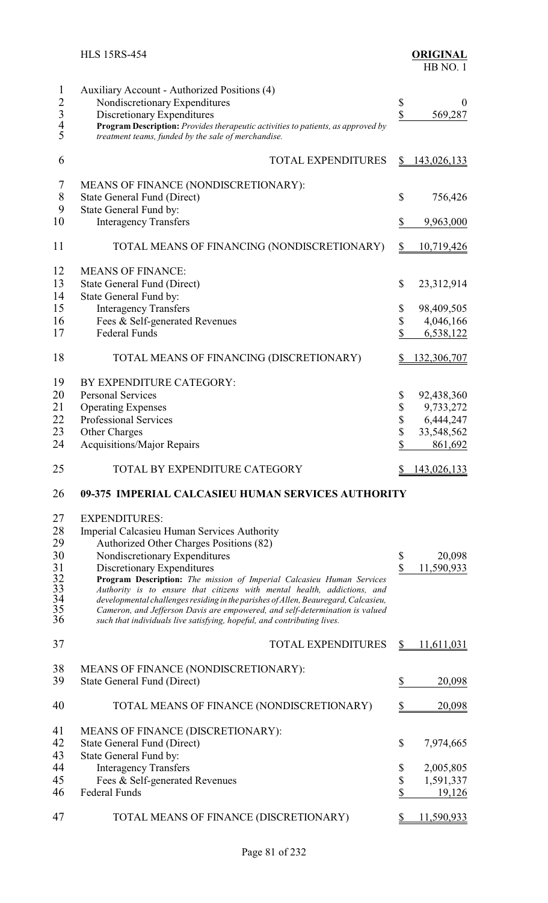Auxiliary Account - Authorized Positions (4)

| | | |
|---|---|---|
| Nondiscretionary Expenditures | $ | 0 |
| Discretionary Expenditures | $ | 569,287 |

**Program Description:** *Provides therapeutic activities to patients, as approved by treatment teams, funded by the sale of merchandise.*

| | | |
|---|---|---|
| TOTAL EXPENDITURES | $ | 143,026,133 |
| MEANS OF FINANCE (NONDISCRETIONARY): | | |
| State General Fund (Direct) | $ | 756,426 |
| State General Fund by: | | |
| Interagency Transfers | $ | 9,963,000 |
| TOTAL MEANS OF FINANCING (NONDISCRETIONARY) | $ | 10,719,426 |
| MEANS OF FINANCE: | | |
| State General Fund (Direct) | $ | 23,312,914 |
| State General Fund by: | | |
| Interagency Transfers | $ | 98,409,505 |
| Fees & Self-generated Revenues | $ | 4,046,166 |
| Federal Funds | $ | 6,538,122 |
| TOTAL MEANS OF FINANCING (DISCRETIONARY) | $ | 132,306,707 |
| BY EXPENDITURE CATEGORY: | | |
| Personal Services | $ | 92,438,360 |
| Operating Expenses | $ | 9,733,272 |
| Professional Services | $ | 6,444,247 |
| Other Charges | $ | 33,548,562 |
| Acquisitions/Major Repairs | $ | 861,692 |
| TOTAL BY EXPENDITURE CATEGORY | $ | 143,026,133 |

## 09-375 IMPERIAL CALCASIEU HUMAN SERVICES AUTHORITY

EXPENDITURES:

Imperial Calcasieu Human Services Authority

Authorized Other Charges Positions (82)

| | | |
|---|---|---|
| Nondiscretionary Expenditures | $ | 20,098 |
| Discretionary Expenditures | $ | 11,590,933 |

**Program Description:** *The mission of Imperial Calcasieu Human Services Authority is to ensure that citizens with mental health, addictions, and developmental challenges residing in the parishes of Allen, Beauregard, Calcasieu, Cameron, and Jefferson Davis are empowered, and self-determination is valued such that individuals live satisfying, hopeful, and contributing lives.*

| | | |
|---|---|---|
| TOTAL EXPENDITURES | $ | 11,611,031 |
| MEANS OF FINANCE (NONDISCRETIONARY): | | |
| State General Fund (Direct) | $ | 20,098 |
| TOTAL MEANS OF FINANCE (NONDISCRETIONARY) | $ | 20,098 |
| MEANS OF FINANCE (DISCRETIONARY): | | |
| State General Fund (Direct) | $ | 7,974,665 |
| State General Fund by: | | |
| Interagency Transfers | $ | 2,005,805 |
| Fees & Self-generated Revenues | $ | 1,591,337 |
| Federal Funds | $ | 19,126 |
| TOTAL MEANS OF FINANCE (DISCRETIONARY) | $ | 11,590,933 |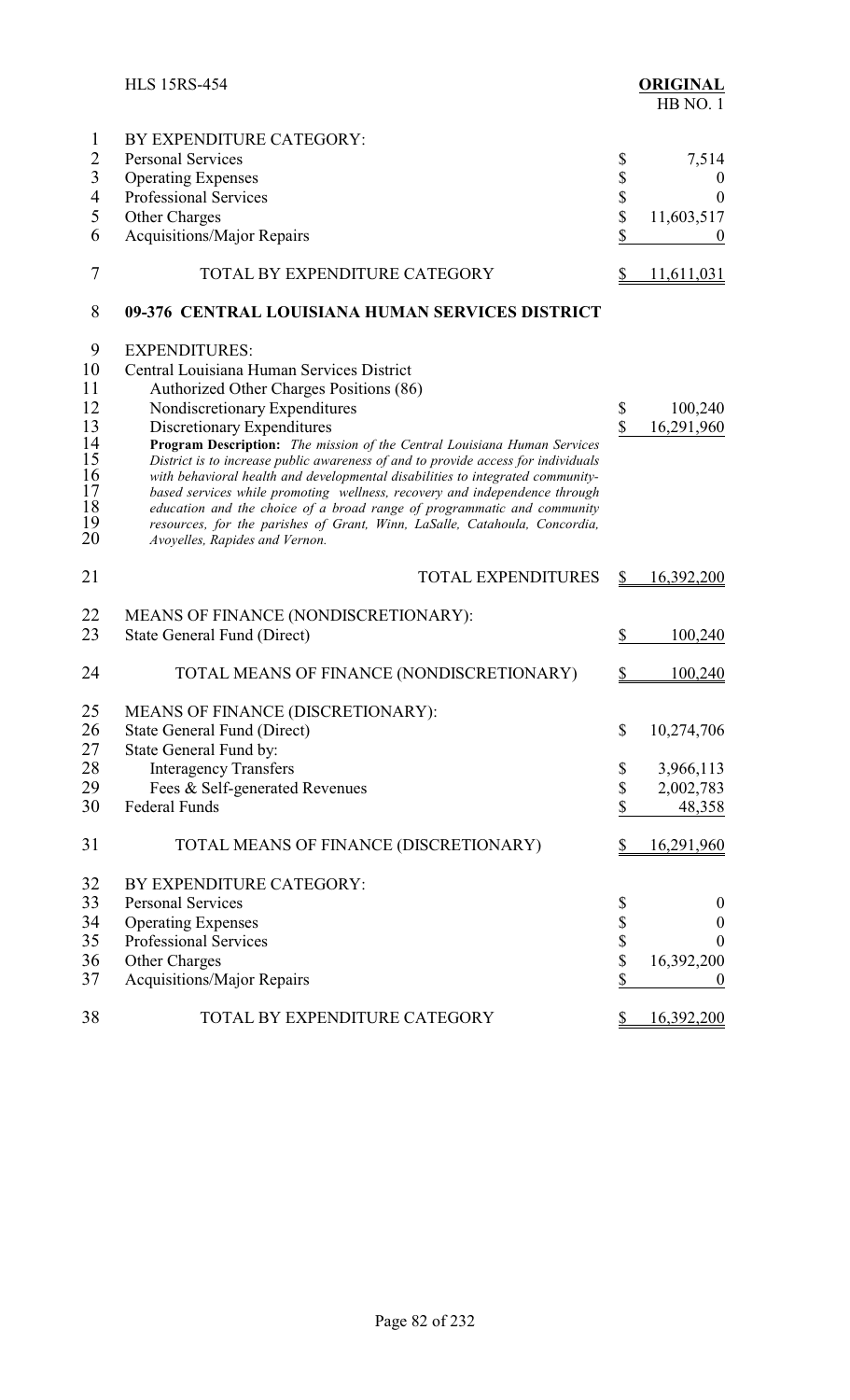| | |
|---|---|
| BY EXPENDITURE CATEGORY: | |
| Personal Services | $ 7,514 |
| Operating Expenses | $ 0 |
| Professional Services | $ 0 |
| Other Charges | $ 11,603,517 |
| Acquisitions/Major Repairs | $ 0 |
| TOTAL BY EXPENDITURE CATEGORY | $ 11,611,031 |

## 09-376 CENTRAL LOUISIANA HUMAN SERVICES DISTRICT

| | |
|---|---|
| EXPENDITURES: | |
| Central Louisiana Human Services District | |
| Authorized Other Charges Positions (86) | |
| Nondiscretionary Expenditures | $ 100,240 |
| Discretionary Expenditures | $ 16,291,960 |

**Program Description:** *The mission of the Central Louisiana Human Services District is to increase public awareness of and to provide access for individuals with behavioral health and developmental disabilities to integrated community-based services while promoting wellness, recovery and independence through education and the choice of a broad range of programmatic and community resources, for the parishes of Grant, Winn, LaSalle, Catahoula, Concordia, Avoyelles, Rapides and Vernon.*

| | |
|---|---|
| TOTAL EXPENDITURES | $ 16,392,200 |
| MEANS OF FINANCE (NONDISCRETIONARY): | |
| State General Fund (Direct) | $ 100,240 |
| TOTAL MEANS OF FINANCE (NONDISCRETIONARY) | $ 100,240 |
| MEANS OF FINANCE (DISCRETIONARY): | |
| State General Fund (Direct) | $ 10,274,706 |
| State General Fund by: | |
| Interagency Transfers | $ 3,966,113 |
| Fees & Self-generated Revenues | $ 2,002,783 |
| Federal Funds | $ 48,358 |
| TOTAL MEANS OF FINANCE (DISCRETIONARY) | $ 16,291,960 |
| BY EXPENDITURE CATEGORY: | |
| Personal Services | $ 0 |
| Operating Expenses | $ 0 |
| Professional Services | $ 0 |
| Other Charges | $ 16,392,200 |
| Acquisitions/Major Repairs | $ 0 |
| TOTAL BY EXPENDITURE CATEGORY | $ 16,392,200 |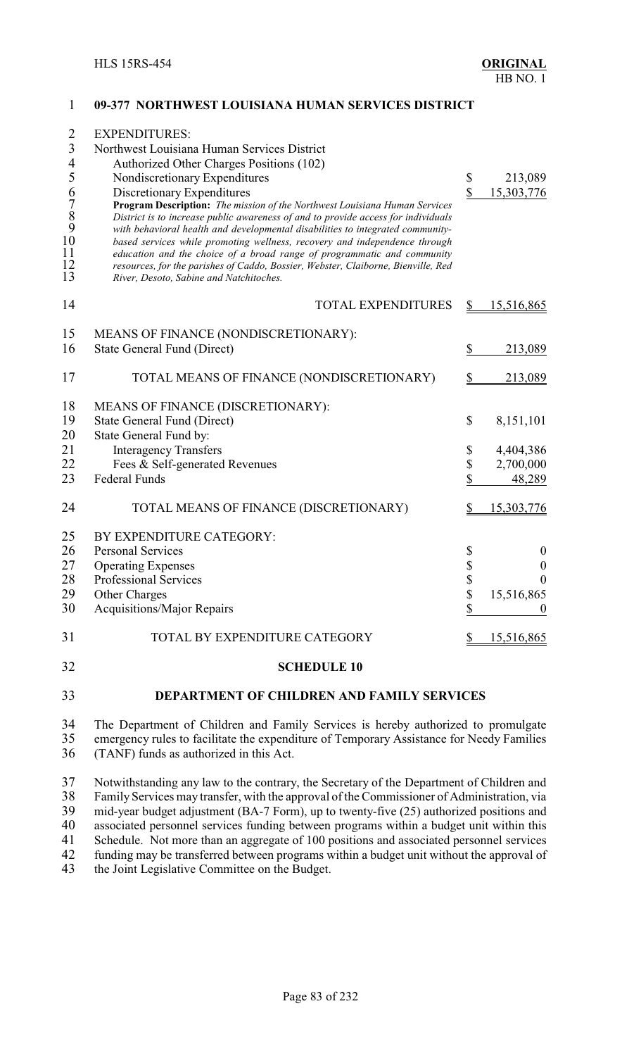**09-377 NORTHWEST LOUISIANA HUMAN SERVICES DISTRICT**

EXPENDITURES:

Northwest Louisiana Human Services District

Authorized Other Charges Positions (102)

| | | |
|---|---|---|
| Nondiscretionary Expenditures | $ | 213,089 |
| Discretionary Expenditures | $ | 15,303,776 |

**Program Description:** *The mission of the Northwest Louisiana Human Services District is to increase public awareness of and to provide access for individuals with behavioral health and developmental disabilities to integrated community-based services while promoting wellness, recovery and independence through education and the choice of a broad range of programmatic and community resources, for the parishes of Caddo, Bossier, Webster, Claiborne, Bienville, Red River, Desoto, Sabine and Natchitoches.*

| | | |
|---|---|---|
| TOTAL EXPENDITURES | $ | 15,516,865 |
| | | |
| MEANS OF FINANCE (NONDISCRETIONARY): | | |
| State General Fund (Direct) | $ | 213,089 |
| | | |
| TOTAL MEANS OF FINANCE (NONDISCRETIONARY) | $ | 213,089 |
| | | |
| MEANS OF FINANCE (DISCRETIONARY): | | |
| State General Fund (Direct) | $ | 8,151,101 |
| State General Fund by: | | |
| Interagency Transfers | $ | 4,404,386 |
| Fees & Self-generated Revenues | $ | 2,700,000 |
| Federal Funds | $ | 48,289 |
| | | |
| TOTAL MEANS OF FINANCE (DISCRETIONARY) | $ | 15,303,776 |
| | | |
| BY EXPENDITURE CATEGORY: | | |
| Personal Services | $ | 0 |
| Operating Expenses | $ | 0 |
| Professional Services | $ | 0 |
| Other Charges | $ | 15,516,865 |
| Acquisitions/Major Repairs | $ | 0 |
| | | |
| TOTAL BY EXPENDITURE CATEGORY | $ | 15,516,865 |

**SCHEDULE 10**

**DEPARTMENT OF CHILDREN AND FAMILY SERVICES**

The Department of Children and Family Services is hereby authorized to promulgate emergency rules to facilitate the expenditure of Temporary Assistance for Needy Families (TANF) funds as authorized in this Act.

Notwithstanding any law to the contrary, the Secretary of the Department of Children and Family Services may transfer, with the approval of the Commissioner of Administration, via mid-year budget adjustment (BA-7 Form), up to twenty-five (25) authorized positions and associated personnel services funding between programs within a budget unit within this Schedule. Not more than an aggregate of 100 positions and associated personnel services funding may be transferred between programs within a budget unit without the approval of the Joint Legislative Committee on the Budget.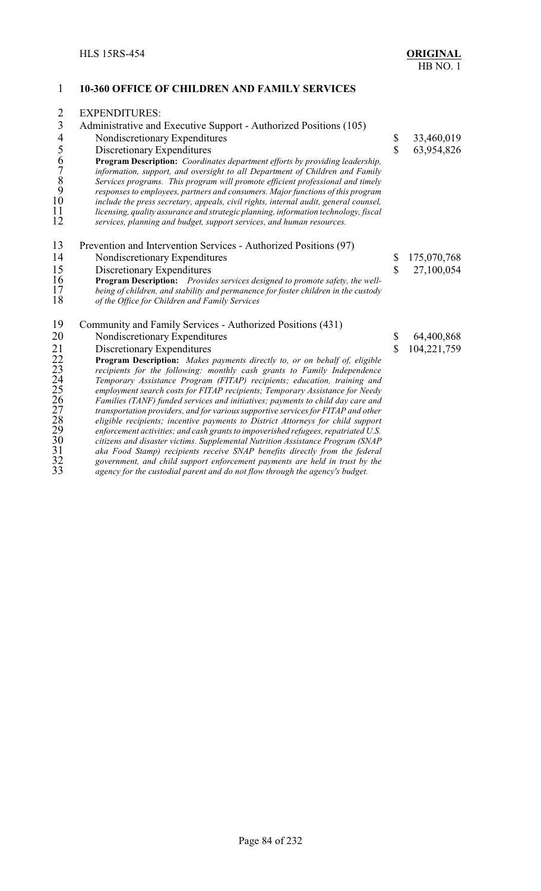## 10-360 OFFICE OF CHILDREN AND FAMILY SERVICES

EXPENDITURES:

| | | |
|---|---|---|
| Administrative and Executive Support - Authorized Positions (105) | | |
| Nondiscretionary Expenditures | $ | 33,460,019 |
| Discretionary Expenditures | $ | 63,954,826 |

**Program Description:** *Coordinates department efforts by providing leadership, information, support, and oversight to all Department of Children and Family Services programs. This program will promote efficient professional and timely responses to employees, partners and consumers. Major functions of this program include the press secretary, appeals, civil rights, internal audit, general counsel, licensing, quality assurance and strategic planning, information technology, fiscal services, planning and budget, support services, and human resources.*

| | | |
|---|---|---|
| Prevention and Intervention Services - Authorized Positions (97) | | |
| Nondiscretionary Expenditures | $ | 175,070,768 |
| Discretionary Expenditures | $ | 27,100,054 |

**Program Description:** *Provides services designed to promote safety, the well-being of children, and stability and permanence for foster children in the custody of the Office for Children and Family Services*

| | | |
|---|---|---|
| Community and Family Services - Authorized Positions (431) | | |
| Nondiscretionary Expenditures | $ | 64,400,868 |
| Discretionary Expenditures | $ | 104,221,759 |

**Program Description:** *Makes payments directly to, or on behalf of, eligible recipients for the following: monthly cash grants to Family Independence Temporary Assistance Program (FITAP) recipients; education, training and employment search costs for FITAP recipients; Temporary Assistance for Needy Families (TANF) funded services and initiatives; payments to child day care and transportation providers, and for various supportive services for FITAP and other eligible recipients; incentive payments to District Attorneys for child support enforcement activities; and cash grants to impoverished refugees, repatriated U.S. citizens and disaster victims. Supplemental Nutrition Assistance Program (SNAP aka Food Stamp) recipients receive SNAP benefits directly from the federal government, and child support enforcement payments are held in trust by the agency for the custodial parent and do not flow through the agency's budget.*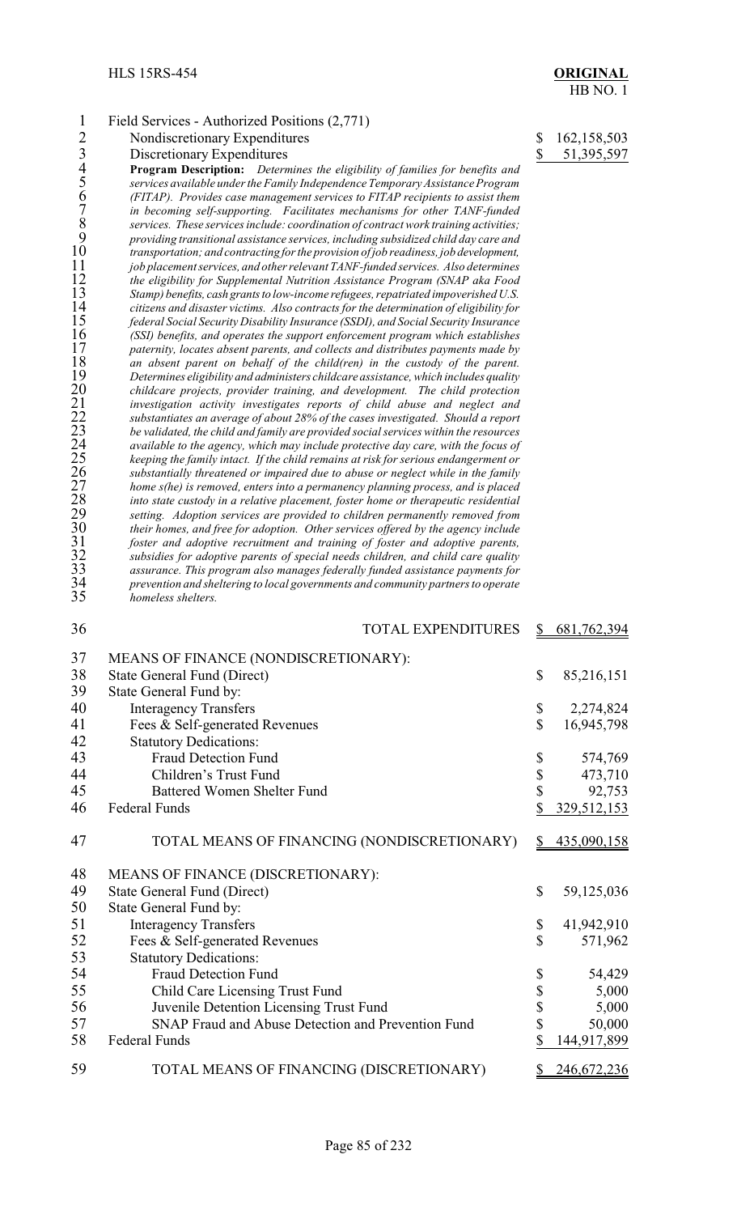Field Services - Authorized Positions (2,771)

| | |
|---|---|
| Nondiscretionary Expenditures | $ 162,158,503 |
| Discretionary Expenditures | $ 51,395,597 |

*Program Description: Determines the eligibility of families for benefits and services available under the Family Independence Temporary Assistance Program (FITAP). Provides case management services to FITAP recipients to assist them in becoming self-supporting. Facilitates mechanisms for other TANF-funded services. These services include: coordination of contract work training activities; providing transitional assistance services, including subsidized child day care and transportation; and contracting for the provision of job readiness, job development, job placement services, and other relevant TANF-funded services. Also determines the eligibility for Supplemental Nutrition Assistance Program (SNAP aka Food Stamp) benefits, cash grants to low-income refugees, repatriated impoverished U.S. citizens and disaster victims. Also contracts for the determination of eligibility for federal Social Security Disability Insurance (SSDI), and Social Security Insurance (SSI) benefits, and operates the support enforcement program which establishes paternity, locates absent parents, and collects and distributes payments made by an absent parent on behalf of the child(ren) in the custody of the parent. Determines eligibility and administers childcare assistance, which includes quality childcare projects, provider training, and development. The child protection investigation activity investigates reports of child abuse and neglect and substantiates an average of about 28% of the cases investigated. Should a report be validated, the child and family are provided social services within the resources available to the agency, which may include protective day care, with the focus of keeping the family intact. If the child remains at risk for serious endangerment or substantially threatened or impaired due to abuse or neglect while in the family home s(he) is removed, enters into a permanency planning process, and is placed into state custody in a relative placement, foster home or therapeutic residential setting. Adoption services are provided to children permanently removed from their homes, and free for adoption. Other services offered by the agency include foster and adoptive recruitment and training of foster and adoptive parents, subsidies for adoptive parents of special needs children, and child care quality assurance. This program also manages federally funded assistance payments for prevention and sheltering to local governments and community partners to operate homeless shelters.*

| | |
|---|---|
| TOTAL EXPENDITURES | $ 681,762,394 |

| | |
|---|---|
| MEANS OF FINANCE (NONDISCRETIONARY): | |
| State General Fund (Direct) | $ 85,216,151 |
| State General Fund by: | |
| Interagency Transfers | $ 2,274,824 |
| Fees & Self-generated Revenues | $ 16,945,798 |
| Statutory Dedications: | |
| Fraud Detection Fund | $ 574,769 |
| Children's Trust Fund | $ 473,710 |
| Battered Women Shelter Fund | $ 92,753 |
| Federal Funds | $ 329,512,153 |
| TOTAL MEANS OF FINANCING (NONDISCRETIONARY) | $ 435,090,158 |

| | |
|---|---|
| MEANS OF FINANCE (DISCRETIONARY): | |
| State General Fund (Direct) | $ 59,125,036 |
| State General Fund by: | |
| Interagency Transfers | $ 41,942,910 |
| Fees & Self-generated Revenues | $ 571,962 |
| Statutory Dedications: | |
| Fraud Detection Fund | $ 54,429 |
| Child Care Licensing Trust Fund | $ 5,000 |
| Juvenile Detention Licensing Trust Fund | $ 5,000 |
| SNAP Fraud and Abuse Detection and Prevention Fund | $ 50,000 |
| Federal Funds | $ 144,917,899 |
| TOTAL MEANS OF FINANCING (DISCRETIONARY) | $ 246,672,236 |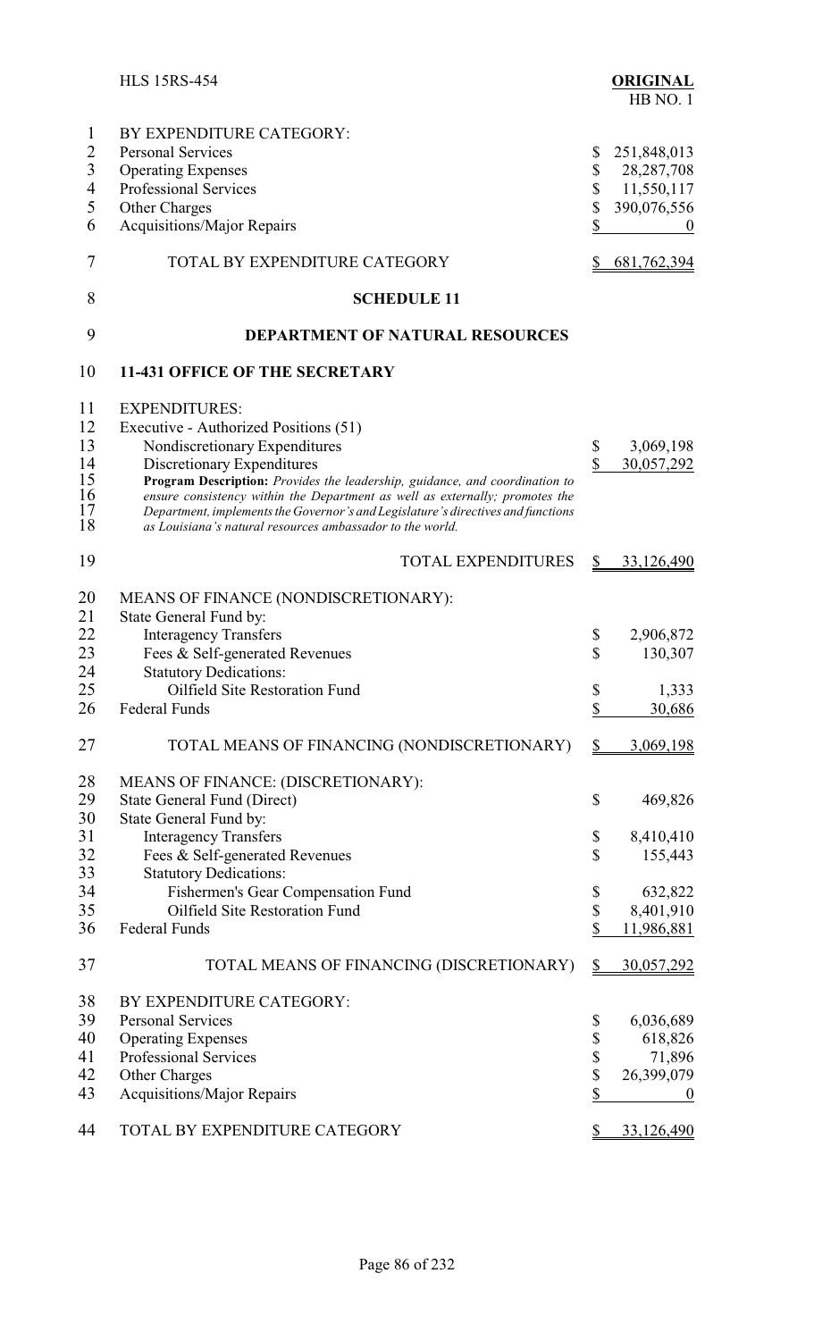| BY EXPENDITURE CATEGORY: | |
|---|---|
| Personal Services | $ 251,848,013 |
| Operating Expenses | $ 28,287,708 |
| Professional Services | $ 11,550,117 |
| Other Charges | $ 390,076,556 |
| Acquisitions/Major Repairs | $ 0 |
| TOTAL BY EXPENDITURE CATEGORY | $ 681,762,394 |

## SCHEDULE 11

## DEPARTMENT OF NATURAL RESOURCES

### 11-431 OFFICE OF THE SECRETARY

| EXPENDITURES: | |
|---|---|
| Executive - Authorized Positions (51) | |
| Nondiscretionary Expenditures | $ 3,069,198 |
| Discretionary Expenditures | $ 30,057,292 |

**Program Description:** *Provides the leadership, guidance, and coordination to ensure consistency within the Department as well as externally; promotes the Department, implements the Governor's and Legislature's directives and functions as Louisiana's natural resources ambassador to the world.*

| | |
|---|---|
| TOTAL EXPENDITURES | $ 33,126,490 |

| MEANS OF FINANCE (NONDISCRETIONARY): | |
|---|---|
| State General Fund by: | |
| Interagency Transfers | $ 2,906,872 |
| Fees & Self-generated Revenues | $ 130,307 |
| Statutory Dedications: | |
| Oilfield Site Restoration Fund | $ 1,333 |
| Federal Funds | $ 30,686 |
| TOTAL MEANS OF FINANCING (NONDISCRETIONARY) | $ 3,069,198 |

| MEANS OF FINANCE: (DISCRETIONARY): | |
|---|---|
| State General Fund (Direct) | $ 469,826 |
| State General Fund by: | |
| Interagency Transfers | $ 8,410,410 |
| Fees & Self-generated Revenues | $ 155,443 |
| Statutory Dedications: | |
| Fishermen's Gear Compensation Fund | $ 632,822 |
| Oilfield Site Restoration Fund | $ 8,401,910 |
| Federal Funds | $ 11,986,881 |
| TOTAL MEANS OF FINANCING (DISCRETIONARY) | $ 30,057,292 |

| BY EXPENDITURE CATEGORY: | |
|---|---|
| Personal Services | $ 6,036,689 |
| Operating Expenses | $ 618,826 |
| Professional Services | $ 71,896 |
| Other Charges | $ 26,399,079 |
| Acquisitions/Major Repairs | $ 0 |
| TOTAL BY EXPENDITURE CATEGORY | $ 33,126,490 |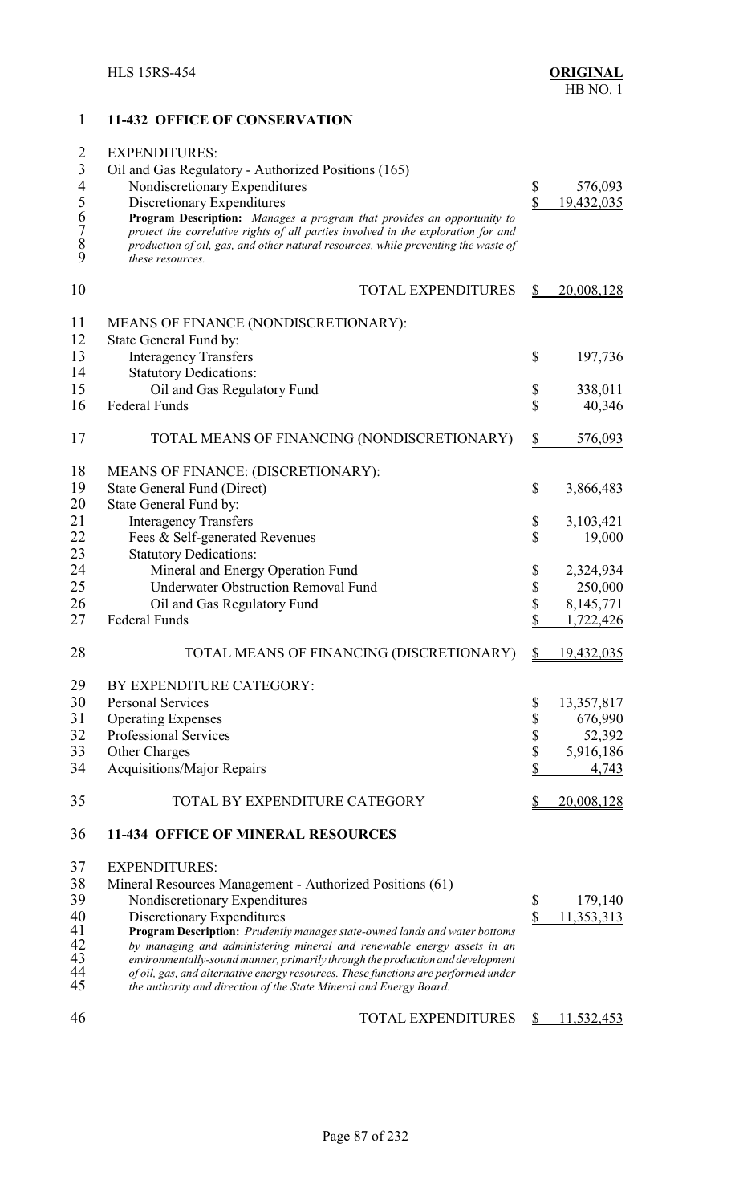## 11-432 OFFICE OF CONSERVATION

EXPENDITURES:

| | | |
|---|---|---|
| Oil and Gas Regulatory - Authorized Positions (165) | | |
| Nondiscretionary Expenditures | $ | 576,093 |
| Discretionary Expenditures | $ | 19,432,035 |

**Program Description:** *Manages a program that provides an opportunity to protect the correlative rights of all parties involved in the exploration for and production of oil, gas, and other natural resources, while preventing the waste of these resources.*

| | | |
|---|---|---|
| TOTAL EXPENDITURES | $ | 20,008,128 |
| MEANS OF FINANCE (NONDISCRETIONARY): | | |
| State General Fund by: | | |
| Interagency Transfers | $ | 197,736 |
| Statutory Dedications: | | |
| Oil and Gas Regulatory Fund | $ | 338,011 |
| Federal Funds | $ | 40,346 |
| TOTAL MEANS OF FINANCING (NONDISCRETIONARY) | $ | 576,093 |
| MEANS OF FINANCE: (DISCRETIONARY): | | |
| State General Fund (Direct) | $ | 3,866,483 |
| State General Fund by: | | |
| Interagency Transfers | $ | 3,103,421 |
| Fees & Self-generated Revenues | $ | 19,000 |
| Statutory Dedications: | | |
| Mineral and Energy Operation Fund | $ | 2,324,934 |
| Underwater Obstruction Removal Fund | $ | 250,000 |
| Oil and Gas Regulatory Fund | $ | 8,145,771 |
| Federal Funds | $ | 1,722,426 |
| TOTAL MEANS OF FINANCING (DISCRETIONARY) | $ | 19,432,035 |
| BY EXPENDITURE CATEGORY: | | |
| Personal Services | $ | 13,357,817 |
| Operating Expenses | $ | 676,990 |
| Professional Services | $ | 52,392 |
| Other Charges | $ | 5,916,186 |
| Acquisitions/Major Repairs | $ | 4,743 |
| TOTAL BY EXPENDITURE CATEGORY | $ | 20,008,128 |

## 11-434 OFFICE OF MINERAL RESOURCES

EXPENDITURES:

| | | |
|---|---|---|
| Mineral Resources Management - Authorized Positions (61) | | |
| Nondiscretionary Expenditures | $ | 179,140 |
| Discretionary Expenditures | $ | 11,353,313 |

**Program Description:** *Prudently manages state-owned lands and water bottoms by managing and administering mineral and renewable energy assets in an environmentally-sound manner, primarily through the production and development of oil, gas, and alternative energy resources. These functions are performed under the authority and direction of the State Mineral and Energy Board.*

| | | |
|---|---|---|
| TOTAL EXPENDITURES | $ | 11,532,453 |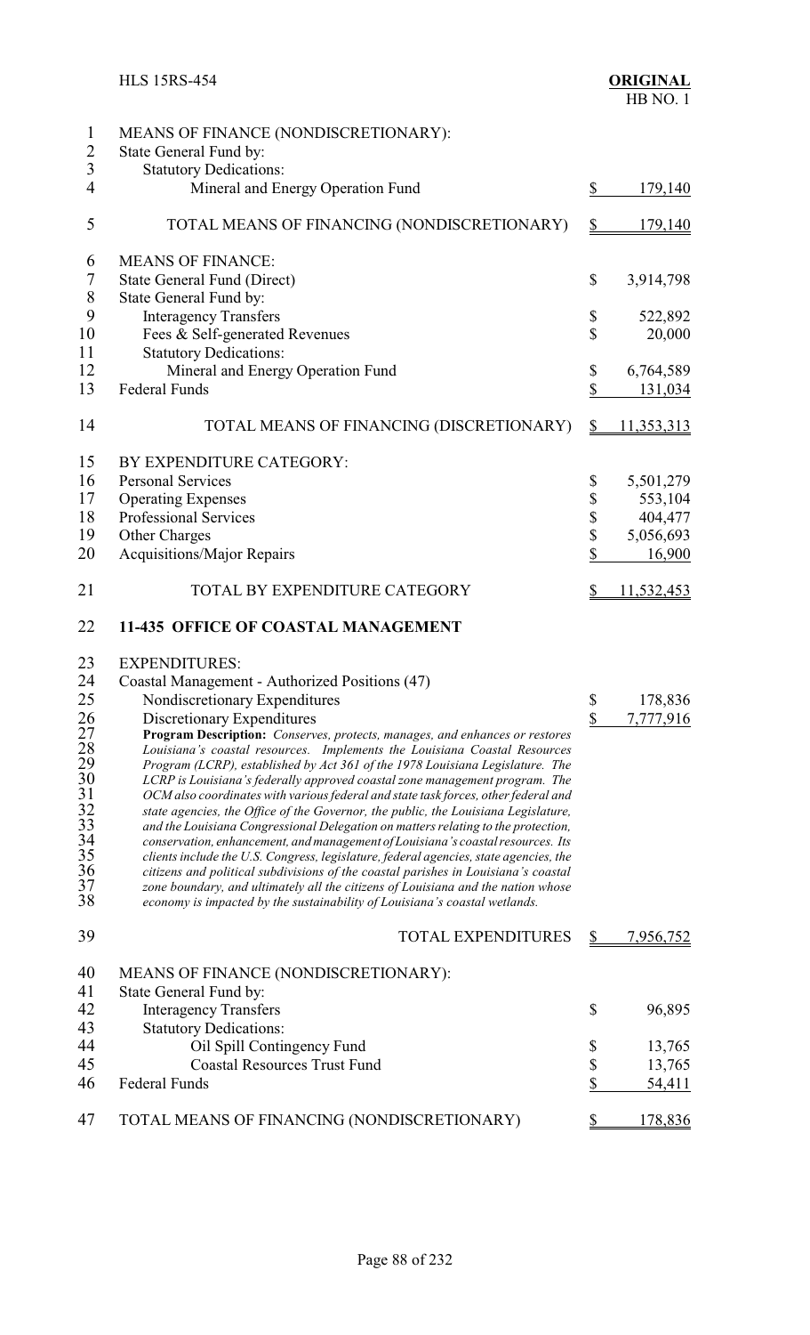MEANS OF FINANCE (NONDISCRETIONARY):
State General Fund by:
Statutory Dedications:

| | |
|---|---|
| Mineral and Energy Operation Fund | $ 179,140 |
| TOTAL MEANS OF FINANCING (NONDISCRETIONARY) | $ 179,140 |

MEANS OF FINANCE:

| | |
|---|---|
| State General Fund (Direct) | $ 3,914,798 |
| State General Fund by: | |
| Interagency Transfers | $ 522,892 |
| Fees & Self-generated Revenues | $ 20,000 |
| Statutory Dedications: | |
| Mineral and Energy Operation Fund | $ 6,764,589 |
| Federal Funds | $ 131,034 |
| TOTAL MEANS OF FINANCING (DISCRETIONARY) | $ 11,353,313 |

BY EXPENDITURE CATEGORY:

| | |
|---|---|
| Personal Services | $ 5,501,279 |
| Operating Expenses | $ 553,104 |
| Professional Services | $ 404,477 |
| Other Charges | $ 5,056,693 |
| Acquisitions/Major Repairs | $ 16,900 |
| TOTAL BY EXPENDITURE CATEGORY | $ 11,532,453 |

## 11-435 OFFICE OF COASTAL MANAGEMENT

EXPENDITURES:
Coastal Management - Authorized Positions (47)

| | |
|---|---|
| Nondiscretionary Expenditures | $ 178,836 |
| Discretionary Expenditures | $ 7,777,916 |

***Program Description:*** *Conserves, protects, manages, and enhances or restores Louisiana's coastal resources. Implements the Louisiana Coastal Resources Program (LCRP), established by Act 361 of the 1978 Louisiana Legislature. The LCRP is Louisiana's federally approved coastal zone management program. The OCM also coordinates with various federal and state task forces, other federal and state agencies, the Office of the Governor, the public, the Louisiana Legislature, and the Louisiana Congressional Delegation on matters relating to the protection, conservation, enhancement, and management of Louisiana's coastal resources. Its clients include the U.S. Congress, legislature, federal agencies, state agencies, the citizens and political subdivisions of the coastal parishes in Louisiana's coastal zone boundary, and ultimately all the citizens of Louisiana and the nation whose economy is impacted by the sustainability of Louisiana's coastal wetlands.*

| | |
|---|---|
| TOTAL EXPENDITURES | $ 7,956,752 |

MEANS OF FINANCE (NONDISCRETIONARY):

| | |
|---|---|
| State General Fund by: | |
| Interagency Transfers | $ 96,895 |
| Statutory Dedications: | |
| Oil Spill Contingency Fund | $ 13,765 |
| Coastal Resources Trust Fund | $ 13,765 |
| Federal Funds | $ 54,411 |
| TOTAL MEANS OF FINANCING (NONDISCRETIONARY) | $ 178,836 |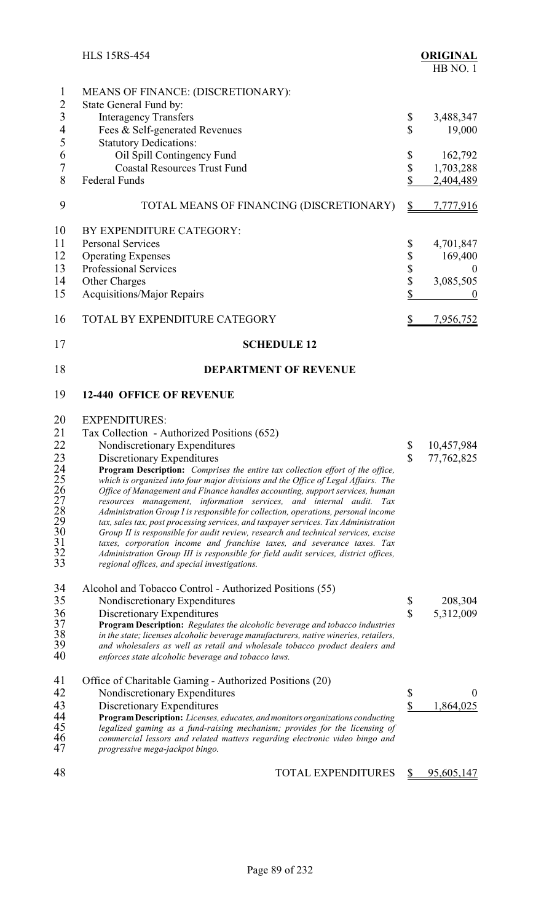MEANS OF FINANCE: (DISCRETIONARY):

| | |
|---|---|
| State General Fund by: | |
| Interagency Transfers | $ 3,488,347 |
| Fees & Self-generated Revenues | $ 19,000 |
| Statutory Dedications: | |
| Oil Spill Contingency Fund | $ 162,792 |
| Coastal Resources Trust Fund | $ 1,703,288 |
| Federal Funds | $ 2,404,489 |
| TOTAL MEANS OF FINANCING (DISCRETIONARY) | $ 7,777,916 |

BY EXPENDITURE CATEGORY:

| | |
|---|---|
| Personal Services | $ 4,701,847 |
| Operating Expenses | $ 169,400 |
| Professional Services | $ 0 |
| Other Charges | $ 3,085,505 |
| Acquisitions/Major Repairs | $ 0 |
| TOTAL BY EXPENDITURE CATEGORY | $ 7,956,752 |

## SCHEDULE 12

## DEPARTMENT OF REVENUE

### 12-440 OFFICE OF REVENUE

EXPENDITURES:

Tax Collection - Authorized Positions (652)

| | |
|---|---|
| Nondiscretionary Expenditures | $ 10,457,984 |
| Discretionary Expenditures | $ 77,762,825 |

***Program Description:*** *Comprises the entire tax collection effort of the office, which is organized into four major divisions and the Office of Legal Affairs. The Office of Management and Finance handles accounting, support services, human resources management, information services, and internal audit. Tax Administration Group I is responsible for collection, operations, personal income tax, sales tax, post processing services, and taxpayer services. Tax Administration Group II is responsible for audit review, research and technical services, excise taxes, corporation income and franchise taxes, and severance taxes. Tax Administration Group III is responsible for field audit services, district offices, regional offices, and special investigations.*

Alcohol and Tobacco Control - Authorized Positions (55)

| | |
|---|---|
| Nondiscretionary Expenditures | $ 208,304 |
| Discretionary Expenditures | $ 5,312,009 |

***Program Description:*** *Regulates the alcoholic beverage and tobacco industries in the state; licenses alcoholic beverage manufacturers, native wineries, retailers, and wholesalers as well as retail and wholesale tobacco product dealers and enforces state alcoholic beverage and tobacco laws.*

Office of Charitable Gaming - Authorized Positions (20)

| | |
|---|---|
| Nondiscretionary Expenditures | $ 0 |
| Discretionary Expenditures | $ 1,864,025 |

***Program Description:*** *Licenses, educates, and monitors organizations conducting legalized gaming as a fund-raising mechanism; provides for the licensing of commercial lessors and related matters regarding electronic video bingo and progressive mega-jackpot bingo.*

| | |
|---|---|
| TOTAL EXPENDITURES | $ 95,605,147 |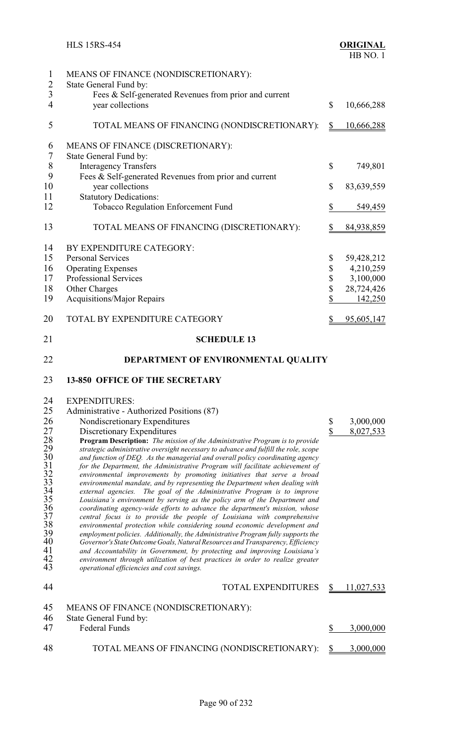MEANS OF FINANCE (NONDISCRETIONARY):
State General Fund by:
Fees & Self-generated Revenues from prior and current year collections $ 10,666,288

TOTAL MEANS OF FINANCING (NONDISCRETIONARY): $ 10,666,288

MEANS OF FINANCE (DISCRETIONARY):
State General Fund by:

| | |
|---|---|
| Interagency Transfers | $ 749,801 |
| Fees & Self-generated Revenues from prior and current year collections | $ 83,639,559 |
| Statutory Dedications: | |
| Tobacco Regulation Enforcement Fund | $ 549,459 |

TOTAL MEANS OF FINANCING (DISCRETIONARY): $ 84,938,859

BY EXPENDITURE CATEGORY:

| | |
|---|---|
| Personal Services | $ 59,428,212 |
| Operating Expenses | $ 4,210,259 |
| Professional Services | $ 3,100,000 |
| Other Charges | $ 28,724,426 |
| Acquisitions/Major Repairs | $ 142,250 |

TOTAL BY EXPENDITURE CATEGORY $ 95,605,147

## SCHEDULE 13

## DEPARTMENT OF ENVIRONMENTAL QUALITY

### 13-850 OFFICE OF THE SECRETARY

EXPENDITURES:
Administrative - Authorized Positions (87)

| | |
|---|---|
| Nondiscretionary Expenditures | $ 3,000,000 |
| Discretionary Expenditures | $ 8,027,533 |

***Program Description:*** *The mission of the Administrative Program is to provide strategic administrative oversight necessary to advance and fulfill the role, scope and function of DEQ. As the managerial and overall policy coordinating agency for the Department, the Administrative Program will facilitate achievement of environmental improvements by promoting initiatives that serve a broad environmental mandate, and by representing the Department when dealing with external agencies. The goal of the Administrative Program is to improve Louisiana's environment by serving as the policy arm of the Department and coordinating agency-wide efforts to advance the department's mission, whose central focus is to provide the people of Louisiana with comprehensive environmental protection while considering sound economic development and employment policies. Additionally, the Administrative Program fully supports the Governor's State Outcome Goals, Natural Resources and Transparency, Efficiency and Accountability in Government, by protecting and improving Louisiana's environment through utilization of best practices in order to realize greater operational efficiencies and cost savings.*

TOTAL EXPENDITURES $ 11,027,533

MEANS OF FINANCE (NONDISCRETIONARY):
State General Fund by:
Federal Funds $ 3,000,000

TOTAL MEANS OF FINANCING (NONDISCRETIONARY): $ 3,000,000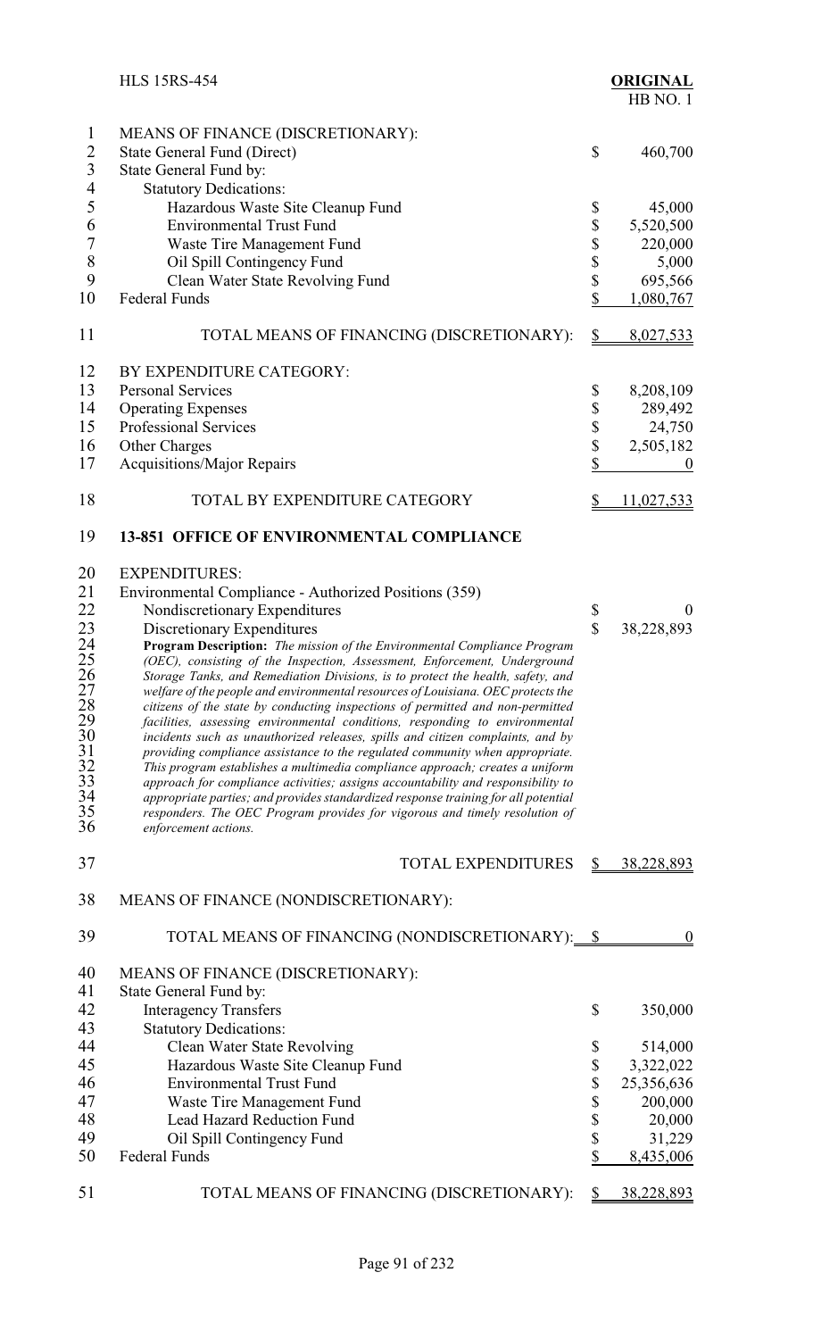| | |
|---|---|
| MEANS OF FINANCE (DISCRETIONARY): | |
| State General Fund (Direct) | $ 460,700 |
| State General Fund by: | |
| Statutory Dedications: | |
| Hazardous Waste Site Cleanup Fund | $ 45,000 |
| Environmental Trust Fund | $ 5,520,500 |
| Waste Tire Management Fund | $ 220,000 |
| Oil Spill Contingency Fund | $ 5,000 |
| Clean Water State Revolving Fund | $ 695,566 |
| Federal Funds | $ 1,080,767 |
| TOTAL MEANS OF FINANCING (DISCRETIONARY): | $ 8,027,533 |

| | |
|---|---|
| BY EXPENDITURE CATEGORY: | |
| Personal Services | $ 8,208,109 |
| Operating Expenses | $ 289,492 |
| Professional Services | $ 24,750 |
| Other Charges | $ 2,505,182 |
| Acquisitions/Major Repairs | $ 0 |
| TOTAL BY EXPENDITURE CATEGORY | $ 11,027,533 |

**13-851 OFFICE OF ENVIRONMENTAL COMPLIANCE**

| | |
|---|---|
| EXPENDITURES: | |
| Environmental Compliance - Authorized Positions (359) | |
| Nondiscretionary Expenditures | $ 0 |
| Discretionary Expenditures | $ 38,228,893 |

**Program Description:** *The mission of the Environmental Compliance Program (OEC), consisting of the Inspection, Assessment, Enforcement, Underground Storage Tanks, and Remediation Divisions, is to protect the health, safety, and welfare of the people and environmental resources of Louisiana. OEC protects the citizens of the state by conducting inspections of permitted and non-permitted facilities, assessing environmental conditions, responding to environmental incidents such as unauthorized releases, spills and citizen complaints, and by providing compliance assistance to the regulated community when appropriate. This program establishes a multimedia compliance approach; creates a uniform approach for compliance activities; assigns accountability and responsibility to appropriate parties; and provides standardized response training for all potential responders. The OEC Program provides for vigorous and timely resolution of enforcement actions.*

| | |
|---|---|
| TOTAL EXPENDITURES | $ 38,228,893 |
| MEANS OF FINANCE (NONDISCRETIONARY): | |
| TOTAL MEANS OF FINANCING (NONDISCRETIONARY): | $ 0 |

| | |
|---|---|
| MEANS OF FINANCE (DISCRETIONARY): | |
| State General Fund by: | |
| Interagency Transfers | $ 350,000 |
| Statutory Dedications: | |
| Clean Water State Revolving | $ 514,000 |
| Hazardous Waste Site Cleanup Fund | $ 3,322,022 |
| Environmental Trust Fund | $ 25,356,636 |
| Waste Tire Management Fund | $ 200,000 |
| Lead Hazard Reduction Fund | $ 20,000 |
| Oil Spill Contingency Fund | $ 31,229 |
| Federal Funds | $ 8,435,006 |
| TOTAL MEANS OF FINANCING (DISCRETIONARY): | $ 38,228,893 |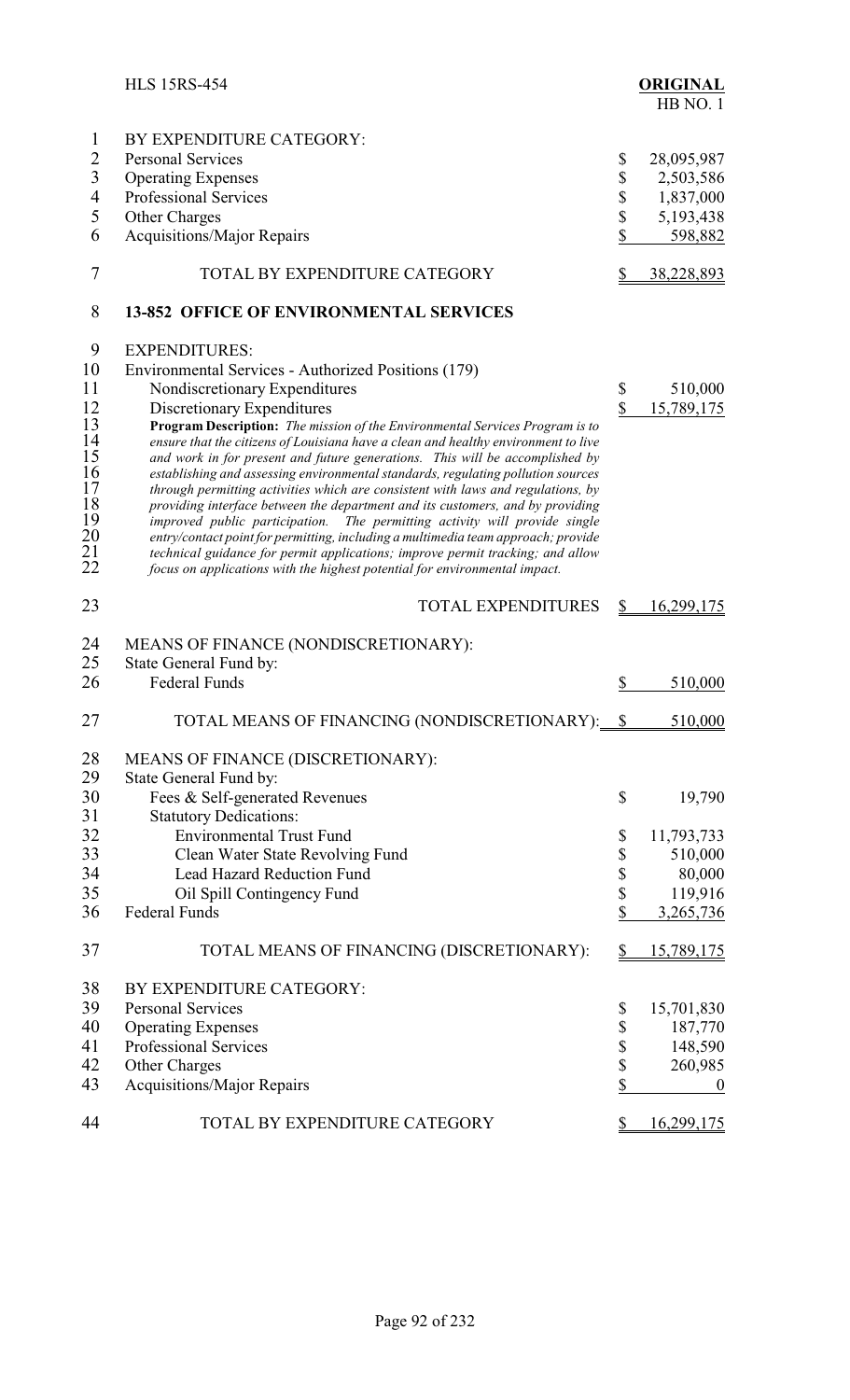| | |
|---|---|
| BY EXPENDITURE CATEGORY: | |
| Personal Services | $ 28,095,987 |
| Operating Expenses | $ 2,503,586 |
| Professional Services | $ 1,837,000 |
| Other Charges | $ 5,193,438 |
| Acquisitions/Major Repairs | $ 598,882 |
| TOTAL BY EXPENDITURE CATEGORY | $ 38,228,893 |

**13-852 OFFICE OF ENVIRONMENTAL SERVICES**

| | |
|---|---|
| EXPENDITURES: | |
| Environmental Services - Authorized Positions (179) | |
| Nondiscretionary Expenditures | $ 510,000 |
| Discretionary Expenditures | $ 15,789,175 |

***Program Description:** The mission of the Environmental Services Program is to ensure that the citizens of Louisiana have a clean and healthy environment to live and work in for present and future generations. This will be accomplished by establishing and assessing environmental standards, regulating pollution sources through permitting activities which are consistent with laws and regulations, by providing interface between the department and its customers, and by providing improved public participation. The permitting activity will provide single entry/contact point for permitting, including a multimedia team approach; provide technical guidance for permit applications; improve permit tracking; and allow focus on applications with the highest potential for environmental impact.*

| | |
|---|---|
| TOTAL EXPENDITURES | $ 16,299,175 |
| MEANS OF FINANCE (NONDISCRETIONARY): | |
| State General Fund by: | |
| Federal Funds | $ 510,000 |
| TOTAL MEANS OF FINANCING (NONDISCRETIONARY): | $ 510,000 |
| MEANS OF FINANCE (DISCRETIONARY): | |
| State General Fund by: | |
| Fees & Self-generated Revenues | $ 19,790 |
| Statutory Dedications: | |
| Environmental Trust Fund | $ 11,793,733 |
| Clean Water State Revolving Fund | $ 510,000 |
| Lead Hazard Reduction Fund | $ 80,000 |
| Oil Spill Contingency Fund | $ 119,916 |
| Federal Funds | $ 3,265,736 |
| TOTAL MEANS OF FINANCING (DISCRETIONARY): | $ 15,789,175 |
| BY EXPENDITURE CATEGORY: | |
| Personal Services | $ 15,701,830 |
| Operating Expenses | $ 187,770 |
| Professional Services | $ 148,590 |
| Other Charges | $ 260,985 |
| Acquisitions/Major Repairs | $ 0 |
| TOTAL BY EXPENDITURE CATEGORY | $ 16,299,175 |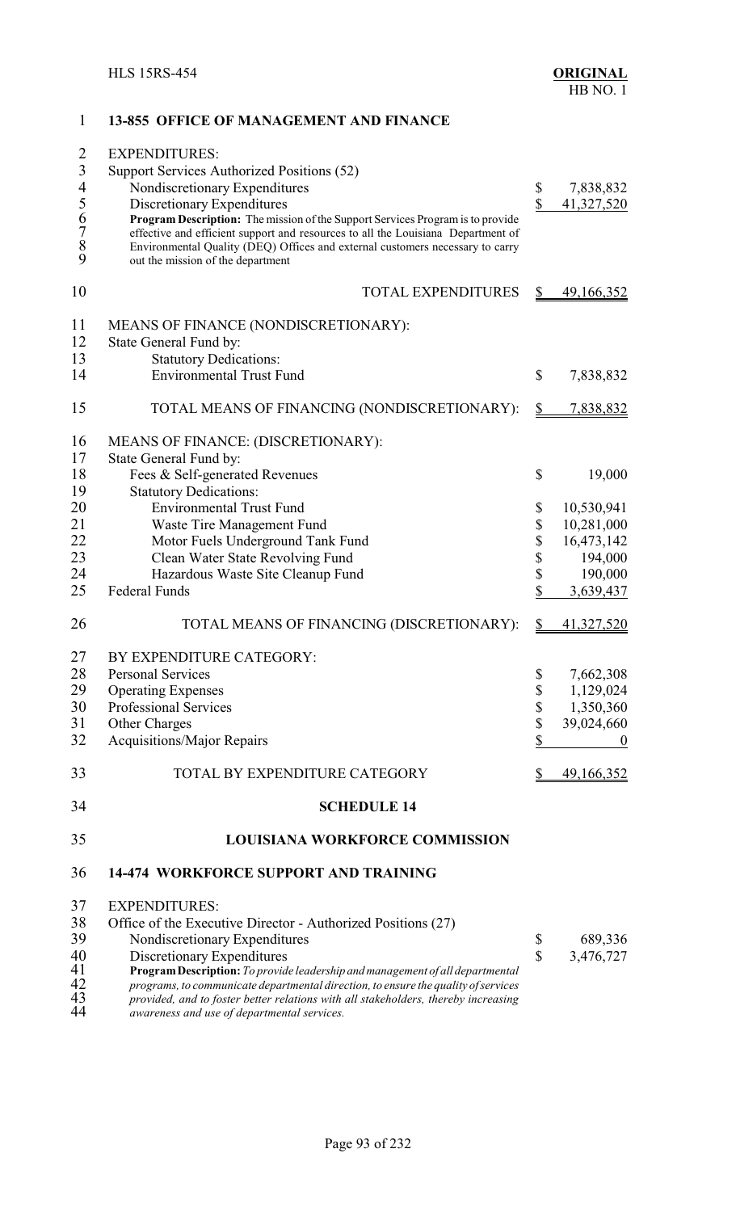## 13-855 OFFICE OF MANAGEMENT AND FINANCE

EXPENDITURES:

| | |
|---|---|
| Support Services Authorized Positions (52) | |
| Nondiscretionary Expenditures | $ 7,838,832 |
| Discretionary Expenditures | $ 41,327,520 |

**Program Description:** The mission of the Support Services Program is to provide effective and efficient support and resources to all the Louisiana Department of Environmental Quality (DEQ) Offices and external customers necessary to carry out the mission of the department

| | |
|---|---|
| TOTAL EXPENDITURES | $ 49,166,352 |

MEANS OF FINANCE (NONDISCRETIONARY):

| | |
|---|---|
| State General Fund by: | |
| Statutory Dedications: | |
| Environmental Trust Fund | $ 7,838,832 |
| TOTAL MEANS OF FINANCING (NONDISCRETIONARY): | $ 7,838,832 |

MEANS OF FINANCE: (DISCRETIONARY):

| | |
|---|---|
| State General Fund by: | |
| Fees & Self-generated Revenues | $ 19,000 |
| Statutory Dedications: | |
| Environmental Trust Fund | $ 10,530,941 |
| Waste Tire Management Fund | $ 10,281,000 |
| Motor Fuels Underground Tank Fund | $ 16,473,142 |
| Clean Water State Revolving Fund | $ 194,000 |
| Hazardous Waste Site Cleanup Fund | $ 190,000 |
| Federal Funds | $ 3,639,437 |
| TOTAL MEANS OF FINANCING (DISCRETIONARY): | $ 41,327,520 |

BY EXPENDITURE CATEGORY:

| | |
|---|---|
| Personal Services | $ 7,662,308 |
| Operating Expenses | $ 1,129,024 |
| Professional Services | $ 1,350,360 |
| Other Charges | $ 39,024,660 |
| Acquisitions/Major Repairs | $ 0 |
| TOTAL BY EXPENDITURE CATEGORY | $ 49,166,352 |

# SCHEDULE 14

# LOUISIANA WORKFORCE COMMISSION

## 14-474 WORKFORCE SUPPORT AND TRAINING

EXPENDITURES:

| | |
|---|---|
| Office of the Executive Director - Authorized Positions (27) | |
| Nondiscretionary Expenditures | $ 689,336 |
| Discretionary Expenditures | $ 3,476,727 |

**Program Description:** *To provide leadership and management of all departmental programs, to communicate departmental direction, to ensure the quality of services provided, and to foster better relations with all stakeholders, thereby increasing awareness and use of departmental services.*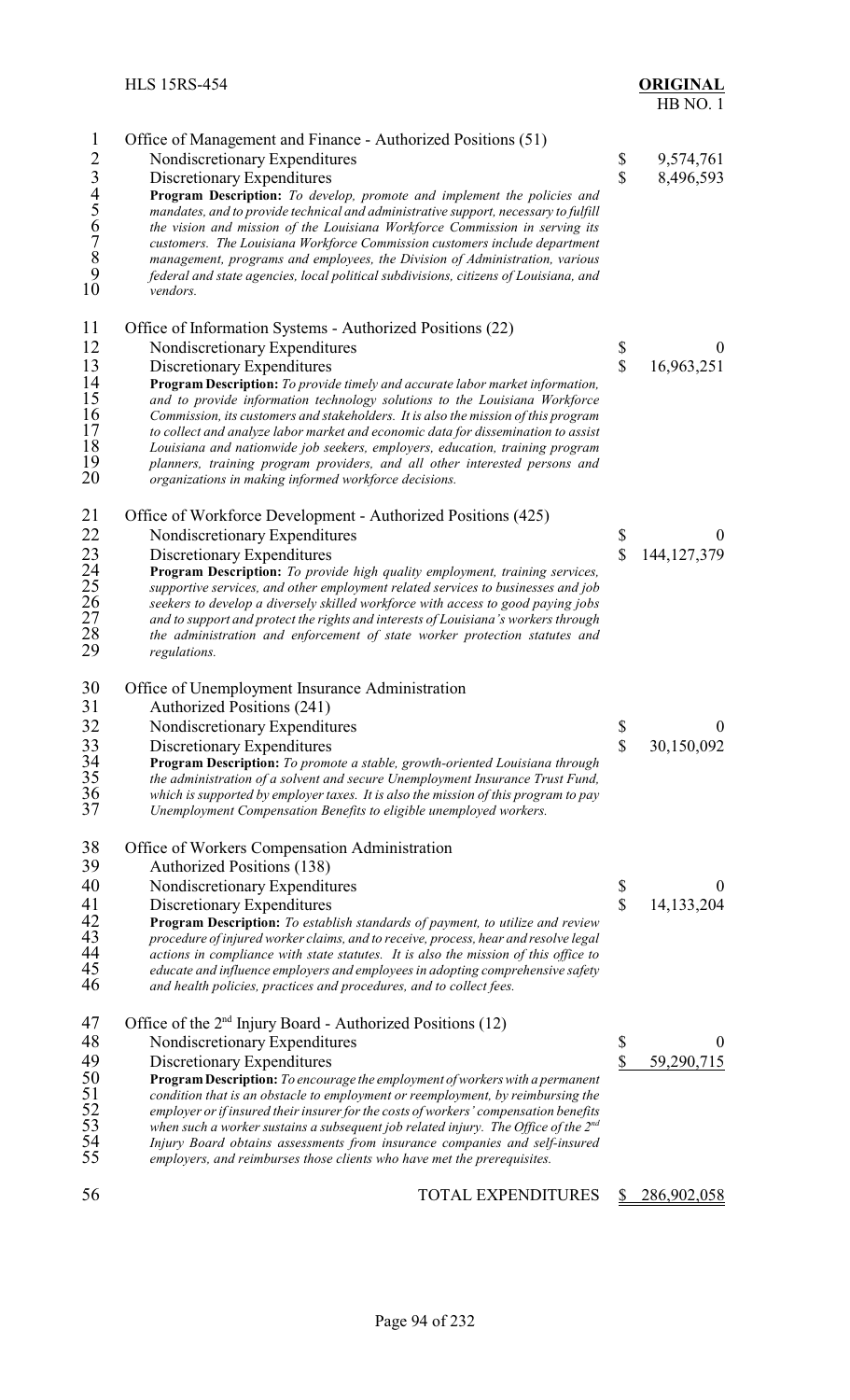Office of Management and Finance - Authorized Positions (51)

| | | |
|---|---|---|
| Nondiscretionary Expenditures | $ | 9,574,761 |
| Discretionary Expenditures | $ | 8,496,593 |

**Program Description:** *To develop, promote and implement the policies and mandates, and to provide technical and administrative support, necessary to fulfill the vision and mission of the Louisiana Workforce Commission in serving its customers. The Louisiana Workforce Commission customers include department management, programs and employees, the Division of Administration, various federal and state agencies, local political subdivisions, citizens of Louisiana, and vendors.*

Office of Information Systems - Authorized Positions (22)

| | | |
|---|---|---|
| Nondiscretionary Expenditures | $ | 0 |
| Discretionary Expenditures | $ | 16,963,251 |

**Program Description:** *To provide timely and accurate labor market information, and to provide information technology solutions to the Louisiana Workforce Commission, its customers and stakeholders. It is also the mission of this program to collect and analyze labor market and economic data for dissemination to assist Louisiana and nationwide job seekers, employers, education, training program planners, training program providers, and all other interested persons and organizations in making informed workforce decisions.*

Office of Workforce Development - Authorized Positions (425)

| | | |
|---|---|---|
| Nondiscretionary Expenditures | $ | 0 |
| Discretionary Expenditures | $ | 144,127,379 |

**Program Description:** *To provide high quality employment, training services, supportive services, and other employment related services to businesses and job seekers to develop a diversely skilled workforce with access to good paying jobs and to support and protect the rights and interests of Louisiana's workers through the administration and enforcement of state worker protection statutes and regulations.*

Office of Unemployment Insurance Administration
Authorized Positions (241)

| | | |
|---|---|---|
| Nondiscretionary Expenditures | $ | 0 |
| Discretionary Expenditures | $ | 30,150,092 |

**Program Description:** *To promote a stable, growth-oriented Louisiana through the administration of a solvent and secure Unemployment Insurance Trust Fund, which is supported by employer taxes. It is also the mission of this program to pay Unemployment Compensation Benefits to eligible unemployed workers.*

Office of Workers Compensation Administration
Authorized Positions (138)

| | | |
|---|---|---|
| Nondiscretionary Expenditures | $ | 0 |
| Discretionary Expenditures | $ | 14,133,204 |

**Program Description:** *To establish standards of payment, to utilize and review procedure of injured worker claims, and to receive, process, hear and resolve legal actions in compliance with state statutes. It is also the mission of this office to educate and influence employers and employees in adopting comprehensive safety and health policies, practices and procedures, and to collect fees.*

Office of the 2nd Injury Board - Authorized Positions (12)

| | | |
|---|---|---|
| Nondiscretionary Expenditures | $ | 0 |
| Discretionary Expenditures | $ | 59,290,715 |

**Program Description:** *To encourage the employment of workers with a permanent condition that is an obstacle to employment or reemployment, by reimbursing the employer or if insured their insurer for the costs of workers' compensation benefits when such a worker sustains a subsequent job related injury. The Office of the 2nd Injury Board obtains assessments from insurance companies and self-insured employers, and reimburses those clients who have met the prerequisites.*

| | | |
|---|---|---|
| TOTAL EXPENDITURES | $ | 286,902,058 |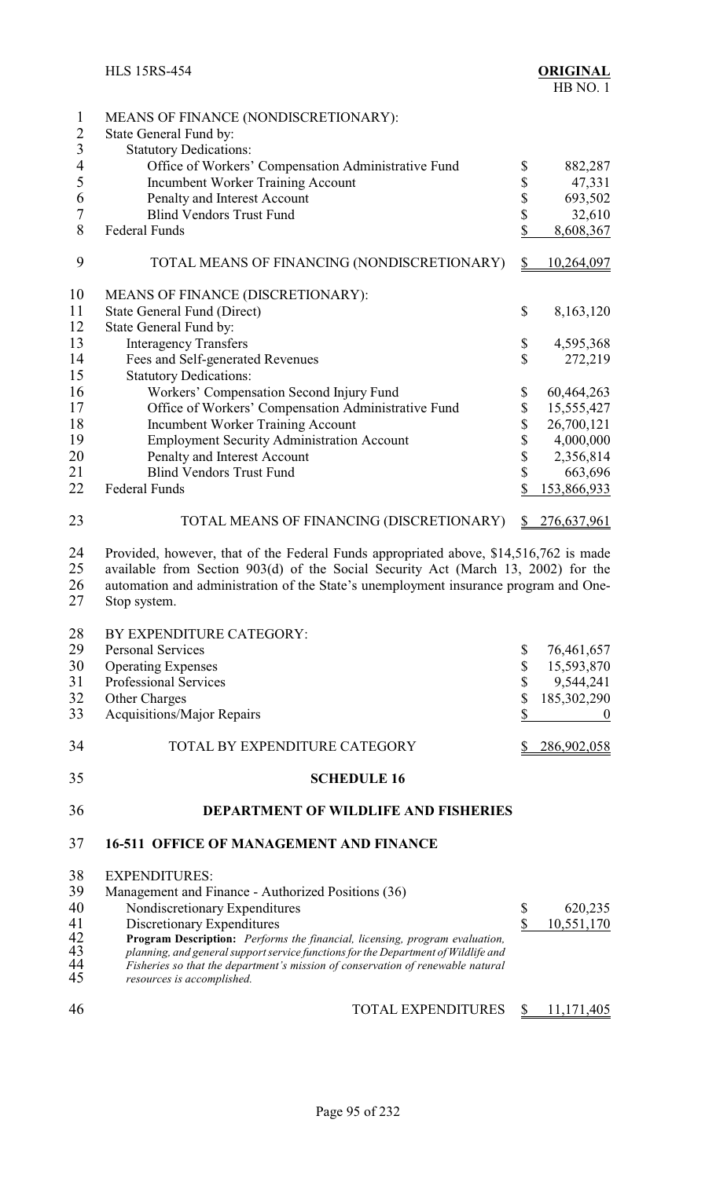MEANS OF FINANCE (NONDISCRETIONARY):

| | |
|---|---|
| State General Fund by: | |
| Statutory Dedications: | |
| Office of Workers' Compensation Administrative Fund | $ 882,287 |
| Incumbent Worker Training Account | $ 47,331 |
| Penalty and Interest Account | $ 693,502 |
| Blind Vendors Trust Fund | $ 32,610 |
| Federal Funds | $ 8,608,367 |
| TOTAL MEANS OF FINANCING (NONDISCRETIONARY) | $ 10,264,097 |

MEANS OF FINANCE (DISCRETIONARY):

| | |
|---|---|
| State General Fund (Direct) | $ 8,163,120 |
| State General Fund by: | |
| Interagency Transfers | $ 4,595,368 |
| Fees and Self-generated Revenues | $ 272,219 |
| Statutory Dedications: | |
| Workers' Compensation Second Injury Fund | $ 60,464,263 |
| Office of Workers' Compensation Administrative Fund | $ 15,555,427 |
| Incumbent Worker Training Account | $ 26,700,121 |
| Employment Security Administration Account | $ 4,000,000 |
| Penalty and Interest Account | $ 2,356,814 |
| Blind Vendors Trust Fund | $ 663,696 |
| Federal Funds | $ 153,866,933 |
| TOTAL MEANS OF FINANCING (DISCRETIONARY) | $ 276,637,961 |

Provided, however, that of the Federal Funds appropriated above, $14,516,762 is made available from Section 903(d) of the Social Security Act (March 13, 2002) for the automation and administration of the State's unemployment insurance program and One-Stop system.

BY EXPENDITURE CATEGORY:

| | |
|---|---|
| Personal Services | $ 76,461,657 |
| Operating Expenses | $ 15,593,870 |
| Professional Services | $ 9,544,241 |
| Other Charges | $ 185,302,290 |
| Acquisitions/Major Repairs | $ 0 |
| TOTAL BY EXPENDITURE CATEGORY | $ 286,902,058 |

## SCHEDULE 16

## DEPARTMENT OF WILDLIFE AND FISHERIES

### 16-511 OFFICE OF MANAGEMENT AND FINANCE

EXPENDITURES:

| | |
|---|---|
| Management and Finance - Authorized Positions (36) | |
| Nondiscretionary Expenditures | $ 620,235 |
| Discretionary Expenditures | $ 10,551,170 |

*Program Description: Performs the financial, licensing, program evaluation, planning, and general support service functions for the Department of Wildlife and Fisheries so that the department's mission of conservation of renewable natural resources is accomplished.*

| | |
|---|---|
| TOTAL EXPENDITURES | $ 11,171,405 |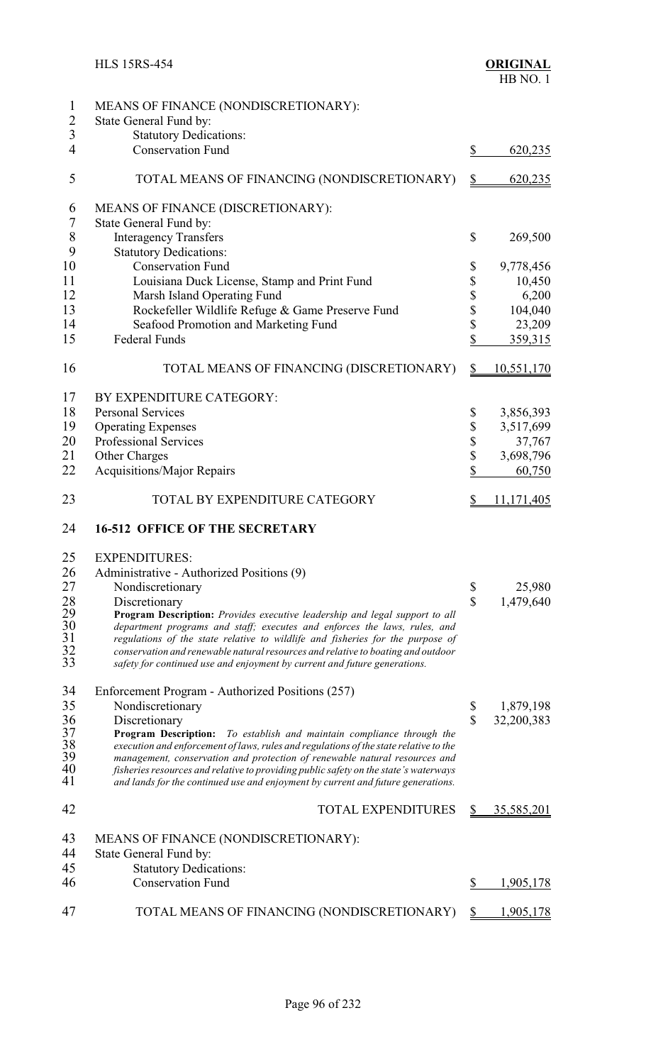MEANS OF FINANCE (NONDISCRETIONARY):
State General Fund by:
Statutory Dedications:

| | |
|---|---|
| Conservation Fund | $ 620,235 |
| TOTAL MEANS OF FINANCING (NONDISCRETIONARY) | $ 620,235 |

MEANS OF FINANCE (DISCRETIONARY):
State General Fund by:

| | |
|---|---|
| Interagency Transfers | $ 269,500 |
| Statutory Dedications: | |
| Conservation Fund | $ 9,778,456 |
| Louisiana Duck License, Stamp and Print Fund | $ 10,450 |
| Marsh Island Operating Fund | $ 6,200 |
| Rockefeller Wildlife Refuge & Game Preserve Fund | $ 104,040 |
| Seafood Promotion and Marketing Fund | $ 23,209 |
| Federal Funds | $ 359,315 |
| TOTAL MEANS OF FINANCING (DISCRETIONARY) | $ 10,551,170 |

BY EXPENDITURE CATEGORY:

| | |
|---|---|
| Personal Services | $ 3,856,393 |
| Operating Expenses | $ 3,517,699 |
| Professional Services | $ 37,767 |
| Other Charges | $ 3,698,796 |
| Acquisitions/Major Repairs | $ 60,750 |
| TOTAL BY EXPENDITURE CATEGORY | $ 11,171,405 |

## 16-512 OFFICE OF THE SECRETARY

EXPENDITURES:
Administrative - Authorized Positions (9)

| | |
|---|---|
| Nondiscretionary | $ 25,980 |
| Discretionary | $ 1,479,640 |

**Program Description:** *Provides executive leadership and legal support to all department programs and staff; executes and enforces the laws, rules, and regulations of the state relative to wildlife and fisheries for the purpose of conservation and renewable natural resources and relative to boating and outdoor safety for continued use and enjoyment by current and future generations.*

Enforcement Program - Authorized Positions (257)

| | |
|---|---|
| Nondiscretionary | $ 1,879,198 |
| Discretionary | $ 32,200,383 |

**Program Description:** *To establish and maintain compliance through the execution and enforcement of laws, rules and regulations of the state relative to the management, conservation and protection of renewable natural resources and fisheries resources and relative to providing public safety on the state's waterways and lands for the continued use and enjoyment by current and future generations.*

| | |
|---|---|
| TOTAL EXPENDITURES | $ 35,585,201 |

MEANS OF FINANCE (NONDISCRETIONARY):
State General Fund by:
Statutory Dedications:

| | |
|---|---|
| Conservation Fund | $ 1,905,178 |
| TOTAL MEANS OF FINANCING (NONDISCRETIONARY) | $ 1,905,178 |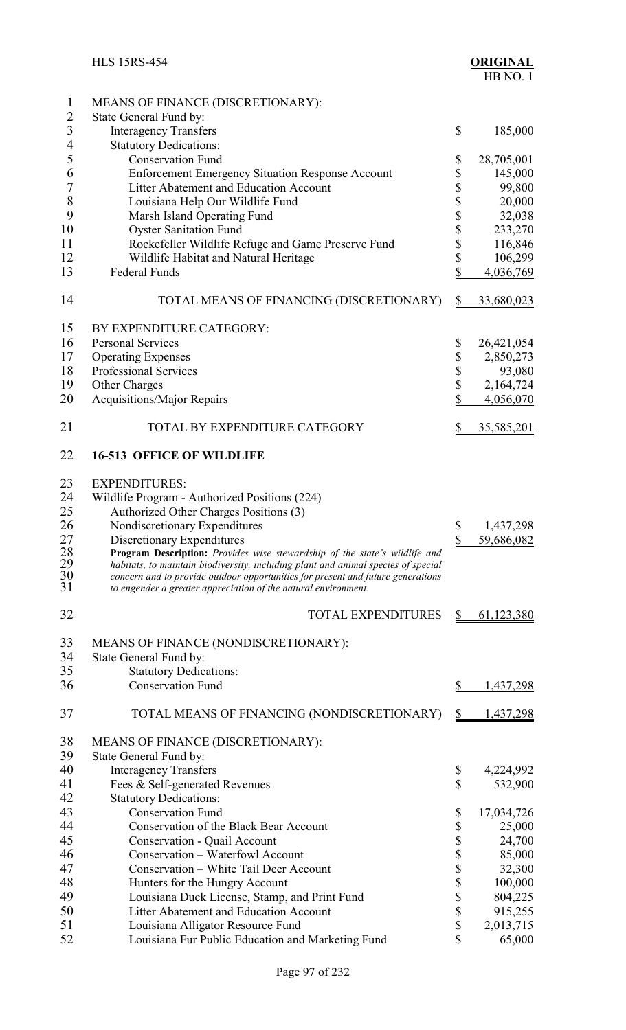MEANS OF FINANCE (DISCRETIONARY):
State General Fund by:

| | |
|---|---|
| Interagency Transfers | $ 185,000 |
| Statutory Dedications: | |
| Conservation Fund | $ 28,705,001 |
| Enforcement Emergency Situation Response Account | $ 145,000 |
| Litter Abatement and Education Account | $ 99,800 |
| Louisiana Help Our Wildlife Fund | $ 20,000 |
| Marsh Island Operating Fund | $ 32,038 |
| Oyster Sanitation Fund | $ 233,270 |
| Rockefeller Wildlife Refuge and Game Preserve Fund | $ 116,846 |
| Wildlife Habitat and Natural Heritage | $ 106,299 |
| Federal Funds | $ 4,036,769 |
| TOTAL MEANS OF FINANCING (DISCRETIONARY) | $ 33,680,023 |

BY EXPENDITURE CATEGORY:

| | |
|---|---|
| Personal Services | $ 26,421,054 |
| Operating Expenses | $ 2,850,273 |
| Professional Services | $ 93,080 |
| Other Charges | $ 2,164,724 |
| Acquisitions/Major Repairs | $ 4,056,070 |
| TOTAL BY EXPENDITURE CATEGORY | $ 35,585,201 |

**16-513 OFFICE OF WILDLIFE**

EXPENDITURES:
Wildlife Program - Authorized Positions (224)
Authorized Other Charges Positions (3)

| | |
|---|---|
| Nondiscretionary Expenditures | $ 1,437,298 |
| Discretionary Expenditures | $ 59,686,082 |

**Program Description:** *Provides wise stewardship of the state's wildlife and habitats, to maintain biodiversity, including plant and animal species of special concern and to provide outdoor opportunities for present and future generations to engender a greater appreciation of the natural environment.*

| | |
|---|---|
| TOTAL EXPENDITURES | $ 61,123,380 |

MEANS OF FINANCE (NONDISCRETIONARY):
State General Fund by:

| | |
|---|---|
| Statutory Dedications: | |
| Conservation Fund | $ 1,437,298 |
| TOTAL MEANS OF FINANCING (NONDISCRETIONARY) | $ 1,437,298 |

MEANS OF FINANCE (DISCRETIONARY):
State General Fund by:

| | |
|---|---|
| Interagency Transfers | $ 4,224,992 |
| Fees & Self-generated Revenues | $ 532,900 |
| Statutory Dedications: | |
| Conservation Fund | $ 17,034,726 |
| Conservation of the Black Bear Account | $ 25,000 |
| Conservation - Quail Account | $ 24,700 |
| Conservation – Waterfowl Account | $ 85,000 |
| Conservation – White Tail Deer Account | $ 32,300 |
| Hunters for the Hungry Account | $ 100,000 |
| Louisiana Duck License, Stamp, and Print Fund | $ 804,225 |
| Litter Abatement and Education Account | $ 915,255 |
| Louisiana Alligator Resource Fund | $ 2,013,715 |
| Louisiana Fur Public Education and Marketing Fund | $ 65,000 |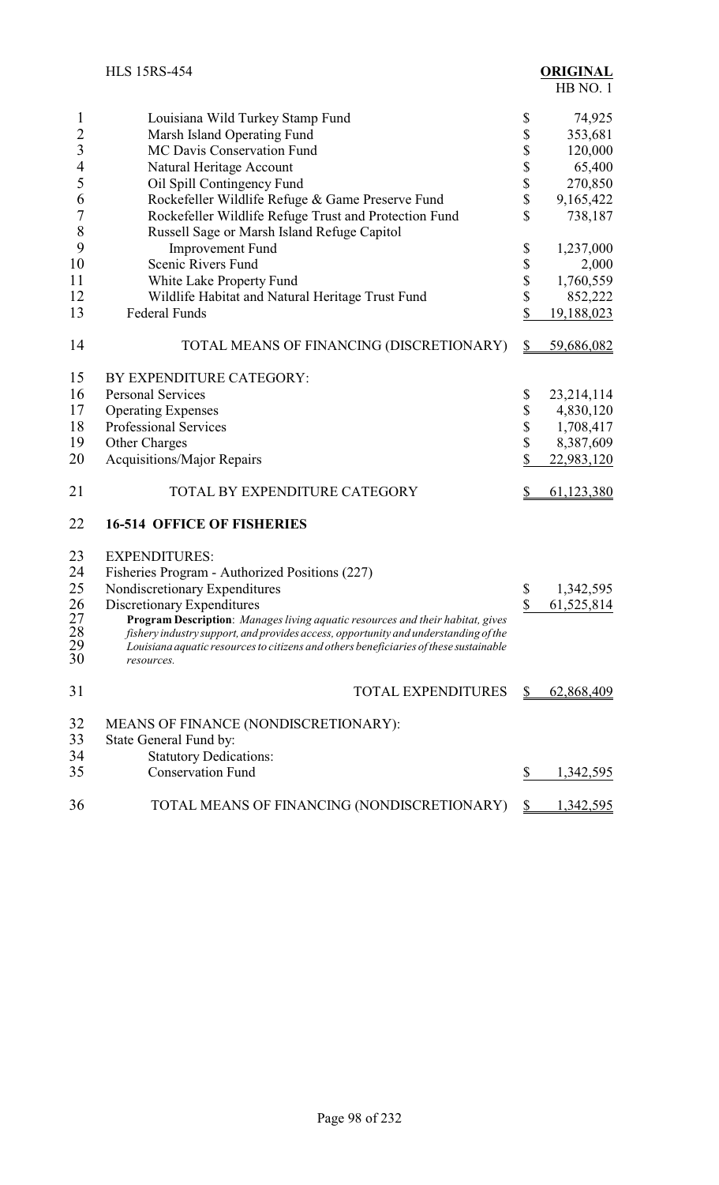| | | |
|---|---|---|
| Louisiana Wild Turkey Stamp Fund | $ | 74,925 |
| Marsh Island Operating Fund | $ | 353,681 |
| MC Davis Conservation Fund | $ | 120,000 |
| Natural Heritage Account | $ | 65,400 |
| Oil Spill Contingency Fund | $ | 270,850 |
| Rockefeller Wildlife Refuge & Game Preserve Fund | $ | 9,165,422 |
| Rockefeller Wildlife Refuge Trust and Protection Fund | $ | 738,187 |
| Russell Sage or Marsh Island Refuge Capitol Improvement Fund | $ | 1,237,000 |
| Scenic Rivers Fund | $ | 2,000 |
| White Lake Property Fund | $ | 1,760,559 |
| Wildlife Habitat and Natural Heritage Trust Fund | $ | 852,222 |
| Federal Funds | $ | 19,188,023 |
| TOTAL MEANS OF FINANCING (DISCRETIONARY) | $ | 59,686,082 |

BY EXPENDITURE CATEGORY:

| | | |
|---|---|---|
| Personal Services | $ | 23,214,114 |
| Operating Expenses | $ | 4,830,120 |
| Professional Services | $ | 1,708,417 |
| Other Charges | $ | 8,387,609 |
| Acquisitions/Major Repairs | $ | 22,983,120 |
| TOTAL BY EXPENDITURE CATEGORY | $ | 61,123,380 |

## 16-514 OFFICE OF FISHERIES

EXPENDITURES:

Fisheries Program - Authorized Positions (227)

| | | |
|---|---|---|
| Nondiscretionary Expenditures | $ | 1,342,595 |
| Discretionary Expenditures | $ | 61,525,814 |

***Program Description**: Manages living aquatic resources and their habitat, gives fishery industry support, and provides access, opportunity and understanding of the Louisiana aquatic resources to citizens and others beneficiaries of these sustainable resources.*

| | | |
|---|---|---|
| TOTAL EXPENDITURES | $ | 62,868,409 |

MEANS OF FINANCE (NONDISCRETIONARY):

State General Fund by:

Statutory Dedications:

| | | |
|---|---|---|
| Conservation Fund | $ | 1,342,595 |
| TOTAL MEANS OF FINANCING (NONDISCRETIONARY) | $ | 1,342,595 |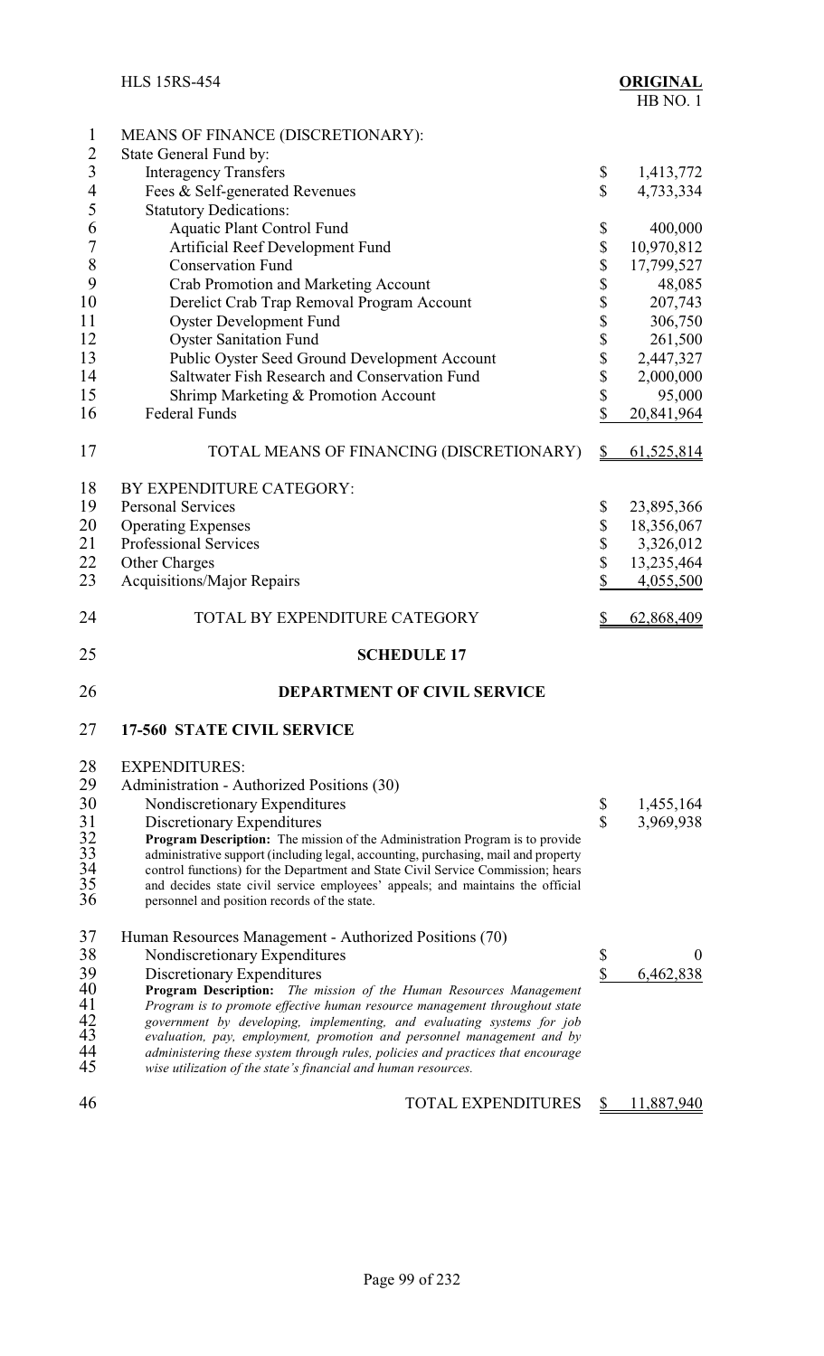| | |
|---|---|
| MEANS OF FINANCE (DISCRETIONARY): | |
| State General Fund by: | |
| Interagency Transfers | $ 1,413,772 |
| Fees & Self-generated Revenues | $ 4,733,334 |
| Statutory Dedications: | |
| Aquatic Plant Control Fund | $ 400,000 |
| Artificial Reef Development Fund | $ 10,970,812 |
| Conservation Fund | $ 17,799,527 |
| Crab Promotion and Marketing Account | $ 48,085 |
| Derelict Crab Trap Removal Program Account | $ 207,743 |
| Oyster Development Fund | $ 306,750 |
| Oyster Sanitation Fund | $ 261,500 |
| Public Oyster Seed Ground Development Account | $ 2,447,327 |
| Saltwater Fish Research and Conservation Fund | $ 2,000,000 |
| Shrimp Marketing & Promotion Account | $ 95,000 |
| Federal Funds | $ 20,841,964 |
| TOTAL MEANS OF FINANCING (DISCRETIONARY) | $ 61,525,814 |

| | |
|---|---|
| BY EXPENDITURE CATEGORY: | |
| Personal Services | $ 23,895,366 |
| Operating Expenses | $ 18,356,067 |
| Professional Services | $ 3,326,012 |
| Other Charges | $ 13,235,464 |
| Acquisitions/Major Repairs | $ 4,055,500 |
| TOTAL BY EXPENDITURE CATEGORY | $ 62,868,409 |

## SCHEDULE 17

## DEPARTMENT OF CIVIL SERVICE

### 17-560 STATE CIVIL SERVICE

EXPENDITURES:

Administration - Authorized Positions (30)

| | |
|---|---|
| Nondiscretionary Expenditures | $ 1,455,164 |
| Discretionary Expenditures | $ 3,969,938 |

**Program Description:** The mission of the Administration Program is to provide administrative support (including legal, accounting, purchasing, mail and property control functions) for the Department and State Civil Service Commission; hears and decides state civil service employees' appeals; and maintains the official personnel and position records of the state.

Human Resources Management - Authorized Positions (70)

| | |
|---|---|
| Nondiscretionary Expenditures | $ 0 |
| Discretionary Expenditures | $ 6,462,838 |

**Program Description:** *The mission of the Human Resources Management Program is to promote effective human resource management throughout state government by developing, implementing, and evaluating systems for job evaluation, pay, employment, promotion and personnel management and by administering these system through rules, policies and practices that encourage wise utilization of the state's financial and human resources.*

| | |
|---|---|
| TOTAL EXPENDITURES | $ 11,887,940 |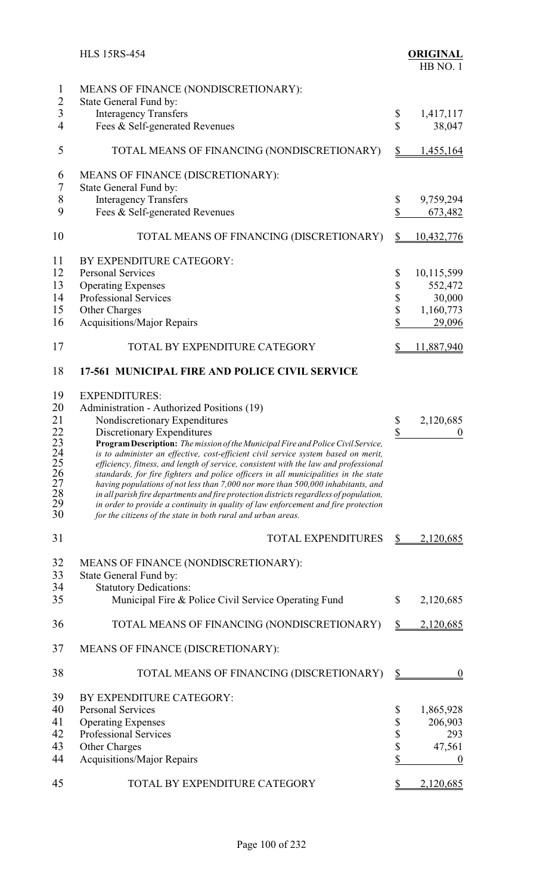| | |
|---|---|
| MEANS OF FINANCE (NONDISCRETIONARY): | |
| State General Fund by: | |
| Interagency Transfers | $ 1,417,117 |
| Fees & Self-generated Revenues | $ 38,047 |
| TOTAL MEANS OF FINANCING (NONDISCRETIONARY) | $ 1,455,164 |
| MEANS OF FINANCE (DISCRETIONARY): | |
| State General Fund by: | |
| Interagency Transfers | $ 9,759,294 |
| Fees & Self-generated Revenues | $ 673,482 |
| TOTAL MEANS OF FINANCING (DISCRETIONARY) | $ 10,432,776 |
| BY EXPENDITURE CATEGORY: | |
| Personal Services | $ 10,115,599 |
| Operating Expenses | $ 552,472 |
| Professional Services | $ 30,000 |
| Other Charges | $ 1,160,773 |
| Acquisitions/Major Repairs | $ 29,096 |
| TOTAL BY EXPENDITURE CATEGORY | $ 11,887,940 |

## 17-561 MUNICIPAL FIRE AND POLICE CIVIL SERVICE

| | |
|---|---|
| EXPENDITURES: | |
| Administration - Authorized Positions (19) | |
| Nondiscretionary Expenditures | $ 2,120,685 |
| Discretionary Expenditures | $ 0 |

***Program Description:** The mission of the Municipal Fire and Police Civil Service, is to administer an effective, cost-efficient civil service system based on merit, efficiency, fitness, and length of service, consistent with the law and professional standards, for fire fighters and police officers in all municipalities in the state having populations of not less than 7,000 nor more than 500,000 inhabitants, and in all parish fire departments and fire protection districts regardless of population, in order to provide a continuity in quality of law enforcement and fire protection for the citizens of the state in both rural and urban areas.*

| | |
|---|---|
| TOTAL EXPENDITURES | $ 2,120,685 |
| MEANS OF FINANCE (NONDISCRETIONARY): | |
| State General Fund by: | |
| Statutory Dedications: | |
| Municipal Fire & Police Civil Service Operating Fund | $ 2,120,685 |
| TOTAL MEANS OF FINANCING (NONDISCRETIONARY) | $ 2,120,685 |
| MEANS OF FINANCE (DISCRETIONARY): | |
| TOTAL MEANS OF FINANCING (DISCRETIONARY) | $ 0 |
| BY EXPENDITURE CATEGORY: | |
| Personal Services | $ 1,865,928 |
| Operating Expenses | $ 206,903 |
| Professional Services | $ 293 |
| Other Charges | $ 47,561 |
| Acquisitions/Major Repairs | $ 0 |
| TOTAL BY EXPENDITURE CATEGORY | $ 2,120,685 |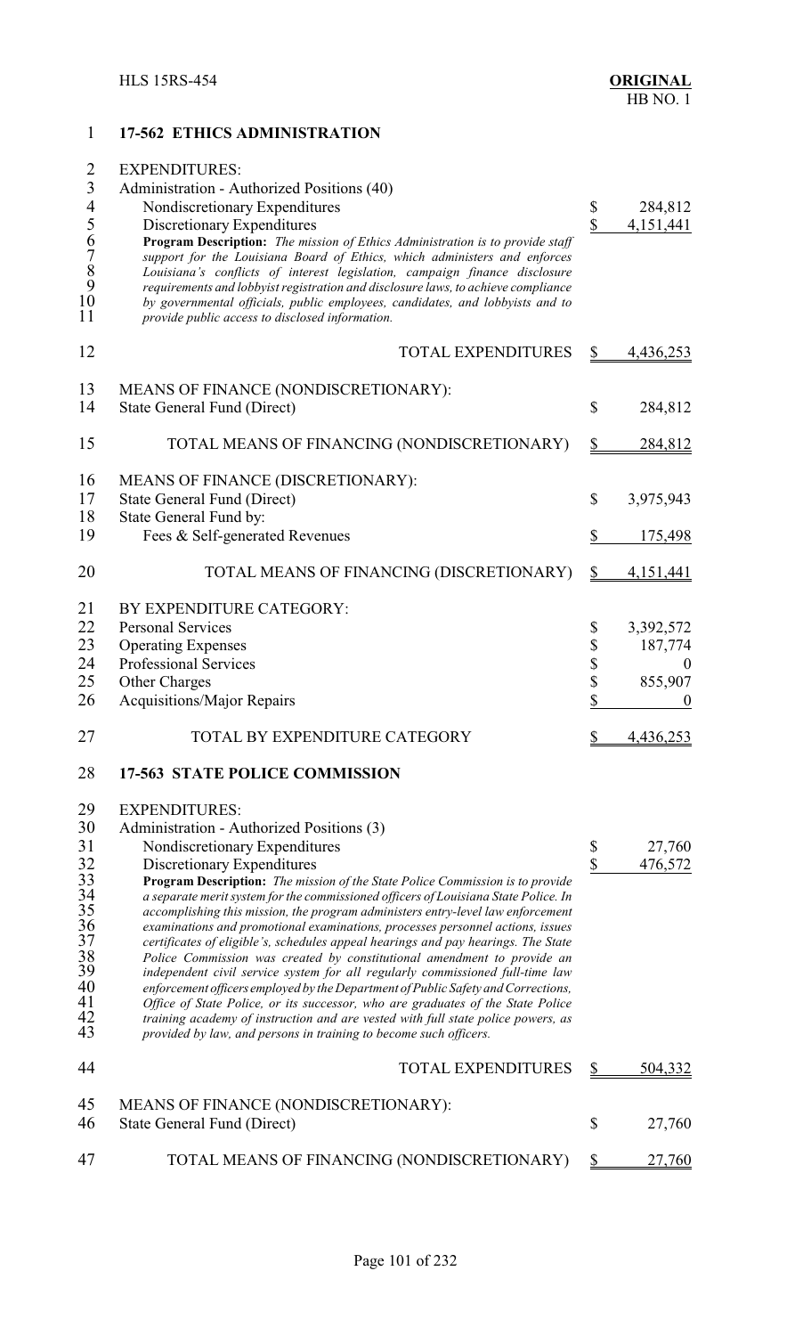## 17-562 ETHICS ADMINISTRATION

EXPENDITURES:

Administration - Authorized Positions (40)

| | | |
|---|---|---|
| Nondiscretionary Expenditures | $ | 284,812 |
| Discretionary Expenditures | $ | 4,151,441 |

**Program Description:** *The mission of Ethics Administration is to provide staff support for the Louisiana Board of Ethics, which administers and enforces Louisiana's conflicts of interest legislation, campaign finance disclosure requirements and lobbyist registration and disclosure laws, to achieve compliance by governmental officials, public employees, candidates, and lobbyists and to provide public access to disclosed information.*

| | | |
|---|---|---|
| TOTAL EXPENDITURES | $ | 4,436,253 |

MEANS OF FINANCE (NONDISCRETIONARY):

| | | |
|---|---|---|
| State General Fund (Direct) | $ | 284,812 |
| TOTAL MEANS OF FINANCING (NONDISCRETIONARY) | $ | 284,812 |

MEANS OF FINANCE (DISCRETIONARY):

| | | |
|---|---|---|
| State General Fund (Direct) | $ | 3,975,943 |
| State General Fund by: | | |
| Fees & Self-generated Revenues | $ | 175,498 |
| TOTAL MEANS OF FINANCING (DISCRETIONARY) | $ | 4,151,441 |

BY EXPENDITURE CATEGORY:

| | | |
|---|---|---|
| Personal Services | $ | 3,392,572 |
| Operating Expenses | $ | 187,774 |
| Professional Services | $ | 0 |
| Other Charges | $ | 855,907 |
| Acquisitions/Major Repairs | $ | 0 |
| TOTAL BY EXPENDITURE CATEGORY | $ | 4,436,253 |

## 17-563 STATE POLICE COMMISSION

EXPENDITURES:

Administration - Authorized Positions (3)

| | | |
|---|---|---|
| Nondiscretionary Expenditures | $ | 27,760 |
| Discretionary Expenditures | $ | 476,572 |

**Program Description:** *The mission of the State Police Commission is to provide a separate merit system for the commissioned officers of Louisiana State Police. In accomplishing this mission, the program administers entry-level law enforcement examinations and promotional examinations, processes personnel actions, issues certificates of eligible's, schedules appeal hearings and pay hearings. The State Police Commission was created by constitutional amendment to provide an independent civil service system for all regularly commissioned full-time law enforcement officers employed by the Department of Public Safety and Corrections, Office of State Police, or its successor, who are graduates of the State Police training academy of instruction and are vested with full state police powers, as provided by law, and persons in training to become such officers.*

| | | |
|---|---|---|
| TOTAL EXPENDITURES | $ | 504,332 |

MEANS OF FINANCE (NONDISCRETIONARY):

| | | |
|---|---|---|
| State General Fund (Direct) | $ | 27,760 |
| TOTAL MEANS OF FINANCING (NONDISCRETIONARY) | $ | 27,760 |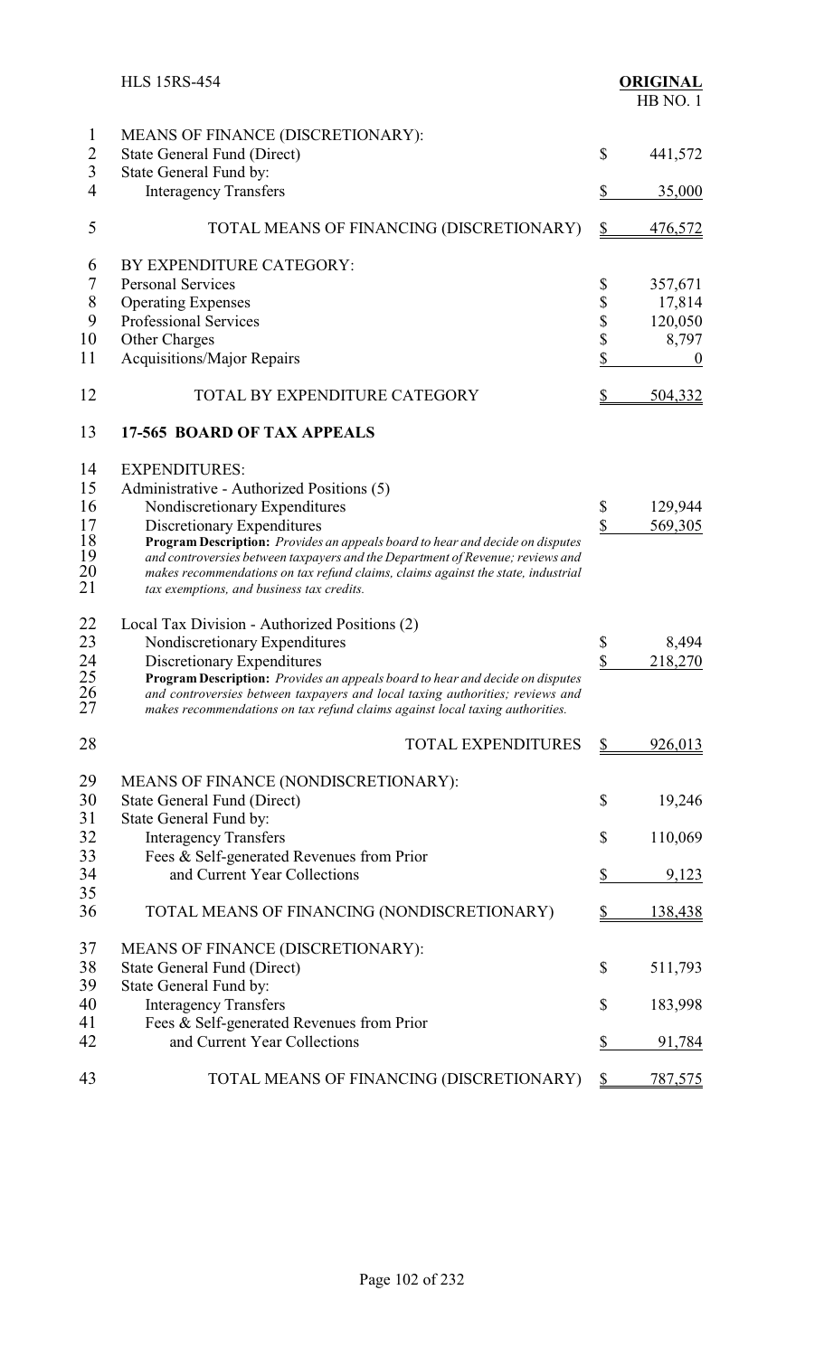| | | |
|---|---|---|
| MEANS OF FINANCE (DISCRETIONARY): | | |
| State General Fund (Direct) | $ | 441,572 |
| State General Fund by: | | |
| Interagency Transfers | $ | 35,000 |
| TOTAL MEANS OF FINANCING (DISCRETIONARY) | $ | 476,572 |
| BY EXPENDITURE CATEGORY: | | |
| Personal Services | $ | 357,671 |
| Operating Expenses | $ | 17,814 |
| Professional Services | $ | 120,050 |
| Other Charges | $ | 8,797 |
| Acquisitions/Major Repairs | $ | 0 |
| TOTAL BY EXPENDITURE CATEGORY | $ | 504,332 |

**17-565 BOARD OF TAX APPEALS**

| | | |
|---|---|---|
| EXPENDITURES: | | |
| Administrative - Authorized Positions (5) | | |
| Nondiscretionary Expenditures | $ | 129,944 |
| Discretionary Expenditures | $ | 569,305 |

***Program Description:** Provides an appeals board to hear and decide on disputes and controversies between taxpayers and the Department of Revenue; reviews and makes recommendations on tax refund claims, claims against the state, industrial tax exemptions, and business tax credits.*

| | | |
|---|---|---|
| Local Tax Division - Authorized Positions (2) | | |
| Nondiscretionary Expenditures | $ | 8,494 |
| Discretionary Expenditures | $ | 218,270 |

***Program Description:** Provides an appeals board to hear and decide on disputes and controversies between taxpayers and local taxing authorities; reviews and makes recommendations on tax refund claims against local taxing authorities.*

| | | |
|---|---|---|
| TOTAL EXPENDITURES | $ | 926,013 |
| MEANS OF FINANCE (NONDISCRETIONARY): | | |
| State General Fund (Direct) | $ | 19,246 |
| State General Fund by: | | |
| Interagency Transfers | $ | 110,069 |
| Fees & Self-generated Revenues from Prior and Current Year Collections | $ | 9,123 |
| TOTAL MEANS OF FINANCING (NONDISCRETIONARY) | $ | 138,438 |
| MEANS OF FINANCE (DISCRETIONARY): | | |
| State General Fund (Direct) | $ | 511,793 |
| State General Fund by: | | |
| Interagency Transfers | $ | 183,998 |
| Fees & Self-generated Revenues from Prior and Current Year Collections | $ | 91,784 |
| TOTAL MEANS OF FINANCING (DISCRETIONARY) | $ | 787,575 |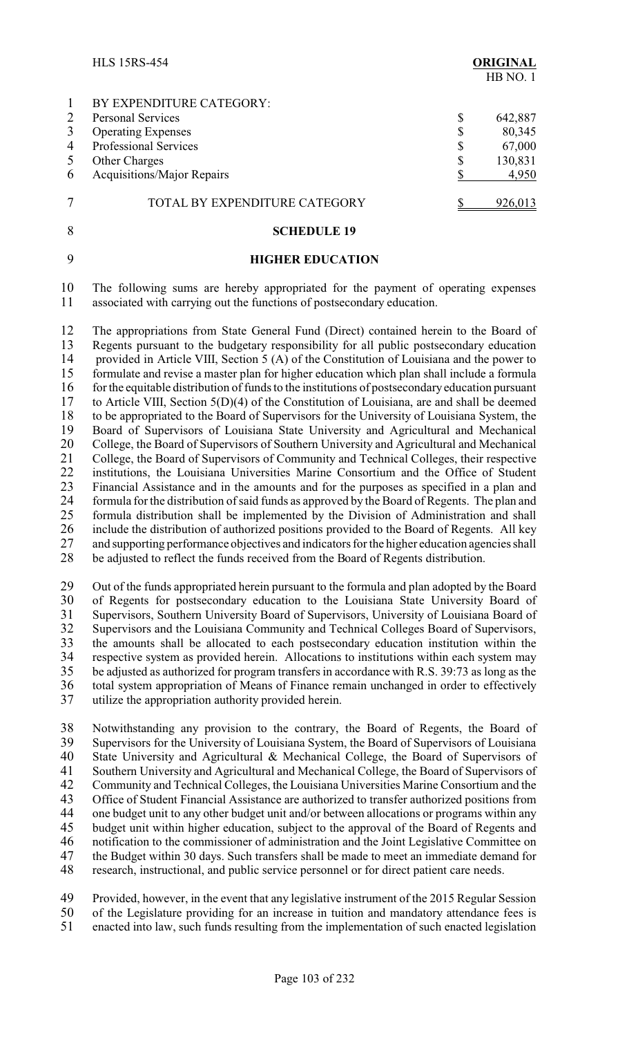| BY EXPENDITURE CATEGORY: | |
|---|---|
| Personal Services | $ 642,887 |
| Operating Expenses | $ 80,345 |
| Professional Services | $ 67,000 |
| Other Charges | $ 130,831 |
| Acquisitions/Major Repairs | $ 4,950 |
| TOTAL BY EXPENDITURE CATEGORY | $ 926,013 |

## SCHEDULE 19

## HIGHER EDUCATION

The following sums are hereby appropriated for the payment of operating expenses associated with carrying out the functions of postsecondary education.

The appropriations from State General Fund (Direct) contained herein to the Board of Regents pursuant to the budgetary responsibility for all public postsecondary education provided in Article VIII, Section 5 (A) of the Constitution of Louisiana and the power to formulate and revise a master plan for higher education which plan shall include a formula for the equitable distribution of funds to the institutions of postsecondary education pursuant to Article VIII, Section 5(D)(4) of the Constitution of Louisiana, are and shall be deemed to be appropriated to the Board of Supervisors for the University of Louisiana System, the Board of Supervisors of Louisiana State University and Agricultural and Mechanical College, the Board of Supervisors of Southern University and Agricultural and Mechanical College, the Board of Supervisors of Community and Technical Colleges, their respective institutions, the Louisiana Universities Marine Consortium and the Office of Student Financial Assistance and in the amounts and for the purposes as specified in a plan and formula for the distribution of said funds as approved by the Board of Regents. The plan and formula distribution shall be implemented by the Division of Administration and shall include the distribution of authorized positions provided to the Board of Regents. All key and supporting performance objectives and indicators for the higher education agencies shall be adjusted to reflect the funds received from the Board of Regents distribution.

Out of the funds appropriated herein pursuant to the formula and plan adopted by the Board of Regents for postsecondary education to the Louisiana State University Board of Supervisors, Southern University Board of Supervisors, University of Louisiana Board of Supervisors and the Louisiana Community and Technical Colleges Board of Supervisors, the amounts shall be allocated to each postsecondary education institution within the respective system as provided herein. Allocations to institutions within each system may be adjusted as authorized for program transfers in accordance with R.S. 39:73 as long as the total system appropriation of Means of Finance remain unchanged in order to effectively utilize the appropriation authority provided herein.

Notwithstanding any provision to the contrary, the Board of Regents, the Board of Supervisors for the University of Louisiana System, the Board of Supervisors of Louisiana State University and Agricultural & Mechanical College, the Board of Supervisors of Southern University and Agricultural and Mechanical College, the Board of Supervisors of Community and Technical Colleges, the Louisiana Universities Marine Consortium and the Office of Student Financial Assistance are authorized to transfer authorized positions from one budget unit to any other budget unit and/or between allocations or programs within any budget unit within higher education, subject to the approval of the Board of Regents and notification to the commissioner of administration and the Joint Legislative Committee on the Budget within 30 days. Such transfers shall be made to meet an immediate demand for research, instructional, and public service personnel or for direct patient care needs.

Provided, however, in the event that any legislative instrument of the 2015 Regular Session of the Legislature providing for an increase in tuition and mandatory attendance fees is enacted into law, such funds resulting from the implementation of such enacted legislation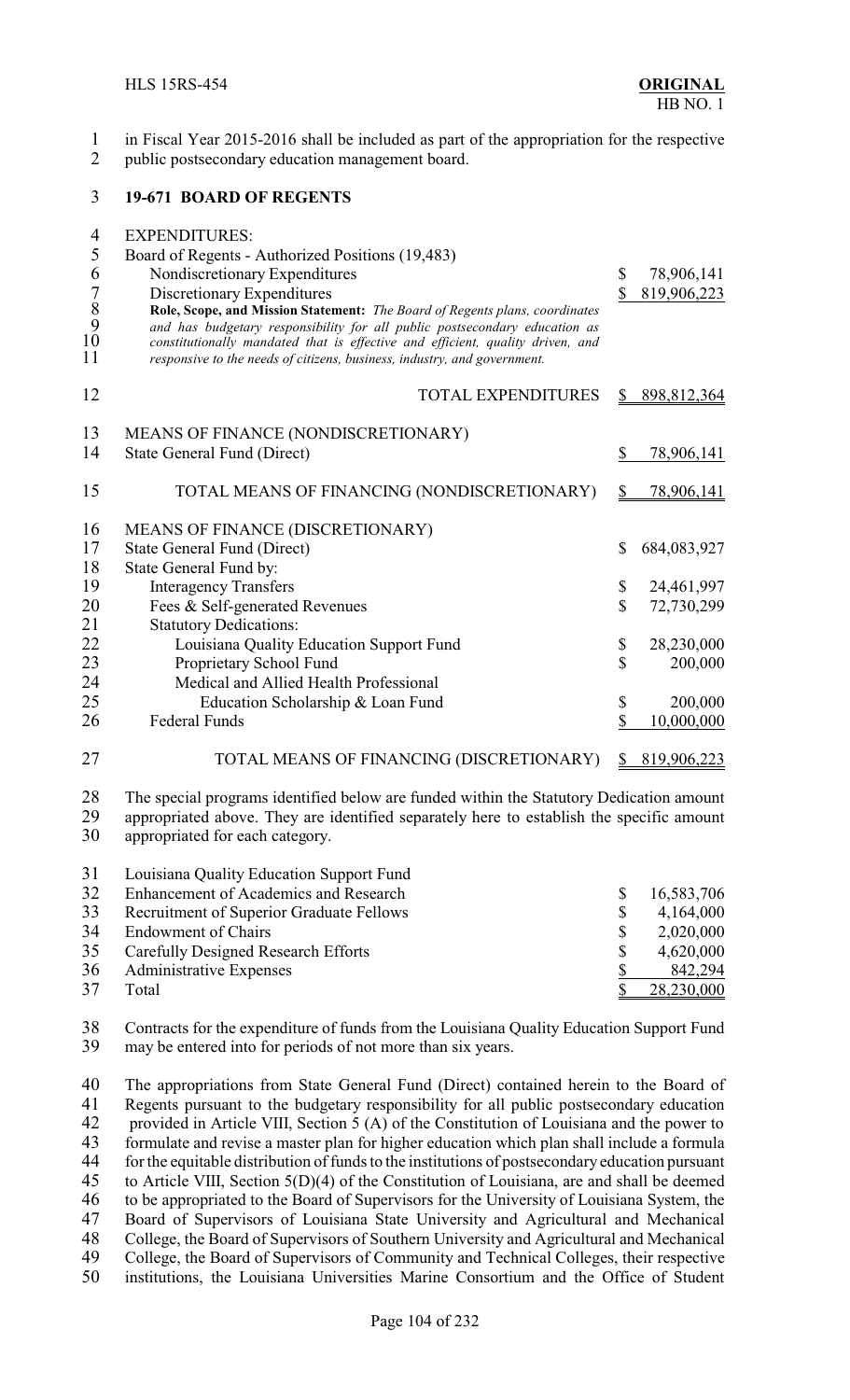in Fiscal Year 2015-2016 shall be included as part of the appropriation for the respective public postsecondary education management board.

### 19-671 BOARD OF REGENTS

| | |
|---|---|
| EXPENDITURES: | |
| Board of Regents - Authorized Positions (19,483) | |
| Nondiscretionary Expenditures | $ 78,906,141 |
| Discretionary Expenditures | $ 819,906,223 |

**Role, Scope, and Mission Statement:** *The Board of Regents plans, coordinates and has budgetary responsibility for all public postsecondary education as constitutionally mandated that is effective and efficient, quality driven, and responsive to the needs of citizens, business, industry, and government.*

| | |
|---|---|
| TOTAL EXPENDITURES | $ 898,812,364 |
| MEANS OF FINANCE (NONDISCRETIONARY) | |
| State General Fund (Direct) | $ 78,906,141 |
| TOTAL MEANS OF FINANCING (NONDISCRETIONARY) | $ 78,906,141 |
| MEANS OF FINANCE (DISCRETIONARY) | |
| State General Fund (Direct) | $ 684,083,927 |
| State General Fund by: | |
| Interagency Transfers | $ 24,461,997 |
| Fees & Self-generated Revenues | $ 72,730,299 |
| Statutory Dedications: | |
| Louisiana Quality Education Support Fund | $ 28,230,000 |
| Proprietary School Fund | $ 200,000 |
| Medical and Allied Health Professional Education Scholarship & Loan Fund | $ 200,000 |
| Federal Funds | $ 10,000,000 |
| TOTAL MEANS OF FINANCING (DISCRETIONARY) | $ 819,906,223 |

The special programs identified below are funded within the Statutory Dedication amount appropriated above. They are identified separately here to establish the specific amount appropriated for each category.

| Louisiana Quality Education Support Fund | |
|---|---|
| Enhancement of Academics and Research | $ 16,583,706 |
| Recruitment of Superior Graduate Fellows | $ 4,164,000 |
| Endowment of Chairs | $ 2,020,000 |
| Carefully Designed Research Efforts | $ 4,620,000 |
| Administrative Expenses | $ 842,294 |
| Total | $ 28,230,000 |

Contracts for the expenditure of funds from the Louisiana Quality Education Support Fund may be entered into for periods of not more than six years.

The appropriations from State General Fund (Direct) contained herein to the Board of Regents pursuant to the budgetary responsibility for all public postsecondary education provided in Article VIII, Section 5 (A) of the Constitution of Louisiana and the power to formulate and revise a master plan for higher education which plan shall include a formula for the equitable distribution of funds to the institutions of postsecondary education pursuant to Article VIII, Section 5(D)(4) of the Constitution of Louisiana, are and shall be deemed to be appropriated to the Board of Supervisors for the University of Louisiana System, the Board of Supervisors of Louisiana State University and Agricultural and Mechanical College, the Board of Supervisors of Southern University and Agricultural and Mechanical College, the Board of Supervisors of Community and Technical Colleges, their respective institutions, the Louisiana Universities Marine Consortium and the Office of Student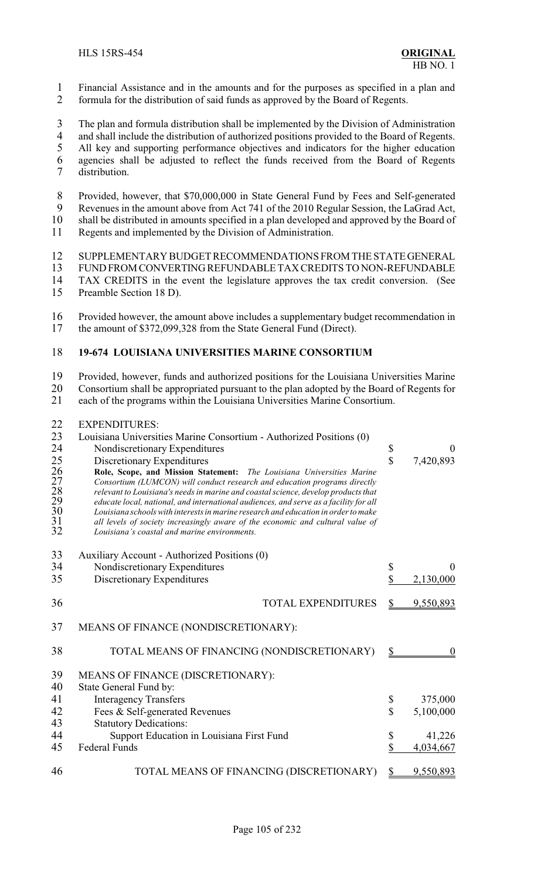Financial Assistance and in the amounts and for the purposes as specified in a plan and formula for the distribution of said funds as approved by the Board of Regents.

The plan and formula distribution shall be implemented by the Division of Administration and shall include the distribution of authorized positions provided to the Board of Regents. All key and supporting performance objectives and indicators for the higher education agencies shall be adjusted to reflect the funds received from the Board of Regents distribution.

Provided, however, that $70,000,000 in State General Fund by Fees and Self-generated Revenues in the amount above from Act 741 of the 2010 Regular Session, the LaGrad Act, shall be distributed in amounts specified in a plan developed and approved by the Board of Regents and implemented by the Division of Administration.

SUPPLEMENTARY BUDGET RECOMMENDATIONS FROM THE STATE GENERAL FUND FROM CONVERTING REFUNDABLE TAX CREDITS TO NON-REFUNDABLE TAX CREDITS in the event the legislature approves the tax credit conversion. (See Preamble Section 18 D).

Provided however, the amount above includes a supplementary budget recommendation in the amount of $372,099,328 from the State General Fund (Direct).

**19-674 LOUISIANA UNIVERSITIES MARINE CONSORTIUM**

Provided, however, funds and authorized positions for the Louisiana Universities Marine Consortium shall be appropriated pursuant to the plan adopted by the Board of Regents for each of the programs within the Louisiana Universities Marine Consortium.

EXPENDITURES:

| | |
|---|---|
| Louisiana Universities Marine Consortium - Authorized Positions (0) | |
| Nondiscretionary Expenditures | $ 0 |
| Discretionary Expenditures | $ 7,420,893 |

**Role, Scope, and Mission Statement:** *The Louisiana Universities Marine Consortium (LUMCON) will conduct research and education programs directly relevant to Louisiana's needs in marine and coastal science, develop products that educate local, national, and international audiences, and serve as a facility for all Louisiana schools with interests in marine research and education in order to make all levels of society increasingly aware of the economic and cultural value of Louisiana's coastal and marine environments.*

| | |
|---|---|
| Auxiliary Account - Authorized Positions (0) | |
| Nondiscretionary Expenditures | $ 0 |
| Discretionary Expenditures | $ 2,130,000 |
| TOTAL EXPENDITURES | $ 9,550,893 |

MEANS OF FINANCE (NONDISCRETIONARY):

| | |
|---|---|
| TOTAL MEANS OF FINANCING (NONDISCRETIONARY) | $ 0 |

MEANS OF FINANCE (DISCRETIONARY):

| | |
|---|---|
| State General Fund by: | |
| Interagency Transfers | $ 375,000 |
| Fees & Self-generated Revenues | $ 5,100,000 |
| Statutory Dedications: | |
| Support Education in Louisiana First Fund | $ 41,226 |
| Federal Funds | $ 4,034,667 |
| TOTAL MEANS OF FINANCING (DISCRETIONARY) | $ 9,550,893 |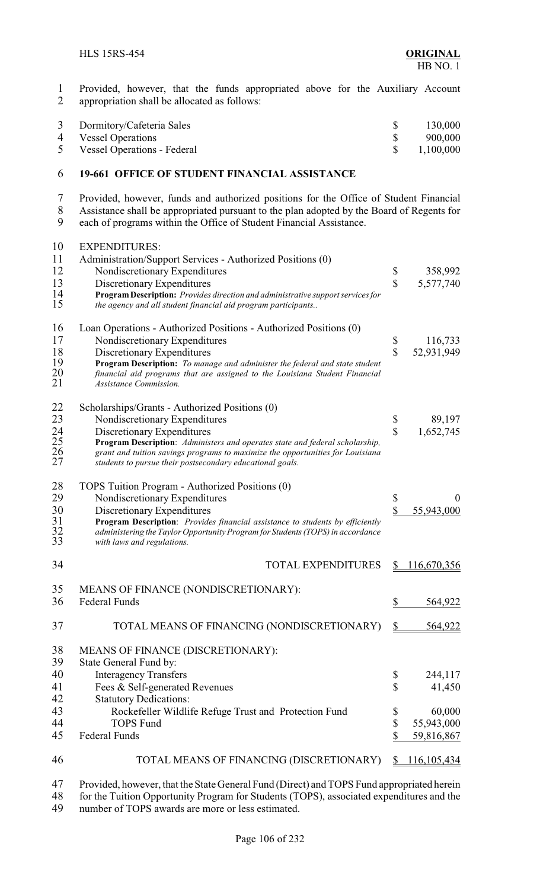Provided, however, that the funds appropriated above for the Auxiliary Account appropriation shall be allocated as follows:

| | | |
|---|---|---|
| Dormitory/Cafeteria Sales | $ | 130,000 |
| Vessel Operations | $ | 900,000 |
| Vessel Operations - Federal | $ | 1,100,000 |

**19-661 OFFICE OF STUDENT FINANCIAL ASSISTANCE**

Provided, however, funds and authorized positions for the Office of Student Financial Assistance shall be appropriated pursuant to the plan adopted by the Board of Regents for each of programs within the Office of Student Financial Assistance.

EXPENDITURES:

Administration/Support Services - Authorized Positions (0)

| | | |
|---|---|---|
| Nondiscretionary Expenditures | $ | 358,992 |
| Discretionary Expenditures | $ | 5,577,740 |

**Program Description:** *Provides direction and administrative support services for the agency and all student financial aid program participants..*

Loan Operations - Authorized Positions - Authorized Positions (0)

| | | |
|---|---|---|
| Nondiscretionary Expenditures | $ | 116,733 |
| Discretionary Expenditures | $ | 52,931,949 |

**Program Description:** *To manage and administer the federal and state student financial aid programs that are assigned to the Louisiana Student Financial Assistance Commission.*

Scholarships/Grants - Authorized Positions (0)

| | | |
|---|---|---|
| Nondiscretionary Expenditures | $ | 89,197 |
| Discretionary Expenditures | $ | 1,652,745 |

**Program Description**: *Administers and operates state and federal scholarship, grant and tuition savings programs to maximize the opportunities for Louisiana students to pursue their postsecondary educational goals.*

TOPS Tuition Program - Authorized Positions (0)

| | | |
|---|---|---|
| Nondiscretionary Expenditures | $ | 0 |
| Discretionary Expenditures | $ | 55,943,000 |

**Program Description**: *Provides financial assistance to students by efficiently administering the Taylor Opportunity Program for Students (TOPS) in accordance with laws and regulations.*

| | | |
|---|---|---|
| TOTAL EXPENDITURES | $ | 116,670,356 |

MEANS OF FINANCE (NONDISCRETIONARY):

| | | |
|---|---|---|
| Federal Funds | $ | 564,922 |
| TOTAL MEANS OF FINANCING (NONDISCRETIONARY) | $ | 564,922 |

MEANS OF FINANCE (DISCRETIONARY):

State General Fund by:

| | | |
|---|---|---|
| Interagency Transfers | $ | 244,117 |
| Fees & Self-generated Revenues | $ | 41,450 |
| Statutory Dedications: | | |
| Rockefeller Wildlife Refuge Trust and Protection Fund | $ | 60,000 |
| TOPS Fund | $ | 55,943,000 |
| Federal Funds | $ | 59,816,867 |
| TOTAL MEANS OF FINANCING (DISCRETIONARY) | $ | 116,105,434 |

Provided, however, that the State General Fund (Direct) and TOPS Fund appropriated herein for the Tuition Opportunity Program for Students (TOPS), associated expenditures and the number of TOPS awards are more or less estimated.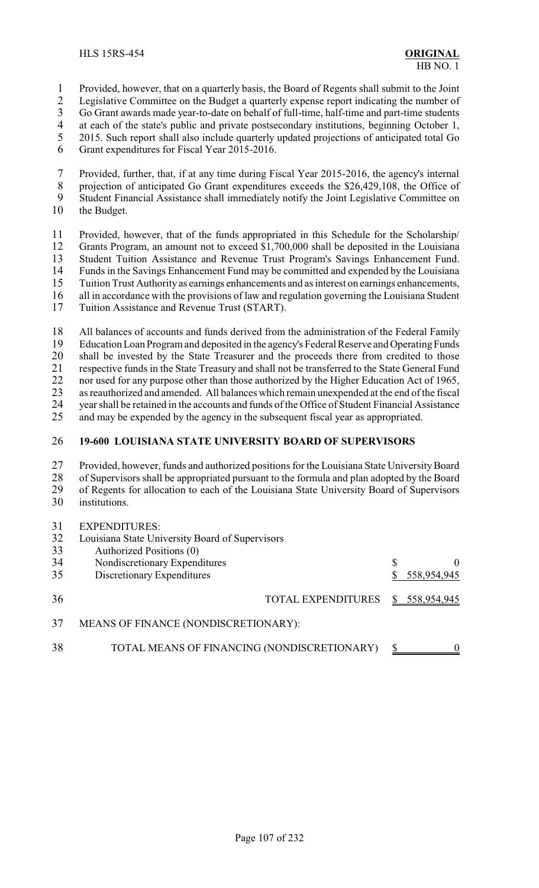Provided, however, that on a quarterly basis, the Board of Regents shall submit to the Joint Legislative Committee on the Budget a quarterly expense report indicating the number of Go Grant awards made year-to-date on behalf of full-time, half-time and part-time students at each of the state's public and private postsecondary institutions, beginning October 1, 2015. Such report shall also include quarterly updated projections of anticipated total Go Grant expenditures for Fiscal Year 2015-2016.

Provided, further, that, if at any time during Fiscal Year 2015-2016, the agency's internal projection of anticipated Go Grant expenditures exceeds the $26,429,108, the Office of Student Financial Assistance shall immediately notify the Joint Legislative Committee on the Budget.

Provided, however, that of the funds appropriated in this Schedule for the Scholarship/ Grants Program, an amount not to exceed $1,700,000 shall be deposited in the Louisiana Student Tuition Assistance and Revenue Trust Program's Savings Enhancement Fund. Funds in the Savings Enhancement Fund may be committed and expended by the Louisiana Tuition Trust Authority as earnings enhancements and as interest on earnings enhancements, all in accordance with the provisions of law and regulation governing the Louisiana Student Tuition Assistance and Revenue Trust (START).

All balances of accounts and funds derived from the administration of the Federal Family Education Loan Program and deposited in the agency's Federal Reserve and Operating Funds shall be invested by the State Treasurer and the proceeds there from credited to those respective funds in the State Treasury and shall not be transferred to the State General Fund nor used for any purpose other than those authorized by the Higher Education Act of 1965, as reauthorized and amended. All balances which remain unexpended at the end of the fiscal year shall be retained in the accounts and funds of the Office of Student Financial Assistance and may be expended by the agency in the subsequent fiscal year as appropriated.

**19-600 LOUISIANA STATE UNIVERSITY BOARD OF SUPERVISORS**

Provided, however, funds and authorized positions for the Louisiana State University Board of Supervisors shall be appropriated pursuant to the formula and plan adopted by the Board of Regents for allocation to each of the Louisiana State University Board of Supervisors institutions.

| | |
|---|---|
| EXPENDITURES: | |
| Louisiana State University Board of Supervisors | |
| Authorized Positions (0) | |
| Nondiscretionary Expenditures | $ 0 |
| Discretionary Expenditures | $ 558,954,945 |
| TOTAL EXPENDITURES | $ 558,954,945 |
| MEANS OF FINANCE (NONDISCRETIONARY): | |
| TOTAL MEANS OF FINANCING (NONDISCRETIONARY) | $ 0 |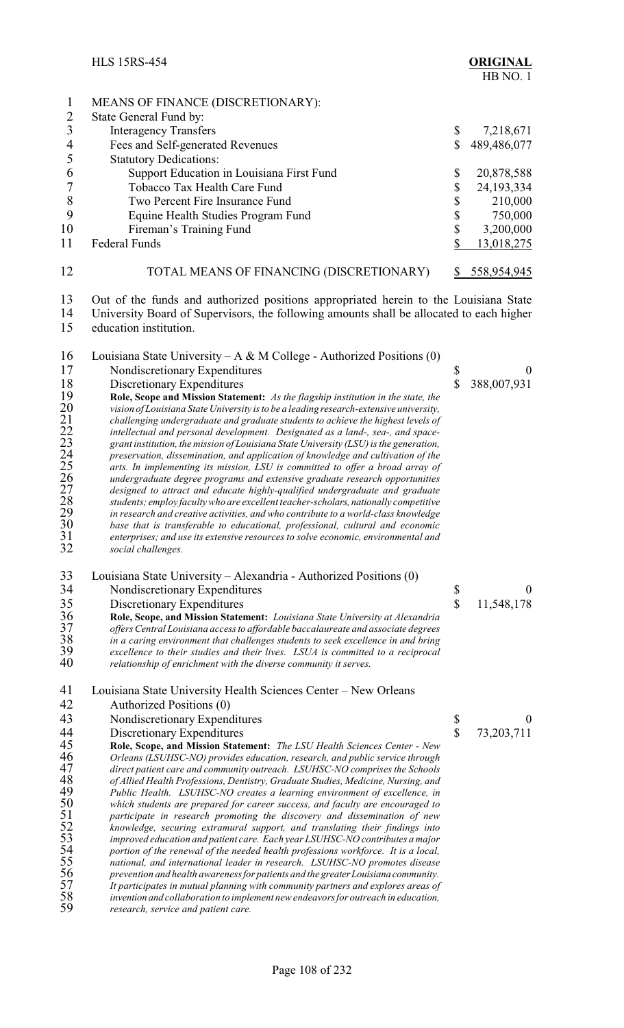MEANS OF FINANCE (DISCRETIONARY):

State General Fund by:

| | |
|---|---|
| Interagency Transfers | $ 7,218,671 |
| Fees and Self-generated Revenues | $ 489,486,077 |
| Statutory Dedications: | |
| Support Education in Louisiana First Fund | $ 20,878,588 |
| Tobacco Tax Health Care Fund | $ 24,193,334 |
| Two Percent Fire Insurance Fund | $ 210,000 |
| Equine Health Studies Program Fund | $ 750,000 |
| Fireman's Training Fund | $ 3,200,000 |
| Federal Funds | $ 13,018,275 |
| TOTAL MEANS OF FINANCING (DISCRETIONARY) | $ 558,954,945 |

Out of the funds and authorized positions appropriated herein to the Louisiana State University Board of Supervisors, the following amounts shall be allocated to each higher education institution.

Louisiana State University – A & M College - Authorized Positions (0)

| | |
|---|---|
| Nondiscretionary Expenditures | $ 0 |
| Discretionary Expenditures | $ 388,007,931 |

**Role, Scope and Mission Statement:** *As the flagship institution in the state, the vision of Louisiana State University is to be a leading research-extensive university, challenging undergraduate and graduate students to achieve the highest levels of intellectual and personal development. Designated as a land-, sea-, and space-grant institution, the mission of Louisiana State University (LSU) is the generation, preservation, dissemination, and application of knowledge and cultivation of the arts. In implementing its mission, LSU is committed to offer a broad array of undergraduate degree programs and extensive graduate research opportunities designed to attract and educate highly-qualified undergraduate and graduate students; employ faculty who are excellent teacher-scholars, nationally competitive in research and creative activities, and who contribute to a world-class knowledge base that is transferable to educational, professional, cultural and economic enterprises; and use its extensive resources to solve economic, environmental and social challenges.*

Louisiana State University – Alexandria - Authorized Positions (0)

| | |
|---|---|
| Nondiscretionary Expenditures | $ 0 |
| Discretionary Expenditures | $ 11,548,178 |

**Role, Scope, and Mission Statement:** *Louisiana State University at Alexandria offers Central Louisiana access to affordable baccalaureate and associate degrees in a caring environment that challenges students to seek excellence in and bring excellence to their studies and their lives. LSUA is committed to a reciprocal relationship of enrichment with the diverse community it serves.*

Louisiana State University Health Sciences Center – New Orleans
Authorized Positions (0)

| | |
|---|---|
| Nondiscretionary Expenditures | $ 0 |
| Discretionary Expenditures | $ 73,203,711 |

**Role, Scope, and Mission Statement:** *The LSU Health Sciences Center - New Orleans (LSUHSC-NO) provides education, research, and public service through direct patient care and community outreach. LSUHSC-NO comprises the Schools of Allied Health Professions, Dentistry, Graduate Studies, Medicine, Nursing, and Public Health. LSUHSC-NO creates a learning environment of excellence, in which students are prepared for career success, and faculty are encouraged to participate in research promoting the discovery and dissemination of new knowledge, securing extramural support, and translating their findings into improved education and patient care. Each year LSUHSC-NO contributes a major portion of the renewal of the needed health professions workforce. It is a local, national, and international leader in research. LSUHSC-NO promotes disease prevention and health awareness for patients and the greater Louisiana community. It participates in mutual planning with community partners and explores areas of invention and collaboration to implement new endeavors for outreach in education, research, service and patient care.*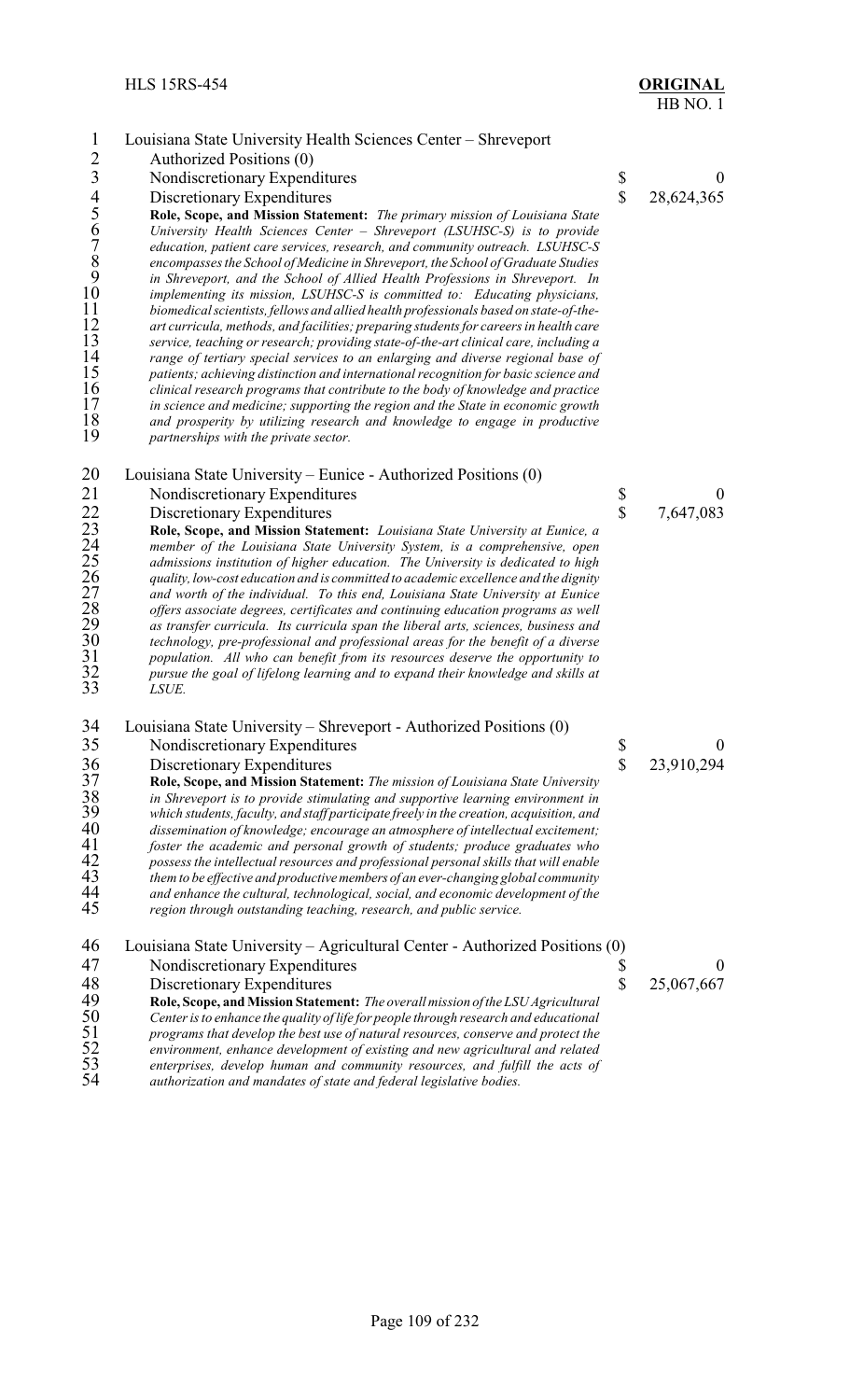Louisiana State University Health Sciences Center – Shreveport
Authorized Positions (0)

| | | |
|---|---|---|
| Nondiscretionary Expenditures | $ | 0 |
| Discretionary Expenditures | $ | 28,624,365 |

**Role, Scope, and Mission Statement:** *The primary mission of Louisiana State University Health Sciences Center – Shreveport (LSUHSC-S) is to provide education, patient care services, research, and community outreach. LSUHSC-S encompasses the School of Medicine in Shreveport, the School of Graduate Studies in Shreveport, and the School of Allied Health Professions in Shreveport. In implementing its mission, LSUHSC-S is committed to: Educating physicians, biomedical scientists, fellows and allied health professionals based on state-of-the-art curricula, methods, and facilities; preparing students for careers in health care service, teaching or research; providing state-of-the-art clinical care, including a range of tertiary special services to an enlarging and diverse regional base of patients; achieving distinction and international recognition for basic science and clinical research programs that contribute to the body of knowledge and practice in science and medicine; supporting the region and the State in economic growth and prosperity by utilizing research and knowledge to engage in productive partnerships with the private sector.*

Louisiana State University – Eunice - Authorized Positions (0)

| | | |
|---|---|---|
| Nondiscretionary Expenditures | $ | 0 |
| Discretionary Expenditures | $ | 7,647,083 |

**Role, Scope, and Mission Statement:** *Louisiana State University at Eunice, a member of the Louisiana State University System, is a comprehensive, open admissions institution of higher education. The University is dedicated to high quality, low-cost education and is committed to academic excellence and the dignity and worth of the individual. To this end, Louisiana State University at Eunice offers associate degrees, certificates and continuing education programs as well as transfer curricula. Its curricula span the liberal arts, sciences, business and technology, pre-professional and professional areas for the benefit of a diverse population. All who can benefit from its resources deserve the opportunity to pursue the goal of lifelong learning and to expand their knowledge and skills at LSUE.*

Louisiana State University – Shreveport - Authorized Positions (0)

| | | |
|---|---|---|
| Nondiscretionary Expenditures | $ | 0 |
| Discretionary Expenditures | $ | 23,910,294 |

**Role, Scope, and Mission Statement:** *The mission of Louisiana State University in Shreveport is to provide stimulating and supportive learning environment in which students, faculty, and staff participate freely in the creation, acquisition, and dissemination of knowledge; encourage an atmosphere of intellectual excitement; foster the academic and personal growth of students; produce graduates who possess the intellectual resources and professional personal skills that will enable them to be effective and productive members of an ever-changing global community and enhance the cultural, technological, social, and economic development of the region through outstanding teaching, research, and public service.*

Louisiana State University – Agricultural Center - Authorized Positions (0)

| | | |
|---|---|---|
| Nondiscretionary Expenditures | $ | 0 |
| Discretionary Expenditures | $ | 25,067,667 |

**Role, Scope, and Mission Statement:** *The overall mission of the LSU Agricultural Center is to enhance the quality of life for people through research and educational programs that develop the best use of natural resources, conserve and protect the environment, enhance development of existing and new agricultural and related enterprises, develop human and community resources, and fulfill the acts of authorization and mandates of state and federal legislative bodies.*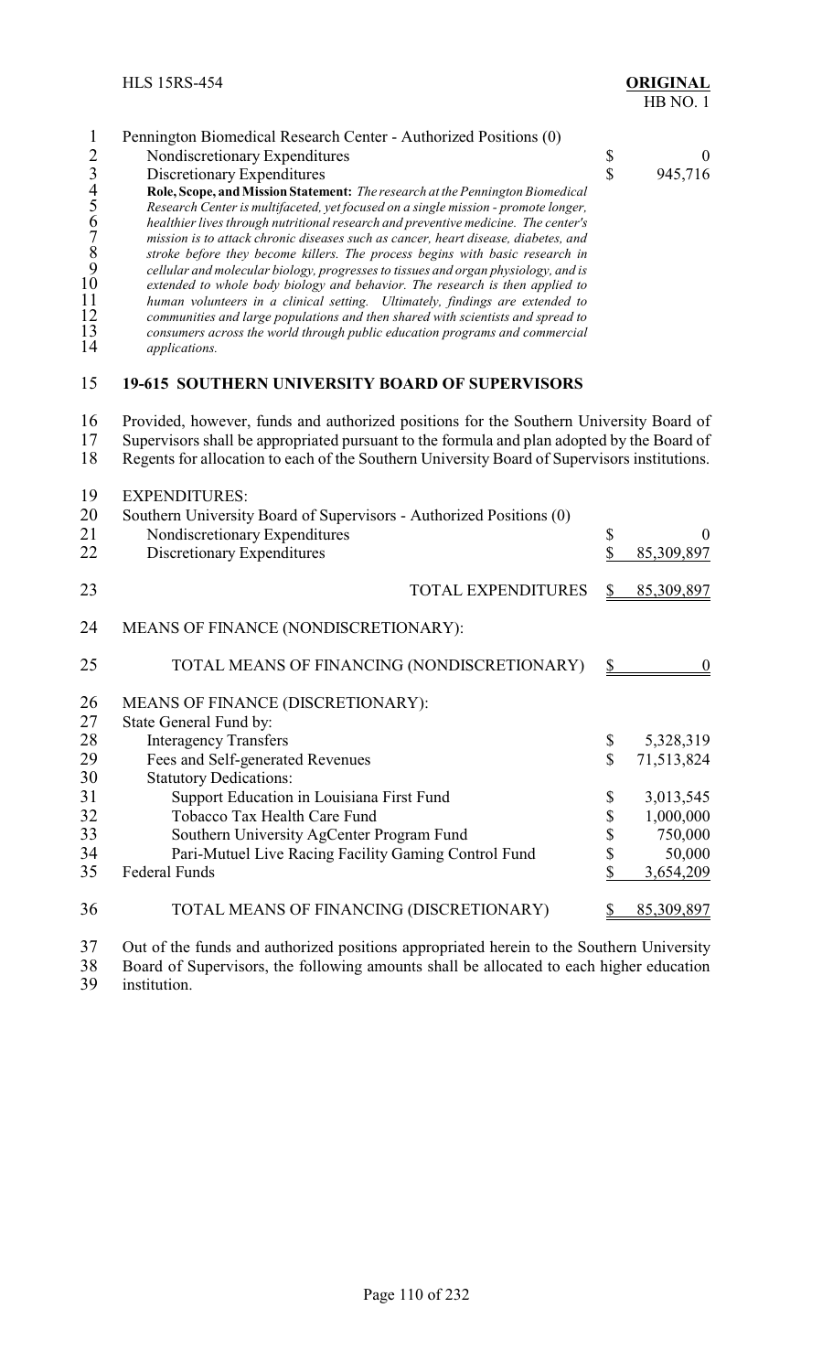Pennington Biomedical Research Center - Authorized Positions (0)

| | | |
|---|---|---|
| Nondiscretionary Expenditures | $ | 0 |
| Discretionary Expenditures | $ | 945,716 |

**Role, Scope, and Mission Statement:** *The research at the Pennington Biomedical Research Center is multifaceted, yet focused on a single mission - promote longer, healthier lives through nutritional research and preventive medicine. The center's mission is to attack chronic diseases such as cancer, heart disease, diabetes, and stroke before they become killers. The process begins with basic research in cellular and molecular biology, progresses to tissues and organ physiology, and is extended to whole body biology and behavior. The research is then applied to human volunteers in a clinical setting. Ultimately, findings are extended to communities and large populations and then shared with scientists and spread to consumers across the world through public education programs and commercial applications.*

**19-615 SOUTHERN UNIVERSITY BOARD OF SUPERVISORS**

Provided, however, funds and authorized positions for the Southern University Board of Supervisors shall be appropriated pursuant to the formula and plan adopted by the Board of Regents for allocation to each of the Southern University Board of Supervisors institutions.

EXPENDITURES:

Southern University Board of Supervisors - Authorized Positions (0)

| | | |
|---|---|---|
| Nondiscretionary Expenditures | $ | 0 |
| Discretionary Expenditures | $ | 85,309,897 |
| TOTAL EXPENDITURES | $ | 85,309,897 |

MEANS OF FINANCE (NONDISCRETIONARY):

| | | |
|---|---|---|
| TOTAL MEANS OF FINANCING (NONDISCRETIONARY) | $ | 0 |

MEANS OF FINANCE (DISCRETIONARY):

| | | |
|---|---|---|
| State General Fund by: | | |
| Interagency Transfers | $ | 5,328,319 |
| Fees and Self-generated Revenues | $ | 71,513,824 |
| Statutory Dedications: | | |
| Support Education in Louisiana First Fund | $ | 3,013,545 |
| Tobacco Tax Health Care Fund | $ | 1,000,000 |
| Southern University AgCenter Program Fund | $ | 750,000 |
| Pari-Mutuel Live Racing Facility Gaming Control Fund | $ | 50,000 |
| Federal Funds | $ | 3,654,209 |
| TOTAL MEANS OF FINANCING (DISCRETIONARY) | $ | 85,309,897 |

Out of the funds and authorized positions appropriated herein to the Southern University Board of Supervisors, the following amounts shall be allocated to each higher education institution.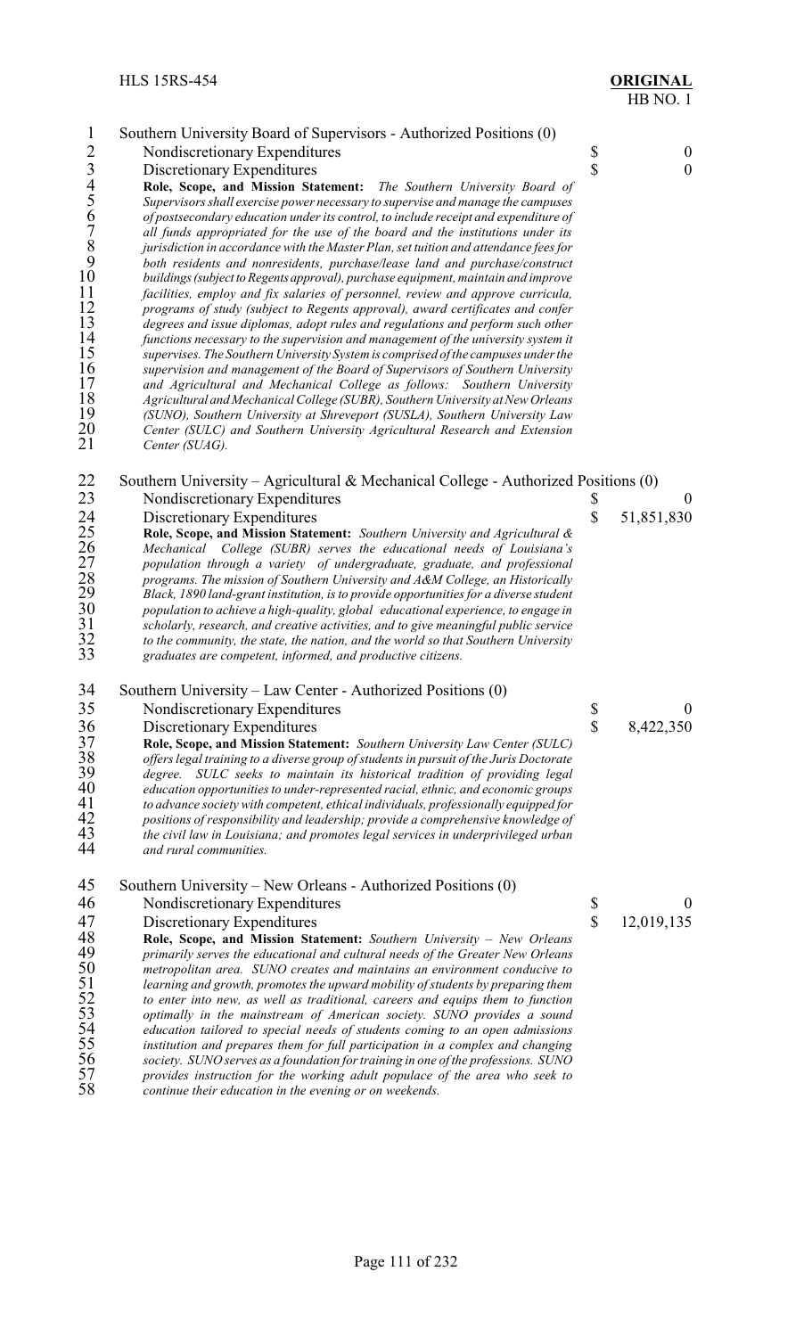Southern University Board of Supervisors - Authorized Positions (0)

| | | |
|---|---|---|
| Nondiscretionary Expenditures | $ | 0 |
| Discretionary Expenditures | $ | 0 |

**Role, Scope, and Mission Statement:** *The Southern University Board of Supervisors shall exercise power necessary to supervise and manage the campuses of postsecondary education under its control, to include receipt and expenditure of all funds appropriated for the use of the board and the institutions under its jurisdiction in accordance with the Master Plan, set tuition and attendance fees for both residents and nonresidents, purchase/lease land and purchase/construct buildings (subject to Regents approval), purchase equipment, maintain and improve facilities, employ and fix salaries of personnel, review and approve curricula, programs of study (subject to Regents approval), award certificates and confer degrees and issue diplomas, adopt rules and regulations and perform such other functions necessary to the supervision and management of the university system it supervises. The Southern University System is comprised of the campuses under the supervision and management of the Board of Supervisors of Southern University and Agricultural and Mechanical College as follows: Southern University Agricultural and Mechanical College (SUBR), Southern University at New Orleans (SUNO), Southern University at Shreveport (SUSLA), Southern University Law Center (SULC) and Southern University Agricultural Research and Extension Center (SUAG).*

Southern University – Agricultural & Mechanical College - Authorized Positions (0)

| | | |
|---|---|---|
| Nondiscretionary Expenditures | $ | 0 |
| Discretionary Expenditures | $ | 51,851,830 |

**Role, Scope, and Mission Statement:** *Southern University and Agricultural & Mechanical College (SUBR) serves the educational needs of Louisiana's population through a variety of undergraduate, graduate, and professional programs. The mission of Southern University and A&M College, an Historically Black, 1890 land-grant institution, is to provide opportunities for a diverse student population to achieve a high-quality, global educational experience, to engage in scholarly, research, and creative activities, and to give meaningful public service to the community, the state, the nation, and the world so that Southern University graduates are competent, informed, and productive citizens.*

Southern University – Law Center - Authorized Positions (0)

| | | |
|---|---|---|
| Nondiscretionary Expenditures | $ | 0 |
| Discretionary Expenditures | $ | 8,422,350 |

**Role, Scope, and Mission Statement:** *Southern University Law Center (SULC) offers legal training to a diverse group of students in pursuit of the Juris Doctorate degree. SULC seeks to maintain its historical tradition of providing legal education opportunities to under-represented racial, ethnic, and economic groups to advance society with competent, ethical individuals, professionally equipped for positions of responsibility and leadership; provide a comprehensive knowledge of the civil law in Louisiana; and promotes legal services in underprivileged urban and rural communities.*

Southern University – New Orleans - Authorized Positions (0)

| | | |
|---|---|---|
| Nondiscretionary Expenditures | $ | 0 |
| Discretionary Expenditures | $ | 12,019,135 |

**Role, Scope, and Mission Statement:** *Southern University – New Orleans primarily serves the educational and cultural needs of the Greater New Orleans metropolitan area. SUNO creates and maintains an environment conducive to learning and growth, promotes the upward mobility of students by preparing them to enter into new, as well as traditional, careers and equips them to function optimally in the mainstream of American society. SUNO provides a sound education tailored to special needs of students coming to an open admissions institution and prepares them for full participation in a complex and changing society. SUNO serves as a foundation for training in one of the professions. SUNO provides instruction for the working adult populace of the area who seek to continue their education in the evening or on weekends.*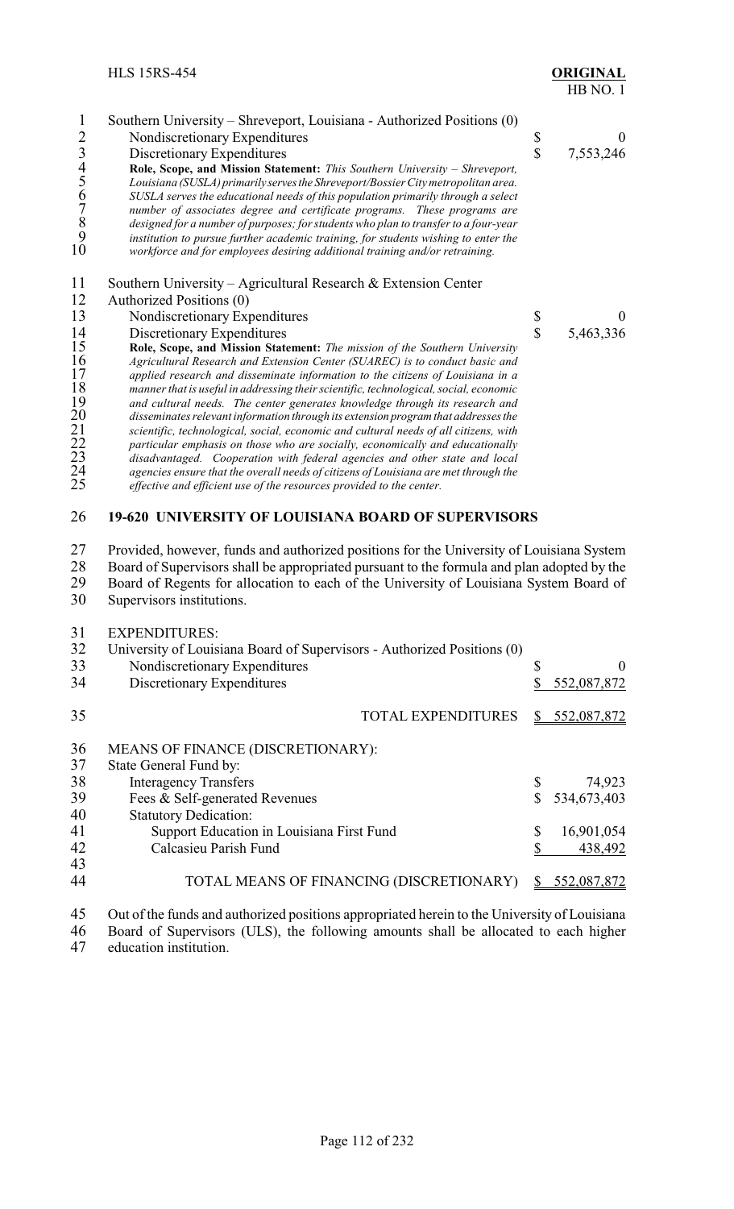Southern University – Shreveport, Louisiana - Authorized Positions (0)

| | | |
|---|---|---|
| Nondiscretionary Expenditures | $ | 0 |
| Discretionary Expenditures | $ | 7,553,246 |

**Role, Scope, and Mission Statement:** *This Southern University – Shreveport, Louisiana (SUSLA) primarily serves the Shreveport/Bossier City metropolitan area. SUSLA serves the educational needs of this population primarily through a select number of associates degree and certificate programs. These programs are designed for a number of purposes; for students who plan to transfer to a four-year institution to pursue further academic training, for students wishing to enter the workforce and for employees desiring additional training and/or retraining.*

Southern University – Agricultural Research & Extension Center Authorized Positions (0)

| | | |
|---|---|---|
| Nondiscretionary Expenditures | $ | 0 |
| Discretionary Expenditures | $ | 5,463,336 |

**Role, Scope, and Mission Statement:** *The mission of the Southern University Agricultural Research and Extension Center (SUAREC) is to conduct basic and applied research and disseminate information to the citizens of Louisiana in a manner that is useful in addressing their scientific, technological, social, economic and cultural needs. The center generates knowledge through its research and disseminates relevant information through its extension program that addresses the scientific, technological, social, economic and cultural needs of all citizens, with particular emphasis on those who are socially, economically and educationally disadvantaged. Cooperation with federal agencies and other state and local agencies ensure that the overall needs of citizens of Louisiana are met through the effective and efficient use of the resources provided to the center.*

## 19-620 UNIVERSITY OF LOUISIANA BOARD OF SUPERVISORS

Provided, however, funds and authorized positions for the University of Louisiana System Board of Supervisors shall be appropriated pursuant to the formula and plan adopted by the Board of Regents for allocation to each of the University of Louisiana System Board of Supervisors institutions.

EXPENDITURES:

University of Louisiana Board of Supervisors - Authorized Positions (0)

| | | |
|---|---|---|
| Nondiscretionary Expenditures | $ | 0 |
| Discretionary Expenditures | $ | 552,087,872 |
| TOTAL EXPENDITURES | $ | 552,087,872 |

MEANS OF FINANCE (DISCRETIONARY):

State General Fund by:

| | | |
|---|---|---|
| Interagency Transfers | $ | 74,923 |
| Fees & Self-generated Revenues | $ | 534,673,403 |
| Statutory Dedication: | | |
| Support Education in Louisiana First Fund | $ | 16,901,054 |
| Calcasieu Parish Fund | $ | 438,492 |
| TOTAL MEANS OF FINANCING (DISCRETIONARY) | $ | 552,087,872 |

Out of the funds and authorized positions appropriated herein to the University of Louisiana Board of Supervisors (ULS), the following amounts shall be allocated to each higher education institution.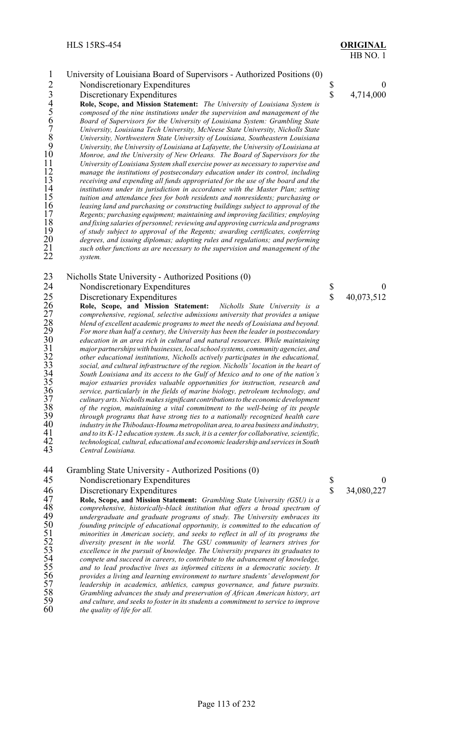University of Louisiana Board of Supervisors - Authorized Positions (0)

| | | |
|---|---|---|
| Nondiscretionary Expenditures | $ | 0 |
| Discretionary Expenditures | $ | 4,714,000 |

**Role, Scope, and Mission Statement:** *The University of Louisiana System is composed of the nine institutions under the supervision and management of the Board of Supervisors for the University of Louisiana System: Grambling State University, Louisiana Tech University, McNeese State University, Nicholls State University, Northwestern State University of Louisiana, Southeastern Louisiana University, the University of Louisiana at Lafayette, the University of Louisiana at Monroe, and the University of New Orleans. The Board of Supervisors for the University of Louisiana System shall exercise power as necessary to supervise and manage the institutions of postsecondary education under its control, including receiving and expending all funds appropriated for the use of the board and the institutions under its jurisdiction in accordance with the Master Plan; setting tuition and attendance fees for both residents and nonresidents; purchasing or leasing land and purchasing or constructing buildings subject to approval of the Regents; purchasing equipment; maintaining and improving facilities; employing and fixing salaries of personnel; reviewing and approving curricula and programs of study subject to approval of the Regents; awarding certificates, conferring degrees, and issuing diplomas; adopting rules and regulations; and performing such other functions as are necessary to the supervision and management of the system.*

Nicholls State University - Authorized Positions (0)

| | | |
|---|---|---|
| Nondiscretionary Expenditures | $ | 0 |
| Discretionary Expenditures | $ | 40,073,512 |

**Role, Scope, and Mission Statement:** *Nicholls State University is a comprehensive, regional, selective admissions university that provides a unique blend of excellent academic programs to meet the needs of Louisiana and beyond. For more than half a century, the University has been the leader in postsecondary education in an area rich in cultural and natural resources. While maintaining major partnerships with businesses, local school systems, community agencies, and other educational institutions, Nicholls actively participates in the educational, social, and cultural infrastructure of the region. Nicholls' location in the heart of South Louisiana and its access to the Gulf of Mexico and to one of the nation's major estuaries provides valuable opportunities for instruction, research and service, particularly in the fields of marine biology, petroleum technology, and culinary arts. Nicholls makes significant contributions to the economic development of the region, maintaining a vital commitment to the well-being of its people through programs that have strong ties to a nationally recognized health care industry in the Thibodaux-Houma metropolitan area, to area business and industry, and to its K-12 education system. As such, it is a center for collaborative, scientific, technological, cultural, educational and economic leadership and services in South Central Louisiana.*

Grambling State University - Authorized Positions (0)

| | | |
|---|---|---|
| Nondiscretionary Expenditures | $ | 0 |
| Discretionary Expenditures | $ | 34,080,227 |

**Role, Scope, and Mission Statement:** *Grambling State University (GSU) is a comprehensive, historically-black institution that offers a broad spectrum of undergraduate and graduate programs of study. The University embraces its founding principle of educational opportunity, is committed to the education of minorities in American society, and seeks to reflect in all of its programs the diversity present in the world. The GSU community of learners strives for excellence in the pursuit of knowledge. The University prepares its graduates to compete and succeed in careers, to contribute to the advancement of knowledge, and to lead productive lives as informed citizens in a democratic society. It provides a living and learning environment to nurture students' development for leadership in academics, athletics, campus governance, and future pursuits. Grambling advances the study and preservation of African American history, art and culture, and seeks to foster in its students a commitment to service to improve the quality of life for all.*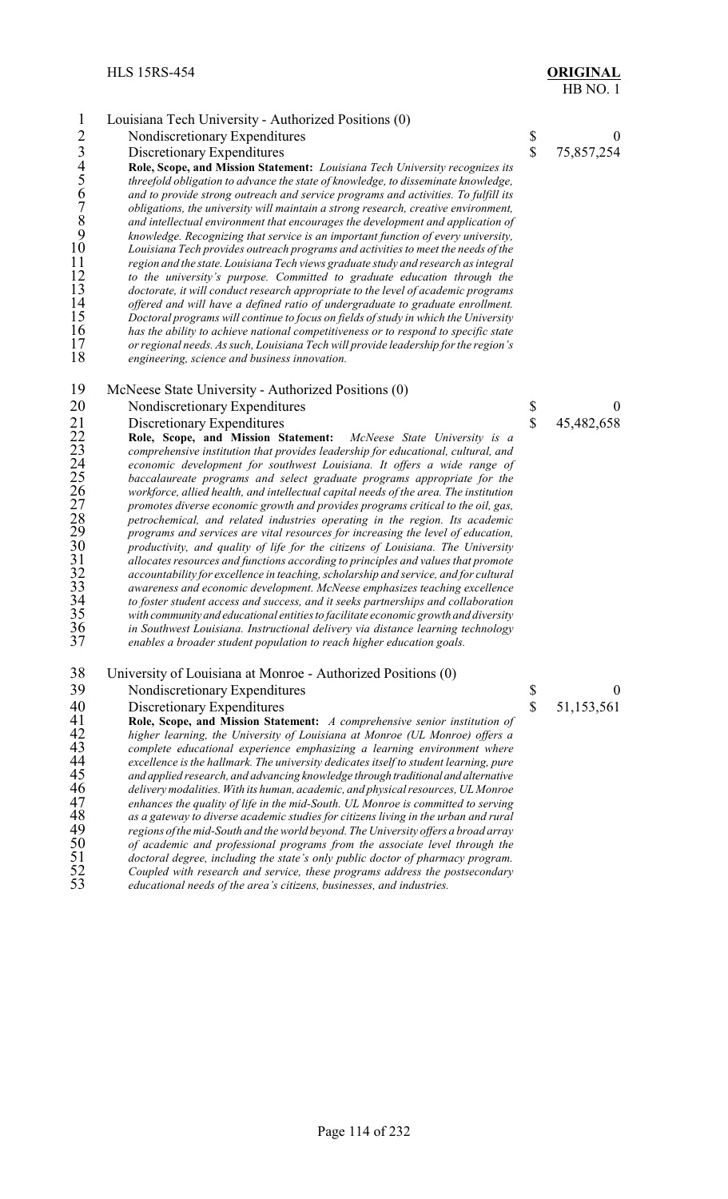Louisiana Tech University - Authorized Positions (0)

| | | |
|---|---|---|
| Nondiscretionary Expenditures | $ | 0 |
| Discretionary Expenditures | $ | 75,857,254 |

***Role, Scope, and Mission Statement:** Louisiana Tech University recognizes its threefold obligation to advance the state of knowledge, to disseminate knowledge, and to provide strong outreach and service programs and activities. To fulfill its obligations, the university will maintain a strong research, creative environment, and intellectual environment that encourages the development and application of knowledge. Recognizing that service is an important function of every university, Louisiana Tech provides outreach programs and activities to meet the needs of the region and the state. Louisiana Tech views graduate study and research as integral to the university's purpose. Committed to graduate education through the doctorate, it will conduct research appropriate to the level of academic programs offered and will have a defined ratio of undergraduate to graduate enrollment. Doctoral programs will continue to focus on fields of study in which the University has the ability to achieve national competitiveness or to respond to specific state or regional needs. As such, Louisiana Tech will provide leadership for the region's engineering, science and business innovation.*

McNeese State University - Authorized Positions (0)

| | | |
|---|---|---|
| Nondiscretionary Expenditures | $ | 0 |
| Discretionary Expenditures | $ | 45,482,658 |

***Role, Scope, and Mission Statement:** McNeese State University is a comprehensive institution that provides leadership for educational, cultural, and economic development for southwest Louisiana. It offers a wide range of baccalaureate programs and select graduate programs appropriate for the workforce, allied health, and intellectual capital needs of the area. The institution promotes diverse economic growth and provides programs critical to the oil, gas, petrochemical, and related industries operating in the region. Its academic programs and services are vital resources for increasing the level of education, productivity, and quality of life for the citizens of Louisiana. The University allocates resources and functions according to principles and values that promote accountability for excellence in teaching, scholarship and service, and for cultural awareness and economic development. McNeese emphasizes teaching excellence to foster student access and success, and it seeks partnerships and collaboration with community and educational entities to facilitate economic growth and diversity in Southwest Louisiana. Instructional delivery via distance learning technology enables a broader student population to reach higher education goals.*

University of Louisiana at Monroe - Authorized Positions (0)

| | | |
|---|---|---|
| Nondiscretionary Expenditures | $ | 0 |
| Discretionary Expenditures | $ | 51,153,561 |

***Role, Scope, and Mission Statement:** A comprehensive senior institution of higher learning, the University of Louisiana at Monroe (UL Monroe) offers a complete educational experience emphasizing a learning environment where excellence is the hallmark. The university dedicates itself to student learning, pure and applied research, and advancing knowledge through traditional and alternative delivery modalities. With its human, academic, and physical resources, UL Monroe enhances the quality of life in the mid-South. UL Monroe is committed to serving as a gateway to diverse academic studies for citizens living in the urban and rural regions of the mid-South and the world beyond. The University offers a broad array of academic and professional programs from the associate level through the doctoral degree, including the state's only public doctor of pharmacy program. Coupled with research and service, these programs address the postsecondary educational needs of the area's citizens, businesses, and industries.*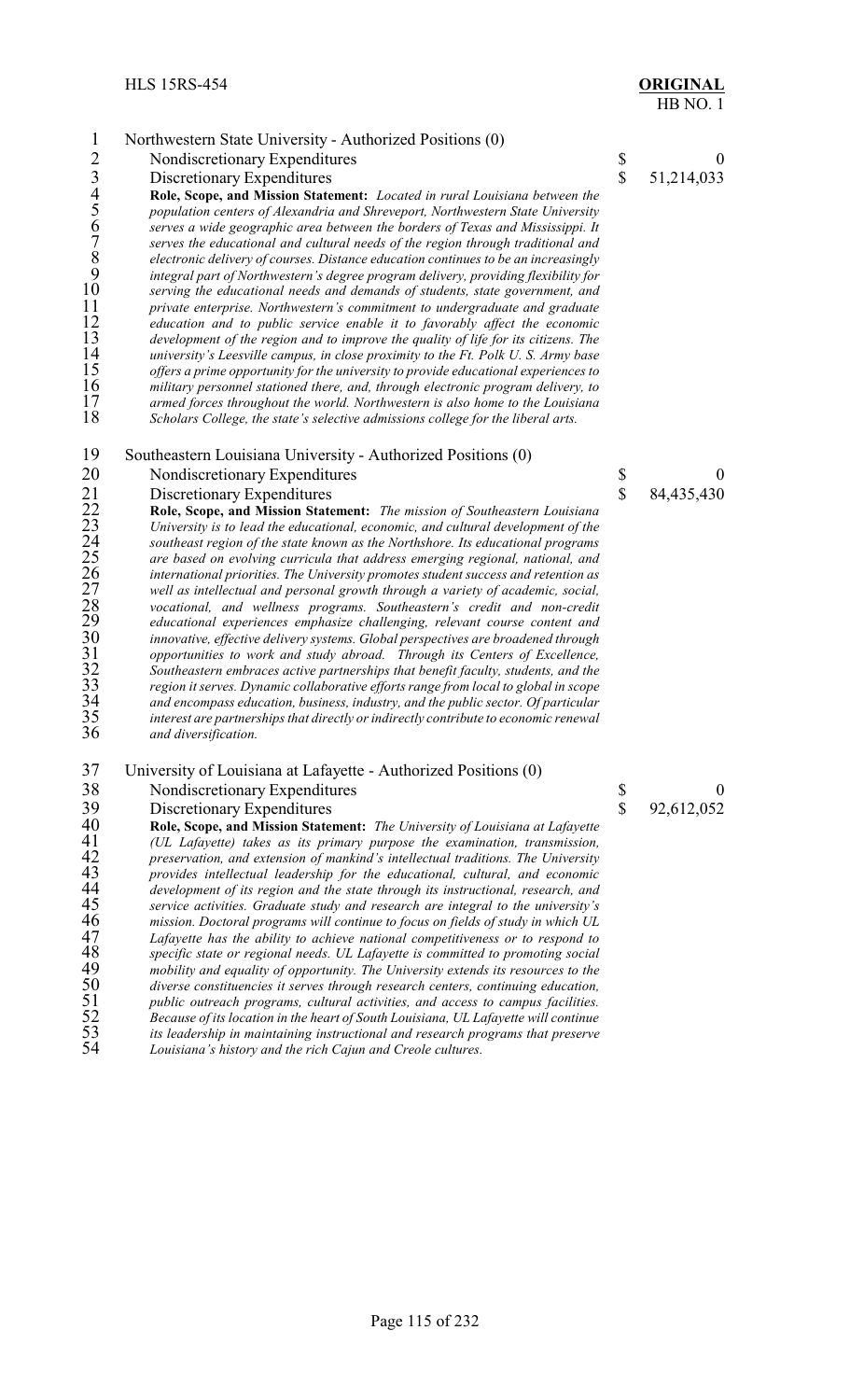Northwestern State University - Authorized Positions (0)

| | | |
|---|---|---|
| Nondiscretionary Expenditures | $ | 0 |
| Discretionary Expenditures | $ | 51,214,033 |

**Role, Scope, and Mission Statement:** *Located in rural Louisiana between the population centers of Alexandria and Shreveport, Northwestern State University serves a wide geographic area between the borders of Texas and Mississippi. It serves the educational and cultural needs of the region through traditional and electronic delivery of courses. Distance education continues to be an increasingly integral part of Northwestern's degree program delivery, providing flexibility for serving the educational needs and demands of students, state government, and private enterprise. Northwestern's commitment to undergraduate and graduate education and to public service enable it to favorably affect the economic development of the region and to improve the quality of life for its citizens. The university's Leesville campus, in close proximity to the Ft. Polk U. S. Army base offers a prime opportunity for the university to provide educational experiences to military personnel stationed there, and, through electronic program delivery, to armed forces throughout the world. Northwestern is also home to the Louisiana Scholars College, the state's selective admissions college for the liberal arts.*

Southeastern Louisiana University - Authorized Positions (0)

| | | |
|---|---|---|
| Nondiscretionary Expenditures | $ | 0 |
| Discretionary Expenditures | $ | 84,435,430 |

**Role, Scope, and Mission Statement:** *The mission of Southeastern Louisiana University is to lead the educational, economic, and cultural development of the southeast region of the state known as the Northshore. Its educational programs are based on evolving curricula that address emerging regional, national, and international priorities. The University promotes student success and retention as well as intellectual and personal growth through a variety of academic, social, vocational, and wellness programs. Southeastern's credit and non-credit educational experiences emphasize challenging, relevant course content and innovative, effective delivery systems. Global perspectives are broadened through opportunities to work and study abroad. Through its Centers of Excellence, Southeastern embraces active partnerships that benefit faculty, students, and the region it serves. Dynamic collaborative efforts range from local to global in scope and encompass education, business, industry, and the public sector. Of particular interest are partnerships that directly or indirectly contribute to economic renewal and diversification.*

University of Louisiana at Lafayette - Authorized Positions (0)

| | | |
|---|---|---|
| Nondiscretionary Expenditures | $ | 0 |
| Discretionary Expenditures | $ | 92,612,052 |

**Role, Scope, and Mission Statement:** *The University of Louisiana at Lafayette (UL Lafayette) takes as its primary purpose the examination, transmission, preservation, and extension of mankind's intellectual traditions. The University provides intellectual leadership for the educational, cultural, and economic development of its region and the state through its instructional, research, and service activities. Graduate study and research are integral to the university's mission. Doctoral programs will continue to focus on fields of study in which UL Lafayette has the ability to achieve national competitiveness or to respond to specific state or regional needs. UL Lafayette is committed to promoting social mobility and equality of opportunity. The University extends its resources to the diverse constituencies it serves through research centers, continuing education, public outreach programs, cultural activities, and access to campus facilities. Because of its location in the heart of South Louisiana, UL Lafayette will continue its leadership in maintaining instructional and research programs that preserve Louisiana's history and the rich Cajun and Creole cultures.*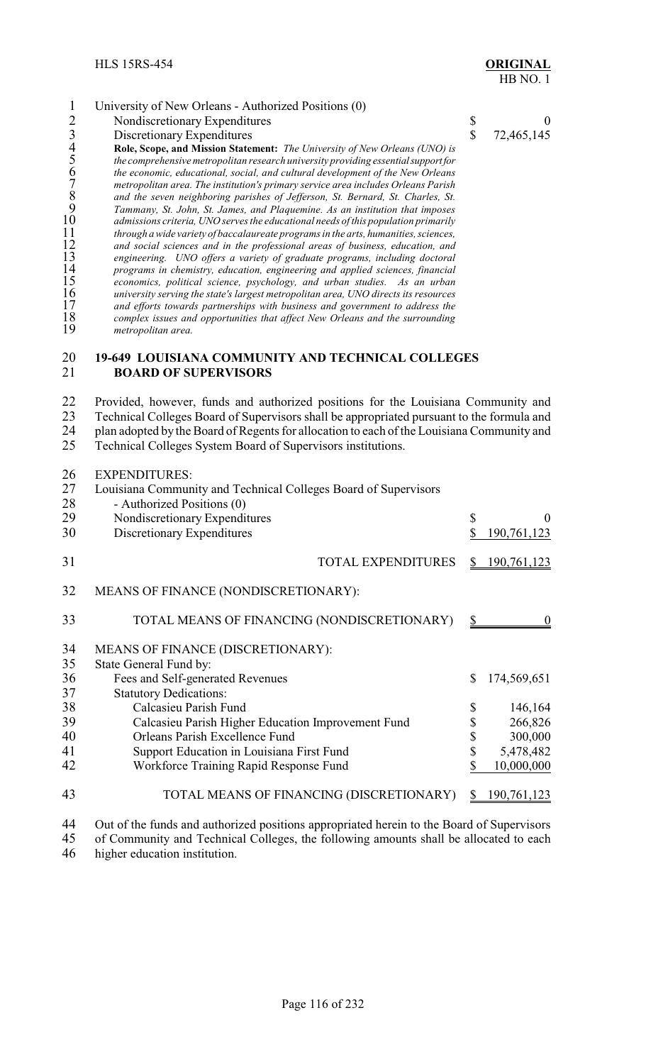University of New Orleans - Authorized Positions (0)

| | |
|---|---|
| Nondiscretionary Expenditures | $ 0 |
| Discretionary Expenditures | $ 72,465,145 |

**Role, Scope, and Mission Statement:** *The University of New Orleans (UNO) is the comprehensive metropolitan research university providing essential support for the economic, educational, social, and cultural development of the New Orleans metropolitan area. The institution's primary service area includes Orleans Parish and the seven neighboring parishes of Jefferson, St. Bernard, St. Charles, St. Tammany, St. John, St. James, and Plaquemine. As an institution that imposes admissions criteria, UNO serves the educational needs of this population primarily through a wide variety of baccalaureate programs in the arts, humanities, sciences, and social sciences and in the professional areas of business, education, and engineering. UNO offers a variety of graduate programs, including doctoral programs in chemistry, education, engineering and applied sciences, financial economics, political science, psychology, and urban studies. As an urban university serving the state's largest metropolitan area, UNO directs its resources and efforts towards partnerships with business and government to address the complex issues and opportunities that affect New Orleans and the surrounding metropolitan area.*

## 19-649 LOUISIANA COMMUNITY AND TECHNICAL COLLEGES BOARD OF SUPERVISORS

Provided, however, funds and authorized positions for the Louisiana Community and Technical Colleges Board of Supervisors shall be appropriated pursuant to the formula and plan adopted by the Board of Regents for allocation to each of the Louisiana Community and Technical Colleges System Board of Supervisors institutions.

EXPENDITURES:

Louisiana Community and Technical Colleges Board of Supervisors - Authorized Positions (0)

| | |
|---|---|
| Nondiscretionary Expenditures | $ 0 |
| Discretionary Expenditures | $ 190,761,123 |
| TOTAL EXPENDITURES | $ 190,761,123 |

MEANS OF FINANCE (NONDISCRETIONARY):

| | |
|---|---|
| TOTAL MEANS OF FINANCING (NONDISCRETIONARY) | $ 0 |

MEANS OF FINANCE (DISCRETIONARY):

| | |
|---|---|
| State General Fund by: | |
| Fees and Self-generated Revenues | $ 174,569,651 |
| Statutory Dedications: | |
| Calcasieu Parish Fund | $ 146,164 |
| Calcasieu Parish Higher Education Improvement Fund | $ 266,826 |
| Orleans Parish Excellence Fund | $ 300,000 |
| Support Education in Louisiana First Fund | $ 5,478,482 |
| Workforce Training Rapid Response Fund | $ 10,000,000 |
| TOTAL MEANS OF FINANCING (DISCRETIONARY) | $ 190,761,123 |

Out of the funds and authorized positions appropriated herein to the Board of Supervisors of Community and Technical Colleges, the following amounts shall be allocated to each higher education institution.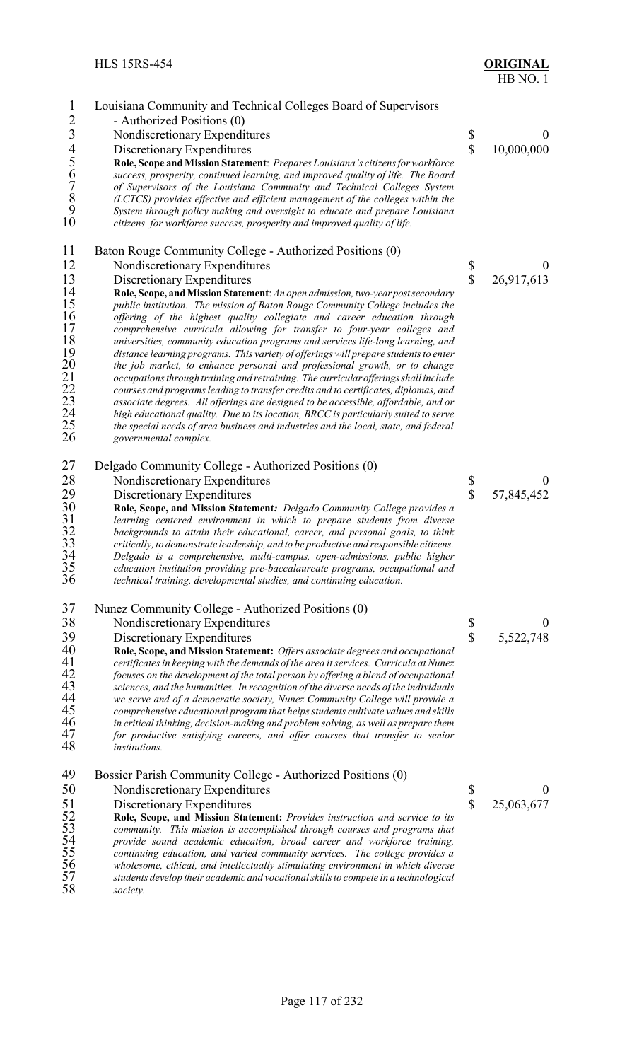Louisiana Community and Technical Colleges Board of Supervisors - Authorized Positions (0)

| | | |
|---|---|---|
| Nondiscretionary Expenditures | $ | 0 |
| Discretionary Expenditures | $ | 10,000,000 |

**Role, Scope and Mission Statement**: *Prepares Louisiana's citizens for workforce success, prosperity, continued learning, and improved quality of life. The Board of Supervisors of the Louisiana Community and Technical Colleges System (LCTCS) provides effective and efficient management of the colleges within the System through policy making and oversight to educate and prepare Louisiana citizens for workforce success, prosperity and improved quality of life.*

Baton Rouge Community College - Authorized Positions (0)

| | | |
|---|---|---|
| Nondiscretionary Expenditures | $ | 0 |
| Discretionary Expenditures | $ | 26,917,613 |

**Role, Scope, and Mission Statement**: *An open admission, two-year post secondary public institution. The mission of Baton Rouge Community College includes the offering of the highest quality collegiate and career education through comprehensive curricula allowing for transfer to four-year colleges and universities, community education programs and services life-long learning, and distance learning programs. This variety of offerings will prepare students to enter the job market, to enhance personal and professional growth, or to change occupations through training and retraining. The curricular offerings shall include courses and programs leading to transfer credits and to certificates, diplomas, and associate degrees. All offerings are designed to be accessible, affordable, and or high educational quality. Due to its location, BRCC is particularly suited to serve the special needs of area business and industries and the local, state, and federal governmental complex.*

Delgado Community College - Authorized Positions (0)

| | | |
|---|---|---|
| Nondiscretionary Expenditures | $ | 0 |
| Discretionary Expenditures | $ | 57,845,452 |

**Role, Scope, and Mission Statement***: Delgado Community College provides a learning centered environment in which to prepare students from diverse backgrounds to attain their educational, career, and personal goals, to think critically, to demonstrate leadership, and to be productive and responsible citizens. Delgado is a comprehensive, multi-campus, open-admissions, public higher education institution providing pre-baccalaureate programs, occupational and technical training, developmental studies, and continuing education.*

Nunez Community College - Authorized Positions (0)

| | | |
|---|---|---|
| Nondiscretionary Expenditures | $ | 0 |
| Discretionary Expenditures | $ | 5,522,748 |

**Role, Scope, and Mission Statement:** *Offers associate degrees and occupational certificates in keeping with the demands of the area it services. Curricula at Nunez focuses on the development of the total person by offering a blend of occupational sciences, and the humanities. In recognition of the diverse needs of the individuals we serve and of a democratic society, Nunez Community College will provide a comprehensive educational program that helps students cultivate values and skills in critical thinking, decision-making and problem solving, as well as prepare them for productive satisfying careers, and offer courses that transfer to senior institutions.*

Bossier Parish Community College - Authorized Positions (0)

| | | |
|---|---|---|
| Nondiscretionary Expenditures | $ | 0 |
| Discretionary Expenditures | $ | 25,063,677 |

**Role, Scope, and Mission Statement:** *Provides instruction and service to its community. This mission is accomplished through courses and programs that provide sound academic education, broad career and workforce training, continuing education, and varied community services. The college provides a wholesome, ethical, and intellectually stimulating environment in which diverse students develop their academic and vocational skills to compete in a technological society.*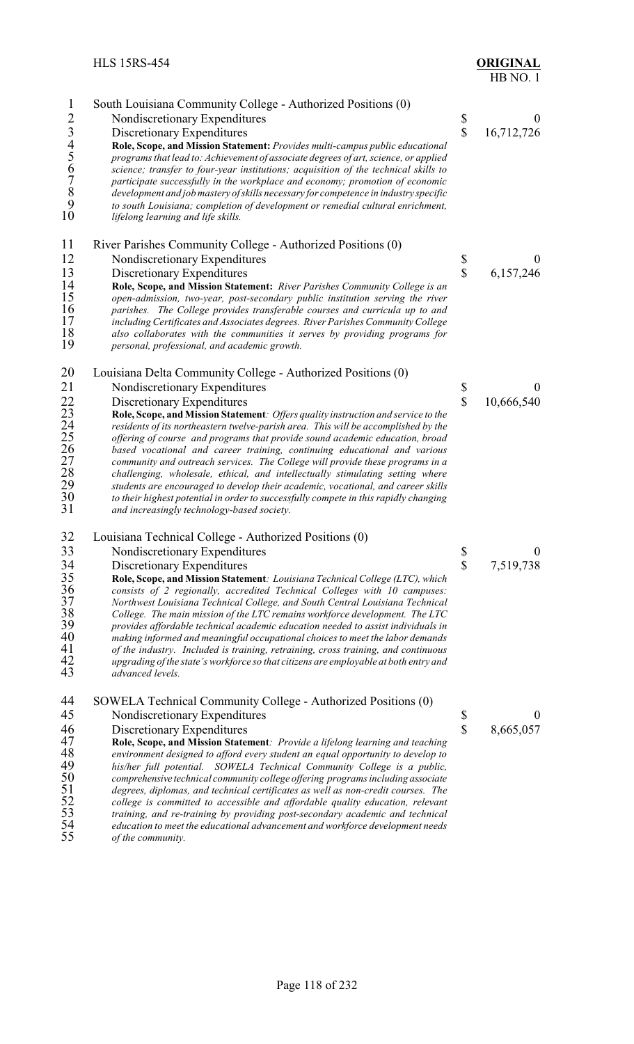South Louisiana Community College - Authorized Positions (0)

| | | |
|---|---|---|
| Nondiscretionary Expenditures | $ | 0 |
| Discretionary Expenditures | $ | 16,712,726 |

**Role, Scope, and Mission Statement:** *Provides multi-campus public educational programs that lead to: Achievement of associate degrees of art, science, or applied science; transfer to four-year institutions; acquisition of the technical skills to participate successfully in the workplace and economy; promotion of economic development and job mastery of skills necessary for competence in industry specific to south Louisiana; completion of development or remedial cultural enrichment, lifelong learning and life skills.*

River Parishes Community College - Authorized Positions (0)

| | | |
|---|---|---|
| Nondiscretionary Expenditures | $ | 0 |
| Discretionary Expenditures | $ | 6,157,246 |

**Role, Scope, and Mission Statement:** *River Parishes Community College is an open-admission, two-year, post-secondary public institution serving the river parishes. The College provides transferable courses and curricula up to and including Certificates and Associates degrees. River Parishes Community College also collaborates with the communities it serves by providing programs for personal, professional, and academic growth.*

Louisiana Delta Community College - Authorized Positions (0)

| | | |
|---|---|---|
| Nondiscretionary Expenditures | $ | 0 |
| Discretionary Expenditures | $ | 10,666,540 |

**Role, Scope, and Mission Statement***: Offers quality instruction and service to the residents of its northeastern twelve-parish area. This will be accomplished by the offering of course and programs that provide sound academic education, broad based vocational and career training, continuing educational and various community and outreach services. The College will provide these programs in a challenging, wholesale, ethical, and intellectually stimulating setting where students are encouraged to develop their academic, vocational, and career skills to their highest potential in order to successfully compete in this rapidly changing and increasingly technology-based society.*

Louisiana Technical College - Authorized Positions (0)

| | | |
|---|---|---|
| Nondiscretionary Expenditures | $ | 0 |
| Discretionary Expenditures | $ | 7,519,738 |

**Role, Scope, and Mission Statement***: Louisiana Technical College (LTC), which consists of 2 regionally, accredited Technical Colleges with 10 campuses: Northwest Louisiana Technical College, and South Central Louisiana Technical College. The main mission of the LTC remains workforce development. The LTC provides affordable technical academic education needed to assist individuals in making informed and meaningful occupational choices to meet the labor demands of the industry. Included is training, retraining, cross training, and continuous upgrading of the state's workforce so that citizens are employable at both entry and advanced levels.*

SOWELA Technical Community College - Authorized Positions (0)

| | | |
|---|---|---|
| Nondiscretionary Expenditures | $ | 0 |
| Discretionary Expenditures | $ | 8,665,057 |

**Role, Scope, and Mission Statement***: Provide a lifelong learning and teaching environment designed to afford every student an equal opportunity to develop to his/her full potential. SOWELA Technical Community College is a public, comprehensive technical community college offering programs including associate degrees, diplomas, and technical certificates as well as non-credit courses. The college is committed to accessible and affordable quality education, relevant training, and re-training by providing post-secondary academic and technical education to meet the educational advancement and workforce development needs of the community.*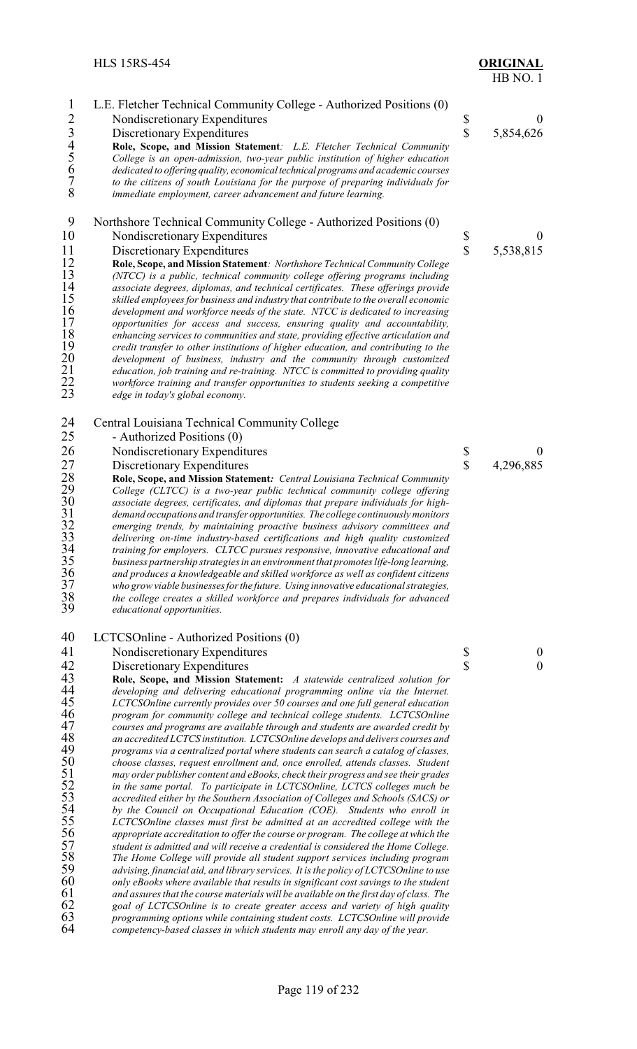L.E. Fletcher Technical Community College - Authorized Positions (0)

| | | |
|---|---|---|
| Nondiscretionary Expenditures | $ | 0 |
| Discretionary Expenditures | $ | 5,854,626 |

**Role, Scope, and Mission Statement***: L.E. Fletcher Technical Community College is an open-admission, two-year public institution of higher education dedicated to offering quality, economical technical programs and academic courses to the citizens of south Louisiana for the purpose of preparing individuals for immediate employment, career advancement and future learning.*

Northshore Technical Community College - Authorized Positions (0)

| | | |
|---|---|---|
| Nondiscretionary Expenditures | $ | 0 |
| Discretionary Expenditures | $ | 5,538,815 |

**Role, Scope, and Mission Statement***: Northshore Technical Community College (NTCC) is a public, technical community college offering programs including associate degrees, diplomas, and technical certificates. These offerings provide skilled employees for business and industry that contribute to the overall economic development and workforce needs of the state. NTCC is dedicated to increasing opportunities for access and success, ensuring quality and accountability, enhancing services to communities and state, providing effective articulation and credit transfer to other institutions of higher education, and contributing to the development of business, industry and the community through customized education, job training and re-training. NTCC is committed to providing quality workforce training and transfer opportunities to students seeking a competitive edge in today's global economy.*

Central Louisiana Technical Community College - Authorized Positions (0)

| | | |
|---|---|---|
| Nondiscretionary Expenditures | $ | 0 |
| Discretionary Expenditures | $ | 4,296,885 |

**Role, Scope, and Mission Statement***: Central Louisiana Technical Community College (CLTCC) is a two-year public technical community college offering associate degrees, certificates, and diplomas that prepare individuals for high-demand occupations and transfer opportunities. The college continuously monitors emerging trends, by maintaining proactive business advisory committees and delivering on-time industry-based certifications and high quality customized training for employers. CLTCC pursues responsive, innovative educational and business partnership strategies in an environment that promotes life-long learning, and produces a knowledgeable and skilled workforce as well as confident citizens who grow viable businesses for the future. Using innovative educational strategies, the college creates a skilled workforce and prepares individuals for advanced educational opportunities.*

LCTCSOnline - Authorized Positions (0)

| | | |
|---|---|---|
| Nondiscretionary Expenditures | $ | 0 |
| Discretionary Expenditures | $ | 0 |

**Role, Scope, and Mission Statement:** *A statewide centralized solution for developing and delivering educational programming online via the Internet. LCTCSOnline currently provides over 50 courses and one full general education program for community college and technical college students. LCTCSOnline courses and programs are available through and students are awarded credit by an accredited LCTCS institution. LCTCSOnline develops and delivers courses and programs via a centralized portal where students can search a catalog of classes, choose classes, request enrollment and, once enrolled, attends classes. Student may order publisher content and eBooks, check their progress and see their grades in the same portal. To participate in LCTCSOnline, LCTCS colleges much be accredited either by the Southern Association of Colleges and Schools (SACS) or by the Council on Occupational Education (COE). Students who enroll in LCTCSOnline classes must first be admitted at an accredited college with the appropriate accreditation to offer the course or program. The college at which the student is admitted and will receive a credential is considered the Home College. The Home College will provide all student support services including program advising, financial aid, and library services. It is the policy of LCTCSOnline to use only eBooks where available that results in significant cost savings to the student and assures that the course materials will be available on the first day of class. The goal of LCTCSOnline is to create greater access and variety of high quality programming options while containing student costs. LCTCSOnline will provide competency-based classes in which students may enroll any day of the year.*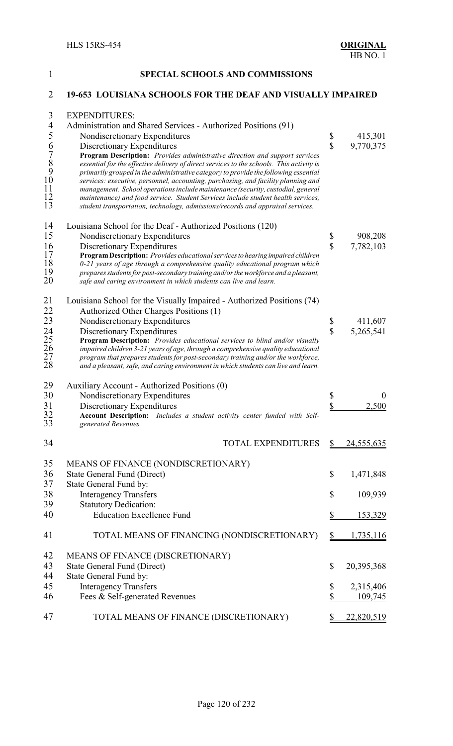## SPECIAL SCHOOLS AND COMMISSIONS

### 19-653 LOUISIANA SCHOOLS FOR THE DEAF AND VISUALLY IMPAIRED

EXPENDITURES:

Administration and Shared Services - Authorized Positions (91)

| | |
|---|---|
| Nondiscretionary Expenditures | $ 415,301 |
| Discretionary Expenditures | $ 9,770,375 |

***Program Description:*** *Provides administrative direction and support services essential for the effective delivery of direct services to the schools. This activity is primarily grouped in the administrative category to provide the following essential services: executive, personnel, accounting, purchasing, and facility planning and management. School operations include maintenance (security, custodial, general maintenance) and food service. Student Services include student health services, student transportation, technology, admissions/records and appraisal services.*

Louisiana School for the Deaf - Authorized Positions (120)

| | |
|---|---|
| Nondiscretionary Expenditures | $ 908,208 |
| Discretionary Expenditures | $ 7,782,103 |

***Program Description:*** *Provides educational services to hearing impaired children 0-21 years of age through a comprehensive quality educational program which prepares students for post-secondary training and/or the workforce and a pleasant, safe and caring environment in which students can live and learn.*

Louisiana School for the Visually Impaired - Authorized Positions (74)
Authorized Other Charges Positions (1)

| | |
|---|---|
| Nondiscretionary Expenditures | $ 411,607 |
| Discretionary Expenditures | $ 5,265,541 |

***Program Description:*** *Provides educational services to blind and/or visually impaired children 3-21 years of age, through a comprehensive quality educational program that prepares students for post-secondary training and/or the workforce, and a pleasant, safe, and caring environment in which students can live and learn.*

Auxiliary Account - Authorized Positions (0)

| | |
|---|---|
| Nondiscretionary Expenditures | $ 0 |
| Discretionary Expenditures | $ 2,500 |

***Account Description:*** *Includes a student activity center funded with Self-generated Revenues.*

| | |
|---|---|
| TOTAL EXPENDITURES | $ 24,555,635 |

MEANS OF FINANCE (NONDISCRETIONARY)

| | |
|---|---|
| State General Fund (Direct) | $ 1,471,848 |
| State General Fund by: | |
| Interagency Transfers | $ 109,939 |
| Statutory Dedication: | |
| Education Excellence Fund | $ 153,329 |
| TOTAL MEANS OF FINANCING (NONDISCRETIONARY) | $ 1,735,116 |

MEANS OF FINANCE (DISCRETIONARY)

| | |
|---|---|
| State General Fund (Direct) | $ 20,395,368 |
| State General Fund by: | |
| Interagency Transfers | $ 2,315,406 |
| Fees & Self-generated Revenues | $ 109,745 |
| TOTAL MEANS OF FINANCE (DISCRETIONARY) | $ 22,820,519 |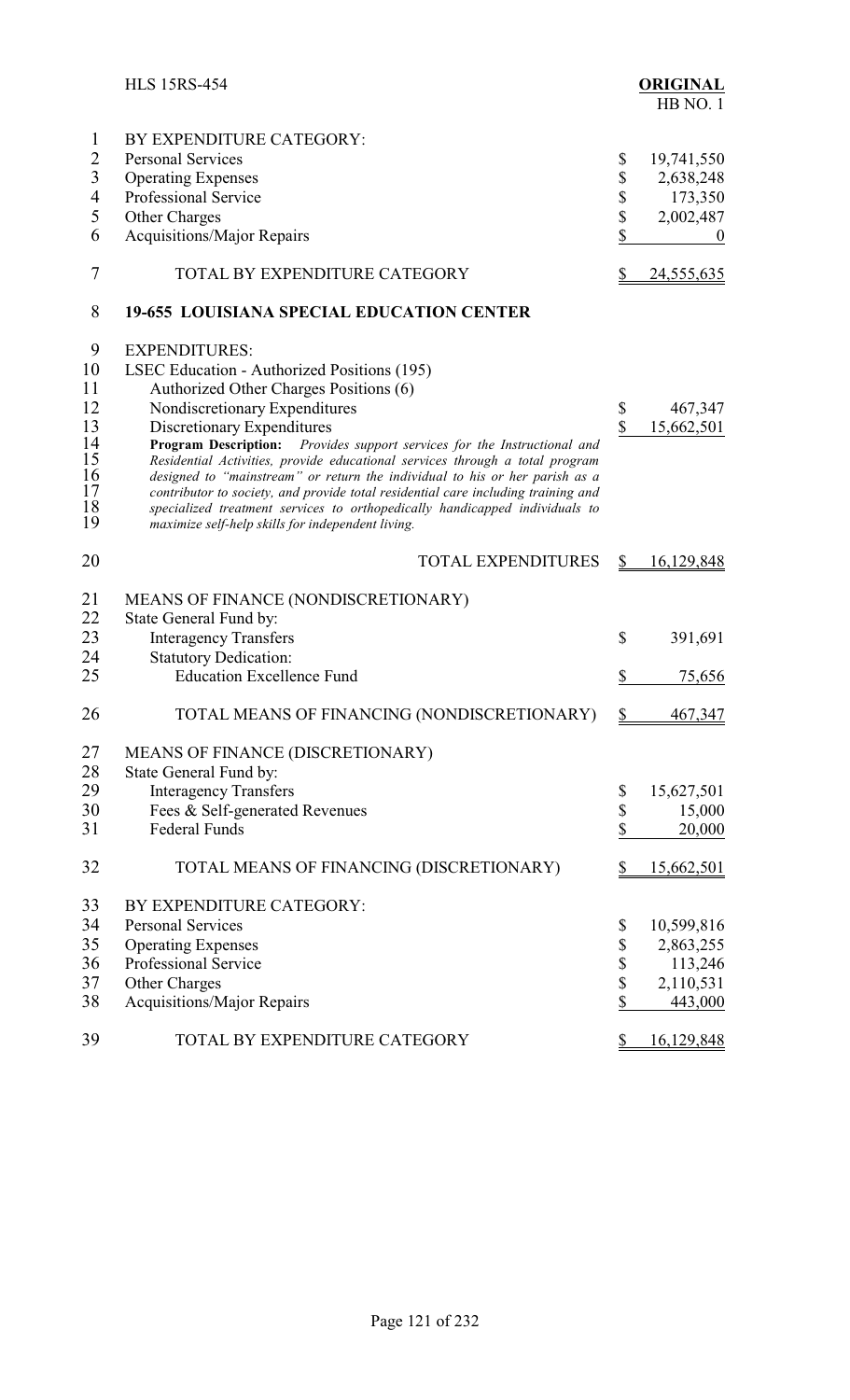BY EXPENDITURE CATEGORY:

| | |
|---|---|
| Personal Services | $ 19,741,550 |
| Operating Expenses | $ 2,638,248 |
| Professional Service | $ 173,350 |
| Other Charges | $ 2,002,487 |
| Acquisitions/Major Repairs | $ 0 |
| TOTAL BY EXPENDITURE CATEGORY | $ 24,555,635 |

**19-655 LOUISIANA SPECIAL EDUCATION CENTER**

EXPENDITURES:

| | |
|---|---|
| LSEC Education - Authorized Positions (195) | |
| Authorized Other Charges Positions (6) | |
| Nondiscretionary Expenditures | $ 467,347 |
| Discretionary Expenditures | $ 15,662,501 |

**Program Description:** *Provides support services for the Instructional and Residential Activities, provide educational services through a total program designed to "mainstream" or return the individual to his or her parish as a contributor to society, and provide total residential care including training and specialized treatment services to orthopedically handicapped individuals to maximize self-help skills for independent living.*

| | |
|---|---|
| TOTAL EXPENDITURES | $ 16,129,848 |

MEANS OF FINANCE (NONDISCRETIONARY)

| | |
|---|---|
| State General Fund by: | |
| Interagency Transfers | $ 391,691 |
| Statutory Dedication: | |
| Education Excellence Fund | $ 75,656 |
| TOTAL MEANS OF FINANCING (NONDISCRETIONARY) | $ 467,347 |

MEANS OF FINANCE (DISCRETIONARY)

| | |
|---|---|
| State General Fund by: | |
| Interagency Transfers | $ 15,627,501 |
| Fees & Self-generated Revenues | $ 15,000 |
| Federal Funds | $ 20,000 |
| TOTAL MEANS OF FINANCING (DISCRETIONARY) | $ 15,662,501 |

BY EXPENDITURE CATEGORY:

| | |
|---|---|
| Personal Services | $ 10,599,816 |
| Operating Expenses | $ 2,863,255 |
| Professional Service | $ 113,246 |
| Other Charges | $ 2,110,531 |
| Acquisitions/Major Repairs | $ 443,000 |
| TOTAL BY EXPENDITURE CATEGORY | $ 16,129,848 |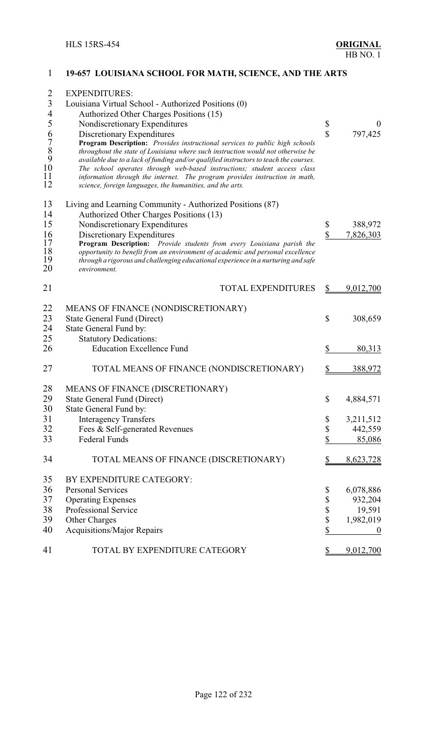## 19-657 LOUISIANA SCHOOL FOR MATH, SCIENCE, AND THE ARTS

EXPENDITURES:

Louisiana Virtual School - Authorized Positions (0)

| | | |
|---|---|---|
| Authorized Other Charges Positions (15) | | |
| Nondiscretionary Expenditures | $ | 0 |
| Discretionary Expenditures | $ | 797,425 |

*Program Description: Provides instructional services to public high schools throughout the state of Louisiana where such instruction would not otherwise be available due to a lack of funding and/or qualified instructors to teach the courses. The school operates through web-based instructions; student access class information through the internet. The program provides instruction in math, science, foreign languages, the humanities, and the arts.*

Living and Learning Community - Authorized Positions (87)

| | | |
|---|---|---|
| Authorized Other Charges Positions (13) | | |
| Nondiscretionary Expenditures | $ | 388,972 |
| Discretionary Expenditures | $ | 7,826,303 |

*Program Description: Provide students from every Louisiana parish the opportunity to benefit from an environment of academic and personal excellence through a rigorous and challenging educational experience in a nurturing and safe environment.*

| | | |
|---|---|---|
| TOTAL EXPENDITURES | $ | 9,012,700 |

MEANS OF FINANCE (NONDISCRETIONARY)

| | | |
|---|---|---|
| State General Fund (Direct) | $ | 308,659 |
| State General Fund by: | | |
| Statutory Dedications: | | |
| Education Excellence Fund | $ | 80,313 |
| TOTAL MEANS OF FINANCE (NONDISCRETIONARY) | $ | 388,972 |

MEANS OF FINANCE (DISCRETIONARY)

| | | |
|---|---|---|
| State General Fund (Direct) | $ | 4,884,571 |
| State General Fund by: | | |
| Interagency Transfers | $ | 3,211,512 |
| Fees & Self-generated Revenues | $ | 442,559 |
| Federal Funds | $ | 85,086 |
| TOTAL MEANS OF FINANCE (DISCRETIONARY) | $ | 8,623,728 |

BY EXPENDITURE CATEGORY:

| | | |
|---|---|---|
| Personal Services | $ | 6,078,886 |
| Operating Expenses | $ | 932,204 |
| Professional Service | $ | 19,591 |
| Other Charges | $ | 1,982,019 |
| Acquisitions/Major Repairs | $ | 0 |
| TOTAL BY EXPENDITURE CATEGORY | $ | 9,012,700 |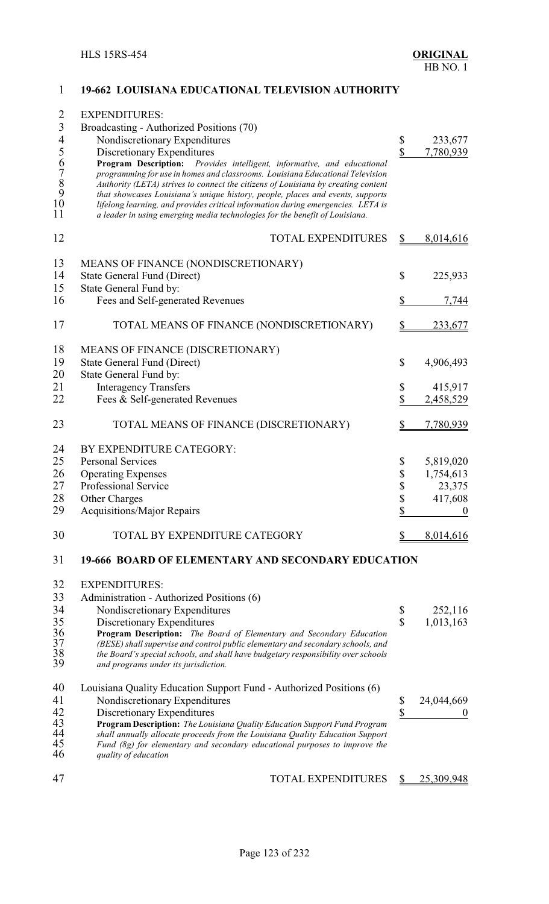## 19-662 LOUISIANA EDUCATIONAL TELEVISION AUTHORITY

EXPENDITURES:

Broadcasting - Authorized Positions (70)

| | | |
|---|---|---|
| Nondiscretionary Expenditures | $ | 233,677 |
| Discretionary Expenditures | $ | 7,780,939 |

*Program Description: Provides intelligent, informative, and educational programming for use in homes and classrooms. Louisiana Educational Television Authority (LETA) strives to connect the citizens of Louisiana by creating content that showcases Louisiana's unique history, people, places and events, supports lifelong learning, and provides critical information during emergencies. LETA is a leader in using emerging media technologies for the benefit of Louisiana.*

| | | |
|---|---|---|
| TOTAL EXPENDITURES | $ | 8,014,616 |

MEANS OF FINANCE (NONDISCRETIONARY)

| | | |
|---|---|---|
| State General Fund (Direct) | $ | 225,933 |
| State General Fund by: | | |
| Fees and Self-generated Revenues | $ | 7,744 |
| TOTAL MEANS OF FINANCE (NONDISCRETIONARY) | $ | 233,677 |

MEANS OF FINANCE (DISCRETIONARY)

| | | |
|---|---|---|
| State General Fund (Direct) | $ | 4,906,493 |
| State General Fund by: | | |
| Interagency Transfers | $ | 415,917 |
| Fees & Self-generated Revenues | $ | 2,458,529 |
| TOTAL MEANS OF FINANCE (DISCRETIONARY) | $ | 7,780,939 |

BY EXPENDITURE CATEGORY:

| | | |
|---|---|---|
| Personal Services | $ | 5,819,020 |
| Operating Expenses | $ | 1,754,613 |
| Professional Service | $ | 23,375 |
| Other Charges | $ | 417,608 |
| Acquisitions/Major Repairs | $ | 0 |
| TOTAL BY EXPENDITURE CATEGORY | $ | 8,014,616 |

## 19-666 BOARD OF ELEMENTARY AND SECONDARY EDUCATION

EXPENDITURES:

Administration - Authorized Positions (6)

| | | |
|---|---|---|
| Nondiscretionary Expenditures | $ | 252,116 |
| Discretionary Expenditures | $ | 1,013,163 |

*Program Description: The Board of Elementary and Secondary Education (BESE) shall supervise and control public elementary and secondary schools, and the Board's special schools, and shall have budgetary responsibility over schools and programs under its jurisdiction.*

Louisiana Quality Education Support Fund - Authorized Positions (6)

| | | |
|---|---|---|
| Nondiscretionary Expenditures | $ | 24,044,669 |
| Discretionary Expenditures | $ | 0 |

*Program Description: The Louisiana Quality Education Support Fund Program shall annually allocate proceeds from the Louisiana Quality Education Support Fund (8g) for elementary and secondary educational purposes to improve the quality of education*

| | | |
|---|---|---|
| TOTAL EXPENDITURES | $ | 25,309,948 |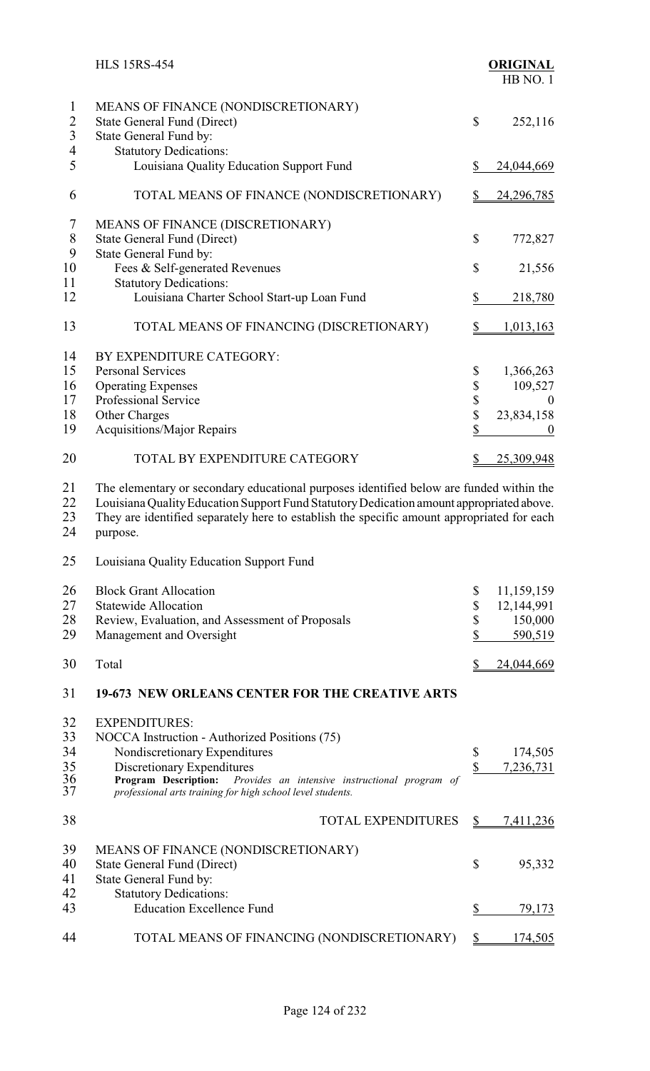MEANS OF FINANCE (NONDISCRETIONARY)

| | |
|---|---|
| State General Fund (Direct) | $ 252,116 |
| State General Fund by: | |
| Statutory Dedications: | |
| Louisiana Quality Education Support Fund | $ 24,044,669 |
| TOTAL MEANS OF FINANCE (NONDISCRETIONARY) | $ 24,296,785 |

MEANS OF FINANCE (DISCRETIONARY)

| | |
|---|---|
| State General Fund (Direct) | $ 772,827 |
| State General Fund by: | |
| Fees & Self-generated Revenues | $ 21,556 |
| Statutory Dedications: | |
| Louisiana Charter School Start-up Loan Fund | $ 218,780 |
| TOTAL MEANS OF FINANCING (DISCRETIONARY) | $ 1,013,163 |

BY EXPENDITURE CATEGORY:

| | |
|---|---|
| Personal Services | $ 1,366,263 |
| Operating Expenses | $ 109,527 |
| Professional Service | $ 0 |
| Other Charges | $ 23,834,158 |
| Acquisitions/Major Repairs | $ 0 |
| TOTAL BY EXPENDITURE CATEGORY | $ 25,309,948 |

The elementary or secondary educational purposes identified below are funded within the Louisiana Quality Education Support Fund Statutory Dedication amount appropriated above. They are identified separately here to establish the specific amount appropriated for each purpose.

Louisiana Quality Education Support Fund

| | |
|---|---|
| Block Grant Allocation | $ 11,159,159 |
| Statewide Allocation | $ 12,144,991 |
| Review, Evaluation, and Assessment of Proposals | $ 150,000 |
| Management and Oversight | $ 590,519 |
| Total | $ 24,044,669 |

**19-673 NEW ORLEANS CENTER FOR THE CREATIVE ARTS**

EXPENDITURES:

NOCCA Instruction - Authorized Positions (75)

| | |
|---|---|
| Nondiscretionary Expenditures | $ 174,505 |
| Discretionary Expenditures | $ 7,236,731 |

**Program Description:** *Provides an intensive instructional program of professional arts training for high school level students.*

| | |
|---|---|
| TOTAL EXPENDITURES | $ 7,411,236 |

MEANS OF FINANCE (NONDISCRETIONARY)

| | |
|---|---|
| State General Fund (Direct) | $ 95,332 |
| State General Fund by: | |
| Statutory Dedications: | |
| Education Excellence Fund | $ 79,173 |
| TOTAL MEANS OF FINANCING (NONDISCRETIONARY) | $ 174,505 |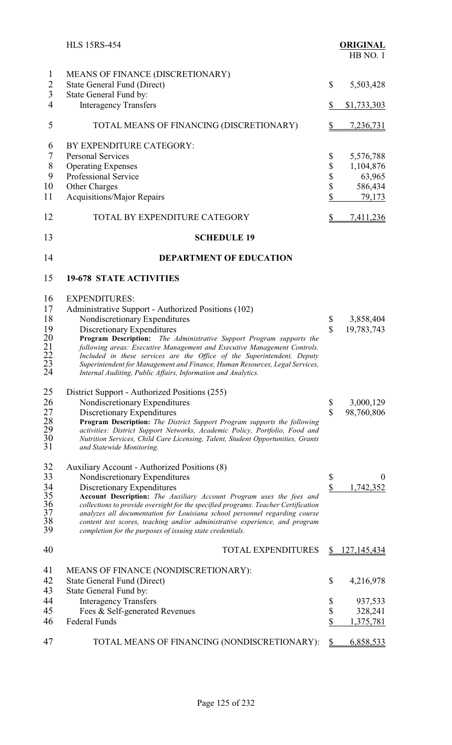MEANS OF FINANCE (DISCRETIONARY)

| | | |
|---|---|---|
| State General Fund (Direct) | $ | 5,503,428 |
| State General Fund by: | | |
| Interagency Transfers | $ | $1,733,303 |
| TOTAL MEANS OF FINANCING (DISCRETIONARY) | $ | 7,236,731 |

BY EXPENDITURE CATEGORY:

| | | |
|---|---|---|
| Personal Services | $ | 5,576,788 |
| Operating Expenses | $ | 1,104,876 |
| Professional Service | $ | 63,965 |
| Other Charges | $ | 586,434 |
| Acquisitions/Major Repairs | $ | 79,173 |
| TOTAL BY EXPENDITURE CATEGORY | $ | 7,411,236 |

## SCHEDULE 19

## DEPARTMENT OF EDUCATION

### 19-678 STATE ACTIVITIES

EXPENDITURES:

Administrative Support - Authorized Positions (102)

| | | |
|---|---|---|
| Nondiscretionary Expenditures | $ | 3,858,404 |
| Discretionary Expenditures | $ | 19,783,743 |

**Program Description:** *The Administrative Support Program supports the following areas: Executive Management and Executive Management Controls. Included in these services are the Office of the Superintendent, Deputy Superintendent for Management and Finance, Human Resources, Legal Services, Internal Auditing, Public Affairs, Information and Analytics.*

District Support - Authorized Positions (255)

| | | |
|---|---|---|
| Nondiscretionary Expenditures | $ | 3,000,129 |
| Discretionary Expenditures | $ | 98,760,806 |

**Program Description:** *The District Support Program supports the following activities: District Support Networks, Academic Policy, Portfolio, Food and Nutrition Services, Child Care Licensing, Talent, Student Opportunities, Grants and Statewide Monitoring.*

Auxiliary Account - Authorized Positions (8)

| | | |
|---|---|---|
| Nondiscretionary Expenditures | $ | 0 |
| Discretionary Expenditures | $ | 1,742,352 |

**Account Description:** *The Auxiliary Account Program uses the fees and collections to provide oversight for the specified programs. Teacher Certification analyzes all documentation for Louisiana school personnel regarding course content test scores, teaching and/or administrative experience, and program completion for the purposes of issuing state credentials.*

| | | |
|---|---|---|
| TOTAL EXPENDITURES | $ | 127,145,434 |

MEANS OF FINANCE (NONDISCRETIONARY):

| | | |
|---|---|---|
| State General Fund (Direct) | $ | 4,216,978 |
| State General Fund by: | | |
| Interagency Transfers | $ | 937,533 |
| Fees & Self-generated Revenues | $ | 328,241 |
| Federal Funds | $ | 1,375,781 |
| TOTAL MEANS OF FINANCING (NONDISCRETIONARY): | $ | 6,858,533 |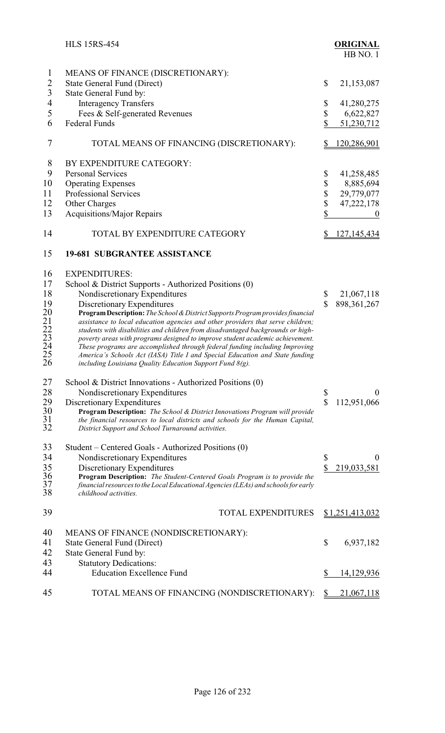MEANS OF FINANCE (DISCRETIONARY):

| | |
|---|---|
| State General Fund (Direct) | $ 21,153,087 |
| State General Fund by: | |
| Interagency Transfers | $ 41,280,275 |
| Fees & Self-generated Revenues | $ 6,622,827 |
| Federal Funds | $ 51,230,712 |
| TOTAL MEANS OF FINANCING (DISCRETIONARY): | $ 120,286,901 |

BY EXPENDITURE CATEGORY:

| | |
|---|---|
| Personal Services | $ 41,258,485 |
| Operating Expenses | $ 8,885,694 |
| Professional Services | $ 29,779,077 |
| Other Charges | $ 47,222,178 |
| Acquisitions/Major Repairs | $ 0 |
| TOTAL BY EXPENDITURE CATEGORY | $ 127,145,434 |

**19-681 SUBGRANTEE ASSISTANCE**

EXPENDITURES:

School & District Supports - Authorized Positions (0)

| | |
|---|---|
| Nondiscretionary Expenditures | $ 21,067,118 |
| Discretionary Expenditures | $ 898,361,267 |

***Program Description:*** *The School & District Supports Program provides financial assistance to local education agencies and other providers that serve children; students with disabilities and children from disadvantaged backgrounds or high-poverty areas with programs designed to improve student academic achievement. These programs are accomplished through federal funding including Improving America's Schools Act (IASA) Title I and Special Education and State funding including Louisiana Quality Education Support Fund 8(g).*

School & District Innovations - Authorized Positions (0)

| | |
|---|---|
| Nondiscretionary Expenditures | $ 0 |
| Discretionary Expenditures | $ 112,951,066 |

***Program Description:*** *The School & District Innovations Program will provide the financial resources to local districts and schools for the Human Capital, District Support and School Turnaround activities.*

Student – Centered Goals - Authorized Positions (0)

| | |
|---|---|
| Nondiscretionary Expenditures | $ 0 |
| Discretionary Expenditures | $ 219,033,581 |

***Program Description:*** *The Student-Centered Goals Program is to provide the financial resources to the Local Educational Agencies (LEAs) and schools for early childhood activities.*

| | |
|---|---|
| TOTAL EXPENDITURES | $1,251,413,032 |

MEANS OF FINANCE (NONDISCRETIONARY):

| | |
|---|---|
| State General Fund (Direct) | $ 6,937,182 |
| State General Fund by: | |
| Statutory Dedications: | |
| Education Excellence Fund | $ 14,129,936 |
| TOTAL MEANS OF FINANCING (NONDISCRETIONARY): | $ 21,067,118 |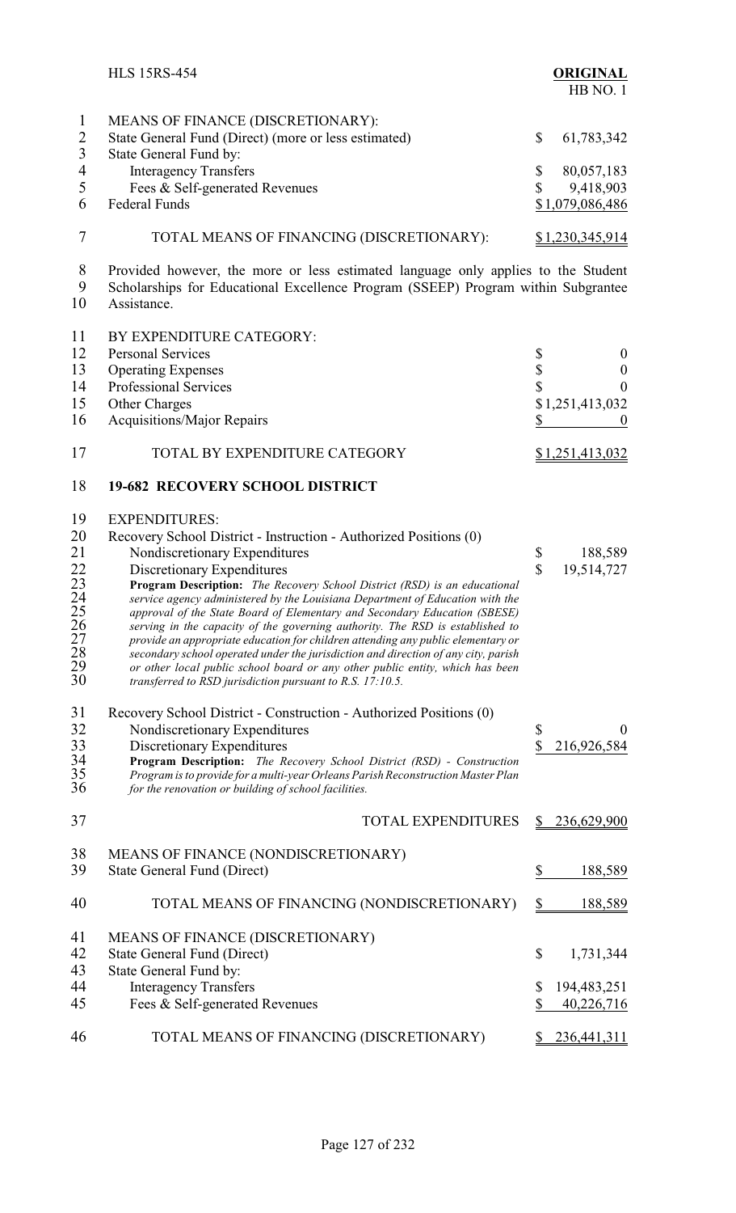| | |
|---|---|
| MEANS OF FINANCE (DISCRETIONARY): | |
| State General Fund (Direct) (more or less estimated) | $ 61,783,342 |
| State General Fund by: | |
| Interagency Transfers | $ 80,057,183 |
| Fees & Self-generated Revenues | $ 9,418,903 |
| Federal Funds | $1,079,086,486 |
| TOTAL MEANS OF FINANCING (DISCRETIONARY): | $1,230,345,914 |

Provided however, the more or less estimated language only applies to the Student Scholarships for Educational Excellence Program (SSEEP) Program within Subgrantee Assistance.

| | |
|---|---|
| BY EXPENDITURE CATEGORY: | |
| Personal Services | $ 0 |
| Operating Expenses | $ 0 |
| Professional Services | $ 0 |
| Other Charges | $1,251,413,032 |
| Acquisitions/Major Repairs | $ 0 |
| TOTAL BY EXPENDITURE CATEGORY | $1,251,413,032 |

## 19-682 RECOVERY SCHOOL DISTRICT

EXPENDITURES:

| | |
|---|---|
| Recovery School District - Instruction - Authorized Positions (0) | |
| Nondiscretionary Expenditures | $ 188,589 |
| Discretionary Expenditures | $ 19,514,727 |

***Program Description:*** *The Recovery School District (RSD) is an educational service agency administered by the Louisiana Department of Education with the approval of the State Board of Elementary and Secondary Education (SBESE) serving in the capacity of the governing authority. The RSD is established to provide an appropriate education for children attending any public elementary or secondary school operated under the jurisdiction and direction of any city, parish or other local public school board or any other public entity, which has been transferred to RSD jurisdiction pursuant to R.S. 17:10.5.*

| | |
|---|---|
| Recovery School District - Construction - Authorized Positions (0) | |
| Nondiscretionary Expenditures | $ 0 |
| Discretionary Expenditures | $ 216,926,584 |

***Program Description:*** *The Recovery School District (RSD) - Construction Program is to provide for a multi-year Orleans Parish Reconstruction Master Plan for the renovation or building of school facilities.*

| | |
|---|---|
| TOTAL EXPENDITURES | $ 236,629,900 |
| MEANS OF FINANCE (NONDISCRETIONARY) | |
| State General Fund (Direct) | $ 188,589 |
| TOTAL MEANS OF FINANCING (NONDISCRETIONARY) | $ 188,589 |
| MEANS OF FINANCE (DISCRETIONARY) | |
| State General Fund (Direct) | $ 1,731,344 |
| State General Fund by: | |
| Interagency Transfers | $ 194,483,251 |
| Fees & Self-generated Revenues | $ 40,226,716 |
| TOTAL MEANS OF FINANCING (DISCRETIONARY) | $ 236,441,311 |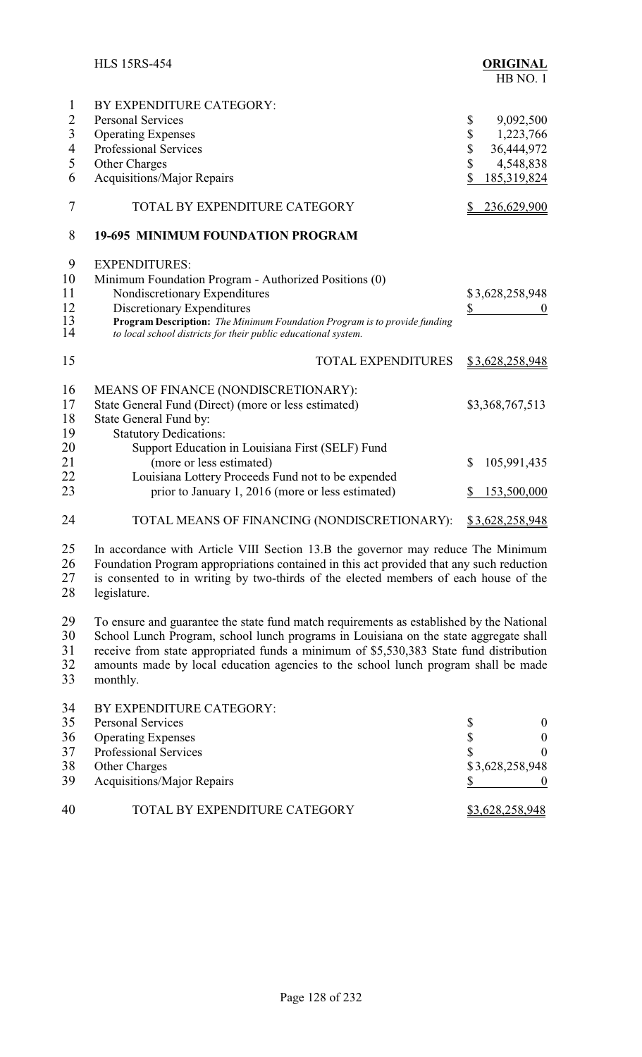BY EXPENDITURE CATEGORY:

| | |
|---|---|
| Personal Services | $ 9,092,500 |
| Operating Expenses | $ 1,223,766 |
| Professional Services | $ 36,444,972 |
| Other Charges | $ 4,548,838 |
| Acquisitions/Major Repairs | $ 185,319,824 |
| TOTAL BY EXPENDITURE CATEGORY | $ 236,629,900 |

## 19-695 MINIMUM FOUNDATION PROGRAM

EXPENDITURES:

| | |
|---|---|
| Minimum Foundation Program - Authorized Positions (0) | |
| Nondiscretionary Expenditures | $3,628,258,948 |
| Discretionary Expenditures | $ 0 |

***Program Description:*** *The Minimum Foundation Program is to provide funding to local school districts for their public educational system.*

| | |
|---|---|
| TOTAL EXPENDITURES | $3,628,258,948 |

MEANS OF FINANCE (NONDISCRETIONARY):

| | |
|---|---|
| State General Fund (Direct) (more or less estimated) | $3,368,767,513 |
| State General Fund by: | |
| Statutory Dedications: | |
| Support Education in Louisiana First (SELF) Fund (more or less estimated) | $ 105,991,435 |
| Louisiana Lottery Proceeds Fund not to be expended prior to January 1, 2016 (more or less estimated) | $ 153,500,000 |
| TOTAL MEANS OF FINANCING (NONDISCRETIONARY): | $3,628,258,948 |

In accordance with Article VIII Section 13.B the governor may reduce The Minimum Foundation Program appropriations contained in this act provided that any such reduction is consented to in writing by two-thirds of the elected members of each house of the legislature.

To ensure and guarantee the state fund match requirements as established by the National School Lunch Program, school lunch programs in Louisiana on the state aggregate shall receive from state appropriated funds a minimum of $5,530,383 State fund distribution amounts made by local education agencies to the school lunch program shall be made monthly.

BY EXPENDITURE CATEGORY:

| | |
|---|---|
| Personal Services | $ 0 |
| Operating Expenses | $ 0 |
| Professional Services | $ 0 |
| Other Charges | $3,628,258,948 |
| Acquisitions/Major Repairs | $ 0 |
| TOTAL BY EXPENDITURE CATEGORY | $3,628,258,948 |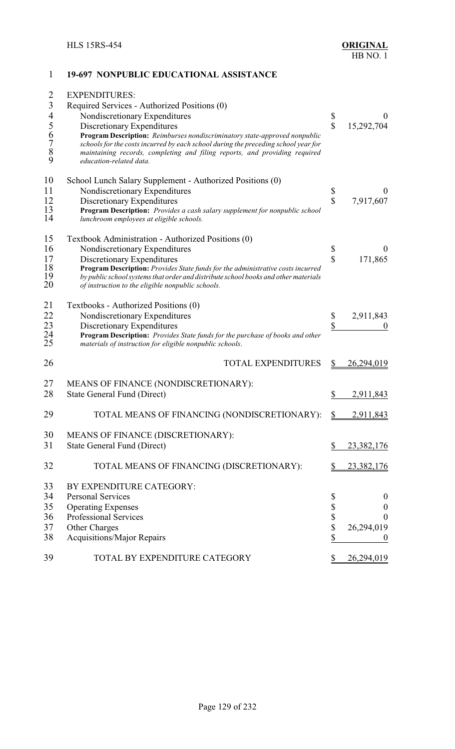## 19-697 NONPUBLIC EDUCATIONAL ASSISTANCE

EXPENDITURES:

| | | |
|---|---|---|
| Required Services - Authorized Positions (0) | | |
| Nondiscretionary Expenditures | $ | 0 |
| Discretionary Expenditures | $ | 15,292,704 |

**Program Description:** *Reimburses nondiscriminatory state-approved nonpublic schools for the costs incurred by each school during the preceding school year for maintaining records, completing and filing reports, and providing required education-related data.*

| | | |
|---|---|---|
| School Lunch Salary Supplement - Authorized Positions (0) | | |
| Nondiscretionary Expenditures | $ | 0 |
| Discretionary Expenditures | $ | 7,917,607 |

**Program Description:** *Provides a cash salary supplement for nonpublic school lunchroom employees at eligible schools.*

| | | |
|---|---|---|
| Textbook Administration - Authorized Positions (0) | | |
| Nondiscretionary Expenditures | $ | 0 |
| Discretionary Expenditures | $ | 171,865 |

**Program Description:** *Provides State funds for the administrative costs incurred by public school systems that order and distribute school books and other materials of instruction to the eligible nonpublic schools.*

| | | |
|---|---|---|
| Textbooks - Authorized Positions (0) | | |
| Nondiscretionary Expenditures | $ | 2,911,843 |
| Discretionary Expenditures | $ | 0 |

**Program Description:** *Provides State funds for the purchase of books and other materials of instruction for eligible nonpublic schools.*

| | | |
|---|---|---|
| TOTAL EXPENDITURES | $ | 26,294,019 |
| | | |
| MEANS OF FINANCE (NONDISCRETIONARY): | | |
| State General Fund (Direct) | $ | 2,911,843 |
| | | |
| TOTAL MEANS OF FINANCING (NONDISCRETIONARY): | $ | 2,911,843 |
| | | |
| MEANS OF FINANCE (DISCRETIONARY): | | |
| State General Fund (Direct) | $ | 23,382,176 |
| | | |
| TOTAL MEANS OF FINANCING (DISCRETIONARY): | $ | 23,382,176 |
| | | |
| BY EXPENDITURE CATEGORY: | | |
| Personal Services | $ | 0 |
| Operating Expenses | $ | 0 |
| Professional Services | $ | 0 |
| Other Charges | $ | 26,294,019 |
| Acquisitions/Major Repairs | $ | 0 |
| | | |
| TOTAL BY EXPENDITURE CATEGORY | $ | 26,294,019 |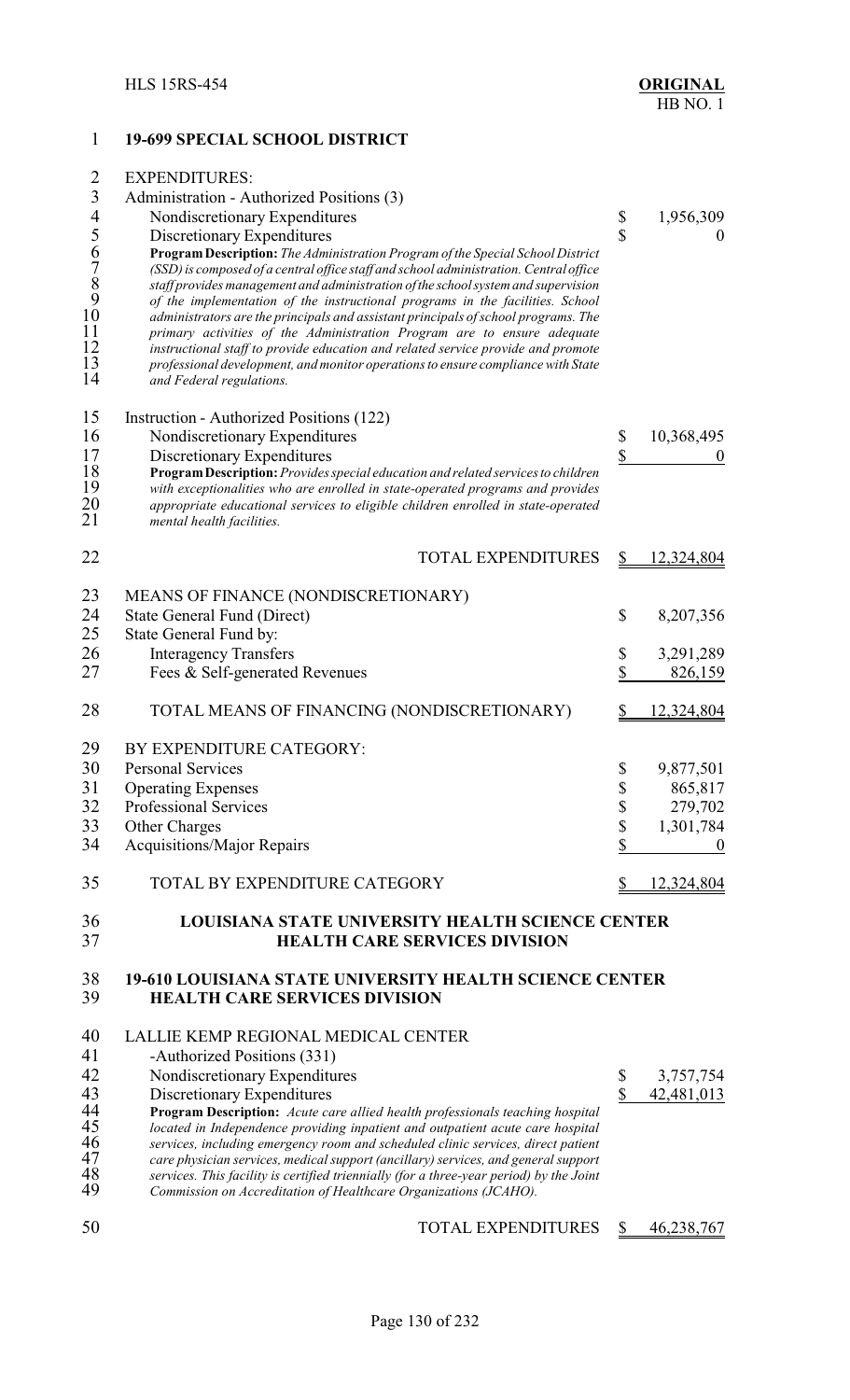## 19-699 SPECIAL SCHOOL DISTRICT

EXPENDITURES:

| | | |
|---|---|---|
| Administration - Authorized Positions (3) | | |
| Nondiscretionary Expenditures | $ | 1,956,309 |
| Discretionary Expenditures | $ | 0 |

*Program Description: The Administration Program of the Special School District (SSD) is composed of a central office staff and school administration. Central office staff provides management and administration of the school system and supervision of the implementation of the instructional programs in the facilities. School administrators are the principals and assistant principals of school programs. The primary activities of the Administration Program are to ensure adequate instructional staff to provide education and related service provide and promote professional development, and monitor operations to ensure compliance with State and Federal regulations.*

| | | |
|---|---|---|
| Instruction - Authorized Positions (122) | | |
| Nondiscretionary Expenditures | $ | 10,368,495 |
| Discretionary Expenditures | $ | 0 |

*Program Description: Provides special education and related services to children with exceptionalities who are enrolled in state-operated programs and provides appropriate educational services to eligible children enrolled in state-operated mental health facilities.*

| | | |
|---|---|---|
| TOTAL EXPENDITURES | $ | 12,324,804 |

| | | |
|---|---|---|
| MEANS OF FINANCE (NONDISCRETIONARY) | | |
| State General Fund (Direct) | $ | 8,207,356 |
| State General Fund by: | | |
| Interagency Transfers | $ | 3,291,289 |
| Fees & Self-generated Revenues | $ | 826,159 |
| TOTAL MEANS OF FINANCING (NONDISCRETIONARY) | $ | 12,324,804 |

| | | |
|---|---|---|
| BY EXPENDITURE CATEGORY: | | |
| Personal Services | $ | 9,877,501 |
| Operating Expenses | $ | 865,817 |
| Professional Services | $ | 279,702 |
| Other Charges | $ | 1,301,784 |
| Acquisitions/Major Repairs | $ | 0 |
| TOTAL BY EXPENDITURE CATEGORY | $ | 12,324,804 |

## LOUISIANA STATE UNIVERSITY HEALTH SCIENCE CENTER HEALTH CARE SERVICES DIVISION

## 19-610 LOUISIANA STATE UNIVERSITY HEALTH SCIENCE CENTER HEALTH CARE SERVICES DIVISION

| | | |
|---|---|---|
| LALLIE KEMP REGIONAL MEDICAL CENTER | | |
| -Authorized Positions (331) | | |
| Nondiscretionary Expenditures | $ | 3,757,754 |
| Discretionary Expenditures | $ | 42,481,013 |

*Program Description: Acute care allied health professionals teaching hospital located in Independence providing inpatient and outpatient acute care hospital services, including emergency room and scheduled clinic services, direct patient care physician services, medical support (ancillary) services, and general support services. This facility is certified triennially (for a three-year period) by the Joint Commission on Accreditation of Healthcare Organizations (JCAHO).*

| | | |
|---|---|---|
| TOTAL EXPENDITURES | $ | 46,238,767 |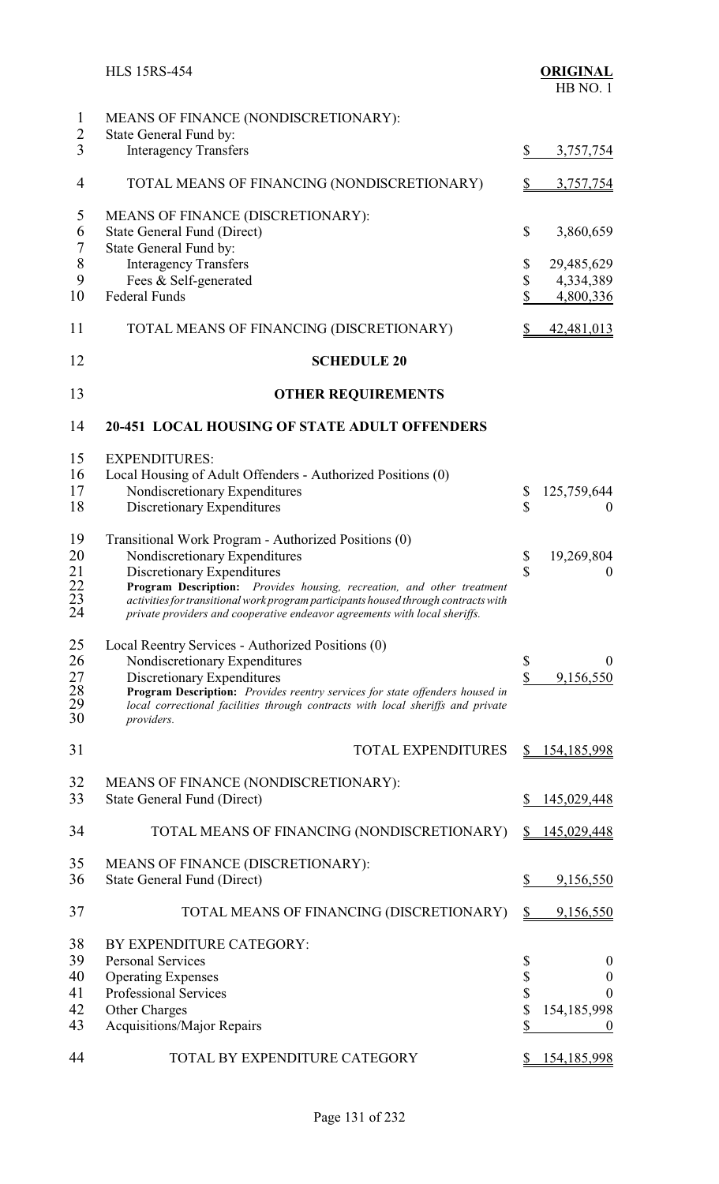MEANS OF FINANCE (NONDISCRETIONARY):
State General Fund by:
Interagency Transfers $ 3,757,754

TOTAL MEANS OF FINANCING (NONDISCRETIONARY) $ 3,757,754

MEANS OF FINANCE (DISCRETIONARY):

| | |
|---|---|
| State General Fund (Direct) | $ 3,860,659 |
| State General Fund by: | |
| Interagency Transfers | $ 29,485,629 |
| Fees & Self-generated | $ 4,334,389 |
| Federal Funds | $ 4,800,336 |

TOTAL MEANS OF FINANCING (DISCRETIONARY) $ 42,481,013

## SCHEDULE 20

## OTHER REQUIREMENTS

### 20-451 LOCAL HOUSING OF STATE ADULT OFFENDERS

EXPENDITURES:

Local Housing of Adult Offenders - Authorized Positions (0)

| | |
|---|---|
| Nondiscretionary Expenditures | $ 125,759,644 |
| Discretionary Expenditures | $ 0 |

Transitional Work Program - Authorized Positions (0)

| | |
|---|---|
| Nondiscretionary Expenditures | $ 19,269,804 |
| Discretionary Expenditures | $ 0 |

**Program Description:** *Provides housing, recreation, and other treatment activities for transitional work program participants housed through contracts with private providers and cooperative endeavor agreements with local sheriffs.*

Local Reentry Services - Authorized Positions (0)

| | |
|---|---|
| Nondiscretionary Expenditures | $ 0 |
| Discretionary Expenditures | $ 9,156,550 |

**Program Description:** *Provides reentry services for state offenders housed in local correctional facilities through contracts with local sheriffs and private providers.*

TOTAL EXPENDITURES $ 154,185,998

MEANS OF FINANCE (NONDISCRETIONARY):
State General Fund (Direct) $ 145,029,448

TOTAL MEANS OF FINANCING (NONDISCRETIONARY) $ 145,029,448

MEANS OF FINANCE (DISCRETIONARY):
State General Fund (Direct) $ 9,156,550

TOTAL MEANS OF FINANCING (DISCRETIONARY) $ 9,156,550

BY EXPENDITURE CATEGORY:

| | |
|---|---|
| Personal Services | $ 0 |
| Operating Expenses | $ 0 |
| Professional Services | $ 0 |
| Other Charges | $ 154,185,998 |
| Acquisitions/Major Repairs | $ 0 |

TOTAL BY EXPENDITURE CATEGORY $ 154,185,998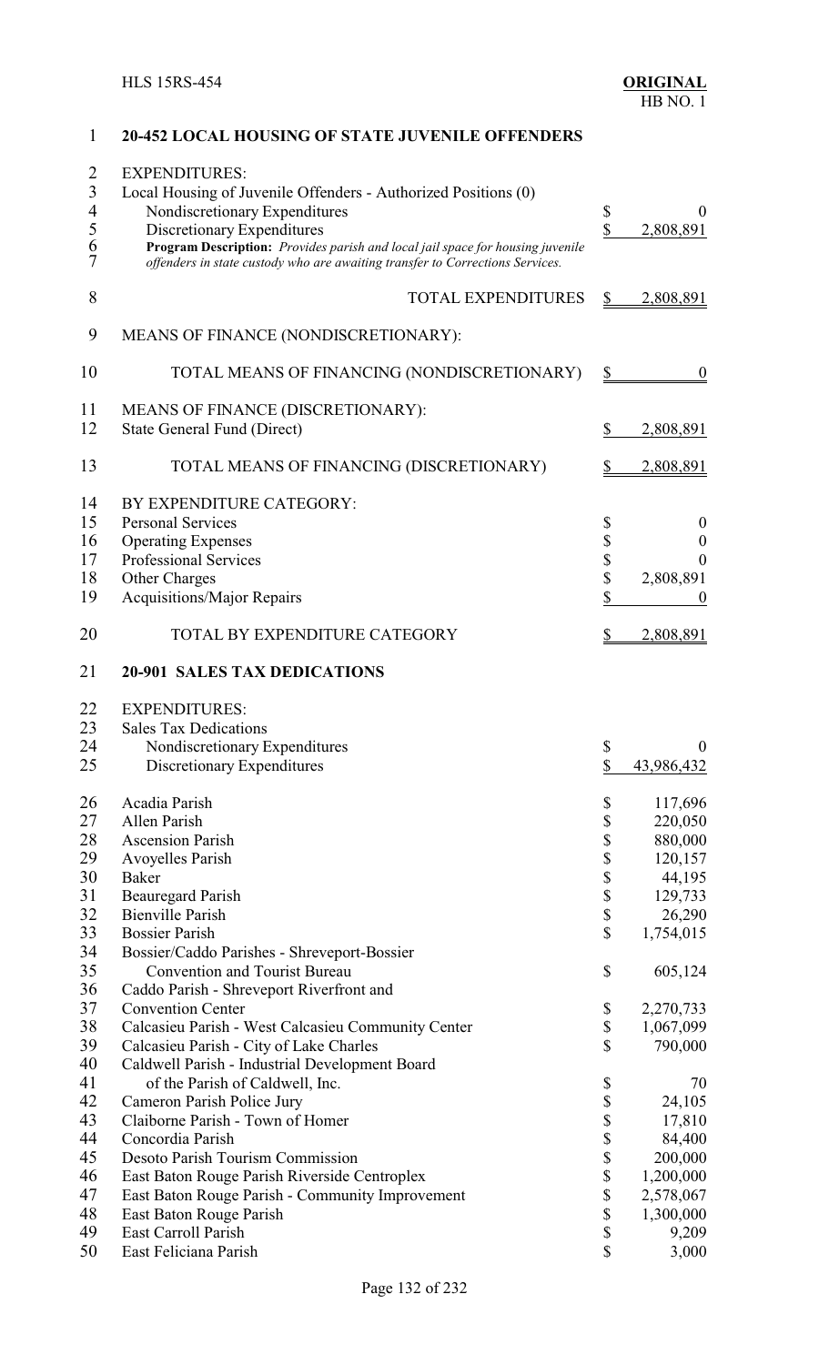## 20-452 LOCAL HOUSING OF STATE JUVENILE OFFENDERS

EXPENDITURES:
Local Housing of Juvenile Offenders - Authorized Positions (0)

| | |
|---|---|
| Nondiscretionary Expenditures | $ 0 |
| Discretionary Expenditures | $ 2,808,891 |

**Program Description:** *Provides parish and local jail space for housing juvenile offenders in state custody who are awaiting transfer to Corrections Services.*

| | |
|---|---|
| TOTAL EXPENDITURES | $ 2,808,891 |

MEANS OF FINANCE (NONDISCRETIONARY):

| | |
|---|---|
| TOTAL MEANS OF FINANCING (NONDISCRETIONARY) | $ 0 |

MEANS OF FINANCE (DISCRETIONARY):

| | |
|---|---|
| State General Fund (Direct) | $ 2,808,891 |
| TOTAL MEANS OF FINANCING (DISCRETIONARY) | $ 2,808,891 |

BY EXPENDITURE CATEGORY:

| | |
|---|---|
| Personal Services | $ 0 |
| Operating Expenses | $ 0 |
| Professional Services | $ 0 |
| Other Charges | $ 2,808,891 |
| Acquisitions/Major Repairs | $ 0 |
| TOTAL BY EXPENDITURE CATEGORY | $ 2,808,891 |

## 20-901 SALES TAX DEDICATIONS

EXPENDITURES:
Sales Tax Dedications

| | |
|---|---|
| Nondiscretionary Expenditures | $ 0 |
| Discretionary Expenditures | $ 43,986,432 |

| | |
|---|---|
| Acadia Parish | $ 117,696 |
| Allen Parish | $ 220,050 |
| Ascension Parish | $ 880,000 |
| Avoyelles Parish | $ 120,157 |
| Baker | $ 44,195 |
| Beauregard Parish | $ 129,733 |
| Bienville Parish | $ 26,290 |
| Bossier Parish | $ 1,754,015 |
| Bossier/Caddo Parishes - Shreveport-Bossier Convention and Tourist Bureau | $ 605,124 |
| Caddo Parish - Shreveport Riverfront and Convention Center | $ 2,270,733 |
| Calcasieu Parish - West Calcasieu Community Center | $ 1,067,099 |
| Calcasieu Parish - City of Lake Charles | $ 790,000 |
| Caldwell Parish - Industrial Development Board of the Parish of Caldwell, Inc. | $ 70 |
| Cameron Parish Police Jury | $ 24,105 |
| Claiborne Parish - Town of Homer | $ 17,810 |
| Concordia Parish | $ 84,400 |
| Desoto Parish Tourism Commission | $ 200,000 |
| East Baton Rouge Parish Riverside Centroplex | $ 1,200,000 |
| East Baton Rouge Parish - Community Improvement | $ 2,578,067 |
| East Baton Rouge Parish | $ 1,300,000 |
| East Carroll Parish | $ 9,209 |
| East Feliciana Parish | $ 3,000 |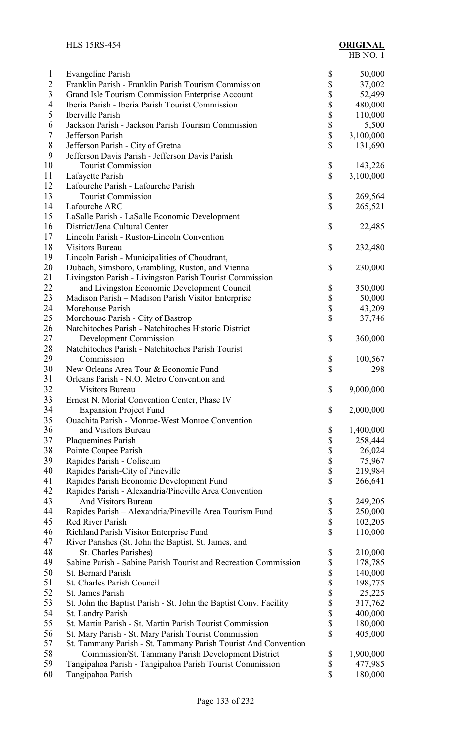| Line | Entity | Amount |
|---|---|---|
| 1 | Evangeline Parish | $ 50,000 |
| 2 | Franklin Parish - Franklin Parish Tourism Commission | $ 37,002 |
| 3 | Grand Isle Tourism Commission Enterprise Account | $ 52,499 |
| 4 | Iberia Parish - Iberia Parish Tourist Commission | $ 480,000 |
| 5 | Iberville Parish | $ 110,000 |
| 6 | Jackson Parish - Jackson Parish Tourism Commission | $ 5,500 |
| 7 | Jefferson Parish | $ 3,100,000 |
| 8 | Jefferson Parish - City of Gretna | $ 131,690 |
| 9–10 | Jefferson Davis Parish - Jefferson Davis Parish Tourist Commission | $ 143,226 |
| 11 | Lafayette Parish | $ 3,100,000 |
| 12–13 | Lafourche Parish - Lafourche Parish Tourist Commission | $ 269,564 |
| 14 | Lafourche ARC | $ 265,521 |
| 15–16 | LaSalle Parish - LaSalle Economic Development District/Jena Cultural Center | $ 22,485 |
| 17–18 | Lincoln Parish - Ruston-Lincoln Convention Visitors Bureau | $ 232,480 |
| 19–20 | Lincoln Parish - Municipalities of Choudrant, Dubach, Simsboro, Grambling, Ruston, and Vienna | $ 230,000 |
| 21–22 | Livingston Parish - Livingston Parish Tourist Commission and Livingston Economic Development Council | $ 350,000 |
| 23 | Madison Parish – Madison Parish Visitor Enterprise | $ 50,000 |
| 24 | Morehouse Parish | $ 43,209 |
| 25 | Morehouse Parish - City of Bastrop | $ 37,746 |
| 26–27 | Natchitoches Parish - Natchitoches Historic District Development Commission | $ 360,000 |
| 28–29 | Natchitoches Parish - Natchitoches Parish Tourist Commission | $ 100,567 |
| 30 | New Orleans Area Tour & Economic Fund | $ 298 |
| 31–32 | Orleans Parish - N.O. Metro Convention and Visitors Bureau | $ 9,000,000 |
| 33–34 | Ernest N. Morial Convention Center, Phase IV Expansion Project Fund | $ 2,000,000 |
| 35–36 | Ouachita Parish - Monroe-West Monroe Convention and Visitors Bureau | $ 1,400,000 |
| 37 | Plaquemines Parish | $ 258,444 |
| 38 | Pointe Coupee Parish | $ 26,024 |
| 39 | Rapides Parish - Coliseum | $ 75,967 |
| 40 | Rapides Parish-City of Pineville | $ 219,984 |
| 41 | Rapides Parish Economic Development Fund | $ 266,641 |
| 42–43 | Rapides Parish - Alexandria/Pineville Area Convention And Visitors Bureau | $ 249,205 |
| 44 | Rapides Parish – Alexandria/Pineville Area Tourism Fund | $ 250,000 |
| 45 | Red River Parish | $ 102,205 |
| 46 | Richland Parish Visitor Enterprise Fund | $ 110,000 |
| 47–48 | River Parishes (St. John the Baptist, St. James, and St. Charles Parishes) | $ 210,000 |
| 49 | Sabine Parish - Sabine Parish Tourist and Recreation Commission | $ 178,785 |
| 50 | St. Bernard Parish | $ 140,000 |
| 51 | St. Charles Parish Council | $ 198,775 |
| 52 | St. James Parish | $ 25,225 |
| 53 | St. John the Baptist Parish - St. John the Baptist Conv. Facility | $ 317,762 |
| 54 | St. Landry Parish | $ 400,000 |
| 55 | St. Martin Parish - St. Martin Parish Tourist Commission | $ 180,000 |
| 56 | St. Mary Parish - St. Mary Parish Tourist Commission | $ 405,000 |
| 57–58 | St. Tammany Parish - St. Tammany Parish Tourist And Convention Commission/St. Tammany Parish Development District | $ 1,900,000 |
| 59 | Tangipahoa Parish - Tangipahoa Parish Tourist Commission | $ 477,985 |
| 60 | Tangipahoa Parish | $ 180,000 |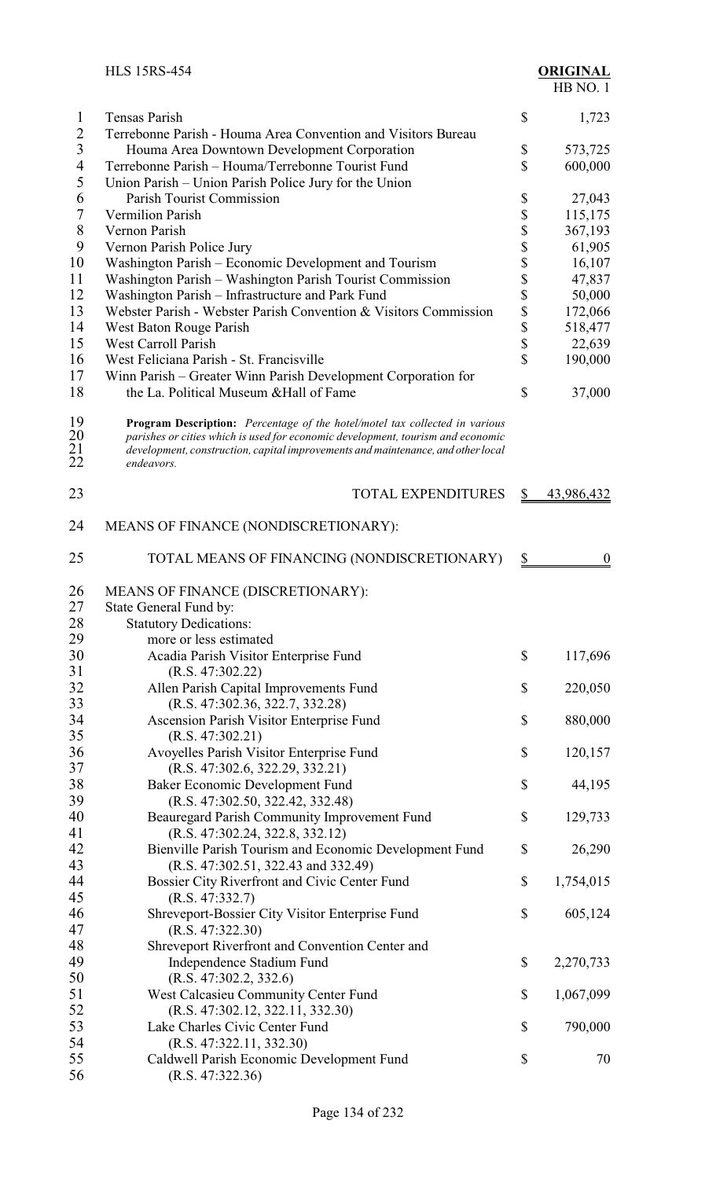| | | |
|---|---|---|
| Tensas Parish | $ | 1,723 |
| Terrebonne Parish - Houma Area Convention and Visitors Bureau Houma Area Downtown Development Corporation | $ | 573,725 |
| Terrebonne Parish – Houma/Terrebonne Tourist Fund | $ | 600,000 |
| Union Parish – Union Parish Police Jury for the Union Parish Tourist Commission | $ | 27,043 |
| Vermilion Parish | $ | 115,175 |
| Vernon Parish | $ | 367,193 |
| Vernon Parish Police Jury | $ | 61,905 |
| Washington Parish – Economic Development and Tourism | $ | 16,107 |
| Washington Parish – Washington Parish Tourist Commission | $ | 47,837 |
| Washington Parish – Infrastructure and Park Fund | $ | 50,000 |
| Webster Parish - Webster Parish Convention & Visitors Commission | $ | 172,066 |
| West Baton Rouge Parish | $ | 518,477 |
| West Carroll Parish | $ | 22,639 |
| West Feliciana Parish - St. Francisville | $ | 190,000 |
| Winn Parish – Greater Winn Parish Development Corporation for the La. Political Museum &Hall of Fame | $ | 37,000 |

**Program Description:** *Percentage of the hotel/motel tax collected in various parishes or cities which is used for economic development, tourism and economic development, construction, capital improvements and maintenance, and other local endeavors.*

| | | |
|---|---|---|
| TOTAL EXPENDITURES | $ | 43,986,432 |

MEANS OF FINANCE (NONDISCRETIONARY):

| | | |
|---|---|---|
| TOTAL MEANS OF FINANCING (NONDISCRETIONARY) | $ | 0 |

MEANS OF FINANCE (DISCRETIONARY):
State General Fund by:
Statutory Dedications:
more or less estimated

| | | |
|---|---|---|
| Acadia Parish Visitor Enterprise Fund (R.S. 47:302.22) | $ | 117,696 |
| Allen Parish Capital Improvements Fund (R.S. 47:302.36, 322.7, 332.28) | $ | 220,050 |
| Ascension Parish Visitor Enterprise Fund (R.S. 47:302.21) | $ | 880,000 |
| Avoyelles Parish Visitor Enterprise Fund (R.S. 47:302.6, 322.29, 332.21) | $ | 120,157 |
| Baker Economic Development Fund (R.S. 47:302.50, 322.42, 332.48) | $ | 44,195 |
| Beauregard Parish Community Improvement Fund (R.S. 47:302.24, 322.8, 332.12) | $ | 129,733 |
| Bienville Parish Tourism and Economic Development Fund (R.S. 47:302.51, 322.43 and 332.49) | $ | 26,290 |
| Bossier City Riverfront and Civic Center Fund (R.S. 47:332.7) | $ | 1,754,015 |
| Shreveport-Bossier City Visitor Enterprise Fund (R.S. 47:322.30) | $ | 605,124 |
| Shreveport Riverfront and Convention Center and Independence Stadium Fund (R.S. 47:302.2, 332.6) | $ | 2,270,733 |
| West Calcasieu Community Center Fund (R.S. 47:302.12, 322.11, 332.30) | $ | 1,067,099 |
| Lake Charles Civic Center Fund (R.S. 47:322.11, 332.30) | $ | 790,000 |
| Caldwell Parish Economic Development Fund (R.S. 47:322.36) | $ | 70 |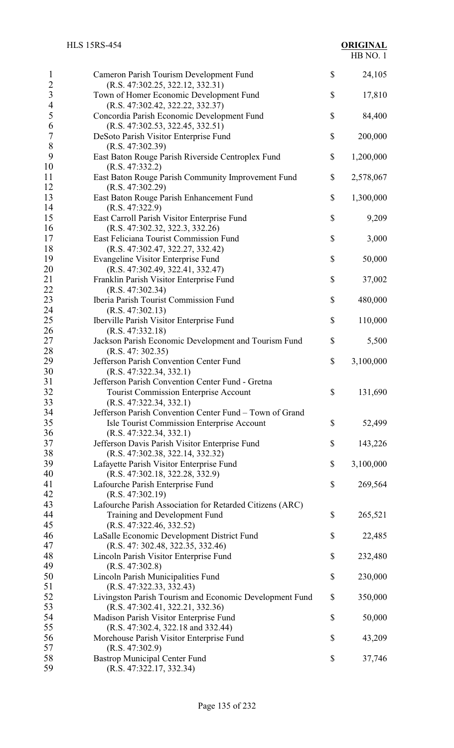| | | |
|---|---|---|
| Cameron Parish Tourism Development Fund (R.S. 47:302.25, 322.12, 332.31) | $ | 24,105 |
| Town of Homer Economic Development Fund (R.S. 47:302.42, 322.22, 332.37) | $ | 17,810 |
| Concordia Parish Economic Development Fund (R.S. 47:302.53, 322.45, 332.51) | $ | 84,400 |
| DeSoto Parish Visitor Enterprise Fund (R.S. 47:302.39) | $ | 200,000 |
| East Baton Rouge Parish Riverside Centroplex Fund (R.S. 47:332.2) | $ | 1,200,000 |
| East Baton Rouge Parish Community Improvement Fund (R.S. 47:302.29) | $ | 2,578,067 |
| East Baton Rouge Parish Enhancement Fund (R.S. 47:322.9) | $ | 1,300,000 |
| East Carroll Parish Visitor Enterprise Fund (R.S. 47:302.32, 322.3, 332.26) | $ | 9,209 |
| East Feliciana Tourist Commission Fund (R.S. 47:302.47, 322.27, 332.42) | $ | 3,000 |
| Evangeline Visitor Enterprise Fund (R.S. 47:302.49, 322.41, 332.47) | $ | 50,000 |
| Franklin Parish Visitor Enterprise Fund (R.S. 47:302.34) | $ | 37,002 |
| Iberia Parish Tourist Commission Fund (R.S. 47:302.13) | $ | 480,000 |
| Iberville Parish Visitor Enterprise Fund (R.S. 47:332.18) | $ | 110,000 |
| Jackson Parish Economic Development and Tourism Fund (R.S. 47: 302.35) | $ | 5,500 |
| Jefferson Parish Convention Center Fund (R.S. 47:322.34, 332.1) | $ | 3,100,000 |
| Jefferson Parish Convention Center Fund - Gretna Tourist Commission Enterprise Account (R.S. 47:322.34, 332.1) | $ | 131,690 |
| Jefferson Parish Convention Center Fund – Town of Grand Isle Tourist Commission Enterprise Account (R.S. 47:322.34, 332.1) | $ | 52,499 |
| Jefferson Davis Parish Visitor Enterprise Fund (R.S. 47:302.38, 322.14, 332.32) | $ | 143,226 |
| Lafayette Parish Visitor Enterprise Fund (R.S. 47:302.18, 322.28, 332.9) | $ | 3,100,000 |
| Lafourche Parish Enterprise Fund (R.S. 47:302.19) | $ | 269,564 |
| Lafourche Parish Association for Retarded Citizens (ARC) Training and Development Fund (R.S. 47:322.46, 332.52) | $ | 265,521 |
| LaSalle Economic Development District Fund (R.S. 47: 302.48, 322.35, 332.46) | $ | 22,485 |
| Lincoln Parish Visitor Enterprise Fund (R.S. 47:302.8) | $ | 232,480 |
| Lincoln Parish Municipalities Fund (R.S. 47:322.33, 332.43) | $ | 230,000 |
| Livingston Parish Tourism and Economic Development Fund (R.S. 47:302.41, 322.21, 332.36) | $ | 350,000 |
| Madison Parish Visitor Enterprise Fund (R.S. 47:302.4, 322.18 and 332.44) | $ | 50,000 |
| Morehouse Parish Visitor Enterprise Fund (R.S. 47:302.9) | $ | 43,209 |
| Bastrop Municipal Center Fund (R.S. 47:322.17, 332.34) | $ | 37,746 |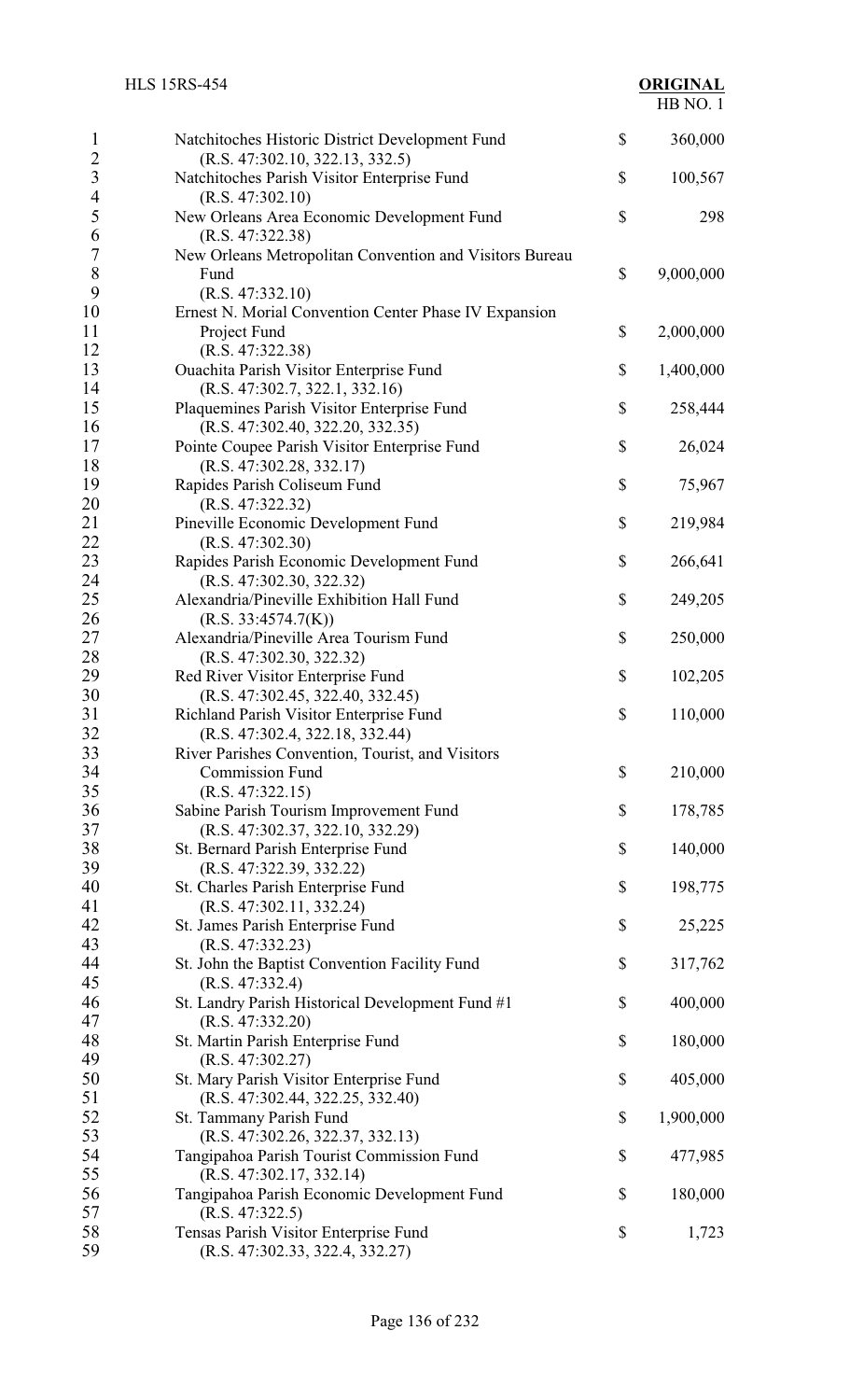| Fund | | Amount |
|---|---|---|
| Natchitoches Historic District Development Fund (R.S. 47:302.10, 322.13, 332.5) | $ | 360,000 |
| Natchitoches Parish Visitor Enterprise Fund (R.S. 47:302.10) | $ | 100,567 |
| New Orleans Area Economic Development Fund (R.S. 47:322.38) | $ | 298 |
| New Orleans Metropolitan Convention and Visitors Bureau Fund (R.S. 47:332.10) | $ | 9,000,000 |
| Ernest N. Morial Convention Center Phase IV Expansion Project Fund (R.S. 47:322.38) | $ | 2,000,000 |
| Ouachita Parish Visitor Enterprise Fund (R.S. 47:302.7, 322.1, 332.16) | $ | 1,400,000 |
| Plaquemines Parish Visitor Enterprise Fund (R.S. 47:302.40, 322.20, 332.35) | $ | 258,444 |
| Pointe Coupee Parish Visitor Enterprise Fund (R.S. 47:302.28, 332.17) | $ | 26,024 |
| Rapides Parish Coliseum Fund (R.S. 47:322.32) | $ | 75,967 |
| Pineville Economic Development Fund (R.S. 47:302.30) | $ | 219,984 |
| Rapides Parish Economic Development Fund (R.S. 47:302.30, 322.32) | $ | 266,641 |
| Alexandria/Pineville Exhibition Hall Fund (R.S. 33:4574.7(K)) | $ | 249,205 |
| Alexandria/Pineville Area Tourism Fund (R.S. 47:302.30, 322.32) | $ | 250,000 |
| Red River Visitor Enterprise Fund (R.S. 47:302.45, 322.40, 332.45) | $ | 102,205 |
| Richland Parish Visitor Enterprise Fund (R.S. 47:302.4, 322.18, 332.44) | $ | 110,000 |
| River Parishes Convention, Tourist, and Visitors Commission Fund (R.S. 47:322.15) | $ | 210,000 |
| Sabine Parish Tourism Improvement Fund (R.S. 47:302.37, 322.10, 332.29) | $ | 178,785 |
| St. Bernard Parish Enterprise Fund (R.S. 47:322.39, 332.22) | $ | 140,000 |
| St. Charles Parish Enterprise Fund (R.S. 47:302.11, 332.24) | $ | 198,775 |
| St. James Parish Enterprise Fund (R.S. 47:332.23) | $ | 25,225 |
| St. John the Baptist Convention Facility Fund (R.S. 47:332.4) | $ | 317,762 |
| St. Landry Parish Historical Development Fund #1 (R.S. 47:332.20) | $ | 400,000 |
| St. Martin Parish Enterprise Fund (R.S. 47:302.27) | $ | 180,000 |
| St. Mary Parish Visitor Enterprise Fund (R.S. 47:302.44, 322.25, 332.40) | $ | 405,000 |
| St. Tammany Parish Fund (R.S. 47:302.26, 322.37, 332.13) | $ | 1,900,000 |
| Tangipahoa Parish Tourist Commission Fund (R.S. 47:302.17, 332.14) | $ | 477,985 |
| Tangipahoa Parish Economic Development Fund (R.S. 47:322.5) | $ | 180,000 |
| Tensas Parish Visitor Enterprise Fund (R.S. 47:302.33, 322.4, 332.27) | $ | 1,723 |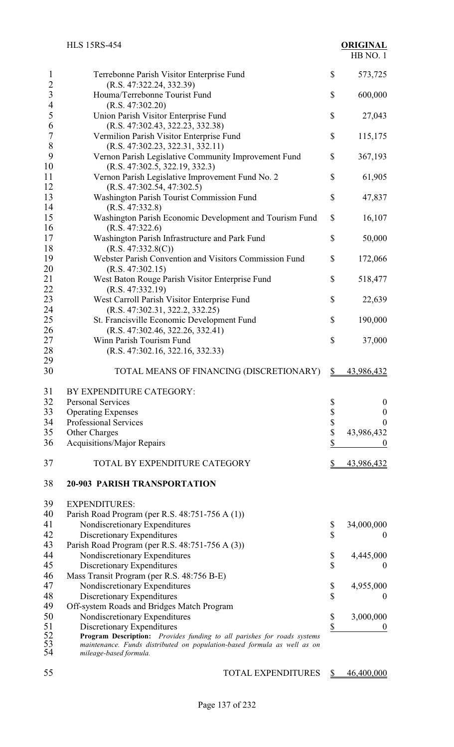| | |
|---|---|
| Terrebonne Parish Visitor Enterprise Fund (R.S. 47:322.24, 332.39) | $ 573,725 |
| Houma/Terrebonne Tourist Fund (R.S. 47:302.20) | $ 600,000 |
| Union Parish Visitor Enterprise Fund (R.S. 47:302.43, 322.23, 332.38) | $ 27,043 |
| Vermilion Parish Visitor Enterprise Fund (R.S. 47:302.23, 322.31, 332.11) | $ 115,175 |
| Vernon Parish Legislative Community Improvement Fund (R.S. 47:302.5, 322.19, 332.3) | $ 367,193 |
| Vernon Parish Legislative Improvement Fund No. 2 (R.S. 47:302.54, 47:302.5) | $ 61,905 |
| Washington Parish Tourist Commission Fund (R.S. 47:332.8) | $ 47,837 |
| Washington Parish Economic Development and Tourism Fund (R.S. 47:322.6) | $ 16,107 |
| Washington Parish Infrastructure and Park Fund (R.S. 47:332.8(C)) | $ 50,000 |
| Webster Parish Convention and Visitors Commission Fund (R.S. 47:302.15) | $ 172,066 |
| West Baton Rouge Parish Visitor Enterprise Fund (R.S. 47:332.19) | $ 518,477 |
| West Carroll Parish Visitor Enterprise Fund (R.S. 47:302.31, 322.2, 332.25) | $ 22,639 |
| St. Francisville Economic Development Fund (R.S. 47:302.46, 322.26, 332.41) | $ 190,000 |
| Winn Parish Tourism Fund (R.S. 47:302.16, 322.16, 332.33) | $ 37,000 |
| TOTAL MEANS OF FINANCING (DISCRETIONARY) | $ 43,986,432 |

| BY EXPENDITURE CATEGORY: | |
|---|---|
| Personal Services | $ 0 |
| Operating Expenses | $ 0 |
| Professional Services | $ 0 |
| Other Charges | $ 43,986,432 |
| Acquisitions/Major Repairs | $ 0 |
| TOTAL BY EXPENDITURE CATEGORY | $ 43,986,432 |

## 20-903 PARISH TRANSPORTATION

| EXPENDITURES: | |
|---|---|
| Parish Road Program (per R.S. 48:751-756 A (1)) | |
| Nondiscretionary Expenditures | $ 34,000,000 |
| Discretionary Expenditures | $ 0 |
| Parish Road Program (per R.S. 48:751-756 A (3)) | |
| Nondiscretionary Expenditures | $ 4,445,000 |
| Discretionary Expenditures | $ 0 |
| Mass Transit Program (per R.S. 48:756 B-E) | |
| Nondiscretionary Expenditures | $ 4,955,000 |
| Discretionary Expenditures | $ 0 |
| Off-system Roads and Bridges Match Program | |
| Nondiscretionary Expenditures | $ 3,000,000 |
| Discretionary Expenditures | $ 0 |

**Program Description:** *Provides funding to all parishes for roads systems maintenance. Funds distributed on population-based formula as well as on mileage-based formula.*

| | |
|---|---|
| TOTAL EXPENDITURES | $ 46,400,000 |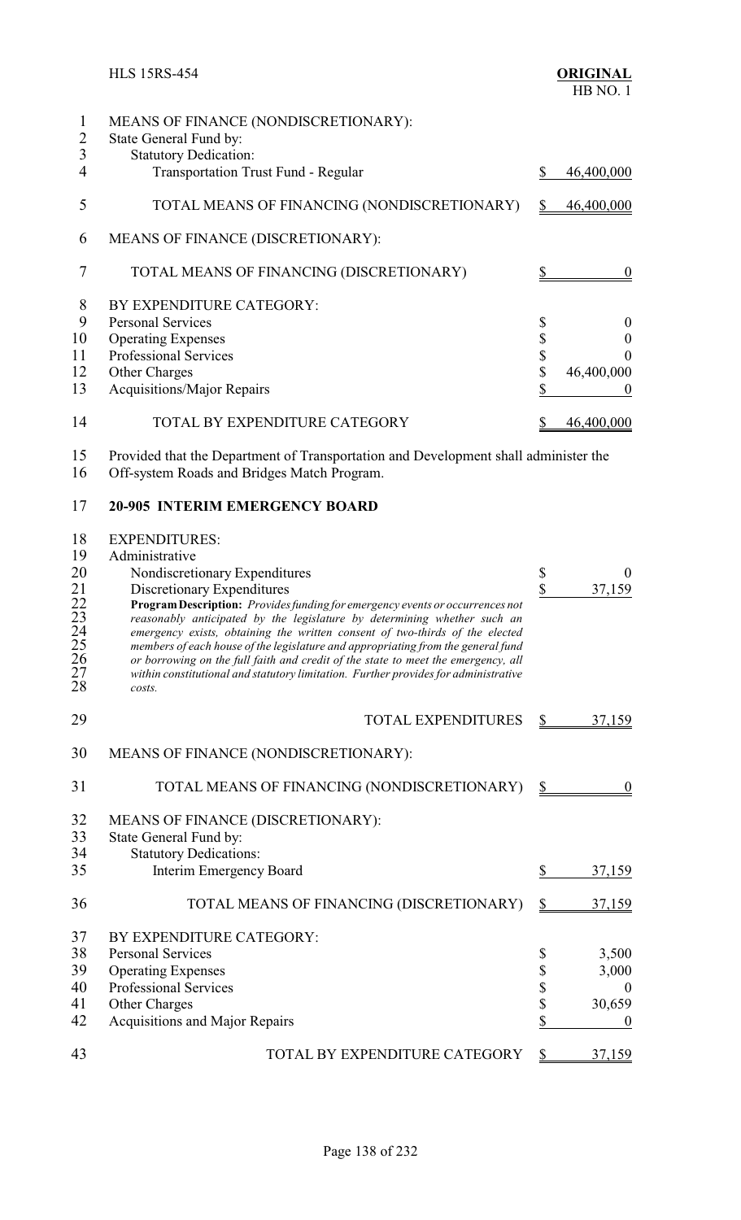| | | |
|---|---|---|
| MEANS OF FINANCE (NONDISCRETIONARY): | | |
| State General Fund by: | | |
| Statutory Dedication: | | |
| Transportation Trust Fund - Regular | $ | 46,400,000 |
| TOTAL MEANS OF FINANCING (NONDISCRETIONARY) | $ | 46,400,000 |
| MEANS OF FINANCE (DISCRETIONARY): | | |
| TOTAL MEANS OF FINANCING (DISCRETIONARY) | $ | 0 |
| BY EXPENDITURE CATEGORY: | | |
| Personal Services | $ | 0 |
| Operating Expenses | $ | 0 |
| Professional Services | $ | 0 |
| Other Charges | $ | 46,400,000 |
| Acquisitions/Major Repairs | $ | 0 |
| TOTAL BY EXPENDITURE CATEGORY | $ | 46,400,000 |

Provided that the Department of Transportation and Development shall administer the Off-system Roads and Bridges Match Program.

## 20-905 INTERIM EMERGENCY BOARD

| | | |
|---|---|---|
| EXPENDITURES: | | |
| Administrative | | |
| Nondiscretionary Expenditures | $ | 0 |
| Discretionary Expenditures | $ | 37,159 |

***Program Description:** Provides funding for emergency events or occurrences not reasonably anticipated by the legislature by determining whether such an emergency exists, obtaining the written consent of two-thirds of the elected members of each house of the legislature and appropriating from the general fund or borrowing on the full faith and credit of the state to meet the emergency, all within constitutional and statutory limitation. Further provides for administrative costs.*

| | | |
|---|---|---|
| TOTAL EXPENDITURES | $ | 37,159 |
| MEANS OF FINANCE (NONDISCRETIONARY): | | |
| TOTAL MEANS OF FINANCING (NONDISCRETIONARY) | $ | 0 |
| MEANS OF FINANCE (DISCRETIONARY): | | |
| State General Fund by: | | |
| Statutory Dedications: | | |
| Interim Emergency Board | $ | 37,159 |
| TOTAL MEANS OF FINANCING (DISCRETIONARY) | $ | 37,159 |
| BY EXPENDITURE CATEGORY: | | |
| Personal Services | $ | 3,500 |
| Operating Expenses | $ | 3,000 |
| Professional Services | $ | 0 |
| Other Charges | $ | 30,659 |
| Acquisitions and Major Repairs | $ | 0 |
| TOTAL BY EXPENDITURE CATEGORY | $ | 37,159 |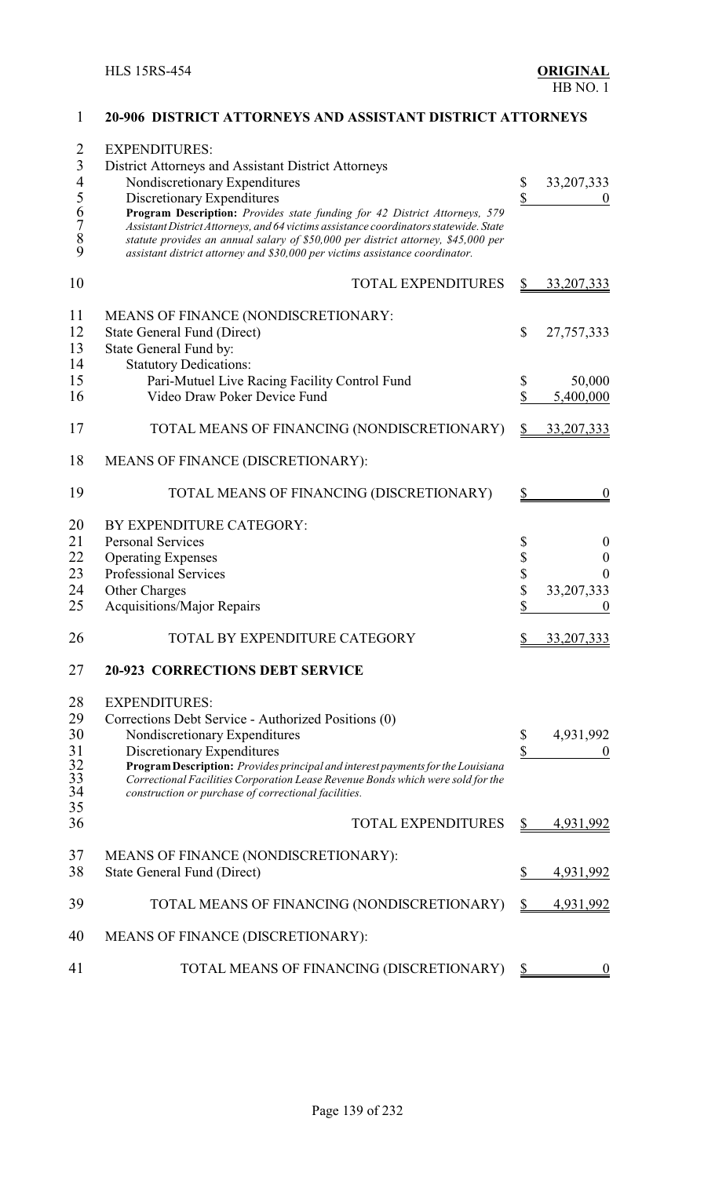## 20-906 DISTRICT ATTORNEYS AND ASSISTANT DISTRICT ATTORNEYS

| | |
|---|---|
| EXPENDITURES: | |
| District Attorneys and Assistant District Attorneys | |
| Nondiscretionary Expenditures | $ 33,207,333 |
| Discretionary Expenditures | $ 0 |

**Program Description:** *Provides state funding for 42 District Attorneys, 579 Assistant District Attorneys, and 64 victims assistance coordinators statewide. State statute provides an annual salary of $50,000 per district attorney, $45,000 per assistant district attorney and $30,000 per victims assistance coordinator.*

| | |
|---|---|
| TOTAL EXPENDITURES | $ 33,207,333 |
| MEANS OF FINANCE (NONDISCRETIONARY): | |
| State General Fund (Direct) | $ 27,757,333 |
| State General Fund by: | |
| Statutory Dedications: | |
| Pari-Mutuel Live Racing Facility Control Fund | $ 50,000 |
| Video Draw Poker Device Fund | $ 5,400,000 |
| TOTAL MEANS OF FINANCING (NONDISCRETIONARY) | $ 33,207,333 |
| MEANS OF FINANCE (DISCRETIONARY): | |
| TOTAL MEANS OF FINANCING (DISCRETIONARY) | $ 0 |
| BY EXPENDITURE CATEGORY: | |
| Personal Services | $ 0 |
| Operating Expenses | $ 0 |
| Professional Services | $ 0 |
| Other Charges | $ 33,207,333 |
| Acquisitions/Major Repairs | $ 0 |
| TOTAL BY EXPENDITURE CATEGORY | $ 33,207,333 |

## 20-923 CORRECTIONS DEBT SERVICE

| | |
|---|---|
| EXPENDITURES: | |
| Corrections Debt Service - Authorized Positions (0) | |
| Nondiscretionary Expenditures | $ 4,931,992 |
| Discretionary Expenditures | $ 0 |

**Program Description:** *Provides principal and interest payments for the Louisiana Correctional Facilities Corporation Lease Revenue Bonds which were sold for the construction or purchase of correctional facilities.*

| | |
|---|---|
| TOTAL EXPENDITURES | $ 4,931,992 |
| MEANS OF FINANCE (NONDISCRETIONARY): | |
| State General Fund (Direct) | $ 4,931,992 |
| TOTAL MEANS OF FINANCING (NONDISCRETIONARY) | $ 4,931,992 |
| MEANS OF FINANCE (DISCRETIONARY): | |
| TOTAL MEANS OF FINANCING (DISCRETIONARY) | $ 0 |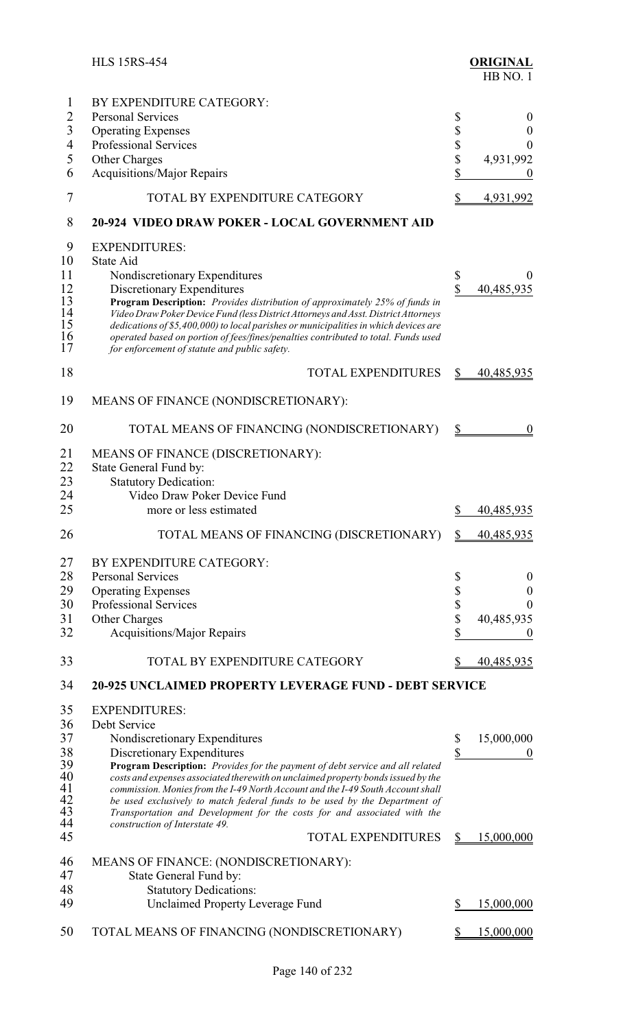BY EXPENDITURE CATEGORY:

| | |
|---|---|
| Personal Services | $ 0 |
| Operating Expenses | $ 0 |
| Professional Services | $ 0 |
| Other Charges | $ 4,931,992 |
| Acquisitions/Major Repairs | $ 0 |
| TOTAL BY EXPENDITURE CATEGORY | $ 4,931,992 |

**20-924 VIDEO DRAW POKER - LOCAL GOVERNMENT AID**

EXPENDITURES:

State Aid

| | |
|---|---|
| Nondiscretionary Expenditures | $ 0 |
| Discretionary Expenditures | $ 40,485,935 |

**Program Description:** *Provides distribution of approximately 25% of funds in Video Draw Poker Device Fund (less District Attorneys and Asst. District Attorneys dedications of $5,400,000) to local parishes or municipalities in which devices are operated based on portion of fees/fines/penalties contributed to total. Funds used for enforcement of statute and public safety.*

| | |
|---|---|
| TOTAL EXPENDITURES | $ 40,485,935 |

MEANS OF FINANCE (NONDISCRETIONARY):

| | |
|---|---|
| TOTAL MEANS OF FINANCING (NONDISCRETIONARY) | $ 0 |

MEANS OF FINANCE (DISCRETIONARY):

State General Fund by:

Statutory Dedication:

Video Draw Poker Device Fund

| | |
|---|---|
| more or less estimated | $ 40,485,935 |
| TOTAL MEANS OF FINANCING (DISCRETIONARY) | $ 40,485,935 |

BY EXPENDITURE CATEGORY:

| | |
|---|---|
| Personal Services | $ 0 |
| Operating Expenses | $ 0 |
| Professional Services | $ 0 |
| Other Charges | $ 40,485,935 |
| Acquisitions/Major Repairs | $ 0 |
| TOTAL BY EXPENDITURE CATEGORY | $ 40,485,935 |

**20-925 UNCLAIMED PROPERTY LEVERAGE FUND - DEBT SERVICE**

EXPENDITURES:

Debt Service

| | |
|---|---|
| Nondiscretionary Expenditures | $ 15,000,000 |
| Discretionary Expenditures | $ 0 |

**Program Description:** *Provides for the payment of debt service and all related costs and expenses associated therewith on unclaimed property bonds issued by the commission. Monies from the I-49 North Account and the I-49 South Account shall be used exclusively to match federal funds to be used by the Department of Transportation and Development for the costs for and associated with the construction of Interstate 49.*

| | |
|---|---|
| TOTAL EXPENDITURES | $ 15,000,000 |

MEANS OF FINANCE: (NONDISCRETIONARY):

State General Fund by:

Statutory Dedications:

| | |
|---|---|
| Unclaimed Property Leverage Fund | $ 15,000,000 |
| TOTAL MEANS OF FINANCING (NONDISCRETIONARY) | $ 15,000,000 |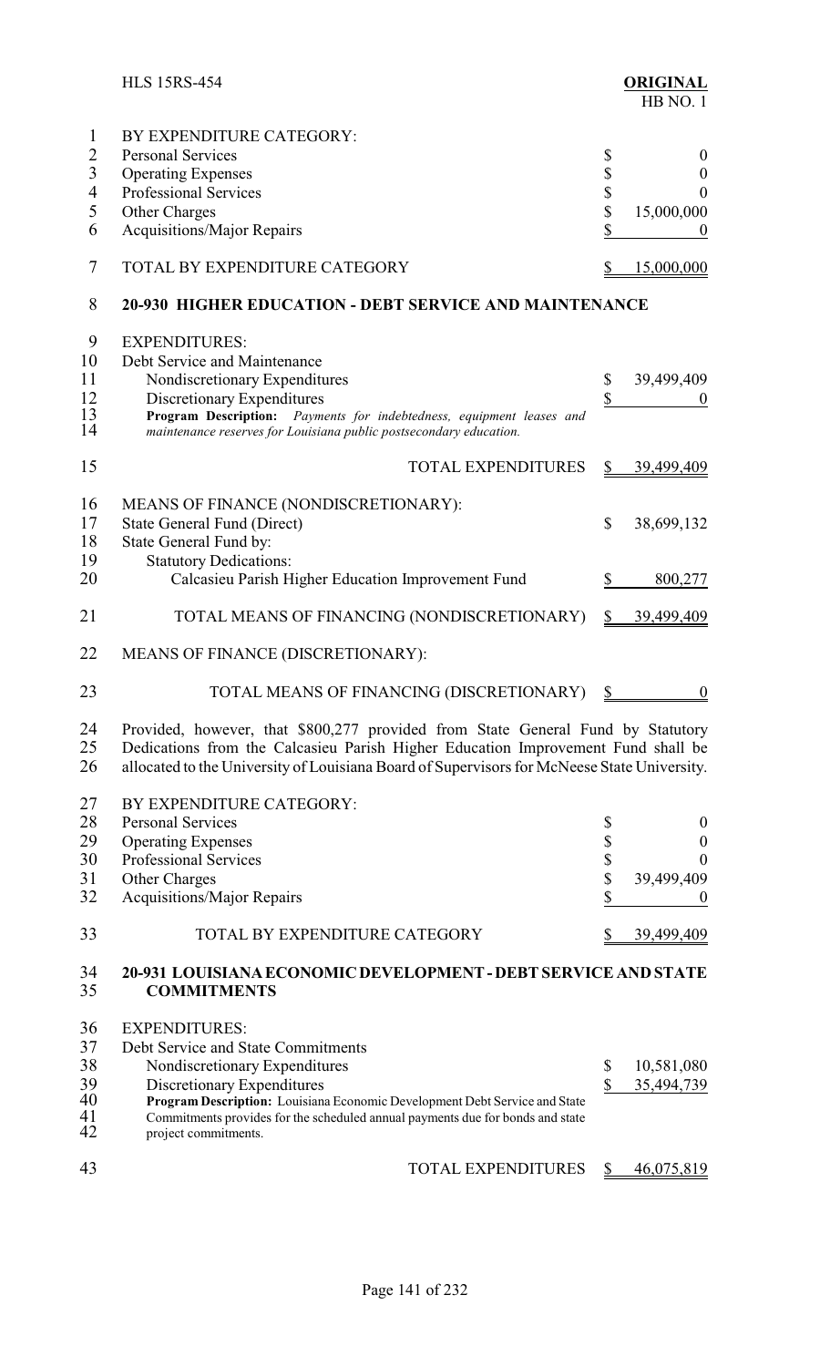BY EXPENDITURE CATEGORY:

| | |
|---|---|
| Personal Services | $ 0 |
| Operating Expenses | $ 0 |
| Professional Services | $ 0 |
| Other Charges | $ 15,000,000 |
| Acquisitions/Major Repairs | $ 0 |
| TOTAL BY EXPENDITURE CATEGORY | $ 15,000,000 |

**20-930 HIGHER EDUCATION - DEBT SERVICE AND MAINTENANCE**

EXPENDITURES:

| | |
|---|---|
| Debt Service and Maintenance | |
| Nondiscretionary Expenditures | $ 39,499,409 |
| Discretionary Expenditures | $ 0 |

**Program Description:** *Payments for indebtedness, equipment leases and maintenance reserves for Louisiana public postsecondary education.*

| | |
|---|---|
| TOTAL EXPENDITURES | $ 39,499,409 |

MEANS OF FINANCE (NONDISCRETIONARY):

| | |
|---|---|
| State General Fund (Direct) | $ 38,699,132 |
| State General Fund by: | |
| Statutory Dedications: | |
| Calcasieu Parish Higher Education Improvement Fund | $ 800,277 |
| TOTAL MEANS OF FINANCING (NONDISCRETIONARY) | $ 39,499,409 |

MEANS OF FINANCE (DISCRETIONARY):

| | |
|---|---|
| TOTAL MEANS OF FINANCING (DISCRETIONARY) | $ 0 |

Provided, however, that $800,277 provided from State General Fund by Statutory Dedications from the Calcasieu Parish Higher Education Improvement Fund shall be allocated to the University of Louisiana Board of Supervisors for McNeese State University.

BY EXPENDITURE CATEGORY:

| | |
|---|---|
| Personal Services | $ 0 |
| Operating Expenses | $ 0 |
| Professional Services | $ 0 |
| Other Charges | $ 39,499,409 |
| Acquisitions/Major Repairs | $ 0 |
| TOTAL BY EXPENDITURE CATEGORY | $ 39,499,409 |

**20-931 LOUISIANA ECONOMIC DEVELOPMENT - DEBT SERVICE AND STATE COMMITMENTS**

EXPENDITURES:

| | |
|---|---|
| Debt Service and State Commitments | |
| Nondiscretionary Expenditures | $ 10,581,080 |
| Discretionary Expenditures | $ 35,494,739 |

**Program Description:** Louisiana Economic Development Debt Service and State Commitments provides for the scheduled annual payments due for bonds and state project commitments.

| | |
|---|---|
| TOTAL EXPENDITURES | $ 46,075,819 |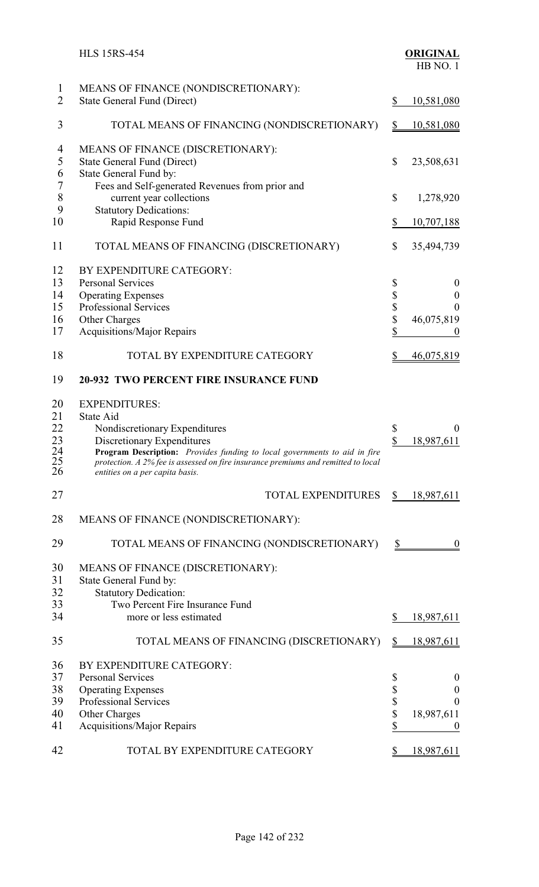| | |
|---|---|
| MEANS OF FINANCE (NONDISCRETIONARY): | |
| State General Fund (Direct) | $ 10,581,080 |
| TOTAL MEANS OF FINANCING (NONDISCRETIONARY) | $ 10,581,080 |
| MEANS OF FINANCE (DISCRETIONARY): | |
| State General Fund (Direct) | $ 23,508,631 |
| State General Fund by: | |
| Fees and Self-generated Revenues from prior and current year collections | $ 1,278,920 |
| Statutory Dedications: | |
| Rapid Response Fund | $ 10,707,188 |
| TOTAL MEANS OF FINANCING (DISCRETIONARY) | $ 35,494,739 |
| BY EXPENDITURE CATEGORY: | |
| Personal Services | $ 0 |
| Operating Expenses | $ 0 |
| Professional Services | $ 0 |
| Other Charges | $ 46,075,819 |
| Acquisitions/Major Repairs | $ 0 |
| TOTAL BY EXPENDITURE CATEGORY | $ 46,075,819 |

## 20-932 TWO PERCENT FIRE INSURANCE FUND

| | |
|---|---|
| EXPENDITURES: | |
| State Aid | |
| Nondiscretionary Expenditures | $ 0 |
| Discretionary Expenditures | $ 18,987,611 |

**Program Description:** *Provides funding to local governments to aid in fire protection. A 2% fee is assessed on fire insurance premiums and remitted to local entities on a per capita basis.*

| | |
|---|---|
| TOTAL EXPENDITURES | $ 18,987,611 |
| MEANS OF FINANCE (NONDISCRETIONARY): | |
| TOTAL MEANS OF FINANCING (NONDISCRETIONARY) | $ 0 |
| MEANS OF FINANCE (DISCRETIONARY): | |
| State General Fund by: | |
| Statutory Dedication: | |
| Two Percent Fire Insurance Fund more or less estimated | $ 18,987,611 |
| TOTAL MEANS OF FINANCING (DISCRETIONARY) | $ 18,987,611 |
| BY EXPENDITURE CATEGORY: | |
| Personal Services | $ 0 |
| Operating Expenses | $ 0 |
| Professional Services | $ 0 |
| Other Charges | $ 18,987,611 |
| Acquisitions/Major Repairs | $ 0 |
| TOTAL BY EXPENDITURE CATEGORY | $ 18,987,611 |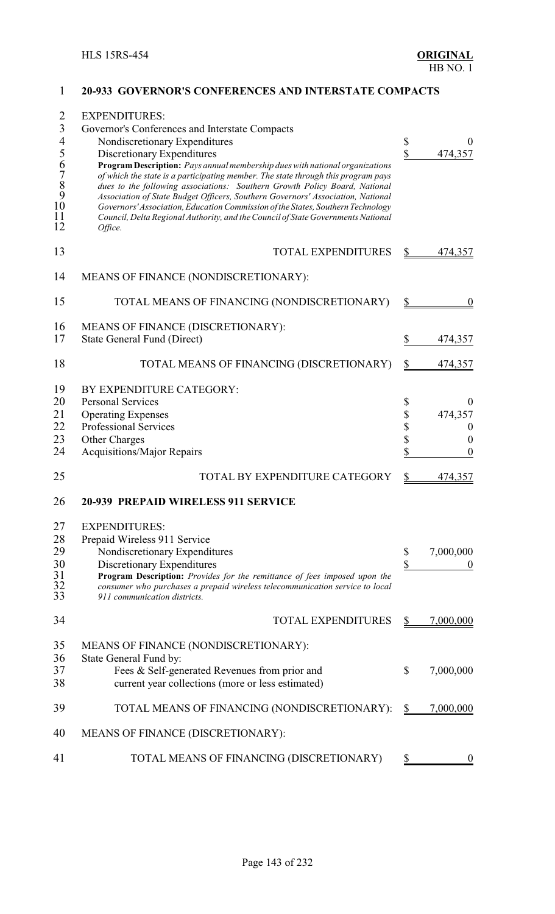## 20-933 GOVERNOR'S CONFERENCES AND INTERSTATE COMPACTS

EXPENDITURES:
Governor's Conferences and Interstate Compacts

| | |
|---|---|
| Nondiscretionary Expenditures | $ 0 |
| Discretionary Expenditures | $ 474,357 |

**Program Description:** *Pays annual membership dues with national organizations of which the state is a participating member. The state through this program pays dues to the following associations: Southern Growth Policy Board, National Association of State Budget Officers, Southern Governors' Association, National Governors' Association, Education Commission of the States, Southern Technology Council, Delta Regional Authority, and the Council of State Governments National Office.*

| | |
|---|---|
| TOTAL EXPENDITURES | $ 474,357 |

MEANS OF FINANCE (NONDISCRETIONARY):

| | |
|---|---|
| TOTAL MEANS OF FINANCING (NONDISCRETIONARY) | $ 0 |

MEANS OF FINANCE (DISCRETIONARY):

| | |
|---|---|
| State General Fund (Direct) | $ 474,357 |
| TOTAL MEANS OF FINANCING (DISCRETIONARY) | $ 474,357 |

BY EXPENDITURE CATEGORY:

| | |
|---|---|
| Personal Services | $ 0 |
| Operating Expenses | $ 474,357 |
| Professional Services | $ 0 |
| Other Charges | $ 0 |
| Acquisitions/Major Repairs | $ 0 |
| TOTAL BY EXPENDITURE CATEGORY | $ 474,357 |

## 20-939 PREPAID WIRELESS 911 SERVICE

EXPENDITURES:
Prepaid Wireless 911 Service

| | |
|---|---|
| Nondiscretionary Expenditures | $ 7,000,000 |
| Discretionary Expenditures | $ 0 |

**Program Description:** *Provides for the remittance of fees imposed upon the consumer who purchases a prepaid wireless telecommunication service to local 911 communication districts.*

| | |
|---|---|
| TOTAL EXPENDITURES | $ 7,000,000 |

MEANS OF FINANCE (NONDISCRETIONARY):
State General Fund by:

| | |
|---|---|
| Fees & Self-generated Revenues from prior and current year collections (more or less estimated) | $ 7,000,000 |
| TOTAL MEANS OF FINANCING (NONDISCRETIONARY): | $ 7,000,000 |

MEANS OF FINANCE (DISCRETIONARY):

| | |
|---|---|
| TOTAL MEANS OF FINANCING (DISCRETIONARY) | $ 0 |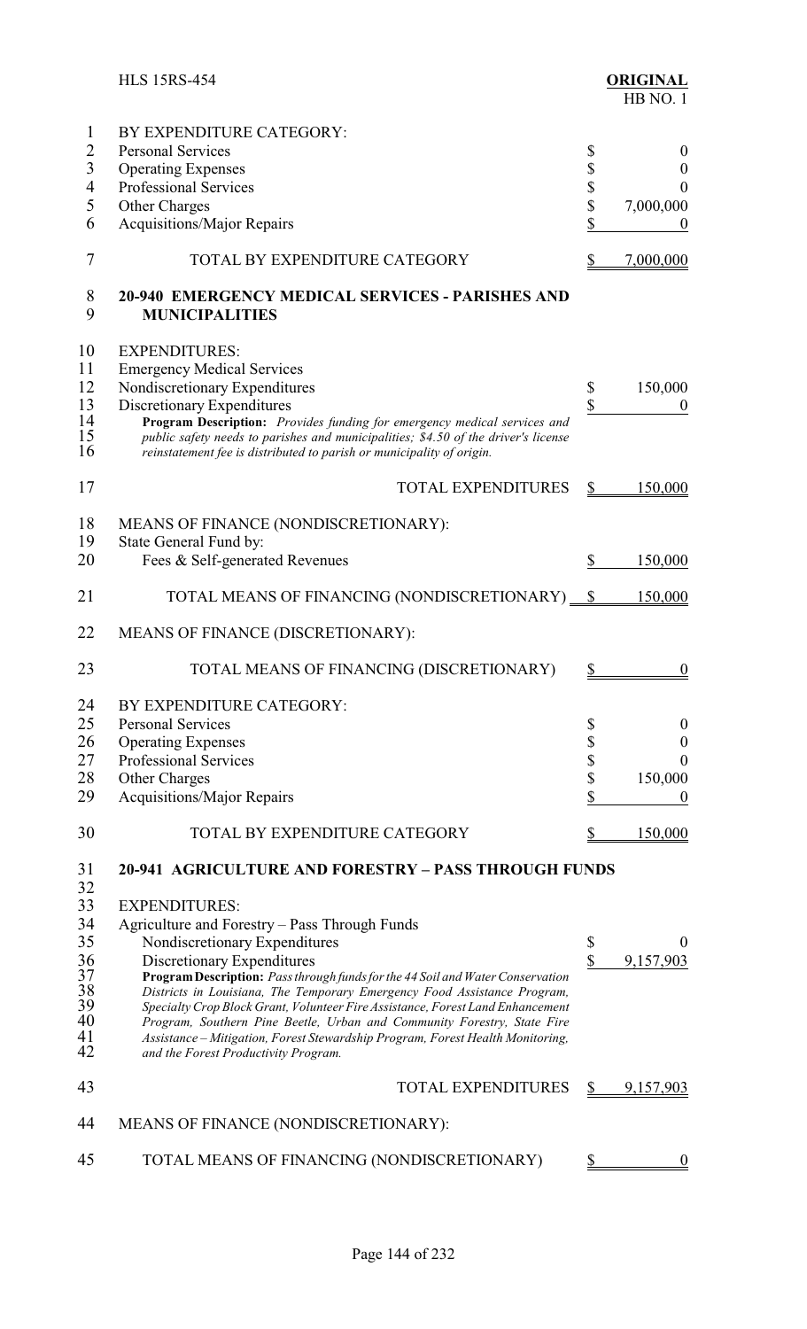BY EXPENDITURE CATEGORY:

| | | |
|---|---|---|
| Personal Services | $ | 0 |
| Operating Expenses | $ | 0 |
| Professional Services | $ | 0 |
| Other Charges | $ | 7,000,000 |
| Acquisitions/Major Repairs | $ | 0 |
| TOTAL BY EXPENDITURE CATEGORY | $ | 7,000,000 |

## 20-940 EMERGENCY MEDICAL SERVICES - PARISHES AND MUNICIPALITIES

EXPENDITURES:

| | | |
|---|---|---|
| Emergency Medical Services | | |
| Nondiscretionary Expenditures | $ | 150,000 |
| Discretionary Expenditures | $ | 0 |

***Program Description:*** *Provides funding for emergency medical services and public safety needs to parishes and municipalities; $4.50 of the driver's license reinstatement fee is distributed to parish or municipality of origin.*

| | | |
|---|---|---|
| TOTAL EXPENDITURES | $ | 150,000 |

MEANS OF FINANCE (NONDISCRETIONARY):

| | | |
|---|---|---|
| State General Fund by: | | |
| Fees & Self-generated Revenues | $ | 150,000 |
| TOTAL MEANS OF FINANCING (NONDISCRETIONARY) | $ | 150,000 |

MEANS OF FINANCE (DISCRETIONARY):

| | | |
|---|---|---|
| TOTAL MEANS OF FINANCING (DISCRETIONARY) | $ | 0 |

BY EXPENDITURE CATEGORY:

| | | |
|---|---|---|
| Personal Services | $ | 0 |
| Operating Expenses | $ | 0 |
| Professional Services | $ | 0 |
| Other Charges | $ | 150,000 |
| Acquisitions/Major Repairs | $ | 0 |
| TOTAL BY EXPENDITURE CATEGORY | $ | 150,000 |

## 20-941 AGRICULTURE AND FORESTRY – PASS THROUGH FUNDS

EXPENDITURES:

| | | |
|---|---|---|
| Agriculture and Forestry – Pass Through Funds | | |
| Nondiscretionary Expenditures | $ | 0 |
| Discretionary Expenditures | $ | 9,157,903 |

***Program Description:*** *Pass through funds for the 44 Soil and Water Conservation Districts in Louisiana, The Temporary Emergency Food Assistance Program, Specialty Crop Block Grant, Volunteer Fire Assistance, Forest Land Enhancement Program, Southern Pine Beetle, Urban and Community Forestry, State Fire Assistance – Mitigation, Forest Stewardship Program, Forest Health Monitoring, and the Forest Productivity Program.*

| | | |
|---|---|---|
| TOTAL EXPENDITURES | $ | 9,157,903 |

MEANS OF FINANCE (NONDISCRETIONARY):

| | | |
|---|---|---|
| TOTAL MEANS OF FINANCING (NONDISCRETIONARY) | $ | 0 |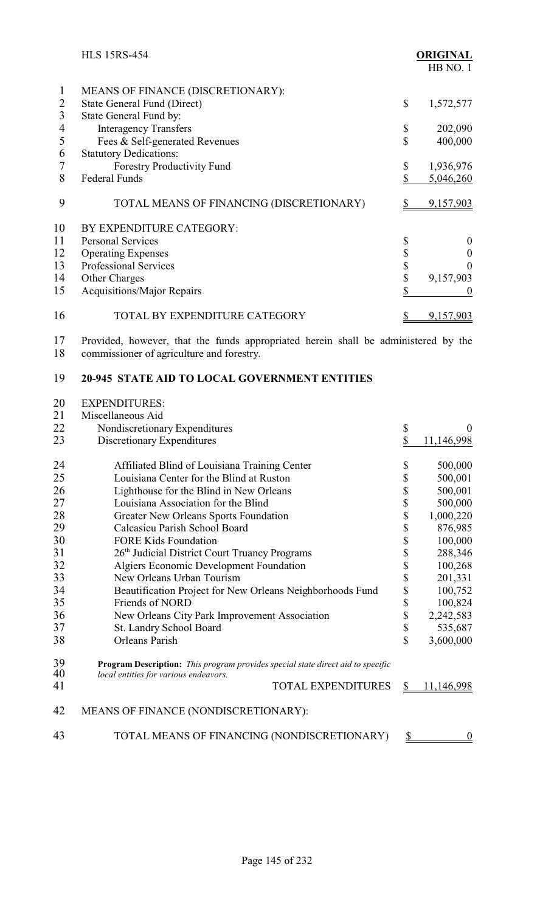MEANS OF FINANCE (DISCRETIONARY):

| | | |
|---|---|---|
| State General Fund (Direct) | $ | 1,572,577 |
| State General Fund by: | | |
| Interagency Transfers | $ | 202,090 |
| Fees & Self-generated Revenues | $ | 400,000 |
| Statutory Dedications: | | |
| Forestry Productivity Fund | $ | 1,936,976 |
| Federal Funds | $ | 5,046,260 |
| TOTAL MEANS OF FINANCING (DISCRETIONARY) | $ | 9,157,903 |

BY EXPENDITURE CATEGORY:

| | | |
|---|---|---|
| Personal Services | $ | 0 |
| Operating Expenses | $ | 0 |
| Professional Services | $ | 0 |
| Other Charges | $ | 9,157,903 |
| Acquisitions/Major Repairs | $ | 0 |
| TOTAL BY EXPENDITURE CATEGORY | $ | 9,157,903 |

Provided, however, that the funds appropriated herein shall be administered by the commissioner of agriculture and forestry.

## 20-945 STATE AID TO LOCAL GOVERNMENT ENTITIES

EXPENDITURES:

Miscellaneous Aid

| | | |
|---|---|---|
| Nondiscretionary Expenditures | $ | 0 |
| Discretionary Expenditures | $ | 11,146,998 |
| Affiliated Blind of Louisiana Training Center | $ | 500,000 |
| Louisiana Center for the Blind at Ruston | $ | 500,001 |
| Lighthouse for the Blind in New Orleans | $ | 500,001 |
| Louisiana Association for the Blind | $ | 500,000 |
| Greater New Orleans Sports Foundation | $ | 1,000,220 |
| Calcasieu Parish School Board | $ | 876,985 |
| FORE Kids Foundation | $ | 100,000 |
| 26th Judicial District Court Truancy Programs | $ | 288,346 |
| Algiers Economic Development Foundation | $ | 100,268 |
| New Orleans Urban Tourism | $ | 201,331 |
| Beautification Project for New Orleans Neighborhoods Fund | $ | 100,752 |
| Friends of NORD | $ | 100,824 |
| New Orleans City Park Improvement Association | $ | 2,242,583 |
| St. Landry School Board | $ | 535,687 |
| Orleans Parish | $ | 3,600,000 |

**Program Description:** *This program provides special state direct aid to specific local entities for various endeavors.*

| | | |
|---|---|---|
| TOTAL EXPENDITURES | $ | 11,146,998 |

MEANS OF FINANCE (NONDISCRETIONARY):

| | | |
|---|---|---|
| TOTAL MEANS OF FINANCING (NONDISCRETIONARY) | $ | 0 |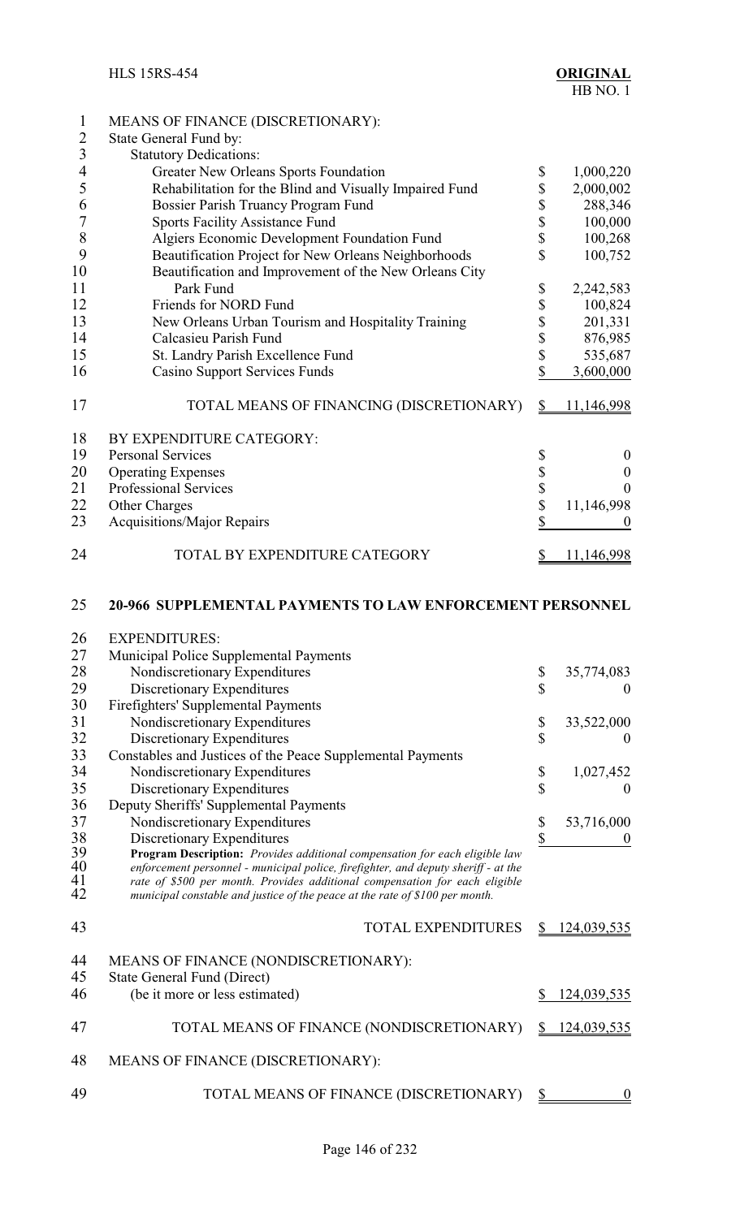MEANS OF FINANCE (DISCRETIONARY):
State General Fund by:
Statutory Dedications:

| | |
|---|---|
| Greater New Orleans Sports Foundation | $ 1,000,220 |
| Rehabilitation for the Blind and Visually Impaired Fund | $ 2,000,002 |
| Bossier Parish Truancy Program Fund | $ 288,346 |
| Sports Facility Assistance Fund | $ 100,000 |
| Algiers Economic Development Foundation Fund | $ 100,268 |
| Beautification Project for New Orleans Neighborhoods | $ 100,752 |
| Beautification and Improvement of the New Orleans City Park Fund | $ 2,242,583 |
| Friends for NORD Fund | $ 100,824 |
| New Orleans Urban Tourism and Hospitality Training | $ 201,331 |
| Calcasieu Parish Fund | $ 876,985 |
| St. Landry Parish Excellence Fund | $ 535,687 |
| Casino Support Services Funds | $ 3,600,000 |
| TOTAL MEANS OF FINANCING (DISCRETIONARY) | $ 11,146,998 |

BY EXPENDITURE CATEGORY:

| | |
|---|---|
| Personal Services | $ 0 |
| Operating Expenses | $ 0 |
| Professional Services | $ 0 |
| Other Charges | $ 11,146,998 |
| Acquisitions/Major Repairs | $ 0 |
| TOTAL BY EXPENDITURE CATEGORY | $ 11,146,998 |

## 20-966 SUPPLEMENTAL PAYMENTS TO LAW ENFORCEMENT PERSONNEL

EXPENDITURES:

| | |
|---|---|
| Municipal Police Supplemental Payments | |
| Nondiscretionary Expenditures | $ 35,774,083 |
| Discretionary Expenditures | $ 0 |
| Firefighters' Supplemental Payments | |
| Nondiscretionary Expenditures | $ 33,522,000 |
| Discretionary Expenditures | $ 0 |
| Constables and Justices of the Peace Supplemental Payments | |
| Nondiscretionary Expenditures | $ 1,027,452 |
| Discretionary Expenditures | $ 0 |
| Deputy Sheriffs' Supplemental Payments | |
| Nondiscretionary Expenditures | $ 53,716,000 |
| Discretionary Expenditures | $ 0 |

**Program Description:** *Provides additional compensation for each eligible law enforcement personnel - municipal police, firefighter, and deputy sheriff - at the rate of $500 per month. Provides additional compensation for each eligible municipal constable and justice of the peace at the rate of $100 per month.*

| | |
|---|---|
| TOTAL EXPENDITURES | $ 124,039,535 |

MEANS OF FINANCE (NONDISCRETIONARY):

| | |
|---|---|
| State General Fund (Direct) (be it more or less estimated) | $ 124,039,535 |
| TOTAL MEANS OF FINANCE (NONDISCRETIONARY) | $ 124,039,535 |

MEANS OF FINANCE (DISCRETIONARY):

| | |
|---|---|
| TOTAL MEANS OF FINANCE (DISCRETIONARY) | $ 0 |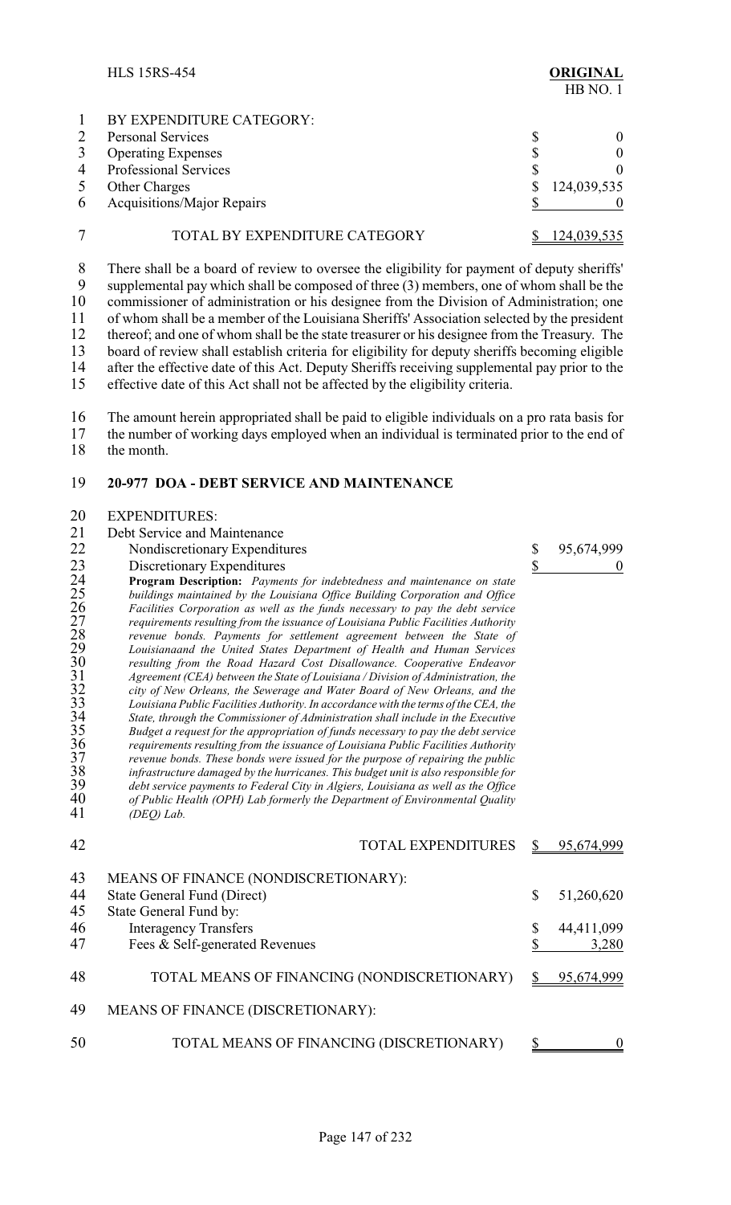| BY EXPENDITURE CATEGORY: | |
|---|---|
| Personal Services | $ 0 |
| Operating Expenses | $ 0 |
| Professional Services | $ 0 |
| Other Charges | $ 124,039,535 |
| Acquisitions/Major Repairs | $ 0 |
| TOTAL BY EXPENDITURE CATEGORY | $ 124,039,535 |

There shall be a board of review to oversee the eligibility for payment of deputy sheriffs' supplemental pay which shall be composed of three (3) members, one of whom shall be the commissioner of administration or his designee from the Division of Administration; one of whom shall be a member of the Louisiana Sheriffs' Association selected by the president thereof; and one of whom shall be the state treasurer or his designee from the Treasury. The board of review shall establish criteria for eligibility for deputy sheriffs becoming eligible after the effective date of this Act. Deputy Sheriffs receiving supplemental pay prior to the effective date of this Act shall not be affected by the eligibility criteria.

The amount herein appropriated shall be paid to eligible individuals on a pro rata basis for the number of working days employed when an individual is terminated prior to the end of the month.

## 20-977 DOA - DEBT SERVICE AND MAINTENANCE

| EXPENDITURES: | |
|---|---|
| Debt Service and Maintenance | |
| Nondiscretionary Expenditures | $ 95,674,999 |
| Discretionary Expenditures | $ 0 |

***Program Description:*** *Payments for indebtedness and maintenance on state buildings maintained by the Louisiana Office Building Corporation and Office Facilities Corporation as well as the funds necessary to pay the debt service requirements resulting from the issuance of Louisiana Public Facilities Authority revenue bonds. Payments for settlement agreement between the State of Louisianaand the United States Department of Health and Human Services resulting from the Road Hazard Cost Disallowance. Cooperative Endeavor Agreement (CEA) between the State of Louisiana / Division of Administration, the city of New Orleans, the Sewerage and Water Board of New Orleans, and the Louisiana Public Facilities Authority. In accordance with the terms of the CEA, the State, through the Commissioner of Administration shall include in the Executive Budget a request for the appropriation of funds necessary to pay the debt service requirements resulting from the issuance of Louisiana Public Facilities Authority revenue bonds. These bonds were issued for the purpose of repairing the public infrastructure damaged by the hurricanes. This budget unit is also responsible for debt service payments to Federal City in Algiers, Louisiana as well as the Office of Public Health (OPH) Lab formerly the Department of Environmental Quality (DEQ) Lab.*

| | |
|---|---|
| TOTAL EXPENDITURES | $ 95,674,999 |
| MEANS OF FINANCE (NONDISCRETIONARY): | |
| State General Fund (Direct) | $ 51,260,620 |
| State General Fund by: | |
| Interagency Transfers | $ 44,411,099 |
| Fees & Self-generated Revenues | $ 3,280 |
| TOTAL MEANS OF FINANCING (NONDISCRETIONARY) | $ 95,674,999 |
| MEANS OF FINANCE (DISCRETIONARY): | |
| TOTAL MEANS OF FINANCING (DISCRETIONARY) | $ 0 |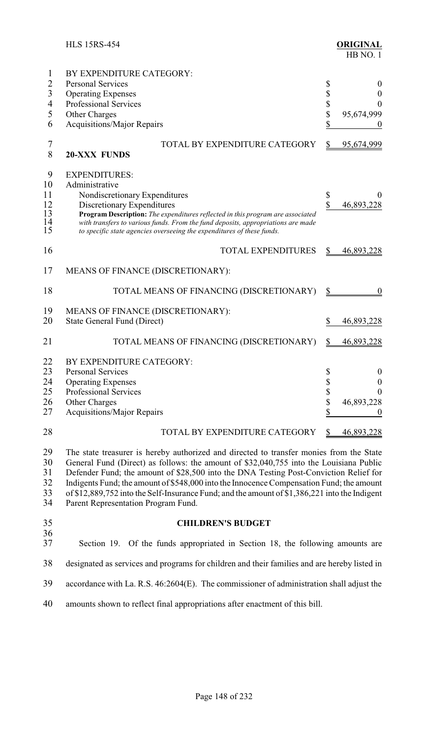BY EXPENDITURE CATEGORY:

| | | |
|---|---|---|
| Personal Services | $ | 0 |
| Operating Expenses | $ | 0 |
| Professional Services | $ | 0 |
| Other Charges | $ | 95,674,999 |
| Acquisitions/Major Repairs | $ | 0 |
| TOTAL BY EXPENDITURE CATEGORY | $ | 95,674,999 |

**20-XXX FUNDS**

EXPENDITURES:

Administrative

| | | |
|---|---|---|
| Nondiscretionary Expenditures | $ | 0 |
| Discretionary Expenditures | $ | 46,893,228 |

***Program Description:*** *The expenditures reflected in this program are associated with transfers to various funds. From the fund deposits, appropriations are made to specific state agencies overseeing the expenditures of these funds.*

| | | |
|---|---|---|
| TOTAL EXPENDITURES | $ | 46,893,228 |

MEANS OF FINANCE (DISCRETIONARY):

| | | |
|---|---|---|
| TOTAL MEANS OF FINANCING (DISCRETIONARY) | $ | 0 |

MEANS OF FINANCE (DISCRETIONARY):

| | | |
|---|---|---|
| State General Fund (Direct) | $ | 46,893,228 |
| TOTAL MEANS OF FINANCING (DISCRETIONARY) | $ | 46,893,228 |

BY EXPENDITURE CATEGORY:

| | | |
|---|---|---|
| Personal Services | $ | 0 |
| Operating Expenses | $ | 0 |
| Professional Services | $ | 0 |
| Other Charges | $ | 46,893,228 |
| Acquisitions/Major Repairs | $ | 0 |
| TOTAL BY EXPENDITURE CATEGORY | $ | 46,893,228 |

The state treasurer is hereby authorized and directed to transfer monies from the State General Fund (Direct) as follows: the amount of $32,040,755 into the Louisiana Public Defender Fund; the amount of $28,500 into the DNA Testing Post-Conviction Relief for Indigents Fund; the amount of $548,000 into the Innocence Compensation Fund; the amount of $12,889,752 into the Self-Insurance Fund; and the amount of $1,386,221 into the Indigent Parent Representation Program Fund.

## CHILDREN'S BUDGET

Section 19. Of the funds appropriated in Section 18, the following amounts are designated as services and programs for children and their families and are hereby listed in accordance with La. R.S. 46:2604(E). The commissioner of administration shall adjust the amounts shown to reflect final appropriations after enactment of this bill.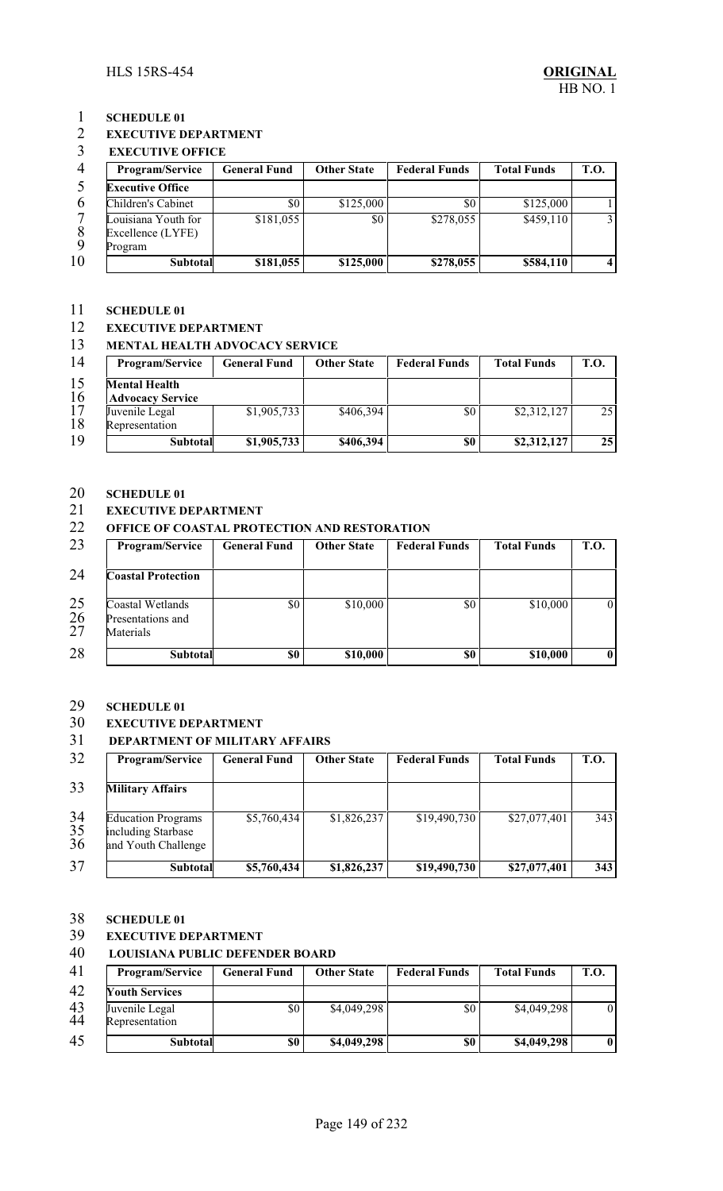**SCHEDULE 01**

**EXECUTIVE DEPARTMENT**

**EXECUTIVE OFFICE**

| Program/Service | General Fund | Other State | Federal Funds | Total Funds | T.O. |
|---|---|---|---|---|---|
| **Executive Office** | | | | | |
| Children's Cabinet | $0 | $125,000 | $0 | $125,000 | 1 |
| Louisiana Youth for Excellence (LYFE) Program | $181,055 | $0 | $278,055 | $459,110 | 3 |
| **Subtotal** | **$181,055** | **$125,000** | **$278,055** | **$584,110** | **4** |

**SCHEDULE 01**

**EXECUTIVE DEPARTMENT**

**MENTAL HEALTH ADVOCACY SERVICE**

| Program/Service | General Fund | Other State | Federal Funds | Total Funds | T.O. |
|---|---|---|---|---|---|
| **Mental Health Advocacy Service** | | | | | |
| Juvenile Legal Representation | $1,905,733 | $406,394 | $0 | $2,312,127 | 25 |
| **Subtotal** | **$1,905,733** | **$406,394** | **$0** | **$2,312,127** | **25** |

**SCHEDULE 01**

**EXECUTIVE DEPARTMENT**

**OFFICE OF COASTAL PROTECTION AND RESTORATION**

| Program/Service | General Fund | Other State | Federal Funds | Total Funds | T.O. |
|---|---|---|---|---|---|
| **Coastal Protection** | | | | | |
| Coastal Wetlands Presentations and Materials | $0 | $10,000 | $0 | $10,000 | 0 |
| **Subtotal** | **$0** | **$10,000** | **$0** | **$10,000** | **0** |

**SCHEDULE 01**

**EXECUTIVE DEPARTMENT**

**DEPARTMENT OF MILITARY AFFAIRS**

| Program/Service | General Fund | Other State | Federal Funds | Total Funds | T.O. |
|---|---|---|---|---|---|
| **Military Affairs** | | | | | |
| Education Programs including Starbase and Youth Challenge | $5,760,434 | $1,826,237 | $19,490,730 | $27,077,401 | 343 |
| **Subtotal** | **$5,760,434** | **$1,826,237** | **$19,490,730** | **$27,077,401** | **343** |

**SCHEDULE 01**

**EXECUTIVE DEPARTMENT**

**LOUISIANA PUBLIC DEFENDER BOARD**

| Program/Service | General Fund | Other State | Federal Funds | Total Funds | T.O. |
|---|---|---|---|---|---|
| **Youth Services** | | | | | |
| Juvenile Legal Representation | $0 | $4,049,298 | $0 | $4,049,298 | 0 |
| **Subtotal** | **$0** | **$4,049,298** | **$0** | **$4,049,298** | **0** |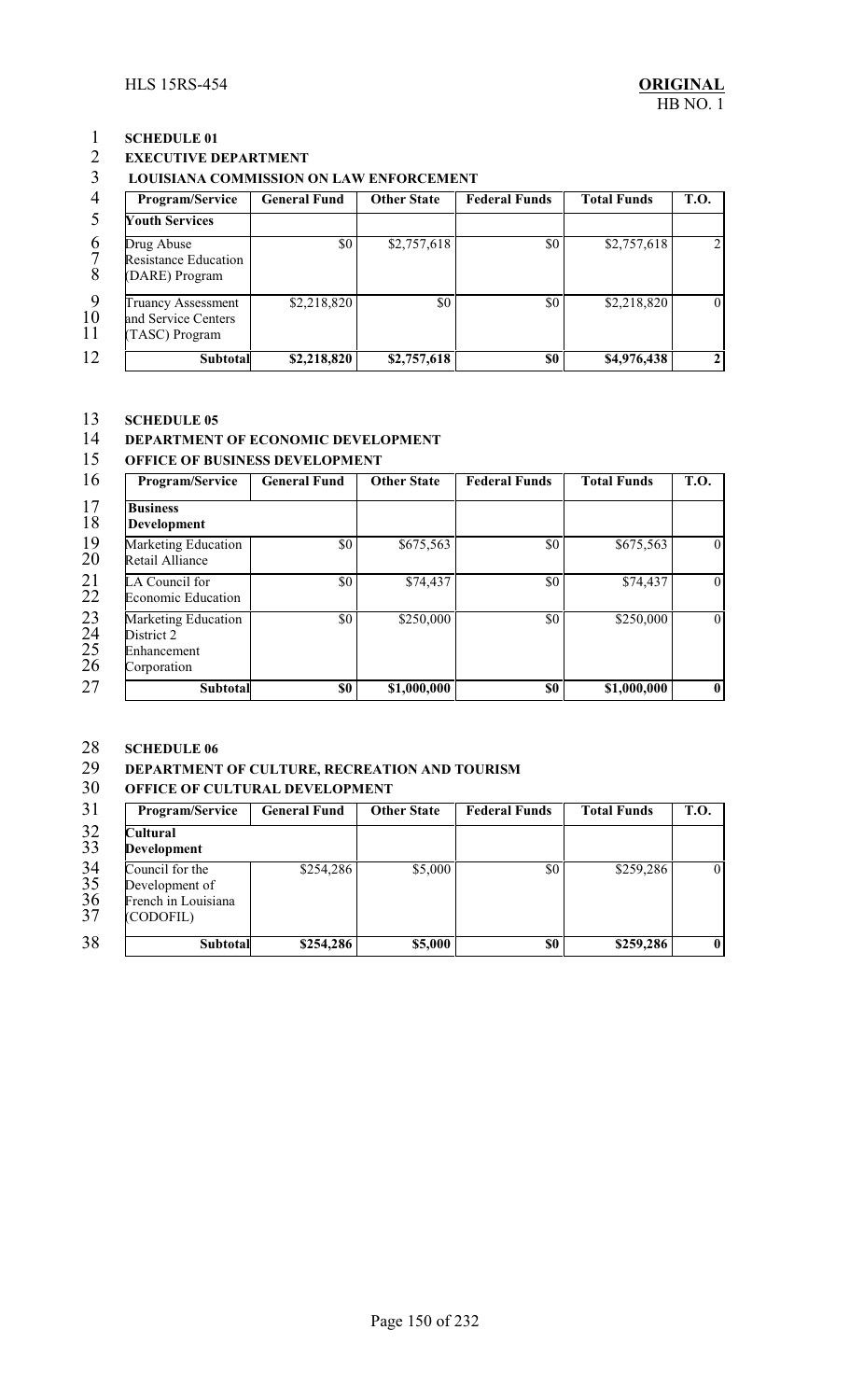**SCHEDULE 01**

**EXECUTIVE DEPARTMENT**

**LOUISIANA COMMISSION ON LAW ENFORCEMENT**

| Program/Service | General Fund | Other State | Federal Funds | Total Funds | T.O. |
|---|---|---|---|---|---|
| **Youth Services** | | | | | |
| Drug Abuse Resistance Education (DARE) Program | $0 | $2,757,618 | $0 | $2,757,618 | 2 |
| Truancy Assessment and Service Centers (TASC) Program | $2,218,820 | $0 | $0 | $2,218,820 | 0 |
| **Subtotal** | **$2,218,820** | **$2,757,618** | **$0** | **$4,976,438** | **2** |

**SCHEDULE 05**

**DEPARTMENT OF ECONOMIC DEVELOPMENT**

**OFFICE OF BUSINESS DEVELOPMENT**

| Program/Service | General Fund | Other State | Federal Funds | Total Funds | T.O. |
|---|---|---|---|---|---|
| **Business Development** | | | | | |
| Marketing Education Retail Alliance | $0 | $675,563 | $0 | $675,563 | 0 |
| LA Council for Economic Education | $0 | $74,437 | $0 | $74,437 | 0 |
| Marketing Education District 2 Enhancement Corporation | $0 | $250,000 | $0 | $250,000 | 0 |
| **Subtotal** | **$0** | **$1,000,000** | **$0** | **$1,000,000** | **0** |

**SCHEDULE 06**

**DEPARTMENT OF CULTURE, RECREATION AND TOURISM**

**OFFICE OF CULTURAL DEVELOPMENT**

| Program/Service | General Fund | Other State | Federal Funds | Total Funds | T.O. |
|---|---|---|---|---|---|
| **Cultural Development** | | | | | |
| Council for the Development of French in Louisiana (CODOFIL) | $254,286 | $5,000 | $0 | $259,286 | 0 |
| **Subtotal** | **$254,286** | **$5,000** | **$0** | **$259,286** | **0** |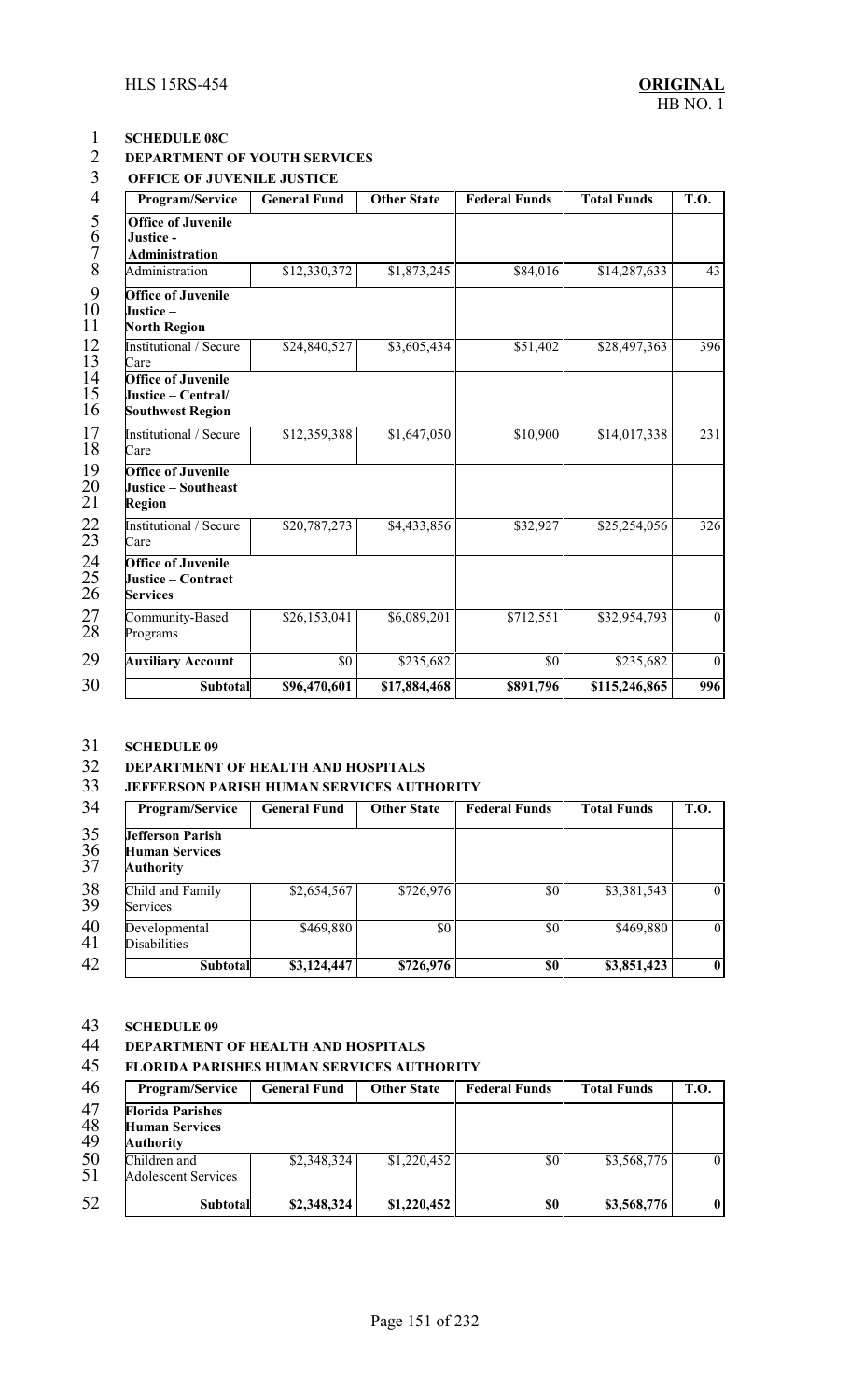**SCHEDULE 08C**

**DEPARTMENT OF YOUTH SERVICES**

**OFFICE OF JUVENILE JUSTICE**

| Program/Service | General Fund | Other State | Federal Funds | Total Funds | T.O. |
|---|---|---|---|---|---|
| **Office of Juvenile Justice - Administration** | | | | | |
| Administration | $12,330,372 | $1,873,245 | $84,016 | $14,287,633 | 43 |
| **Office of Juvenile Justice – North Region** | | | | | |
| Institutional / Secure Care | $24,840,527 | $3,605,434 | $51,402 | $28,497,363 | 396 |
| **Office of Juvenile Justice – Central/ Southwest Region** | | | | | |
| Institutional / Secure Care | $12,359,388 | $1,647,050 | $10,900 | $14,017,338 | 231 |
| **Office of Juvenile Justice – Southeast Region** | | | | | |
| Institutional / Secure Care | $20,787,273 | $4,433,856 | $32,927 | $25,254,056 | 326 |
| **Office of Juvenile Justice – Contract Services** | | | | | |
| Community-Based Programs | $26,153,041 | $6,089,201 | $712,551 | $32,954,793 | 0 |
| **Auxiliary Account** | $0 | $235,682 | $0 | $235,682 | 0 |
| **Subtotal** | **$96,470,601** | **$17,884,468** | **$891,796** | **$115,246,865** | **996** |

**SCHEDULE 09**

**DEPARTMENT OF HEALTH AND HOSPITALS**

**JEFFERSON PARISH HUMAN SERVICES AUTHORITY**

| Program/Service | General Fund | Other State | Federal Funds | Total Funds | T.O. |
|---|---|---|---|---|---|
| **Jefferson Parish Human Services Authority** | | | | | |
| Child and Family Services | $2,654,567 | $726,976 | $0 | $3,381,543 | 0 |
| Developmental Disabilities | $469,880 | $0 | $0 | $469,880 | 0 |
| **Subtotal** | **$3,124,447** | **$726,976** | **$0** | **$3,851,423** | **0** |

**SCHEDULE 09**

**DEPARTMENT OF HEALTH AND HOSPITALS**

**FLORIDA PARISHES HUMAN SERVICES AUTHORITY**

| Program/Service | General Fund | Other State | Federal Funds | Total Funds | T.O. |
|---|---|---|---|---|---|
| **Florida Parishes Human Services Authority** | | | | | |
| Children and Adolescent Services | $2,348,324 | $1,220,452 | $0 | $3,568,776 | 0 |
| **Subtotal** | **$2,348,324** | **$1,220,452** | **$0** | **$3,568,776** | **0** |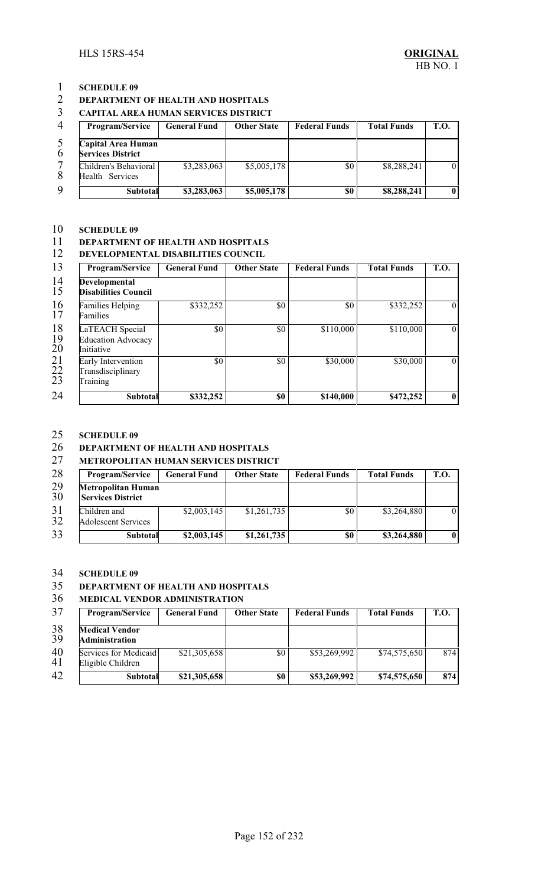**SCHEDULE 09**

**DEPARTMENT OF HEALTH AND HOSPITALS**

**CAPITAL AREA HUMAN SERVICES DISTRICT**

| Program/Service | General Fund | Other State | Federal Funds | Total Funds | T.O. |
|---|---|---|---|---|---|
| **Capital Area Human Services District** | | | | | |
| Children's Behavioral Health Services | $3,283,063 | $5,005,178 | $0 | $8,288,241 | 0 |
| **Subtotal** | **$3,283,063** | **$5,005,178** | **$0** | **$8,288,241** | **0** |

**SCHEDULE 09**

**DEPARTMENT OF HEALTH AND HOSPITALS**

**DEVELOPMENTAL DISABILITIES COUNCIL**

| Program/Service | General Fund | Other State | Federal Funds | Total Funds | T.O. |
|---|---|---|---|---|---|
| **Developmental Disabilities Council** | | | | | |
| Families Helping Families | $332,252 | $0 | $0 | $332,252 | 0 |
| LaTEACH Special Education Advocacy Initiative | $0 | $0 | $110,000 | $110,000 | 0 |
| Early Intervention Transdisciplinary Training | $0 | $0 | $30,000 | $30,000 | 0 |
| **Subtotal** | **$332,252** | **$0** | **$140,000** | **$472,252** | **0** |

**SCHEDULE 09**

**DEPARTMENT OF HEALTH AND HOSPITALS**

**METROPOLITAN HUMAN SERVICES DISTRICT**

| Program/Service | General Fund | Other State | Federal Funds | Total Funds | T.O. |
|---|---|---|---|---|---|
| **Metropolitan Human Services District** | | | | | |
| Children and Adolescent Services | $2,003,145 | $1,261,735 | $0 | $3,264,880 | 0 |
| **Subtotal** | **$2,003,145** | **$1,261,735** | **$0** | **$3,264,880** | **0** |

**SCHEDULE 09**

**DEPARTMENT OF HEALTH AND HOSPITALS**

**MEDICAL VENDOR ADMINISTRATION**

| Program/Service | General Fund | Other State | Federal Funds | Total Funds | T.O. |
|---|---|---|---|---|---|
| **Medical Vendor Administration** | | | | | |
| Services for Medicaid Eligible Children | $21,305,658 | $0 | $53,269,992 | $74,575,650 | 874 |
| **Subtotal** | **$21,305,658** | **$0** | **$53,269,992** | **$74,575,650** | **874** |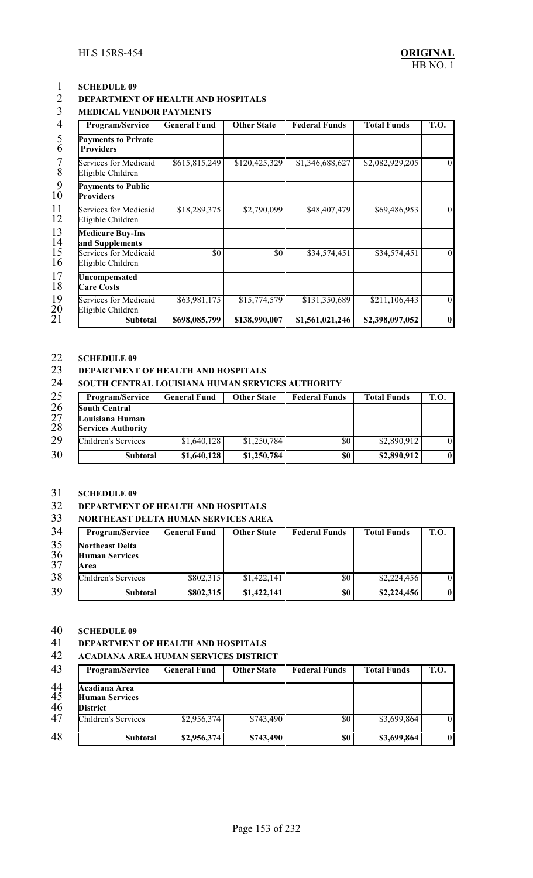**SCHEDULE 09**

**DEPARTMENT OF HEALTH AND HOSPITALS**

**MEDICAL VENDOR PAYMENTS**

| Program/Service | General Fund | Other State | Federal Funds | Total Funds | T.O. |
|---|---|---|---|---|---|
| **Payments to Private Providers** | | | | | |
| Services for Medicaid Eligible Children | $615,815,249 | $120,425,329 | $1,346,688,627 | $2,082,929,205 | 0 |
| **Payments to Public Providers** | | | | | |
| Services for Medicaid Eligible Children | $18,289,375 | $2,790,099 | $48,407,479 | $69,486,953 | 0 |
| **Medicare Buy-Ins and Supplements** | | | | | |
| Services for Medicaid Eligible Children | $0 | $0 | $34,574,451 | $34,574,451 | 0 |
| **Uncompensated Care Costs** | | | | | |
| Services for Medicaid Eligible Children | $63,981,175 | $15,774,579 | $131,350,689 | $211,106,443 | 0 |
| **Subtotal** | **$698,085,799** | **$138,990,007** | **$1,561,021,246** | **$2,398,097,052** | **0** |

**SCHEDULE 09**

**DEPARTMENT OF HEALTH AND HOSPITALS**

**SOUTH CENTRAL LOUISIANA HUMAN SERVICES AUTHORITY**

| Program/Service | General Fund | Other State | Federal Funds | Total Funds | T.O. |
|---|---|---|---|---|---|
| **South Central Louisiana Human Services Authority** | | | | | |
| Children's Services | $1,640,128 | $1,250,784 | $0 | $2,890,912 | 0 |
| **Subtotal** | **$1,640,128** | **$1,250,784** | **$0** | **$2,890,912** | **0** |

**SCHEDULE 09**

**DEPARTMENT OF HEALTH AND HOSPITALS**

**NORTHEAST DELTA HUMAN SERVICES AREA**

| Program/Service | General Fund | Other State | Federal Funds | Total Funds | T.O. |
|---|---|---|---|---|---|
| **Northeast Delta Human Services Area** | | | | | |
| Children's Services | $802,315 | $1,422,141 | $0 | $2,224,456 | 0 |
| **Subtotal** | **$802,315** | **$1,422,141** | **$0** | **$2,224,456** | **0** |

**SCHEDULE 09**

**DEPARTMENT OF HEALTH AND HOSPITALS**

**ACADIANA AREA HUMAN SERVICES DISTRICT**

| Program/Service | General Fund | Other State | Federal Funds | Total Funds | T.O. |
|---|---|---|---|---|---|
| **Acadiana Area Human Services District** | | | | | |
| Children's Services | $2,956,374 | $743,490 | $0 | $3,699,864 | 0 |
| **Subtotal** | **$2,956,374** | **$743,490** | **$0** | **$3,699,864** | **0** |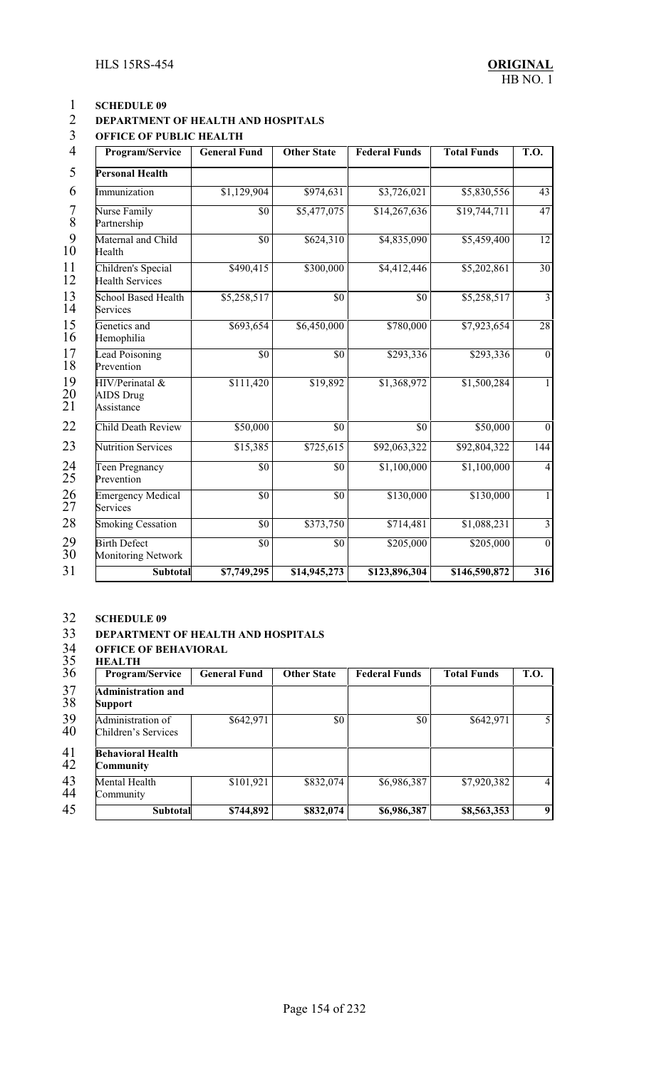**SCHEDULE 09**

**DEPARTMENT OF HEALTH AND HOSPITALS**

**OFFICE OF PUBLIC HEALTH**

| Program/Service | General Fund | Other State | Federal Funds | Total Funds | T.O. |
|---|---|---|---|---|---|
| **Personal Health** | | | | | |
| Immunization | $1,129,904 | $974,631 | $3,726,021 | $5,830,556 | 43 |
| Nurse Family Partnership | $0 | $5,477,075 | $14,267,636 | $19,744,711 | 47 |
| Maternal and Child Health | $0 | $624,310 | $4,835,090 | $5,459,400 | 12 |
| Children's Special Health Services | $490,415 | $300,000 | $4,412,446 | $5,202,861 | 30 |
| School Based Health Services | $5,258,517 | $0 | $0 | $5,258,517 | 3 |
| Genetics and Hemophilia | $693,654 | $6,450,000 | $780,000 | $7,923,654 | 28 |
| Lead Poisoning Prevention | $0 | $0 | $293,336 | $293,336 | 0 |
| HIV/Perinatal & AIDS Drug Assistance | $111,420 | $19,892 | $1,368,972 | $1,500,284 | 1 |
| Child Death Review | $50,000 | $0 | $0 | $50,000 | 0 |
| Nutrition Services | $15,385 | $725,615 | $92,063,322 | $92,804,322 | 144 |
| Teen Pregnancy Prevention | $0 | $0 | $1,100,000 | $1,100,000 | 4 |
| Emergency Medical Services | $0 | $0 | $130,000 | $130,000 | 1 |
| Smoking Cessation | $0 | $373,750 | $714,481 | $1,088,231 | 3 |
| Birth Defect Monitoring Network | $0 | $0 | $205,000 | $205,000 | 0 |
| **Subtotal** | **$7,749,295** | **$14,945,273** | **$123,896,304** | **$146,590,872** | **316** |

**SCHEDULE 09**

**DEPARTMENT OF HEALTH AND HOSPITALS**

**OFFICE OF BEHAVIORAL HEALTH**

| Program/Service | General Fund | Other State | Federal Funds | Total Funds | T.O. |
|---|---|---|---|---|---|
| **Administration and Support** | | | | | |
| Administration of Children's Services | $642,971 | $0 | $0 | $642,971 | 5 |
| **Behavioral Health Community** | | | | | |
| Mental Health Community | $101,921 | $832,074 | $6,986,387 | $7,920,382 | 4 |
| **Subtotal** | **$744,892** | **$832,074** | **$6,986,387** | **$8,563,353** | **9** |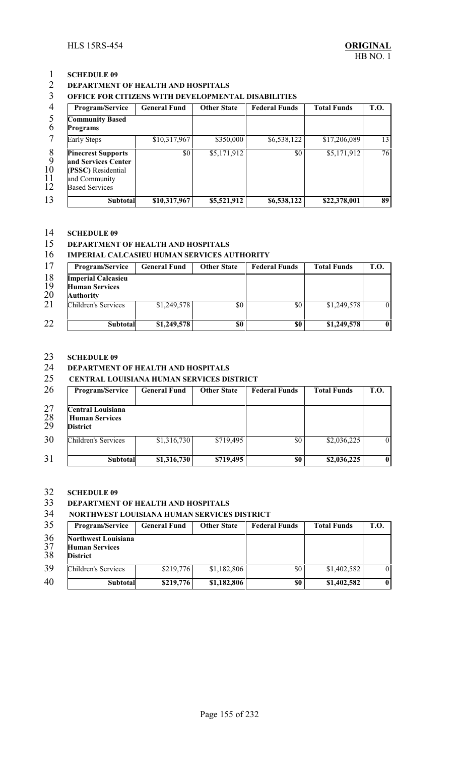**SCHEDULE 09**
**DEPARTMENT OF HEALTH AND HOSPITALS**
**OFFICE FOR CITIZENS WITH DEVELOPMENTAL DISABILITIES**

| Program/Service | General Fund | Other State | Federal Funds | Total Funds | T.O. |
|---|---|---|---|---|---|
| **Community Based Programs** | | | | | |
| Early Steps | $10,317,967 | $350,000 | $6,538,122 | $17,206,089 | 13 |
| **Pinecrest Supports and Services Center (PSSC)** Residential and Community Based Services | $0 | $5,171,912 | $0 | $5,171,912 | 76 |
| **Subtotal** | **$10,317,967** | **$5,521,912** | **$6,538,122** | **$22,378,001** | **89** |

**SCHEDULE 09**
**DEPARTMENT OF HEALTH AND HOSPITALS**
**IMPERIAL CALCASIEU HUMAN SERVICES AUTHORITY**

| Program/Service | General Fund | Other State | Federal Funds | Total Funds | T.O. |
|---|---|---|---|---|---|
| **Imperial Calcasieu Human Services Authority** | | | | | |
| Children's Services | $1,249,578 | $0 | $0 | $1,249,578 | 0 |
| **Subtotal** | **$1,249,578** | **$0** | **$0** | **$1,249,578** | **0** |

**SCHEDULE 09**
**DEPARTMENT OF HEALTH AND HOSPITALS**
**CENTRAL LOUISIANA HUMAN SERVICES DISTRICT**

| Program/Service | General Fund | Other State | Federal Funds | Total Funds | T.O. |
|---|---|---|---|---|---|
| **Central Louisiana Human Services District** | | | | | |
| Children's Services | $1,316,730 | $719,495 | $0 | $2,036,225 | 0 |
| **Subtotal** | **$1,316,730** | **$719,495** | **$0** | **$2,036,225** | **0** |

**SCHEDULE 09**
**DEPARTMENT OF HEALTH AND HOSPITALS**
**NORTHWEST LOUISIANA HUMAN SERVICES DISTRICT**

| Program/Service | General Fund | Other State | Federal Funds | Total Funds | T.O. |
|---|---|---|---|---|---|
| **Northwest Louisiana Human Services District** | | | | | |
| Children's Services | $219,776 | $1,182,806 | $0 | $1,402,582 | 0 |
| **Subtotal** | **$219,776** | **$1,182,806** | **$0** | **$1,402,582** | **0** |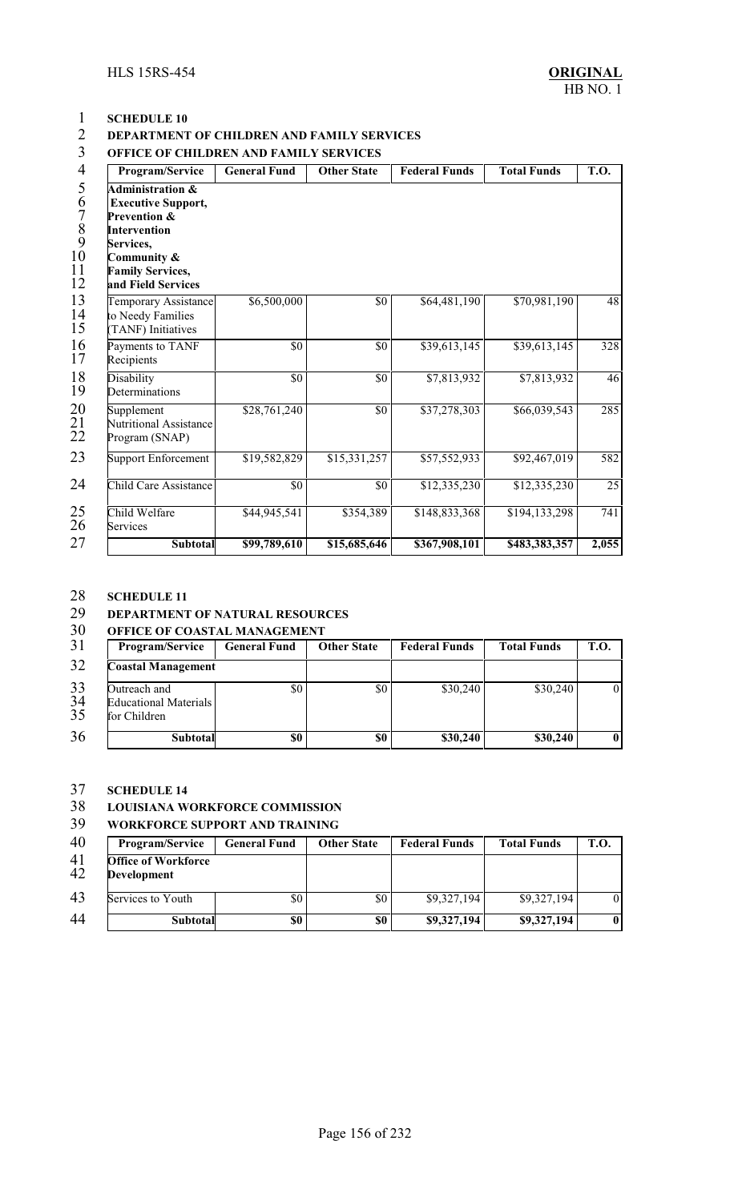**SCHEDULE 10**

**DEPARTMENT OF CHILDREN AND FAMILY SERVICES**

**OFFICE OF CHILDREN AND FAMILY SERVICES**

| Program/Service | General Fund | Other State | Federal Funds | Total Funds | T.O. |
|---|---|---|---|---|---|
| **Administration & Executive Support, Prevention & Intervention Services, Community & Family Services, and Field Services** | | | | | |
| Temporary Assistance to Needy Families (TANF) Initiatives | $6,500,000 | $0 | $64,481,190 | $70,981,190 | 48 |
| Payments to TANF Recipients | $0 | $0 | $39,613,145 | $39,613,145 | 328 |
| Disability Determinations | $0 | $0 | $7,813,932 | $7,813,932 | 46 |
| Supplement Nutritional Assistance Program (SNAP) | $28,761,240 | $0 | $37,278,303 | $66,039,543 | 285 |
| Support Enforcement | $19,582,829 | $15,331,257 | $57,552,933 | $92,467,019 | 582 |
| Child Care Assistance | $0 | $0 | $12,335,230 | $12,335,230 | 25 |
| Child Welfare Services | $44,945,541 | $354,389 | $148,833,368 | $194,133,298 | 741 |
| **Subtotal** | **$99,789,610** | **$15,685,646** | **$367,908,101** | **$483,383,357** | **2,055** |

**SCHEDULE 11**

**DEPARTMENT OF NATURAL RESOURCES**

**OFFICE OF COASTAL MANAGEMENT**

| Program/Service | General Fund | Other State | Federal Funds | Total Funds | T.O. |
|---|---|---|---|---|---|
| **Coastal Management** | | | | | |
| Outreach and Educational Materials for Children | $0 | $0 | $30,240 | $30,240 | 0 |
| **Subtotal** | **$0** | **$0** | **$30,240** | **$30,240** | **0** |

**SCHEDULE 14**

**LOUISIANA WORKFORCE COMMISSION**

**WORKFORCE SUPPORT AND TRAINING**

| Program/Service | General Fund | Other State | Federal Funds | Total Funds | T.O. |
|---|---|---|---|---|---|
| **Office of Workforce Development** | | | | | |
| Services to Youth | $0 | $0 | $9,327,194 | $9,327,194 | 0 |
| **Subtotal** | **$0** | **$0** | **$9,327,194** | **$9,327,194** | **0** |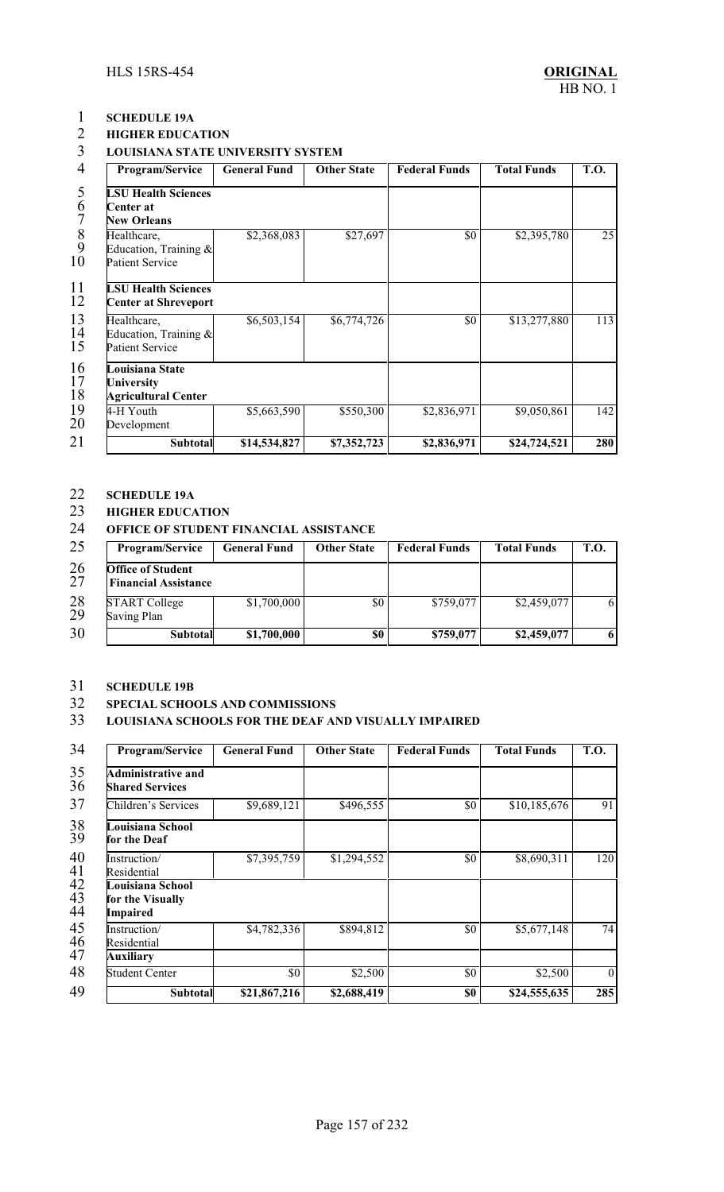**SCHEDULE 19A**

**HIGHER EDUCATION**

**LOUISIANA STATE UNIVERSITY SYSTEM**

| Program/Service | General Fund | Other State | Federal Funds | Total Funds | T.O. |
|---|---|---|---|---|---|
| **LSU Health Sciences Center at New Orleans** | | | | | |
| Healthcare, Education, Training & Patient Service | $2,368,083 | $27,697 | $0 | $2,395,780 | 25 |
| **LSU Health Sciences Center at Shreveport** | | | | | |
| Healthcare, Education, Training & Patient Service | $6,503,154 | $6,774,726 | $0 | $13,277,880 | 113 |
| **Louisiana State University Agricultural Center** | | | | | |
| 4-H Youth Development | $5,663,590 | $550,300 | $2,836,971 | $9,050,861 | 142 |
| **Subtotal** | **$14,534,827** | **$7,352,723** | **$2,836,971** | **$24,724,521** | **280** |

**SCHEDULE 19A**

**HIGHER EDUCATION**

**OFFICE OF STUDENT FINANCIAL ASSISTANCE**

| Program/Service | General Fund | Other State | Federal Funds | Total Funds | T.O. |
|---|---|---|---|---|---|
| **Office of Student Financial Assistance** | | | | | |
| START College Saving Plan | $1,700,000 | $0 | $759,077 | $2,459,077 | 6 |
| **Subtotal** | **$1,700,000** | **$0** | **$759,077** | **$2,459,077** | **6** |

**SCHEDULE 19B**

**SPECIAL SCHOOLS AND COMMISSIONS**

**LOUISIANA SCHOOLS FOR THE DEAF AND VISUALLY IMPAIRED**

| Program/Service | General Fund | Other State | Federal Funds | Total Funds | T.O. |
|---|---|---|---|---|---|
| **Administrative and Shared Services** | | | | | |
| Children's Services | $9,689,121 | $496,555 | $0 | $10,185,676 | 91 |
| **Louisiana School for the Deaf** | | | | | |
| Instruction/ Residential | $7,395,759 | $1,294,552 | $0 | $8,690,311 | 120 |
| **Louisiana School for the Visually Impaired** | | | | | |
| Instruction/ Residential | $4,782,336 | $894,812 | $0 | $5,677,148 | 74 |
| **Auxiliary** | | | | | |
| Student Center | $0 | $2,500 | $0 | $2,500 | 0 |
| **Subtotal** | **$21,867,216** | **$2,688,419** | **$0** | **$24,555,635** | **285** |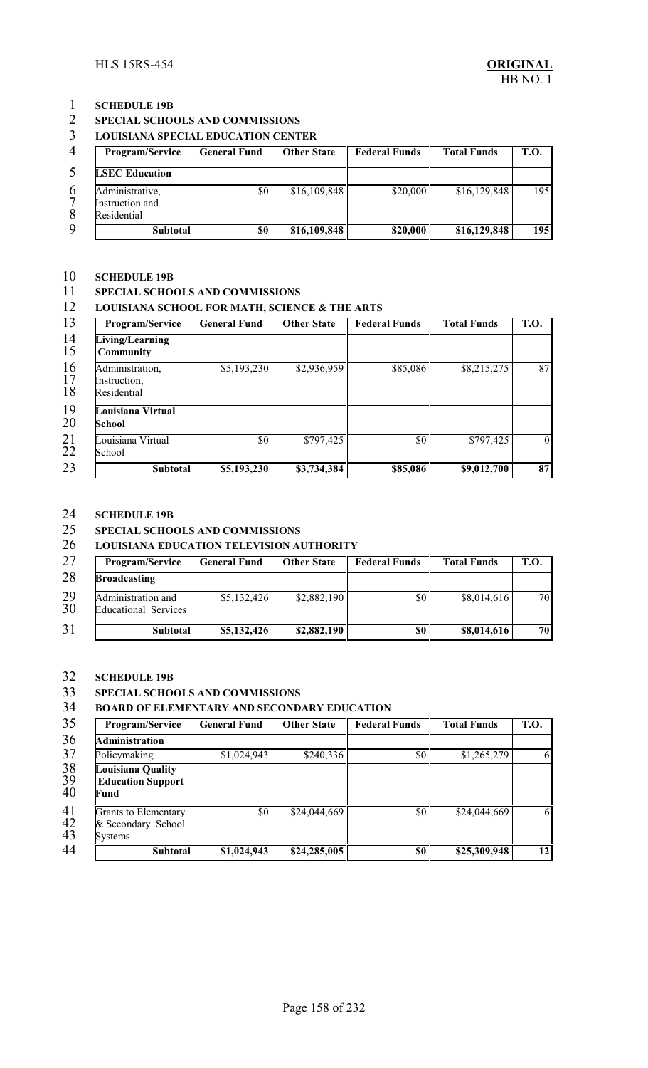**SCHEDULE 19B**

**SPECIAL SCHOOLS AND COMMISSIONS**

**LOUISIANA SPECIAL EDUCATION CENTER**

| Program/Service | General Fund | Other State | Federal Funds | Total Funds | T.O. |
|---|---|---|---|---|---|
| **LSEC Education** | | | | | |
| Administrative, Instruction and Residential | $0 | $16,109,848 | $20,000 | $16,129,848 | 195 |
| **Subtotal** | **$0** | **$16,109,848** | **$20,000** | **$16,129,848** | **195** |

**SCHEDULE 19B**

**SPECIAL SCHOOLS AND COMMISSIONS**

**LOUISIANA SCHOOL FOR MATH, SCIENCE & THE ARTS**

| Program/Service | General Fund | Other State | Federal Funds | Total Funds | T.O. |
|---|---|---|---|---|---|
| **Living/Learning Community** | | | | | |
| Administration, Instruction, Residential | $5,193,230 | $2,936,959 | $85,086 | $8,215,275 | 87 |
| **Louisiana Virtual School** | | | | | |
| Louisiana Virtual School | $0 | $797,425 | $0 | $797,425 | 0 |
| **Subtotal** | **$5,193,230** | **$3,734,384** | **$85,086** | **$9,012,700** | **87** |

**SCHEDULE 19B**

**SPECIAL SCHOOLS AND COMMISSIONS**

**LOUISIANA EDUCATION TELEVISION AUTHORITY**

| Program/Service | General Fund | Other State | Federal Funds | Total Funds | T.O. |
|---|---|---|---|---|---|
| **Broadcasting** | | | | | |
| Administration and Educational Services | $5,132,426 | $2,882,190 | $0 | $8,014,616 | 70 |
| **Subtotal** | **$5,132,426** | **$2,882,190** | **$0** | **$8,014,616** | **70** |

**SCHEDULE 19B**

**SPECIAL SCHOOLS AND COMMISSIONS**

**BOARD OF ELEMENTARY AND SECONDARY EDUCATION**

| Program/Service | General Fund | Other State | Federal Funds | Total Funds | T.O. |
|---|---|---|---|---|---|
| **Administration** | | | | | |
| Policymaking | $1,024,943 | $240,336 | $0 | $1,265,279 | 6 |
| **Louisiana Quality Education Support Fund** | | | | | |
| Grants to Elementary & Secondary School Systems | $0 | $24,044,669 | $0 | $24,044,669 | 6 |
| **Subtotal** | **$1,024,943** | **$24,285,005** | **$0** | **$25,309,948** | **12** |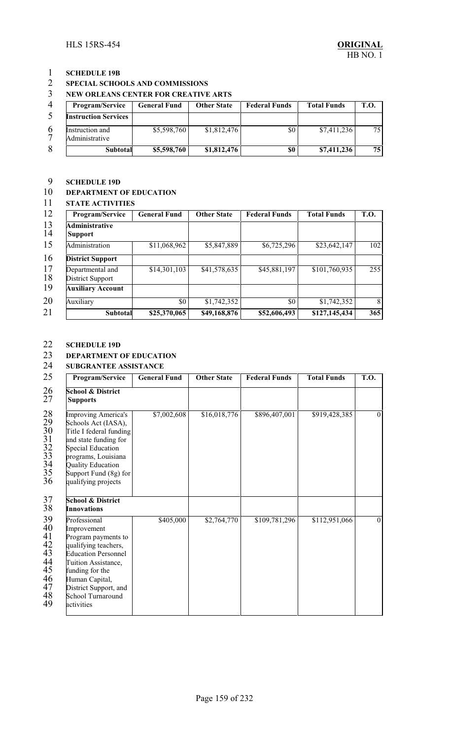**SCHEDULE 19B**

**SPECIAL SCHOOLS AND COMMISSIONS**

**NEW ORLEANS CENTER FOR CREATIVE ARTS**

| Program/Service | General Fund | Other State | Federal Funds | Total Funds | T.O. |
|---|---|---|---|---|---|
| **Instruction Services** | | | | | |
| Instruction and Administrative | $5,598,760 | $1,812,476 | $0 | $7,411,236 | 75 |
| **Subtotal** | **$5,598,760** | **$1,812,476** | **$0** | **$7,411,236** | **75** |

**SCHEDULE 19D**

**DEPARTMENT OF EDUCATION**

**STATE ACTIVITIES**

| Program/Service | General Fund | Other State | Federal Funds | Total Funds | T.O. |
|---|---|---|---|---|---|
| **Administrative Support** | | | | | |
| Administration | $11,068,962 | $5,847,889 | $6,725,296 | $23,642,147 | 102 |
| **District Support** | | | | | |
| Departmental and District Support | $14,301,103 | $41,578,635 | $45,881,197 | $101,760,935 | 255 |
| **Auxiliary Account** | | | | | |
| Auxiliary | $0 | $1,742,352 | $0 | $1,742,352 | 8 |
| **Subtotal** | **$25,370,065** | **$49,168,876** | **$52,606,493** | **$127,145,434** | **365** |

**SCHEDULE 19D**

**DEPARTMENT OF EDUCATION**

**SUBGRANTEE ASSISTANCE**

| Program/Service | General Fund | Other State | Federal Funds | Total Funds | T.O. |
|---|---|---|---|---|---|
| **School & District Supports** | | | | | |
| Improving America's Schools Act (IASA), Title I federal funding and state funding for Special Education programs, Louisiana Quality Education Support Fund (8g) for qualifying projects | $7,002,608 | $16,018,776 | $896,407,001 | $919,428,385 | 0 |
| **School & District Innovations** | | | | | |
| Professional Improvement Program payments to qualifying teachers, Education Personnel Tuition Assistance, funding for the Human Capital, District Support, and School Turnaround activities | $405,000 | $2,764,770 | $109,781,296 | $112,951,066 | 0 |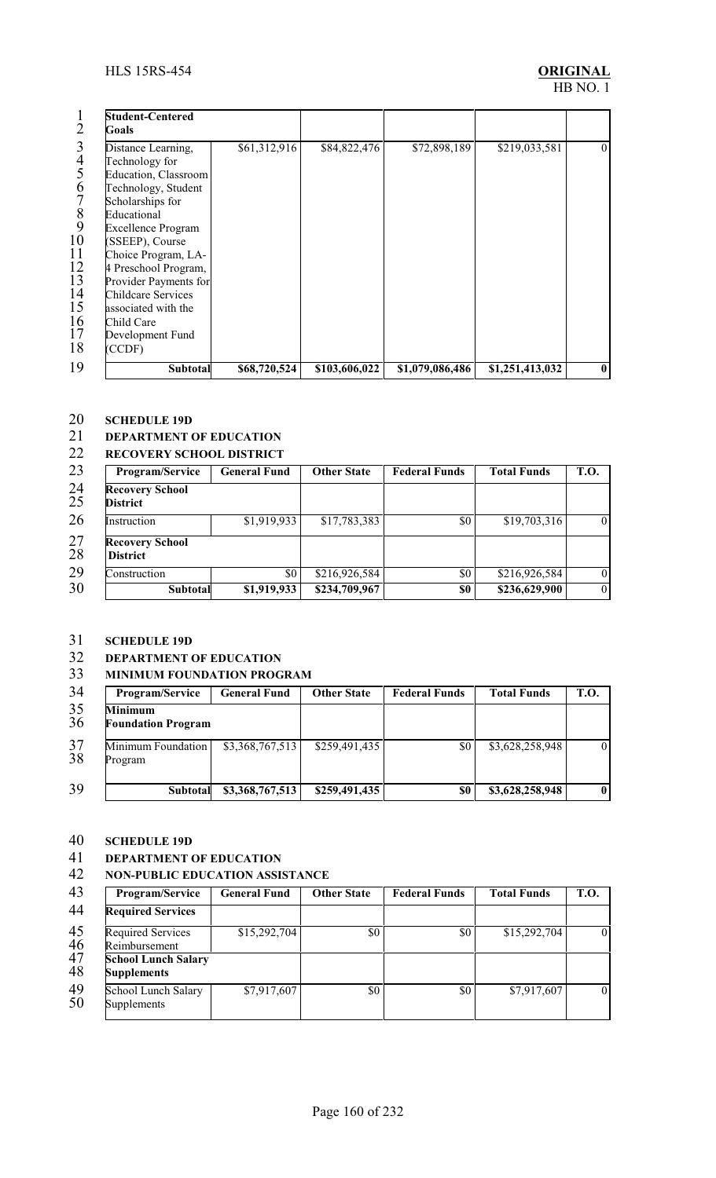| | | | | | |
|---|---|---|---|---|---|
| **Student-Centered Goals** | | | | | |
| Distance Learning, Technology for Education, Classroom Technology, Student Scholarships for Educational Excellence Program (SSEEP), Course Choice Program, LA-4 Preschool Program, Provider Payments for Childcare Services associated with the Child Care Development Fund (CCDF) | $61,312,916 | $84,822,476 | $72,898,189 | $219,033,581 | 0 |
| **Subtotal** | **$68,720,524** | **$103,606,022** | **$1,079,086,486** | **$1,251,413,032** | **0** |

**SCHEDULE 19D**

**DEPARTMENT OF EDUCATION**

**RECOVERY SCHOOL DISTRICT**

| Program/Service | General Fund | Other State | Federal Funds | Total Funds | T.O. |
|---|---|---|---|---|---|
| **Recovery School District** | | | | | |
| Instruction | $1,919,933 | $17,783,383 | $0 | $19,703,316 | 0 |
| **Recovery School District** | | | | | |
| Construction | $0 | $216,926,584 | $0 | $216,926,584 | 0 |
| **Subtotal** | **$1,919,933** | **$234,709,967** | **$0** | **$236,629,900** | 0 |

**SCHEDULE 19D**

**DEPARTMENT OF EDUCATION**

**MINIMUM FOUNDATION PROGRAM**

| Program/Service | General Fund | Other State | Federal Funds | Total Funds | T.O. |
|---|---|---|---|---|---|
| **Minimum Foundation Program** | | | | | |
| Minimum Foundation Program | $3,368,767,513 | $259,491,435 | $0 | $3,628,258,948 | 0 |
| **Subtotal** | **$3,368,767,513** | **$259,491,435** | **$0** | **$3,628,258,948** | **0** |

**SCHEDULE 19D**

**DEPARTMENT OF EDUCATION**

**NON-PUBLIC EDUCATION ASSISTANCE**

| Program/Service | General Fund | Other State | Federal Funds | Total Funds | T.O. |
|---|---|---|---|---|---|
| **Required Services** | | | | | |
| Required Services Reimbursement | $15,292,704 | $0 | $0 | $15,292,704 | 0 |
| **School Lunch Salary Supplements** | | | | | |
| School Lunch Salary Supplements | $7,917,607 | $0 | $0 | $7,917,607 | 0 |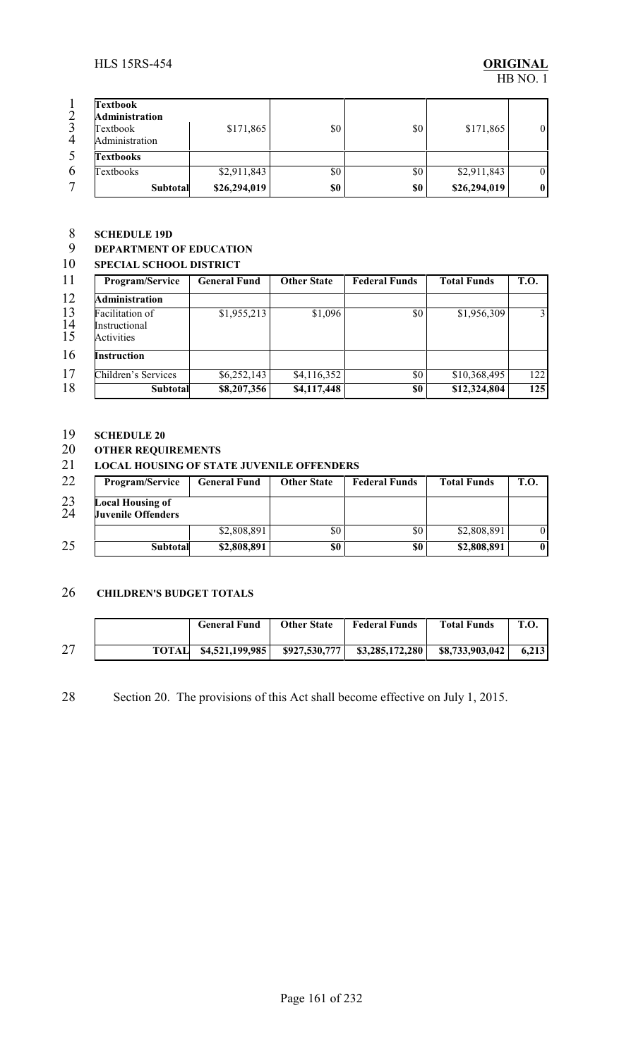| | | | | | |
|---|---|---|---|---|---|
| **Textbook Administration** | | | | | |
| Textbook Administration | $171,865 | $0 | $0 | $171,865 | 0 |
| **Textbooks** | | | | | |
| Textbooks | $2,911,843 | $0 | $0 | $2,911,843 | 0 |
| **Subtotal** | **$26,294,019** | **$0** | **$0** | **$26,294,019** | **0** |

**SCHEDULE 19D**
**DEPARTMENT OF EDUCATION**
**SPECIAL SCHOOL DISTRICT**

| Program/Service | General Fund | Other State | Federal Funds | Total Funds | T.O. |
|---|---|---|---|---|---|
| **Administration** | | | | | |
| Facilitation of Instructional Activities | $1,955,213 | $1,096 | $0 | $1,956,309 | 3 |
| **Instruction** | | | | | |
| Children's Services | $6,252,143 | $4,116,352 | $0 | $10,368,495 | 122 |
| **Subtotal** | **$8,207,356** | **$4,117,448** | **$0** | **$12,324,804** | **125** |

**SCHEDULE 20**
**OTHER REQUIREMENTS**
**LOCAL HOUSING OF STATE JUVENILE OFFENDERS**

| Program/Service | General Fund | Other State | Federal Funds | Total Funds | T.O. |
|---|---|---|---|---|---|
| **Local Housing of Juvenile Offenders** | | | | | |
| | $2,808,891 | $0 | $0 | $2,808,891 | 0 |
| **Subtotal** | **$2,808,891** | **$0** | **$0** | **$2,808,891** | **0** |

**CHILDREN'S BUDGET TOTALS**

| | General Fund | Other State | Federal Funds | Total Funds | T.O. |
|---|---|---|---|---|---|
| **TOTAL** | **$4,521,199,985** | **$927,530,777** | **$3,285,172,280** | **$8,733,903,042** | **6,213** |

Section 20. The provisions of this Act shall become effective on July 1, 2015.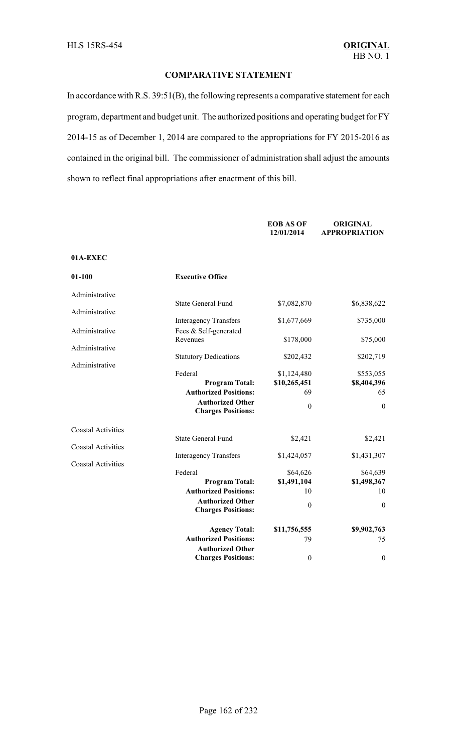## COMPARATIVE STATEMENT

In accordance with R.S. 39:51(B), the following represents a comparative statement for each program, department and budget unit. The authorized positions and operating budget for FY 2014-15 as of December 1, 2014 are compared to the appropriations for FY 2015-2016 as contained in the original bill. The commissioner of administration shall adjust the amounts shown to reflect final appropriations after enactment of this bill.

| | | EOB AS OF 12/01/2014 | ORIGINAL APPROPRIATION |
|---|---|---|---|
| **01A-EXEC** | | | |
| **01-100** | **Executive Office** | | |
| Administrative | State General Fund | $7,082,870 | $6,838,622 |
| Administrative | Interagency Transfers | $1,677,669 | $735,000 |
| Administrative | Fees & Self-generated Revenues | $178,000 | $75,000 |
| Administrative | Statutory Dedications | $202,432 | $202,719 |
| Administrative | Federal | $1,124,480 | $553,055 |
| | **Program Total:** | **$10,265,451** | **$8,404,396** |
| | **Authorized Positions:** | 69 | 65 |
| | **Authorized Other Charges Positions:** | 0 | 0 |
| Coastal Activities | State General Fund | $2,421 | $2,421 |
| Coastal Activities | Interagency Transfers | $1,424,057 | $1,431,307 |
| Coastal Activities | Federal | $64,626 | $64,639 |
| | **Program Total:** | **$1,491,104** | **$1,498,367** |
| | **Authorized Positions:** | 10 | 10 |
| | **Authorized Other Charges Positions:** | 0 | 0 |
| | **Agency Total:** | **$11,756,555** | **$9,902,763** |
| | **Authorized Positions:** | 79 | 75 |
| | **Authorized Other Charges Positions:** | 0 | 0 |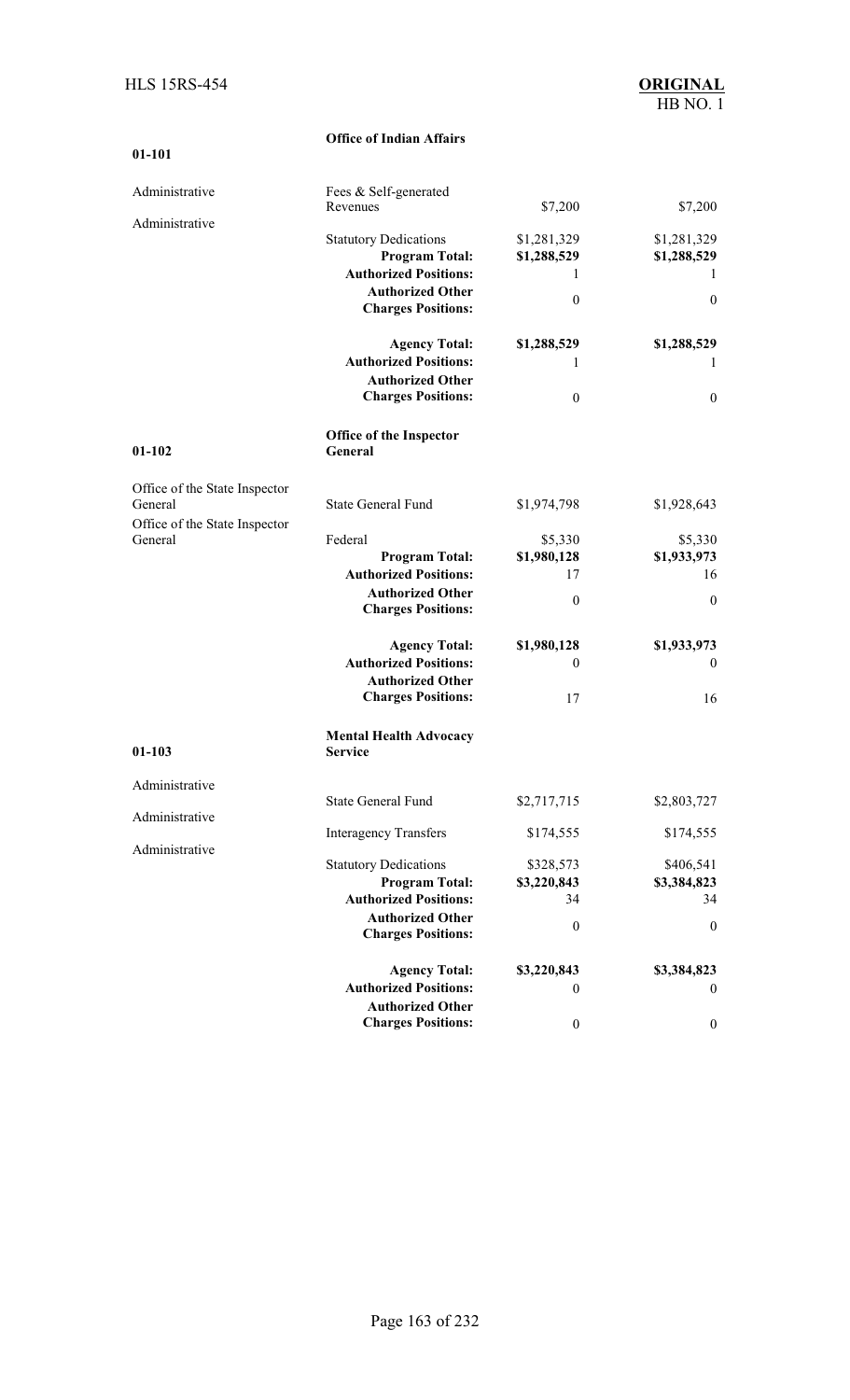| | **Office of Indian Affairs** | | |
|---|---|---|---|
| **01-101** | | | |
| Administrative | Fees & Self-generated Revenues | $7,200 | $7,200 |
| Administrative | Statutory Dedications | $1,281,329 | $1,281,329 |
| | **Program Total:** | **$1,288,529** | **$1,288,529** |
| | **Authorized Positions:** | 1 | 1 |
| | **Authorized Other Charges Positions:** | 0 | 0 |
| | **Agency Total:** | **$1,288,529** | **$1,288,529** |
| | **Authorized Positions:** | 1 | 1 |
| | **Authorized Other Charges Positions:** | 0 | 0 |
| **01-102** | **Office of the Inspector General** | | |
| Office of the State Inspector General | State General Fund | $1,974,798 | $1,928,643 |
| Office of the State Inspector General | Federal | $5,330 | $5,330 |
| | **Program Total:** | **$1,980,128** | **$1,933,973** |
| | **Authorized Positions:** | 17 | 16 |
| | **Authorized Other Charges Positions:** | 0 | 0 |
| | **Agency Total:** | **$1,980,128** | **$1,933,973** |
| | **Authorized Positions:** | 0 | 0 |
| | **Authorized Other Charges Positions:** | 17 | 16 |
| **01-103** | **Mental Health Advocacy Service** | | |
| Administrative | State General Fund | $2,717,715 | $2,803,727 |
| Administrative | Interagency Transfers | $174,555 | $174,555 |
| Administrative | Statutory Dedications | $328,573 | $406,541 |
| | **Program Total:** | **$3,220,843** | **$3,384,823** |
| | **Authorized Positions:** | 34 | 34 |
| | **Authorized Other Charges Positions:** | 0 | 0 |
| | **Agency Total:** | **$3,220,843** | **$3,384,823** |
| | **Authorized Positions:** | 0 | 0 |
| | **Authorized Other Charges Positions:** | 0 | 0 |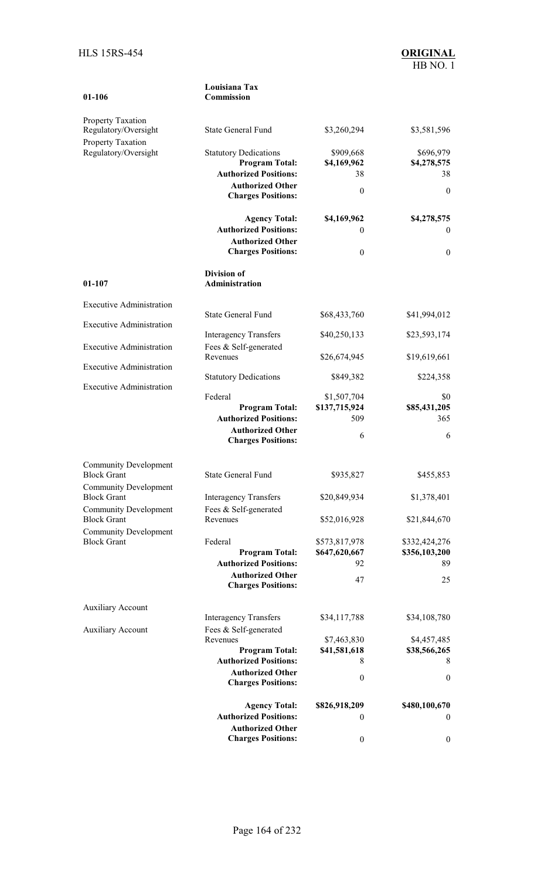| | | | |
|---|---|---|---|
| **01-106** | **Louisiana Tax Commission** | | |
| Property Taxation Regulatory/Oversight | State General Fund | $3,260,294 | $3,581,596 |
| Property Taxation Regulatory/Oversight | Statutory Dedications | $909,668 | $696,979 |
| | **Program Total:** | **$4,169,962** | **$4,278,575** |
| | **Authorized Positions:** | 38 | 38 |
| | **Authorized Other Charges Positions:** | 0 | 0 |
| | **Agency Total:** | **$4,169,962** | **$4,278,575** |
| | **Authorized Positions:** | 0 | 0 |
| | **Authorized Other Charges Positions:** | 0 | 0 |
| **01-107** | **Division of Administration** | | |
| Executive Administration | State General Fund | $68,433,760 | $41,994,012 |
| Executive Administration | Interagency Transfers | $40,250,133 | $23,593,174 |
| Executive Administration | Fees & Self-generated Revenues | $26,674,945 | $19,619,661 |
| Executive Administration | Statutory Dedications | $849,382 | $224,358 |
| Executive Administration | Federal | $1,507,704 | $0 |
| | **Program Total:** | **$137,715,924** | **$85,431,205** |
| | **Authorized Positions:** | 509 | 365 |
| | **Authorized Other Charges Positions:** | 6 | 6 |
| Community Development Block Grant | State General Fund | $935,827 | $455,853 |
| Community Development Block Grant | Interagency Transfers | $20,849,934 | $1,378,401 |
| Community Development Block Grant | Fees & Self-generated Revenues | $52,016,928 | $21,844,670 |
| Community Development Block Grant | Federal | $573,817,978 | $332,424,276 |
| | **Program Total:** | **$647,620,667** | **$356,103,200** |
| | **Authorized Positions:** | 92 | 89 |
| | **Authorized Other Charges Positions:** | 47 | 25 |
| Auxiliary Account | Interagency Transfers | $34,117,788 | $34,108,780 |
| Auxiliary Account | Fees & Self-generated Revenues | $7,463,830 | $4,457,485 |
| | **Program Total:** | **$41,581,618** | **$38,566,265** |
| | **Authorized Positions:** | 8 | 8 |
| | **Authorized Other Charges Positions:** | 0 | 0 |
| | **Agency Total:** | **$826,918,209** | **$480,100,670** |
| | **Authorized Positions:** | 0 | 0 |
| | **Authorized Other Charges Positions:** | 0 | 0 |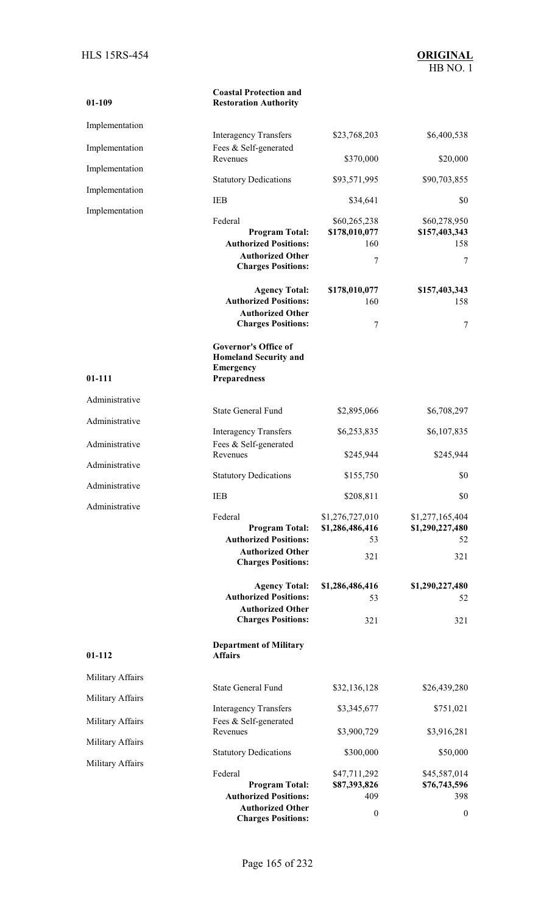| | | | |
|---|---|---|---|
| 01-109 | **Coastal Protection and Restoration Authority** | | |
| Implementation | Interagency Transfers | \$23,768,203 | \$6,400,538 |
| Implementation | Fees & Self-generated Revenues | \$370,000 | \$20,000 |
| Implementation | Statutory Dedications | \$93,571,995 | \$90,703,855 |
| Implementation | IEB | \$34,641 | \$0 |
| Implementation | Federal | \$60,265,238 | \$60,278,950 |
| | **Program Total:** | **\$178,010,077** | **\$157,403,343** |
| | **Authorized Positions:** | 160 | 158 |
| | **Authorized Other Charges Positions:** | 7 | 7 |
| | **Agency Total:** | **\$178,010,077** | **\$157,403,343** |
| | **Authorized Positions:** | 160 | 158 |
| | **Authorized Other Charges Positions:** | 7 | 7 |
| 01-111 | **Governor's Office of Homeland Security and Emergency Preparedness** | | |
| Administrative | State General Fund | \$2,895,066 | \$6,708,297 |
| Administrative | Interagency Transfers | \$6,253,835 | \$6,107,835 |
| Administrative | Fees & Self-generated Revenues | \$245,944 | \$245,944 |
| Administrative | Statutory Dedications | \$155,750 | \$0 |
| Administrative | IEB | \$208,811 | \$0 |
| Administrative | Federal | \$1,276,727,010 | \$1,277,165,404 |
| | **Program Total:** | **\$1,286,486,416** | **\$1,290,227,480** |
| | **Authorized Positions:** | 53 | 52 |
| | **Authorized Other Charges Positions:** | 321 | 321 |
| | **Agency Total:** | **\$1,286,486,416** | **\$1,290,227,480** |
| | **Authorized Positions:** | 53 | 52 |
| | **Authorized Other Charges Positions:** | 321 | 321 |
| 01-112 | **Department of Military Affairs** | | |
| Military Affairs | State General Fund | \$32,136,128 | \$26,439,280 |
| Military Affairs | Interagency Transfers | \$3,345,677 | \$751,021 |
| Military Affairs | Fees & Self-generated Revenues | \$3,900,729 | \$3,916,281 |
| Military Affairs | Statutory Dedications | \$300,000 | \$50,000 |
| Military Affairs | Federal | \$47,711,292 | \$45,587,014 |
| | **Program Total:** | **\$87,393,826** | **\$76,743,596** |
| | **Authorized Positions:** | 409 | 398 |
| | **Authorized Other Charges Positions:** | 0 | 0 |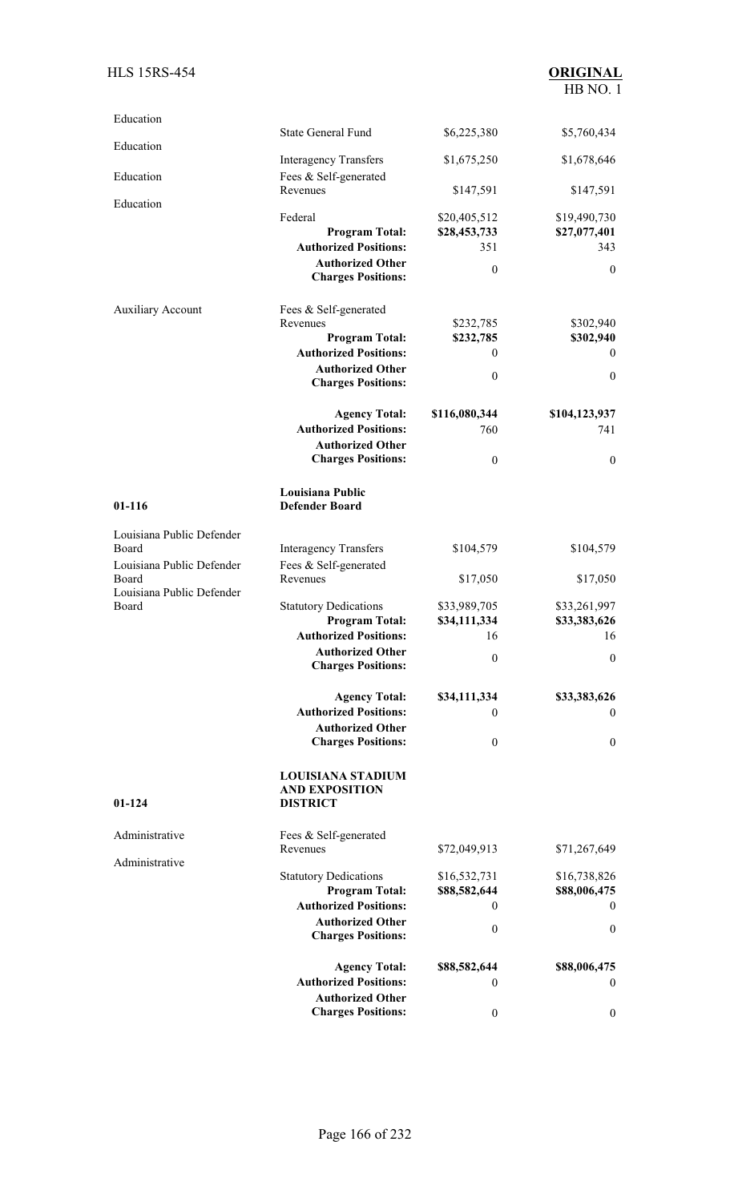| | | | |
|---|---|---|---|
| Education | State General Fund | $6,225,380 | $5,760,434 |
| Education | Interagency Transfers | $1,675,250 | $1,678,646 |
| Education | Fees & Self-generated Revenues | $147,591 | $147,591 |
| Education | Federal | $20,405,512 | $19,490,730 |
| | **Program Total:** | **$28,453,733** | **$27,077,401** |
| | **Authorized Positions:** | 351 | 343 |
| | **Authorized Other Charges Positions:** | 0 | 0 |
| Auxiliary Account | Fees & Self-generated Revenues | $232,785 | $302,940 |
| | **Program Total:** | **$232,785** | **$302,940** |
| | **Authorized Positions:** | 0 | 0 |
| | **Authorized Other Charges Positions:** | 0 | 0 |
| | **Agency Total:** | **$116,080,344** | **$104,123,937** |
| | **Authorized Positions:** | 760 | 741 |
| | **Authorized Other Charges Positions:** | 0 | 0 |

| | | | |
|---|---|---|---|
| **01-116** | **Louisiana Public Defender Board** | | |
| Louisiana Public Defender Board | Interagency Transfers | $104,579 | $104,579 |
| Louisiana Public Defender Board | Fees & Self-generated Revenues | $17,050 | $17,050 |
| Louisiana Public Defender Board | Statutory Dedications | $33,989,705 | $33,261,997 |
| | **Program Total:** | **$34,111,334** | **$33,383,626** |
| | **Authorized Positions:** | 16 | 16 |
| | **Authorized Other Charges Positions:** | 0 | 0 |
| | **Agency Total:** | **$34,111,334** | **$33,383,626** |
| | **Authorized Positions:** | 0 | 0 |
| | **Authorized Other Charges Positions:** | 0 | 0 |

| | | | |
|---|---|---|---|
| **01-124** | **LOUISIANA STADIUM AND EXPOSITION DISTRICT** | | |
| Administrative | Fees & Self-generated Revenues | $72,049,913 | $71,267,649 |
| Administrative | Statutory Dedications | $16,532,731 | $16,738,826 |
| | **Program Total:** | **$88,582,644** | **$88,006,475** |
| | **Authorized Positions:** | 0 | 0 |
| | **Authorized Other Charges Positions:** | 0 | 0 |
| | **Agency Total:** | **$88,582,644** | **$88,006,475** |
| | **Authorized Positions:** | 0 | 0 |
| | **Authorized Other Charges Positions:** | 0 | 0 |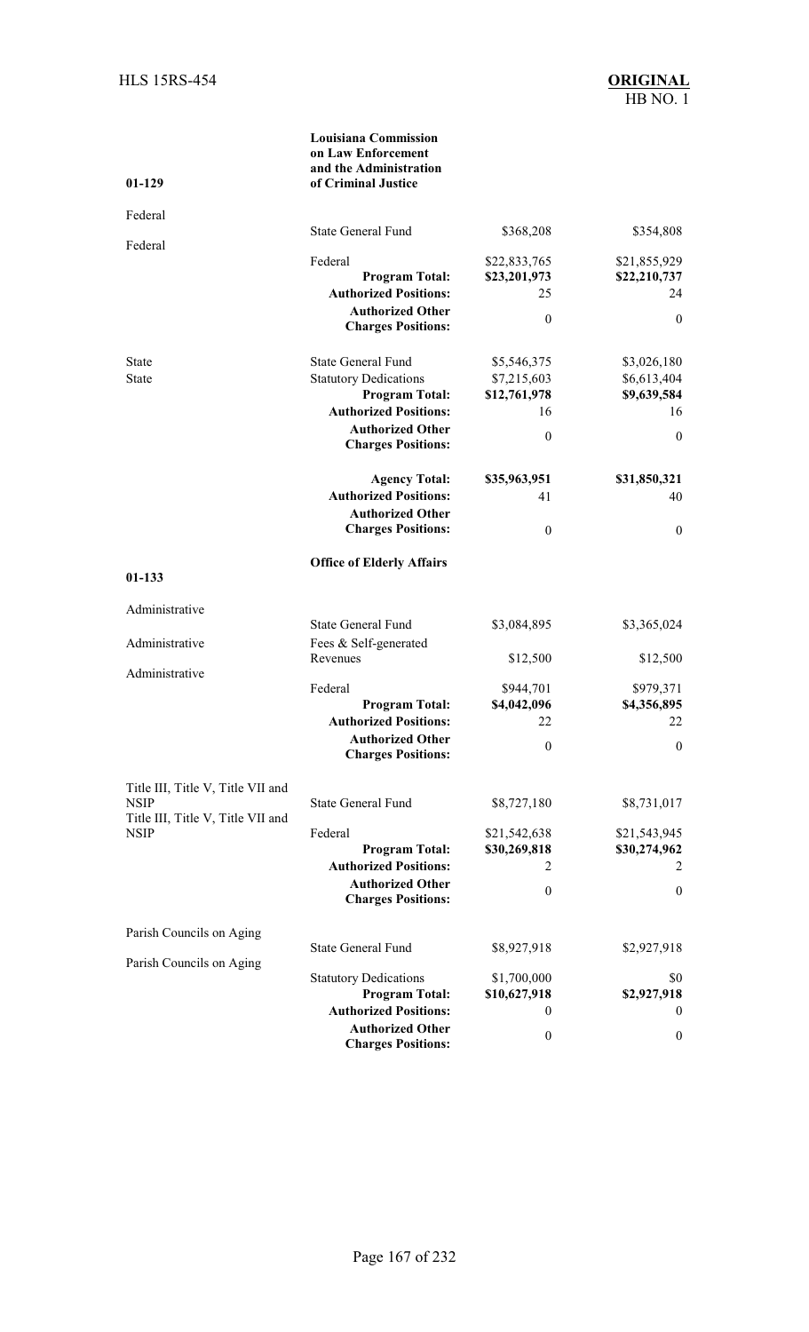| | | | |
|---|---|---|---|
| **01-129** | **Louisiana Commission on Law Enforcement and the Administration of Criminal Justice** | | |
| Federal | State General Fund | \$368,208 | \$354,808 |
| Federal | Federal | \$22,833,765 | \$21,855,929 |
| | **Program Total:** | **\$23,201,973** | **\$22,210,737** |
| | **Authorized Positions:** | 25 | 24 |
| | **Authorized Other Charges Positions:** | 0 | 0 |
| State | State General Fund | \$5,546,375 | \$3,026,180 |
| State | Statutory Dedications | \$7,215,603 | \$6,613,404 |
| | **Program Total:** | **\$12,761,978** | **\$9,639,584** |
| | **Authorized Positions:** | 16 | 16 |
| | **Authorized Other Charges Positions:** | 0 | 0 |
| | **Agency Total:** | **\$35,963,951** | **\$31,850,321** |
| | **Authorized Positions:** | 41 | 40 |
| | **Authorized Other Charges Positions:** | 0 | 0 |
| **01-133** | **Office of Elderly Affairs** | | |
| Administrative | State General Fund | \$3,084,895 | \$3,365,024 |
| Administrative | Fees & Self-generated Revenues | \$12,500 | \$12,500 |
| Administrative | Federal | \$944,701 | \$979,371 |
| | **Program Total:** | **\$4,042,096** | **\$4,356,895** |
| | **Authorized Positions:** | 22 | 22 |
| | **Authorized Other Charges Positions:** | 0 | 0 |
| Title III, Title V, Title VII and NSIP | State General Fund | \$8,727,180 | \$8,731,017 |
| Title III, Title V, Title VII and NSIP | Federal | \$21,542,638 | \$21,543,945 |
| | **Program Total:** | **\$30,269,818** | **\$30,274,962** |
| | **Authorized Positions:** | 2 | 2 |
| | **Authorized Other Charges Positions:** | 0 | 0 |
| Parish Councils on Aging | State General Fund | \$8,927,918 | \$2,927,918 |
| Parish Councils on Aging | Statutory Dedications | \$1,700,000 | \$0 |
| | **Program Total:** | **\$10,627,918** | **\$2,927,918** |
| | **Authorized Positions:** | 0 | 0 |
| | **Authorized Other Charges Positions:** | 0 | 0 |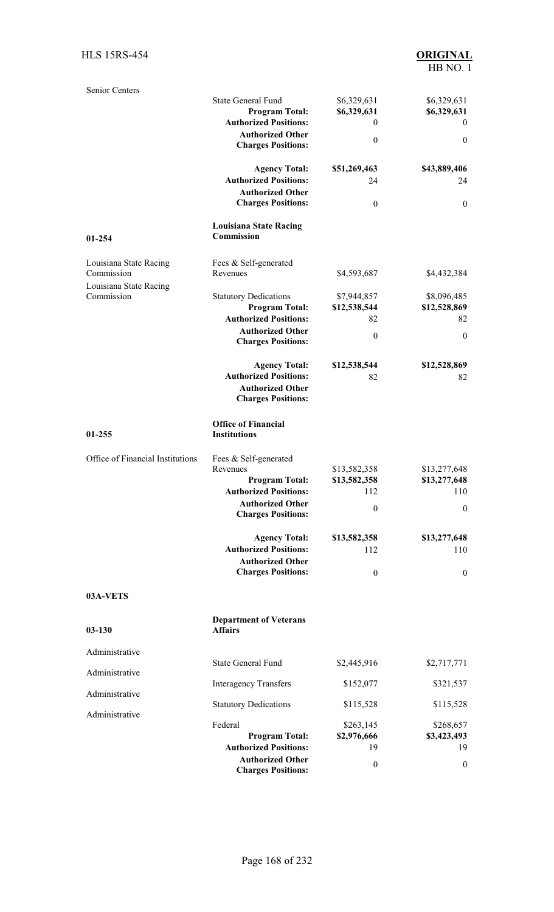| | | | |
|---|---|---|---|
| Senior Centers | | | |
| | State General Fund | $6,329,631 | $6,329,631 |
| | **Program Total:** | **$6,329,631** | **$6,329,631** |
| | **Authorized Positions:** | 0 | 0 |
| | **Authorized Other Charges Positions:** | 0 | 0 |
| | **Agency Total:** | **$51,269,463** | **$43,889,406** |
| | **Authorized Positions:** | 24 | 24 |
| | **Authorized Other Charges Positions:** | 0 | 0 |
| **01-254** | **Louisiana State Racing Commission** | | |
| Louisiana State Racing Commission | Fees & Self-generated Revenues | $4,593,687 | $4,432,384 |
| Louisiana State Racing Commission | Statutory Dedications | $7,944,857 | $8,096,485 |
| | **Program Total:** | **$12,538,544** | **$12,528,869** |
| | **Authorized Positions:** | 82 | 82 |
| | **Authorized Other Charges Positions:** | 0 | 0 |
| | **Agency Total:** | **$12,538,544** | **$12,528,869** |
| | **Authorized Positions:** | 82 | 82 |
| | **Authorized Other Charges Positions:** | | |
| **01-255** | **Office of Financial Institutions** | | |
| Office of Financial Institutions | Fees & Self-generated Revenues | $13,582,358 | $13,277,648 |
| | **Program Total:** | **$13,582,358** | **$13,277,648** |
| | **Authorized Positions:** | 112 | 110 |
| | **Authorized Other Charges Positions:** | 0 | 0 |
| | **Agency Total:** | **$13,582,358** | **$13,277,648** |
| | **Authorized Positions:** | 112 | 110 |
| | **Authorized Other Charges Positions:** | 0 | 0 |
| **03A-VETS** | | | |
| **03-130** | **Department of Veterans Affairs** | | |
| Administrative | State General Fund | $2,445,916 | $2,717,771 |
| Administrative | Interagency Transfers | $152,077 | $321,537 |
| Administrative | Statutory Dedications | $115,528 | $115,528 |
| Administrative | Federal | $263,145 | $268,657 |
| | **Program Total:** | **$2,976,666** | **$3,423,493** |
| | **Authorized Positions:** | 19 | 19 |
| | **Authorized Other Charges Positions:** | 0 | 0 |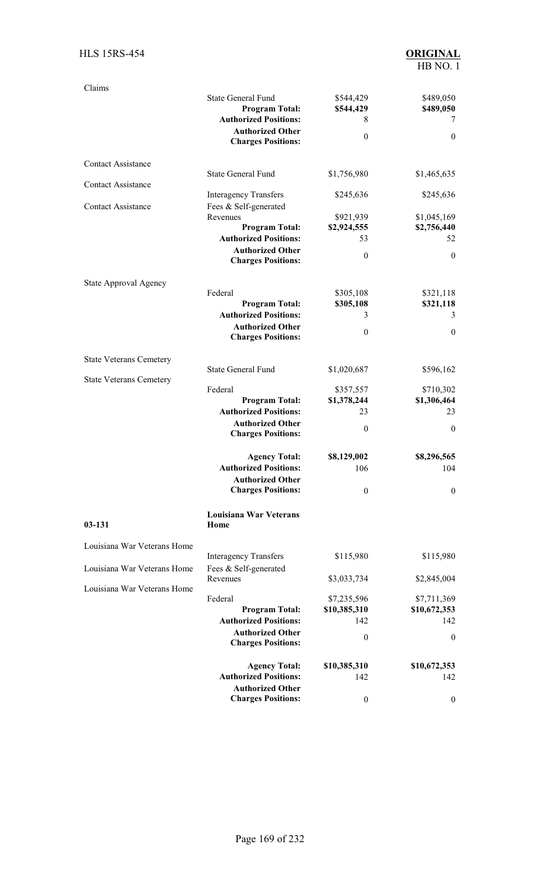| | | | |
|---|---|---|---|
| Claims | | | |
| | State General Fund | $544,429 | $489,050 |
| | **Program Total:** | **$544,429** | **$489,050** |
| | **Authorized Positions:** | 8 | 7 |
| | **Authorized Other Charges Positions:** | 0 | 0 |
| Contact Assistance | State General Fund | $1,756,980 | $1,465,635 |
| Contact Assistance | Interagency Transfers | $245,636 | $245,636 |
| Contact Assistance | Fees & Self-generated Revenues | $921,939 | $1,045,169 |
| | **Program Total:** | **$2,924,555** | **$2,756,440** |
| | **Authorized Positions:** | 53 | 52 |
| | **Authorized Other Charges Positions:** | 0 | 0 |
| State Approval Agency | | | |
| | Federal | $305,108 | $321,118 |
| | **Program Total:** | **$305,108** | **$321,118** |
| | **Authorized Positions:** | 3 | 3 |
| | **Authorized Other Charges Positions:** | 0 | 0 |
| State Veterans Cemetery | State General Fund | $1,020,687 | $596,162 |
| State Veterans Cemetery | Federal | $357,557 | $710,302 |
| | **Program Total:** | **$1,378,244** | **$1,306,464** |
| | **Authorized Positions:** | 23 | 23 |
| | **Authorized Other Charges Positions:** | 0 | 0 |
| | **Agency Total:** | **$8,129,002** | **$8,296,565** |
| | **Authorized Positions:** | 106 | 104 |
| | **Authorized Other Charges Positions:** | 0 | 0 |
| **03-131** | **Louisiana War Veterans Home** | | |
| Louisiana War Veterans Home | Interagency Transfers | $115,980 | $115,980 |
| Louisiana War Veterans Home | Fees & Self-generated Revenues | $3,033,734 | $2,845,004 |
| Louisiana War Veterans Home | Federal | $7,235,596 | $7,711,369 |
| | **Program Total:** | **$10,385,310** | **$10,672,353** |
| | **Authorized Positions:** | 142 | 142 |
| | **Authorized Other Charges Positions:** | 0 | 0 |
| | **Agency Total:** | **$10,385,310** | **$10,672,353** |
| | **Authorized Positions:** | 142 | 142 |
| | **Authorized Other Charges Positions:** | 0 | 0 |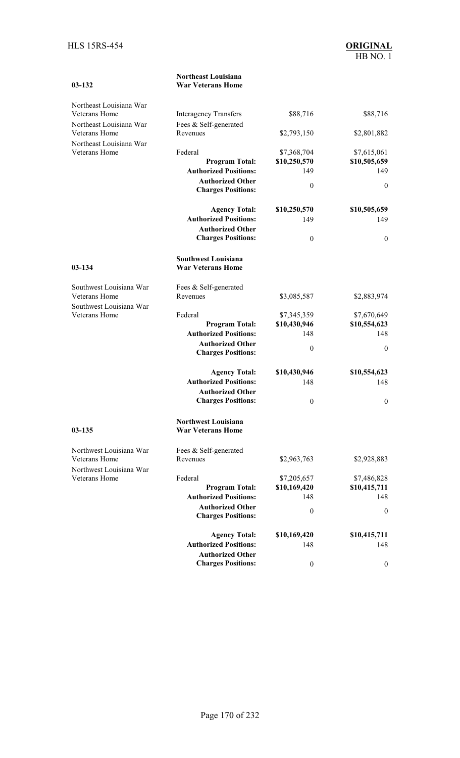| 03-132 | Northeast Louisiana War Veterans Home | | |
|---|---|---|---|
| Northeast Louisiana War Veterans Home | Interagency Transfers | $88,716 | $88,716 |
| Northeast Louisiana War Veterans Home | Fees & Self-generated Revenues | $2,793,150 | $2,801,882 |
| Northeast Louisiana War Veterans Home | Federal | $7,368,704 | $7,615,061 |
| | **Program Total:** | **$10,250,570** | **$10,505,659** |
| | **Authorized Positions:** | 149 | 149 |
| | **Authorized Other Charges Positions:** | 0 | 0 |
| | **Agency Total:** | **$10,250,570** | **$10,505,659** |
| | **Authorized Positions:** | 149 | 149 |
| | **Authorized Other Charges Positions:** | 0 | 0 |

| 03-134 | Southwest Louisiana War Veterans Home | | |
|---|---|---|---|
| Southwest Louisiana War Veterans Home | Fees & Self-generated Revenues | $3,085,587 | $2,883,974 |
| Southwest Louisiana War Veterans Home | Federal | $7,345,359 | $7,670,649 |
| | **Program Total:** | **$10,430,946** | **$10,554,623** |
| | **Authorized Positions:** | 148 | 148 |
| | **Authorized Other Charges Positions:** | 0 | 0 |
| | **Agency Total:** | **$10,430,946** | **$10,554,623** |
| | **Authorized Positions:** | 148 | 148 |
| | **Authorized Other Charges Positions:** | 0 | 0 |

| 03-135 | Northwest Louisiana War Veterans Home | | |
|---|---|---|---|
| Northwest Louisiana War Veterans Home | Fees & Self-generated Revenues | $2,963,763 | $2,928,883 |
| Northwest Louisiana War Veterans Home | Federal | $7,205,657 | $7,486,828 |
| | **Program Total:** | **$10,169,420** | **$10,415,711** |
| | **Authorized Positions:** | 148 | 148 |
| | **Authorized Other Charges Positions:** | 0 | 0 |
| | **Agency Total:** | **$10,169,420** | **$10,415,711** |
| | **Authorized Positions:** | 148 | 148 |
| | **Authorized Other Charges Positions:** | 0 | 0 |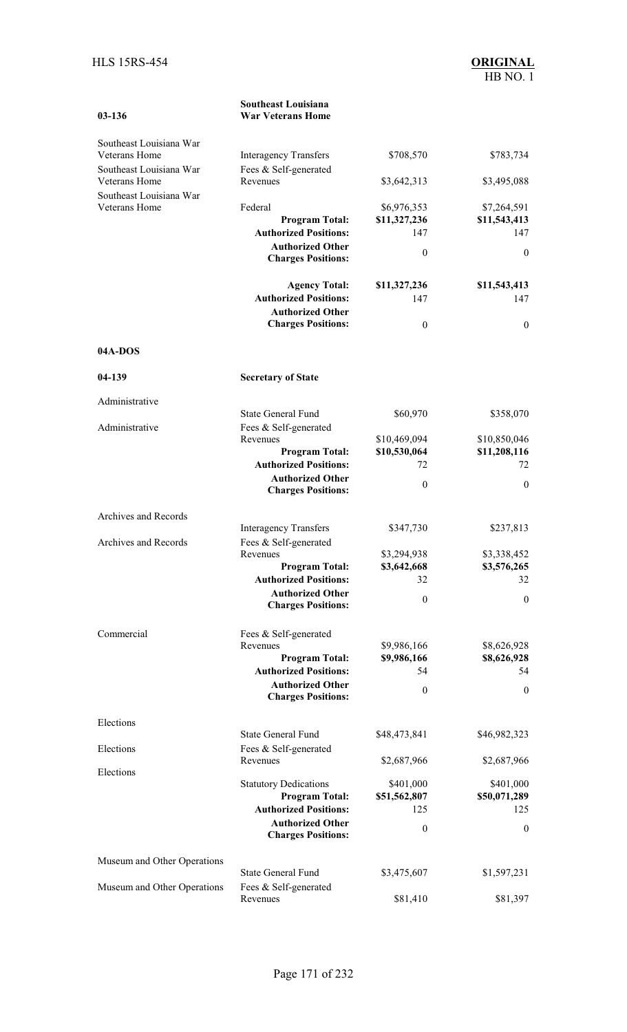| | | | |
|---|---|---|---|
| **03-136** | **Southeast Louisiana War Veterans Home** | | |
| Southeast Louisiana War Veterans Home | Interagency Transfers | \$708,570 | \$783,734 |
| Southeast Louisiana War Veterans Home | Fees & Self-generated Revenues | \$3,642,313 | \$3,495,088 |
| Southeast Louisiana War Veterans Home | Federal | \$6,976,353 | \$7,264,591 |
| | **Program Total:** | **\$11,327,236** | **\$11,543,413** |
| | **Authorized Positions:** | 147 | 147 |
| | **Authorized Other Charges Positions:** | 0 | 0 |
| | **Agency Total:** | **\$11,327,236** | **\$11,543,413** |
| | **Authorized Positions:** | 147 | 147 |
| | **Authorized Other Charges Positions:** | 0 | 0 |
| **04A-DOS** | | | |
| **04-139** | **Secretary of State** | | |
| Administrative | State General Fund | \$60,970 | \$358,070 |
| Administrative | Fees & Self-generated Revenues | \$10,469,094 | \$10,850,046 |
| | **Program Total:** | **\$10,530,064** | **\$11,208,116** |
| | **Authorized Positions:** | 72 | 72 |
| | **Authorized Other Charges Positions:** | 0 | 0 |
| Archives and Records | Interagency Transfers | \$347,730 | \$237,813 |
| Archives and Records | Fees & Self-generated Revenues | \$3,294,938 | \$3,338,452 |
| | **Program Total:** | **\$3,642,668** | **\$3,576,265** |
| | **Authorized Positions:** | 32 | 32 |
| | **Authorized Other Charges Positions:** | 0 | 0 |
| Commercial | Fees & Self-generated Revenues | \$9,986,166 | \$8,626,928 |
| | **Program Total:** | **\$9,986,166** | **\$8,626,928** |
| | **Authorized Positions:** | 54 | 54 |
| | **Authorized Other Charges Positions:** | 0 | 0 |
| Elections | State General Fund | \$48,473,841 | \$46,982,323 |
| Elections | Fees & Self-generated Revenues | \$2,687,966 | \$2,687,966 |
| Elections | Statutory Dedications | \$401,000 | \$401,000 |
| | **Program Total:** | **\$51,562,807** | **\$50,071,289** |
| | **Authorized Positions:** | 125 | 125 |
| | **Authorized Other Charges Positions:** | 0 | 0 |
| Museum and Other Operations | State General Fund | \$3,475,607 | \$1,597,231 |
| Museum and Other Operations | Fees & Self-generated Revenues | \$81,410 | \$81,397 |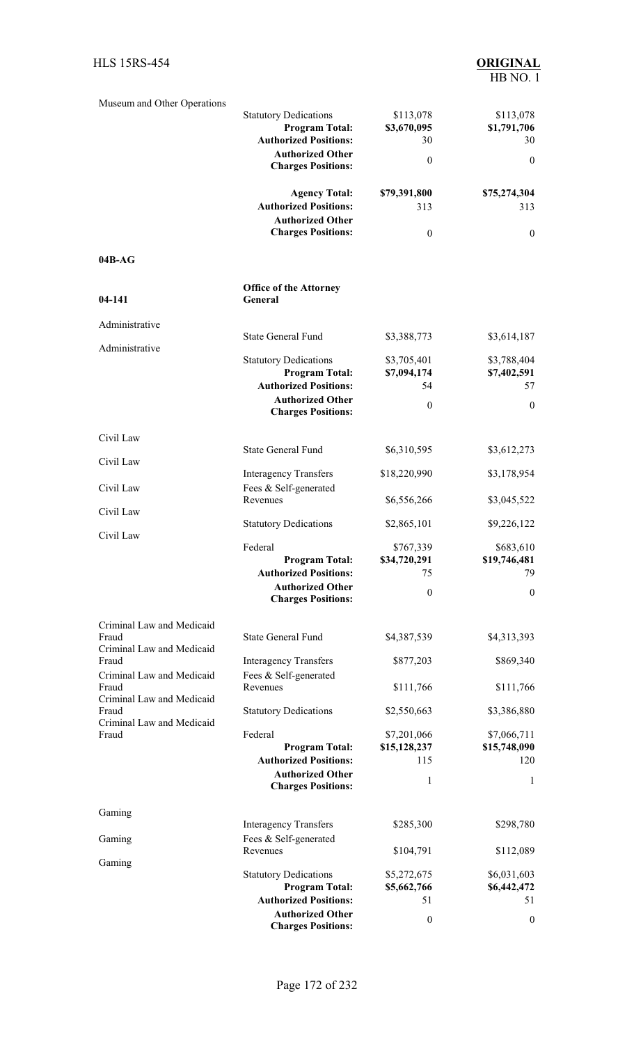| | | | |
|---|---|---|---|
| Museum and Other Operations | Statutory Dedications | $113,078 | $113,078 |
| | **Program Total:** | **$3,670,095** | **$1,791,706** |
| | **Authorized Positions:** | 30 | 30 |
| | **Authorized Other Charges Positions:** | 0 | 0 |
| | **Agency Total:** | **$79,391,800** | **$75,274,304** |
| | **Authorized Positions:** | 313 | 313 |
| | **Authorized Other Charges Positions:** | 0 | 0 |

**04B-AG**

| | | | |
|---|---|---|---|
| **04-141** | **Office of the Attorney General** | | |
| Administrative | State General Fund | $3,388,773 | $3,614,187 |
| Administrative | Statutory Dedications | $3,705,401 | $3,788,404 |
| | **Program Total:** | **$7,094,174** | **$7,402,591** |
| | **Authorized Positions:** | 54 | 57 |
| | **Authorized Other Charges Positions:** | 0 | 0 |
| Civil Law | State General Fund | $6,310,595 | $3,612,273 |
| Civil Law | Interagency Transfers | $18,220,990 | $3,178,954 |
| Civil Law | Fees & Self-generated Revenues | $6,556,266 | $3,045,522 |
| Civil Law | Statutory Dedications | $2,865,101 | $9,226,122 |
| Civil Law | Federal | $767,339 | $683,610 |
| | **Program Total:** | **$34,720,291** | **$19,746,481** |
| | **Authorized Positions:** | 75 | 79 |
| | **Authorized Other Charges Positions:** | 0 | 0 |
| Criminal Law and Medicaid Fraud | State General Fund | $4,387,539 | $4,313,393 |
| Criminal Law and Medicaid Fraud | Interagency Transfers | $877,203 | $869,340 |
| Criminal Law and Medicaid Fraud | Fees & Self-generated Revenues | $111,766 | $111,766 |
| Criminal Law and Medicaid Fraud | Statutory Dedications | $2,550,663 | $3,386,880 |
| Criminal Law and Medicaid Fraud | Federal | $7,201,066 | $7,066,711 |
| | **Program Total:** | **$15,128,237** | **$15,748,090** |
| | **Authorized Positions:** | 115 | 120 |
| | **Authorized Other Charges Positions:** | 1 | 1 |
| Gaming | Interagency Transfers | $285,300 | $298,780 |
| Gaming | Fees & Self-generated Revenues | $104,791 | $112,089 |
| Gaming | Statutory Dedications | $5,272,675 | $6,031,603 |
| | **Program Total:** | **$5,662,766** | **$6,442,472** |
| | **Authorized Positions:** | 51 | 51 |
| | **Authorized Other Charges Positions:** | 0 | 0 |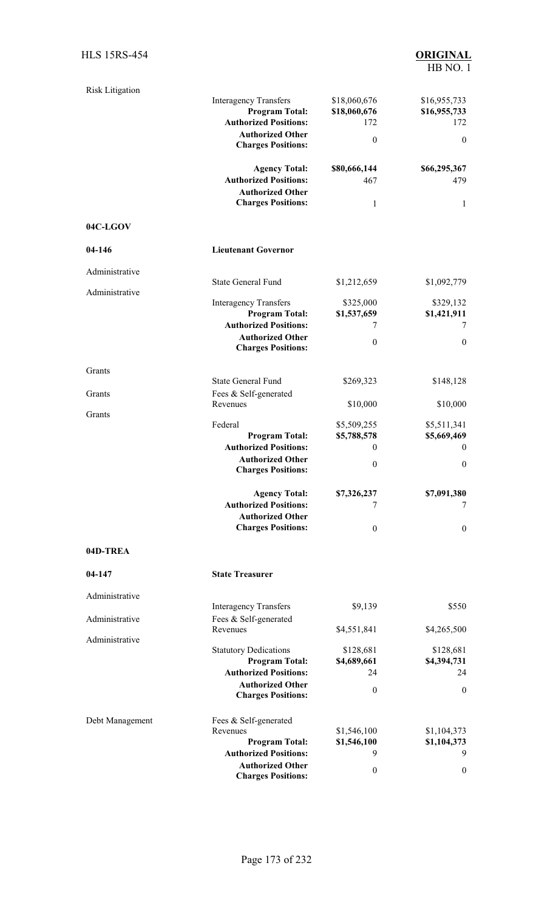| Program | Item | Amount 1 | Amount 2 |
|---|---|---|---|
| Risk Litigation | Interagency Transfers | $18,060,676 | $16,955,733 |
| | **Program Total:** | **$18,060,676** | **$16,955,733** |
| | **Authorized Positions:** | 172 | 172 |
| | **Authorized Other Charges Positions:** | 0 | 0 |
| | **Agency Total:** | **$80,666,144** | **$66,295,367** |
| | **Authorized Positions:** | 467 | 479 |
| | **Authorized Other Charges Positions:** | 1 | 1 |

**04C-LGOV**

**04-146** **Lieutenant Governor**

| Program | Item | Amount 1 | Amount 2 |
|---|---|---|---|
| Administrative | State General Fund | $1,212,659 | $1,092,779 |
| Administrative | Interagency Transfers | $325,000 | $329,132 |
| | **Program Total:** | **$1,537,659** | **$1,421,911** |
| | **Authorized Positions:** | 7 | 7 |
| | **Authorized Other Charges Positions:** | 0 | 0 |
| Grants | State General Fund | $269,323 | $148,128 |
| Grants | Fees & Self-generated Revenues | $10,000 | $10,000 |
| Grants | Federal | $5,509,255 | $5,511,341 |
| | **Program Total:** | **$5,788,578** | **$5,669,469** |
| | **Authorized Positions:** | 0 | 0 |
| | **Authorized Other Charges Positions:** | 0 | 0 |
| | **Agency Total:** | **$7,326,237** | **$7,091,380** |
| | **Authorized Positions:** | 7 | 7 |
| | **Authorized Other Charges Positions:** | 0 | 0 |

**04D-TREA**

**04-147** **State Treasurer**

| Program | Item | Amount 1 | Amount 2 |
|---|---|---|---|
| Administrative | Interagency Transfers | $9,139 | $550 |
| Administrative | Fees & Self-generated Revenues | $4,551,841 | $4,265,500 |
| Administrative | Statutory Dedications | $128,681 | $128,681 |
| | **Program Total:** | **$4,689,661** | **$4,394,731** |
| | **Authorized Positions:** | 24 | 24 |
| | **Authorized Other Charges Positions:** | 0 | 0 |
| Debt Management | Fees & Self-generated Revenues | $1,546,100 | $1,104,373 |
| | **Program Total:** | **$1,546,100** | **$1,104,373** |
| | **Authorized Positions:** | 9 | 9 |
| | **Authorized Other Charges Positions:** | 0 | 0 |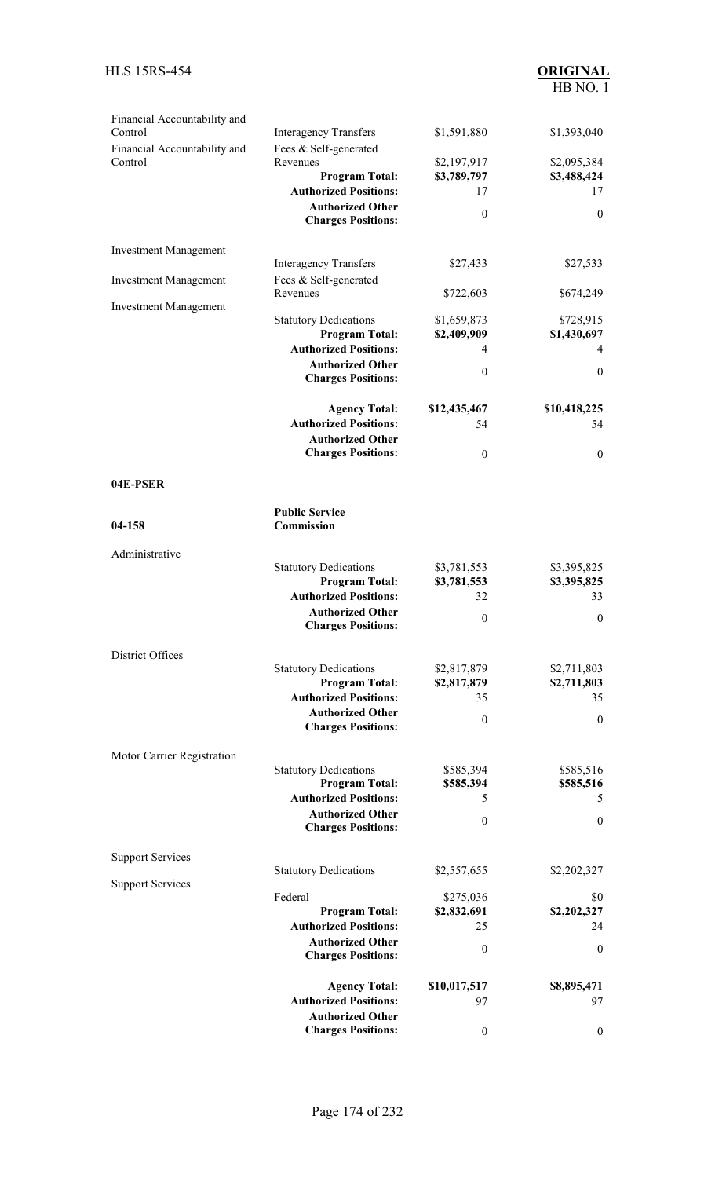| | | | |
|---|---|---|---|
| Financial Accountability and Control | Interagency Transfers | $1,591,880 | $1,393,040 |
| Financial Accountability and Control | Fees & Self-generated Revenues | $2,197,917 | $2,095,384 |
| | **Program Total:** | **$3,789,797** | **$3,488,424** |
| | **Authorized Positions:** | 17 | 17 |
| | **Authorized Other Charges Positions:** | 0 | 0 |
| | | | |
| Investment Management | Interagency Transfers | $27,433 | $27,533 |
| Investment Management | Fees & Self-generated Revenues | $722,603 | $674,249 |
| Investment Management | Statutory Dedications | $1,659,873 | $728,915 |
| | **Program Total:** | **$2,409,909** | **$1,430,697** |
| | **Authorized Positions:** | 4 | 4 |
| | **Authorized Other Charges Positions:** | 0 | 0 |
| | | | |
| | **Agency Total:** | **$12,435,467** | **$10,418,225** |
| | **Authorized Positions:** | 54 | 54 |
| | **Authorized Other Charges Positions:** | 0 | 0 |

**04E-PSER**

| | | | |
|---|---|---|---|
| **04-158** | **Public Service Commission** | | |
| Administrative | Statutory Dedications | $3,781,553 | $3,395,825 |
| | **Program Total:** | **$3,781,553** | **$3,395,825** |
| | **Authorized Positions:** | 32 | 33 |
| | **Authorized Other Charges Positions:** | 0 | 0 |
| | | | |
| District Offices | Statutory Dedications | $2,817,879 | $2,711,803 |
| | **Program Total:** | **$2,817,879** | **$2,711,803** |
| | **Authorized Positions:** | 35 | 35 |
| | **Authorized Other Charges Positions:** | 0 | 0 |
| | | | |
| Motor Carrier Registration | Statutory Dedications | $585,394 | $585,516 |
| | **Program Total:** | **$585,394** | **$585,516** |
| | **Authorized Positions:** | 5 | 5 |
| | **Authorized Other Charges Positions:** | 0 | 0 |
| | | | |
| Support Services | Statutory Dedications | $2,557,655 | $2,202,327 |
| Support Services | Federal | $275,036 | $0 |
| | **Program Total:** | **$2,832,691** | **$2,202,327** |
| | **Authorized Positions:** | 25 | 24 |
| | **Authorized Other Charges Positions:** | 0 | 0 |
| | | | |
| | **Agency Total:** | **$10,017,517** | **$8,895,471** |
| | **Authorized Positions:** | 97 | 97 |
| | **Authorized Other Charges Positions:** | 0 | 0 |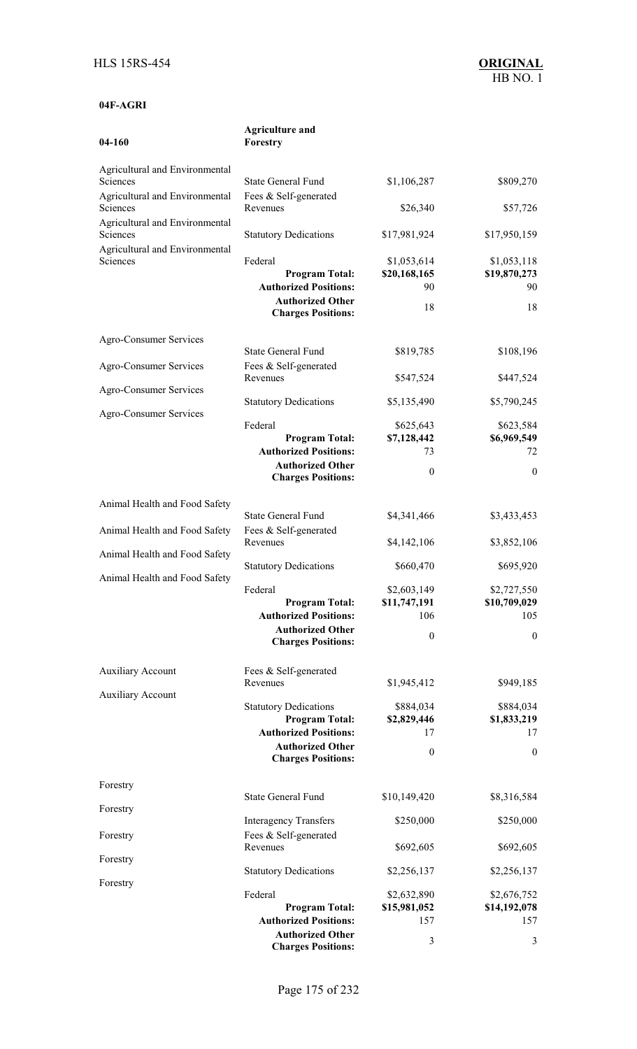**04F-AGRI**

| 04-160 | Agriculture and Forestry | | |
|---|---|---|---|
| Agricultural and Environmental Sciences | State General Fund | $1,106,287 | $809,270 |
| Agricultural and Environmental Sciences | Fees & Self-generated Revenues | $26,340 | $57,726 |
| Agricultural and Environmental Sciences | Statutory Dedications | $17,981,924 | $17,950,159 |
| Agricultural and Environmental Sciences | Federal | $1,053,614 | $1,053,118 |
| | **Program Total:** | **$20,168,165** | **$19,870,273** |
| | **Authorized Positions:** | 90 | 90 |
| | **Authorized Other Charges Positions:** | 18 | 18 |
| Agro-Consumer Services | State General Fund | $819,785 | $108,196 |
| Agro-Consumer Services | Fees & Self-generated Revenues | $547,524 | $447,524 |
| Agro-Consumer Services | Statutory Dedications | $5,135,490 | $5,790,245 |
| Agro-Consumer Services | Federal | $625,643 | $623,584 |
| | **Program Total:** | **$7,128,442** | **$6,969,549** |
| | **Authorized Positions:** | 73 | 72 |
| | **Authorized Other Charges Positions:** | 0 | 0 |
| Animal Health and Food Safety | State General Fund | $4,341,466 | $3,433,453 |
| Animal Health and Food Safety | Fees & Self-generated Revenues | $4,142,106 | $3,852,106 |
| Animal Health and Food Safety | Statutory Dedications | $660,470 | $695,920 |
| Animal Health and Food Safety | Federal | $2,603,149 | $2,727,550 |
| | **Program Total:** | **$11,747,191** | **$10,709,029** |
| | **Authorized Positions:** | 106 | 105 |
| | **Authorized Other Charges Positions:** | 0 | 0 |
| Auxiliary Account | Fees & Self-generated Revenues | $1,945,412 | $949,185 |
| Auxiliary Account | Statutory Dedications | $884,034 | $884,034 |
| | **Program Total:** | **$2,829,446** | **$1,833,219** |
| | **Authorized Positions:** | 17 | 17 |
| | **Authorized Other Charges Positions:** | 0 | 0 |
| Forestry | State General Fund | $10,149,420 | $8,316,584 |
| Forestry | Interagency Transfers | $250,000 | $250,000 |
| Forestry | Fees & Self-generated Revenues | $692,605 | $692,605 |
| Forestry | Statutory Dedications | $2,256,137 | $2,256,137 |
| Forestry | Federal | $2,632,890 | $2,676,752 |
| | **Program Total:** | **$15,981,052** | **$14,192,078** |
| | **Authorized Positions:** | 157 | 157 |
| | **Authorized Other Charges Positions:** | 3 | 3 |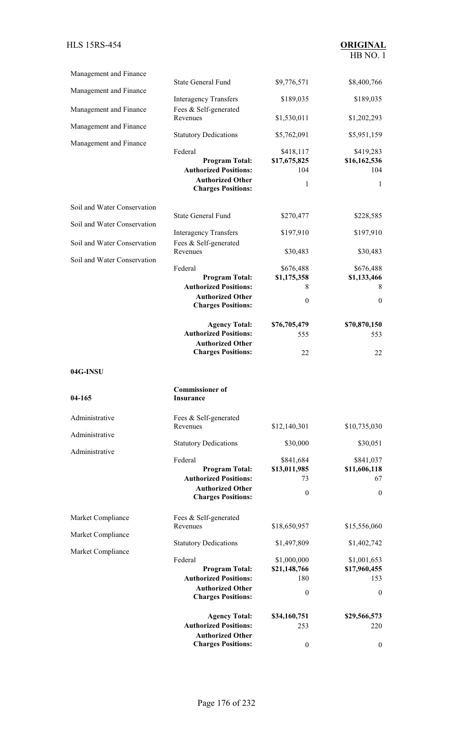| | | | |
|---|---|---|---|
| Management and Finance | State General Fund | $9,776,571 | $8,400,766 |
| Management and Finance | Interagency Transfers | $189,035 | $189,035 |
| Management and Finance | Fees & Self-generated Revenues | $1,530,011 | $1,202,293 |
| Management and Finance | Statutory Dedications | $5,762,091 | $5,951,159 |
| Management and Finance | Federal | $418,117 | $419,283 |
| | **Program Total:** | **$17,675,825** | **$16,162,536** |
| | **Authorized Positions:** | 104 | 104 |
| | **Authorized Other Charges Positions:** | 1 | 1 |
| Soil and Water Conservation | State General Fund | $270,477 | $228,585 |
| Soil and Water Conservation | Interagency Transfers | $197,910 | $197,910 |
| Soil and Water Conservation | Fees & Self-generated Revenues | $30,483 | $30,483 |
| Soil and Water Conservation | Federal | $676,488 | $676,488 |
| | **Program Total:** | **$1,175,358** | **$1,133,466** |
| | **Authorized Positions:** | 8 | 8 |
| | **Authorized Other Charges Positions:** | 0 | 0 |
| | **Agency Total:** | **$76,705,479** | **$70,870,150** |
| | **Authorized Positions:** | 555 | 553 |
| | **Authorized Other Charges Positions:** | 22 | 22 |

**04G-INSU**

| | | | |
|---|---|---|---|
| **04-165** | **Commissioner of Insurance** | | |
| Administrative | Fees & Self-generated Revenues | $12,140,301 | $10,735,030 |
| Administrative | Statutory Dedications | $30,000 | $30,051 |
| Administrative | Federal | $841,684 | $841,037 |
| | **Program Total:** | **$13,011,985** | **$11,606,118** |
| | **Authorized Positions:** | 73 | 67 |
| | **Authorized Other Charges Positions:** | 0 | 0 |
| Market Compliance | Fees & Self-generated Revenues | $18,650,957 | $15,556,060 |
| Market Compliance | Statutory Dedications | $1,497,809 | $1,402,742 |
| Market Compliance | Federal | $1,000,000 | $1,001,653 |
| | **Program Total:** | **$21,148,766** | **$17,960,455** |
| | **Authorized Positions:** | 180 | 153 |
| | **Authorized Other Charges Positions:** | 0 | 0 |
| | **Agency Total:** | **$34,160,751** | **$29,566,573** |
| | **Authorized Positions:** | 253 | 220 |
| | **Authorized Other Charges Positions:** | 0 | 0 |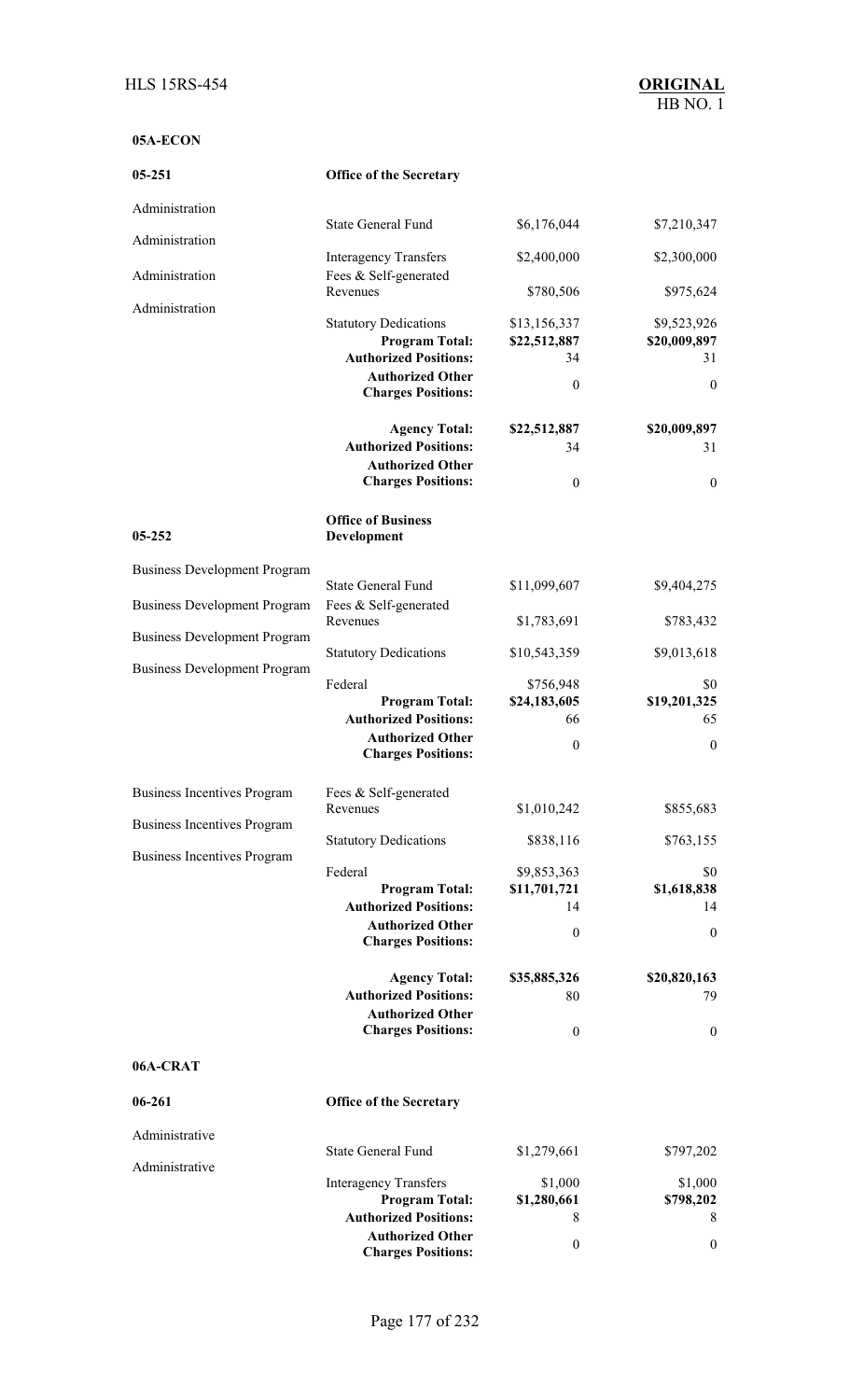**05A-ECON**

| | | | |
|---|---|---|---|
| **05-251** | **Office of the Secretary** | | |
| Administration | State General Fund | $6,176,044 | $7,210,347 |
| Administration | Interagency Transfers | $2,400,000 | $2,300,000 |
| Administration | Fees & Self-generated Revenues | $780,506 | $975,624 |
| Administration | Statutory Dedications | $13,156,337 | $9,523,926 |
| | **Program Total:** | **$22,512,887** | **$20,009,897** |
| | **Authorized Positions:** | 34 | 31 |
| | **Authorized Other Charges Positions:** | 0 | 0 |
| | **Agency Total:** | **$22,512,887** | **$20,009,897** |
| | **Authorized Positions:** | 34 | 31 |
| | **Authorized Other Charges Positions:** | 0 | 0 |
| **05-252** | **Office of Business Development** | | |
| Business Development Program | State General Fund | $11,099,607 | $9,404,275 |
| Business Development Program | Fees & Self-generated Revenues | $1,783,691 | $783,432 |
| Business Development Program | Statutory Dedications | $10,543,359 | $9,013,618 |
| Business Development Program | Federal | $756,948 | $0 |
| | **Program Total:** | **$24,183,605** | **$19,201,325** |
| | **Authorized Positions:** | 66 | 65 |
| | **Authorized Other Charges Positions:** | 0 | 0 |
| Business Incentives Program | Fees & Self-generated Revenues | $1,010,242 | $855,683 |
| Business Incentives Program | Statutory Dedications | $838,116 | $763,155 |
| Business Incentives Program | Federal | $9,853,363 | $0 |
| | **Program Total:** | **$11,701,721** | **$1,618,838** |
| | **Authorized Positions:** | 14 | 14 |
| | **Authorized Other Charges Positions:** | 0 | 0 |
| | **Agency Total:** | **$35,885,326** | **$20,820,163** |
| | **Authorized Positions:** | 80 | 79 |
| | **Authorized Other Charges Positions:** | 0 | 0 |

**06A-CRAT**

| | | | |
|---|---|---|---|
| **06-261** | **Office of the Secretary** | | |
| Administrative | State General Fund | $1,279,661 | $797,202 |
| Administrative | Interagency Transfers | $1,000 | $1,000 |
| | **Program Total:** | **$1,280,661** | **$798,202** |
| | **Authorized Positions:** | 8 | 8 |
| | **Authorized Other Charges Positions:** | 0 | 0 |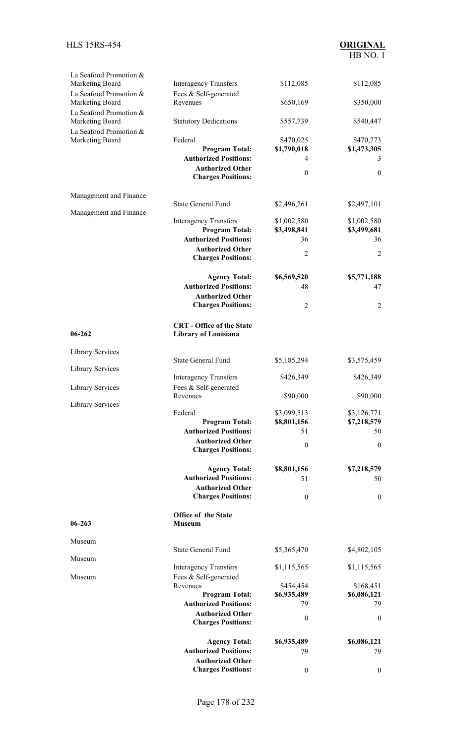| | | | |
|---|---|---|---|
| La Seafood Promotion & Marketing Board | Interagency Transfers | $112,085 | $112,085 |
| La Seafood Promotion & Marketing Board | Fees & Self-generated Revenues | $650,169 | $350,000 |
| La Seafood Promotion & Marketing Board | Statutory Dedications | $557,739 | $540,447 |
| La Seafood Promotion & Marketing Board | Federal | $470,025 | $470,773 |
| | **Program Total:** | **$1,790,018** | **$1,473,305** |
| | **Authorized Positions:** | 4 | 3 |
| | **Authorized Other Charges Positions:** | 0 | 0 |
| Management and Finance | State General Fund | $2,496,261 | $2,497,101 |
| Management and Finance | Interagency Transfers | $1,002,580 | $1,002,580 |
| | **Program Total:** | **$3,498,841** | **$3,499,681** |
| | **Authorized Positions:** | 36 | 36 |
| | **Authorized Other Charges Positions:** | 2 | 2 |
| | **Agency Total:** | **$6,569,520** | **$5,771,188** |
| | **Authorized Positions:** | 48 | 47 |
| | **Authorized Other Charges Positions:** | 2 | 2 |

| | | | |
|---|---|---|---|
| **06-262** | **CRT - Office of the State Library of Louisiana** | | |
| Library Services | State General Fund | $5,185,294 | $3,575,459 |
| Library Services | Interagency Transfers | $426,349 | $426,349 |
| Library Services | Fees & Self-generated Revenues | $90,000 | $90,000 |
| Library Services | Federal | $3,099,513 | $3,126,771 |
| | **Program Total:** | **$8,801,156** | **$7,218,579** |
| | **Authorized Positions:** | 51 | 50 |
| | **Authorized Other Charges Positions:** | 0 | 0 |
| | **Agency Total:** | **$8,801,156** | **$7,218,579** |
| | **Authorized Positions:** | 51 | 50 |
| | **Authorized Other Charges Positions:** | 0 | 0 |

| | | | |
|---|---|---|---|
| **06-263** | **Office of the State Museum** | | |
| Museum | State General Fund | $5,365,470 | $4,802,105 |
| Museum | Interagency Transfers | $1,115,565 | $1,115,565 |
| Museum | Fees & Self-generated Revenues | $454,454 | $168,451 |
| | **Program Total:** | **$6,935,489** | **$6,086,121** |
| | **Authorized Positions:** | 79 | 79 |
| | **Authorized Other Charges Positions:** | 0 | 0 |
| | **Agency Total:** | **$6,935,489** | **$6,086,121** |
| | **Authorized Positions:** | 79 | 79 |
| | **Authorized Other Charges Positions:** | 0 | 0 |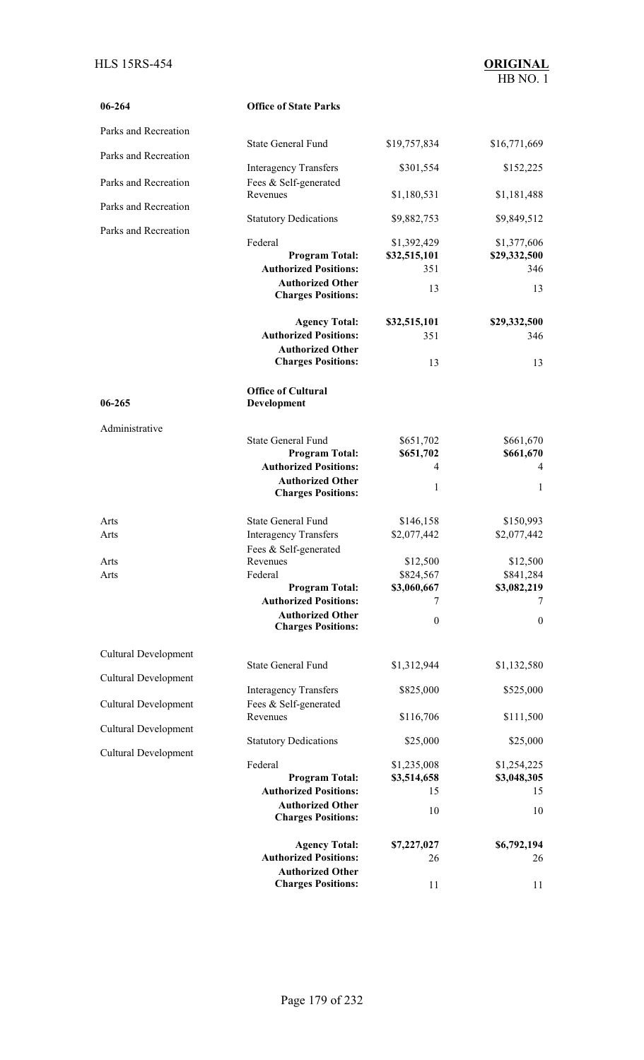| | | | |
|---|---|---|---|
| **06-264** | **Office of State Parks** | | |
| Parks and Recreation | State General Fund | $19,757,834 | $16,771,669 |
| Parks and Recreation | Interagency Transfers | $301,554 | $152,225 |
| Parks and Recreation | Fees & Self-generated Revenues | $1,180,531 | $1,181,488 |
| Parks and Recreation | Statutory Dedications | $9,882,753 | $9,849,512 |
| Parks and Recreation | Federal | $1,392,429 | $1,377,606 |
| | **Program Total:** | **$32,515,101** | **$29,332,500** |
| | **Authorized Positions:** | 351 | 346 |
| | **Authorized Other Charges Positions:** | 13 | 13 |
| | **Agency Total:** | **$32,515,101** | **$29,332,500** |
| | **Authorized Positions:** | 351 | 346 |
| | **Authorized Other Charges Positions:** | 13 | 13 |
| **06-265** | **Office of Cultural Development** | | |
| Administrative | State General Fund | $651,702 | $661,670 |
| | **Program Total:** | **$651,702** | **$661,670** |
| | **Authorized Positions:** | 4 | 4 |
| | **Authorized Other Charges Positions:** | 1 | 1 |
| Arts | State General Fund | $146,158 | $150,993 |
| Arts | Interagency Transfers | $2,077,442 | $2,077,442 |
| Arts | Fees & Self-generated Revenues | $12,500 | $12,500 |
| Arts | Federal | $824,567 | $841,284 |
| | **Program Total:** | **$3,060,667** | **$3,082,219** |
| | **Authorized Positions:** | 7 | 7 |
| | **Authorized Other Charges Positions:** | 0 | 0 |
| Cultural Development | State General Fund | $1,312,944 | $1,132,580 |
| Cultural Development | Interagency Transfers | $825,000 | $525,000 |
| Cultural Development | Fees & Self-generated Revenues | $116,706 | $111,500 |
| Cultural Development | Statutory Dedications | $25,000 | $25,000 |
| Cultural Development | Federal | $1,235,008 | $1,254,225 |
| | **Program Total:** | **$3,514,658** | **$3,048,305** |
| | **Authorized Positions:** | 15 | 15 |
| | **Authorized Other Charges Positions:** | 10 | 10 |
| | **Agency Total:** | **$7,227,027** | **$6,792,194** |
| | **Authorized Positions:** | 26 | 26 |
| | **Authorized Other Charges Positions:** | 11 | 11 |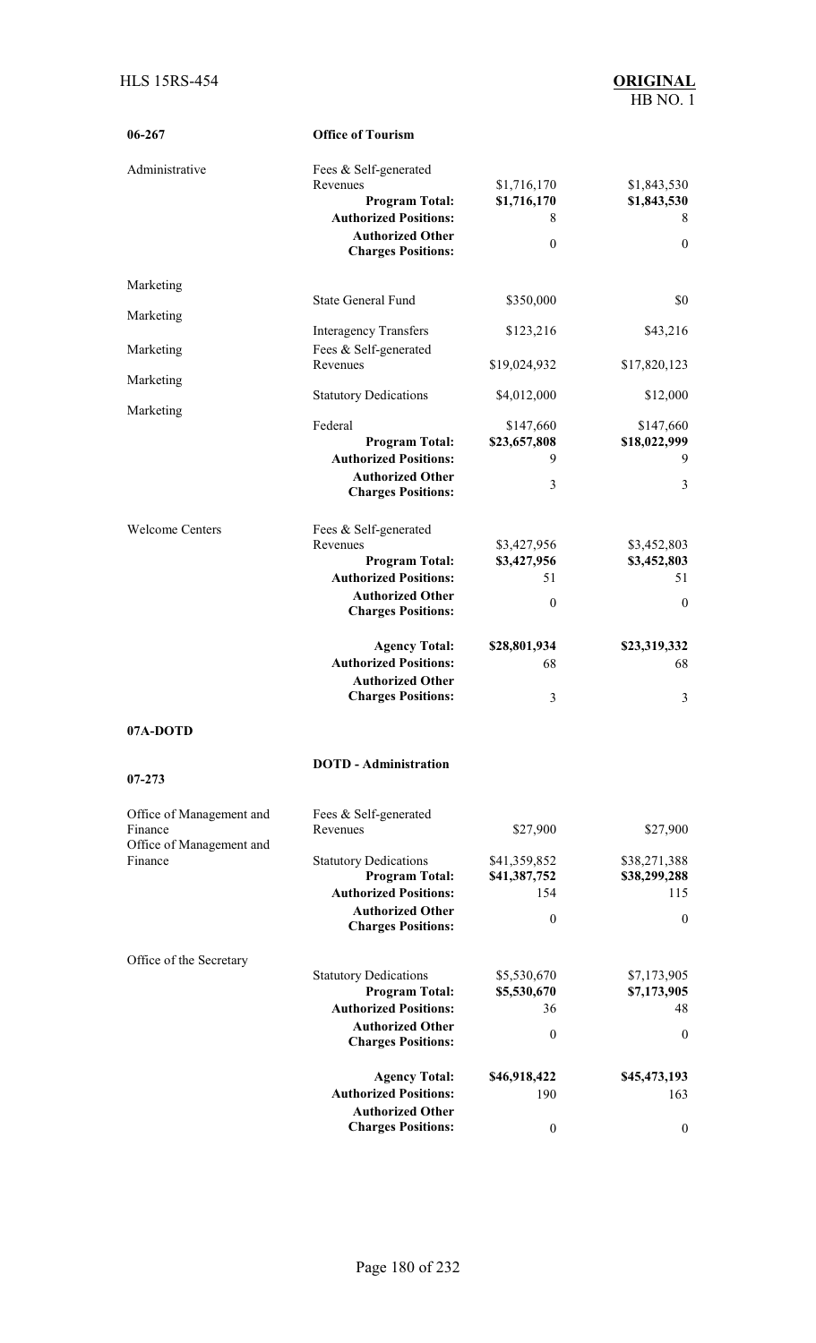**06-267** **Office of Tourism**

| Program | Means of Finance | | |
|---|---|---|---|
| Administrative | Fees & Self-generated Revenues | $1,716,170 | $1,843,530 |
| | **Program Total:** | **$1,716,170** | **$1,843,530** |
| | **Authorized Positions:** | 8 | 8 |
| | **Authorized Other Charges Positions:** | 0 | 0 |
| Marketing | State General Fund | $350,000 | $0 |
| Marketing | Interagency Transfers | $123,216 | $43,216 |
| Marketing | Fees & Self-generated Revenues | $19,024,932 | $17,820,123 |
| Marketing | Statutory Dedications | $4,012,000 | $12,000 |
| Marketing | Federal | $147,660 | $147,660 |
| | **Program Total:** | **$23,657,808** | **$18,022,999** |
| | **Authorized Positions:** | 9 | 9 |
| | **Authorized Other Charges Positions:** | 3 | 3 |
| Welcome Centers | Fees & Self-generated Revenues | $3,427,956 | $3,452,803 |
| | **Program Total:** | **$3,427,956** | **$3,452,803** |
| | **Authorized Positions:** | 51 | 51 |
| | **Authorized Other Charges Positions:** | 0 | 0 |
| | **Agency Total:** | **$28,801,934** | **$23,319,332** |
| | **Authorized Positions:** | 68 | 68 |
| | **Authorized Other Charges Positions:** | 3 | 3 |

**07A-DOTD**

**07-273** **DOTD - Administration**

| Program | Means of Finance | | |
|---|---|---|---|
| Office of Management and Finance | Fees & Self-generated Revenues | $27,900 | $27,900 |
| Office of Management and Finance | Statutory Dedications | $41,359,852 | $38,271,388 |
| | **Program Total:** | **$41,387,752** | **$38,299,288** |
| | **Authorized Positions:** | 154 | 115 |
| | **Authorized Other Charges Positions:** | 0 | 0 |
| Office of the Secretary | Statutory Dedications | $5,530,670 | $7,173,905 |
| | **Program Total:** | **$5,530,670** | **$7,173,905** |
| | **Authorized Positions:** | 36 | 48 |
| | **Authorized Other Charges Positions:** | 0 | 0 |
| | **Agency Total:** | **$46,918,422** | **$45,473,193** |
| | **Authorized Positions:** | 190 | 163 |
| | **Authorized Other Charges Positions:** | 0 | 0 |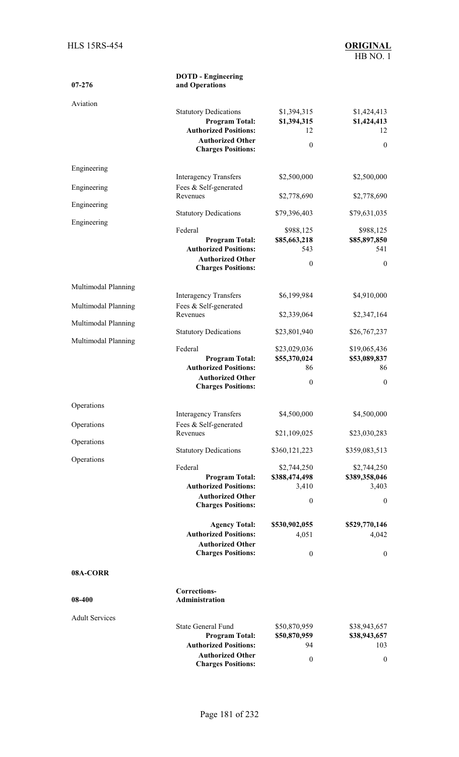| | | | |
|---|---|---|---|
| **07-276** | **DOTD - Engineering and Operations** | | |
| Aviation | | | |
| | Statutory Dedications | $1,394,315 | $1,424,413 |
| | **Program Total:** | **$1,394,315** | **$1,424,413** |
| | **Authorized Positions:** | 12 | 12 |
| | **Authorized Other Charges Positions:** | 0 | 0 |
| Engineering | Interagency Transfers | $2,500,000 | $2,500,000 |
| Engineering | Fees & Self-generated Revenues | $2,778,690 | $2,778,690 |
| Engineering | Statutory Dedications | $79,396,403 | $79,631,035 |
| Engineering | Federal | $988,125 | $988,125 |
| | **Program Total:** | **$85,663,218** | **$85,897,850** |
| | **Authorized Positions:** | 543 | 541 |
| | **Authorized Other Charges Positions:** | 0 | 0 |
| Multimodal Planning | Interagency Transfers | $6,199,984 | $4,910,000 |
| Multimodal Planning | Fees & Self-generated Revenues | $2,339,064 | $2,347,164 |
| Multimodal Planning | Statutory Dedications | $23,801,940 | $26,767,237 |
| Multimodal Planning | Federal | $23,029,036 | $19,065,436 |
| | **Program Total:** | **$55,370,024** | **$53,089,837** |
| | **Authorized Positions:** | 86 | 86 |
| | **Authorized Other Charges Positions:** | 0 | 0 |
| Operations | Interagency Transfers | $4,500,000 | $4,500,000 |
| Operations | Fees & Self-generated Revenues | $21,109,025 | $23,030,283 |
| Operations | Statutory Dedications | $360,121,223 | $359,083,513 |
| Operations | Federal | $2,744,250 | $2,744,250 |
| | **Program Total:** | **$388,474,498** | **$389,358,046** |
| | **Authorized Positions:** | 3,410 | 3,403 |
| | **Authorized Other Charges Positions:** | 0 | 0 |
| | **Agency Total:** | **$530,902,055** | **$529,770,146** |
| | **Authorized Positions:** | 4,051 | 4,042 |
| | **Authorized Other Charges Positions:** | 0 | 0 |
| **08A-CORR** | | | |
| **08-400** | **Corrections-Administration** | | |
| Adult Services | | | |
| | State General Fund | $50,870,959 | $38,943,657 |
| | **Program Total:** | **$50,870,959** | **$38,943,657** |
| | **Authorized Positions:** | 94 | 103 |
| | **Authorized Other Charges Positions:** | 0 | 0 |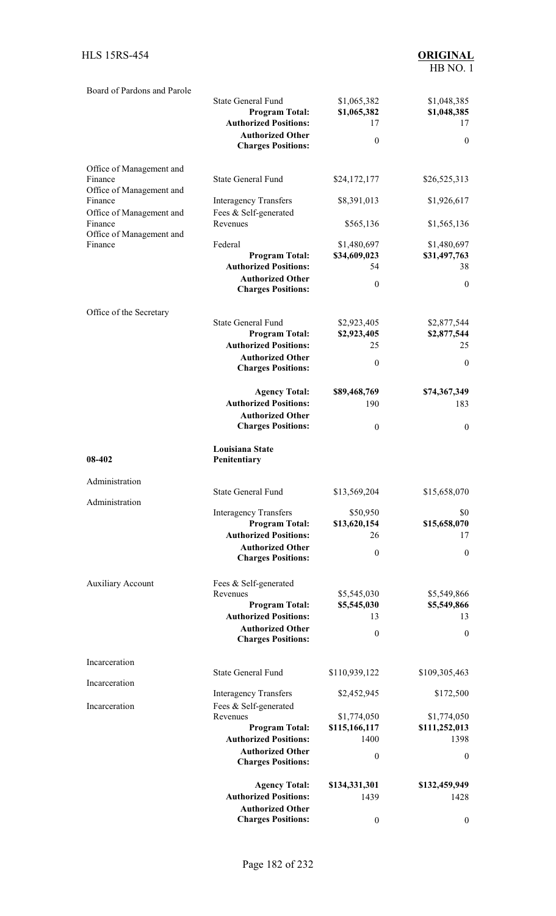| | | | |
|---|---|---|---|
| Board of Pardons and Parole | | | |
| | State General Fund | $1,065,382 | $1,048,385 |
| | **Program Total:** | **$1,065,382** | **$1,048,385** |
| | **Authorized Positions:** | 17 | 17 |
| | **Authorized Other Charges Positions:** | 0 | 0 |
| Office of Management and Finance | State General Fund | $24,172,177 | $26,525,313 |
| Office of Management and Finance | Interagency Transfers | $8,391,013 | $1,926,617 |
| Office of Management and Finance | Fees & Self-generated Revenues | $565,136 | $1,565,136 |
| Office of Management and Finance | Federal | $1,480,697 | $1,480,697 |
| | **Program Total:** | **$34,609,023** | **$31,497,763** |
| | **Authorized Positions:** | 54 | 38 |
| | **Authorized Other Charges Positions:** | 0 | 0 |
| Office of the Secretary | | | |
| | State General Fund | $2,923,405 | $2,877,544 |
| | **Program Total:** | **$2,923,405** | **$2,877,544** |
| | **Authorized Positions:** | 25 | 25 |
| | **Authorized Other Charges Positions:** | 0 | 0 |
| | **Agency Total:** | **$89,468,769** | **$74,367,349** |
| | **Authorized Positions:** | 190 | 183 |
| | **Authorized Other Charges Positions:** | 0 | 0 |
| **08-402** | **Louisiana State Penitentiary** | | |
| Administration | State General Fund | $13,569,204 | $15,658,070 |
| Administration | Interagency Transfers | $50,950 | $0 |
| | **Program Total:** | **$13,620,154** | **$15,658,070** |
| | **Authorized Positions:** | 26 | 17 |
| | **Authorized Other Charges Positions:** | 0 | 0 |
| Auxiliary Account | Fees & Self-generated Revenues | $5,545,030 | $5,549,866 |
| | **Program Total:** | **$5,545,030** | **$5,549,866** |
| | **Authorized Positions:** | 13 | 13 |
| | **Authorized Other Charges Positions:** | 0 | 0 |
| Incarceration | State General Fund | $110,939,122 | $109,305,463 |
| Incarceration | Interagency Transfers | $2,452,945 | $172,500 |
| Incarceration | Fees & Self-generated Revenues | $1,774,050 | $1,774,050 |
| | **Program Total:** | **$115,166,117** | **$111,252,013** |
| | **Authorized Positions:** | 1400 | 1398 |
| | **Authorized Other Charges Positions:** | 0 | 0 |
| | **Agency Total:** | **$134,331,301** | **$132,459,949** |
| | **Authorized Positions:** | 1439 | 1428 |
| | **Authorized Other Charges Positions:** | 0 | 0 |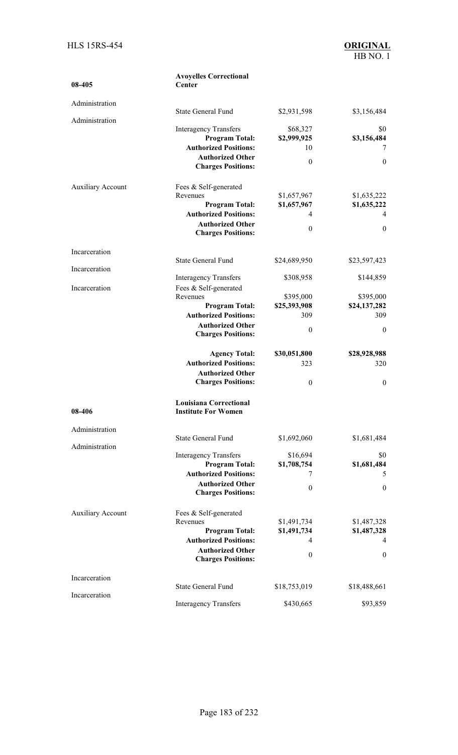| | | | |
|---|---|---|---|
| **08-405** | **Avoyelles Correctional Center** | | |
| Administration | State General Fund | $2,931,598 | $3,156,484 |
| Administration | Interagency Transfers | $68,327 | $0 |
| | **Program Total:** | **$2,999,925** | **$3,156,484** |
| | **Authorized Positions:** | 10 | 7 |
| | **Authorized Other Charges Positions:** | 0 | 0 |
| Auxiliary Account | Fees & Self-generated Revenues | $1,657,967 | $1,635,222 |
| | **Program Total:** | **$1,657,967** | **$1,635,222** |
| | **Authorized Positions:** | 4 | 4 |
| | **Authorized Other Charges Positions:** | 0 | 0 |
| Incarceration | State General Fund | $24,689,950 | $23,597,423 |
| Incarceration | Interagency Transfers | $308,958 | $144,859 |
| Incarceration | Fees & Self-generated Revenues | $395,000 | $395,000 |
| | **Program Total:** | **$25,393,908** | **$24,137,282** |
| | **Authorized Positions:** | 309 | 309 |
| | **Authorized Other Charges Positions:** | 0 | 0 |
| | **Agency Total:** | **$30,051,800** | **$28,928,988** |
| | **Authorized Positions:** | 323 | 320 |
| | **Authorized Other Charges Positions:** | 0 | 0 |
| **08-406** | **Louisiana Correctional Institute For Women** | | |
| Administration | State General Fund | $1,692,060 | $1,681,484 |
| Administration | Interagency Transfers | $16,694 | $0 |
| | **Program Total:** | **$1,708,754** | **$1,681,484** |
| | **Authorized Positions:** | 7 | 5 |
| | **Authorized Other Charges Positions:** | 0 | 0 |
| Auxiliary Account | Fees & Self-generated Revenues | $1,491,734 | $1,487,328 |
| | **Program Total:** | **$1,491,734** | **$1,487,328** |
| | **Authorized Positions:** | 4 | 4 |
| | **Authorized Other Charges Positions:** | 0 | 0 |
| Incarceration | State General Fund | $18,753,019 | $18,488,661 |
| Incarceration | Interagency Transfers | $430,665 | $93,859 |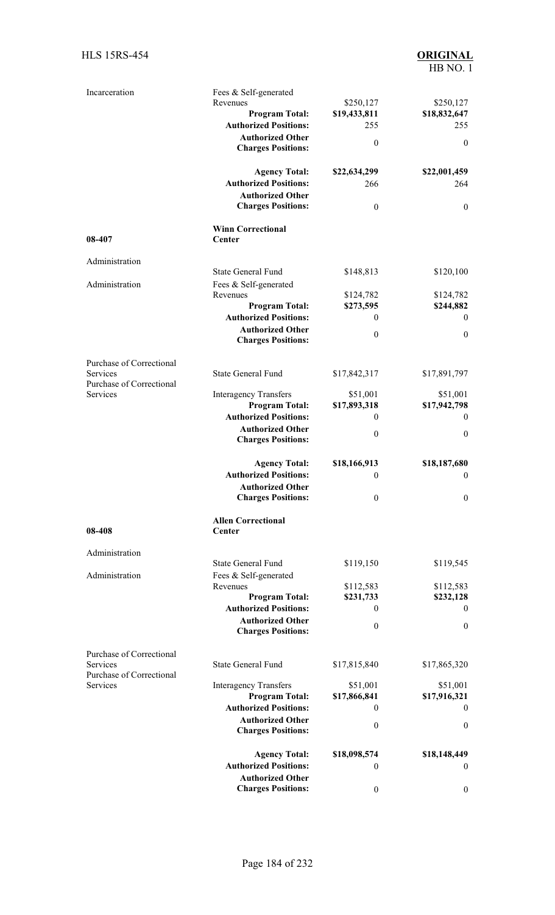| | | | |
|---|---|---|---|
| Incarceration | Fees & Self-generated Revenues | $250,127 | $250,127 |
| | **Program Total:** | **$19,433,811** | **$18,832,647** |
| | **Authorized Positions:** | 255 | 255 |
| | **Authorized Other Charges Positions:** | 0 | 0 |
| | **Agency Total:** | **$22,634,299** | **$22,001,459** |
| | **Authorized Positions:** | 266 | 264 |
| | **Authorized Other Charges Positions:** | 0 | 0 |
| **08-407** | **Winn Correctional Center** | | |
| Administration | State General Fund | $148,813 | $120,100 |
| Administration | Fees & Self-generated Revenues | $124,782 | $124,782 |
| | **Program Total:** | **$273,595** | **$244,882** |
| | **Authorized Positions:** | 0 | 0 |
| | **Authorized Other Charges Positions:** | 0 | 0 |
| Purchase of Correctional Services | State General Fund | $17,842,317 | $17,891,797 |
| Purchase of Correctional Services | Interagency Transfers | $51,001 | $51,001 |
| | **Program Total:** | **$17,893,318** | **$17,942,798** |
| | **Authorized Positions:** | 0 | 0 |
| | **Authorized Other Charges Positions:** | 0 | 0 |
| | **Agency Total:** | **$18,166,913** | **$18,187,680** |
| | **Authorized Positions:** | 0 | 0 |
| | **Authorized Other Charges Positions:** | 0 | 0 |
| **08-408** | **Allen Correctional Center** | | |
| Administration | State General Fund | $119,150 | $119,545 |
| Administration | Fees & Self-generated Revenues | $112,583 | $112,583 |
| | **Program Total:** | **$231,733** | **$232,128** |
| | **Authorized Positions:** | 0 | 0 |
| | **Authorized Other Charges Positions:** | 0 | 0 |
| Purchase of Correctional Services | State General Fund | $17,815,840 | $17,865,320 |
| Purchase of Correctional Services | Interagency Transfers | $51,001 | $51,001 |
| | **Program Total:** | **$17,866,841** | **$17,916,321** |
| | **Authorized Positions:** | 0 | 0 |
| | **Authorized Other Charges Positions:** | 0 | 0 |
| | **Agency Total:** | **$18,098,574** | **$18,148,449** |
| | **Authorized Positions:** | 0 | 0 |
| | **Authorized Other Charges Positions:** | 0 | 0 |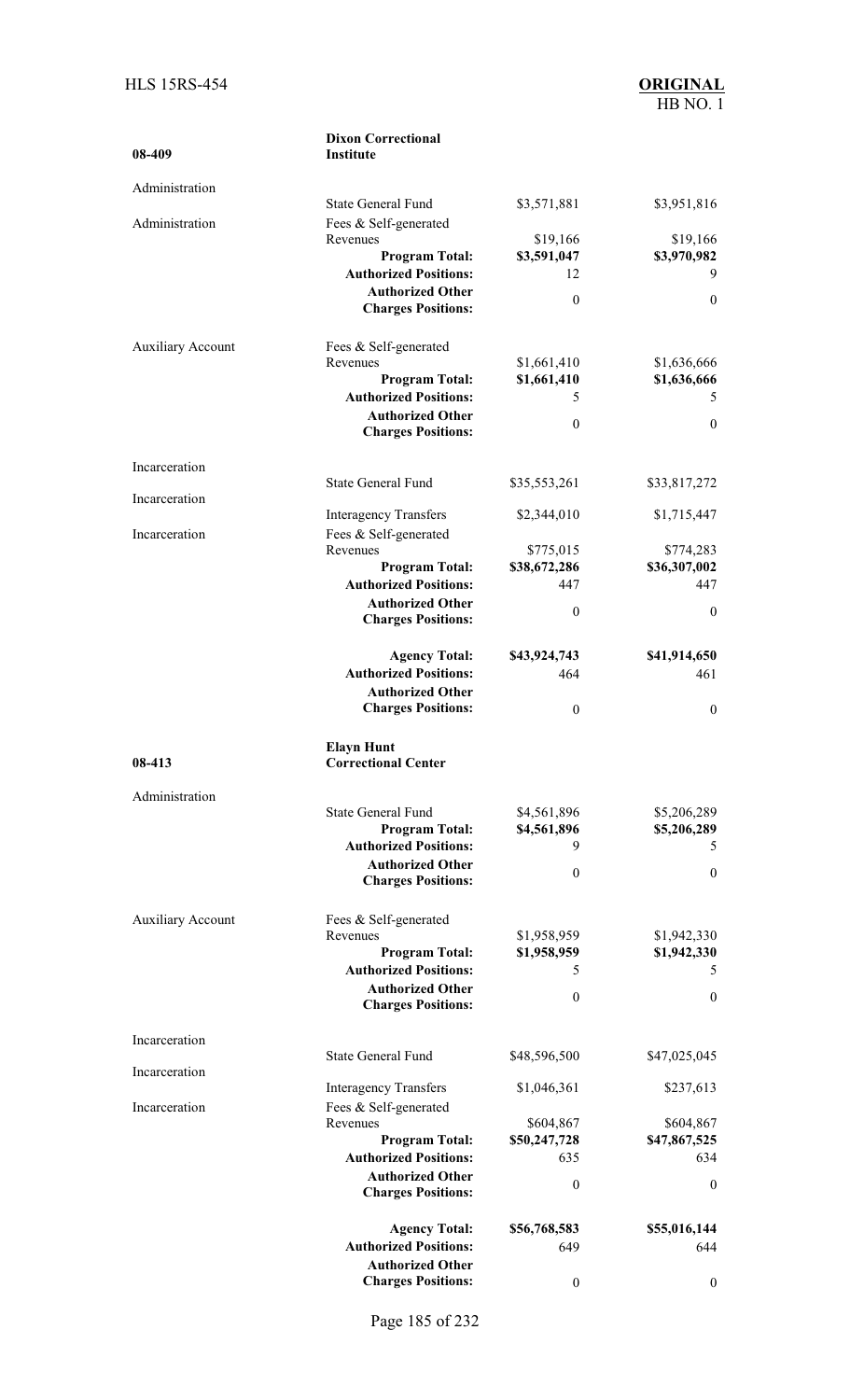| 08-409 | Dixon Correctional Institute | | |
|---|---|---|---|
| Administration | State General Fund | $3,571,881 | $3,951,816 |
| Administration | Fees & Self-generated Revenues | $19,166 | $19,166 |
| | **Program Total:** | **$3,591,047** | **$3,970,982** |
| | **Authorized Positions:** | 12 | 9 |
| | **Authorized Other Charges Positions:** | 0 | 0 |
| Auxiliary Account | Fees & Self-generated Revenues | $1,661,410 | $1,636,666 |
| | **Program Total:** | **$1,661,410** | **$1,636,666** |
| | **Authorized Positions:** | 5 | 5 |
| | **Authorized Other Charges Positions:** | 0 | 0 |
| Incarceration | State General Fund | $35,553,261 | $33,817,272 |
| Incarceration | Interagency Transfers | $2,344,010 | $1,715,447 |
| Incarceration | Fees & Self-generated Revenues | $775,015 | $774,283 |
| | **Program Total:** | **$38,672,286** | **$36,307,002** |
| | **Authorized Positions:** | 447 | 447 |
| | **Authorized Other Charges Positions:** | 0 | 0 |
| | **Agency Total:** | **$43,924,743** | **$41,914,650** |
| | **Authorized Positions:** | 464 | 461 |
| | **Authorized Other Charges Positions:** | 0 | 0 |

| 08-413 | Elayn Hunt Correctional Center | | |
|---|---|---|---|
| Administration | State General Fund | $4,561,896 | $5,206,289 |
| | **Program Total:** | **$4,561,896** | **$5,206,289** |
| | **Authorized Positions:** | 9 | 5 |
| | **Authorized Other Charges Positions:** | 0 | 0 |
| Auxiliary Account | Fees & Self-generated Revenues | $1,958,959 | $1,942,330 |
| | **Program Total:** | **$1,958,959** | **$1,942,330** |
| | **Authorized Positions:** | 5 | 5 |
| | **Authorized Other Charges Positions:** | 0 | 0 |
| Incarceration | State General Fund | $48,596,500 | $47,025,045 |
| Incarceration | Interagency Transfers | $1,046,361 | $237,613 |
| Incarceration | Fees & Self-generated Revenues | $604,867 | $604,867 |
| | **Program Total:** | **$50,247,728** | **$47,867,525** |
| | **Authorized Positions:** | 635 | 634 |
| | **Authorized Other Charges Positions:** | 0 | 0 |
| | **Agency Total:** | **$56,768,583** | **$55,016,144** |
| | **Authorized Positions:** | 649 | 644 |
| | **Authorized Other Charges Positions:** | 0 | 0 |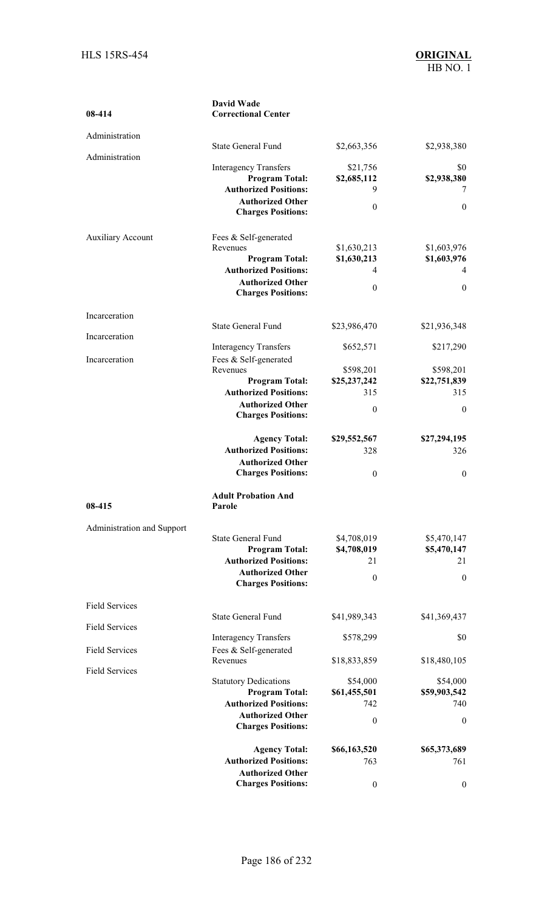| 08-414 | David Wade Correctional Center | | |
|---|---|---|---|
| Administration | State General Fund | $2,663,356 | $2,938,380 |
| Administration | Interagency Transfers | $21,756 | $0 |
| | **Program Total:** | **$2,685,112** | **$2,938,380** |
| | **Authorized Positions:** | 9 | 7 |
| | **Authorized Other Charges Positions:** | 0 | 0 |
| Auxiliary Account | Fees & Self-generated Revenues | $1,630,213 | $1,603,976 |
| | **Program Total:** | **$1,630,213** | **$1,603,976** |
| | **Authorized Positions:** | 4 | 4 |
| | **Authorized Other Charges Positions:** | 0 | 0 |
| Incarceration | State General Fund | $23,986,470 | $21,936,348 |
| Incarceration | Interagency Transfers | $652,571 | $217,290 |
| Incarceration | Fees & Self-generated Revenues | $598,201 | $598,201 |
| | **Program Total:** | **$25,237,242** | **$22,751,839** |
| | **Authorized Positions:** | 315 | 315 |
| | **Authorized Other Charges Positions:** | 0 | 0 |
| | **Agency Total:** | **$29,552,567** | **$27,294,195** |
| | **Authorized Positions:** | 328 | 326 |
| | **Authorized Other Charges Positions:** | 0 | 0 |

| 08-415 | Adult Probation And Parole | | |
|---|---|---|---|
| Administration and Support | State General Fund | $4,708,019 | $5,470,147 |
| | **Program Total:** | **$4,708,019** | **$5,470,147** |
| | **Authorized Positions:** | 21 | 21 |
| | **Authorized Other Charges Positions:** | 0 | 0 |
| Field Services | State General Fund | $41,989,343 | $41,369,437 |
| Field Services | Interagency Transfers | $578,299 | $0 |
| Field Services | Fees & Self-generated Revenues | $18,833,859 | $18,480,105 |
| Field Services | Statutory Dedications | $54,000 | $54,000 |
| | **Program Total:** | **$61,455,501** | **$59,903,542** |
| | **Authorized Positions:** | 742 | 740 |
| | **Authorized Other Charges Positions:** | 0 | 0 |
| | **Agency Total:** | **$66,163,520** | **$65,373,689** |
| | **Authorized Positions:** | 763 | 761 |
| | **Authorized Other Charges Positions:** | 0 | 0 |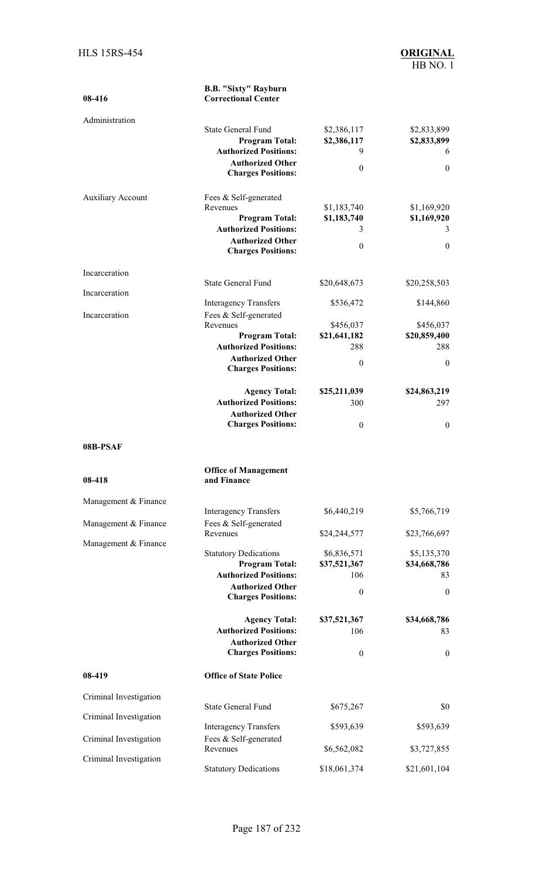| | | | |
|---|---|---|---|
| **08-416** | **B.B. "Sixty" Rayburn Correctional Center** | | |
| Administration | State General Fund | $2,386,117 | $2,833,899 |
| | **Program Total:** | **$2,386,117** | **$2,833,899** |
| | **Authorized Positions:** | 9 | 6 |
| | **Authorized Other Charges Positions:** | 0 | 0 |
| Auxiliary Account | Fees & Self-generated Revenues | $1,183,740 | $1,169,920 |
| | **Program Total:** | **$1,183,740** | **$1,169,920** |
| | **Authorized Positions:** | 3 | 3 |
| | **Authorized Other Charges Positions:** | 0 | 0 |
| Incarceration | State General Fund | $20,648,673 | $20,258,503 |
| Incarceration | Interagency Transfers | $536,472 | $144,860 |
| Incarceration | Fees & Self-generated Revenues | $456,037 | $456,037 |
| | **Program Total:** | **$21,641,182** | **$20,859,400** |
| | **Authorized Positions:** | 288 | 288 |
| | **Authorized Other Charges Positions:** | 0 | 0 |
| | **Agency Total:** | **$25,211,039** | **$24,863,219** |
| | **Authorized Positions:** | 300 | 297 |
| | **Authorized Other Charges Positions:** | 0 | 0 |
| **08B-PSAF** | | | |
| **08-418** | **Office of Management and Finance** | | |
| Management & Finance | Interagency Transfers | $6,440,219 | $5,766,719 |
| Management & Finance | Fees & Self-generated Revenues | $24,244,577 | $23,766,697 |
| Management & Finance | Statutory Dedications | $6,836,571 | $5,135,370 |
| | **Program Total:** | **$37,521,367** | **$34,668,786** |
| | **Authorized Positions:** | 106 | 83 |
| | **Authorized Other Charges Positions:** | 0 | 0 |
| | **Agency Total:** | **$37,521,367** | **$34,668,786** |
| | **Authorized Positions:** | 106 | 83 |
| | **Authorized Other Charges Positions:** | 0 | 0 |
| **08-419** | **Office of State Police** | | |
| Criminal Investigation | State General Fund | $675,267 | $0 |
| Criminal Investigation | Interagency Transfers | $593,639 | $593,639 |
| Criminal Investigation | Fees & Self-generated Revenues | $6,562,082 | $3,727,855 |
| Criminal Investigation | Statutory Dedications | $18,061,374 | $21,601,104 |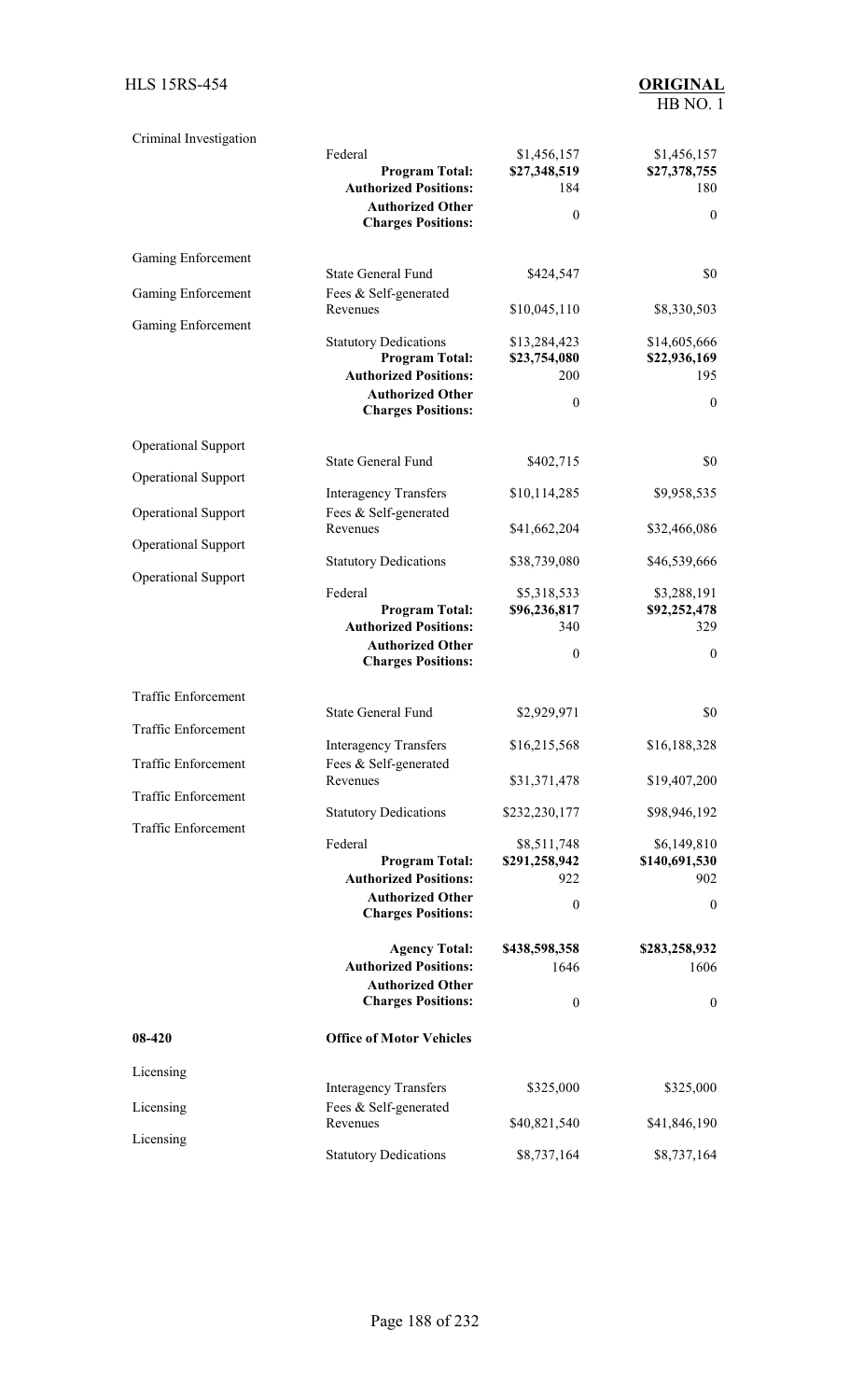| | | | |
|---|---|---|---|
| Criminal Investigation | Federal | $1,456,157 | $1,456,157 |
| | **Program Total:** | **$27,348,519** | **$27,378,755** |
| | **Authorized Positions:** | 184 | 180 |
| | **Authorized Other Charges Positions:** | 0 | 0 |
| Gaming Enforcement | State General Fund | $424,547 | $0 |
| Gaming Enforcement | Fees & Self-generated Revenues | $10,045,110 | $8,330,503 |
| Gaming Enforcement | Statutory Dedications | $13,284,423 | $14,605,666 |
| | **Program Total:** | **$23,754,080** | **$22,936,169** |
| | **Authorized Positions:** | 200 | 195 |
| | **Authorized Other Charges Positions:** | 0 | 0 |
| Operational Support | State General Fund | $402,715 | $0 |
| Operational Support | Interagency Transfers | $10,114,285 | $9,958,535 |
| Operational Support | Fees & Self-generated Revenues | $41,662,204 | $32,466,086 |
| Operational Support | Statutory Dedications | $38,739,080 | $46,539,666 |
| Operational Support | Federal | $5,318,533 | $3,288,191 |
| | **Program Total:** | **$96,236,817** | **$92,252,478** |
| | **Authorized Positions:** | 340 | 329 |
| | **Authorized Other Charges Positions:** | 0 | 0 |
| Traffic Enforcement | State General Fund | $2,929,971 | $0 |
| Traffic Enforcement | Interagency Transfers | $16,215,568 | $16,188,328 |
| Traffic Enforcement | Fees & Self-generated Revenues | $31,371,478 | $19,407,200 |
| Traffic Enforcement | Statutory Dedications | $232,230,177 | $98,946,192 |
| Traffic Enforcement | Federal | $8,511,748 | $6,149,810 |
| | **Program Total:** | **$291,258,942** | **$140,691,530** |
| | **Authorized Positions:** | 922 | 902 |
| | **Authorized Other Charges Positions:** | 0 | 0 |
| | **Agency Total:** | **$438,598,358** | **$283,258,932** |
| | **Authorized Positions:** | 1646 | 1606 |
| | **Authorized Other Charges Positions:** | 0 | 0 |
| **08-420** | **Office of Motor Vehicles** | | |
| Licensing | Interagency Transfers | $325,000 | $325,000 |
| Licensing | Fees & Self-generated Revenues | $40,821,540 | $41,846,190 |
| Licensing | Statutory Dedications | $8,737,164 | $8,737,164 |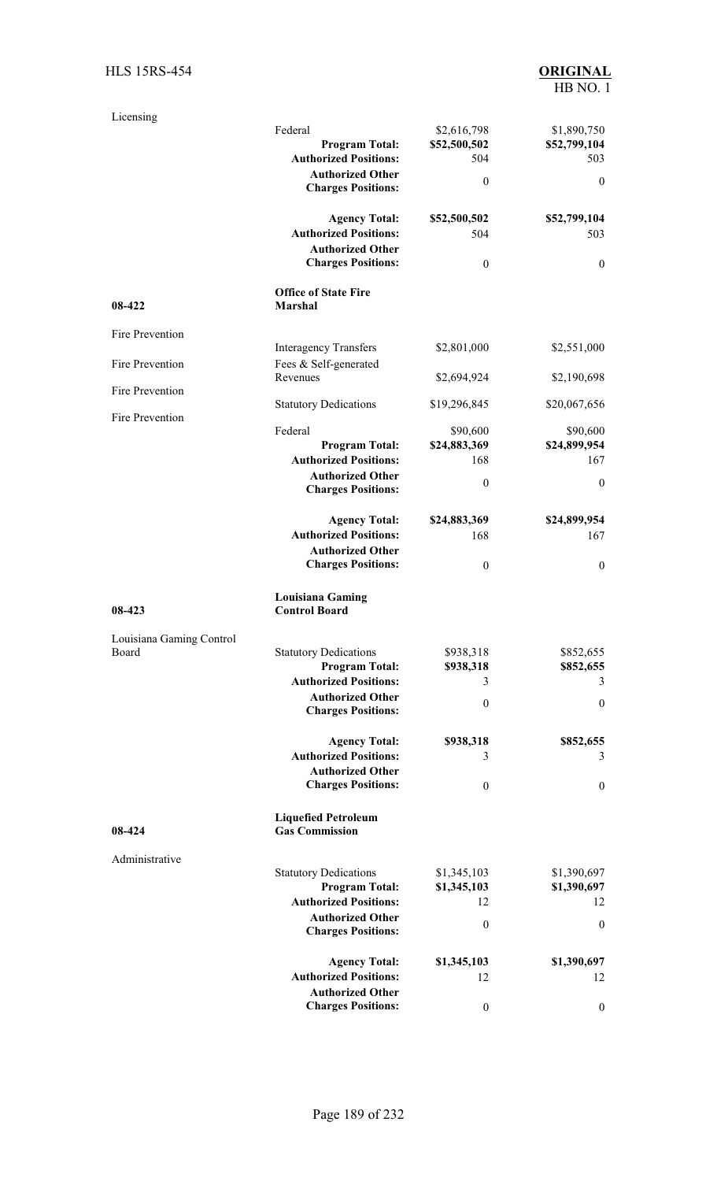| | | | |
|---|---|---|---|
| Licensing | Federal | $2,616,798 | $1,890,750 |
| | **Program Total:** | **$52,500,502** | **$52,799,104** |
| | **Authorized Positions:** | 504 | 503 |
| | **Authorized Other Charges Positions:** | 0 | 0 |
| | **Agency Total:** | **$52,500,502** | **$52,799,104** |
| | **Authorized Positions:** | 504 | 503 |
| | **Authorized Other Charges Positions:** | 0 | 0 |
| **08-422** | **Office of State Fire Marshal** | | |
| Fire Prevention | Interagency Transfers | $2,801,000 | $2,551,000 |
| Fire Prevention | Fees & Self-generated Revenues | $2,694,924 | $2,190,698 |
| Fire Prevention | Statutory Dedications | $19,296,845 | $20,067,656 |
| Fire Prevention | Federal | $90,600 | $90,600 |
| | **Program Total:** | **$24,883,369** | **$24,899,954** |
| | **Authorized Positions:** | 168 | 167 |
| | **Authorized Other Charges Positions:** | 0 | 0 |
| | **Agency Total:** | **$24,883,369** | **$24,899,954** |
| | **Authorized Positions:** | 168 | 167 |
| | **Authorized Other Charges Positions:** | 0 | 0 |
| **08-423** | **Louisiana Gaming Control Board** | | |
| Louisiana Gaming Control Board | Statutory Dedications | $938,318 | $852,655 |
| | **Program Total:** | **$938,318** | **$852,655** |
| | **Authorized Positions:** | 3 | 3 |
| | **Authorized Other Charges Positions:** | 0 | 0 |
| | **Agency Total:** | **$938,318** | **$852,655** |
| | **Authorized Positions:** | 3 | 3 |
| | **Authorized Other Charges Positions:** | 0 | 0 |
| **08-424** | **Liquefied Petroleum Gas Commission** | | |
| Administrative | Statutory Dedications | $1,345,103 | $1,390,697 |
| | **Program Total:** | **$1,345,103** | **$1,390,697** |
| | **Authorized Positions:** | 12 | 12 |
| | **Authorized Other Charges Positions:** | 0 | 0 |
| | **Agency Total:** | **$1,345,103** | **$1,390,697** |
| | **Authorized Positions:** | 12 | 12 |
| | **Authorized Other Charges Positions:** | 0 | 0 |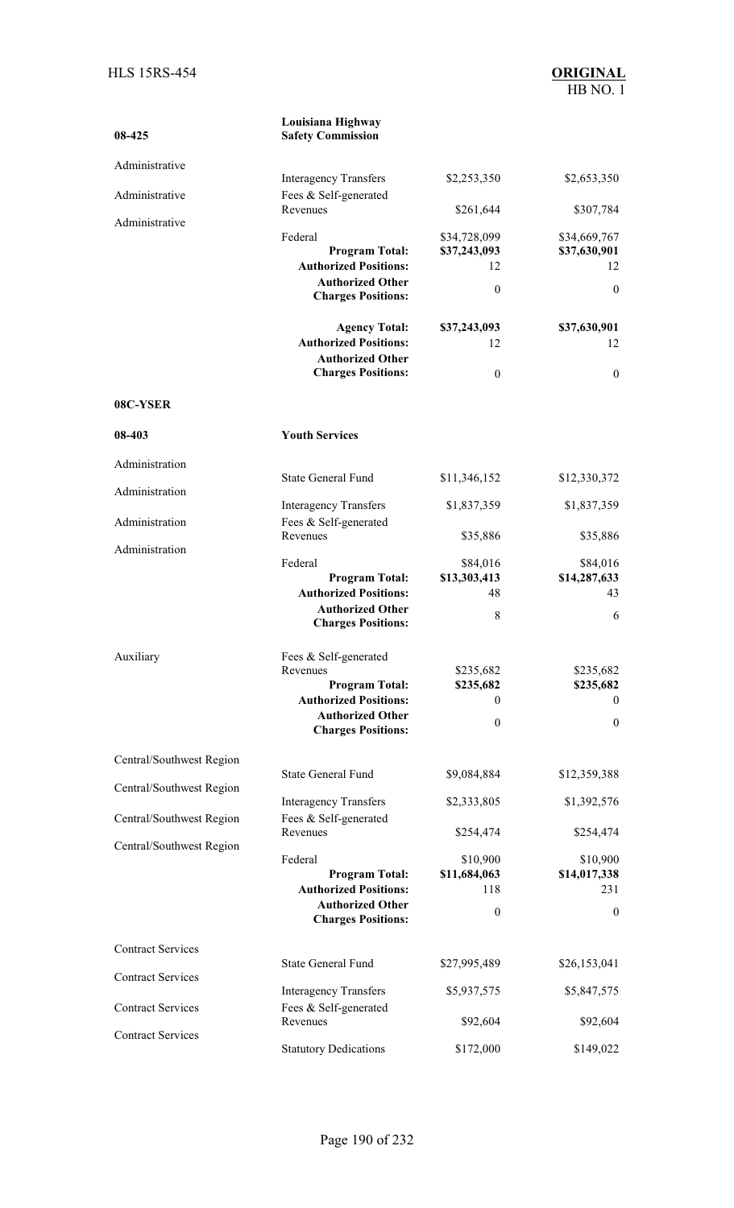| | | | |
|---|---|---|---|
| **08-425** | **Louisiana Highway Safety Commission** | | |
| Administrative | Interagency Transfers | $2,253,350 | $2,653,350 |
| Administrative | Fees & Self-generated Revenues | $261,644 | $307,784 |
| Administrative | Federal | $34,728,099 | $34,669,767 |
| | **Program Total:** | **$37,243,093** | **$37,630,901** |
| | **Authorized Positions:** | 12 | 12 |
| | **Authorized Other Charges Positions:** | 0 | 0 |
| | **Agency Total:** | **$37,243,093** | **$37,630,901** |
| | **Authorized Positions:** | 12 | 12 |
| | **Authorized Other Charges Positions:** | 0 | 0 |
| **08C-YSER** | | | |
| **08-403** | **Youth Services** | | |
| Administration | State General Fund | $11,346,152 | $12,330,372 |
| Administration | Interagency Transfers | $1,837,359 | $1,837,359 |
| Administration | Fees & Self-generated Revenues | $35,886 | $35,886 |
| Administration | Federal | $84,016 | $84,016 |
| | **Program Total:** | **$13,303,413** | **$14,287,633** |
| | **Authorized Positions:** | 48 | 43 |
| | **Authorized Other Charges Positions:** | 8 | 6 |
| Auxiliary | Fees & Self-generated Revenues | $235,682 | $235,682 |
| | **Program Total:** | **$235,682** | **$235,682** |
| | **Authorized Positions:** | 0 | 0 |
| | **Authorized Other Charges Positions:** | 0 | 0 |
| Central/Southwest Region | State General Fund | $9,084,884 | $12,359,388 |
| Central/Southwest Region | Interagency Transfers | $2,333,805 | $1,392,576 |
| Central/Southwest Region | Fees & Self-generated Revenues | $254,474 | $254,474 |
| Central/Southwest Region | Federal | $10,900 | $10,900 |
| | **Program Total:** | **$11,684,063** | **$14,017,338** |
| | **Authorized Positions:** | 118 | 231 |
| | **Authorized Other Charges Positions:** | 0 | 0 |
| Contract Services | State General Fund | $27,995,489 | $26,153,041 |
| Contract Services | Interagency Transfers | $5,937,575 | $5,847,575 |
| Contract Services | Fees & Self-generated Revenues | $92,604 | $92,604 |
| Contract Services | Statutory Dedications | $172,000 | $149,022 |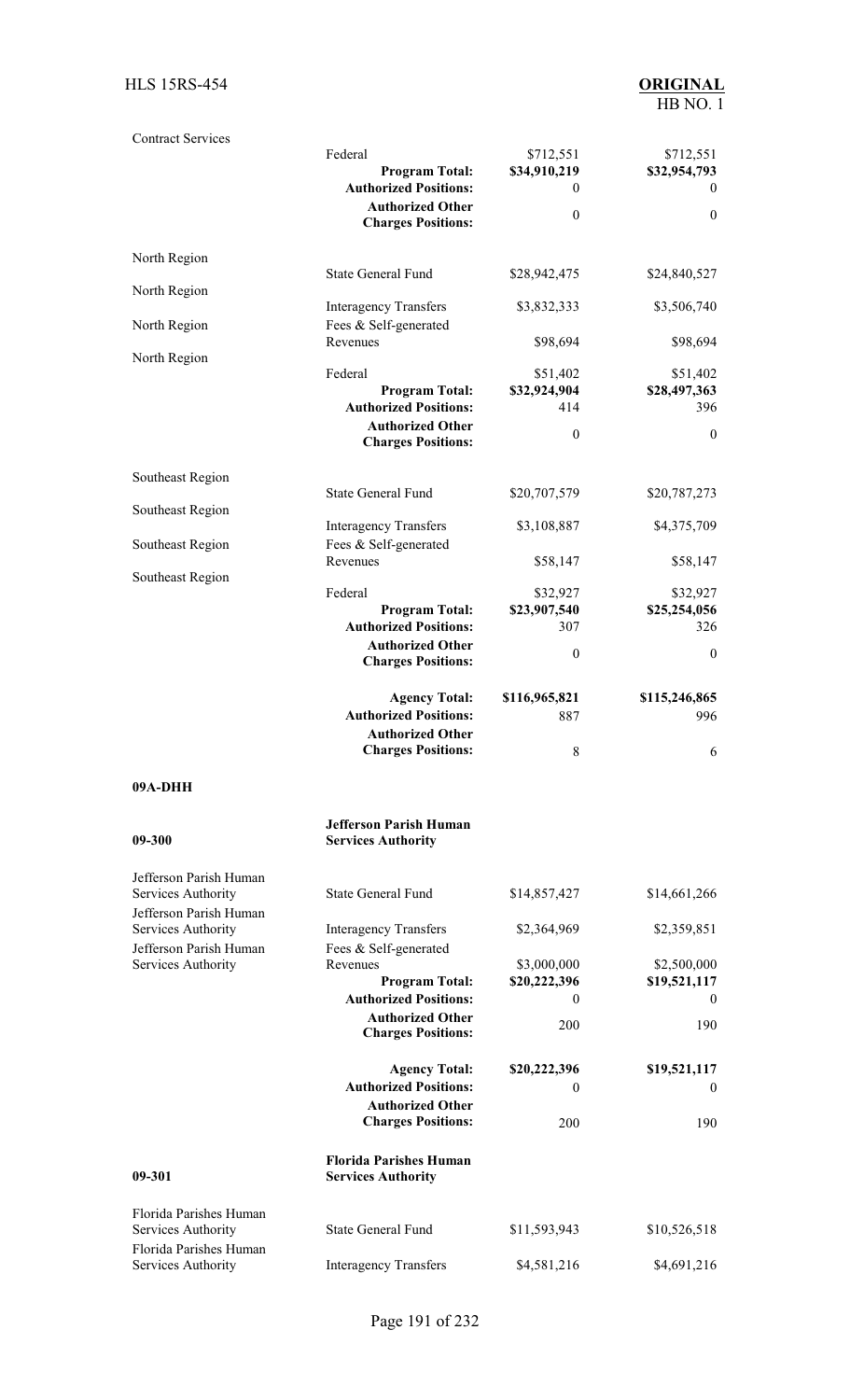| | | | |
|---|---|---|---|
| Contract Services | Federal | $712,551 | $712,551 |
| | **Program Total:** | **$34,910,219** | **$32,954,793** |
| | **Authorized Positions:** | 0 | 0 |
| | **Authorized Other Charges Positions:** | 0 | 0 |
| North Region | State General Fund | $28,942,475 | $24,840,527 |
| North Region | Interagency Transfers | $3,832,333 | $3,506,740 |
| North Region | Fees & Self-generated Revenues | $98,694 | $98,694 |
| North Region | Federal | $51,402 | $51,402 |
| | **Program Total:** | **$32,924,904** | **$28,497,363** |
| | **Authorized Positions:** | 414 | 396 |
| | **Authorized Other Charges Positions:** | 0 | 0 |
| Southeast Region | State General Fund | $20,707,579 | $20,787,273 |
| Southeast Region | Interagency Transfers | $3,108,887 | $4,375,709 |
| Southeast Region | Fees & Self-generated Revenues | $58,147 | $58,147 |
| Southeast Region | Federal | $32,927 | $32,927 |
| | **Program Total:** | **$23,907,540** | **$25,254,056** |
| | **Authorized Positions:** | 307 | 326 |
| | **Authorized Other Charges Positions:** | 0 | 0 |
| | **Agency Total:** | **$116,965,821** | **$115,246,865** |
| | **Authorized Positions:** | 887 | 996 |
| | **Authorized Other Charges Positions:** | 8 | 6 |

**09A-DHH**

| | | | |
|---|---|---|---|
| **09-300** | **Jefferson Parish Human Services Authority** | | |
| Jefferson Parish Human Services Authority | State General Fund | $14,857,427 | $14,661,266 |
| Jefferson Parish Human Services Authority | Interagency Transfers | $2,364,969 | $2,359,851 |
| Jefferson Parish Human Services Authority | Fees & Self-generated Revenues | $3,000,000 | $2,500,000 |
| | **Program Total:** | **$20,222,396** | **$19,521,117** |
| | **Authorized Positions:** | 0 | 0 |
| | **Authorized Other Charges Positions:** | 200 | 190 |
| | **Agency Total:** | **$20,222,396** | **$19,521,117** |
| | **Authorized Positions:** | 0 | 0 |
| | **Authorized Other Charges Positions:** | 200 | 190 |
| **09-301** | **Florida Parishes Human Services Authority** | | |
| Florida Parishes Human Services Authority | State General Fund | $11,593,943 | $10,526,518 |
| Florida Parishes Human Services Authority | Interagency Transfers | $4,581,216 | $4,691,216 |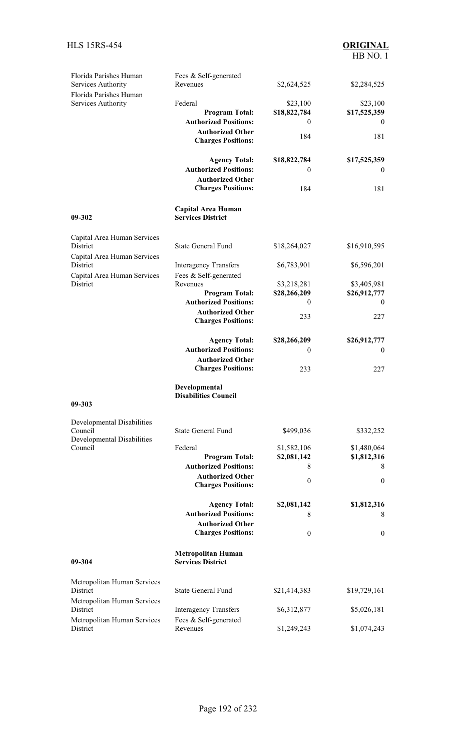| | | | |
|---|---|---|---|
| Florida Parishes Human Services Authority | Fees & Self-generated Revenues | $2,624,525 | $2,284,525 |
| Florida Parishes Human Services Authority | Federal | $23,100 | $23,100 |
| | **Program Total:** | **$18,822,784** | **$17,525,359** |
| | **Authorized Positions:** | 0 | 0 |
| | **Authorized Other Charges Positions:** | 184 | 181 |
| | **Agency Total:** | **$18,822,784** | **$17,525,359** |
| | **Authorized Positions:** | 0 | 0 |
| | **Authorized Other Charges Positions:** | 184 | 181 |

| | | | |
|---|---|---|---|
| **09-302** | **Capital Area Human Services District** | | |
| Capital Area Human Services District | State General Fund | $18,264,027 | $16,910,595 |
| Capital Area Human Services District | Interagency Transfers | $6,783,901 | $6,596,201 |
| Capital Area Human Services District | Fees & Self-generated Revenues | $3,218,281 | $3,405,981 |
| | **Program Total:** | **$28,266,209** | **$26,912,777** |
| | **Authorized Positions:** | 0 | 0 |
| | **Authorized Other Charges Positions:** | 233 | 227 |
| | **Agency Total:** | **$28,266,209** | **$26,912,777** |
| | **Authorized Positions:** | 0 | 0 |
| | **Authorized Other Charges Positions:** | 233 | 227 |

| | | | |
|---|---|---|---|
| **09-303** | **Developmental Disabilities Council** | | |
| Developmental Disabilities Council | State General Fund | $499,036 | $332,252 |
| Developmental Disabilities Council | Federal | $1,582,106 | $1,480,064 |
| | **Program Total:** | **$2,081,142** | **$1,812,316** |
| | **Authorized Positions:** | 8 | 8 |
| | **Authorized Other Charges Positions:** | 0 | 0 |
| | **Agency Total:** | **$2,081,142** | **$1,812,316** |
| | **Authorized Positions:** | 8 | 8 |
| | **Authorized Other Charges Positions:** | 0 | 0 |

| | | | |
|---|---|---|---|
| **09-304** | **Metropolitan Human Services District** | | |
| Metropolitan Human Services District | State General Fund | $21,414,383 | $19,729,161 |
| Metropolitan Human Services District | Interagency Transfers | $6,312,877 | $5,026,181 |
| Metropolitan Human Services District | Fees & Self-generated Revenues | $1,249,243 | $1,074,243 |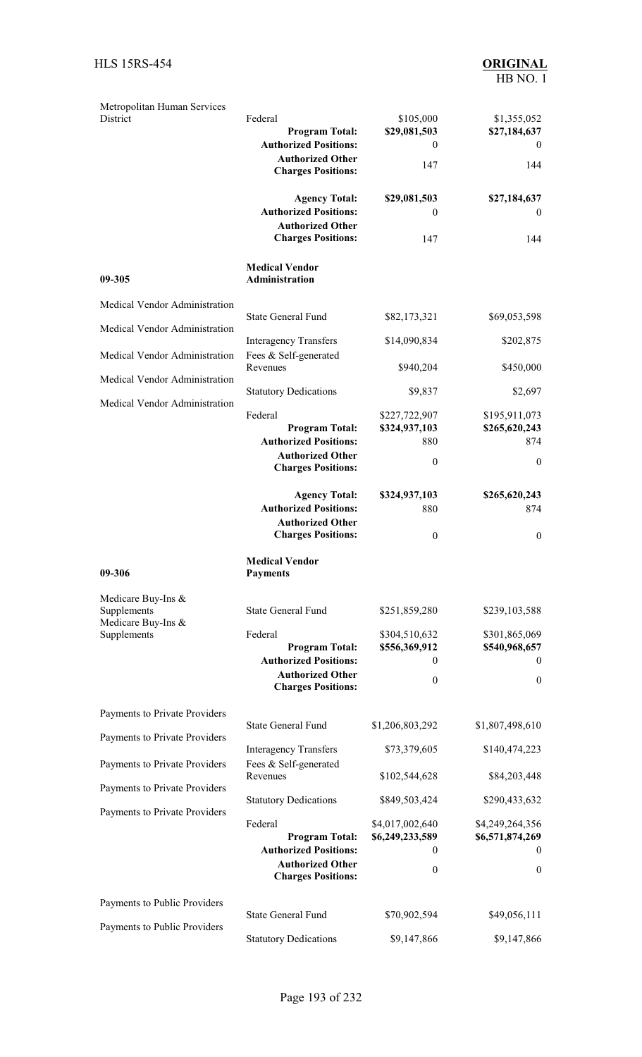| | | | |
|---|---|---|---|
| Metropolitan Human Services District | Federal | $105,000 | $1,355,052 |
| | **Program Total:** | **$29,081,503** | **$27,184,637** |
| | **Authorized Positions:** | 0 | 0 |
| | **Authorized Other Charges Positions:** | 147 | 144 |
| | **Agency Total:** | **$29,081,503** | **$27,184,637** |
| | **Authorized Positions:** | 0 | 0 |
| | **Authorized Other Charges Positions:** | 147 | 144 |
| **09-305** | **Medical Vendor Administration** | | |
| Medical Vendor Administration | State General Fund | $82,173,321 | $69,053,598 |
| Medical Vendor Administration | Interagency Transfers | $14,090,834 | $202,875 |
| Medical Vendor Administration | Fees & Self-generated Revenues | $940,204 | $450,000 |
| Medical Vendor Administration | Statutory Dedications | $9,837 | $2,697 |
| Medical Vendor Administration | Federal | $227,722,907 | $195,911,073 |
| | **Program Total:** | **$324,937,103** | **$265,620,243** |
| | **Authorized Positions:** | 880 | 874 |
| | **Authorized Other Charges Positions:** | 0 | 0 |
| | **Agency Total:** | **$324,937,103** | **$265,620,243** |
| | **Authorized Positions:** | 880 | 874 |
| | **Authorized Other Charges Positions:** | 0 | 0 |
| **09-306** | **Medical Vendor Payments** | | |
| Medicare Buy-Ins & Supplements | State General Fund | $251,859,280 | $239,103,588 |
| Medicare Buy-Ins & Supplements | Federal | $304,510,632 | $301,865,069 |
| | **Program Total:** | **$556,369,912** | **$540,968,657** |
| | **Authorized Positions:** | 0 | 0 |
| | **Authorized Other Charges Positions:** | 0 | 0 |
| Payments to Private Providers | State General Fund | $1,206,803,292 | $1,807,498,610 |
| Payments to Private Providers | Interagency Transfers | $73,379,605 | $140,474,223 |
| Payments to Private Providers | Fees & Self-generated Revenues | $102,544,628 | $84,203,448 |
| Payments to Private Providers | Statutory Dedications | $849,503,424 | $290,433,632 |
| Payments to Private Providers | Federal | $4,017,002,640 | $4,249,264,356 |
| | **Program Total:** | **$6,249,233,589** | **$6,571,874,269** |
| | **Authorized Positions:** | 0 | 0 |
| | **Authorized Other Charges Positions:** | 0 | 0 |
| Payments to Public Providers | State General Fund | $70,902,594 | $49,056,111 |
| Payments to Public Providers | Statutory Dedications | $9,147,866 | $9,147,866 |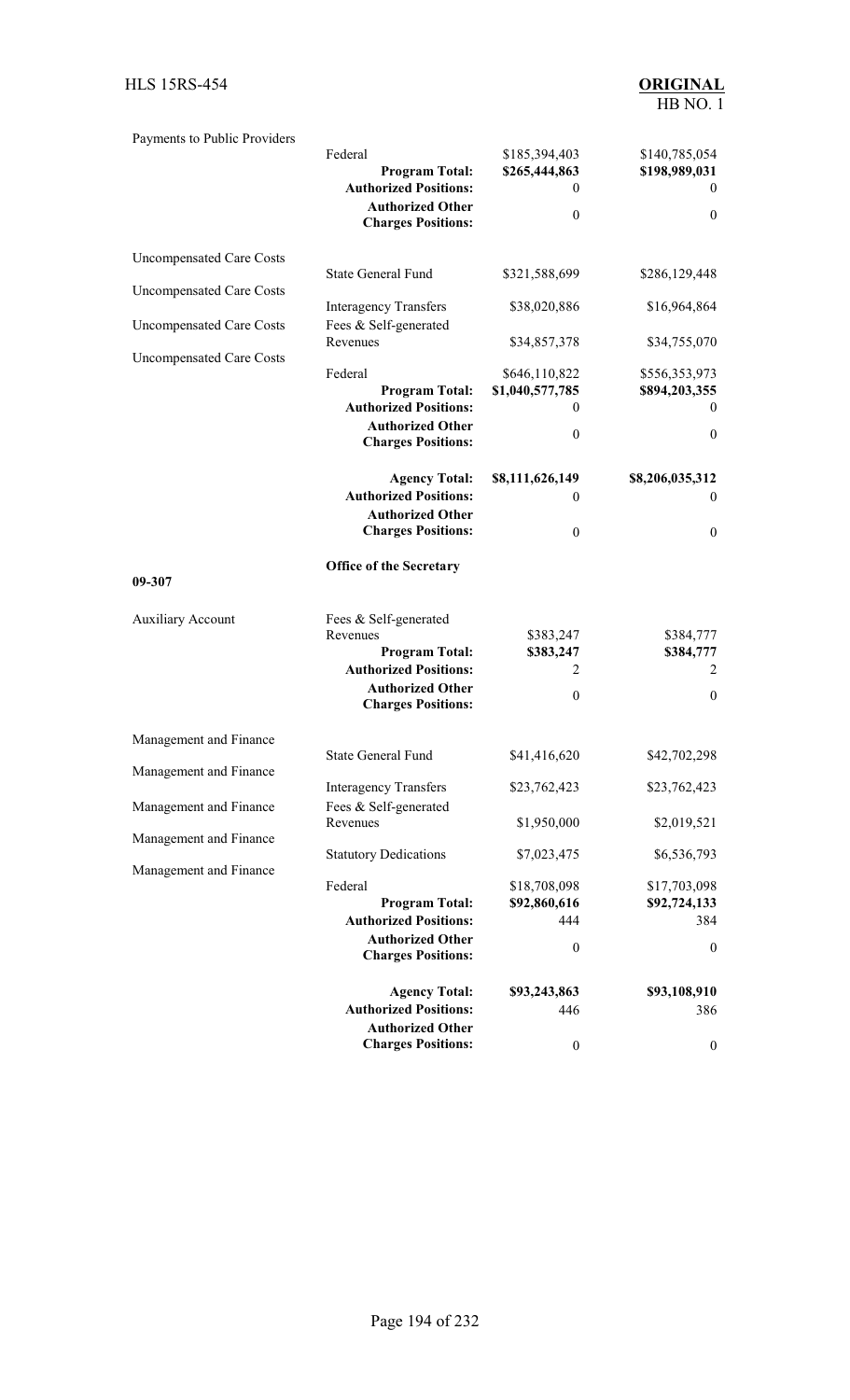| Program | Means of Financing | | |
|---|---|---|---|
| Payments to Public Providers | Federal | $185,394,403 | $140,785,054 |
| | **Program Total:** | **$265,444,863** | **$198,989,031** |
| | **Authorized Positions:** | 0 | 0 |
| | **Authorized Other Charges Positions:** | 0 | 0 |
| Uncompensated Care Costs | State General Fund | $321,588,699 | $286,129,448 |
| Uncompensated Care Costs | Interagency Transfers | $38,020,886 | $16,964,864 |
| Uncompensated Care Costs | Fees & Self-generated Revenues | $34,857,378 | $34,755,070 |
| Uncompensated Care Costs | Federal | $646,110,822 | $556,353,973 |
| | **Program Total:** | **$1,040,577,785** | **$894,203,355** |
| | **Authorized Positions:** | 0 | 0 |
| | **Authorized Other Charges Positions:** | 0 | 0 |
| | **Agency Total:** | **$8,111,626,149** | **$8,206,035,312** |
| | **Authorized Positions:** | 0 | 0 |
| | **Authorized Other Charges Positions:** | 0 | 0 |

**09-307** **Office of the Secretary**

| Program | Means of Financing | | |
|---|---|---|---|
| Auxiliary Account | Fees & Self-generated Revenues | $383,247 | $384,777 |
| | **Program Total:** | **$383,247** | **$384,777** |
| | **Authorized Positions:** | 2 | 2 |
| | **Authorized Other Charges Positions:** | 0 | 0 |
| Management and Finance | State General Fund | $41,416,620 | $42,702,298 |
| Management and Finance | Interagency Transfers | $23,762,423 | $23,762,423 |
| Management and Finance | Fees & Self-generated Revenues | $1,950,000 | $2,019,521 |
| Management and Finance | Statutory Dedications | $7,023,475 | $6,536,793 |
| Management and Finance | Federal | $18,708,098 | $17,703,098 |
| | **Program Total:** | **$92,860,616** | **$92,724,133** |
| | **Authorized Positions:** | 444 | 384 |
| | **Authorized Other Charges Positions:** | 0 | 0 |
| | **Agency Total:** | **$93,243,863** | **$93,108,910** |
| | **Authorized Positions:** | 446 | 386 |
| | **Authorized Other Charges Positions:** | 0 | 0 |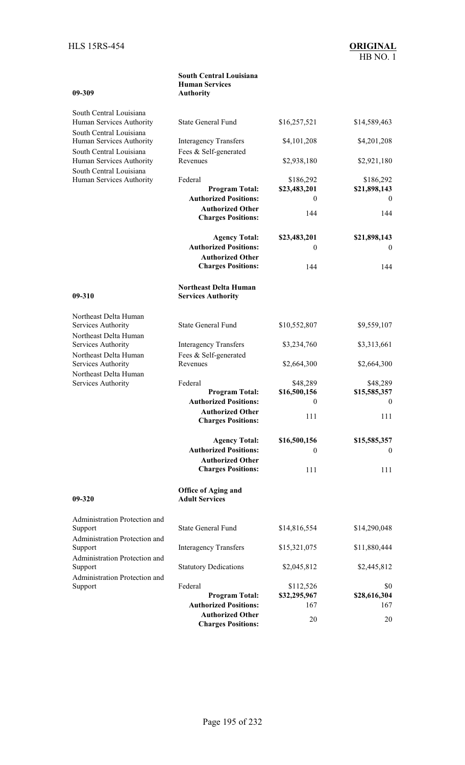| | | | |
|---|---|---|---|
| **09-309** | **South Central Louisiana Human Services Authority** | | |
| South Central Louisiana Human Services Authority | State General Fund | $16,257,521 | $14,589,463 |
| South Central Louisiana Human Services Authority | Interagency Transfers | $4,101,208 | $4,201,208 |
| South Central Louisiana Human Services Authority | Fees & Self-generated Revenues | $2,938,180 | $2,921,180 |
| South Central Louisiana Human Services Authority | Federal | $186,292 | $186,292 |
| | **Program Total:** | **$23,483,201** | **$21,898,143** |
| | **Authorized Positions:** | 0 | 0 |
| | **Authorized Other Charges Positions:** | 144 | 144 |
| | **Agency Total:** | **$23,483,201** | **$21,898,143** |
| | **Authorized Positions:** | 0 | 0 |
| | **Authorized Other Charges Positions:** | 144 | 144 |
| **09-310** | **Northeast Delta Human Services Authority** | | |
| Northeast Delta Human Services Authority | State General Fund | $10,552,807 | $9,559,107 |
| Northeast Delta Human Services Authority | Interagency Transfers | $3,234,760 | $3,313,661 |
| Northeast Delta Human Services Authority | Fees & Self-generated Revenues | $2,664,300 | $2,664,300 |
| Northeast Delta Human Services Authority | Federal | $48,289 | $48,289 |
| | **Program Total:** | **$16,500,156** | **$15,585,357** |
| | **Authorized Positions:** | 0 | 0 |
| | **Authorized Other Charges Positions:** | 111 | 111 |
| | **Agency Total:** | **$16,500,156** | **$15,585,357** |
| | **Authorized Positions:** | 0 | 0 |
| | **Authorized Other Charges Positions:** | 111 | 111 |
| **09-320** | **Office of Aging and Adult Services** | | |
| Administration Protection and Support | State General Fund | $14,816,554 | $14,290,048 |
| Administration Protection and Support | Interagency Transfers | $15,321,075 | $11,880,444 |
| Administration Protection and Support | Statutory Dedications | $2,045,812 | $2,445,812 |
| Administration Protection and Support | Federal | $112,526 | $0 |
| | **Program Total:** | **$32,295,967** | **$28,616,304** |
| | **Authorized Positions:** | 167 | 167 |
| | **Authorized Other Charges Positions:** | 20 | 20 |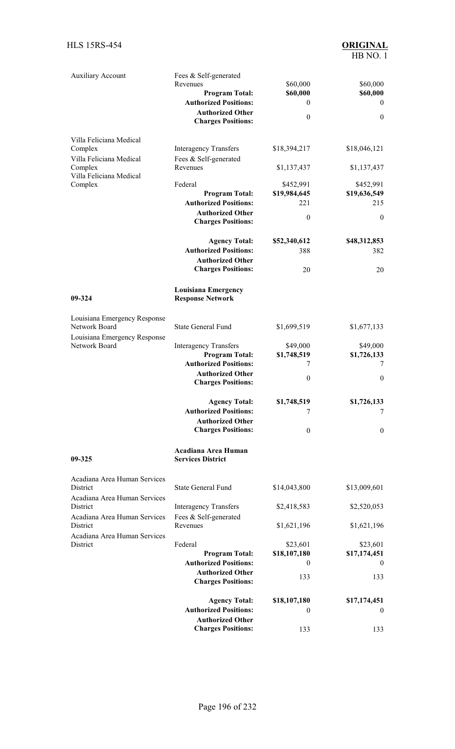| | | | |
|---|---|---|---|
| Auxiliary Account | Fees & Self-generated Revenues | $60,000 | $60,000 |
| | **Program Total:** | **$60,000** | **$60,000** |
| | **Authorized Positions:** | 0 | 0 |
| | **Authorized Other Charges Positions:** | 0 | 0 |
| Villa Feliciana Medical Complex | Interagency Transfers | $18,394,217 | $18,046,121 |
| Villa Feliciana Medical Complex | Fees & Self-generated Revenues | $1,137,437 | $1,137,437 |
| Villa Feliciana Medical Complex | Federal | $452,991 | $452,991 |
| | **Program Total:** | **$19,984,645** | **$19,636,549** |
| | **Authorized Positions:** | 221 | 215 |
| | **Authorized Other Charges Positions:** | 0 | 0 |
| | **Agency Total:** | **$52,340,612** | **$48,312,853** |
| | **Authorized Positions:** | 388 | 382 |
| | **Authorized Other Charges Positions:** | 20 | 20 |
| **09-324** | **Louisiana Emergency Response Network** | | |
| Louisiana Emergency Response Network Board | State General Fund | $1,699,519 | $1,677,133 |
| Louisiana Emergency Response Network Board | Interagency Transfers | $49,000 | $49,000 |
| | **Program Total:** | **$1,748,519** | **$1,726,133** |
| | **Authorized Positions:** | 7 | 7 |
| | **Authorized Other Charges Positions:** | 0 | 0 |
| | **Agency Total:** | **$1,748,519** | **$1,726,133** |
| | **Authorized Positions:** | 7 | 7 |
| | **Authorized Other Charges Positions:** | 0 | 0 |
| **09-325** | **Acadiana Area Human Services District** | | |
| Acadiana Area Human Services District | State General Fund | $14,043,800 | $13,009,601 |
| Acadiana Area Human Services District | Interagency Transfers | $2,418,583 | $2,520,053 |
| Acadiana Area Human Services District | Fees & Self-generated Revenues | $1,621,196 | $1,621,196 |
| Acadiana Area Human Services District | Federal | $23,601 | $23,601 |
| | **Program Total:** | **$18,107,180** | **$17,174,451** |
| | **Authorized Positions:** | 0 | 0 |
| | **Authorized Other Charges Positions:** | 133 | 133 |
| | **Agency Total:** | **$18,107,180** | **$17,174,451** |
| | **Authorized Positions:** | 0 | 0 |
| | **Authorized Other Charges Positions:** | 133 | 133 |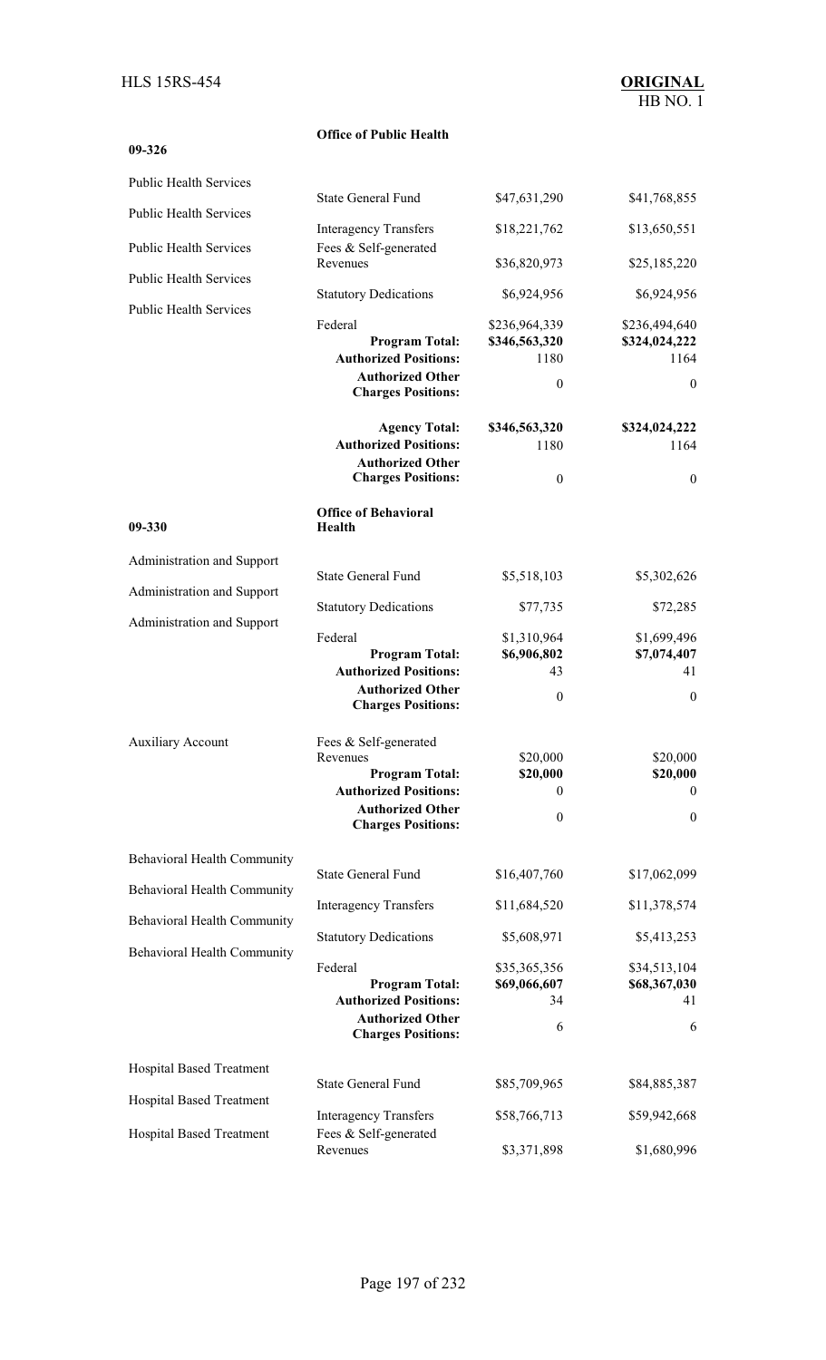| | | | |
|---|---|---|---|
| **09-326** | **Office of Public Health** | | |
| Public Health Services | State General Fund | $47,631,290 | $41,768,855 |
| Public Health Services | Interagency Transfers | $18,221,762 | $13,650,551 |
| Public Health Services | Fees & Self-generated Revenues | $36,820,973 | $25,185,220 |
| Public Health Services | Statutory Dedications | $6,924,956 | $6,924,956 |
| Public Health Services | Federal | $236,964,339 | $236,494,640 |
| | **Program Total:** | **$346,563,320** | **$324,024,222** |
| | **Authorized Positions:** | 1180 | 1164 |
| | **Authorized Other Charges Positions:** | 0 | 0 |
| | **Agency Total:** | **$346,563,320** | **$324,024,222** |
| | **Authorized Positions:** | 1180 | 1164 |
| | **Authorized Other Charges Positions:** | 0 | 0 |
| **09-330** | **Office of Behavioral Health** | | |
| Administration and Support | State General Fund | $5,518,103 | $5,302,626 |
| Administration and Support | Statutory Dedications | $77,735 | $72,285 |
| Administration and Support | Federal | $1,310,964 | $1,699,496 |
| | **Program Total:** | **$6,906,802** | **$7,074,407** |
| | **Authorized Positions:** | 43 | 41 |
| | **Authorized Other Charges Positions:** | 0 | 0 |
| Auxiliary Account | Fees & Self-generated Revenues | $20,000 | $20,000 |
| | **Program Total:** | **$20,000** | **$20,000** |
| | **Authorized Positions:** | 0 | 0 |
| | **Authorized Other Charges Positions:** | 0 | 0 |
| Behavioral Health Community | State General Fund | $16,407,760 | $17,062,099 |
| Behavioral Health Community | Interagency Transfers | $11,684,520 | $11,378,574 |
| Behavioral Health Community | Statutory Dedications | $5,608,971 | $5,413,253 |
| Behavioral Health Community | Federal | $35,365,356 | $34,513,104 |
| | **Program Total:** | **$69,066,607** | **$68,367,030** |
| | **Authorized Positions:** | 34 | 41 |
| | **Authorized Other Charges Positions:** | 6 | 6 |
| Hospital Based Treatment | State General Fund | $85,709,965 | $84,885,387 |
| Hospital Based Treatment | Interagency Transfers | $58,766,713 | $59,942,668 |
| Hospital Based Treatment | Fees & Self-generated Revenues | $3,371,898 | $1,680,996 |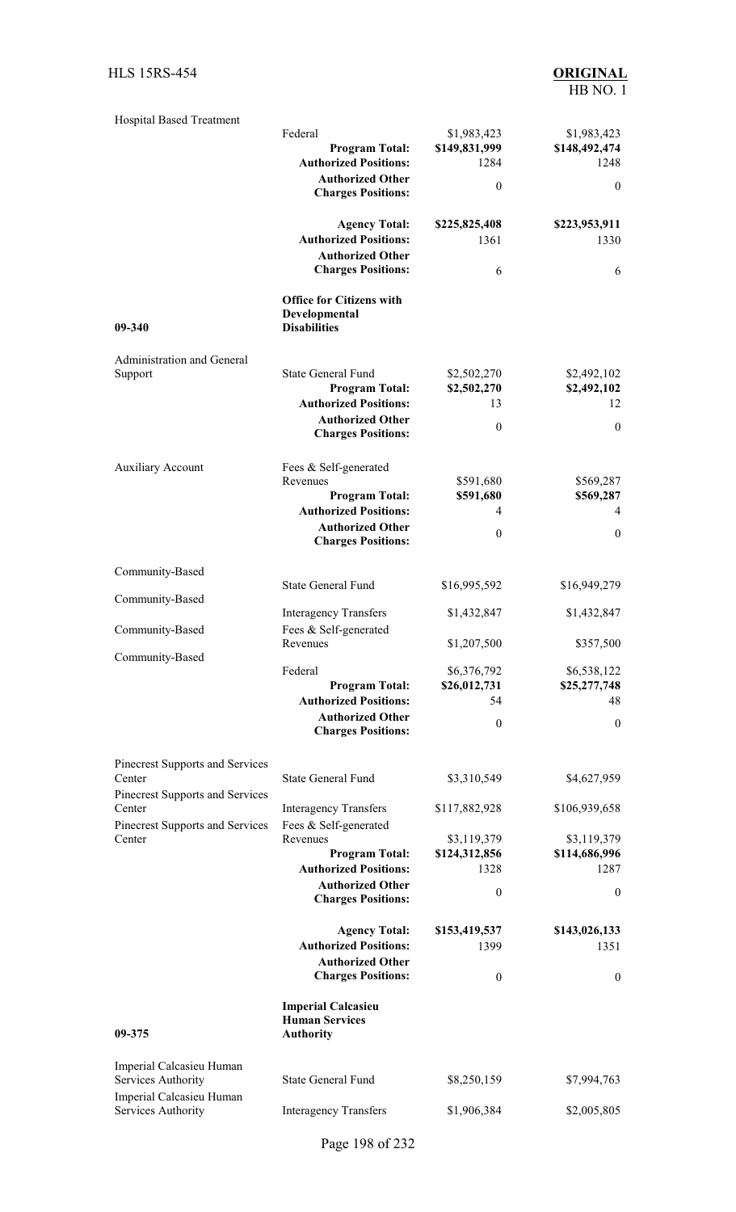| | | | |
|---|---|---|---|
| Hospital Based Treatment | Federal | \$1,983,423 | \$1,983,423 |
| | **Program Total:** | **\$149,831,999** | **\$148,492,474** |
| | **Authorized Positions:** | 1284 | 1248 |
| | **Authorized Other Charges Positions:** | 0 | 0 |
| | **Agency Total:** | **\$225,825,408** | **\$223,953,911** |
| | **Authorized Positions:** | 1361 | 1330 |
| | **Authorized Other Charges Positions:** | 6 | 6 |
| **09-340** | **Office for Citizens with Developmental Disabilities** | | |
| Administration and General Support | State General Fund | \$2,502,270 | \$2,492,102 |
| | **Program Total:** | **\$2,502,270** | **\$2,492,102** |
| | **Authorized Positions:** | 13 | 12 |
| | **Authorized Other Charges Positions:** | 0 | 0 |
| Auxiliary Account | Fees & Self-generated Revenues | \$591,680 | \$569,287 |
| | **Program Total:** | **\$591,680** | **\$569,287** |
| | **Authorized Positions:** | 4 | 4 |
| | **Authorized Other Charges Positions:** | 0 | 0 |
| Community-Based | State General Fund | \$16,995,592 | \$16,949,279 |
| Community-Based | Interagency Transfers | \$1,432,847 | \$1,432,847 |
| Community-Based | Fees & Self-generated Revenues | \$1,207,500 | \$357,500 |
| Community-Based | Federal | \$6,376,792 | \$6,538,122 |
| | **Program Total:** | **\$26,012,731** | **\$25,277,748** |
| | **Authorized Positions:** | 54 | 48 |
| | **Authorized Other Charges Positions:** | 0 | 0 |
| Pinecrest Supports and Services Center | State General Fund | \$3,310,549 | \$4,627,959 |
| Pinecrest Supports and Services Center | Interagency Transfers | \$117,882,928 | \$106,939,658 |
| Pinecrest Supports and Services Center | Fees & Self-generated Revenues | \$3,119,379 | \$3,119,379 |
| | **Program Total:** | **\$124,312,856** | **\$114,686,996** |
| | **Authorized Positions:** | 1328 | 1287 |
| | **Authorized Other Charges Positions:** | 0 | 0 |
| | **Agency Total:** | **\$153,419,537** | **\$143,026,133** |
| | **Authorized Positions:** | 1399 | 1351 |
| | **Authorized Other Charges Positions:** | 0 | 0 |
| **09-375** | **Imperial Calcasieu Human Services Authority** | | |
| Imperial Calcasieu Human Services Authority | State General Fund | \$8,250,159 | \$7,994,763 |
| Imperial Calcasieu Human Services Authority | Interagency Transfers | \$1,906,384 | \$2,005,805 |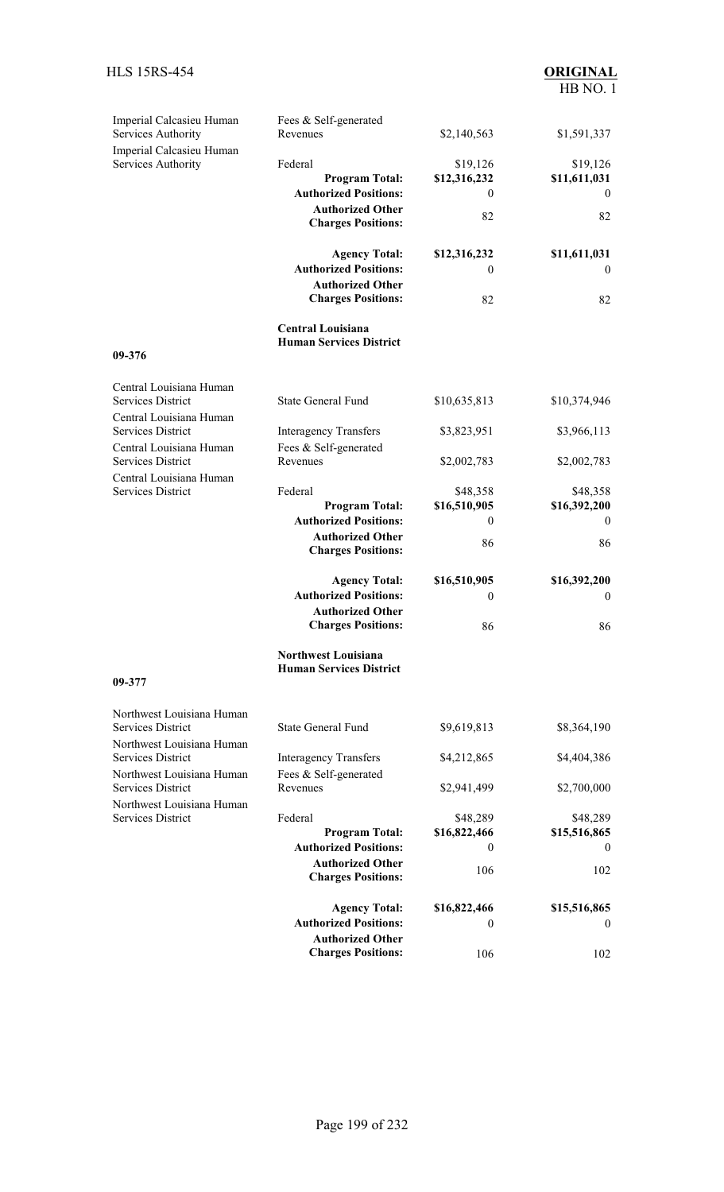| | | | |
|---|---|---|---|
| Imperial Calcasieu Human Services Authority | Fees & Self-generated Revenues | $2,140,563 | $1,591,337 |
| Imperial Calcasieu Human Services Authority | Federal | $19,126 | $19,126 |
| | **Program Total:** | **$12,316,232** | **$11,611,031** |
| | **Authorized Positions:** | 0 | 0 |
| | **Authorized Other Charges Positions:** | 82 | 82 |
| | **Agency Total:** | **$12,316,232** | **$11,611,031** |
| | **Authorized Positions:** | 0 | 0 |
| | **Authorized Other Charges Positions:** | 82 | 82 |

**09-376** **Central Louisiana Human Services District**

| | | | |
|---|---|---|---|
| Central Louisiana Human Services District | State General Fund | $10,635,813 | $10,374,946 |
| Central Louisiana Human Services District | Interagency Transfers | $3,823,951 | $3,966,113 |
| Central Louisiana Human Services District | Fees & Self-generated Revenues | $2,002,783 | $2,002,783 |
| Central Louisiana Human Services District | Federal | $48,358 | $48,358 |
| | **Program Total:** | **$16,510,905** | **$16,392,200** |
| | **Authorized Positions:** | 0 | 0 |
| | **Authorized Other Charges Positions:** | 86 | 86 |
| | **Agency Total:** | **$16,510,905** | **$16,392,200** |
| | **Authorized Positions:** | 0 | 0 |
| | **Authorized Other Charges Positions:** | 86 | 86 |

**09-377** **Northwest Louisiana Human Services District**

| | | | |
|---|---|---|---|
| Northwest Louisiana Human Services District | State General Fund | $9,619,813 | $8,364,190 |
| Northwest Louisiana Human Services District | Interagency Transfers | $4,212,865 | $4,404,386 |
| Northwest Louisiana Human Services District | Fees & Self-generated Revenues | $2,941,499 | $2,700,000 |
| Northwest Louisiana Human Services District | Federal | $48,289 | $48,289 |
| | **Program Total:** | **$16,822,466** | **$15,516,865** |
| | **Authorized Positions:** | 0 | 0 |
| | **Authorized Other Charges Positions:** | 106 | 102 |
| | **Agency Total:** | **$16,822,466** | **$15,516,865** |
| | **Authorized Positions:** | 0 | 0 |
| | **Authorized Other Charges Positions:** | 106 | 102 |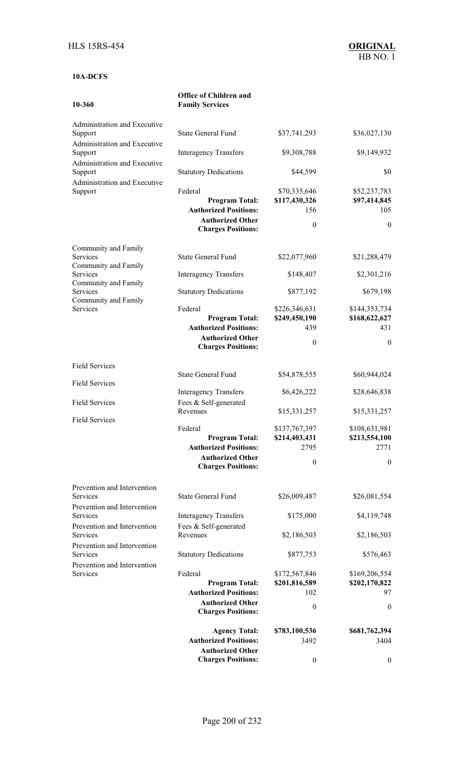**10A-DCFS**

| 10-360 | Office of Children and Family Services | | |
|---|---|---|---|
| Administration and Executive Support | State General Fund | \$37,741,293 | \$36,027,130 |
| Administration and Executive Support | Interagency Transfers | \$9,308,788 | \$9,149,932 |
| Administration and Executive Support | Statutory Dedications | \$44,599 | \$0 |
| Administration and Executive Support | Federal | \$70,335,646 | \$52,237,783 |
| | **Program Total:** | **\$117,430,326** | **\$97,414,845** |
| | **Authorized Positions:** | 156 | 105 |
| | **Authorized Other Charges Positions:** | 0 | 0 |
| Community and Family Services | State General Fund | \$22,077,960 | \$21,288,479 |
| Community and Family Services | Interagency Transfers | \$148,407 | \$2,301,216 |
| Community and Family Services | Statutory Dedications | \$877,192 | \$679,198 |
| Community and Family Services | Federal | \$226,346,631 | \$144,353,734 |
| | **Program Total:** | **\$249,450,190** | **\$168,622,627** |
| | **Authorized Positions:** | 439 | 431 |
| | **Authorized Other Charges Positions:** | 0 | 0 |
| Field Services | State General Fund | \$54,878,555 | \$60,944,024 |
| Field Services | Interagency Transfers | \$6,426,222 | \$28,646,838 |
| Field Services | Fees & Self-generated Revenues | \$15,331,257 | \$15,331,257 |
| Field Services | Federal | \$137,767,397 | \$108,631,981 |
| | **Program Total:** | **\$214,403,431** | **\$213,554,100** |
| | **Authorized Positions:** | 2795 | 2771 |
| | **Authorized Other Charges Positions:** | 0 | 0 |
| Prevention and Intervention Services | State General Fund | \$26,009,487 | \$26,081,554 |
| Prevention and Intervention Services | Interagency Transfers | \$175,000 | \$4,119,748 |
| Prevention and Intervention Services | Fees & Self-generated Revenues | \$2,186,503 | \$2,186,503 |
| Prevention and Intervention Services | Statutory Dedications | \$877,753 | \$576,463 |
| Prevention and Intervention Services | Federal | \$172,567,846 | \$169,206,554 |
| | **Program Total:** | **\$201,816,589** | **\$202,170,822** |
| | **Authorized Positions:** | 102 | 97 |
| | **Authorized Other Charges Positions:** | 0 | 0 |
| | **Agency Total:** | **\$783,100,536** | **\$681,762,394** |
| | **Authorized Positions:** | 3492 | 3404 |
| | **Authorized Other Charges Positions:** | 0 | 0 |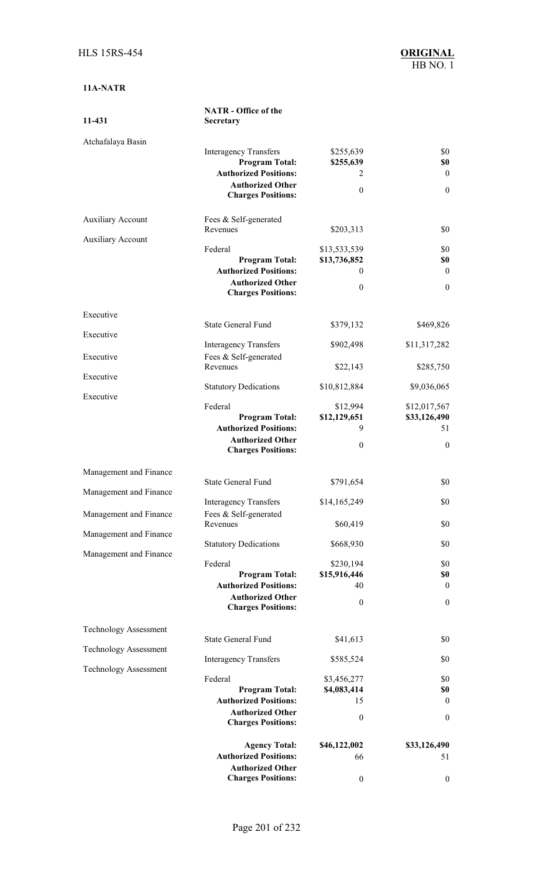**11A-NATR**

| 11-431 | NATR - Office of the Secretary | | |
|---|---|---|---|
| Atchafalaya Basin | | | |
| | Interagency Transfers | $255,639 | $0 |
| | **Program Total:** | **$255,639** | **$0** |
| | **Authorized Positions:** | 2 | 0 |
| | **Authorized Other Charges Positions:** | 0 | 0 |
| Auxiliary Account | Fees & Self-generated Revenues | $203,313 | $0 |
| Auxiliary Account | Federal | $13,533,539 | $0 |
| | **Program Total:** | **$13,736,852** | **$0** |
| | **Authorized Positions:** | 0 | 0 |
| | **Authorized Other Charges Positions:** | 0 | 0 |
| Executive | State General Fund | $379,132 | $469,826 |
| Executive | Interagency Transfers | $902,498 | $11,317,282 |
| Executive | Fees & Self-generated Revenues | $22,143 | $285,750 |
| Executive | Statutory Dedications | $10,812,884 | $9,036,065 |
| Executive | Federal | $12,994 | $12,017,567 |
| | **Program Total:** | **$12,129,651** | **$33,126,490** |
| | **Authorized Positions:** | 9 | 51 |
| | **Authorized Other Charges Positions:** | 0 | 0 |
| Management and Finance | State General Fund | $791,654 | $0 |
| Management and Finance | Interagency Transfers | $14,165,249 | $0 |
| Management and Finance | Fees & Self-generated Revenues | $60,419 | $0 |
| Management and Finance | Statutory Dedications | $668,930 | $0 |
| Management and Finance | Federal | $230,194 | $0 |
| | **Program Total:** | **$15,916,446** | **$0** |
| | **Authorized Positions:** | 40 | 0 |
| | **Authorized Other Charges Positions:** | 0 | 0 |
| Technology Assessment | State General Fund | $41,613 | $0 |
| Technology Assessment | Interagency Transfers | $585,524 | $0 |
| Technology Assessment | Federal | $3,456,277 | $0 |
| | **Program Total:** | **$4,083,414** | **$0** |
| | **Authorized Positions:** | 15 | 0 |
| | **Authorized Other Charges Positions:** | 0 | 0 |
| | **Agency Total:** | **$46,122,002** | **$33,126,490** |
| | **Authorized Positions:** | 66 | 51 |
| | **Authorized Other Charges Positions:** | 0 | 0 |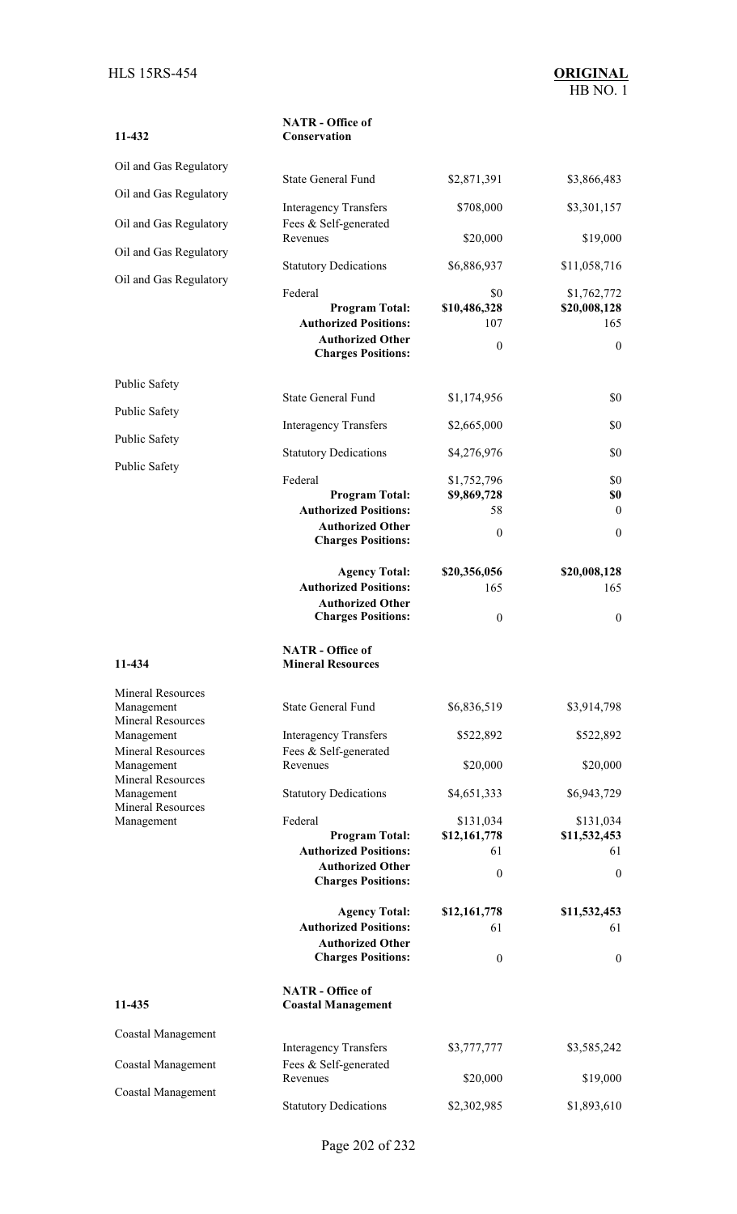| 11-432 | NATR - Office of Conservation | | |
|---|---|---|---|
| Oil and Gas Regulatory | State General Fund | $2,871,391 | $3,866,483 |
| Oil and Gas Regulatory | Interagency Transfers | $708,000 | $3,301,157 |
| Oil and Gas Regulatory | Fees & Self-generated Revenues | $20,000 | $19,000 |
| Oil and Gas Regulatory | Statutory Dedications | $6,886,937 | $11,058,716 |
| Oil and Gas Regulatory | Federal | $0 | $1,762,772 |
| | **Program Total:** | **$10,486,328** | **$20,008,128** |
| | **Authorized Positions:** | 107 | 165 |
| | **Authorized Other Charges Positions:** | 0 | 0 |
| Public Safety | State General Fund | $1,174,956 | $0 |
| Public Safety | Interagency Transfers | $2,665,000 | $0 |
| Public Safety | Statutory Dedications | $4,276,976 | $0 |
| Public Safety | Federal | $1,752,796 | $0 |
| | **Program Total:** | **$9,869,728** | **$0** |
| | **Authorized Positions:** | 58 | 0 |
| | **Authorized Other Charges Positions:** | 0 | 0 |
| | **Agency Total:** | **$20,356,056** | **$20,008,128** |
| | **Authorized Positions:** | 165 | 165 |
| | **Authorized Other Charges Positions:** | 0 | 0 |

| 11-434 | NATR - Office of Mineral Resources | | |
|---|---|---|---|
| Mineral Resources Management | State General Fund | $6,836,519 | $3,914,798 |
| Mineral Resources Management | Interagency Transfers | $522,892 | $522,892 |
| Mineral Resources Management | Fees & Self-generated Revenues | $20,000 | $20,000 |
| Mineral Resources Management | Statutory Dedications | $4,651,333 | $6,943,729 |
| Mineral Resources Management | Federal | $131,034 | $131,034 |
| | **Program Total:** | **$12,161,778** | **$11,532,453** |
| | **Authorized Positions:** | 61 | 61 |
| | **Authorized Other Charges Positions:** | 0 | 0 |
| | **Agency Total:** | **$12,161,778** | **$11,532,453** |
| | **Authorized Positions:** | 61 | 61 |
| | **Authorized Other Charges Positions:** | 0 | 0 |

| 11-435 | NATR - Office of Coastal Management | | |
|---|---|---|---|
| Coastal Management | Interagency Transfers | $3,777,777 | $3,585,242 |
| Coastal Management | Fees & Self-generated Revenues | $20,000 | $19,000 |
| Coastal Management | Statutory Dedications | $2,302,985 | $1,893,610 |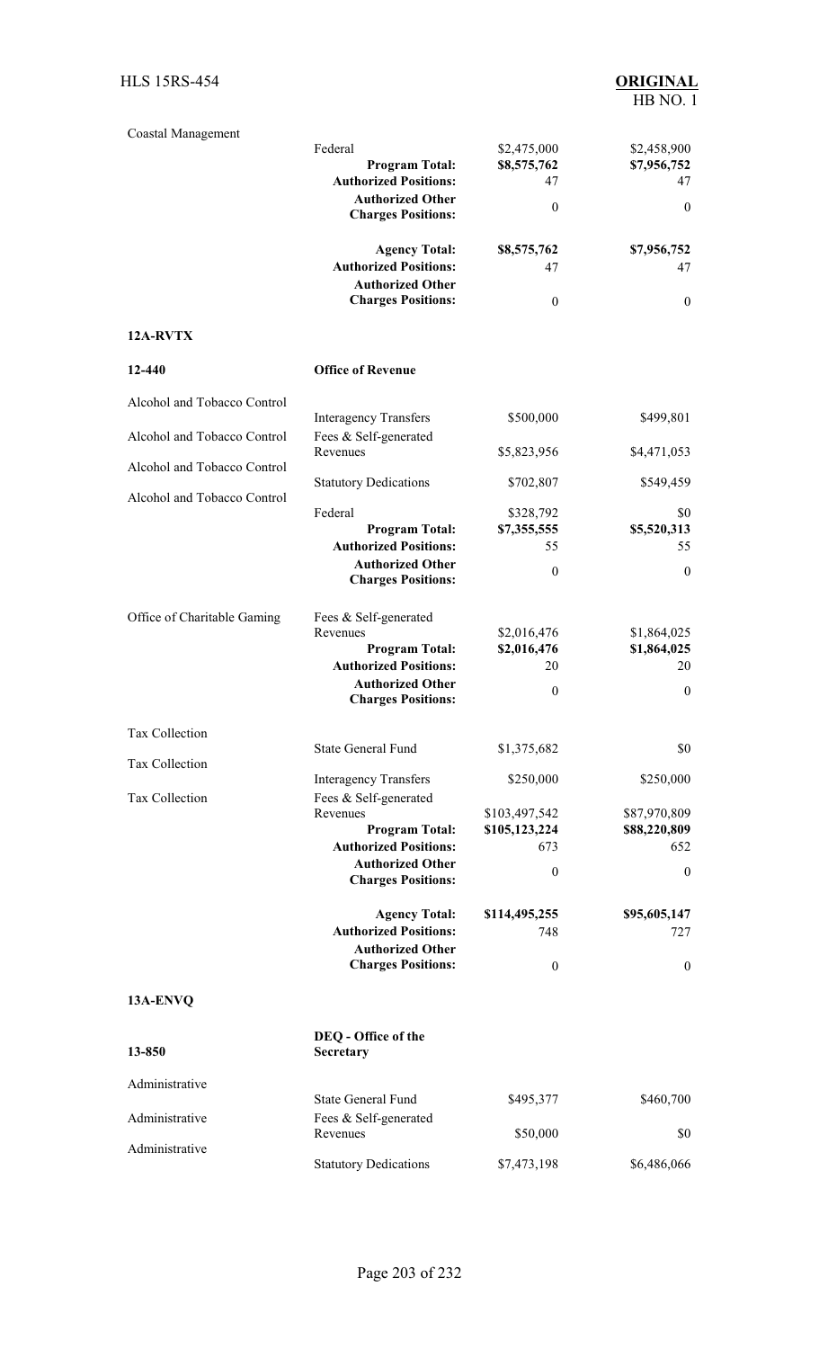| | | | |
|---|---|---|---|
| Coastal Management | Federal | \$2,475,000 | \$2,458,900 |
| | **Program Total:** | **\$8,575,762** | **\$7,956,752** |
| | **Authorized Positions:** | 47 | 47 |
| | **Authorized Other Charges Positions:** | 0 | 0 |
| | **Agency Total:** | **\$8,575,762** | **\$7,956,752** |
| | **Authorized Positions:** | 47 | 47 |
| | **Authorized Other Charges Positions:** | 0 | 0 |

**12A-RVTX**

| | | | |
|---|---|---|---|
| **12-440** | **Office of Revenue** | | |
| Alcohol and Tobacco Control | Interagency Transfers | \$500,000 | \$499,801 |
| Alcohol and Tobacco Control | Fees & Self-generated Revenues | \$5,823,956 | \$4,471,053 |
| Alcohol and Tobacco Control | Statutory Dedications | \$702,807 | \$549,459 |
| Alcohol and Tobacco Control | Federal | \$328,792 | \$0 |
| | **Program Total:** | **\$7,355,555** | **\$5,520,313** |
| | **Authorized Positions:** | 55 | 55 |
| | **Authorized Other Charges Positions:** | 0 | 0 |
| Office of Charitable Gaming | Fees & Self-generated Revenues | \$2,016,476 | \$1,864,025 |
| | **Program Total:** | **\$2,016,476** | **\$1,864,025** |
| | **Authorized Positions:** | 20 | 20 |
| | **Authorized Other Charges Positions:** | 0 | 0 |
| Tax Collection | State General Fund | \$1,375,682 | \$0 |
| Tax Collection | Interagency Transfers | \$250,000 | \$250,000 |
| Tax Collection | Fees & Self-generated Revenues | \$103,497,542 | \$87,970,809 |
| | **Program Total:** | **\$105,123,224** | **\$88,220,809** |
| | **Authorized Positions:** | 673 | 652 |
| | **Authorized Other Charges Positions:** | 0 | 0 |
| | **Agency Total:** | **\$114,495,255** | **\$95,605,147** |
| | **Authorized Positions:** | 748 | 727 |
| | **Authorized Other Charges Positions:** | 0 | 0 |

**13A-ENVQ**

| | | | |
|---|---|---|---|
| **13-850** | **DEQ - Office of the Secretary** | | |
| Administrative | State General Fund | \$495,377 | \$460,700 |
| Administrative | Fees & Self-generated Revenues | \$50,000 | \$0 |
| Administrative | Statutory Dedications | \$7,473,198 | \$6,486,066 |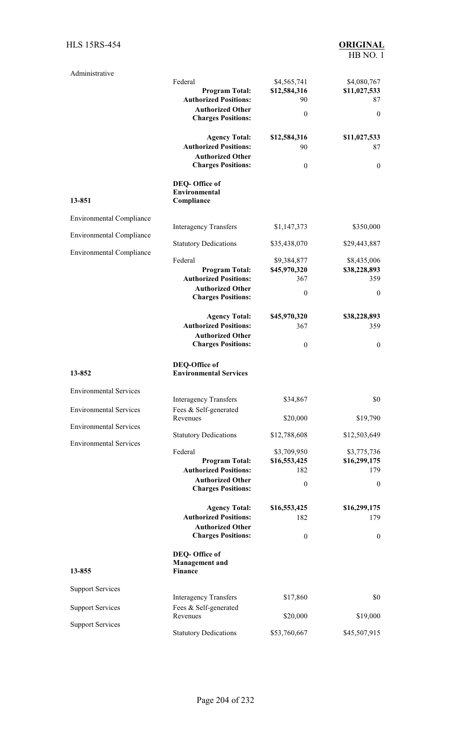| | | | |
|---|---|---|---|
| Administrative | Federal | $4,565,741 | $4,080,767 |
| | **Program Total:** | **$12,584,316** | **$11,027,533** |
| | **Authorized Positions:** | 90 | 87 |
| | **Authorized Other Charges Positions:** | 0 | 0 |
| | **Agency Total:** | **$12,584,316** | **$11,027,533** |
| | **Authorized Positions:** | 90 | 87 |
| | **Authorized Other Charges Positions:** | 0 | 0 |
| **13-851** | **DEQ- Office of Environmental Compliance** | | |
| Environmental Compliance | Interagency Transfers | $1,147,373 | $350,000 |
| Environmental Compliance | Statutory Dedications | $35,438,070 | $29,443,887 |
| Environmental Compliance | Federal | $9,384,877 | $8,435,006 |
| | **Program Total:** | **$45,970,320** | **$38,228,893** |
| | **Authorized Positions:** | 367 | 359 |
| | **Authorized Other Charges Positions:** | 0 | 0 |
| | **Agency Total:** | **$45,970,320** | **$38,228,893** |
| | **Authorized Positions:** | 367 | 359 |
| | **Authorized Other Charges Positions:** | 0 | 0 |
| **13-852** | **DEQ-Office of Environmental Services** | | |
| Environmental Services | Interagency Transfers | $34,867 | $0 |
| Environmental Services | Fees & Self-generated Revenues | $20,000 | $19,790 |
| Environmental Services | Statutory Dedications | $12,788,608 | $12,503,649 |
| Environmental Services | Federal | $3,709,950 | $3,775,736 |
| | **Program Total:** | **$16,553,425** | **$16,299,175** |
| | **Authorized Positions:** | 182 | 179 |
| | **Authorized Other Charges Positions:** | 0 | 0 |
| | **Agency Total:** | **$16,553,425** | **$16,299,175** |
| | **Authorized Positions:** | 182 | 179 |
| | **Authorized Other Charges Positions:** | 0 | 0 |
| **13-855** | **DEQ- Office of Management and Finance** | | |
| Support Services | Interagency Transfers | $17,860 | $0 |
| Support Services | Fees & Self-generated Revenues | $20,000 | $19,000 |
| Support Services | Statutory Dedications | $53,760,667 | $45,507,915 |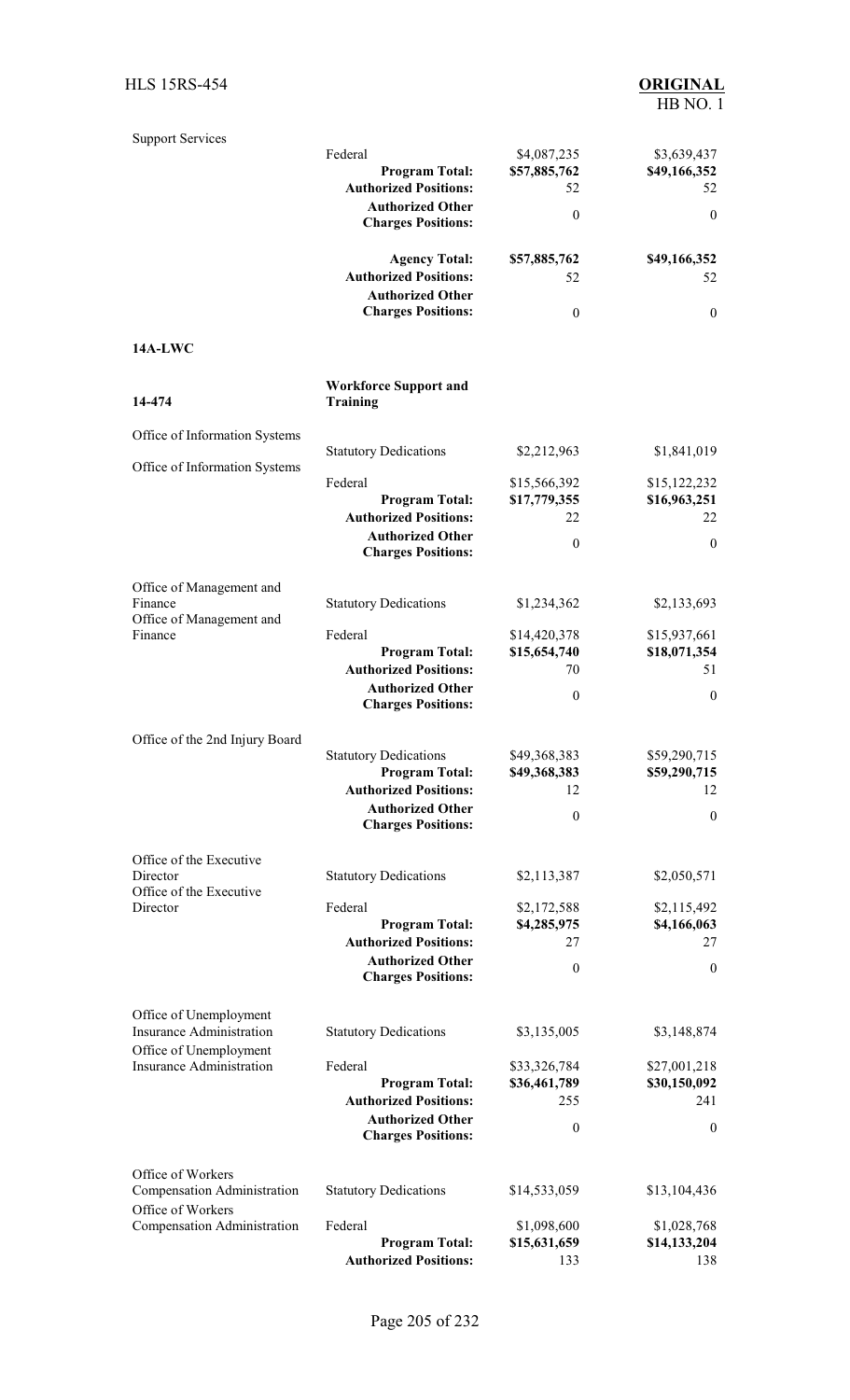| | | | |
|---|---|---|---|
| Support Services | Federal | $4,087,235 | $3,639,437 |
| | **Program Total:** | **$57,885,762** | **$49,166,352** |
| | **Authorized Positions:** | 52 | 52 |
| | **Authorized Other Charges Positions:** | 0 | 0 |
| | **Agency Total:** | **$57,885,762** | **$49,166,352** |
| | **Authorized Positions:** | 52 | 52 |
| | **Authorized Other Charges Positions:** | 0 | 0 |

**14A-LWC**

| | | | |
|---|---|---|---|
| **14-474** | **Workforce Support and Training** | | |
| Office of Information Systems | Statutory Dedications | $2,212,963 | $1,841,019 |
| Office of Information Systems | Federal | $15,566,392 | $15,122,232 |
| | **Program Total:** | **$17,779,355** | **$16,963,251** |
| | **Authorized Positions:** | 22 | 22 |
| | **Authorized Other Charges Positions:** | 0 | 0 |
| Office of Management and Finance | Statutory Dedications | $1,234,362 | $2,133,693 |
| Office of Management and Finance | Federal | $14,420,378 | $15,937,661 |
| | **Program Total:** | **$15,654,740** | **$18,071,354** |
| | **Authorized Positions:** | 70 | 51 |
| | **Authorized Other Charges Positions:** | 0 | 0 |
| Office of the 2nd Injury Board | Statutory Dedications | $49,368,383 | $59,290,715 |
| | **Program Total:** | **$49,368,383** | **$59,290,715** |
| | **Authorized Positions:** | 12 | 12 |
| | **Authorized Other Charges Positions:** | 0 | 0 |
| Office of the Executive Director | Statutory Dedications | $2,113,387 | $2,050,571 |
| Office of the Executive Director | Federal | $2,172,588 | $2,115,492 |
| | **Program Total:** | **$4,285,975** | **$4,166,063** |
| | **Authorized Positions:** | 27 | 27 |
| | **Authorized Other Charges Positions:** | 0 | 0 |
| Office of Unemployment Insurance Administration | Statutory Dedications | $3,135,005 | $3,148,874 |
| Office of Unemployment Insurance Administration | Federal | $33,326,784 | $27,001,218 |
| | **Program Total:** | **$36,461,789** | **$30,150,092** |
| | **Authorized Positions:** | 255 | 241 |
| | **Authorized Other Charges Positions:** | 0 | 0 |
| Office of Workers Compensation Administration | Statutory Dedications | $14,533,059 | $13,104,436 |
| Office of Workers Compensation Administration | Federal | $1,098,600 | $1,028,768 |
| | **Program Total:** | **$15,631,659** | **$14,133,204** |
| | **Authorized Positions:** | 133 | 138 |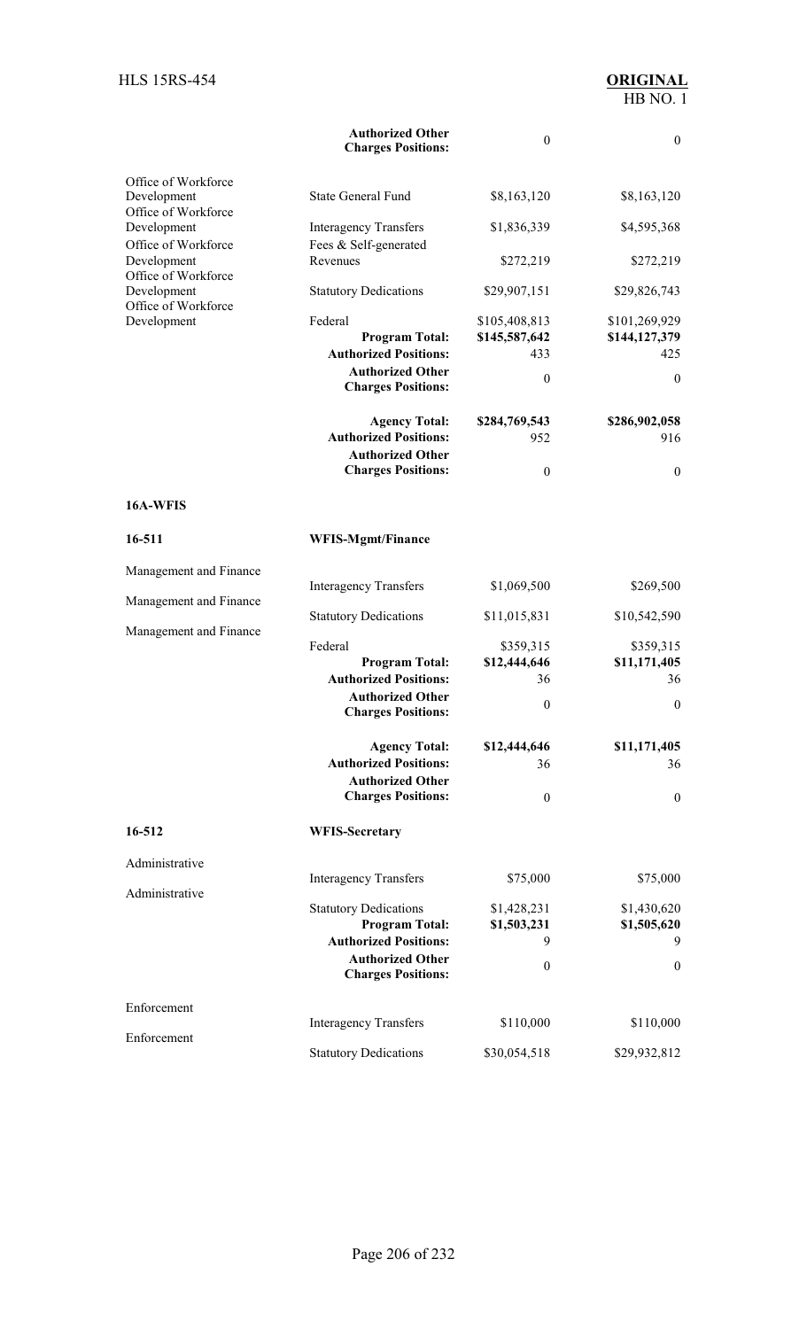| | | | |
|---|---|---|---|
| | **Authorized Other Charges Positions:** | 0 | 0 |
| Office of Workforce Development | State General Fund | $8,163,120 | $8,163,120 |
| Office of Workforce Development | Interagency Transfers | $1,836,339 | $4,595,368 |
| Office of Workforce Development | Fees & Self-generated Revenues | $272,219 | $272,219 |
| Office of Workforce Development | Statutory Dedications | $29,907,151 | $29,826,743 |
| Office of Workforce Development | Federal | $105,408,813 | $101,269,929 |
| | **Program Total:** | **$145,587,642** | **$144,127,379** |
| | **Authorized Positions:** | 433 | 425 |
| | **Authorized Other Charges Positions:** | 0 | 0 |
| | **Agency Total:** | **$284,769,543** | **$286,902,058** |
| | **Authorized Positions:** | 952 | 916 |
| | **Authorized Other Charges Positions:** | 0 | 0 |

**16A-WFIS**

| | | | |
|---|---|---|---|
| **16-511** | **WFIS-Mgmt/Finance** | | |
| Management and Finance | Interagency Transfers | $1,069,500 | $269,500 |
| Management and Finance | Statutory Dedications | $11,015,831 | $10,542,590 |
| Management and Finance | Federal | $359,315 | $359,315 |
| | **Program Total:** | **$12,444,646** | **$11,171,405** |
| | **Authorized Positions:** | 36 | 36 |
| | **Authorized Other Charges Positions:** | 0 | 0 |
| | **Agency Total:** | **$12,444,646** | **$11,171,405** |
| | **Authorized Positions:** | 36 | 36 |
| | **Authorized Other Charges Positions:** | 0 | 0 |
| **16-512** | **WFIS-Secretary** | | |
| Administrative | Interagency Transfers | $75,000 | $75,000 |
| Administrative | Statutory Dedications | $1,428,231 | $1,430,620 |
| | **Program Total:** | **$1,503,231** | **$1,505,620** |
| | **Authorized Positions:** | 9 | 9 |
| | **Authorized Other Charges Positions:** | 0 | 0 |
| Enforcement | Interagency Transfers | $110,000 | $110,000 |
| Enforcement | Statutory Dedications | $30,054,518 | $29,932,812 |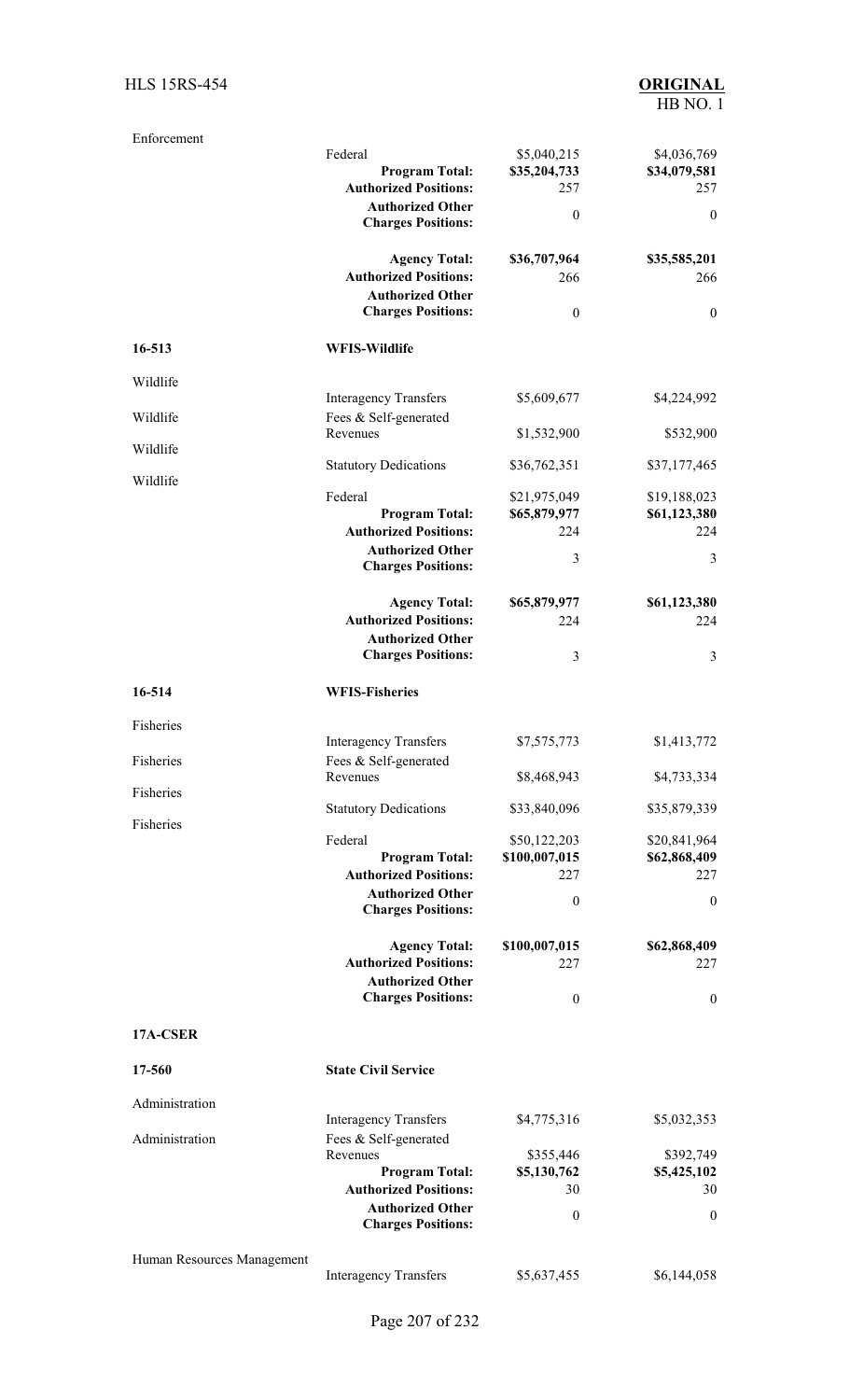| | | | |
|---|---|---|---|
| Enforcement | | | |
| | Federal | $5,040,215 | $4,036,769 |
| | **Program Total:** | **$35,204,733** | **$34,079,581** |
| | **Authorized Positions:** | 257 | 257 |
| | **Authorized Other Charges Positions:** | 0 | 0 |
| | **Agency Total:** | **$36,707,964** | **$35,585,201** |
| | **Authorized Positions:** | 266 | 266 |
| | **Authorized Other Charges Positions:** | 0 | 0 |
| **16-513** | **WFIS-Wildlife** | | |
| Wildlife | Interagency Transfers | $5,609,677 | $4,224,992 |
| Wildlife | Fees & Self-generated Revenues | $1,532,900 | $532,900 |
| Wildlife | Statutory Dedications | $36,762,351 | $37,177,465 |
| Wildlife | Federal | $21,975,049 | $19,188,023 |
| | **Program Total:** | **$65,879,977** | **$61,123,380** |
| | **Authorized Positions:** | 224 | 224 |
| | **Authorized Other Charges Positions:** | 3 | 3 |
| | **Agency Total:** | **$65,879,977** | **$61,123,380** |
| | **Authorized Positions:** | 224 | 224 |
| | **Authorized Other Charges Positions:** | 3 | 3 |
| **16-514** | **WFIS-Fisheries** | | |
| Fisheries | Interagency Transfers | $7,575,773 | $1,413,772 |
| Fisheries | Fees & Self-generated Revenues | $8,468,943 | $4,733,334 |
| Fisheries | Statutory Dedications | $33,840,096 | $35,879,339 |
| Fisheries | Federal | $50,122,203 | $20,841,964 |
| | **Program Total:** | **$100,007,015** | **$62,868,409** |
| | **Authorized Positions:** | 227 | 227 |
| | **Authorized Other Charges Positions:** | 0 | 0 |
| | **Agency Total:** | **$100,007,015** | **$62,868,409** |
| | **Authorized Positions:** | 227 | 227 |
| | **Authorized Other Charges Positions:** | 0 | 0 |
| **17A-CSER** | | | |
| **17-560** | **State Civil Service** | | |
| Administration | Interagency Transfers | $4,775,316 | $5,032,353 |
| Administration | Fees & Self-generated Revenues | $355,446 | $392,749 |
| | **Program Total:** | **$5,130,762** | **$5,425,102** |
| | **Authorized Positions:** | 30 | 30 |
| | **Authorized Other Charges Positions:** | 0 | 0 |
| Human Resources Management | Interagency Transfers | $5,637,455 | $6,144,058 |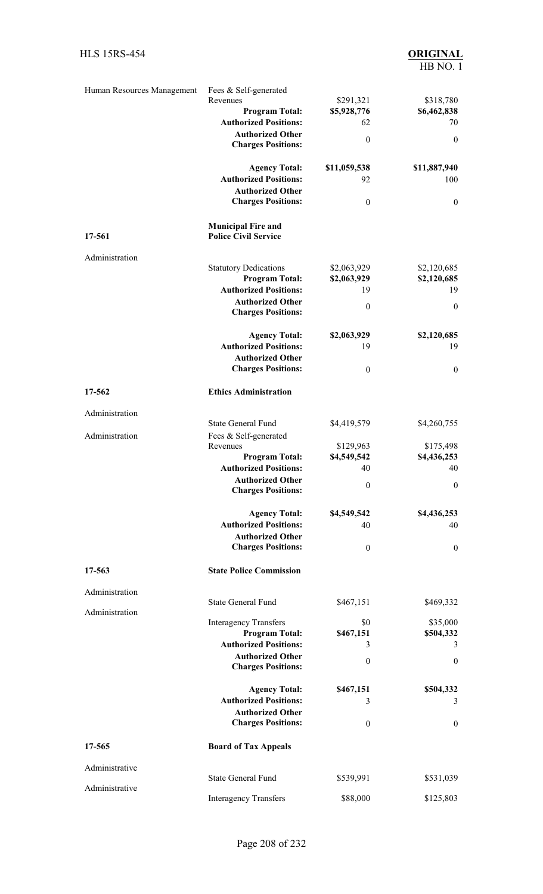| | | | |
|---|---|---|---|
| Human Resources Management | Fees & Self-generated Revenues | $291,321 | $318,780 |
| | **Program Total:** | **$5,928,776** | **$6,462,838** |
| | **Authorized Positions:** | 62 | 70 |
| | **Authorized Other Charges Positions:** | 0 | 0 |
| | **Agency Total:** | **$11,059,538** | **$11,887,940** |
| | **Authorized Positions:** | 92 | 100 |
| | **Authorized Other Charges Positions:** | 0 | 0 |
| **17-561** | **Municipal Fire and Police Civil Service** | | |
| Administration | | | |
| | Statutory Dedications | $2,063,929 | $2,120,685 |
| | **Program Total:** | **$2,063,929** | **$2,120,685** |
| | **Authorized Positions:** | 19 | 19 |
| | **Authorized Other Charges Positions:** | 0 | 0 |
| | **Agency Total:** | **$2,063,929** | **$2,120,685** |
| | **Authorized Positions:** | 19 | 19 |
| | **Authorized Other Charges Positions:** | 0 | 0 |
| **17-562** | **Ethics Administration** | | |
| Administration | | | |
| | State General Fund | $4,419,579 | $4,260,755 |
| Administration | Fees & Self-generated Revenues | $129,963 | $175,498 |
| | **Program Total:** | **$4,549,542** | **$4,436,253** |
| | **Authorized Positions:** | 40 | 40 |
| | **Authorized Other Charges Positions:** | 0 | 0 |
| | **Agency Total:** | **$4,549,542** | **$4,436,253** |
| | **Authorized Positions:** | 40 | 40 |
| | **Authorized Other Charges Positions:** | 0 | 0 |
| **17-563** | **State Police Commission** | | |
| Administration | | | |
| | State General Fund | $467,151 | $469,332 |
| Administration | | | |
| | Interagency Transfers | $0 | $35,000 |
| | **Program Total:** | **$467,151** | **$504,332** |
| | **Authorized Positions:** | 3 | 3 |
| | **Authorized Other Charges Positions:** | 0 | 0 |
| | **Agency Total:** | **$467,151** | **$504,332** |
| | **Authorized Positions:** | 3 | 3 |
| | **Authorized Other Charges Positions:** | 0 | 0 |
| **17-565** | **Board of Tax Appeals** | | |
| Administrative | | | |
| | State General Fund | $539,991 | $531,039 |
| Administrative | | | |
| | Interagency Transfers | $88,000 | $125,803 |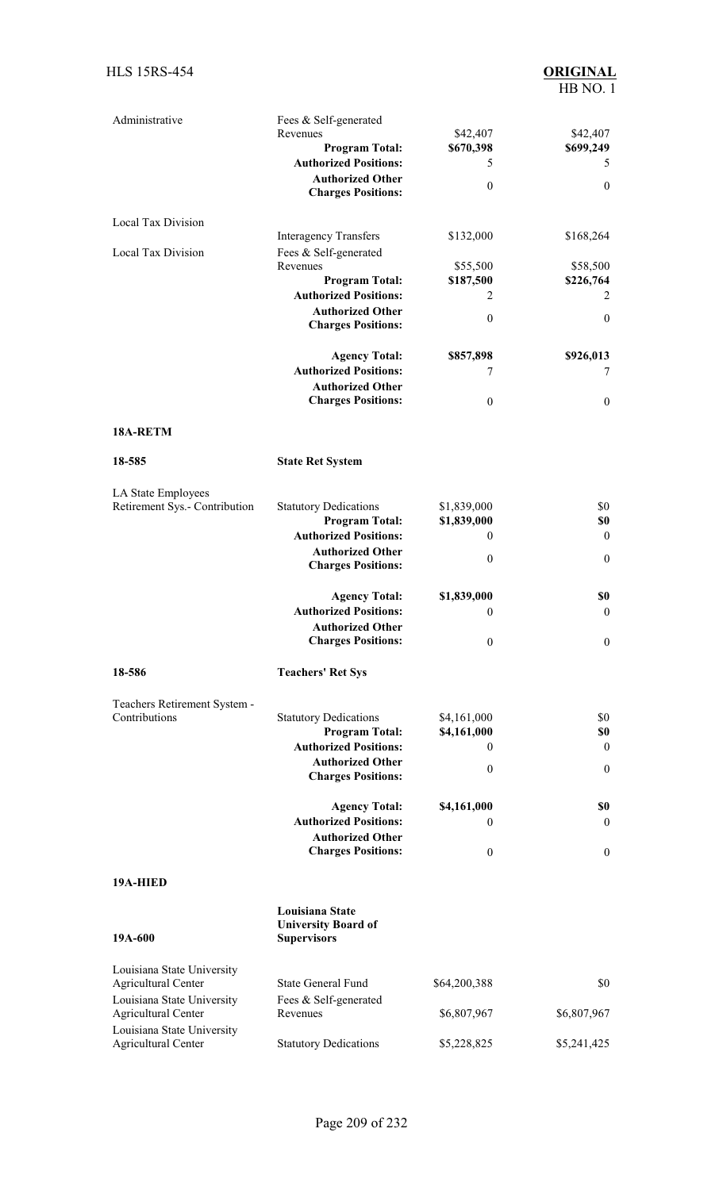| | | | |
|---|---|---|---|
| Administrative | Fees & Self-generated Revenues | $42,407 | $42,407 |
| | **Program Total:** | **$670,398** | **$699,249** |
| | **Authorized Positions:** | 5 | 5 |
| | **Authorized Other Charges Positions:** | 0 | 0 |
| Local Tax Division | Interagency Transfers | $132,000 | $168,264 |
| Local Tax Division | Fees & Self-generated Revenues | $55,500 | $58,500 |
| | **Program Total:** | **$187,500** | **$226,764** |
| | **Authorized Positions:** | 2 | 2 |
| | **Authorized Other Charges Positions:** | 0 | 0 |
| | **Agency Total:** | **$857,898** | **$926,013** |
| | **Authorized Positions:** | 7 | 7 |
| | **Authorized Other Charges Positions:** | 0 | 0 |

**18A-RETM**

| | | | |
|---|---|---|---|
| **18-585** | **State Ret System** | | |
| LA State Employees Retirement Sys.- Contribution | Statutory Dedications | $1,839,000 | $0 |
| | **Program Total:** | **$1,839,000** | **$0** |
| | **Authorized Positions:** | 0 | 0 |
| | **Authorized Other Charges Positions:** | 0 | 0 |
| | **Agency Total:** | **$1,839,000** | **$0** |
| | **Authorized Positions:** | 0 | 0 |
| | **Authorized Other Charges Positions:** | 0 | 0 |
| **18-586** | **Teachers' Ret Sys** | | |
| Teachers Retirement System - Contributions | Statutory Dedications | $4,161,000 | $0 |
| | **Program Total:** | **$4,161,000** | **$0** |
| | **Authorized Positions:** | 0 | 0 |
| | **Authorized Other Charges Positions:** | 0 | 0 |
| | **Agency Total:** | **$4,161,000** | **$0** |
| | **Authorized Positions:** | 0 | 0 |
| | **Authorized Other Charges Positions:** | 0 | 0 |

**19A-HIED**

| | | | |
|---|---|---|---|
| **19A-600** | **Louisiana State University Board of Supervisors** | | |
| Louisiana State University Agricultural Center | State General Fund | $64,200,388 | $0 |
| Louisiana State University Agricultural Center | Fees & Self-generated Revenues | $6,807,967 | $6,807,967 |
| Louisiana State University Agricultural Center | Statutory Dedications | $5,228,825 | $5,241,425 |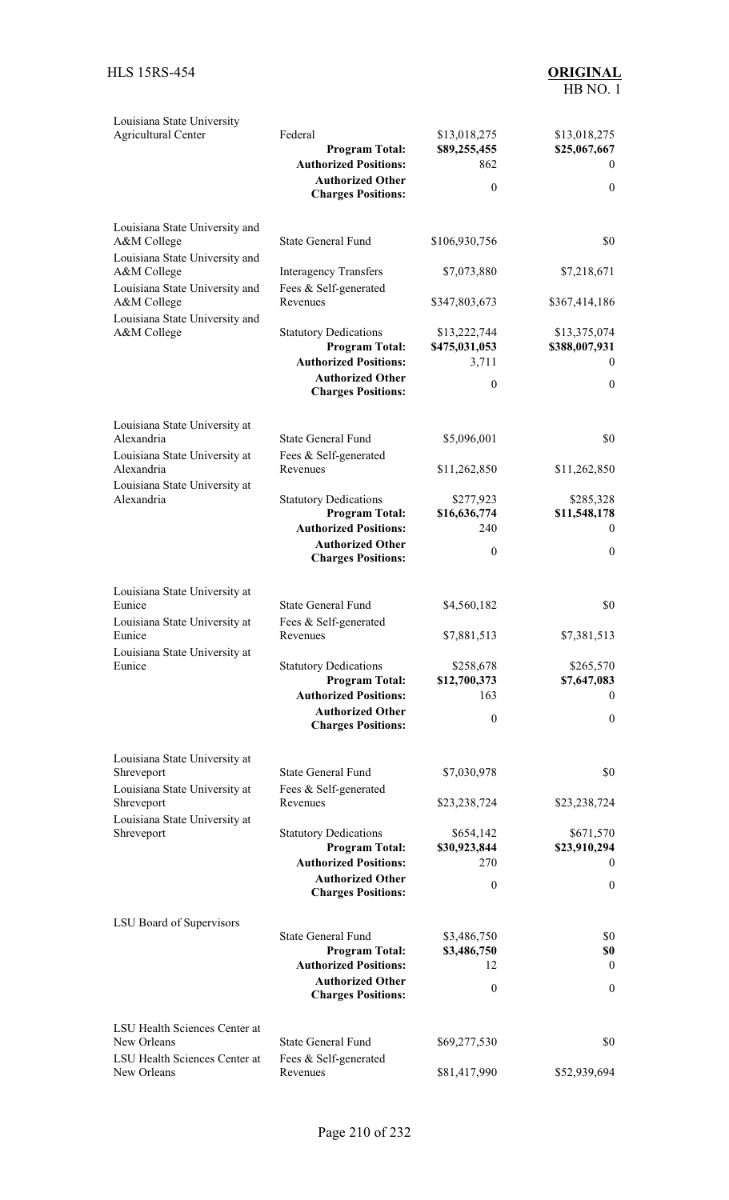| | | | |
|---|---|---|---|
| Louisiana State University Agricultural Center | Federal | $13,018,275 | $13,018,275 |
| | **Program Total:** | **$89,255,455** | **$25,067,667** |
| | **Authorized Positions:** | 862 | 0 |
| | **Authorized Other Charges Positions:** | 0 | 0 |
| Louisiana State University and A&M College | State General Fund | $106,930,756 | $0 |
| Louisiana State University and A&M College | Interagency Transfers | $7,073,880 | $7,218,671 |
| Louisiana State University and A&M College | Fees & Self-generated Revenues | $347,803,673 | $367,414,186 |
| Louisiana State University and A&M College | Statutory Dedications | $13,222,744 | $13,375,074 |
| | **Program Total:** | **$475,031,053** | **$388,007,931** |
| | **Authorized Positions:** | 3,711 | 0 |
| | **Authorized Other Charges Positions:** | 0 | 0 |
| Louisiana State University at Alexandria | State General Fund | $5,096,001 | $0 |
| Louisiana State University at Alexandria | Fees & Self-generated Revenues | $11,262,850 | $11,262,850 |
| Louisiana State University at Alexandria | Statutory Dedications | $277,923 | $285,328 |
| | **Program Total:** | **$16,636,774** | **$11,548,178** |
| | **Authorized Positions:** | 240 | 0 |
| | **Authorized Other Charges Positions:** | 0 | 0 |
| Louisiana State University at Eunice | State General Fund | $4,560,182 | $0 |
| Louisiana State University at Eunice | Fees & Self-generated Revenues | $7,881,513 | $7,381,513 |
| Louisiana State University at Eunice | Statutory Dedications | $258,678 | $265,570 |
| | **Program Total:** | **$12,700,373** | **$7,647,083** |
| | **Authorized Positions:** | 163 | 0 |
| | **Authorized Other Charges Positions:** | 0 | 0 |
| Louisiana State University at Shreveport | State General Fund | $7,030,978 | $0 |
| Louisiana State University at Shreveport | Fees & Self-generated Revenues | $23,238,724 | $23,238,724 |
| Louisiana State University at Shreveport | Statutory Dedications | $654,142 | $671,570 |
| | **Program Total:** | **$30,923,844** | **$23,910,294** |
| | **Authorized Positions:** | 270 | 0 |
| | **Authorized Other Charges Positions:** | 0 | 0 |
| LSU Board of Supervisors | State General Fund | $3,486,750 | $0 |
| | **Program Total:** | **$3,486,750** | **$0** |
| | **Authorized Positions:** | 12 | 0 |
| | **Authorized Other Charges Positions:** | 0 | 0 |
| LSU Health Sciences Center at New Orleans | State General Fund | $69,277,530 | $0 |
| LSU Health Sciences Center at New Orleans | Fees & Self-generated Revenues | $81,417,990 | $52,939,694 |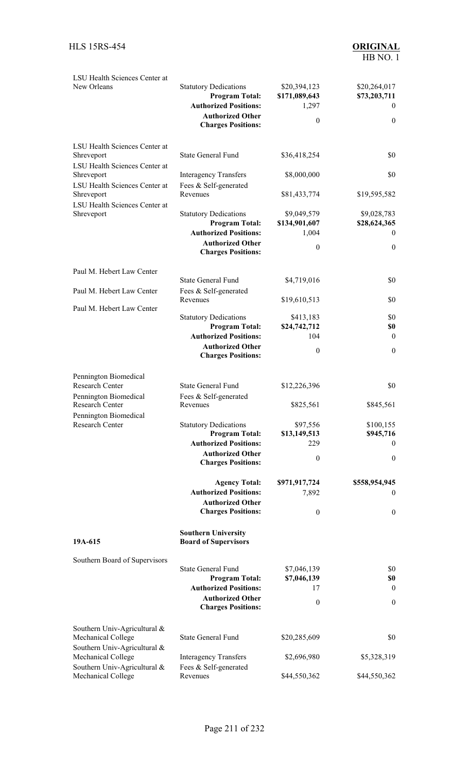| | | | |
|---|---|---|---|
| LSU Health Sciences Center at New Orleans | Statutory Dedications | $20,394,123 | $20,264,017 |
| | **Program Total:** | **$171,089,643** | **$73,203,711** |
| | **Authorized Positions:** | 1,297 | 0 |
| | **Authorized Other Charges Positions:** | 0 | 0 |
| LSU Health Sciences Center at Shreveport | State General Fund | $36,418,254 | $0 |
| LSU Health Sciences Center at Shreveport | Interagency Transfers | $8,000,000 | $0 |
| LSU Health Sciences Center at Shreveport | Fees & Self-generated Revenues | $81,433,774 | $19,595,582 |
| LSU Health Sciences Center at Shreveport | Statutory Dedications | $9,049,579 | $9,028,783 |
| | **Program Total:** | **$134,901,607** | **$28,624,365** |
| | **Authorized Positions:** | 1,004 | 0 |
| | **Authorized Other Charges Positions:** | 0 | 0 |
| Paul M. Hebert Law Center | State General Fund | $4,719,016 | $0 |
| Paul M. Hebert Law Center | Fees & Self-generated Revenues | $19,610,513 | $0 |
| Paul M. Hebert Law Center | Statutory Dedications | $413,183 | $0 |
| | **Program Total:** | **$24,742,712** | **$0** |
| | **Authorized Positions:** | 104 | 0 |
| | **Authorized Other Charges Positions:** | 0 | 0 |
| Pennington Biomedical Research Center | State General Fund | $12,226,396 | $0 |
| Pennington Biomedical Research Center | Fees & Self-generated Revenues | $825,561 | $845,561 |
| Pennington Biomedical Research Center | Statutory Dedications | $97,556 | $100,155 |
| | **Program Total:** | **$13,149,513** | **$945,716** |
| | **Authorized Positions:** | 229 | 0 |
| | **Authorized Other Charges Positions:** | 0 | 0 |
| | **Agency Total:** | **$971,917,724** | **$558,954,945** |
| | **Authorized Positions:** | 7,892 | 0 |
| | **Authorized Other Charges Positions:** | 0 | 0 |

**19A-615** **Southern University Board of Supervisors**

| | | | |
|---|---|---|---|
| Southern Board of Supervisors | State General Fund | $7,046,139 | $0 |
| | **Program Total:** | **$7,046,139** | **$0** |
| | **Authorized Positions:** | 17 | 0 |
| | **Authorized Other Charges Positions:** | 0 | 0 |
| Southern Univ-Agricultural & Mechanical College | State General Fund | $20,285,609 | $0 |
| Southern Univ-Agricultural & Mechanical College | Interagency Transfers | $2,696,980 | $5,328,319 |
| Southern Univ-Agricultural & Mechanical College | Fees & Self-generated Revenues | $44,550,362 | $44,550,362 |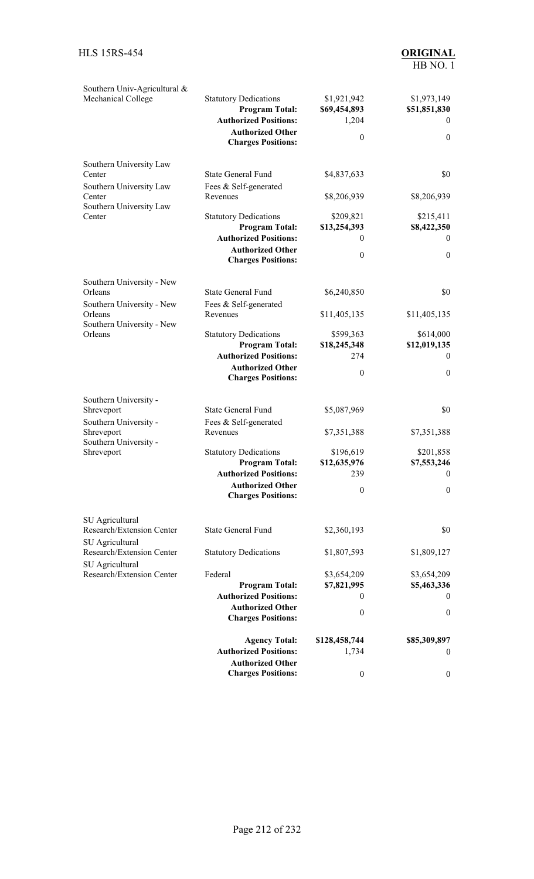| | | | |
|---|---|---|---|
| Southern Univ-Agricultural & Mechanical College | Statutory Dedications | $1,921,942 | $1,973,149 |
| | **Program Total:** | **$69,454,893** | **$51,851,830** |
| | **Authorized Positions:** | 1,204 | 0 |
| | **Authorized Other Charges Positions:** | 0 | 0 |
| Southern University Law Center | State General Fund | $4,837,633 | $0 |
| Southern University Law Center | Fees & Self-generated Revenues | $8,206,939 | $8,206,939 |
| Southern University Law Center | Statutory Dedications | $209,821 | $215,411 |
| | **Program Total:** | **$13,254,393** | **$8,422,350** |
| | **Authorized Positions:** | 0 | 0 |
| | **Authorized Other Charges Positions:** | 0 | 0 |
| Southern University - New Orleans | State General Fund | $6,240,850 | $0 |
| Southern University - New Orleans | Fees & Self-generated Revenues | $11,405,135 | $11,405,135 |
| Southern University - New Orleans | Statutory Dedications | $599,363 | $614,000 |
| | **Program Total:** | **$18,245,348** | **$12,019,135** |
| | **Authorized Positions:** | 274 | 0 |
| | **Authorized Other Charges Positions:** | 0 | 0 |
| Southern University - Shreveport | State General Fund | $5,087,969 | $0 |
| Southern University - Shreveport | Fees & Self-generated Revenues | $7,351,388 | $7,351,388 |
| Southern University - Shreveport | Statutory Dedications | $196,619 | $201,858 |
| | **Program Total:** | **$12,635,976** | **$7,553,246** |
| | **Authorized Positions:** | 239 | 0 |
| | **Authorized Other Charges Positions:** | 0 | 0 |
| SU Agricultural Research/Extension Center | State General Fund | $2,360,193 | $0 |
| SU Agricultural Research/Extension Center | Statutory Dedications | $1,807,593 | $1,809,127 |
| SU Agricultural Research/Extension Center | Federal | $3,654,209 | $3,654,209 |
| | **Program Total:** | **$7,821,995** | **$5,463,336** |
| | **Authorized Positions:** | 0 | 0 |
| | **Authorized Other Charges Positions:** | 0 | 0 |
| | **Agency Total:** | **$128,458,744** | **$85,309,897** |
| | **Authorized Positions:** | 1,734 | 0 |
| | **Authorized Other Charges Positions:** | 0 | 0 |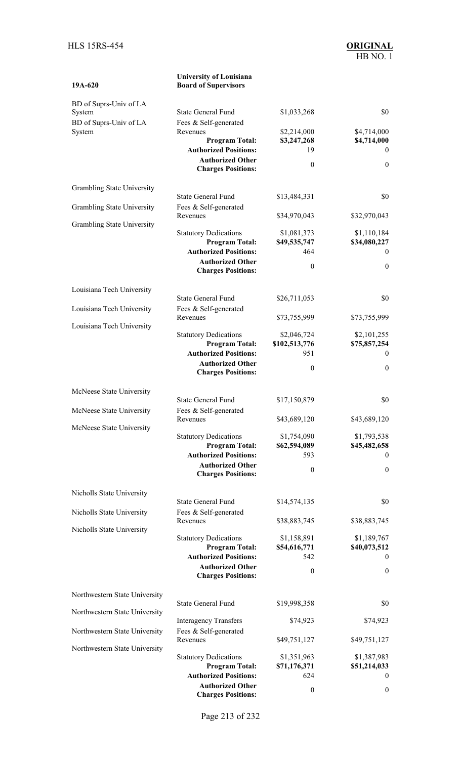**19A-620** **University of Louisiana Board of Supervisors**

| | | | |
|---|---|---|---|
| BD of Suprs-Univ of LA System | State General Fund | \$1,033,268 | \$0 |
| BD of Suprs-Univ of LA System | Fees & Self-generated Revenues | \$2,214,000 | \$4,714,000 |
| | **Program Total:** | **\$3,247,268** | **\$4,714,000** |
| | **Authorized Positions:** | 19 | 0 |
| | **Authorized Other Charges Positions:** | 0 | 0 |
| Grambling State University | State General Fund | \$13,484,331 | \$0 |
| Grambling State University | Fees & Self-generated Revenues | \$34,970,043 | \$32,970,043 |
| Grambling State University | Statutory Dedications | \$1,081,373 | \$1,110,184 |
| | **Program Total:** | **\$49,535,747** | **\$34,080,227** |
| | **Authorized Positions:** | 464 | 0 |
| | **Authorized Other Charges Positions:** | 0 | 0 |
| Louisiana Tech University | State General Fund | \$26,711,053 | \$0 |
| Louisiana Tech University | Fees & Self-generated Revenues | \$73,755,999 | \$73,755,999 |
| Louisiana Tech University | Statutory Dedications | \$2,046,724 | \$2,101,255 |
| | **Program Total:** | **\$102,513,776** | **\$75,857,254** |
| | **Authorized Positions:** | 951 | 0 |
| | **Authorized Other Charges Positions:** | 0 | 0 |
| McNeese State University | State General Fund | \$17,150,879 | \$0 |
| McNeese State University | Fees & Self-generated Revenues | \$43,689,120 | \$43,689,120 |
| McNeese State University | Statutory Dedications | \$1,754,090 | \$1,793,538 |
| | **Program Total:** | **\$62,594,089** | **\$45,482,658** |
| | **Authorized Positions:** | 593 | 0 |
| | **Authorized Other Charges Positions:** | 0 | 0 |
| Nicholls State University | State General Fund | \$14,574,135 | \$0 |
| Nicholls State University | Fees & Self-generated Revenues | \$38,883,745 | \$38,883,745 |
| Nicholls State University | Statutory Dedications | \$1,158,891 | \$1,189,767 |
| | **Program Total:** | **\$54,616,771** | **\$40,073,512** |
| | **Authorized Positions:** | 542 | 0 |
| | **Authorized Other Charges Positions:** | 0 | 0 |
| Northwestern State University | State General Fund | \$19,998,358 | \$0 |
| Northwestern State University | Interagency Transfers | \$74,923 | \$74,923 |
| Northwestern State University | Fees & Self-generated Revenues | \$49,751,127 | \$49,751,127 |
| Northwestern State University | Statutory Dedications | \$1,351,963 | \$1,387,983 |
| | **Program Total:** | **\$71,176,371** | **\$51,214,033** |
| | **Authorized Positions:** | 624 | 0 |
| | **Authorized Other Charges Positions:** | 0 | 0 |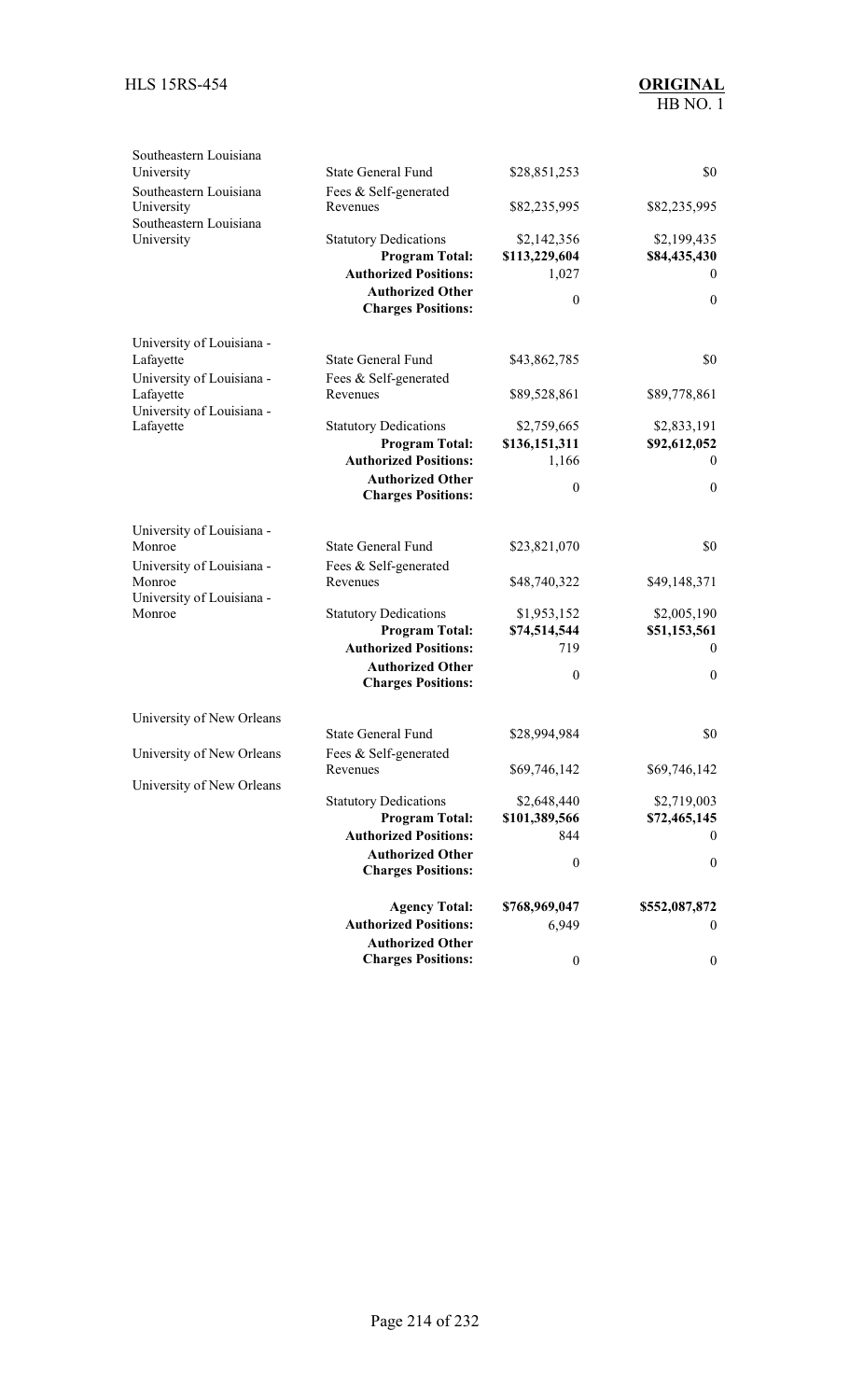| | | | |
|---|---|---|---|
| Southeastern Louisiana University | State General Fund | $28,851,253 | $0 |
| Southeastern Louisiana University | Fees & Self-generated Revenues | $82,235,995 | $82,235,995 |
| Southeastern Louisiana University | Statutory Dedications | $2,142,356 | $2,199,435 |
| | **Program Total:** | **$113,229,604** | **$84,435,430** |
| | **Authorized Positions:** | 1,027 | 0 |
| | **Authorized Other Charges Positions:** | 0 | 0 |
| University of Louisiana - Lafayette | State General Fund | $43,862,785 | $0 |
| University of Louisiana - Lafayette | Fees & Self-generated Revenues | $89,528,861 | $89,778,861 |
| University of Louisiana - Lafayette | Statutory Dedications | $2,759,665 | $2,833,191 |
| | **Program Total:** | **$136,151,311** | **$92,612,052** |
| | **Authorized Positions:** | 1,166 | 0 |
| | **Authorized Other Charges Positions:** | 0 | 0 |
| University of Louisiana - Monroe | State General Fund | $23,821,070 | $0 |
| University of Louisiana - Monroe | Fees & Self-generated Revenues | $48,740,322 | $49,148,371 |
| University of Louisiana - Monroe | Statutory Dedications | $1,953,152 | $2,005,190 |
| | **Program Total:** | **$74,514,544** | **$51,153,561** |
| | **Authorized Positions:** | 719 | 0 |
| | **Authorized Other Charges Positions:** | 0 | 0 |
| University of New Orleans | State General Fund | $28,994,984 | $0 |
| University of New Orleans | Fees & Self-generated Revenues | $69,746,142 | $69,746,142 |
| University of New Orleans | Statutory Dedications | $2,648,440 | $2,719,003 |
| | **Program Total:** | **$101,389,566** | **$72,465,145** |
| | **Authorized Positions:** | 844 | 0 |
| | **Authorized Other Charges Positions:** | 0 | 0 |
| | **Agency Total:** | **$768,969,047** | **$552,087,872** |
| | **Authorized Positions:** | 6,949 | 0 |
| | **Authorized Other Charges Positions:** | 0 | 0 |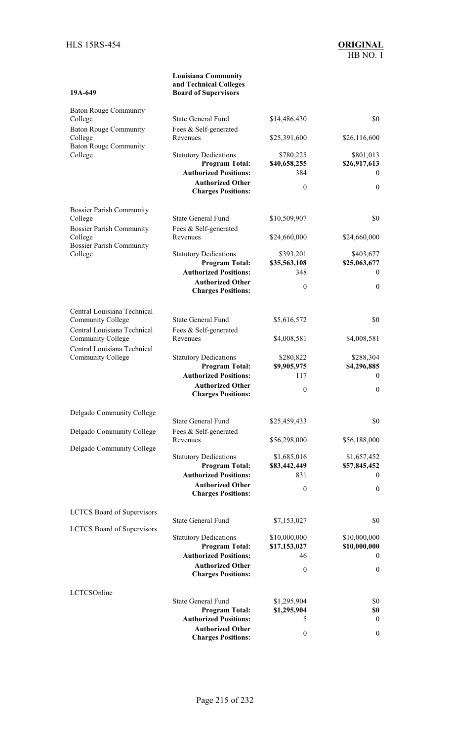| 19A-649 | Louisiana Community and Technical Colleges Board of Supervisors | | |
|---|---|---|---|
| Baton Rouge Community College | State General Fund | $14,486,430 | $0 |
| Baton Rouge Community College | Fees & Self-generated Revenues | $25,391,600 | $26,116,600 |
| Baton Rouge Community College | Statutory Dedications | $780,225 | $801,013 |
| | **Program Total:** | **$40,658,255** | **$26,917,613** |
| | **Authorized Positions:** | 384 | 0 |
| | **Authorized Other Charges Positions:** | 0 | 0 |
| Bossier Parish Community College | State General Fund | $10,509,907 | $0 |
| Bossier Parish Community College | Fees & Self-generated Revenues | $24,660,000 | $24,660,000 |
| Bossier Parish Community College | Statutory Dedications | $393,201 | $403,677 |
| | **Program Total:** | **$35,563,108** | **$25,063,677** |
| | **Authorized Positions:** | 348 | 0 |
| | **Authorized Other Charges Positions:** | 0 | 0 |
| Central Louisiana Technical Community College | State General Fund | $5,616,572 | $0 |
| Central Louisiana Technical Community College | Fees & Self-generated Revenues | $4,008,581 | $4,008,581 |
| Central Louisiana Technical Community College | Statutory Dedications | $280,822 | $288,304 |
| | **Program Total:** | **$9,905,975** | **$4,296,885** |
| | **Authorized Positions:** | 117 | 0 |
| | **Authorized Other Charges Positions:** | 0 | 0 |
| Delgado Community College | State General Fund | $25,459,433 | $0 |
| Delgado Community College | Fees & Self-generated Revenues | $56,298,000 | $56,188,000 |
| Delgado Community College | Statutory Dedications | $1,685,016 | $1,657,452 |
| | **Program Total:** | **$83,442,449** | **$57,845,452** |
| | **Authorized Positions:** | 831 | 0 |
| | **Authorized Other Charges Positions:** | 0 | 0 |
| LCTCS Board of Supervisors | State General Fund | $7,153,027 | $0 |
| LCTCS Board of Supervisors | Statutory Dedications | $10,000,000 | $10,000,000 |
| | **Program Total:** | **$17,153,027** | **$10,000,000** |
| | **Authorized Positions:** | 46 | 0 |
| | **Authorized Other Charges Positions:** | 0 | 0 |
| LCTCSOnline | State General Fund | $1,295,904 | $0 |
| | **Program Total:** | **$1,295,904** | **$0** |
| | **Authorized Positions:** | 5 | 0 |
| | **Authorized Other Charges Positions:** | 0 | 0 |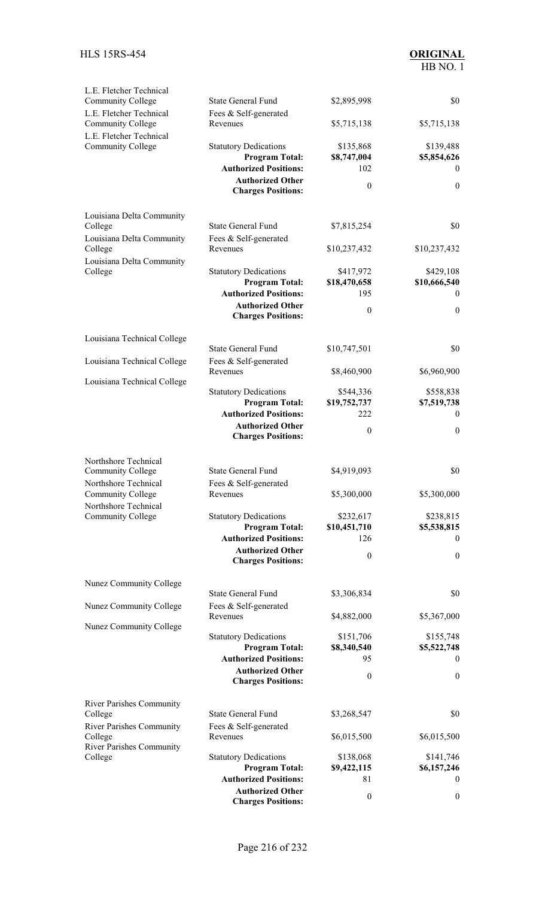| | | | |
|---|---|---|---|
| L.E. Fletcher Technical Community College | State General Fund | $2,895,998 | $0 |
| L.E. Fletcher Technical Community College | Fees & Self-generated Revenues | $5,715,138 | $5,715,138 |
| L.E. Fletcher Technical Community College | Statutory Dedications | $135,868 | $139,488 |
| | **Program Total:** | **$8,747,004** | **$5,854,626** |
| | **Authorized Positions:** | 102 | 0 |
| | **Authorized Other Charges Positions:** | 0 | 0 |
| Louisiana Delta Community College | State General Fund | $7,815,254 | $0 |
| Louisiana Delta Community College | Fees & Self-generated Revenues | $10,237,432 | $10,237,432 |
| Louisiana Delta Community College | Statutory Dedications | $417,972 | $429,108 |
| | **Program Total:** | **$18,470,658** | **$10,666,540** |
| | **Authorized Positions:** | 195 | 0 |
| | **Authorized Other Charges Positions:** | 0 | 0 |
| Louisiana Technical College | State General Fund | $10,747,501 | $0 |
| Louisiana Technical College | Fees & Self-generated Revenues | $8,460,900 | $6,960,900 |
| Louisiana Technical College | Statutory Dedications | $544,336 | $558,838 |
| | **Program Total:** | **$19,752,737** | **$7,519,738** |
| | **Authorized Positions:** | 222 | 0 |
| | **Authorized Other Charges Positions:** | 0 | 0 |
| Northshore Technical Community College | State General Fund | $4,919,093 | $0 |
| Northshore Technical Community College | Fees & Self-generated Revenues | $5,300,000 | $5,300,000 |
| Northshore Technical Community College | Statutory Dedications | $232,617 | $238,815 |
| | **Program Total:** | **$10,451,710** | **$5,538,815** |
| | **Authorized Positions:** | 126 | 0 |
| | **Authorized Other Charges Positions:** | 0 | 0 |
| Nunez Community College | State General Fund | $3,306,834 | $0 |
| Nunez Community College | Fees & Self-generated Revenues | $4,882,000 | $5,367,000 |
| Nunez Community College | Statutory Dedications | $151,706 | $155,748 |
| | **Program Total:** | **$8,340,540** | **$5,522,748** |
| | **Authorized Positions:** | 95 | 0 |
| | **Authorized Other Charges Positions:** | 0 | 0 |
| River Parishes Community College | State General Fund | $3,268,547 | $0 |
| River Parishes Community College | Fees & Self-generated Revenues | $6,015,500 | $6,015,500 |
| River Parishes Community College | Statutory Dedications | $138,068 | $141,746 |
| | **Program Total:** | **$9,422,115** | **$6,157,246** |
| | **Authorized Positions:** | 81 | 0 |
| | **Authorized Other Charges Positions:** | 0 | 0 |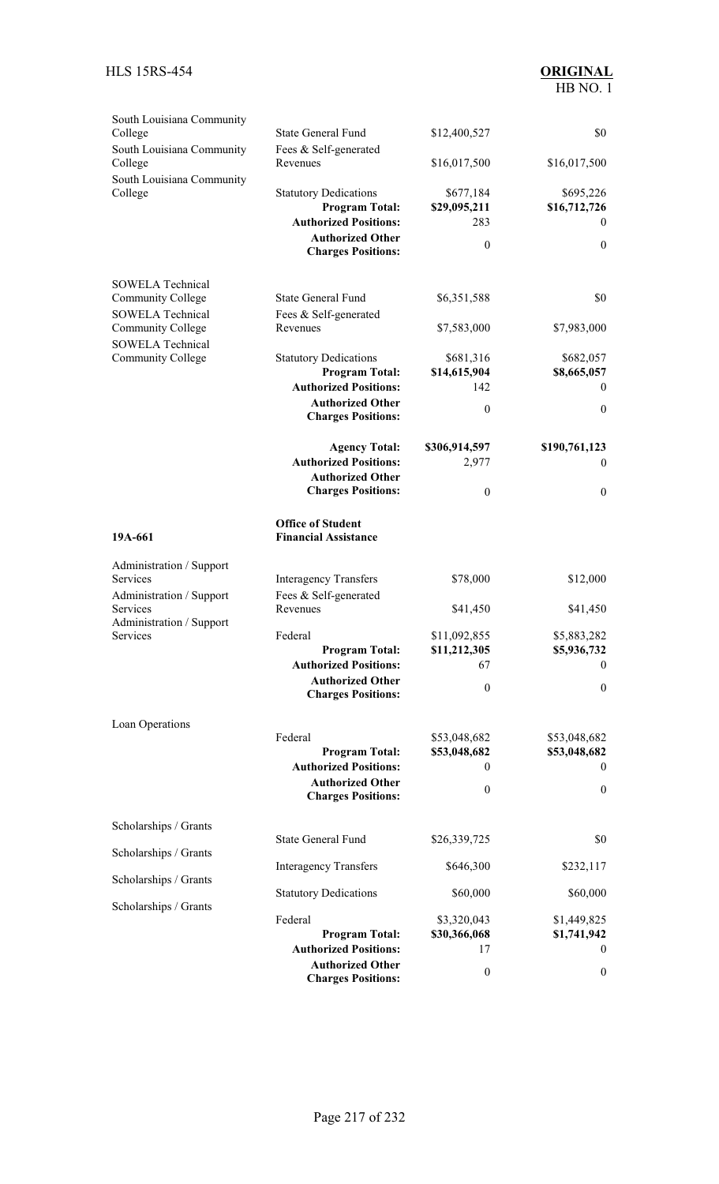| | | | |
|---|---|---|---|
| South Louisiana Community College | State General Fund | $12,400,527 | $0 |
| South Louisiana Community College | Fees & Self-generated Revenues | $16,017,500 | $16,017,500 |
| South Louisiana Community College | Statutory Dedications | $677,184 | $695,226 |
| | **Program Total:** | **$29,095,211** | **$16,712,726** |
| | **Authorized Positions:** | 283 | 0 |
| | **Authorized Other Charges Positions:** | 0 | 0 |
| SOWELA Technical Community College | State General Fund | $6,351,588 | $0 |
| SOWELA Technical Community College | Fees & Self-generated Revenues | $7,583,000 | $7,983,000 |
| SOWELA Technical Community College | Statutory Dedications | $681,316 | $682,057 |
| | **Program Total:** | **$14,615,904** | **$8,665,057** |
| | **Authorized Positions:** | 142 | 0 |
| | **Authorized Other Charges Positions:** | 0 | 0 |
| | **Agency Total:** | **$306,914,597** | **$190,761,123** |
| | **Authorized Positions:** | 2,977 | 0 |
| | **Authorized Other Charges Positions:** | 0 | 0 |

**19A-661** **Office of Student Financial Assistance**

| | | | |
|---|---|---|---|
| Administration / Support Services | Interagency Transfers | $78,000 | $12,000 |
| Administration / Support Services | Fees & Self-generated Revenues | $41,450 | $41,450 |
| Administration / Support Services | Federal | $11,092,855 | $5,883,282 |
| | **Program Total:** | **$11,212,305** | **$5,936,732** |
| | **Authorized Positions:** | 67 | 0 |
| | **Authorized Other Charges Positions:** | 0 | 0 |
| Loan Operations | Federal | $53,048,682 | $53,048,682 |
| | **Program Total:** | **$53,048,682** | **$53,048,682** |
| | **Authorized Positions:** | 0 | 0 |
| | **Authorized Other Charges Positions:** | 0 | 0 |
| Scholarships / Grants | State General Fund | $26,339,725 | $0 |
| Scholarships / Grants | Interagency Transfers | $646,300 | $232,117 |
| Scholarships / Grants | Statutory Dedications | $60,000 | $60,000 |
| Scholarships / Grants | Federal | $3,320,043 | $1,449,825 |
| | **Program Total:** | **$30,366,068** | **$1,741,942** |
| | **Authorized Positions:** | 17 | 0 |
| | **Authorized Other Charges Positions:** | 0 | 0 |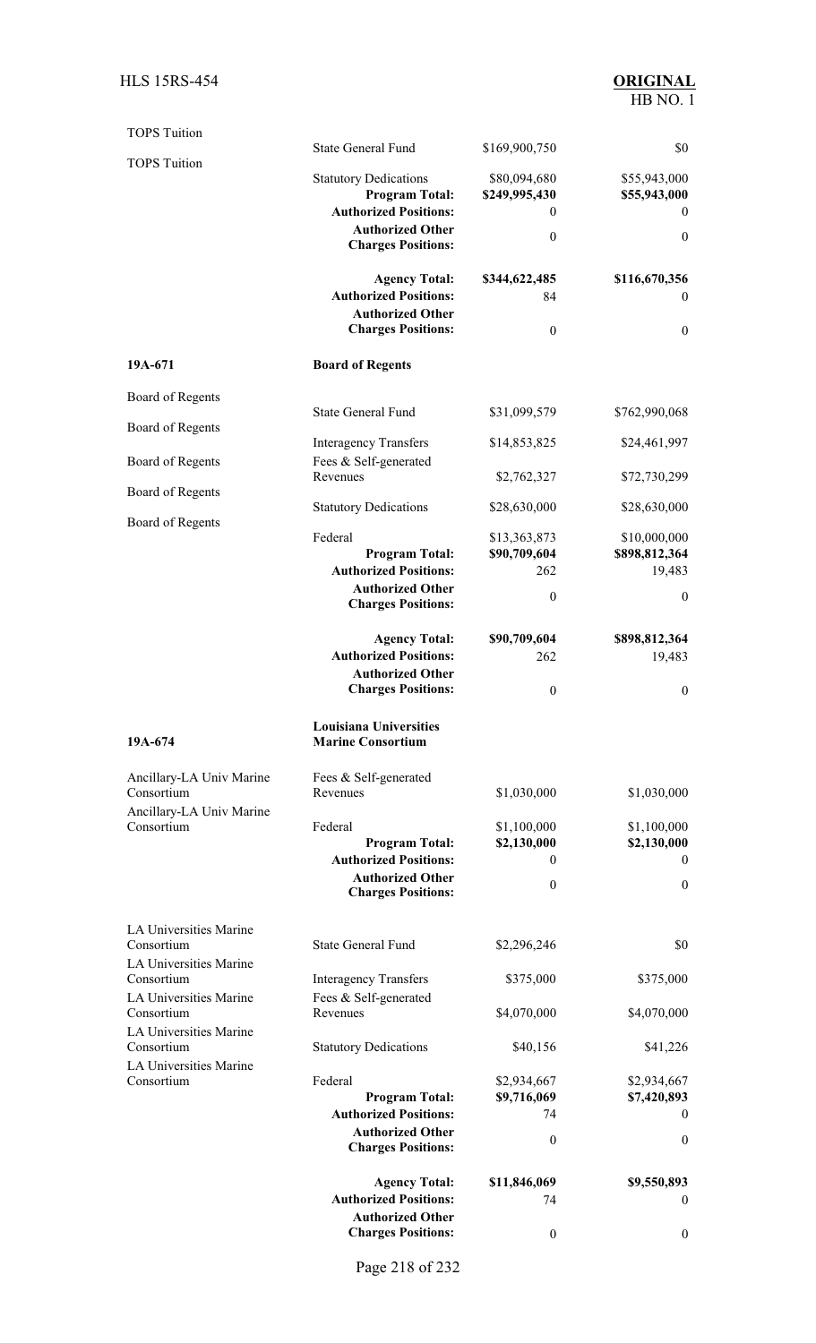| | | | |
|---|---|---|---|
| TOPS Tuition | State General Fund | $169,900,750 | $0 |
| TOPS Tuition | Statutory Dedications | $80,094,680 | $55,943,000 |
| | **Program Total:** | **$249,995,430** | **$55,943,000** |
| | **Authorized Positions:** | 0 | 0 |
| | **Authorized Other Charges Positions:** | 0 | 0 |
| | **Agency Total:** | **$344,622,485** | **$116,670,356** |
| | **Authorized Positions:** | 84 | 0 |
| | **Authorized Other Charges Positions:** | 0 | 0 |
| **19A-671** | **Board of Regents** | | |
| Board of Regents | State General Fund | $31,099,579 | $762,990,068 |
| Board of Regents | Interagency Transfers | $14,853,825 | $24,461,997 |
| Board of Regents | Fees & Self-generated Revenues | $2,762,327 | $72,730,299 |
| Board of Regents | Statutory Dedications | $28,630,000 | $28,630,000 |
| Board of Regents | Federal | $13,363,873 | $10,000,000 |
| | **Program Total:** | **$90,709,604** | **$898,812,364** |
| | **Authorized Positions:** | 262 | 19,483 |
| | **Authorized Other Charges Positions:** | 0 | 0 |
| | **Agency Total:** | **$90,709,604** | **$898,812,364** |
| | **Authorized Positions:** | 262 | 19,483 |
| | **Authorized Other Charges Positions:** | 0 | 0 |
| **19A-674** | **Louisiana Universities Marine Consortium** | | |
| Ancillary-LA Univ Marine Consortium | Fees & Self-generated Revenues | $1,030,000 | $1,030,000 |
| Ancillary-LA Univ Marine Consortium | Federal | $1,100,000 | $1,100,000 |
| | **Program Total:** | **$2,130,000** | **$2,130,000** |
| | **Authorized Positions:** | 0 | 0 |
| | **Authorized Other Charges Positions:** | 0 | 0 |
| LA Universities Marine Consortium | State General Fund | $2,296,246 | $0 |
| LA Universities Marine Consortium | Interagency Transfers | $375,000 | $375,000 |
| LA Universities Marine Consortium | Fees & Self-generated Revenues | $4,070,000 | $4,070,000 |
| LA Universities Marine Consortium | Statutory Dedications | $40,156 | $41,226 |
| LA Universities Marine Consortium | Federal | $2,934,667 | $2,934,667 |
| | **Program Total:** | **$9,716,069** | **$7,420,893** |
| | **Authorized Positions:** | 74 | 0 |
| | **Authorized Other Charges Positions:** | 0 | 0 |
| | **Agency Total:** | **$11,846,069** | **$9,550,893** |
| | **Authorized Positions:** | 74 | 0 |
| | **Authorized Other Charges Positions:** | 0 | 0 |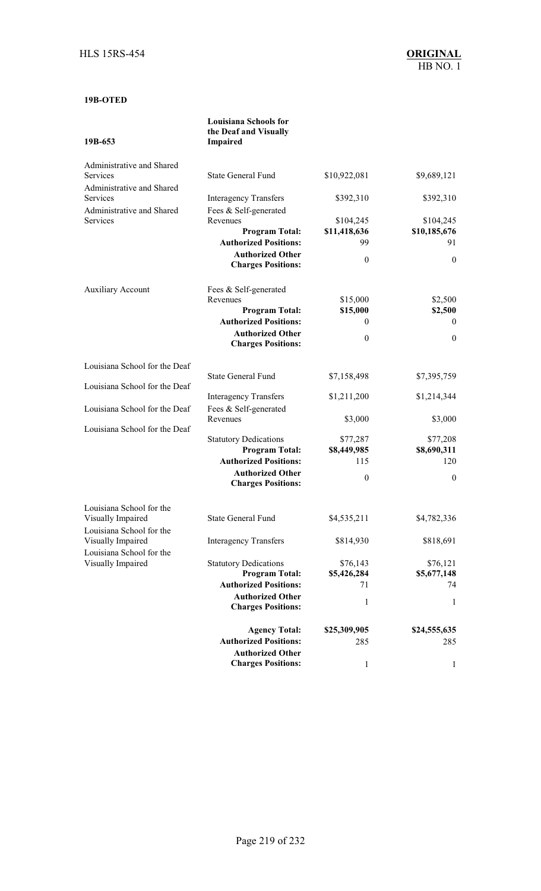**19B-OTED**

| 19B-653 | Louisiana Schools for the Deaf and Visually Impaired | | |
|---|---|---|---|
| Administrative and Shared Services | State General Fund | $10,922,081 | $9,689,121 |
| Administrative and Shared Services | Interagency Transfers | $392,310 | $392,310 |
| Administrative and Shared Services | Fees & Self-generated Revenues | $104,245 | $104,245 |
| | **Program Total:** | **$11,418,636** | **$10,185,676** |
| | **Authorized Positions:** | 99 | 91 |
| | **Authorized Other Charges Positions:** | 0 | 0 |
| Auxiliary Account | Fees & Self-generated Revenues | $15,000 | $2,500 |
| | **Program Total:** | **$15,000** | **$2,500** |
| | **Authorized Positions:** | 0 | 0 |
| | **Authorized Other Charges Positions:** | 0 | 0 |
| Louisiana School for the Deaf | State General Fund | $7,158,498 | $7,395,759 |
| Louisiana School for the Deaf | Interagency Transfers | $1,211,200 | $1,214,344 |
| Louisiana School for the Deaf | Fees & Self-generated Revenues | $3,000 | $3,000 |
| Louisiana School for the Deaf | Statutory Dedications | $77,287 | $77,208 |
| | **Program Total:** | **$8,449,985** | **$8,690,311** |
| | **Authorized Positions:** | 115 | 120 |
| | **Authorized Other Charges Positions:** | 0 | 0 |
| Louisiana School for the Visually Impaired | State General Fund | $4,535,211 | $4,782,336 |
| Louisiana School for the Visually Impaired | Interagency Transfers | $814,930 | $818,691 |
| Louisiana School for the Visually Impaired | Statutory Dedications | $76,143 | $76,121 |
| | **Program Total:** | **$5,426,284** | **$5,677,148** |
| | **Authorized Positions:** | 71 | 74 |
| | **Authorized Other Charges Positions:** | 1 | 1 |
| | **Agency Total:** | **$25,309,905** | **$24,555,635** |
| | **Authorized Positions:** | 285 | 285 |
| | **Authorized Other Charges Positions:** | 1 | 1 |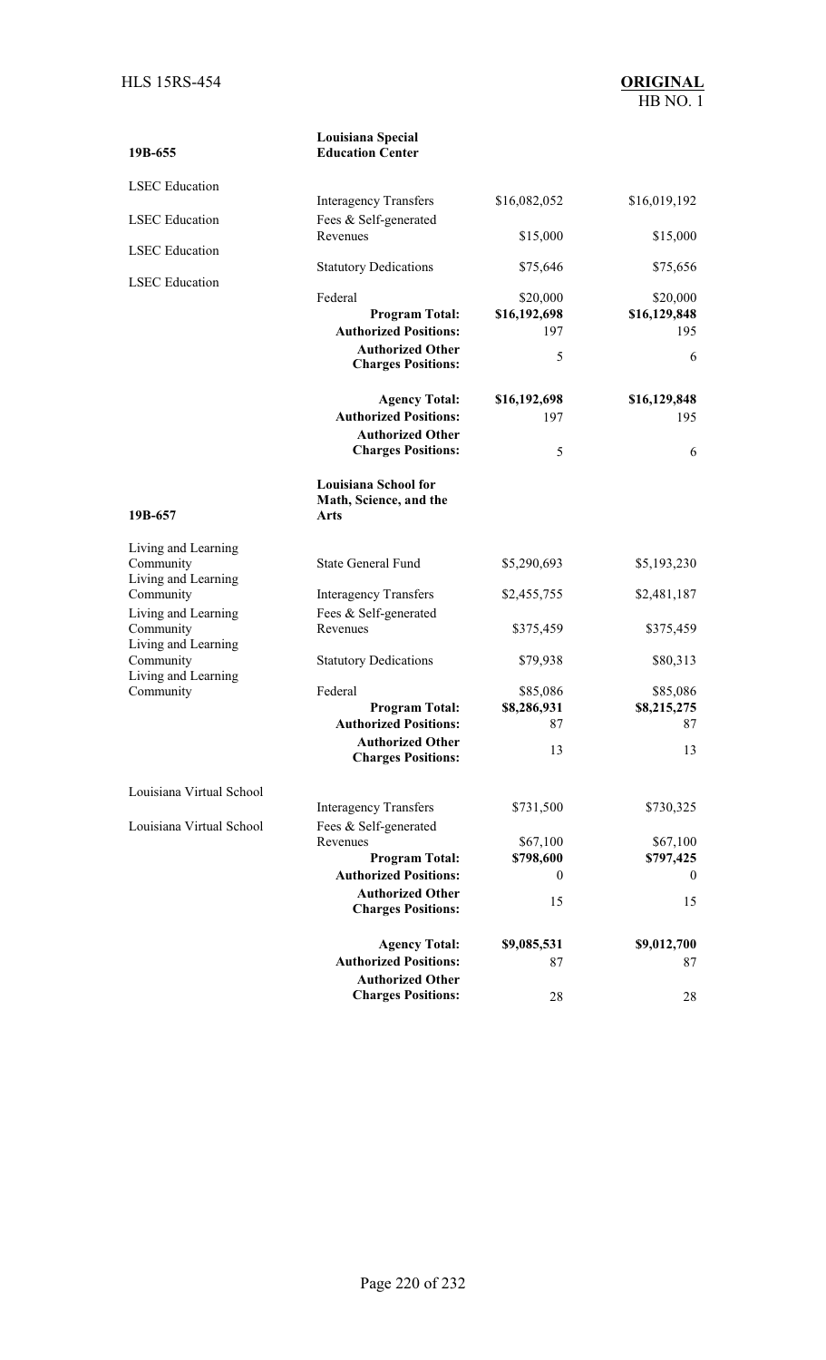| 19B-655 | Louisiana Special Education Center | | |
|---|---|---|---|
| LSEC Education | Interagency Transfers | $16,082,052 | $16,019,192 |
| LSEC Education | Fees & Self-generated Revenues | $15,000 | $15,000 |
| LSEC Education | Statutory Dedications | $75,646 | $75,656 |
| LSEC Education | Federal | $20,000 | $20,000 |
| | **Program Total:** | **$16,192,698** | **$16,129,848** |
| | **Authorized Positions:** | 197 | 195 |
| | **Authorized Other Charges Positions:** | 5 | 6 |
| | **Agency Total:** | **$16,192,698** | **$16,129,848** |
| | **Authorized Positions:** | 197 | 195 |
| | **Authorized Other Charges Positions:** | 5 | 6 |

| 19B-657 | Louisiana School for Math, Science, and the Arts | | |
|---|---|---|---|
| Living and Learning Community | State General Fund | $5,290,693 | $5,193,230 |
| Living and Learning Community | Interagency Transfers | $2,455,755 | $2,481,187 |
| Living and Learning Community | Fees & Self-generated Revenues | $375,459 | $375,459 |
| Living and Learning Community | Statutory Dedications | $79,938 | $80,313 |
| Living and Learning Community | Federal | $85,086 | $85,086 |
| | **Program Total:** | **$8,286,931** | **$8,215,275** |
| | **Authorized Positions:** | 87 | 87 |
| | **Authorized Other Charges Positions:** | 13 | 13 |
| Louisiana Virtual School | Interagency Transfers | $731,500 | $730,325 |
| Louisiana Virtual School | Fees & Self-generated Revenues | $67,100 | $67,100 |
| | **Program Total:** | **$798,600** | **$797,425** |
| | **Authorized Positions:** | 0 | 0 |
| | **Authorized Other Charges Positions:** | 15 | 15 |
| | **Agency Total:** | **$9,085,531** | **$9,012,700** |
| | **Authorized Positions:** | 87 | 87 |
| | **Authorized Other Charges Positions:** | 28 | 28 |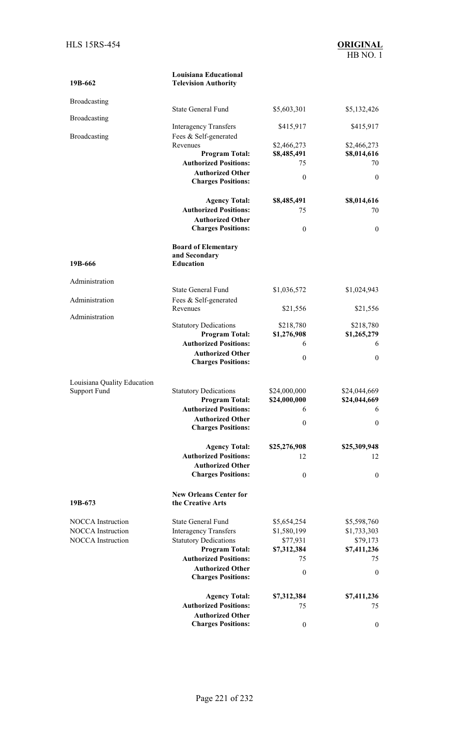| | | | |
|---|---|---|---|
| **19B-662** | **Louisiana Educational Television Authority** | | |
| Broadcasting | State General Fund | $5,603,301 | $5,132,426 |
| Broadcasting | Interagency Transfers | $415,917 | $415,917 |
| Broadcasting | Fees & Self-generated Revenues | $2,466,273 | $2,466,273 |
| | **Program Total:** | **$8,485,491** | **$8,014,616** |
| | **Authorized Positions:** | 75 | 70 |
| | **Authorized Other Charges Positions:** | 0 | 0 |
| | **Agency Total:** | **$8,485,491** | **$8,014,616** |
| | **Authorized Positions:** | 75 | 70 |
| | **Authorized Other Charges Positions:** | 0 | 0 |
| **19B-666** | **Board of Elementary and Secondary Education** | | |
| Administration | State General Fund | $1,036,572 | $1,024,943 |
| Administration | Fees & Self-generated Revenues | $21,556 | $21,556 |
| Administration | Statutory Dedications | $218,780 | $218,780 |
| | **Program Total:** | **$1,276,908** | **$1,265,279** |
| | **Authorized Positions:** | 6 | 6 |
| | **Authorized Other Charges Positions:** | 0 | 0 |
| Louisiana Quality Education Support Fund | Statutory Dedications | $24,000,000 | $24,044,669 |
| | **Program Total:** | **$24,000,000** | **$24,044,669** |
| | **Authorized Positions:** | 6 | 6 |
| | **Authorized Other Charges Positions:** | 0 | 0 |
| | **Agency Total:** | **$25,276,908** | **$25,309,948** |
| | **Authorized Positions:** | 12 | 12 |
| | **Authorized Other Charges Positions:** | 0 | 0 |
| **19B-673** | **New Orleans Center for the Creative Arts** | | |
| NOCCA Instruction | State General Fund | $5,654,254 | $5,598,760 |
| NOCCA Instruction | Interagency Transfers | $1,580,199 | $1,733,303 |
| NOCCA Instruction | Statutory Dedications | $77,931 | $79,173 |
| | **Program Total:** | **$7,312,384** | **$7,411,236** |
| | **Authorized Positions:** | 75 | 75 |
| | **Authorized Other Charges Positions:** | 0 | 0 |
| | **Agency Total:** | **$7,312,384** | **$7,411,236** |
| | **Authorized Positions:** | 75 | 75 |
| | **Authorized Other Charges Positions:** | 0 | 0 |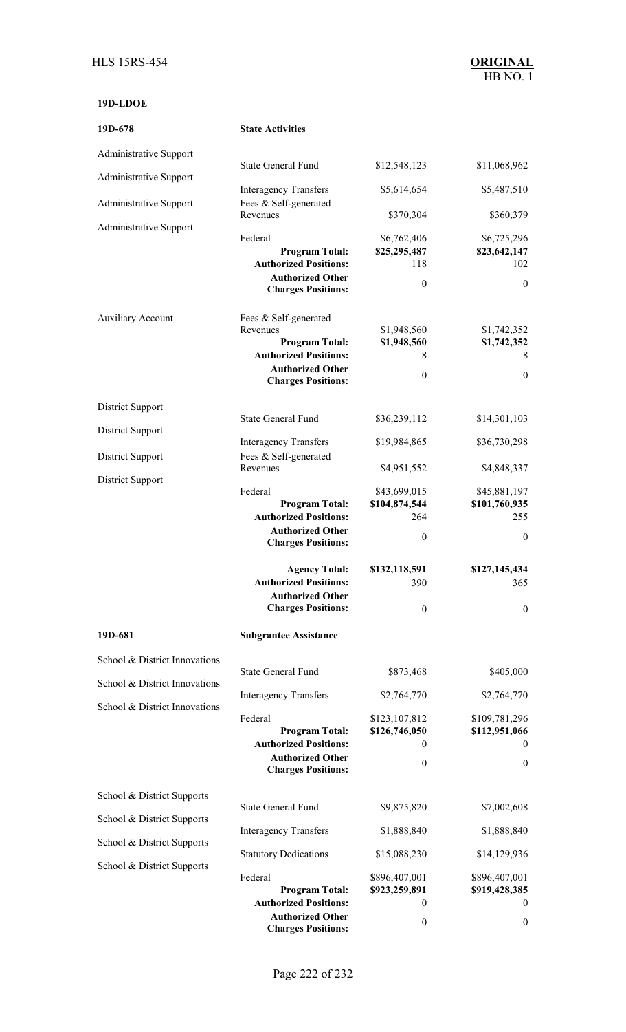**19D-LDOE**

| | | | |
|---|---|---|---|
| **19D-678** | **State Activities** | | |
| Administrative Support | State General Fund | $12,548,123 | $11,068,962 |
| Administrative Support | Interagency Transfers | $5,614,654 | $5,487,510 |
| Administrative Support | Fees & Self-generated Revenues | $370,304 | $360,379 |
| Administrative Support | Federal | $6,762,406 | $6,725,296 |
| | **Program Total:** | **$25,295,487** | **$23,642,147** |
| | **Authorized Positions:** | 118 | 102 |
| | **Authorized Other Charges Positions:** | 0 | 0 |
| Auxiliary Account | Fees & Self-generated Revenues | $1,948,560 | $1,742,352 |
| | **Program Total:** | **$1,948,560** | **$1,742,352** |
| | **Authorized Positions:** | 8 | 8 |
| | **Authorized Other Charges Positions:** | 0 | 0 |
| District Support | State General Fund | $36,239,112 | $14,301,103 |
| District Support | Interagency Transfers | $19,984,865 | $36,730,298 |
| District Support | Fees & Self-generated Revenues | $4,951,552 | $4,848,337 |
| District Support | Federal | $43,699,015 | $45,881,197 |
| | **Program Total:** | **$104,874,544** | **$101,760,935** |
| | **Authorized Positions:** | 264 | 255 |
| | **Authorized Other Charges Positions:** | 0 | 0 |
| | **Agency Total:** | **$132,118,591** | **$127,145,434** |
| | **Authorized Positions:** | 390 | 365 |
| | **Authorized Other Charges Positions:** | 0 | 0 |
| **19D-681** | **Subgrantee Assistance** | | |
| School & District Innovations | State General Fund | $873,468 | $405,000 |
| School & District Innovations | Interagency Transfers | $2,764,770 | $2,764,770 |
| School & District Innovations | Federal | $123,107,812 | $109,781,296 |
| | **Program Total:** | **$126,746,050** | **$112,951,066** |
| | **Authorized Positions:** | 0 | 0 |
| | **Authorized Other Charges Positions:** | 0 | 0 |
| School & District Supports | State General Fund | $9,875,820 | $7,002,608 |
| School & District Supports | Interagency Transfers | $1,888,840 | $1,888,840 |
| School & District Supports | Statutory Dedications | $15,088,230 | $14,129,936 |
| School & District Supports | Federal | $896,407,001 | $896,407,001 |
| | **Program Total:** | **$923,259,891** | **$919,428,385** |
| | **Authorized Positions:** | 0 | 0 |
| | **Authorized Other Charges Positions:** | 0 | 0 |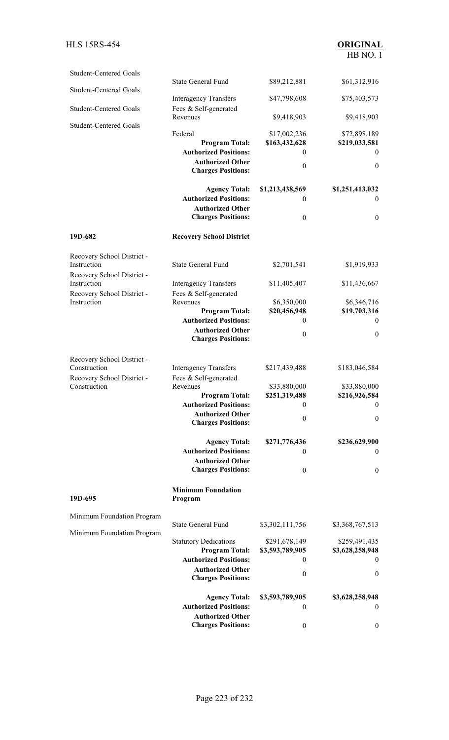| | | | |
|---|---|---|---|
| Student-Centered Goals | State General Fund | \$89,212,881 | \$61,312,916 |
| Student-Centered Goals | Interagency Transfers | \$47,798,608 | \$75,403,573 |
| Student-Centered Goals | Fees & Self-generated Revenues | \$9,418,903 | \$9,418,903 |
| Student-Centered Goals | Federal | \$17,002,236 | \$72,898,189 |
| | **Program Total:** | **\$163,432,628** | **\$219,033,581** |
| | **Authorized Positions:** | 0 | 0 |
| | **Authorized Other Charges Positions:** | 0 | 0 |
| | **Agency Total:** | **\$1,213,438,569** | **\$1,251,413,032** |
| | **Authorized Positions:** | 0 | 0 |
| | **Authorized Other Charges Positions:** | 0 | 0 |
| **19D-682** | **Recovery School District** | | |
| Recovery School District - Instruction | State General Fund | \$2,701,541 | \$1,919,933 |
| Recovery School District - Instruction | Interagency Transfers | \$11,405,407 | \$11,436,667 |
| Recovery School District - Instruction | Fees & Self-generated Revenues | \$6,350,000 | \$6,346,716 |
| | **Program Total:** | **\$20,456,948** | **\$19,703,316** |
| | **Authorized Positions:** | 0 | 0 |
| | **Authorized Other Charges Positions:** | 0 | 0 |
| Recovery School District - Construction | Interagency Transfers | \$217,439,488 | \$183,046,584 |
| Recovery School District - Construction | Fees & Self-generated Revenues | \$33,880,000 | \$33,880,000 |
| | **Program Total:** | **\$251,319,488** | **\$216,926,584** |
| | **Authorized Positions:** | 0 | 0 |
| | **Authorized Other Charges Positions:** | 0 | 0 |
| | **Agency Total:** | **\$271,776,436** | **\$236,629,900** |
| | **Authorized Positions:** | 0 | 0 |
| | **Authorized Other Charges Positions:** | 0 | 0 |
| **19D-695** | **Minimum Foundation Program** | | |
| Minimum Foundation Program | State General Fund | \$3,302,111,756 | \$3,368,767,513 |
| Minimum Foundation Program | Statutory Dedications | \$291,678,149 | \$259,491,435 |
| | **Program Total:** | **\$3,593,789,905** | **\$3,628,258,948** |
| | **Authorized Positions:** | 0 | 0 |
| | **Authorized Other Charges Positions:** | 0 | 0 |
| | **Agency Total:** | **\$3,593,789,905** | **\$3,628,258,948** |
| | **Authorized Positions:** | 0 | 0 |
| | **Authorized Other Charges Positions:** | 0 | 0 |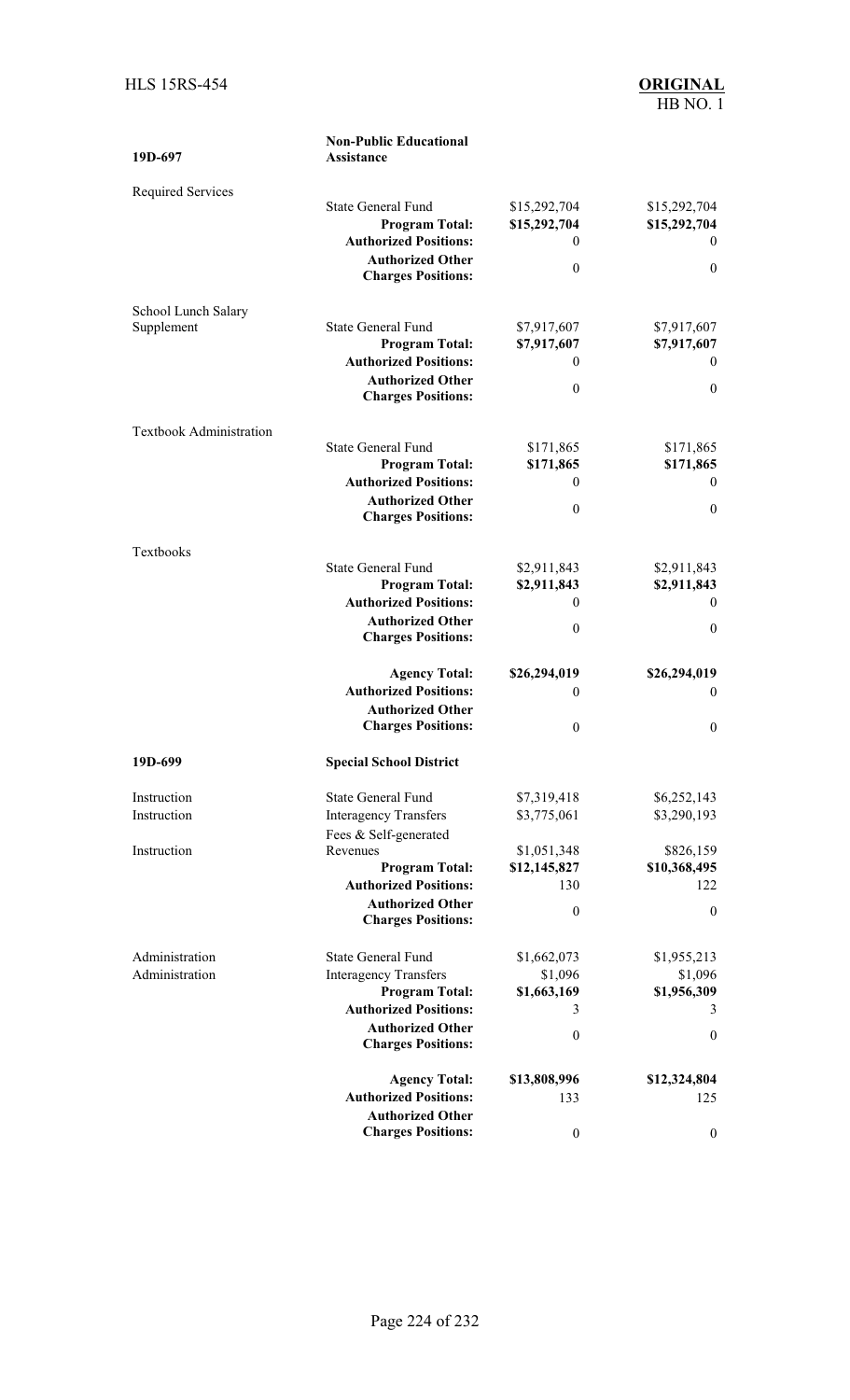| 19D-697 | Non-Public Educational Assistance | | |
|---|---|---|---|
| Required Services | State General Fund | $15,292,704 | $15,292,704 |
| | **Program Total:** | **$15,292,704** | **$15,292,704** |
| | **Authorized Positions:** | 0 | 0 |
| | **Authorized Other Charges Positions:** | 0 | 0 |
| School Lunch Salary Supplement | State General Fund | $7,917,607 | $7,917,607 |
| | **Program Total:** | **$7,917,607** | **$7,917,607** |
| | **Authorized Positions:** | 0 | 0 |
| | **Authorized Other Charges Positions:** | 0 | 0 |
| Textbook Administration | State General Fund | $171,865 | $171,865 |
| | **Program Total:** | **$171,865** | **$171,865** |
| | **Authorized Positions:** | 0 | 0 |
| | **Authorized Other Charges Positions:** | 0 | 0 |
| Textbooks | State General Fund | $2,911,843 | $2,911,843 |
| | **Program Total:** | **$2,911,843** | **$2,911,843** |
| | **Authorized Positions:** | 0 | 0 |
| | **Authorized Other Charges Positions:** | 0 | 0 |
| | **Agency Total:** | **$26,294,019** | **$26,294,019** |
| | **Authorized Positions:** | 0 | 0 |
| | **Authorized Other Charges Positions:** | 0 | 0 |
| **19D-699** | **Special School District** | | |
| Instruction | State General Fund | $7,319,418 | $6,252,143 |
| Instruction | Interagency Transfers | $3,775,061 | $3,290,193 |
| Instruction | Fees & Self-generated Revenues | $1,051,348 | $826,159 |
| | **Program Total:** | **$12,145,827** | **$10,368,495** |
| | **Authorized Positions:** | 130 | 122 |
| | **Authorized Other Charges Positions:** | 0 | 0 |
| Administration | State General Fund | $1,662,073 | $1,955,213 |
| Administration | Interagency Transfers | $1,096 | $1,096 |
| | **Program Total:** | **$1,663,169** | **$1,956,309** |
| | **Authorized Positions:** | 3 | 3 |
| | **Authorized Other Charges Positions:** | 0 | 0 |
| | **Agency Total:** | **$13,808,996** | **$12,324,804** |
| | **Authorized Positions:** | 133 | 125 |
| | **Authorized Other Charges Positions:** | 0 | 0 |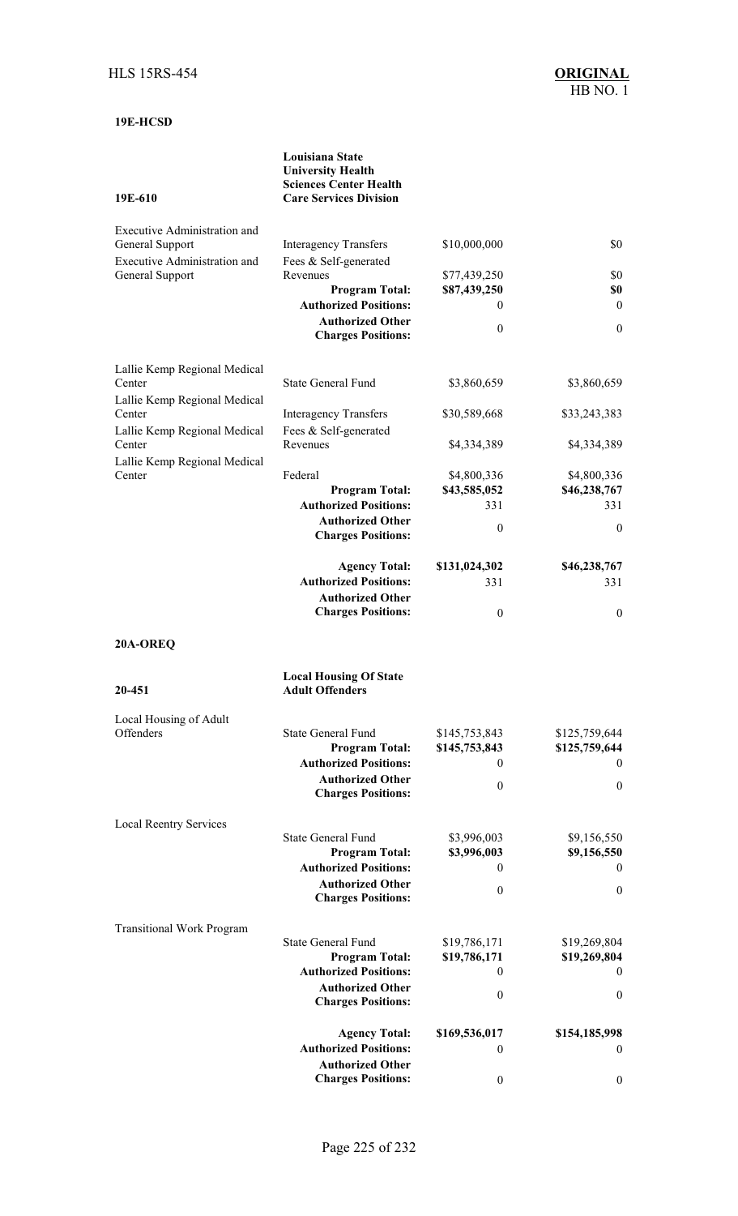**19E-HCSD**

| 19E-610 | Louisiana State University Health Sciences Center Health Care Services Division | | |
|---|---|---|---|
| Executive Administration and General Support | Interagency Transfers | $10,000,000 | $0 |
| Executive Administration and General Support | Fees & Self-generated Revenues | $77,439,250 | $0 |
| | **Program Total:** | **$87,439,250** | **$0** |
| | **Authorized Positions:** | 0 | 0 |
| | **Authorized Other Charges Positions:** | 0 | 0 |
| Lallie Kemp Regional Medical Center | State General Fund | $3,860,659 | $3,860,659 |
| Lallie Kemp Regional Medical Center | Interagency Transfers | $30,589,668 | $33,243,383 |
| Lallie Kemp Regional Medical Center | Fees & Self-generated Revenues | $4,334,389 | $4,334,389 |
| Lallie Kemp Regional Medical Center | Federal | $4,800,336 | $4,800,336 |
| | **Program Total:** | **$43,585,052** | **$46,238,767** |
| | **Authorized Positions:** | 331 | 331 |
| | **Authorized Other Charges Positions:** | 0 | 0 |
| | **Agency Total:** | **$131,024,302** | **$46,238,767** |
| | **Authorized Positions:** | 331 | 331 |
| | **Authorized Other Charges Positions:** | 0 | 0 |

**20A-OREQ**

| 20-451 | Local Housing Of State Adult Offenders | | |
|---|---|---|---|
| Local Housing of Adult Offenders | State General Fund | $145,753,843 | $125,759,644 |
| | **Program Total:** | **$145,753,843** | **$125,759,644** |
| | **Authorized Positions:** | 0 | 0 |
| | **Authorized Other Charges Positions:** | 0 | 0 |
| Local Reentry Services | State General Fund | $3,996,003 | $9,156,550 |
| | **Program Total:** | **$3,996,003** | **$9,156,550** |
| | **Authorized Positions:** | 0 | 0 |
| | **Authorized Other Charges Positions:** | 0 | 0 |
| Transitional Work Program | State General Fund | $19,786,171 | $19,269,804 |
| | **Program Total:** | **$19,786,171** | **$19,269,804** |
| | **Authorized Positions:** | 0 | 0 |
| | **Authorized Other Charges Positions:** | 0 | 0 |
| | **Agency Total:** | **$169,536,017** | **$154,185,998** |
| | **Authorized Positions:** | 0 | 0 |
| | **Authorized Other Charges Positions:** | 0 | 0 |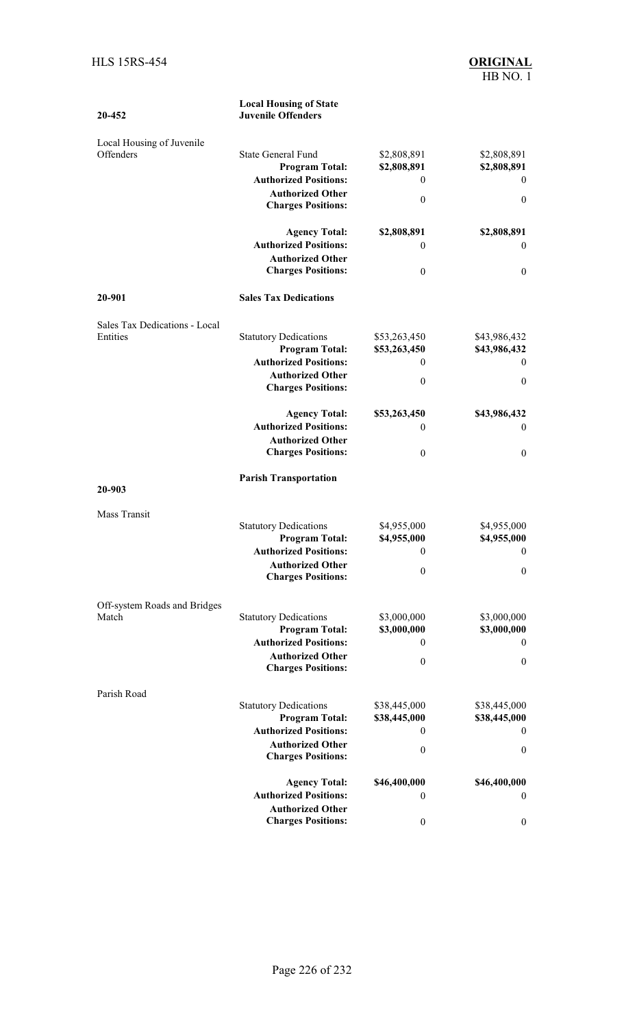| 20-452 | Local Housing of State Juvenile Offenders | | |
|---|---|---|---|
| Local Housing of Juvenile Offenders | State General Fund | $2,808,891 | $2,808,891 |
| | **Program Total:** | **$2,808,891** | **$2,808,891** |
| | **Authorized Positions:** | 0 | 0 |
| | **Authorized Other Charges Positions:** | 0 | 0 |
| | **Agency Total:** | **$2,808,891** | **$2,808,891** |
| | **Authorized Positions:** | 0 | 0 |
| | **Authorized Other Charges Positions:** | 0 | 0 |
| **20-901** | **Sales Tax Dedications** | | |
| Sales Tax Dedications - Local Entities | Statutory Dedications | $53,263,450 | $43,986,432 |
| | **Program Total:** | **$53,263,450** | **$43,986,432** |
| | **Authorized Positions:** | 0 | 0 |
| | **Authorized Other Charges Positions:** | 0 | 0 |
| | **Agency Total:** | **$53,263,450** | **$43,986,432** |
| | **Authorized Positions:** | 0 | 0 |
| | **Authorized Other Charges Positions:** | 0 | 0 |
| **20-903** | **Parish Transportation** | | |
| Mass Transit | Statutory Dedications | $4,955,000 | $4,955,000 |
| | **Program Total:** | **$4,955,000** | **$4,955,000** |
| | **Authorized Positions:** | 0 | 0 |
| | **Authorized Other Charges Positions:** | 0 | 0 |
| Off-system Roads and Bridges Match | Statutory Dedications | $3,000,000 | $3,000,000 |
| | **Program Total:** | **$3,000,000** | **$3,000,000** |
| | **Authorized Positions:** | 0 | 0 |
| | **Authorized Other Charges Positions:** | 0 | 0 |
| Parish Road | Statutory Dedications | $38,445,000 | $38,445,000 |
| | **Program Total:** | **$38,445,000** | **$38,445,000** |
| | **Authorized Positions:** | 0 | 0 |
| | **Authorized Other Charges Positions:** | 0 | 0 |
| | **Agency Total:** | **$46,400,000** | **$46,400,000** |
| | **Authorized Positions:** | 0 | 0 |
| | **Authorized Other Charges Positions:** | 0 | 0 |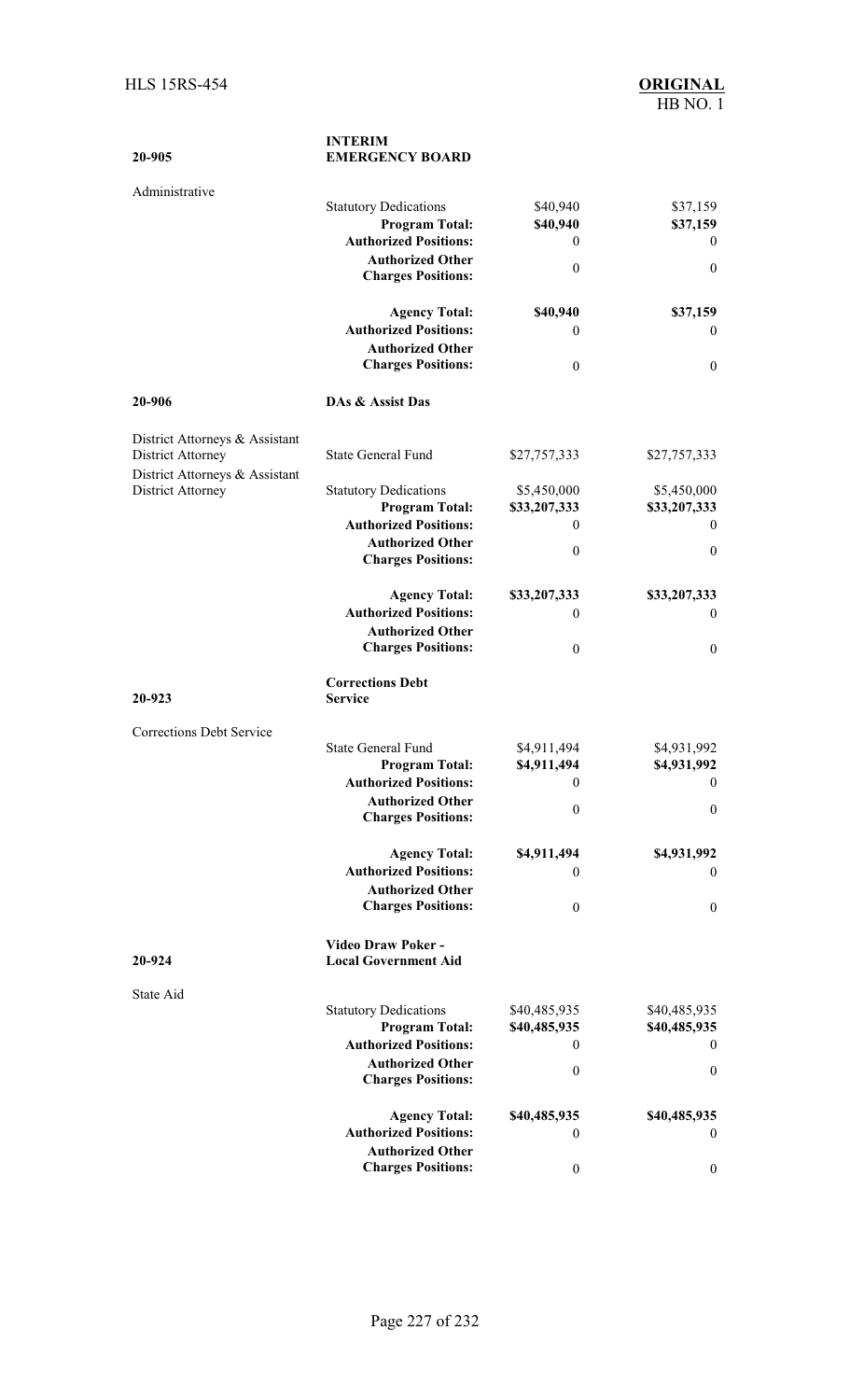| | | | |
|---|---|---|---|
| **20-905** | **INTERIM EMERGENCY BOARD** | | |
| Administrative | | | |
| | Statutory Dedications | $40,940 | $37,159 |
| | **Program Total:** | **$40,940** | **$37,159** |
| | **Authorized Positions:** | 0 | 0 |
| | **Authorized Other Charges Positions:** | 0 | 0 |
| | **Agency Total:** | **$40,940** | **$37,159** |
| | **Authorized Positions:** | 0 | 0 |
| | **Authorized Other Charges Positions:** | 0 | 0 |
| **20-906** | **DAs & Assist Das** | | |
| District Attorneys & Assistant District Attorney | State General Fund | $27,757,333 | $27,757,333 |
| District Attorneys & Assistant District Attorney | Statutory Dedications | $5,450,000 | $5,450,000 |
| | **Program Total:** | **$33,207,333** | **$33,207,333** |
| | **Authorized Positions:** | 0 | 0 |
| | **Authorized Other Charges Positions:** | 0 | 0 |
| | **Agency Total:** | **$33,207,333** | **$33,207,333** |
| | **Authorized Positions:** | 0 | 0 |
| | **Authorized Other Charges Positions:** | 0 | 0 |
| **20-923** | **Corrections Debt Service** | | |
| Corrections Debt Service | | | |
| | State General Fund | $4,911,494 | $4,931,992 |
| | **Program Total:** | **$4,911,494** | **$4,931,992** |
| | **Authorized Positions:** | 0 | 0 |
| | **Authorized Other Charges Positions:** | 0 | 0 |
| | **Agency Total:** | **$4,911,494** | **$4,931,992** |
| | **Authorized Positions:** | 0 | 0 |
| | **Authorized Other Charges Positions:** | 0 | 0 |
| **20-924** | **Video Draw Poker - Local Government Aid** | | |
| State Aid | | | |
| | Statutory Dedications | $40,485,935 | $40,485,935 |
| | **Program Total:** | **$40,485,935** | **$40,485,935** |
| | **Authorized Positions:** | 0 | 0 |
| | **Authorized Other Charges Positions:** | 0 | 0 |
| | **Agency Total:** | **$40,485,935** | **$40,485,935** |
| | **Authorized Positions:** | 0 | 0 |
| | **Authorized Other Charges Positions:** | 0 | 0 |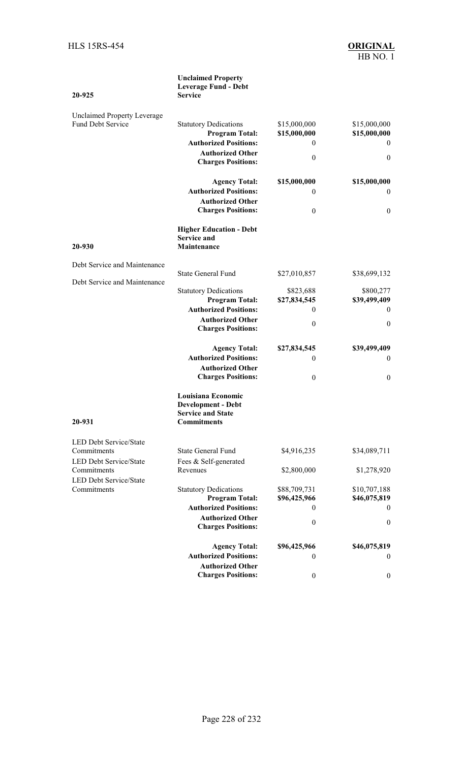| | | | |
|---|---|---|---|
| **20-925** | **Unclaimed Property Leverage Fund - Debt Service** | | |
| Unclaimed Property Leverage Fund Debt Service | Statutory Dedications | $15,000,000 | $15,000,000 |
| | **Program Total:** | **$15,000,000** | **$15,000,000** |
| | **Authorized Positions:** | 0 | 0 |
| | **Authorized Other Charges Positions:** | 0 | 0 |
| | **Agency Total:** | **$15,000,000** | **$15,000,000** |
| | **Authorized Positions:** | 0 | 0 |
| | **Authorized Other Charges Positions:** | 0 | 0 |
| **20-930** | **Higher Education - Debt Service and Maintenance** | | |
| Debt Service and Maintenance | State General Fund | $27,010,857 | $38,699,132 |
| Debt Service and Maintenance | Statutory Dedications | $823,688 | $800,277 |
| | **Program Total:** | **$27,834,545** | **$39,499,409** |
| | **Authorized Positions:** | 0 | 0 |
| | **Authorized Other Charges Positions:** | 0 | 0 |
| | **Agency Total:** | **$27,834,545** | **$39,499,409** |
| | **Authorized Positions:** | 0 | 0 |
| | **Authorized Other Charges Positions:** | 0 | 0 |
| **20-931** | **Louisiana Economic Development - Debt Service and State Commitments** | | |
| LED Debt Service/State Commitments | State General Fund | $4,916,235 | $34,089,711 |
| LED Debt Service/State Commitments | Fees & Self-generated Revenues | $2,800,000 | $1,278,920 |
| LED Debt Service/State Commitments | Statutory Dedications | $88,709,731 | $10,707,188 |
| | **Program Total:** | **$96,425,966** | **$46,075,819** |
| | **Authorized Positions:** | 0 | 0 |
| | **Authorized Other Charges Positions:** | 0 | 0 |
| | **Agency Total:** | **$96,425,966** | **$46,075,819** |
| | **Authorized Positions:** | 0 | 0 |
| | **Authorized Other Charges Positions:** | 0 | 0 |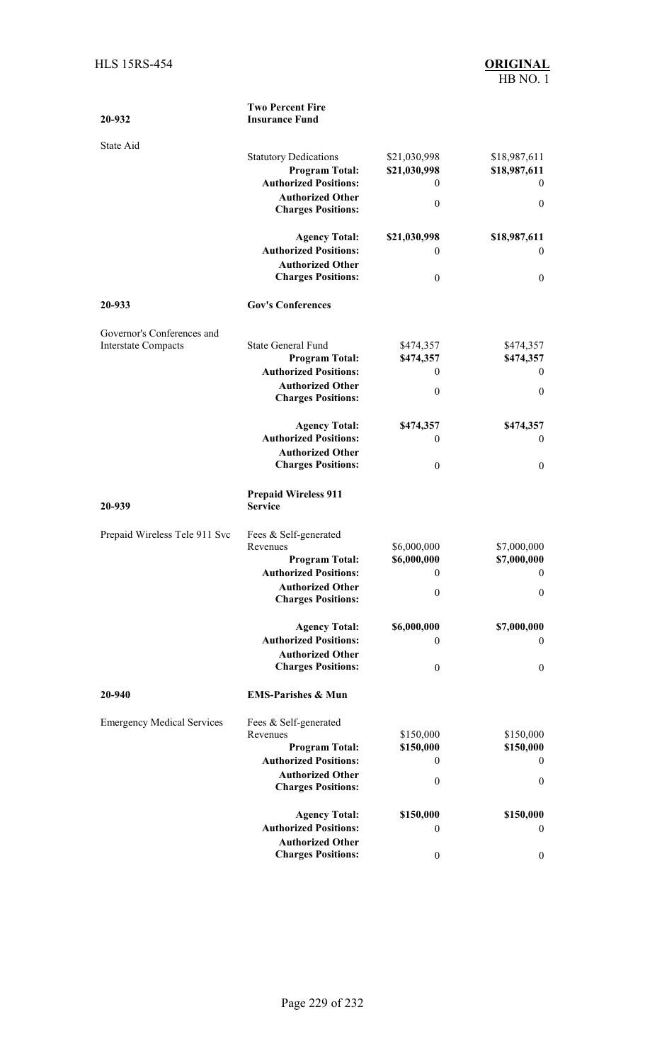| | | | |
|---|---|---|---|
| **20-932** | **Two Percent Fire Insurance Fund** | | |
| State Aid | Statutory Dedications | $21,030,998 | $18,987,611 |
| | **Program Total:** | **$21,030,998** | **$18,987,611** |
| | **Authorized Positions:** | 0 | 0 |
| | **Authorized Other Charges Positions:** | 0 | 0 |
| | **Agency Total:** | **$21,030,998** | **$18,987,611** |
| | **Authorized Positions:** | 0 | 0 |
| | **Authorized Other Charges Positions:** | 0 | 0 |
| **20-933** | **Gov's Conferences** | | |
| Governor's Conferences and Interstate Compacts | State General Fund | $474,357 | $474,357 |
| | **Program Total:** | **$474,357** | **$474,357** |
| | **Authorized Positions:** | 0 | 0 |
| | **Authorized Other Charges Positions:** | 0 | 0 |
| | **Agency Total:** | **$474,357** | **$474,357** |
| | **Authorized Positions:** | 0 | 0 |
| | **Authorized Other Charges Positions:** | 0 | 0 |
| **20-939** | **Prepaid Wireless 911 Service** | | |
| Prepaid Wireless Tele 911 Svc | Fees & Self-generated Revenues | $6,000,000 | $7,000,000 |
| | **Program Total:** | **$6,000,000** | **$7,000,000** |
| | **Authorized Positions:** | 0 | 0 |
| | **Authorized Other Charges Positions:** | 0 | 0 |
| | **Agency Total:** | **$6,000,000** | **$7,000,000** |
| | **Authorized Positions:** | 0 | 0 |
| | **Authorized Other Charges Positions:** | 0 | 0 |
| **20-940** | **EMS-Parishes & Mun** | | |
| Emergency Medical Services | Fees & Self-generated Revenues | $150,000 | $150,000 |
| | **Program Total:** | **$150,000** | **$150,000** |
| | **Authorized Positions:** | 0 | 0 |
| | **Authorized Other Charges Positions:** | 0 | 0 |
| | **Agency Total:** | **$150,000** | **$150,000** |
| | **Authorized Positions:** | 0 | 0 |
| | **Authorized Other Charges Positions:** | 0 | 0 |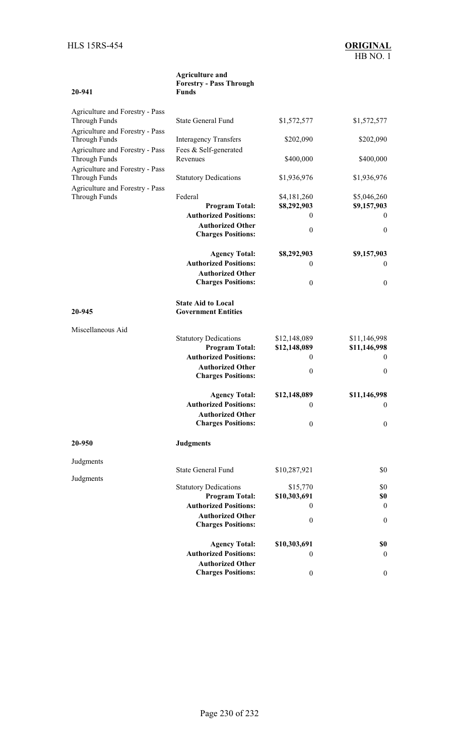| | | | |
|---|---|---|---|
| **20-941** | **Agriculture and Forestry - Pass Through Funds** | | |
| Agriculture and Forestry - Pass Through Funds | State General Fund | $1,572,577 | $1,572,577 |
| Agriculture and Forestry - Pass Through Funds | Interagency Transfers | $202,090 | $202,090 |
| Agriculture and Forestry - Pass Through Funds | Fees & Self-generated Revenues | $400,000 | $400,000 |
| Agriculture and Forestry - Pass Through Funds | Statutory Dedications | $1,936,976 | $1,936,976 |
| Agriculture and Forestry - Pass Through Funds | Federal | $4,181,260 | $5,046,260 |
| | **Program Total:** | **$8,292,903** | **$9,157,903** |
| | **Authorized Positions:** | 0 | 0 |
| | **Authorized Other Charges Positions:** | 0 | 0 |
| | **Agency Total:** | **$8,292,903** | **$9,157,903** |
| | **Authorized Positions:** | 0 | 0 |
| | **Authorized Other Charges Positions:** | 0 | 0 |
| **20-945** | **State Aid to Local Government Entities** | | |
| Miscellaneous Aid | | | |
| | Statutory Dedications | $12,148,089 | $11,146,998 |
| | **Program Total:** | **$12,148,089** | **$11,146,998** |
| | **Authorized Positions:** | 0 | 0 |
| | **Authorized Other Charges Positions:** | 0 | 0 |
| | **Agency Total:** | **$12,148,089** | **$11,146,998** |
| | **Authorized Positions:** | 0 | 0 |
| | **Authorized Other Charges Positions:** | 0 | 0 |
| **20-950** | **Judgments** | | |
| Judgments | State General Fund | $10,287,921 | $0 |
| Judgments | Statutory Dedications | $15,770 | $0 |
| | **Program Total:** | **$10,303,691** | **$0** |
| | **Authorized Positions:** | 0 | 0 |
| | **Authorized Other Charges Positions:** | 0 | 0 |
| | **Agency Total:** | **$10,303,691** | **$0** |
| | **Authorized Positions:** | 0 | 0 |
| | **Authorized Other Charges Positions:** | 0 | 0 |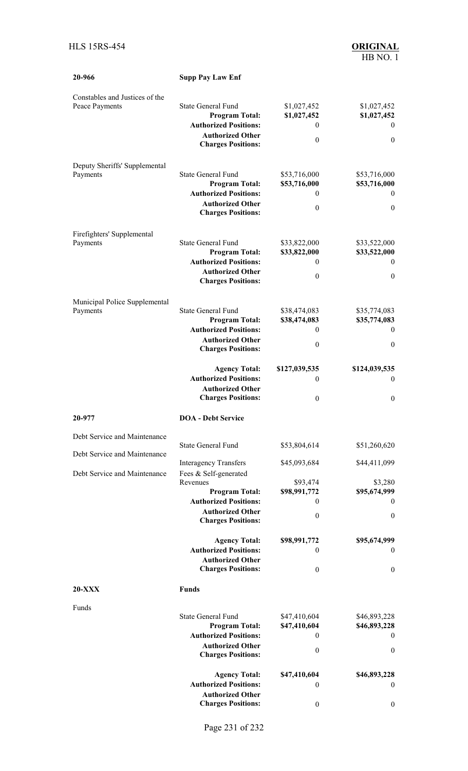| 20-966 | Supp Pay Law Enf | | |
|---|---|---|---|
| Constables and Justices of the Peace Payments | State General Fund | $1,027,452 | $1,027,452 |
| | **Program Total:** | **$1,027,452** | **$1,027,452** |
| | **Authorized Positions:** | 0 | 0 |
| | **Authorized Other Charges Positions:** | 0 | 0 |
| Deputy Sheriffs' Supplemental Payments | State General Fund | $53,716,000 | $53,716,000 |
| | **Program Total:** | **$53,716,000** | **$53,716,000** |
| | **Authorized Positions:** | 0 | 0 |
| | **Authorized Other Charges Positions:** | 0 | 0 |
| Firefighters' Supplemental Payments | State General Fund | $33,822,000 | $33,522,000 |
| | **Program Total:** | **$33,822,000** | **$33,522,000** |
| | **Authorized Positions:** | 0 | 0 |
| | **Authorized Other Charges Positions:** | 0 | 0 |
| Municipal Police Supplemental Payments | State General Fund | $38,474,083 | $35,774,083 |
| | **Program Total:** | **$38,474,083** | **$35,774,083** |
| | **Authorized Positions:** | 0 | 0 |
| | **Authorized Other Charges Positions:** | 0 | 0 |
| | **Agency Total:** | **$127,039,535** | **$124,039,535** |
| | **Authorized Positions:** | 0 | 0 |
| | **Authorized Other Charges Positions:** | 0 | 0 |

| 20-977 | DOA - Debt Service | | |
|---|---|---|---|
| Debt Service and Maintenance | State General Fund | $53,804,614 | $51,260,620 |
| Debt Service and Maintenance | Interagency Transfers | $45,093,684 | $44,411,099 |
| Debt Service and Maintenance | Fees & Self-generated Revenues | $93,474 | $3,280 |
| | **Program Total:** | **$98,991,772** | **$95,674,999** |
| | **Authorized Positions:** | 0 | 0 |
| | **Authorized Other Charges Positions:** | 0 | 0 |
| | **Agency Total:** | **$98,991,772** | **$95,674,999** |
| | **Authorized Positions:** | 0 | 0 |
| | **Authorized Other Charges Positions:** | 0 | 0 |

| 20-XXX | Funds | | |
|---|---|---|---|
| Funds | State General Fund | $47,410,604 | $46,893,228 |
| | **Program Total:** | **$47,410,604** | **$46,893,228** |
| | **Authorized Positions:** | 0 | 0 |
| | **Authorized Other Charges Positions:** | 0 | 0 |
| | **Agency Total:** | **$47,410,604** | **$46,893,228** |
| | **Authorized Positions:** | 0 | 0 |
| | **Authorized Other Charges Positions:** | 0 | 0 |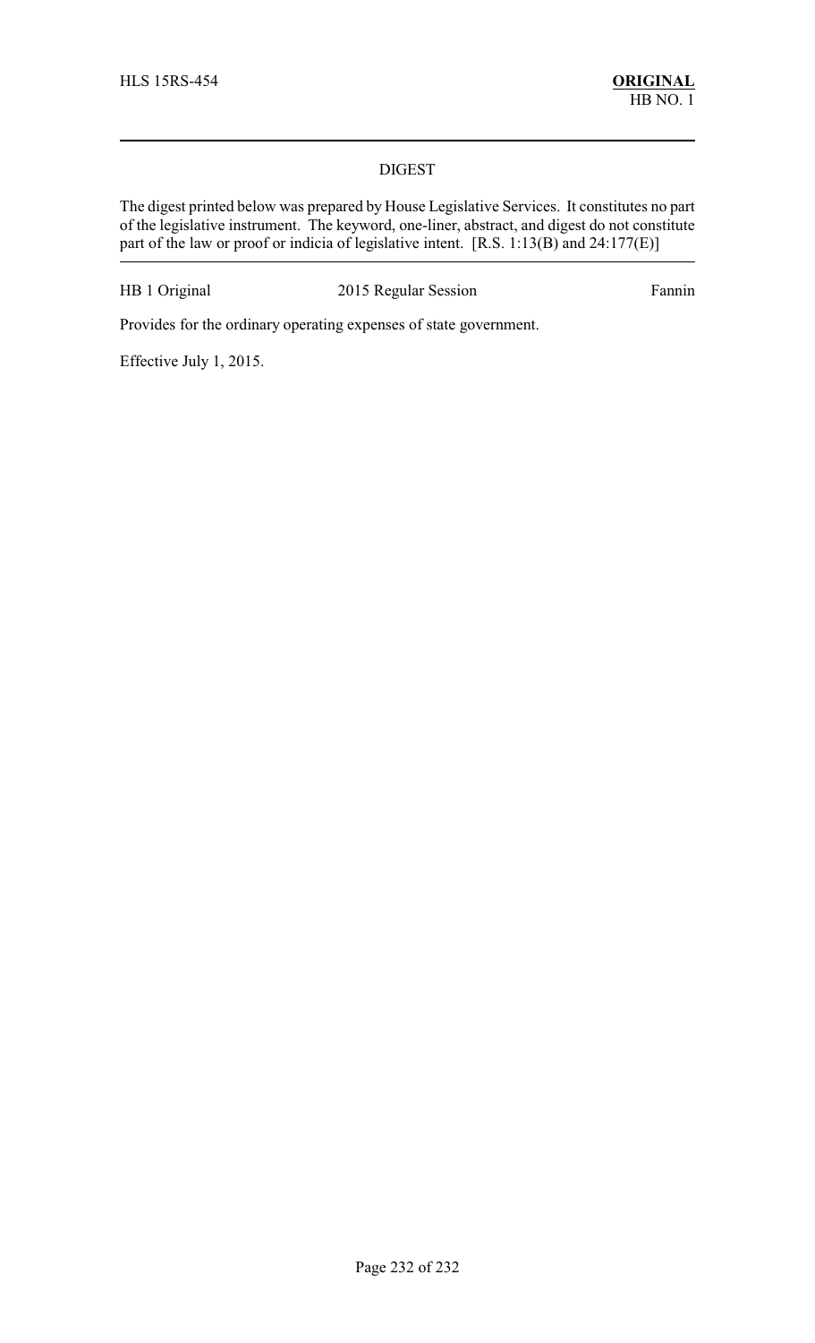## DIGEST

The digest printed below was prepared by House Legislative Services. It constitutes no part of the legislative instrument. The keyword, one-liner, abstract, and digest do not constitute part of the law or proof or indicia of legislative intent. [R.S. 1:13(B) and 24:177(E)]

HB 1 Original 2015 Regular Session Fannin

Provides for the ordinary operating expenses of state government.

Effective July 1, 2015.